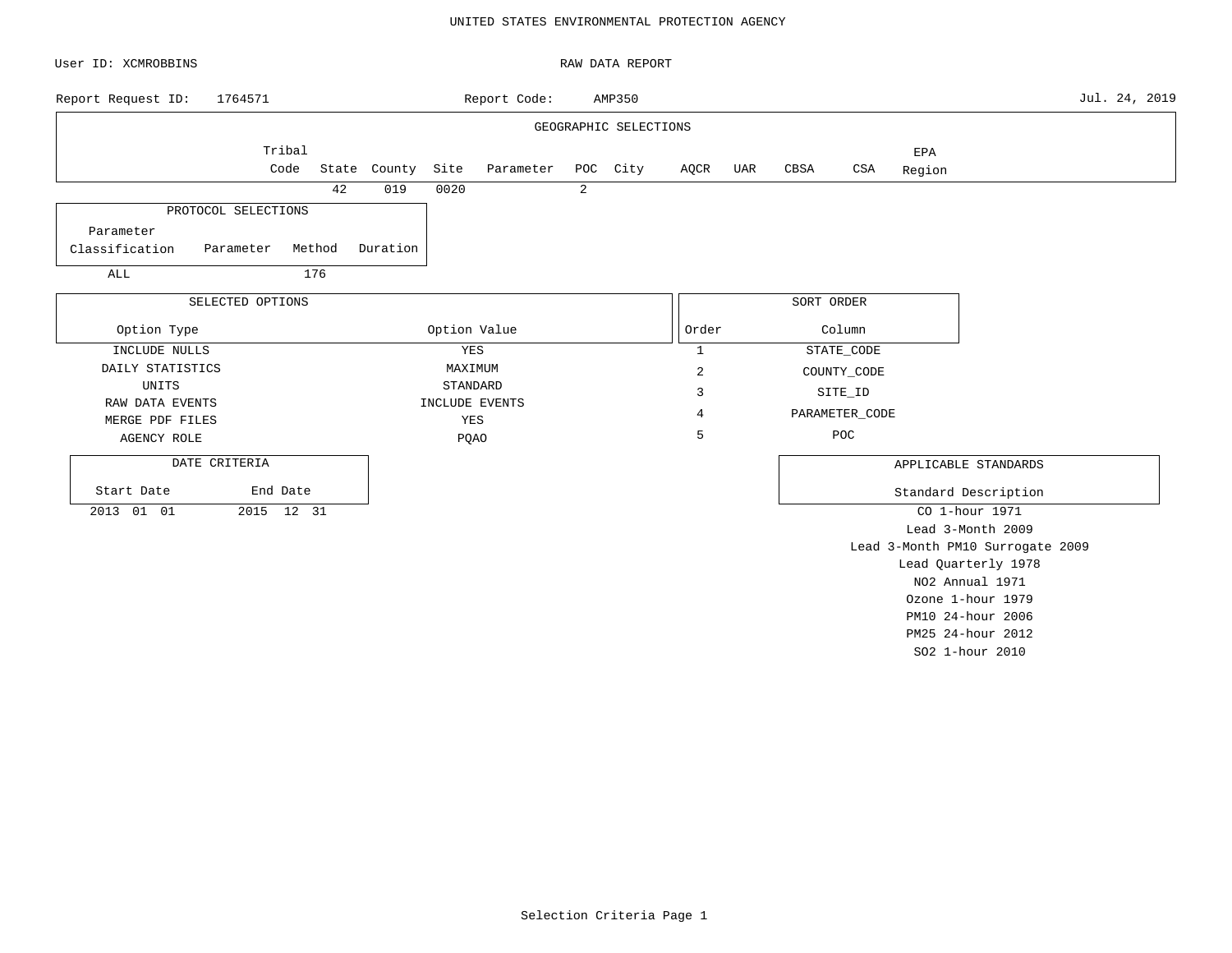# UNITED STATES ENVIRONMENTAL PROTECTION AGENCY

User ID: XCMROBBINS

## RAW DATA REPORT

Report Request ID: 1764571 | Report Code: AMP350 | Jul. 24, 2019

### GEOGRAPHIC SELECTIONS

| Tribal Code | State | County | Site | Parameter | POC | City | AQCR | UAR | CBSA | CSA | EPA Region |
|---|---|---|---|---|---|---|---|---|---|---|---|
| | 42 | 019 | 0020 | | 2 | | | | | | |

### PROTOCOL SELECTIONS

| Parameter Classification | Parameter | Method | Duration |
|---|---|---|---|
| ALL | | 176 | |

### SELECTED OPTIONS

| Option Type | Option Value |
|---|---|
| INCLUDE NULLS | YES |
| DAILY STATISTICS | MAXIMUM |
| UNITS | STANDARD |
| RAW DATA EVENTS | INCLUDE EVENTS |
| MERGE PDF FILES | YES |
| AGENCY ROLE | PQAO |

### SORT ORDER

| Order | Column |
|---|---|
| 1 | STATE_CODE |
| 2 | COUNTY_CODE |
| 3 | SITE_ID |
| 4 | PARAMETER_CODE |
| 5 | POC |

### DATE CRITERIA

| Start Date | End Date |
|---|---|
| 2013 01 01 | 2015 12 31 |

### APPLICABLE STANDARDS

| Standard Description |
|---|
| CO 1-hour 1971 |
| Lead 3-Month 2009 |
| Lead 3-Month PM10 Surrogate 2009 |
| Lead Quarterly 1978 |
| NO2 Annual 1971 |
| Ozone 1-hour 1979 |
| PM10 24-hour 2006 |
| PM25 24-hour 2012 |
| SO2 1-hour 2010 |

Selection Criteria Page 1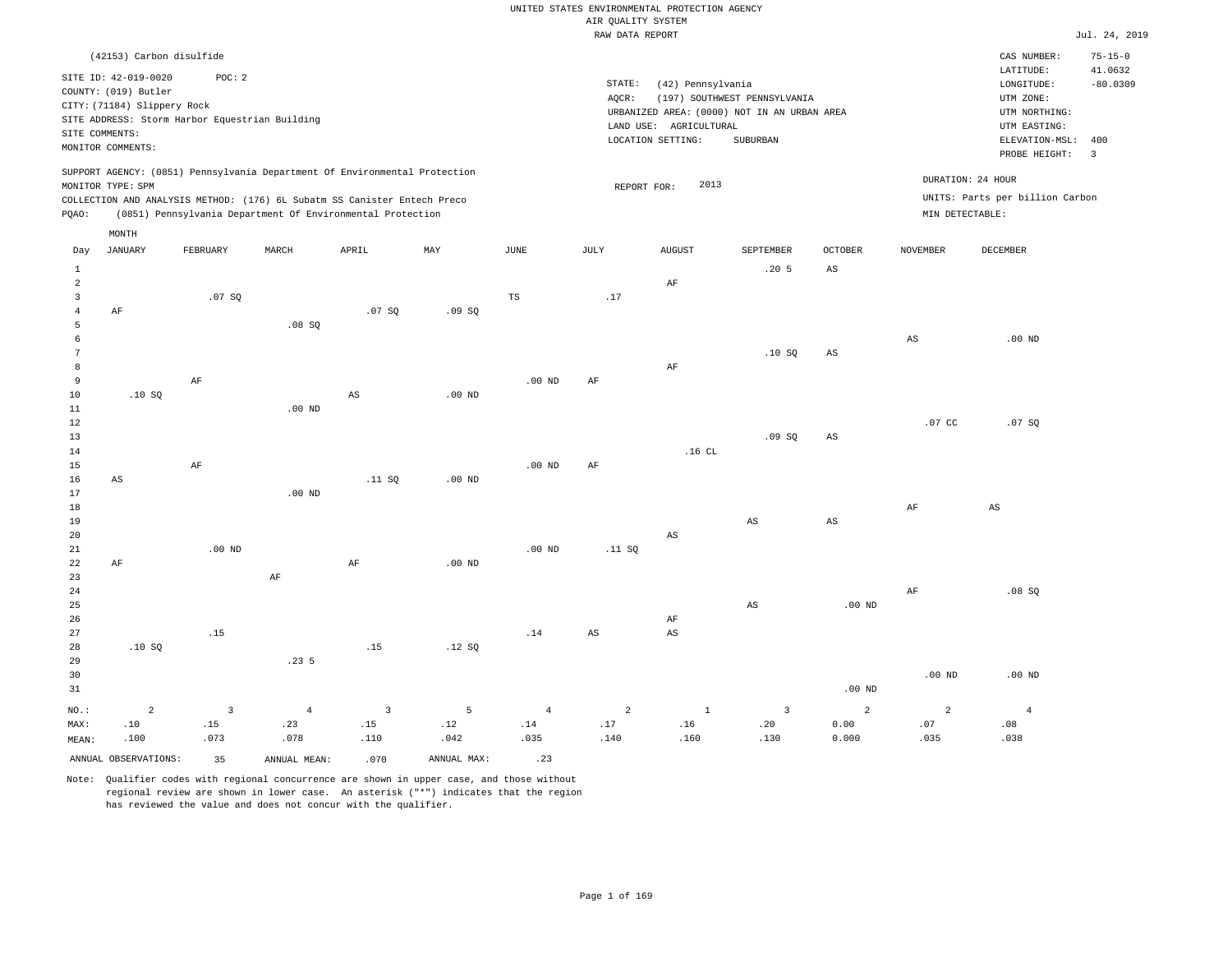UNITED STATES ENVIRONMENTAL PROTECTION AGENCY
AIR QUALITY SYSTEM
RAW DATA REPORT

Jul. 24, 2019

(42153) Carbon disulfide

SITE ID: 42-019-0020 POC: 2
COUNTY: (019) Butler
CITY: (71184) Slippery Rock
SITE ADDRESS: Storm Harbor Equestrian Building
SITE COMMENTS:
MONITOR COMMENTS:

STATE: (42) Pennsylvania
AQCR: (197) SOUTHWEST PENNSYLVANIA
URBANIZED AREA: (0000) NOT IN AN URBAN AREA
LAND USE: AGRICULTURAL
LOCATION SETTING: SUBURBAN

CAS NUMBER: 75-15-0
LATITUDE: 41.0632
LONGITUDE: -80.0309
UTM ZONE:
UTM NORTHING:
UTM EASTING:
ELEVATION-MSL: 400
PROBE HEIGHT: 3

SUPPORT AGENCY: (0851) Pennsylvania Department Of Environmental Protection
MONITOR TYPE: SPM
COLLECTION AND ANALYSIS METHOD: (176) 6L Subatm SS Canister Entech Preco
PQAO: (0851) Pennsylvania Department Of Environmental Protection

REPORT FOR: 2013

DURATION: 24 HOUR
UNITS: Parts per billion Carbon
MIN DETECTABLE:

| Day | JANUARY | FEBRUARY | MARCH | APRIL | MAY | JUNE | JULY | AUGUST | SEPTEMBER | OCTOBER | NOVEMBER | DECEMBER |
|---|---|---|---|---|---|---|---|---|---|---|---|---|
| 1 | | | | | | | | | .20 5 | AS | | |
| 2 | | | | | | | | AF | | | | |
| 3 | | .07 SQ | | | | TS | .17 | | | | | |
| 4 | AF | | | .07 SQ | .09 SQ | | | | | | | |
| 5 | | | .08 SQ | | | | | | | | | |
| 6 | | | | | | | | | | | AS | .00 ND |
| 7 | | | | | | | | | .10 SQ | AS | | |
| 8 | | | | | | | | AF | | | | |
| 9 | | AF | | | | .00 ND | AF | | | | | |
| 10 | .10 SQ | | | AS | .00 ND | | | | | | | |
| 11 | | | .00 ND | | | | | | | | | |
| 12 | | | | | | | | | | | .07 CC | .07 SQ |
| 13 | | | | | | | | | .09 SQ | AS | | |
| 14 | | | | | | | | .16 CL | | | | |
| 15 | | AF | | | | .00 ND | AF | | | | | |
| 16 | AS | | | .11 SQ | .00 ND | | | | | | | |
| 17 | | | .00 ND | | | | | | | | | |
| 18 | | | | | | | | | | | AF | AS |
| 19 | | | | | | | | | AS | AS | | |
| 20 | | | | | | | | AS | | | | |
| 21 | | .00 ND | | | | .00 ND | .11 SQ | | | | | |
| 22 | AF | | | AF | .00 ND | | | | | | | |
| 23 | | | AF | | | | | | | | | |
| 24 | | | | | | | | | | | AF | .08 SQ |
| 25 | | | | | | | | | AS | .00 ND | | |
| 26 | | | | | | | | AF | | | | |
| 27 | | .15 | | | | .14 | AS | AS | | | | |
| 28 | .10 SQ | | | .15 | .12 SQ | | | | | | | |
| 29 | | | .23 5 | | | | | | | | | |
| 30 | | | | | | | | | | | .00 ND | .00 ND |
| 31 | | | | | | | | | | .00 ND | | |
| NO.: | 2 | 3 | 4 | 3 | 5 | 4 | 2 | 1 | 3 | 2 | 2 | 4 |
| MAX: | .10 | .15 | .23 | .15 | .12 | .14 | .17 | .16 | .20 | 0.00 | .07 | .08 |
| MEAN: | .100 | .073 | .078 | .110 | .042 | .035 | .140 | .160 | .130 | 0.000 | .035 | .038 |

ANNUAL OBSERVATIONS: 35 ANNUAL MEAN: .070 ANNUAL MAX: .23

Note: Qualifier codes with regional concurrence are shown in upper case, and those without regional review are shown in lower case. An asterisk ("*") indicates that the region has reviewed the value and does not concur with the qualifier.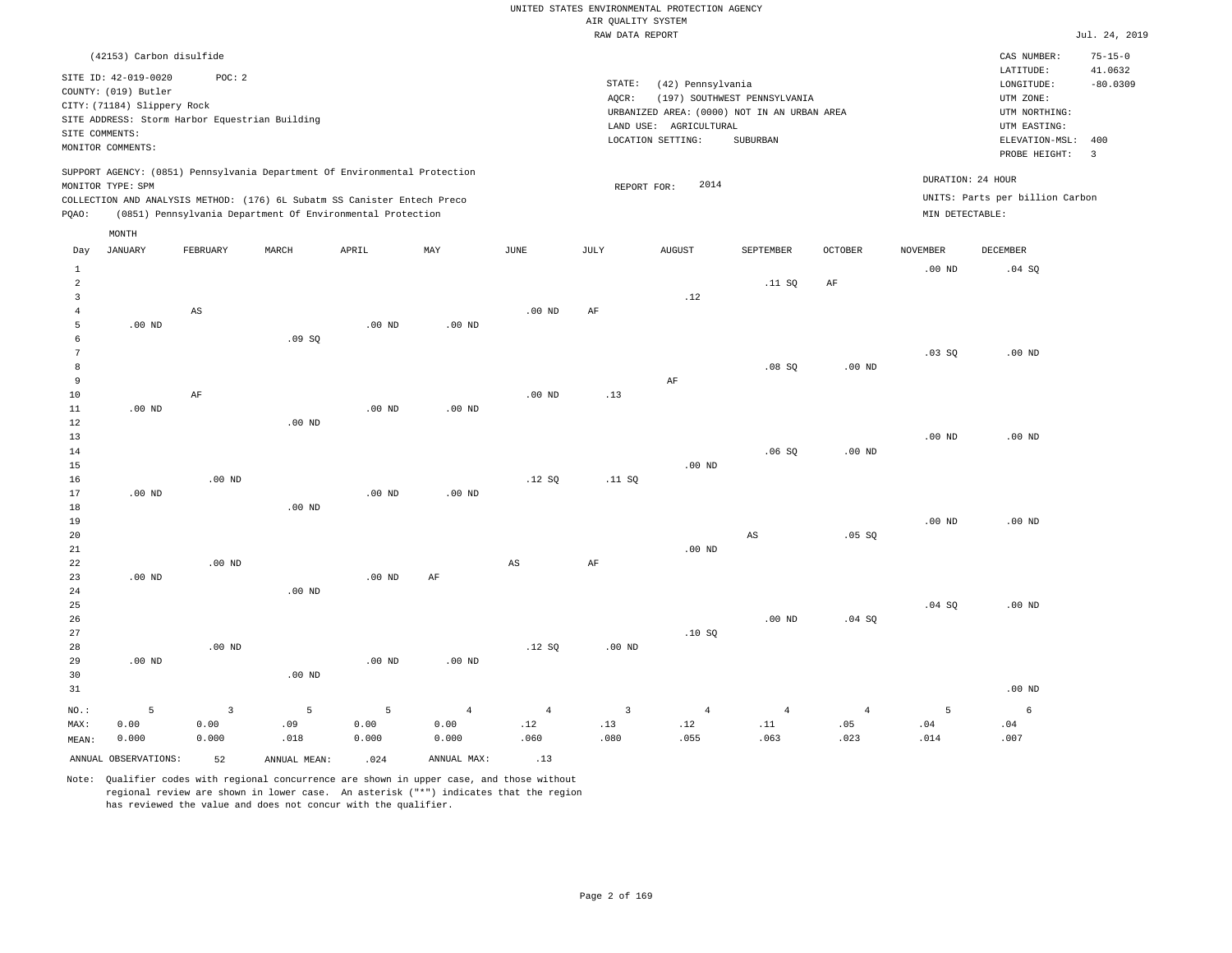UNITED STATES ENVIRONMENTAL PROTECTION AGENCY
AIR QUALITY SYSTEM
RAW DATA REPORT

Jul. 24, 2019

(42153) Carbon disulfide

SITE ID: 42-019-0020 POC: 2
COUNTY: (019) Butler
CITY: (71184) Slippery Rock
SITE ADDRESS: Storm Harbor Equestrian Building
SITE COMMENTS:
MONITOR COMMENTS:

STATE: (42) Pennsylvania
AQCR: (197) SOUTHWEST PENNSYLVANIA
URBANIZED AREA: (0000) NOT IN AN URBAN AREA
LAND USE: AGRICULTURAL
LOCATION SETTING: SUBURBAN

CAS NUMBER: 75-15-0
LATITUDE: 41.0632
LONGITUDE: -80.0309
UTM ZONE:
UTM NORTHING:
UTM EASTING:
ELEVATION-MSL: 400
PROBE HEIGHT: 3

SUPPORT AGENCY: (0851) Pennsylvania Department Of Environmental Protection
MONITOR TYPE: SPM
COLLECTION AND ANALYSIS METHOD: (176) 6L Subatm SS Canister Entech Preco
PQAO: (0851) Pennsylvania Department Of Environmental Protection

REPORT FOR: 2014

DURATION: 24 HOUR
UNITS: Parts per billion Carbon
MIN DETECTABLE:

| Day | JANUARY | FEBRUARY | MARCH | APRIL | MAY | JUNE | JULY | AUGUST | SEPTEMBER | OCTOBER | NOVEMBER | DECEMBER |
|---|---|---|---|---|---|---|---|---|---|---|---|---|
| 1 | | | | | | | | | | | .00 ND | .04 SQ |
| 2 | | | | | | | | | .11 SQ | AF | | |
| 3 | | | | | | | | .12 | | | | |
| 4 | | AS | | | | .00 ND | AF | | | | | |
| 5 | .00 ND | | | .00 ND | .00 ND | | | | | | | |
| 6 | | | .09 SQ | | | | | | | | | |
| 7 | | | | | | | | | | | .03 SQ | .00 ND |
| 8 | | | | | | | | | .08 SQ | .00 ND | | |
| 9 | | | | | | | | AF | | | | |
| 10 | | AF | | | | .00 ND | .13 | | | | | |
| 11 | .00 ND | | | .00 ND | .00 ND | | | | | | | |
| 12 | | | .00 ND | | | | | | | | | |
| 13 | | | | | | | | | | | .00 ND | .00 ND |
| 14 | | | | | | | | | .06 SQ | .00 ND | | |
| 15 | | | | | | | | .00 ND | | | | |
| 16 | | .00 ND | | | | .12 SQ | .11 SQ | | | | | |
| 17 | .00 ND | | | .00 ND | .00 ND | | | | | | | |
| 18 | | | .00 ND | | | | | | | | | |
| 19 | | | | | | | | | | | .00 ND | .00 ND |
| 20 | | | | | | | | | AS | .05 SQ | | |
| 21 | | | | | | | | .00 ND | | | | |
| 22 | | .00 ND | | | | AS | AF | | | | | |
| 23 | .00 ND | | | .00 ND | AF | | | | | | | |
| 24 | | | .00 ND | | | | | | | | | |
| 25 | | | | | | | | | | | .04 SQ | .00 ND |
| 26 | | | | | | | | | .00 ND | .04 SQ | | |
| 27 | | | | | | | | .10 SQ | | | | |
| 28 | | .00 ND | | | | .12 SQ | .00 ND | | | | | |
| 29 | .00 ND | | | .00 ND | .00 ND | | | | | | | |
| 30 | | | .00 ND | | | | | | | | | |
| 31 | | | | | | | | | | | | .00 ND |
| NO.: | 5 | 3 | 5 | 5 | 4 | 4 | 3 | 4 | 4 | 4 | 5 | 6 |
| MAX: | 0.00 | 0.00 | .09 | 0.00 | 0.00 | .12 | .13 | .12 | .11 | .05 | .04 | .04 |
| MEAN: | 0.000 | 0.000 | .018 | 0.000 | 0.000 | .060 | .080 | .055 | .063 | .023 | .014 | .007 |

ANNUAL OBSERVATIONS: 52 ANNUAL MEAN: .024 ANNUAL MAX: .13

Note: Qualifier codes with regional concurrence are shown in upper case, and those without regional review are shown in lower case. An asterisk ("*") indicates that the region has reviewed the value and does not concur with the qualifier.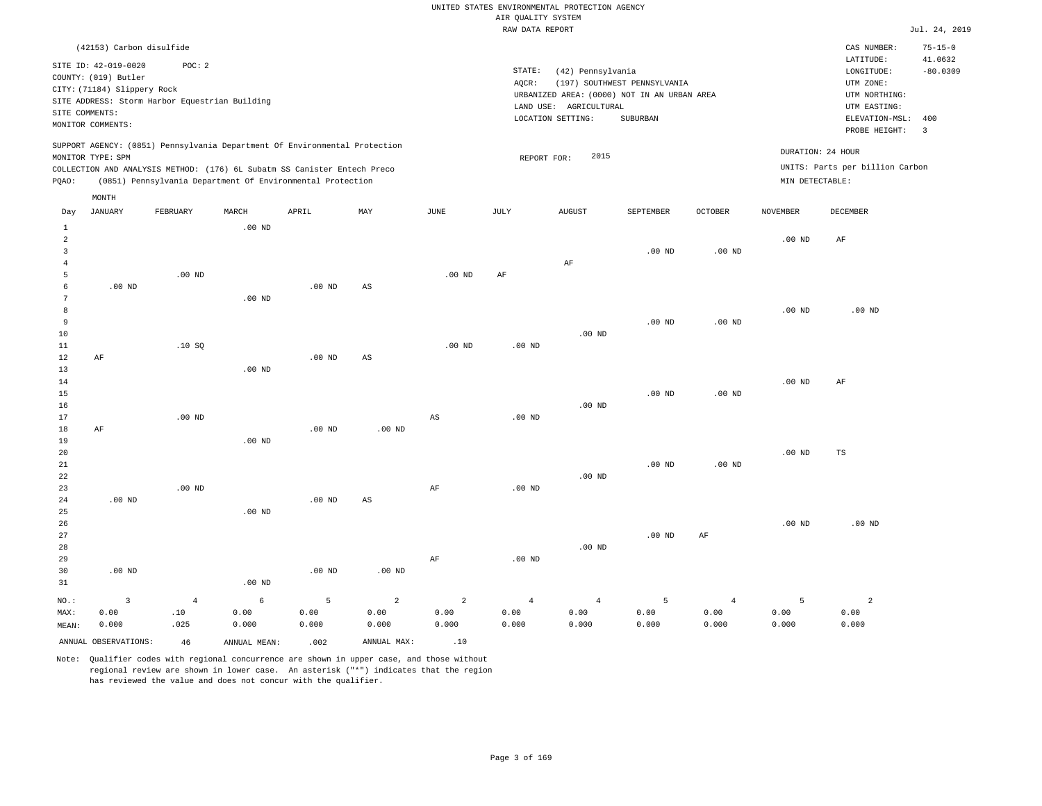UNITED STATES ENVIRONMENTAL PROTECTION AGENCY
AIR QUALITY SYSTEM
RAW DATA REPORT

Jul. 24, 2019

(42153) Carbon disulfide

SITE ID: 42-019-0020 POC: 2
COUNTY: (019) Butler
CITY: (71184) Slippery Rock
SITE ADDRESS: Storm Harbor Equestrian Building
SITE COMMENTS:
MONITOR COMMENTS:

STATE: (42) Pennsylvania
AQCR: (197) SOUTHWEST PENNSYLVANIA
URBANIZED AREA: (0000) NOT IN AN URBAN AREA
LAND USE: AGRICULTURAL
LOCATION SETTING: SUBURBAN

CAS NUMBER: 75-15-0
LATITUDE: 41.0632
LONGITUDE: -80.0309
UTM ZONE:
UTM NORTHING:
UTM EASTING:
ELEVATION-MSL: 400
PROBE HEIGHT: 3

SUPPORT AGENCY: (0851) Pennsylvania Department Of Environmental Protection
MONITOR TYPE: SPM
COLLECTION AND ANALYSIS METHOD: (176) 6L Subatm SS Canister Entech Preco
PQAO: (0851) Pennsylvania Department Of Environmental Protection

REPORT FOR: 2015

DURATION: 24 HOUR
UNITS: Parts per billion Carbon
MIN DETECTABLE:

| Day | JANUARY | FEBRUARY | MARCH | APRIL | MAY | JUNE | JULY | AUGUST | SEPTEMBER | OCTOBER | NOVEMBER | DECEMBER |
|---|---|---|---|---|---|---|---|---|---|---|---|---|
| 1 | | | .00 ND | | | | | | | | | |
| 2 | | | | | | | | | | | .00 ND | AF |
| 3 | | | | | | | | | .00 ND | .00 ND | | |
| 4 | | | | | | | | AF | | | | |
| 5 | | .00 ND | | | | .00 ND | AF | | | | | |
| 6 | .00 ND | | | .00 ND | AS | | | | | | | |
| 7 | | | .00 ND | | | | | | | | | |
| 8 | | | | | | | | | | | .00 ND | .00 ND |
| 9 | | | | | | | | | .00 ND | .00 ND | | |
| 10 | | | | | | | | .00 ND | | | | |
| 11 | | .10 SQ | | | | .00 ND | .00 ND | | | | | |
| 12 | AF | | | .00 ND | AS | | | | | | | |
| 13 | | | .00 ND | | | | | | | | | |
| 14 | | | | | | | | | | | .00 ND | AF |
| 15 | | | | | | | | | .00 ND | .00 ND | | |
| 16 | | | | | | | | .00 ND | | | | |
| 17 | | .00 ND | | | | AS | .00 ND | | | | | |
| 18 | AF | | | .00 ND | .00 ND | | | | | | | |
| 19 | | | .00 ND | | | | | | | | | |
| 20 | | | | | | | | | | | .00 ND | TS |
| 21 | | | | | | | | | .00 ND | .00 ND | | |
| 22 | | | | | | | | .00 ND | | | | |
| 23 | | .00 ND | | | | AF | .00 ND | | | | | |
| 24 | .00 ND | | | .00 ND | AS | | | | | | | |
| 25 | | | .00 ND | | | | | | | | | |
| 26 | | | | | | | | | | | .00 ND | .00 ND |
| 27 | | | | | | | | | .00 ND | AF | | |
| 28 | | | | | | | | .00 ND | | | | |
| 29 | | | | | | AF | .00 ND | | | | | |
| 30 | .00 ND | | | .00 ND | .00 ND | | | | | | | |
| 31 | | | .00 ND | | | | | | | | | |
| NO.: | 3 | 4 | 6 | 5 | 2 | 2 | 4 | 4 | 5 | 4 | 5 | 2 |
| MAX: | 0.00 | .10 | 0.00 | 0.00 | 0.00 | 0.00 | 0.00 | 0.00 | 0.00 | 0.00 | 0.00 | 0.00 |
| MEAN: | 0.000 | .025 | 0.000 | 0.000 | 0.000 | 0.000 | 0.000 | 0.000 | 0.000 | 0.000 | 0.000 | 0.000 |

ANNUAL OBSERVATIONS: 46 ANNUAL MEAN: .002 ANNUAL MAX: .10

Note: Qualifier codes with regional concurrence are shown in upper case, and those without regional review are shown in lower case. An asterisk ("*") indicates that the region has reviewed the value and does not concur with the qualifier.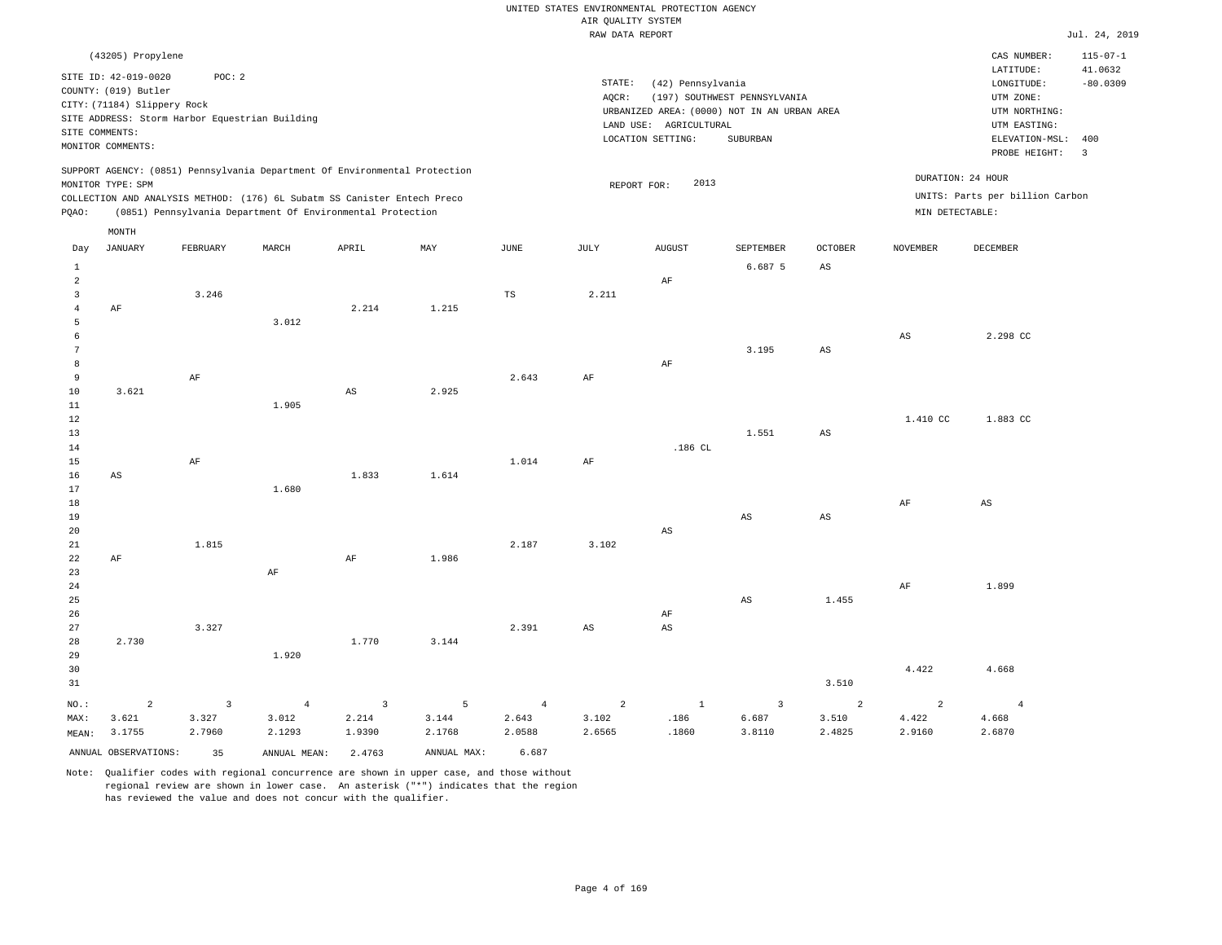UNITED STATES ENVIRONMENTAL PROTECTION AGENCY
AIR QUALITY SYSTEM
RAW DATA REPORT

Jul. 24, 2019

(43205) Propylene

SITE ID: 42-019-0020 POC: 2
COUNTY: (019) Butler
CITY: (71184) Slippery Rock
SITE ADDRESS: Storm Harbor Equestrian Building
SITE COMMENTS:
MONITOR COMMENTS:

STATE: (42) Pennsylvania
AQCR: (197) SOUTHWEST PENNSYLVANIA
URBANIZED AREA: (0000) NOT IN AN URBAN AREA
LAND USE: AGRICULTURAL
LOCATION SETTING: SUBURBAN

CAS NUMBER: 115-07-1
LATITUDE: 41.0632
LONGITUDE: -80.0309
UTM ZONE:
UTM NORTHING:
UTM EASTING:
ELEVATION-MSL: 400
PROBE HEIGHT: 3

SUPPORT AGENCY: (0851) Pennsylvania Department Of Environmental Protection
MONITOR TYPE: SPM
COLLECTION AND ANALYSIS METHOD: (176) 6L Subatm SS Canister Entech Preco
PQAO: (0851) Pennsylvania Department Of Environmental Protection

REPORT FOR: 2013

DURATION: 24 HOUR
UNITS: Parts per billion Carbon
MIN DETECTABLE:

| Day | JANUARY | FEBRUARY | MARCH | APRIL | MAY | JUNE | JULY | AUGUST | SEPTEMBER | OCTOBER | NOVEMBER | DECEMBER |
|---|---|---|---|---|---|---|---|---|---|---|---|---|
| 1 | | | | | | | | | 6.687 5 | AS | | |
| 2 | | | | | | | | AF | | | | |
| 3 | | 3.246 | | | | TS | 2.211 | | | | | |
| 4 | AF | | | 2.214 | 1.215 | | | | | | | |
| 5 | | | 3.012 | | | | | | | | | |
| 6 | | | | | | | | | | | AS | 2.298 CC |
| 7 | | | | | | | | | 3.195 | AS | | |
| 8 | | | | | | | | AF | | | | |
| 9 | | AF | | | | 2.643 | AF | | | | | |
| 10 | 3.621 | | | AS | 2.925 | | | | | | | |
| 11 | | | 1.905 | | | | | | | | | |
| 12 | | | | | | | | | | | 1.410 CC | 1.883 CC |
| 13 | | | | | | | | | 1.551 | AS | | |
| 14 | | | | | | | | .186 CL | | | | |
| 15 | | AF | | | | 1.014 | AF | | | | | |
| 16 | AS | | | 1.833 | 1.614 | | | | | | | |
| 17 | | | 1.680 | | | | | | | | | |
| 18 | | | | | | | | | | | AF | AS |
| 19 | | | | | | | | | AS | AS | | |
| 20 | | | | | | | | AS | | | | |
| 21 | | 1.815 | | | | 2.187 | 3.102 | | | | | |
| 22 | AF | | | AF | 1.986 | | | | | | | |
| 23 | | | AF | | | | | | | | | |
| 24 | | | | | | | | | | | AF | 1.899 |
| 25 | | | | | | | | | AS | 1.455 | | |
| 26 | | | | | | | | AF | | | | |
| 27 | | 3.327 | | | | 2.391 | AS | AS | | | | |
| 28 | 2.730 | | | 1.770 | 3.144 | | | | | | | |
| 29 | | | 1.920 | | | | | | | | | |
| 30 | | | | | | | | | | | 4.422 | 4.668 |
| 31 | | | | | | | | | | 3.510 | | |
| NO.: | 2 | 3 | 4 | 3 | 5 | 4 | 2 | 1 | 3 | 2 | 2 | 4 |
| MAX: | 3.621 | 3.327 | 3.012 | 2.214 | 3.144 | 2.643 | 3.102 | .186 | 6.687 | 3.510 | 4.422 | 4.668 |
| MEAN: | 3.1755 | 2.7960 | 2.1293 | 1.9390 | 2.1768 | 2.0588 | 2.6565 | .1860 | 3.8110 | 2.4825 | 2.9160 | 2.6870 |

ANNUAL OBSERVATIONS: 35 ANNUAL MEAN: 2.4763 ANNUAL MAX: 6.687

Note: Qualifier codes with regional concurrence are shown in upper case, and those without regional review are shown in lower case. An asterisk ("*") indicates that the region has reviewed the value and does not concur with the qualifier.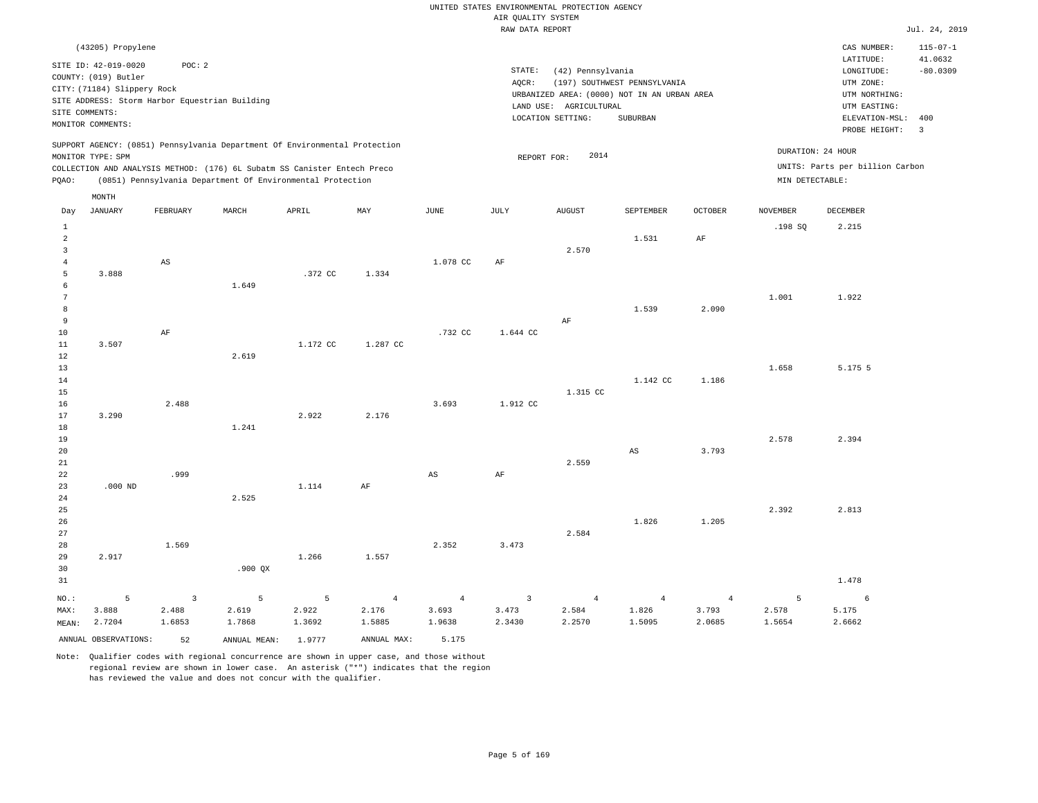UNITED STATES ENVIRONMENTAL PROTECTION AGENCY
AIR QUALITY SYSTEM
RAW DATA REPORT

Jul. 24, 2019

(43205) Propylene

SITE ID: 42-019-0020 POC: 2
COUNTY: (019) Butler
CITY: (71184) Slippery Rock
SITE ADDRESS: Storm Harbor Equestrian Building
SITE COMMENTS:
MONITOR COMMENTS:

STATE: (42) Pennsylvania
AQCR: (197) SOUTHWEST PENNSYLVANIA
URBANIZED AREA: (0000) NOT IN AN URBAN AREA
LAND USE: AGRICULTURAL
LOCATION SETTING: SUBURBAN

CAS NUMBER: 115-07-1
LATITUDE: 41.0632
LONGITUDE: -80.0309
UTM ZONE:
UTM NORTHING:
UTM EASTING:
ELEVATION-MSL: 400
PROBE HEIGHT: 3

SUPPORT AGENCY: (0851) Pennsylvania Department Of Environmental Protection
MONITOR TYPE: SPM
COLLECTION AND ANALYSIS METHOD: (176) 6L Subatm SS Canister Entech Preco
PQAO: (0851) Pennsylvania Department Of Environmental Protection

REPORT FOR: 2014

DURATION: 24 HOUR
UNITS: Parts per billion Carbon
MIN DETECTABLE:

| Day | JANUARY | FEBRUARY | MARCH | APRIL | MAY | JUNE | JULY | AUGUST | SEPTEMBER | OCTOBER | NOVEMBER | DECEMBER |
|---|---|---|---|---|---|---|---|---|---|---|---|---|
| 1 | | | | | | | | | | | .198 SQ | 2.215 |
| 2 | | | | | | | | | 1.531 | AF | | |
| 3 | | | | | | | | 2.570 | | | | |
| 4 | | AS | | | | 1.078 CC | AF | | | | | |
| 5 | 3.888 | | | .372 CC | 1.334 | | | | | | | |
| 6 | | | 1.649 | | | | | | | | | |
| 7 | | | | | | | | | | | 1.001 | 1.922 |
| 8 | | | | | | | | | 1.539 | 2.090 | | |
| 9 | | | | | | | | AF | | | | |
| 10 | | AF | | | | .732 CC | 1.644 CC | | | | | |
| 11 | 3.507 | | | 1.172 CC | 1.287 CC | | | | | | | |
| 12 | | | 2.619 | | | | | | | | | |
| 13 | | | | | | | | | | | 1.658 | 5.175 5 |
| 14 | | | | | | | | | 1.142 CC | 1.186 | | |
| 15 | | | | | | | | 1.315 CC | | | | |
| 16 | | 2.488 | | | | 3.693 | 1.912 CC | | | | | |
| 17 | 3.290 | | | 2.922 | 2.176 | | | | | | | |
| 18 | | | 1.241 | | | | | | | | | |
| 19 | | | | | | | | | | | 2.578 | 2.394 |
| 20 | | | | | | | | | AS | 3.793 | | |
| 21 | | | | | | | | 2.559 | | | | |
| 22 | | .999 | | | | AS | AF | | | | | |
| 23 | .000 ND | | | 1.114 | AF | | | | | | | |
| 24 | | | 2.525 | | | | | | | | | |
| 25 | | | | | | | | | | | 2.392 | 2.813 |
| 26 | | | | | | | | | 1.826 | 1.205 | | |
| 27 | | | | | | | | 2.584 | | | | |
| 28 | | 1.569 | | | | 2.352 | 3.473 | | | | | |
| 29 | 2.917 | | | 1.266 | 1.557 | | | | | | | |
| 30 | | | .900 QX | | | | | | | | | |
| 31 | | | | | | | | | | | | 1.478 |
| NO.: | 5 | 3 | 5 | 5 | 4 | 4 | 3 | 4 | 4 | 4 | 5 | 6 |
| MAX: | 3.888 | 2.488 | 2.619 | 2.922 | 2.176 | 3.693 | 3.473 | 2.584 | 1.826 | 3.793 | 2.578 | 5.175 |
| MEAN: | 2.7204 | 1.6853 | 1.7868 | 1.3692 | 1.5885 | 1.9638 | 2.3430 | 2.2570 | 1.5095 | 2.0685 | 1.5654 | 2.6662 |

ANNUAL OBSERVATIONS: 52 ANNUAL MEAN: 1.9777 ANNUAL MAX: 5.175

Note: Qualifier codes with regional concurrence are shown in upper case, and those without regional review are shown in lower case. An asterisk ("*") indicates that the region has reviewed the value and does not concur with the qualifier.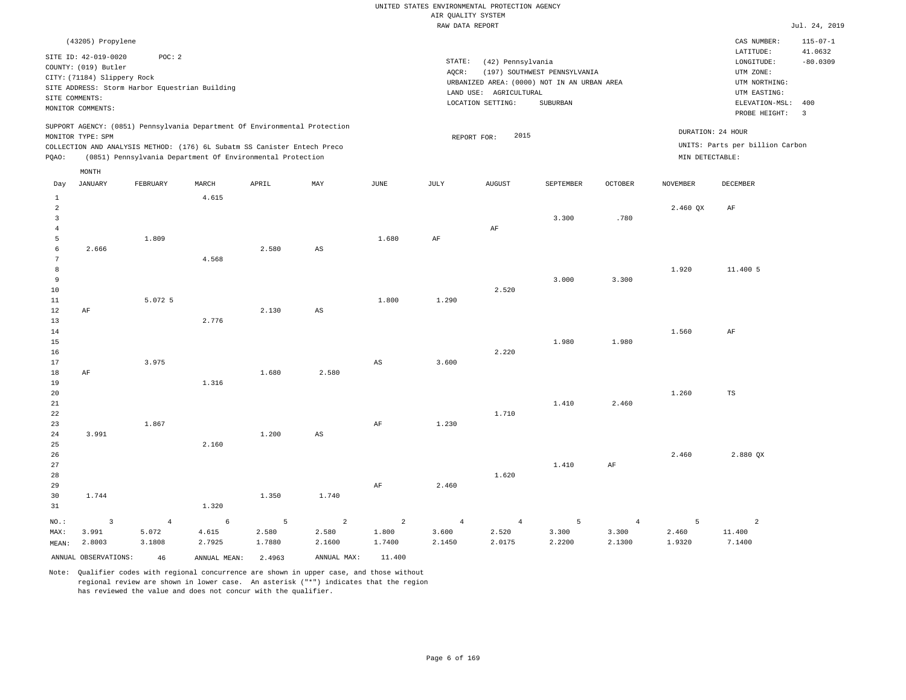UNITED STATES ENVIRONMENTAL PROTECTION AGENCY
AIR QUALITY SYSTEM
RAW DATA REPORT

Jul. 24, 2019

(43205) Propylene

SITE ID: 42-019-0020 POC: 2
COUNTY: (019) Butler
CITY: (71184) Slippery Rock
SITE ADDRESS: Storm Harbor Equestrian Building
SITE COMMENTS:
MONITOR COMMENTS:

STATE: (42) Pennsylvania
AQCR: (197) SOUTHWEST PENNSYLVANIA
URBANIZED AREA: (0000) NOT IN AN URBAN AREA
LAND USE: AGRICULTURAL
LOCATION SETTING: SUBURBAN

CAS NUMBER: 115-07-1
LATITUDE: 41.0632
LONGITUDE: -80.0309
UTM ZONE:
UTM NORTHING:
UTM EASTING:
ELEVATION-MSL: 400
PROBE HEIGHT: 3

SUPPORT AGENCY: (0851) Pennsylvania Department Of Environmental Protection
MONITOR TYPE: SPM
COLLECTION AND ANALYSIS METHOD: (176) 6L Subatm SS Canister Entech Preco
PQAO: (0851) Pennsylvania Department Of Environmental Protection

REPORT FOR: 2015

DURATION: 24 HOUR
UNITS: Parts per billion Carbon
MIN DETECTABLE:

| Day | JANUARY | FEBRUARY | MARCH | APRIL | MAY | JUNE | JULY | AUGUST | SEPTEMBER | OCTOBER | NOVEMBER | DECEMBER |
|---|---|---|---|---|---|---|---|---|---|---|---|---|
| 1 | | | 4.615 | | | | | | | | | |
| 2 | | | | | | | | | | | 2.460 QX | AF |
| 3 | | | | | | | | | 3.300 | .780 | | |
| 4 | | | | | | | | AF | | | | |
| 5 | | 1.809 | | | | 1.680 | AF | | | | | |
| 6 | 2.666 | | | 2.580 | AS | | | | | | | |
| 7 | | | 4.568 | | | | | | | | | |
| 8 | | | | | | | | | | | 1.920 | 11.400 5 |
| 9 | | | | | | | | | 3.000 | 3.300 | | |
| 10 | | | | | | | | 2.520 | | | | |
| 11 | | 5.072 5 | | | | 1.800 | 1.290 | | | | | |
| 12 | AF | | | 2.130 | AS | | | | | | | |
| 13 | | | 2.776 | | | | | | | | | |
| 14 | | | | | | | | | | | 1.560 | AF |
| 15 | | | | | | | | | 1.980 | 1.980 | | |
| 16 | | | | | | | | 2.220 | | | | |
| 17 | | 3.975 | | | | AS | 3.600 | | | | | |
| 18 | AF | | | 1.680 | 2.580 | | | | | | | |
| 19 | | | 1.316 | | | | | | | | | |
| 20 | | | | | | | | | | | 1.260 | TS |
| 21 | | | | | | | | | 1.410 | 2.460 | | |
| 22 | | | | | | | | 1.710 | | | | |
| 23 | | 1.867 | | | | AF | 1.230 | | | | | |
| 24 | 3.991 | | | 1.200 | AS | | | | | | | |
| 25 | | | 2.160 | | | | | | | | | |
| 26 | | | | | | | | | | | 2.460 | 2.880 QX |
| 27 | | | | | | | | | 1.410 | AF | | |
| 28 | | | | | | | | 1.620 | | | | |
| 29 | | | | | | AF | 2.460 | | | | | |
| 30 | 1.744 | | | 1.350 | 1.740 | | | | | | | |
| 31 | | | 1.320 | | | | | | | | | |
| NO.: | 3 | 4 | 6 | 5 | 2 | 2 | 4 | 4 | 5 | 4 | 5 | 2 |
| MAX: | 3.991 | 5.072 | 4.615 | 2.580 | 2.580 | 1.800 | 3.600 | 2.520 | 3.300 | 3.300 | 2.460 | 11.400 |
| MEAN: | 2.8003 | 3.1808 | 2.7925 | 1.7880 | 2.1600 | 1.7400 | 2.1450 | 2.0175 | 2.2200 | 2.1300 | 1.9320 | 7.1400 |

ANNUAL OBSERVATIONS: 46 ANNUAL MEAN: 2.4963 ANNUAL MAX: 11.400

Note: Qualifier codes with regional concurrence are shown in upper case, and those without regional review are shown in lower case. An asterisk ("*") indicates that the region has reviewed the value and does not concur with the qualifier.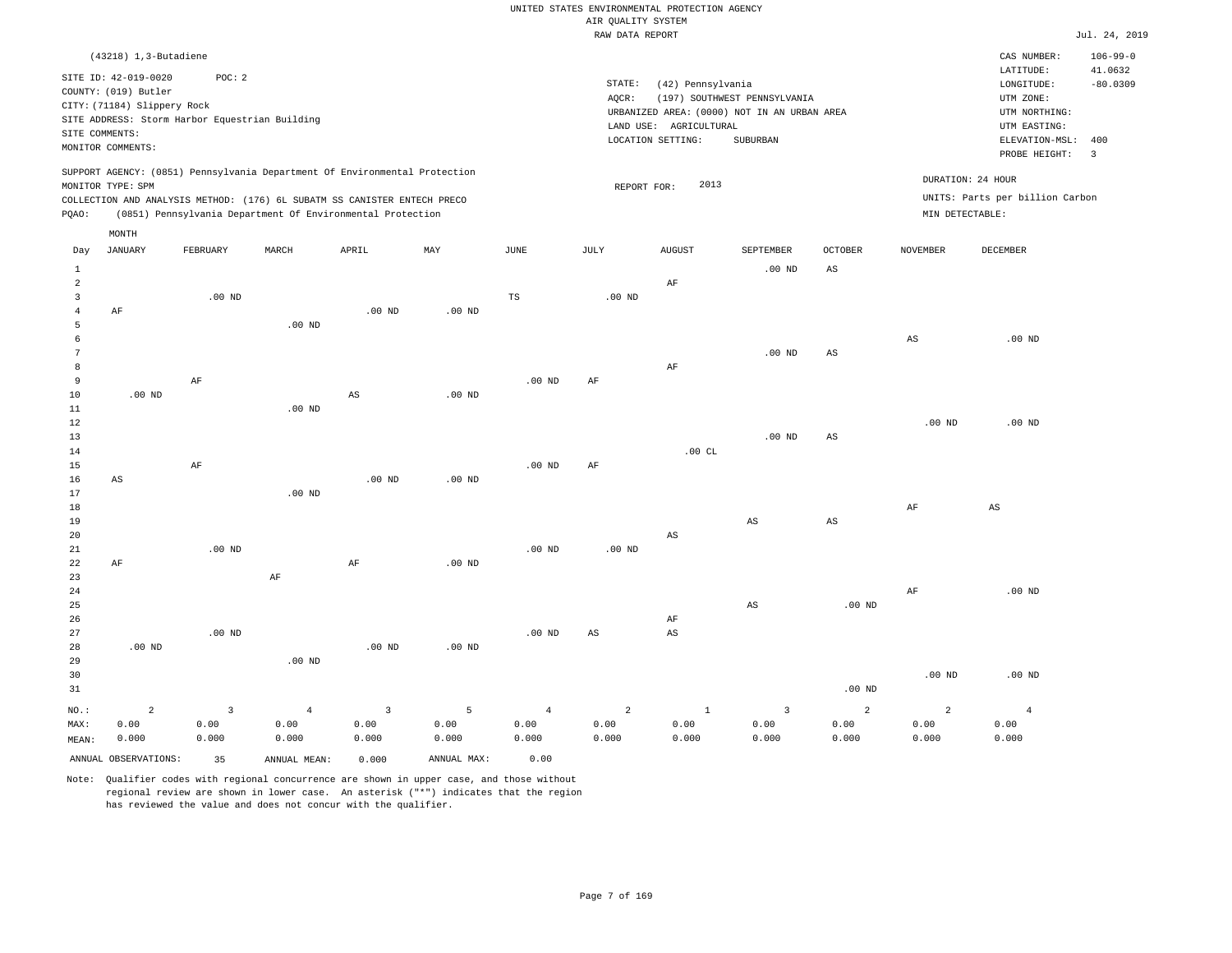UNITED STATES ENVIRONMENTAL PROTECTION AGENCY
AIR QUALITY SYSTEM
RAW DATA REPORT

Jul. 24, 2019

(43218) 1,3-Butadiene

SITE ID: 42-019-0020 POC: 2
COUNTY: (019) Butler
CITY: (71184) Slippery Rock
SITE ADDRESS: Storm Harbor Equestrian Building
SITE COMMENTS:
MONITOR COMMENTS:

STATE: (42) Pennsylvania
AQCR: (197) SOUTHWEST PENNSYLVANIA
URBANIZED AREA: (0000) NOT IN AN URBAN AREA
LAND USE: AGRICULTURAL
LOCATION SETTING: SUBURBAN

CAS NUMBER: 106-99-0
LATITUDE: 41.0632
LONGITUDE: -80.0309
UTM ZONE:
UTM NORTHING:
UTM EASTING:
ELEVATION-MSL: 400
PROBE HEIGHT: 3

SUPPORT AGENCY: (0851) Pennsylvania Department Of Environmental Protection
MONITOR TYPE: SPM
COLLECTION AND ANALYSIS METHOD: (176) 6L SUBATM SS CANISTER ENTECH PRECO
PQAO: (0851) Pennsylvania Department Of Environmental Protection

REPORT FOR: 2013

DURATION: 24 HOUR
UNITS: Parts per billion Carbon
MIN DETECTABLE:

| Day | JANUARY | FEBRUARY | MARCH | APRIL | MAY | JUNE | JULY | AUGUST | SEPTEMBER | OCTOBER | NOVEMBER | DECEMBER |
|---|---|---|---|---|---|---|---|---|---|---|---|---|
| 1 | | | | | | | | | .00 ND | AS | | |
| 2 | | | | | | | | AF | | | | |
| 3 | | .00 ND | | | | TS | .00 ND | | | | | |
| 4 | AF | | | .00 ND | .00 ND | | | | | | | |
| 5 | | | .00 ND | | | | | | | | | |
| 6 | | | | | | | | | | | AS | .00 ND |
| 7 | | | | | | | | | .00 ND | AS | | |
| 8 | | | | | | | | AF | | | | |
| 9 | | AF | | | | .00 ND | AF | | | | | |
| 10 | .00 ND | | | AS | .00 ND | | | | | | | |
| 11 | | | .00 ND | | | | | | | | | |
| 12 | | | | | | | | | | | .00 ND | .00 ND |
| 13 | | | | | | | | | .00 ND | AS | | |
| 14 | | | | | | | | .00 CL | | | | |
| 15 | | AF | | | | .00 ND | AF | | | | | |
| 16 | AS | | | .00 ND | .00 ND | | | | | | | |
| 17 | | | .00 ND | | | | | | | | | |
| 18 | | | | | | | | | | | AF | AS |
| 19 | | | | | | | | | AS | AS | | |
| 20 | | | | | | | | AS | | | | |
| 21 | | .00 ND | | | | .00 ND | .00 ND | | | | | |
| 22 | AF | | | AF | .00 ND | | | | | | | |
| 23 | | | AF | | | | | | | | | |
| 24 | | | | | | | | | | | AF | .00 ND |
| 25 | | | | | | | | | AS | .00 ND | | |
| 26 | | | | | | | | AF | | | | |
| 27 | | .00 ND | | | | .00 ND | AS | AS | | | | |
| 28 | .00 ND | | | .00 ND | .00 ND | | | | | | | |
| 29 | | | .00 ND | | | | | | | | | |
| 30 | | | | | | | | | | | .00 ND | .00 ND |
| 31 | | | | | | | | | | .00 ND | | |
| NO.: | 2 | 3 | 4 | 3 | 5 | 4 | 2 | 1 | 3 | 2 | 2 | 4 |
| MAX: | 0.00 | 0.00 | 0.00 | 0.00 | 0.00 | 0.00 | 0.00 | 0.00 | 0.00 | 0.00 | 0.00 | 0.00 |
| MEAN: | 0.000 | 0.000 | 0.000 | 0.000 | 0.000 | 0.000 | 0.000 | 0.000 | 0.000 | 0.000 | 0.000 | 0.000 |

ANNUAL OBSERVATIONS: 35 ANNUAL MEAN: 0.000 ANNUAL MAX: 0.00

Note: Qualifier codes with regional concurrence are shown in upper case, and those without regional review are shown in lower case. An asterisk ("*") indicates that the region has reviewed the value and does not concur with the qualifier.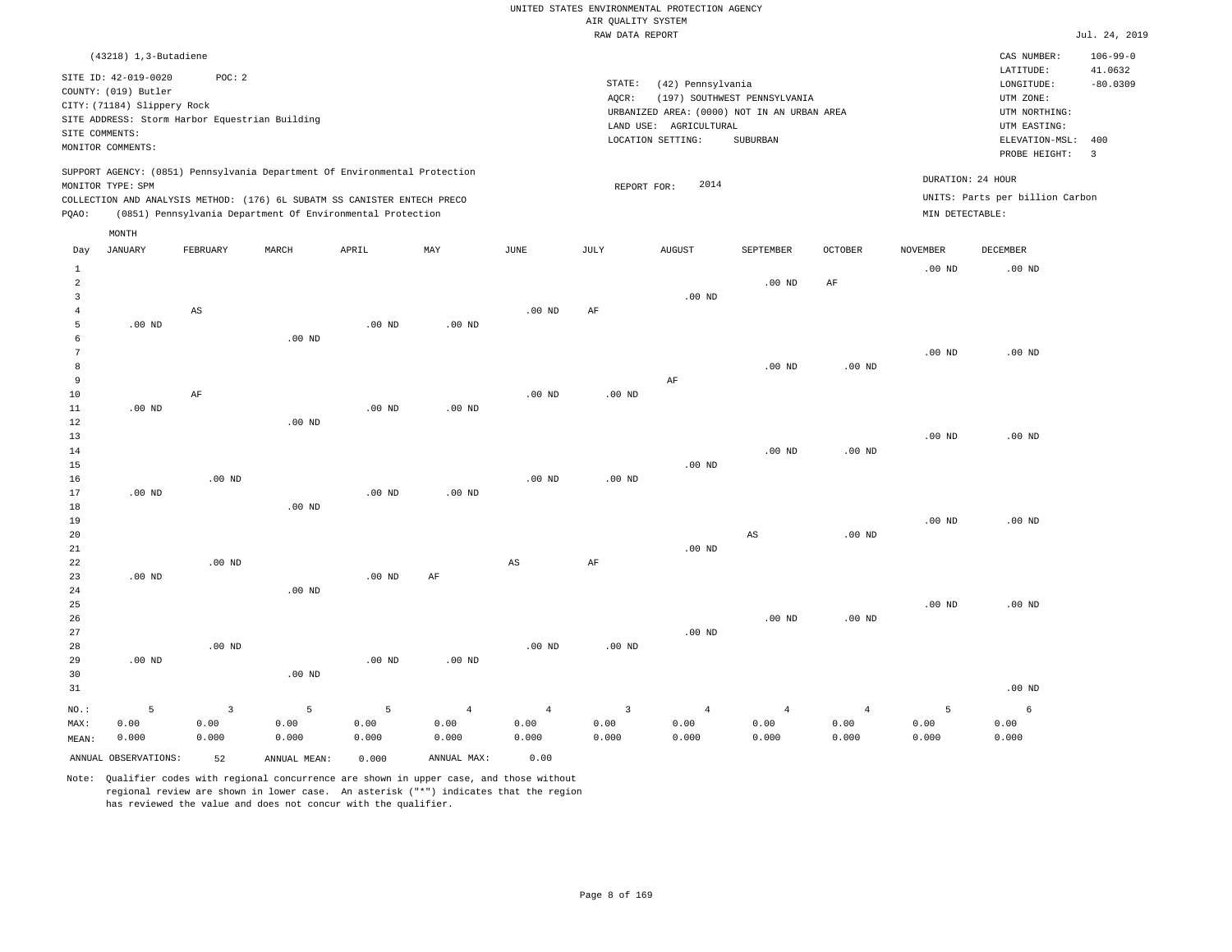UNITED STATES ENVIRONMENTAL PROTECTION AGENCY
AIR QUALITY SYSTEM
RAW DATA REPORT

Jul. 24, 2019

(43218) 1,3-Butadiene

SITE ID: 42-019-0020 POC: 2
COUNTY: (019) Butler
CITY: (71184) Slippery Rock
SITE ADDRESS: Storm Harbor Equestrian Building
SITE COMMENTS:
MONITOR COMMENTS:

STATE: (42) Pennsylvania
AQCR: (197) SOUTHWEST PENNSYLVANIA
URBANIZED AREA: (0000) NOT IN AN URBAN AREA
LAND USE: AGRICULTURAL
LOCATION SETTING: SUBURBAN

CAS NUMBER: 106-99-0
LATITUDE: 41.0632
LONGITUDE: -80.0309
UTM ZONE:
UTM NORTHING:
UTM EASTING:
ELEVATION-MSL: 400
PROBE HEIGHT: 3

SUPPORT AGENCY: (0851) Pennsylvania Department Of Environmental Protection
MONITOR TYPE: SPM
COLLECTION AND ANALYSIS METHOD: (176) 6L SUBATM SS CANISTER ENTECH PRECO
PQAO: (0851) Pennsylvania Department Of Environmental Protection

REPORT FOR: 2014

DURATION: 24 HOUR
UNITS: Parts per billion Carbon
MIN DETECTABLE:

| Day | JANUARY | FEBRUARY | MARCH | APRIL | MAY | JUNE | JULY | AUGUST | SEPTEMBER | OCTOBER | NOVEMBER | DECEMBER |
|---|---|---|---|---|---|---|---|---|---|---|---|---|
| 1 | | | | | | | | | | | .00 ND | .00 ND |
| 2 | | | | | | | | | .00 ND | AF | | |
| 3 | | | | | | | | .00 ND | | | | |
| 4 | | AS | | | | .00 ND | AF | | | | | |
| 5 | .00 ND | | | .00 ND | .00 ND | | | | | | | |
| 6 | | | .00 ND | | | | | | | | | |
| 7 | | | | | | | | | | | .00 ND | .00 ND |
| 8 | | | | | | | | | .00 ND | .00 ND | | |
| 9 | | | | | | | | AF | | | | |
| 10 | | AF | | | | .00 ND | .00 ND | | | | | |
| 11 | .00 ND | | | .00 ND | .00 ND | | | | | | | |
| 12 | | | .00 ND | | | | | | | | | |
| 13 | | | | | | | | | | | .00 ND | .00 ND |
| 14 | | | | | | | | | .00 ND | .00 ND | | |
| 15 | | | | | | | | .00 ND | | | | |
| 16 | | .00 ND | | | | .00 ND | .00 ND | | | | | |
| 17 | .00 ND | | | .00 ND | .00 ND | | | | | | | |
| 18 | | | .00 ND | | | | | | | | | |
| 19 | | | | | | | | | | | .00 ND | .00 ND |
| 20 | | | | | | | | | AS | .00 ND | | |
| 21 | | | | | | | | .00 ND | | | | |
| 22 | | .00 ND | | | | AS | AF | | | | | |
| 23 | .00 ND | | | .00 ND | AF | | | | | | | |
| 24 | | | .00 ND | | | | | | | | | |
| 25 | | | | | | | | | | | .00 ND | .00 ND |
| 26 | | | | | | | | | .00 ND | .00 ND | | |
| 27 | | | | | | | | .00 ND | | | | |
| 28 | | .00 ND | | | | .00 ND | .00 ND | | | | | |
| 29 | .00 ND | | | .00 ND | .00 ND | | | | | | | |
| 30 | | | .00 ND | | | | | | | | | |
| 31 | | | | | | | | | | | | .00 ND |
| NO.: | 5 | 3 | 5 | 5 | 4 | 4 | 3 | 4 | 4 | 4 | 5 | 6 |
| MAX: | 0.00 | 0.00 | 0.00 | 0.00 | 0.00 | 0.00 | 0.00 | 0.00 | 0.00 | 0.00 | 0.00 | 0.00 |
| MEAN: | 0.000 | 0.000 | 0.000 | 0.000 | 0.000 | 0.000 | 0.000 | 0.000 | 0.000 | 0.000 | 0.000 | 0.000 |

ANNUAL OBSERVATIONS: 52 ANNUAL MEAN: 0.000 ANNUAL MAX: 0.00

Note: Qualifier codes with regional concurrence are shown in upper case, and those without regional review are shown in lower case. An asterisk ("*") indicates that the region has reviewed the value and does not concur with the qualifier.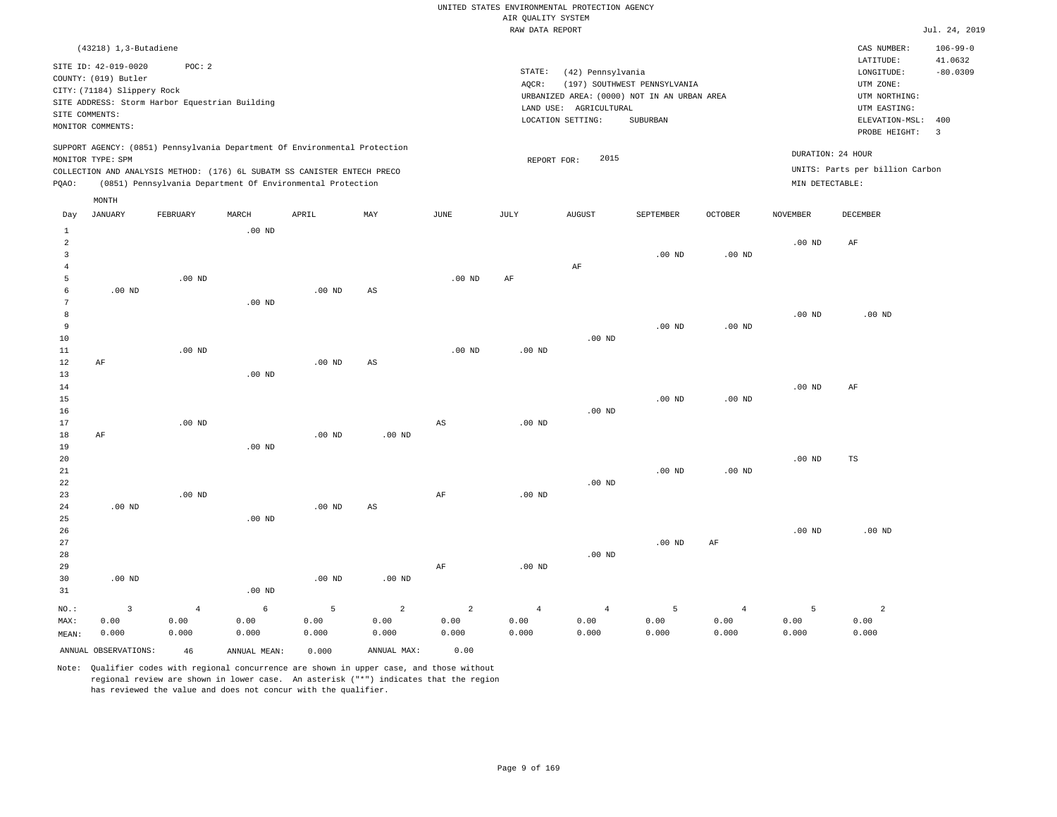UNITED STATES ENVIRONMENTAL PROTECTION AGENCY
AIR QUALITY SYSTEM
RAW DATA REPORT

Jul. 24, 2019

(43218) 1,3-Butadiene

SITE ID: 42-019-0020 POC: 2
COUNTY: (019) Butler
CITY: (71184) Slippery Rock
SITE ADDRESS: Storm Harbor Equestrian Building
SITE COMMENTS:
MONITOR COMMENTS:

STATE: (42) Pennsylvania
AQCR: (197) SOUTHWEST PENNSYLVANIA
URBANIZED AREA: (0000) NOT IN AN URBAN AREA
LAND USE: AGRICULTURAL
LOCATION SETTING: SUBURBAN

CAS NUMBER: 106-99-0
LATITUDE: 41.0632
LONGITUDE: -80.0309
UTM ZONE:
UTM NORTHING:
UTM EASTING:
ELEVATION-MSL: 400
PROBE HEIGHT: 3

SUPPORT AGENCY: (0851) Pennsylvania Department Of Environmental Protection
MONITOR TYPE: SPM
COLLECTION AND ANALYSIS METHOD: (176) 6L SUBATM SS CANISTER ENTECH PRECO
PQAO: (0851) Pennsylvania Department Of Environmental Protection

REPORT FOR: 2015

DURATION: 24 HOUR
UNITS: Parts per billion Carbon
MIN DETECTABLE:

| Day | JANUARY | FEBRUARY | MARCH | APRIL | MAY | JUNE | JULY | AUGUST | SEPTEMBER | OCTOBER | NOVEMBER | DECEMBER |
|---|---|---|---|---|---|---|---|---|---|---|---|---|
| 1 | | | .00 ND | | | | | | | | | |
| 2 | | | | | | | | | | | .00 ND | AF |
| 3 | | | | | | | | | .00 ND | .00 ND | | |
| 4 | | | | | | | | AF | | | | |
| 5 | | .00 ND | | | | .00 ND | AF | | | | | |
| 6 | .00 ND | | | .00 ND | AS | | | | | | | |
| 7 | | | .00 ND | | | | | | | | | |
| 8 | | | | | | | | | | | .00 ND | .00 ND |
| 9 | | | | | | | | | .00 ND | .00 ND | | |
| 10 | | | | | | | | .00 ND | | | | |
| 11 | | .00 ND | | | | .00 ND | .00 ND | | | | | |
| 12 | AF | | | .00 ND | AS | | | | | | | |
| 13 | | | .00 ND | | | | | | | | | |
| 14 | | | | | | | | | | | .00 ND | AF |
| 15 | | | | | | | | | .00 ND | .00 ND | | |
| 16 | | | | | | | | .00 ND | | | | |
| 17 | | .00 ND | | | | AS | .00 ND | | | | | |
| 18 | AF | | | .00 ND | .00 ND | | | | | | | |
| 19 | | | .00 ND | | | | | | | | | |
| 20 | | | | | | | | | | | .00 ND | TS |
| 21 | | | | | | | | | .00 ND | .00 ND | | |
| 22 | | | | | | | | .00 ND | | | | |
| 23 | | .00 ND | | | | AF | .00 ND | | | | | |
| 24 | .00 ND | | | .00 ND | AS | | | | | | | |
| 25 | | | .00 ND | | | | | | | | | |
| 26 | | | | | | | | | | | .00 ND | .00 ND |
| 27 | | | | | | | | | .00 ND | AF | | |
| 28 | | | | | | | | .00 ND | | | | |
| 29 | | | | | | AF | .00 ND | | | | | |
| 30 | .00 ND | | | .00 ND | .00 ND | | | | | | | |
| 31 | | | .00 ND | | | | | | | | | |
| NO.: | 3 | 4 | 6 | 5 | 2 | 2 | 4 | 4 | 5 | 4 | 5 | 2 |
| MAX: | 0.00 | 0.00 | 0.00 | 0.00 | 0.00 | 0.00 | 0.00 | 0.00 | 0.00 | 0.00 | 0.00 | 0.00 |
| MEAN: | 0.000 | 0.000 | 0.000 | 0.000 | 0.000 | 0.000 | 0.000 | 0.000 | 0.000 | 0.000 | 0.000 | 0.000 |

ANNUAL OBSERVATIONS: 46 ANNUAL MEAN: 0.000 ANNUAL MAX: 0.00

Note: Qualifier codes with regional concurrence are shown in upper case, and those without regional review are shown in lower case. An asterisk ("*") indicates that the region has reviewed the value and does not concur with the qualifier.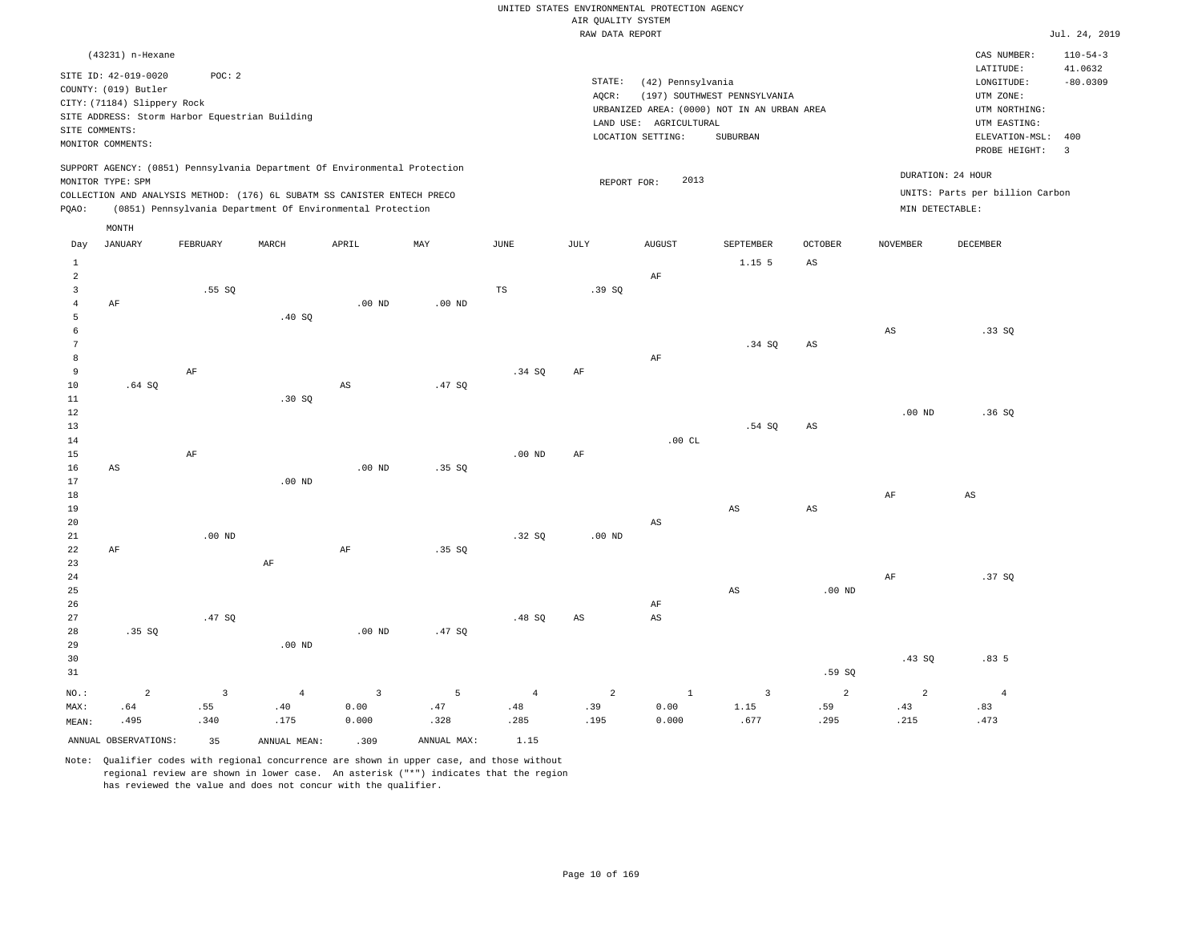UNITED STATES ENVIRONMENTAL PROTECTION AGENCY
AIR QUALITY SYSTEM
RAW DATA REPORT

Jul. 24, 2019

(43231) n-Hexane

SITE ID: 42-019-0020 POC: 2
COUNTY: (019) Butler
CITY: (71184) Slippery Rock
SITE ADDRESS: Storm Harbor Equestrian Building
SITE COMMENTS:
MONITOR COMMENTS:

STATE: (42) Pennsylvania
AQCR: (197) SOUTHWEST PENNSYLVANIA
URBANIZED AREA: (0000) NOT IN AN URBAN AREA
LAND USE: AGRICULTURAL
LOCATION SETTING: SUBURBAN

CAS NUMBER: 110-54-3
LATITUDE: 41.0632
LONGITUDE: -80.0309
UTM ZONE:
UTM NORTHING:
UTM EASTING:
ELEVATION-MSL: 400
PROBE HEIGHT: 3

SUPPORT AGENCY: (0851) Pennsylvania Department Of Environmental Protection
MONITOR TYPE: SPM
COLLECTION AND ANALYSIS METHOD: (176) 6L SUBATM SS CANISTER ENTECH PRECO
PQAO: (0851) Pennsylvania Department Of Environmental Protection

REPORT FOR: 2013

DURATION: 24 HOUR
UNITS: Parts per billion Carbon
MIN DETECTABLE:

| Day | JANUARY | FEBRUARY | MARCH | APRIL | MAY | JUNE | JULY | AUGUST | SEPTEMBER | OCTOBER | NOVEMBER | DECEMBER |
|---|---|---|---|---|---|---|---|---|---|---|---|---|
| 1 | | | | | | | | | 1.15 5 | AS | | |
| 2 | | | | | | | | AF | | | | |
| 3 | | .55 SQ | | | | TS | .39 SQ | | | | | |
| 4 | AF | | | .00 ND | .00 ND | | | | | | | |
| 5 | | | .40 SQ | | | | | | | | | |
| 6 | | | | | | | | | | | AS | .33 SQ |
| 7 | | | | | | | | | .34 SQ | AS | | |
| 8 | | | | | | | | AF | | | | |
| 9 | | AF | | | | .34 SQ | AF | | | | | |
| 10 | .64 SQ | | | AS | .47 SQ | | | | | | | |
| 11 | | | .30 SQ | | | | | | | | | |
| 12 | | | | | | | | | | | .00 ND | .36 SQ |
| 13 | | | | | | | | | .54 SQ | AS | | |
| 14 | | | | | | | | .00 CL | | | | |
| 15 | | AF | | | | .00 ND | AF | | | | | |
| 16 | AS | | | .00 ND | .35 SQ | | | | | | | |
| 17 | | | .00 ND | | | | | | | | | |
| 18 | | | | | | | | | | | AF | AS |
| 19 | | | | | | | | | AS | AS | | |
| 20 | | | | | | | | AS | | | | |
| 21 | | .00 ND | | | | .32 SQ | .00 ND | | | | | |
| 22 | AF | | | AF | .35 SQ | | | | | | | |
| 23 | | | AF | | | | | | | | | |
| 24 | | | | | | | | | | | AF | .37 SQ |
| 25 | | | | | | | | | AS | .00 ND | | |
| 26 | | | | | | | | AF | | | | |
| 27 | | .47 SQ | | | | .48 SQ | AS | AS | | | | |
| 28 | .35 SQ | | | .00 ND | .47 SQ | | | | | | | |
| 29 | | | .00 ND | | | | | | | | | |
| 30 | | | | | | | | | | | .43 SQ | .83 5 |
| 31 | | | | | | | | | | .59 SQ | | |
| NO.: | 2 | 3 | 4 | 3 | 5 | 4 | 2 | 1 | 3 | 2 | 2 | 4 |
| MAX: | .64 | .55 | .40 | 0.00 | .47 | .48 | .39 | 0.00 | 1.15 | .59 | .43 | .83 |
| MEAN: | .495 | .340 | .175 | 0.000 | .328 | .285 | .195 | 0.000 | .677 | .295 | .215 | .473 |

ANNUAL OBSERVATIONS: 35 ANNUAL MEAN: .309 ANNUAL MAX: 1.15

Note: Qualifier codes with regional concurrence are shown in upper case, and those without regional review are shown in lower case. An asterisk ("*") indicates that the region has reviewed the value and does not concur with the qualifier.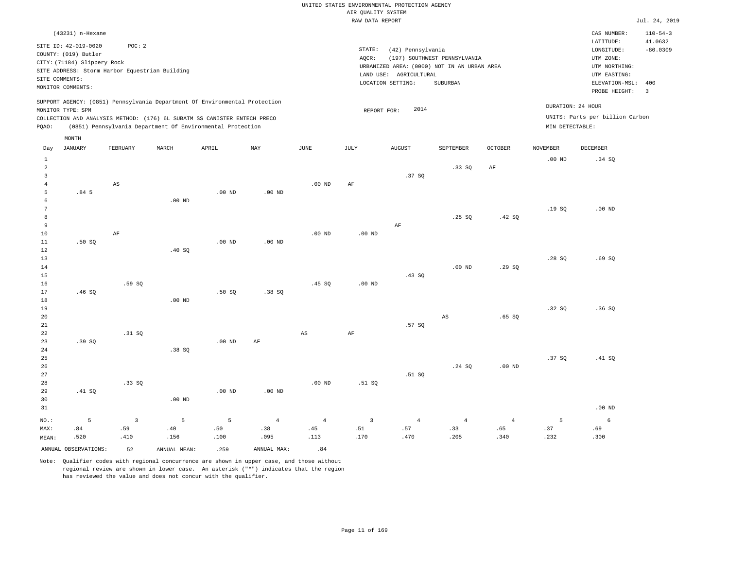UNITED STATES ENVIRONMENTAL PROTECTION AGENCY
AIR QUALITY SYSTEM
RAW DATA REPORT

Jul. 24, 2019

(43231) n-Hexane

SITE ID: 42-019-0020 POC: 2
COUNTY: (019) Butler
CITY: (71184) Slippery Rock
SITE ADDRESS: Storm Harbor Equestrian Building
SITE COMMENTS:
MONITOR COMMENTS:

STATE: (42) Pennsylvania
AQCR: (197) SOUTHWEST PENNSYLVANIA
URBANIZED AREA: (0000) NOT IN AN URBAN AREA
LAND USE: AGRICULTURAL
LOCATION SETTING: SUBURBAN

CAS NUMBER: 110-54-3
LATITUDE: 41.0632
LONGITUDE: -80.0309
UTM ZONE:
UTM NORTHING:
UTM EASTING:
ELEVATION-MSL: 400
PROBE HEIGHT: 3

SUPPORT AGENCY: (0851) Pennsylvania Department Of Environmental Protection
MONITOR TYPE: SPM
COLLECTION AND ANALYSIS METHOD: (176) 6L SUBATM SS CANISTER ENTECH PRECO
PQAO: (0851) Pennsylvania Department Of Environmental Protection

REPORT FOR: 2014

DURATION: 24 HOUR
UNITS: Parts per billion Carbon
MIN DETECTABLE:

| Day | JANUARY | FEBRUARY | MARCH | APRIL | MAY | JUNE | JULY | AUGUST | SEPTEMBER | OCTOBER | NOVEMBER | DECEMBER |
|---|---|---|---|---|---|---|---|---|---|---|---|---|
| 1 | | | | | | | | | | | .00 ND | .34 SQ |
| 2 | | | | | | | | | .33 SQ | AF | | |
| 3 | | | | | | | | .37 SQ | | | | |
| 4 | | AS | | | | .00 ND | AF | | | | | |
| 5 | .84 5 | | | .00 ND | .00 ND | | | | | | | |
| 6 | | | .00 ND | | | | | | | | | |
| 7 | | | | | | | | | | | .19 SQ | .00 ND |
| 8 | | | | | | | | | .25 SQ | .42 SQ | | |
| 9 | | | | | | | | AF | | | | |
| 10 | | AF | | | | .00 ND | .00 ND | | | | | |
| 11 | .50 SQ | | | .00 ND | .00 ND | | | | | | | |
| 12 | | | .40 SQ | | | | | | | | | |
| 13 | | | | | | | | | | | .28 SQ | .69 SQ |
| 14 | | | | | | | | | .00 ND | .29 SQ | | |
| 15 | | | | | | | | .43 SQ | | | | |
| 16 | | .59 SQ | | | | .45 SQ | .00 ND | | | | | |
| 17 | .46 SQ | | | .50 SQ | .38 SQ | | | | | | | |
| 18 | | | .00 ND | | | | | | | | | |
| 19 | | | | | | | | | | | .32 SQ | .36 SQ |
| 20 | | | | | | | | | AS | .65 SQ | | |
| 21 | | | | | | | | .57 SQ | | | | |
| 22 | | .31 SQ | | | | AS | AF | | | | | |
| 23 | .39 SQ | | | .00 ND | AF | | | | | | | |
| 24 | | | .38 SQ | | | | | | | | | |
| 25 | | | | | | | | | | | .37 SQ | .41 SQ |
| 26 | | | | | | | | | .24 SQ | .00 ND | | |
| 27 | | | | | | | | .51 SQ | | | | |
| 28 | | .33 SQ | | | | .00 ND | .51 SQ | | | | | |
| 29 | .41 SQ | | | .00 ND | .00 ND | | | | | | | |
| 30 | | | .00 ND | | | | | | | | | |
| 31 | | | | | | | | | | | | .00 ND |
| NO.: | 5 | 3 | 5 | 5 | 4 | 4 | 3 | 4 | 4 | 4 | 5 | 6 |
| MAX: | .84 | .59 | .40 | .50 | .38 | .45 | .51 | .57 | .33 | .65 | .37 | .69 |
| MEAN: | .520 | .410 | .156 | .100 | .095 | .113 | .170 | .470 | .205 | .340 | .232 | .300 |

ANNUAL OBSERVATIONS: 52 ANNUAL MEAN: .259 ANNUAL MAX: .84

Note: Qualifier codes with regional concurrence are shown in upper case, and those without regional review are shown in lower case. An asterisk ("*") indicates that the region has reviewed the value and does not concur with the qualifier.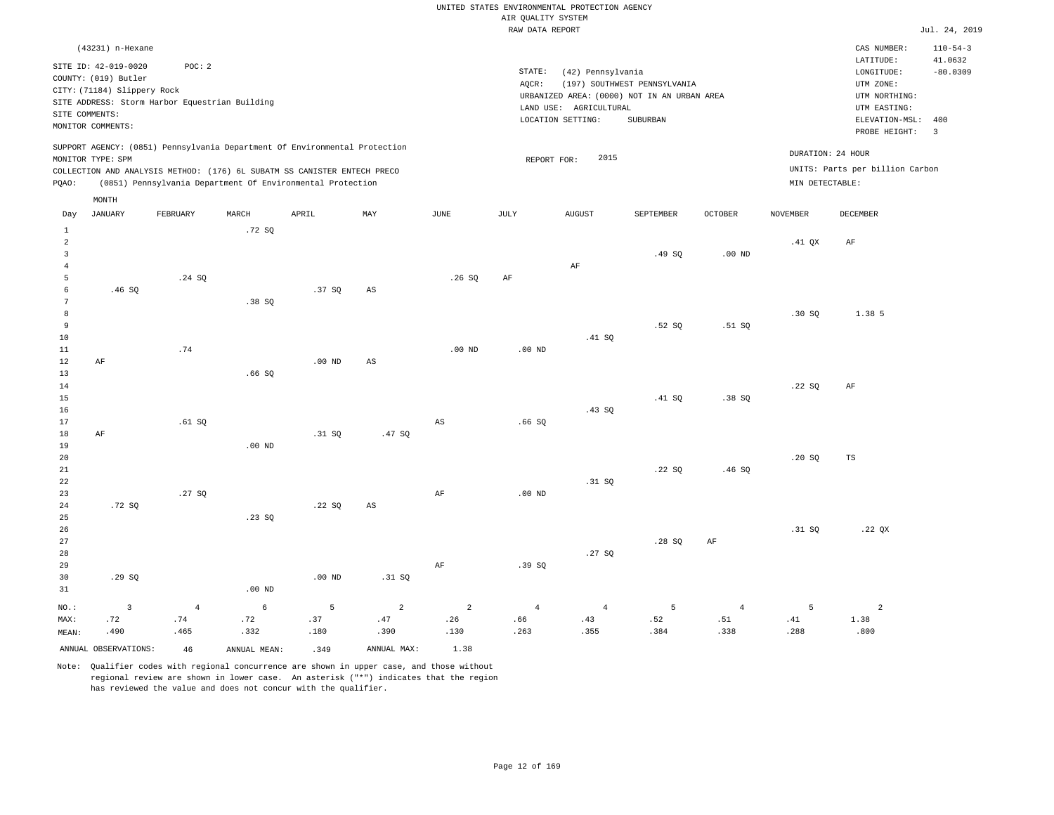UNITED STATES ENVIRONMENTAL PROTECTION AGENCY
AIR QUALITY SYSTEM
RAW DATA REPORT

Jul. 24, 2019

(43231) n-Hexane

SITE ID: 42-019-0020 POC: 2
COUNTY: (019) Butler
CITY: (71184) Slippery Rock
SITE ADDRESS: Storm Harbor Equestrian Building
SITE COMMENTS:
MONITOR COMMENTS:

STATE: (42) Pennsylvania
AQCR: (197) SOUTHWEST PENNSYLVANIA
URBANIZED AREA: (0000) NOT IN AN URBAN AREA
LAND USE: AGRICULTURAL
LOCATION SETTING: SUBURBAN

CAS NUMBER: 110-54-3
LATITUDE: 41.0632
LONGITUDE: -80.0309
UTM ZONE:
UTM NORTHING:
UTM EASTING:
ELEVATION-MSL: 400
PROBE HEIGHT: 3

SUPPORT AGENCY: (0851) Pennsylvania Department Of Environmental Protection
MONITOR TYPE: SPM
COLLECTION AND ANALYSIS METHOD: (176) 6L SUBATM SS CANISTER ENTECH PRECO
PQAO: (0851) Pennsylvania Department Of Environmental Protection

REPORT FOR: 2015

DURATION: 24 HOUR
UNITS: Parts per billion Carbon
MIN DETECTABLE:

| Day | JANUARY | FEBRUARY | MARCH | APRIL | MAY | JUNE | JULY | AUGUST | SEPTEMBER | OCTOBER | NOVEMBER | DECEMBER |
|---|---|---|---|---|---|---|---|---|---|---|---|---|
| 1 | | | .72 SQ | | | | | | | | | |
| 2 | | | | | | | | | | | .41 QX | AF |
| 3 | | | | | | | | | .49 SQ | .00 ND | | |
| 4 | | | | | | | | AF | | | | |
| 5 | | .24 SQ | | | | .26 SQ | AF | | | | | |
| 6 | .46 SQ | | | .37 SQ | AS | | | | | | | |
| 7 | | | .38 SQ | | | | | | | | | |
| 8 | | | | | | | | | | | .30 SQ | 1.38 5 |
| 9 | | | | | | | | | .52 SQ | .51 SQ | | |
| 10 | | | | | | | | .41 SQ | | | | |
| 11 | | .74 | | | | .00 ND | .00 ND | | | | | |
| 12 | AF | | | .00 ND | AS | | | | | | | |
| 13 | | | .66 SQ | | | | | | | | | |
| 14 | | | | | | | | | | | .22 SQ | AF |
| 15 | | | | | | | | | .41 SQ | .38 SQ | | |
| 16 | | | | | | | | .43 SQ | | | | |
| 17 | | .61 SQ | | | | AS | .66 SQ | | | | | |
| 18 | AF | | | .31 SQ | .47 SQ | | | | | | | |
| 19 | | | .00 ND | | | | | | | | | |
| 20 | | | | | | | | | | | .20 SQ | TS |
| 21 | | | | | | | | | .22 SQ | .46 SQ | | |
| 22 | | | | | | | | .31 SQ | | | | |
| 23 | | .27 SQ | | | | AF | .00 ND | | | | | |
| 24 | .72 SQ | | | .22 SQ | AS | | | | | | | |
| 25 | | | .23 SQ | | | | | | | | | |
| 26 | | | | | | | | | | | .31 SQ | .22 QX |
| 27 | | | | | | | | | .28 SQ | AF | | |
| 28 | | | | | | | | .27 SQ | | | | |
| 29 | | | | | | AF | .39 SQ | | | | | |
| 30 | .29 SQ | | | .00 ND | .31 SQ | | | | | | | |
| 31 | | | .00 ND | | | | | | | | | |
| NO.: | 3 | 4 | 6 | 5 | 2 | 2 | 4 | 4 | 5 | 4 | 5 | 2 |
| MAX: | .72 | .74 | .72 | .37 | .47 | .26 | .66 | .43 | .52 | .51 | .41 | 1.38 |
| MEAN: | .490 | .465 | .332 | .180 | .390 | .130 | .263 | .355 | .384 | .338 | .288 | .800 |

ANNUAL OBSERVATIONS: 46 ANNUAL MEAN: .349 ANNUAL MAX: 1.38

Note: Qualifier codes with regional concurrence are shown in upper case, and those without regional review are shown in lower case. An asterisk ("*") indicates that the region has reviewed the value and does not concur with the qualifier.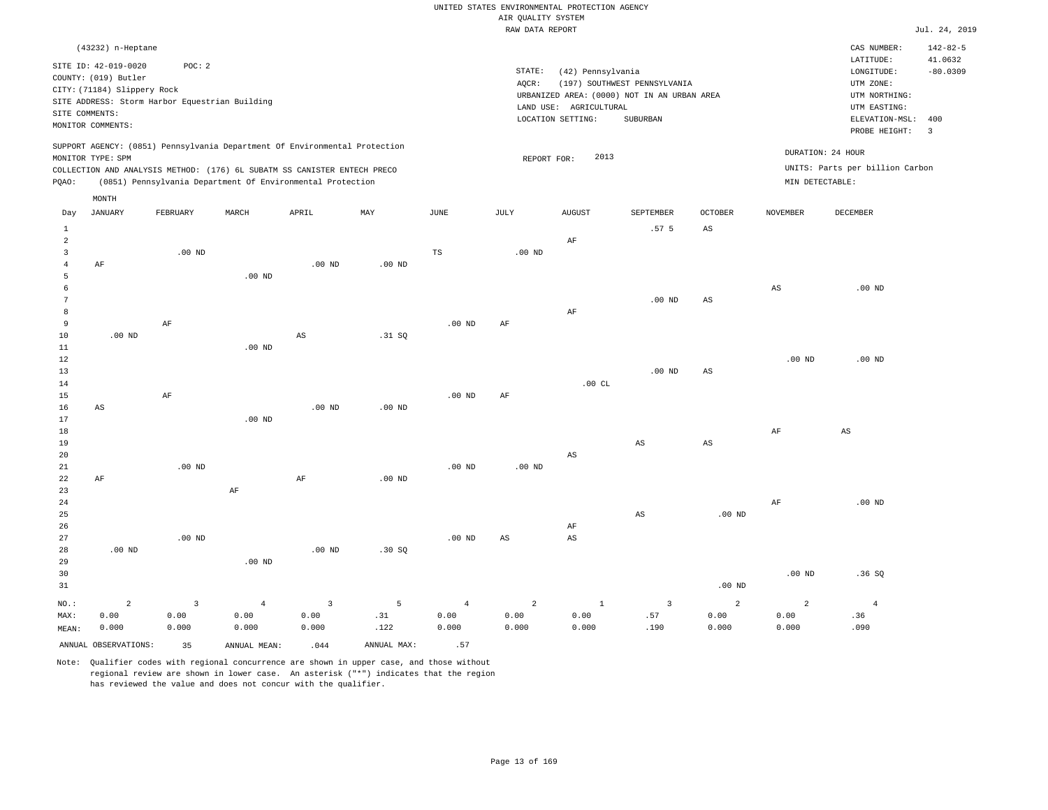UNITED STATES ENVIRONMENTAL PROTECTION AGENCY
AIR QUALITY SYSTEM
RAW DATA REPORT

Jul. 24, 2019

(43232) n-Heptane

SITE ID: 42-019-0020 POC: 2
COUNTY: (019) Butler
CITY: (71184) Slippery Rock
SITE ADDRESS: Storm Harbor Equestrian Building
SITE COMMENTS:
MONITOR COMMENTS:

STATE: (42) Pennsylvania
AQCR: (197) SOUTHWEST PENNSYLVANIA
URBANIZED AREA: (0000) NOT IN AN URBAN AREA
LAND USE: AGRICULTURAL
LOCATION SETTING: SUBURBAN

CAS NUMBER: 142-82-5
LATITUDE: 41.0632
LONGITUDE: -80.0309
UTM ZONE:
UTM NORTHING:
UTM EASTING:
ELEVATION-MSL: 400
PROBE HEIGHT: 3

SUPPORT AGENCY: (0851) Pennsylvania Department Of Environmental Protection
MONITOR TYPE: SPM
COLLECTION AND ANALYSIS METHOD: (176) 6L SUBATM SS CANISTER ENTECH PRECO
PQAO: (0851) Pennsylvania Department Of Environmental Protection

REPORT FOR: 2013

DURATION: 24 HOUR
UNITS: Parts per billion Carbon
MIN DETECTABLE:

| Day | JANUARY | FEBRUARY | MARCH | APRIL | MAY | JUNE | JULY | AUGUST | SEPTEMBER | OCTOBER | NOVEMBER | DECEMBER |
|---|---|---|---|---|---|---|---|---|---|---|---|---|
| 1 | | | | | | | | | .57 5 | AS | | |
| 2 | | | | | | | | AF | | | | |
| 3 | | .00 ND | | | | TS | .00 ND | | | | | |
| 4 | AF | | | .00 ND | .00 ND | | | | | | | |
| 5 | | | .00 ND | | | | | | | | | |
| 6 | | | | | | | | | | | AS | .00 ND |
| 7 | | | | | | | | | .00 ND | AS | | |
| 8 | | | | | | | | AF | | | | |
| 9 | | AF | | | | .00 ND | AF | | | | | |
| 10 | .00 ND | | | AS | .31 SQ | | | | | | | |
| 11 | | | .00 ND | | | | | | | | | |
| 12 | | | | | | | | | | | .00 ND | .00 ND |
| 13 | | | | | | | | | .00 ND | AS | | |
| 14 | | | | | | | | .00 CL | | | | |
| 15 | | AF | | | | .00 ND | AF | | | | | |
| 16 | AS | | | .00 ND | .00 ND | | | | | | | |
| 17 | | | .00 ND | | | | | | | | | |
| 18 | | | | | | | | | | | AF | AS |
| 19 | | | | | | | | | AS | AS | | |
| 20 | | | | | | | | AS | | | | |
| 21 | | .00 ND | | | | .00 ND | .00 ND | | | | | |
| 22 | AF | | | AF | .00 ND | | | | | | | |
| 23 | | | AF | | | | | | | | | |
| 24 | | | | | | | | | | | AF | .00 ND |
| 25 | | | | | | | | | AS | .00 ND | | |
| 26 | | | | | | | | AF | | | | |
| 27 | | .00 ND | | | | .00 ND | AS | AS | | | | |
| 28 | .00 ND | | | .00 ND | .30 SQ | | | | | | | |
| 29 | | | .00 ND | | | | | | | | | |
| 30 | | | | | | | | | | | .00 ND | .36 SQ |
| 31 | | | | | | | | | | .00 ND | | |
| NO.: | 2 | 3 | 4 | 3 | 5 | 4 | 2 | 1 | 3 | 2 | 2 | 4 |
| MAX: | 0.00 | 0.00 | 0.00 | 0.00 | .31 | 0.00 | 0.00 | 0.00 | .57 | 0.00 | 0.00 | .36 |
| MEAN: | 0.000 | 0.000 | 0.000 | 0.000 | .122 | 0.000 | 0.000 | 0.000 | .190 | 0.000 | 0.000 | .090 |

ANNUAL OBSERVATIONS: 35 ANNUAL MEAN: .044 ANNUAL MAX: .57

Note: Qualifier codes with regional concurrence are shown in upper case, and those without regional review are shown in lower case. An asterisk ("*") indicates that the region has reviewed the value and does not concur with the qualifier.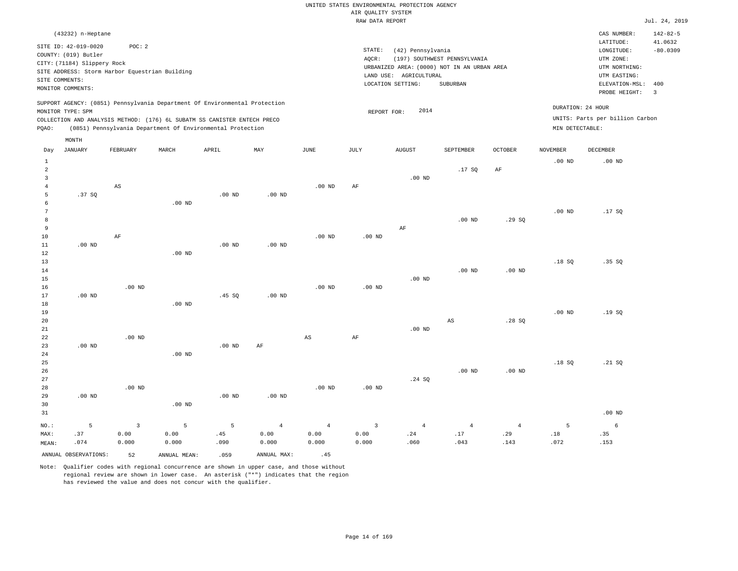UNITED STATES ENVIRONMENTAL PROTECTION AGENCY
AIR QUALITY SYSTEM
RAW DATA REPORT

Jul. 24, 2019

(43232) n-Heptane

SITE ID: 42-019-0020 POC: 2
COUNTY: (019) Butler
CITY: (71184) Slippery Rock
SITE ADDRESS: Storm Harbor Equestrian Building
SITE COMMENTS:
MONITOR COMMENTS:

STATE: (42) Pennsylvania
AQCR: (197) SOUTHWEST PENNSYLVANIA
URBANIZED AREA: (0000) NOT IN AN URBAN AREA
LAND USE: AGRICULTURAL
LOCATION SETTING: SUBURBAN

CAS NUMBER: 142-82-5
LATITUDE: 41.0632
LONGITUDE: -80.0309
UTM ZONE:
UTM NORTHING:
UTM EASTING:
ELEVATION-MSL: 400
PROBE HEIGHT: 3

SUPPORT AGENCY: (0851) Pennsylvania Department Of Environmental Protection
MONITOR TYPE: SPM
COLLECTION AND ANALYSIS METHOD: (176) 6L SUBATM SS CANISTER ENTECH PRECO
PQAO: (0851) Pennsylvania Department Of Environmental Protection

REPORT FOR: 2014

DURATION: 24 HOUR
UNITS: Parts per billion Carbon
MIN DETECTABLE:

| Day | JANUARY | FEBRUARY | MARCH | APRIL | MAY | JUNE | JULY | AUGUST | SEPTEMBER | OCTOBER | NOVEMBER | DECEMBER |
|---|---|---|---|---|---|---|---|---|---|---|---|---|
| 1 | | | | | | | | | | | .00 ND | .00 ND |
| 2 | | | | | | | | | .17 SQ | AF | | |
| 3 | | | | | | | | .00 ND | | | | |
| 4 | | AS | | | | .00 ND | AF | | | | | |
| 5 | .37 SQ | | | .00 ND | .00 ND | | | | | | | |
| 6 | | | .00 ND | | | | | | | | | |
| 7 | | | | | | | | | | | .00 ND | .17 SQ |
| 8 | | | | | | | | | .00 ND | .29 SQ | | |
| 9 | | | | | | | | AF | | | | |
| 10 | | AF | | | | .00 ND | .00 ND | | | | | |
| 11 | .00 ND | | | .00 ND | .00 ND | | | | | | | |
| 12 | | | .00 ND | | | | | | | | | |
| 13 | | | | | | | | | | | .18 SQ | .35 SQ |
| 14 | | | | | | | | | .00 ND | .00 ND | | |
| 15 | | | | | | | | .00 ND | | | | |
| 16 | | .00 ND | | | | .00 ND | .00 ND | | | | | |
| 17 | .00 ND | | | .45 SQ | .00 ND | | | | | | | |
| 18 | | | .00 ND | | | | | | | | | |
| 19 | | | | | | | | | | | .00 ND | .19 SQ |
| 20 | | | | | | | | | AS | .28 SQ | | |
| 21 | | | | | | | | .00 ND | | | | |
| 22 | | .00 ND | | | | AS | AF | | | | | |
| 23 | .00 ND | | | .00 ND | AF | | | | | | | |
| 24 | | | .00 ND | | | | | | | | | |
| 25 | | | | | | | | | | | .18 SQ | .21 SQ |
| 26 | | | | | | | | | .00 ND | .00 ND | | |
| 27 | | | | | | | | .24 SQ | | | | |
| 28 | | .00 ND | | | | .00 ND | .00 ND | | | | | |
| 29 | .00 ND | | | .00 ND | .00 ND | | | | | | | |
| 30 | | | .00 ND | | | | | | | | | |
| 31 | | | | | | | | | | | | .00 ND |
| NO.: | 5 | 3 | 5 | 5 | 4 | 4 | 3 | 4 | 4 | 4 | 5 | 6 |
| MAX: | .37 | 0.00 | 0.00 | .45 | 0.00 | 0.00 | 0.00 | .24 | .17 | .29 | .18 | .35 |
| MEAN: | .074 | 0.000 | 0.000 | .090 | 0.000 | 0.000 | 0.000 | .060 | .043 | .143 | .072 | .153 |

ANNUAL OBSERVATIONS: 52 ANNUAL MEAN: .059 ANNUAL MAX: .45

Note: Qualifier codes with regional concurrence are shown in upper case, and those without regional review are shown in lower case. An asterisk ("*") indicates that the region has reviewed the value and does not concur with the qualifier.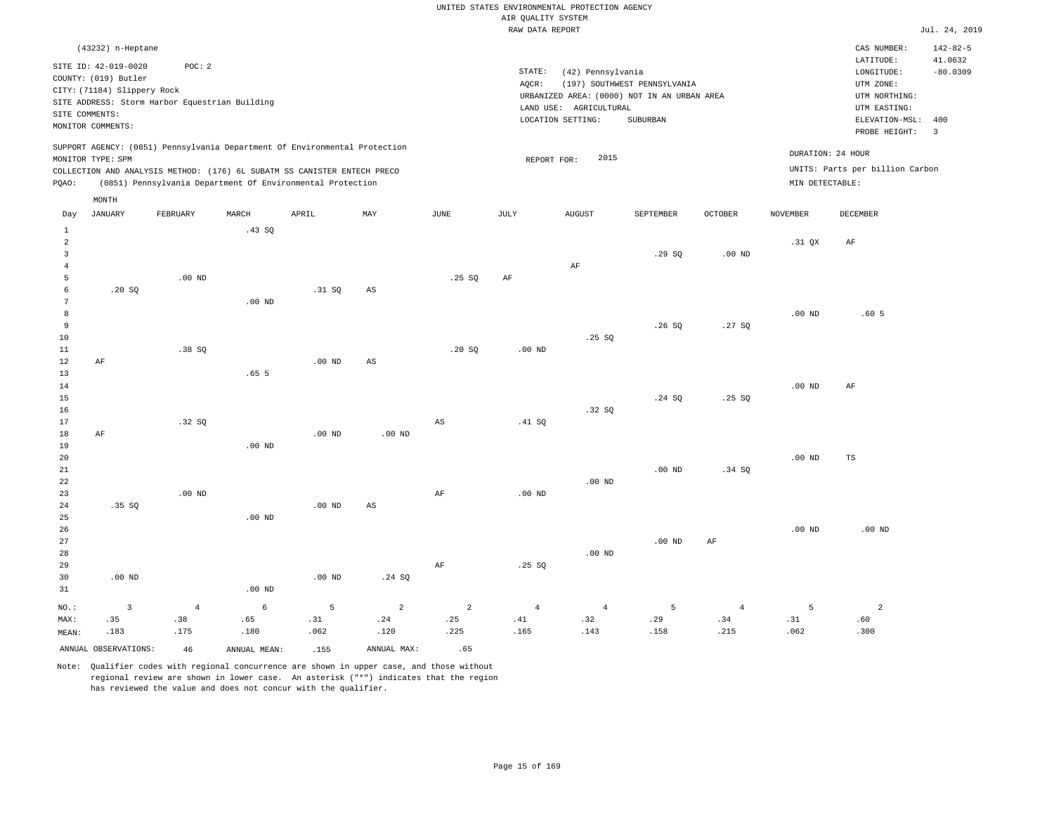UNITED STATES ENVIRONMENTAL PROTECTION AGENCY
AIR QUALITY SYSTEM
RAW DATA REPORT

Jul. 24, 2019

(43232) n-Heptane

SITE ID: 42-019-0020 POC: 2
COUNTY: (019) Butler
CITY: (71184) Slippery Rock
SITE ADDRESS: Storm Harbor Equestrian Building
SITE COMMENTS:
MONITOR COMMENTS:

STATE: (42) Pennsylvania
AQCR: (197) SOUTHWEST PENNSYLVANIA
URBANIZED AREA: (0000) NOT IN AN URBAN AREA
LAND USE: AGRICULTURAL
LOCATION SETTING: SUBURBAN

CAS NUMBER: 142-82-5
LATITUDE: 41.0632
LONGITUDE: -80.0309
UTM ZONE:
UTM NORTHING:
UTM EASTING:
ELEVATION-MSL: 400
PROBE HEIGHT: 3

SUPPORT AGENCY: (0851) Pennsylvania Department Of Environmental Protection
MONITOR TYPE: SPM
COLLECTION AND ANALYSIS METHOD: (176) 6L SUBATM SS CANISTER ENTECH PRECO
PQAO: (0851) Pennsylvania Department Of Environmental Protection

REPORT FOR: 2015

DURATION: 24 HOUR
UNITS: Parts per billion Carbon
MIN DETECTABLE:

| Day | JANUARY | FEBRUARY | MARCH | APRIL | MAY | JUNE | JULY | AUGUST | SEPTEMBER | OCTOBER | NOVEMBER | DECEMBER |
|---|---|---|---|---|---|---|---|---|---|---|---|---|
| 1 | | | .43 SQ | | | | | | | | | |
| 2 | | | | | | | | | | | .31 QX | AF |
| 3 | | | | | | | | | .29 SQ | .00 ND | | |
| 4 | | | | | | | | AF | | | | |
| 5 | | .00 ND | | | | .25 SQ | AF | | | | | |
| 6 | .20 SQ | | | .31 SQ | AS | | | | | | | |
| 7 | | | .00 ND | | | | | | | | | |
| 8 | | | | | | | | | | | .00 ND | .60 5 |
| 9 | | | | | | | | | .26 SQ | .27 SQ | | |
| 10 | | | | | | | | .25 SQ | | | | |
| 11 | | .38 SQ | | | | .20 SQ | .00 ND | | | | | |
| 12 | AF | | | .00 ND | AS | | | | | | | |
| 13 | | | .65 5 | | | | | | | | | |
| 14 | | | | | | | | | | | .00 ND | AF |
| 15 | | | | | | | | | .24 SQ | .25 SQ | | |
| 16 | | | | | | | | .32 SQ | | | | |
| 17 | | .32 SQ | | | | AS | .41 SQ | | | | | |
| 18 | AF | | | .00 ND | .00 ND | | | | | | | |
| 19 | | | .00 ND | | | | | | | | | |
| 20 | | | | | | | | | | | .00 ND | TS |
| 21 | | | | | | | | | .00 ND | .34 SQ | | |
| 22 | | | | | | | | .00 ND | | | | |
| 23 | | .00 ND | | | | AF | .00 ND | | | | | |
| 24 | .35 SQ | | | .00 ND | AS | | | | | | | |
| 25 | | | .00 ND | | | | | | | | | |
| 26 | | | | | | | | | | | .00 ND | .00 ND |
| 27 | | | | | | | | | .00 ND | AF | | |
| 28 | | | | | | | | .00 ND | | | | |
| 29 | | | | | | AF | .25 SQ | | | | | |
| 30 | .00 ND | | | .00 ND | .24 SQ | | | | | | | |
| 31 | | | .00 ND | | | | | | | | | |
| NO.: | 3 | 4 | 6 | 5 | 2 | 2 | 4 | 4 | 5 | 4 | 5 | 2 |
| MAX: | .35 | .38 | .65 | .31 | .24 | .25 | .41 | .32 | .29 | .34 | .31 | .60 |
| MEAN: | .183 | .175 | .180 | .062 | .120 | .225 | .165 | .143 | .158 | .215 | .062 | .300 |

ANNUAL OBSERVATIONS: 46 ANNUAL MEAN: .155 ANNUAL MAX: .65

Note: Qualifier codes with regional concurrence are shown in upper case, and those without regional review are shown in lower case. An asterisk ("*") indicates that the region has reviewed the value and does not concur with the qualifier.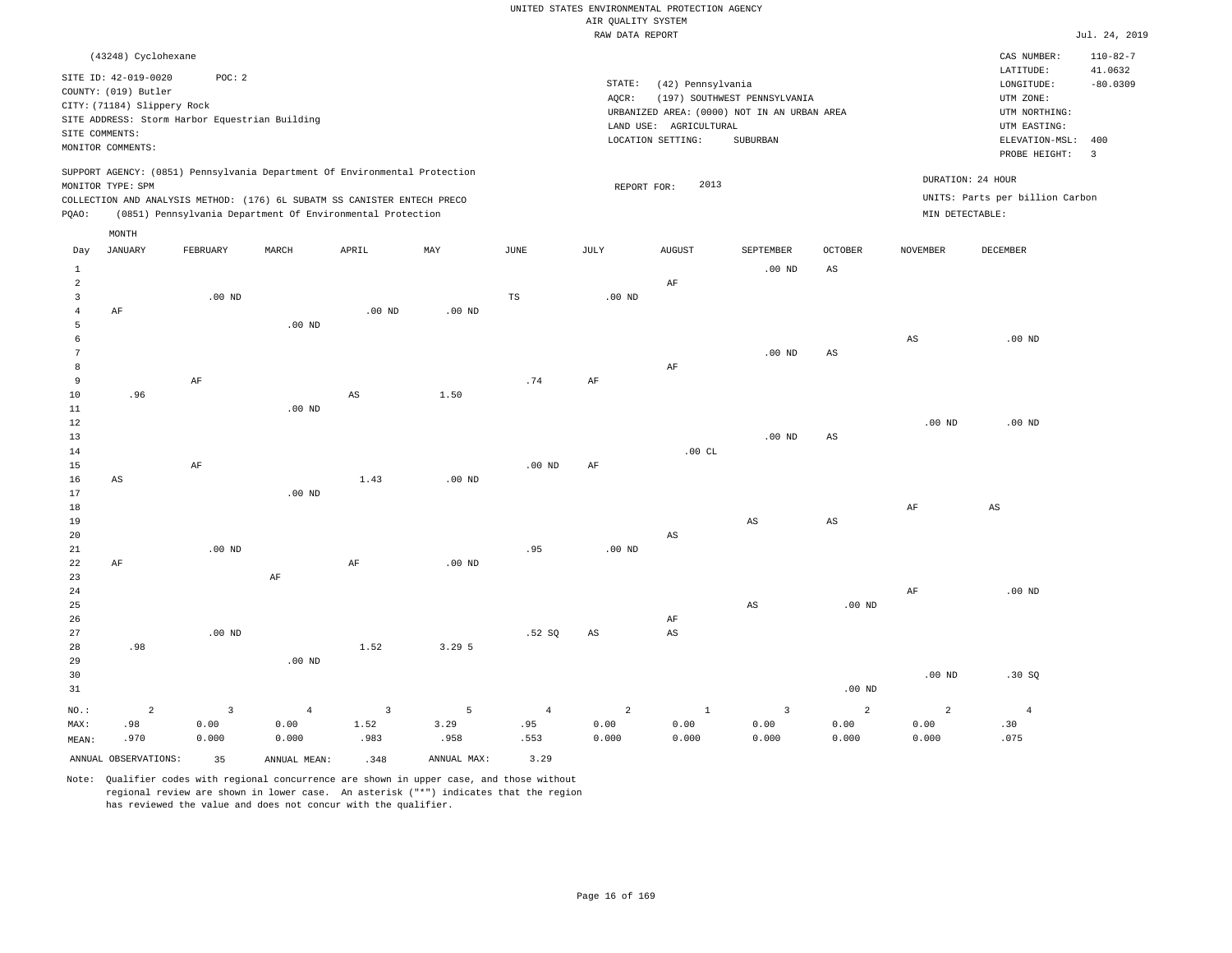UNITED STATES ENVIRONMENTAL PROTECTION AGENCY
AIR QUALITY SYSTEM
RAW DATA REPORT

Jul. 24, 2019

(43248) Cyclohexane

SITE ID: 42-019-0020 POC: 2
COUNTY: (019) Butler
CITY: (71184) Slippery Rock
SITE ADDRESS: Storm Harbor Equestrian Building
SITE COMMENTS:
MONITOR COMMENTS:

STATE: (42) Pennsylvania
AQCR: (197) SOUTHWEST PENNSYLVANIA
URBANIZED AREA: (0000) NOT IN AN URBAN AREA
LAND USE: AGRICULTURAL
LOCATION SETTING: SUBURBAN

CAS NUMBER: 110-82-7
LATITUDE: 41.0632
LONGITUDE: -80.0309
UTM ZONE:
UTM NORTHING:
UTM EASTING:
ELEVATION-MSL: 400
PROBE HEIGHT: 3

SUPPORT AGENCY: (0851) Pennsylvania Department Of Environmental Protection
MONITOR TYPE: SPM
COLLECTION AND ANALYSIS METHOD: (176) 6L SUBATM SS CANISTER ENTECH PRECO
PQAO: (0851) Pennsylvania Department Of Environmental Protection

REPORT FOR: 2013

DURATION: 24 HOUR
UNITS: Parts per billion Carbon
MIN DETECTABLE:

| Day | JANUARY | FEBRUARY | MARCH | APRIL | MAY | JUNE | JULY | AUGUST | SEPTEMBER | OCTOBER | NOVEMBER | DECEMBER |
|---|---|---|---|---|---|---|---|---|---|---|---|---|
| 1 | | | | | | | | | .00 ND | AS | | |
| 2 | | | | | | | | AF | | | | |
| 3 | | .00 ND | | | | TS | .00 ND | | | | | |
| 4 | AF | | | .00 ND | .00 ND | | | | | | | |
| 5 | | | .00 ND | | | | | | | | | |
| 6 | | | | | | | | | | | AS | .00 ND |
| 7 | | | | | | | | | .00 ND | AS | | |
| 8 | | | | | | | | AF | | | | |
| 9 | | AF | | | | .74 | AF | | | | | |
| 10 | .96 | | | AS | 1.50 | | | | | | | |
| 11 | | | .00 ND | | | | | | | | | |
| 12 | | | | | | | | | | | .00 ND | .00 ND |
| 13 | | | | | | | | | .00 ND | AS | | |
| 14 | | | | | | | | .00 CL | | | | |
| 15 | | AF | | | | .00 ND | AF | | | | | |
| 16 | AS | | | 1.43 | .00 ND | | | | | | | |
| 17 | | | .00 ND | | | | | | | | | |
| 18 | | | | | | | | | | | AF | AS |
| 19 | | | | | | | | | AS | AS | | |
| 20 | | | | | | | | AS | | | | |
| 21 | | .00 ND | | | | .95 | .00 ND | | | | | |
| 22 | AF | | | AF | .00 ND | | | | | | | |
| 23 | | | AF | | | | | | | | | |
| 24 | | | | | | | | | | | AF | .00 ND |
| 25 | | | | | | | | | AS | .00 ND | | |
| 26 | | | | | | | | AF | | | | |
| 27 | | .00 ND | | | | .52 SQ | AS | AS | | | | |
| 28 | .98 | | | 1.52 | 3.29 5 | | | | | | | |
| 29 | | | .00 ND | | | | | | | | | |
| 30 | | | | | | | | | | | .00 ND | .30 SQ |
| 31 | | | | | | | | | | .00 ND | | |
| NO.: | 2 | 3 | 4 | 3 | 5 | 4 | 2 | 1 | 3 | 2 | 2 | 4 |
| MAX: | .98 | 0.00 | 0.00 | 1.52 | 3.29 | .95 | 0.00 | 0.00 | 0.00 | 0.00 | 0.00 | .30 |
| MEAN: | .970 | 0.000 | 0.000 | .983 | .958 | .553 | 0.000 | 0.000 | 0.000 | 0.000 | 0.000 | .075 |

ANNUAL OBSERVATIONS: 35 ANNUAL MEAN: .348 ANNUAL MAX: 3.29

Note: Qualifier codes with regional concurrence are shown in upper case, and those without regional review are shown in lower case. An asterisk ("*") indicates that the region has reviewed the value and does not concur with the qualifier.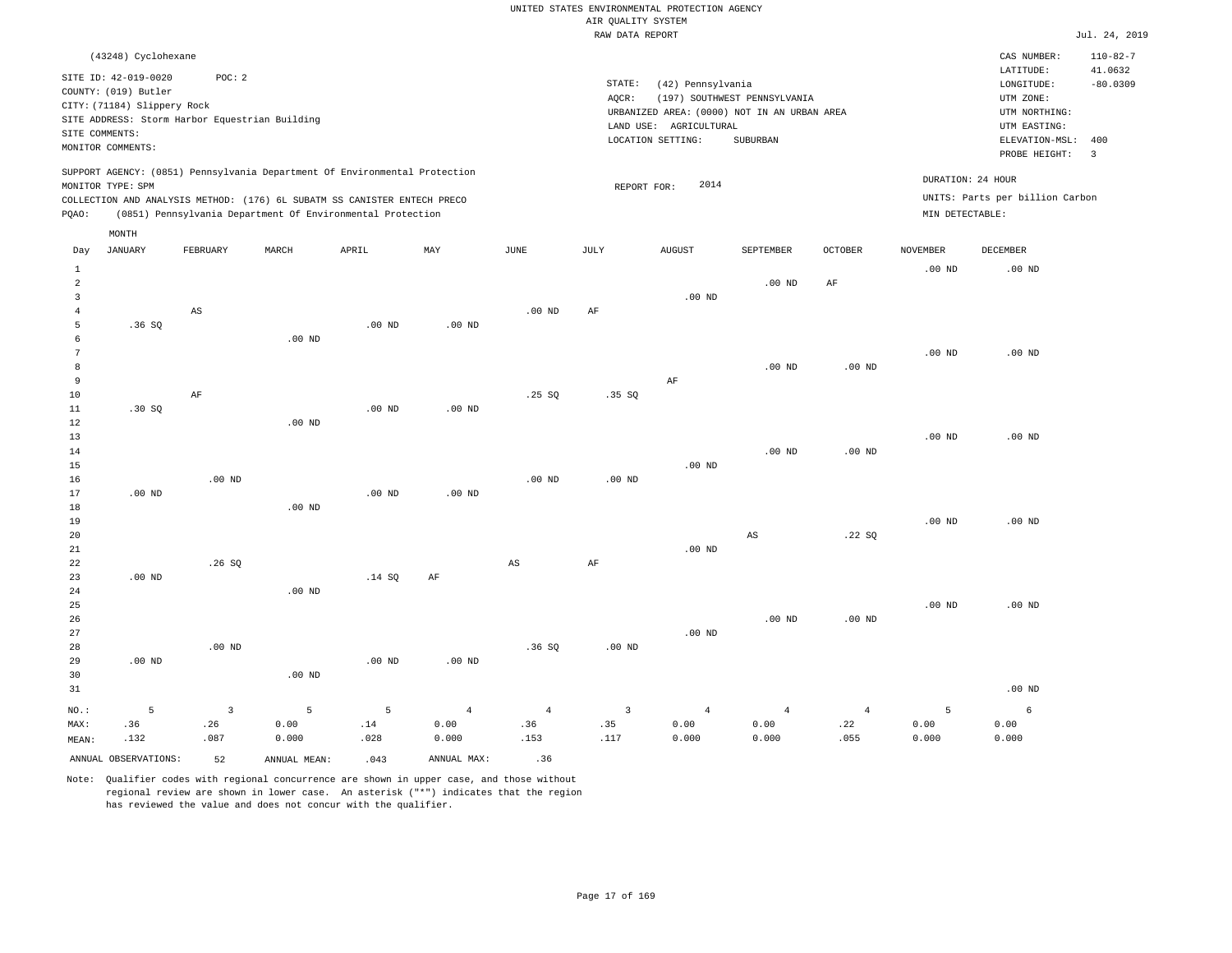UNITED STATES ENVIRONMENTAL PROTECTION AGENCY
AIR QUALITY SYSTEM
RAW DATA REPORT

Jul. 24, 2019

(43248) Cyclohexane

SITE ID: 42-019-0020 POC: 2
COUNTY: (019) Butler
CITY: (71184) Slippery Rock
SITE ADDRESS: Storm Harbor Equestrian Building
SITE COMMENTS:
MONITOR COMMENTS:

STATE: (42) Pennsylvania
AQCR: (197) SOUTHWEST PENNSYLVANIA
URBANIZED AREA: (0000) NOT IN AN URBAN AREA
LAND USE: AGRICULTURAL
LOCATION SETTING: SUBURBAN

CAS NUMBER: 110-82-7
LATITUDE: 41.0632
LONGITUDE: -80.0309
UTM ZONE:
UTM NORTHING:
UTM EASTING:
ELEVATION-MSL: 400
PROBE HEIGHT: 3

SUPPORT AGENCY: (0851) Pennsylvania Department Of Environmental Protection
MONITOR TYPE: SPM
COLLECTION AND ANALYSIS METHOD: (176) 6L SUBATM SS CANISTER ENTECH PRECO
PQAO: (0851) Pennsylvania Department Of Environmental Protection

REPORT FOR: 2014

DURATION: 24 HOUR
UNITS: Parts per billion Carbon
MIN DETECTABLE:

| Day | JANUARY | FEBRUARY | MARCH | APRIL | MAY | JUNE | JULY | AUGUST | SEPTEMBER | OCTOBER | NOVEMBER | DECEMBER |
|---|---|---|---|---|---|---|---|---|---|---|---|---|
| 1 | | | | | | | | | | | .00 ND | .00 ND |
| 2 | | | | | | | | | .00 ND | AF | | |
| 3 | | | | | | | | .00 ND | | | | |
| 4 | | AS | | | | .00 ND | AF | | | | | |
| 5 | .36 SQ | | | .00 ND | .00 ND | | | | | | | |
| 6 | | | .00 ND | | | | | | | | | |
| 7 | | | | | | | | | | | .00 ND | .00 ND |
| 8 | | | | | | | | | .00 ND | .00 ND | | |
| 9 | | | | | | | | AF | | | | |
| 10 | | AF | | | | .25 SQ | .35 SQ | | | | | |
| 11 | .30 SQ | | | .00 ND | .00 ND | | | | | | | |
| 12 | | | .00 ND | | | | | | | | | |
| 13 | | | | | | | | | | | .00 ND | .00 ND |
| 14 | | | | | | | | | .00 ND | .00 ND | | |
| 15 | | | | | | | | .00 ND | | | | |
| 16 | | .00 ND | | | | .00 ND | .00 ND | | | | | |
| 17 | .00 ND | | | .00 ND | .00 ND | | | | | | | |
| 18 | | | .00 ND | | | | | | | | | |
| 19 | | | | | | | | | | | .00 ND | .00 ND |
| 20 | | | | | | | | | AS | .22 SQ | | |
| 21 | | | | | | | | .00 ND | | | | |
| 22 | | .26 SQ | | | | AS | AF | | | | | |
| 23 | .00 ND | | | .14 SQ | AF | | | | | | | |
| 24 | | | .00 ND | | | | | | | | | |
| 25 | | | | | | | | | | | .00 ND | .00 ND |
| 26 | | | | | | | | | .00 ND | .00 ND | | |
| 27 | | | | | | | | .00 ND | | | | |
| 28 | | .00 ND | | | | .36 SQ | .00 ND | | | | | |
| 29 | .00 ND | | | .00 ND | .00 ND | | | | | | | |
| 30 | | | .00 ND | | | | | | | | | |
| 31 | | | | | | | | | | | | .00 ND |
| NO.: | 5 | 3 | 5 | 5 | 4 | 4 | 3 | 4 | 4 | 4 | 5 | 6 |
| MAX: | .36 | .26 | 0.00 | .14 | 0.00 | .36 | .35 | 0.00 | 0.00 | .22 | 0.00 | 0.00 |
| MEAN: | .132 | .087 | 0.000 | .028 | 0.000 | .153 | .117 | 0.000 | 0.000 | .055 | 0.000 | 0.000 |

ANNUAL OBSERVATIONS: 52 ANNUAL MEAN: .043 ANNUAL MAX: .36

Note: Qualifier codes with regional concurrence are shown in upper case, and those without regional review are shown in lower case. An asterisk ("*") indicates that the region has reviewed the value and does not concur with the qualifier.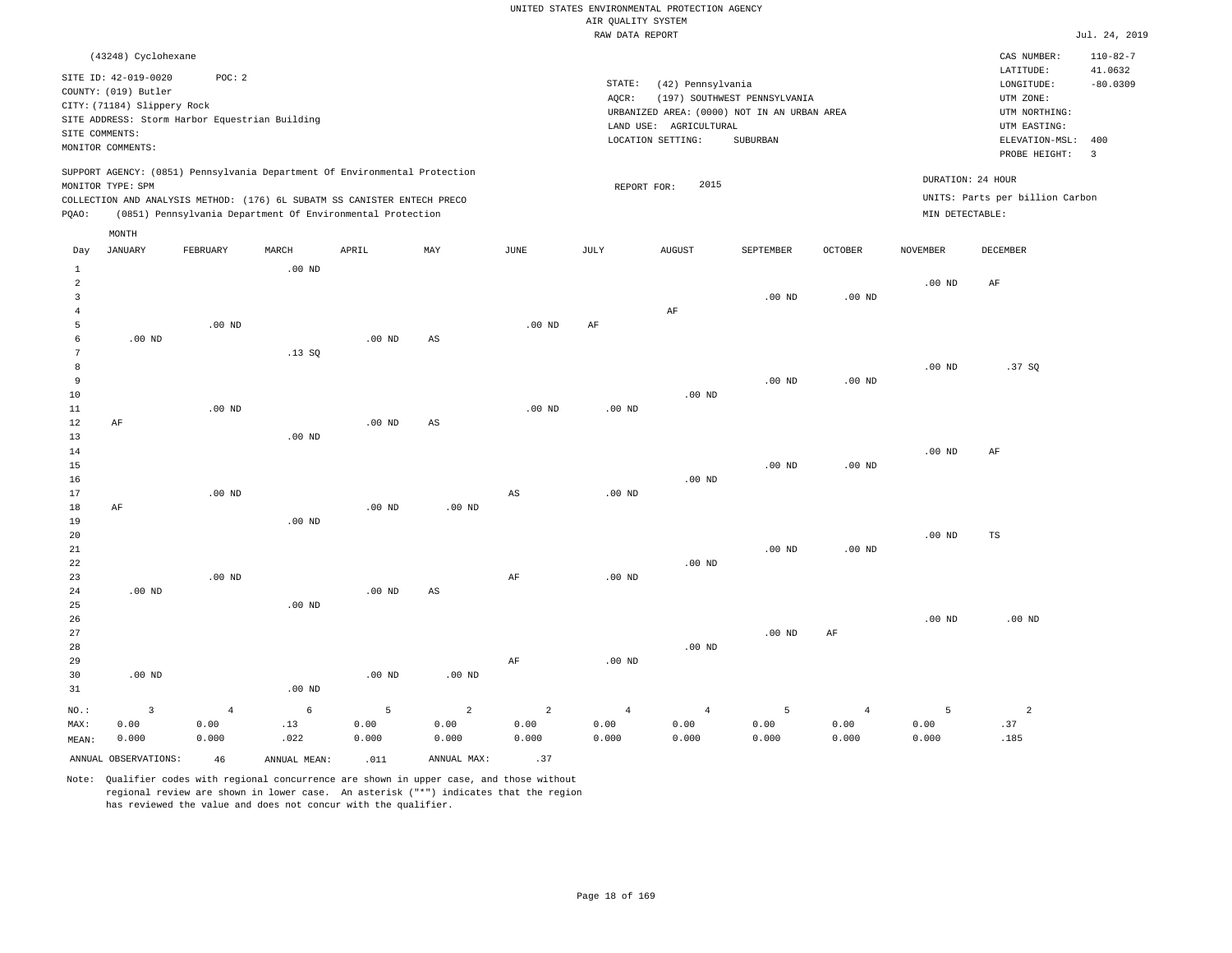UNITED STATES ENVIRONMENTAL PROTECTION AGENCY
AIR QUALITY SYSTEM
RAW DATA REPORT

Jul. 24, 2019

(43248) Cyclohexane

SITE ID: 42-019-0020 POC: 2
COUNTY: (019) Butler
CITY: (71184) Slippery Rock
SITE ADDRESS: Storm Harbor Equestrian Building
SITE COMMENTS:
MONITOR COMMENTS:

STATE: (42) Pennsylvania
AQCR: (197) SOUTHWEST PENNSYLVANIA
URBANIZED AREA: (0000) NOT IN AN URBAN AREA
LAND USE: AGRICULTURAL
LOCATION SETTING: SUBURBAN

CAS NUMBER: 110-82-7
LATITUDE: 41.0632
LONGITUDE: -80.0309
UTM ZONE:
UTM NORTHING:
UTM EASTING:
ELEVATION-MSL: 400
PROBE HEIGHT: 3

SUPPORT AGENCY: (0851) Pennsylvania Department Of Environmental Protection
MONITOR TYPE: SPM
COLLECTION AND ANALYSIS METHOD: (176) 6L SUBATM SS CANISTER ENTECH PRECO
PQAO: (0851) Pennsylvania Department Of Environmental Protection

REPORT FOR: 2015

DURATION: 24 HOUR
UNITS: Parts per billion Carbon
MIN DETECTABLE:

| Day | JANUARY | FEBRUARY | MARCH | APRIL | MAY | JUNE | JULY | AUGUST | SEPTEMBER | OCTOBER | NOVEMBER | DECEMBER |
|---|---|---|---|---|---|---|---|---|---|---|---|---|
| 1 | | | .00 ND | | | | | | | | | |
| 2 | | | | | | | | | | | .00 ND | AF |
| 3 | | | | | | | | | .00 ND | .00 ND | | |
| 4 | | | | | | | | AF | | | | |
| 5 | | .00 ND | | | | .00 ND | AF | | | | | |
| 6 | .00 ND | | | .00 ND | AS | | | | | | | |
| 7 | | | .13 SQ | | | | | | | | | |
| 8 | | | | | | | | | | | .00 ND | .37 SQ |
| 9 | | | | | | | | | .00 ND | .00 ND | | |
| 10 | | | | | | | | .00 ND | | | | |
| 11 | | .00 ND | | | | .00 ND | .00 ND | | | | | |
| 12 | AF | | | .00 ND | AS | | | | | | | |
| 13 | | | .00 ND | | | | | | | | | |
| 14 | | | | | | | | | | | .00 ND | AF |
| 15 | | | | | | | | | .00 ND | .00 ND | | |
| 16 | | | | | | | | .00 ND | | | | |
| 17 | | .00 ND | | | | AS | .00 ND | | | | | |
| 18 | AF | | | .00 ND | .00 ND | | | | | | | |
| 19 | | | .00 ND | | | | | | | | | |
| 20 | | | | | | | | | | | .00 ND | TS |
| 21 | | | | | | | | | .00 ND | .00 ND | | |
| 22 | | | | | | | | .00 ND | | | | |
| 23 | | .00 ND | | | | AF | .00 ND | | | | | |
| 24 | .00 ND | | | .00 ND | AS | | | | | | | |
| 25 | | | .00 ND | | | | | | | | | |
| 26 | | | | | | | | | | | .00 ND | .00 ND |
| 27 | | | | | | | | | .00 ND | AF | | |
| 28 | | | | | | | | .00 ND | | | | |
| 29 | | | | | | AF | .00 ND | | | | | |
| 30 | .00 ND | | | .00 ND | .00 ND | | | | | | | |
| 31 | | | .00 ND | | | | | | | | | |
| NO.: | 3 | 4 | 6 | 5 | 2 | 2 | 4 | 4 | 5 | 4 | 5 | 2 |
| MAX: | 0.00 | 0.00 | .13 | 0.00 | 0.00 | 0.00 | 0.00 | 0.00 | 0.00 | 0.00 | 0.00 | .37 |
| MEAN: | 0.000 | 0.000 | .022 | 0.000 | 0.000 | 0.000 | 0.000 | 0.000 | 0.000 | 0.000 | 0.000 | .185 |

ANNUAL OBSERVATIONS: 46 ANNUAL MEAN: .011 ANNUAL MAX: .37

Note: Qualifier codes with regional concurrence are shown in upper case, and those without regional review are shown in lower case. An asterisk ("*") indicates that the region has reviewed the value and does not concur with the qualifier.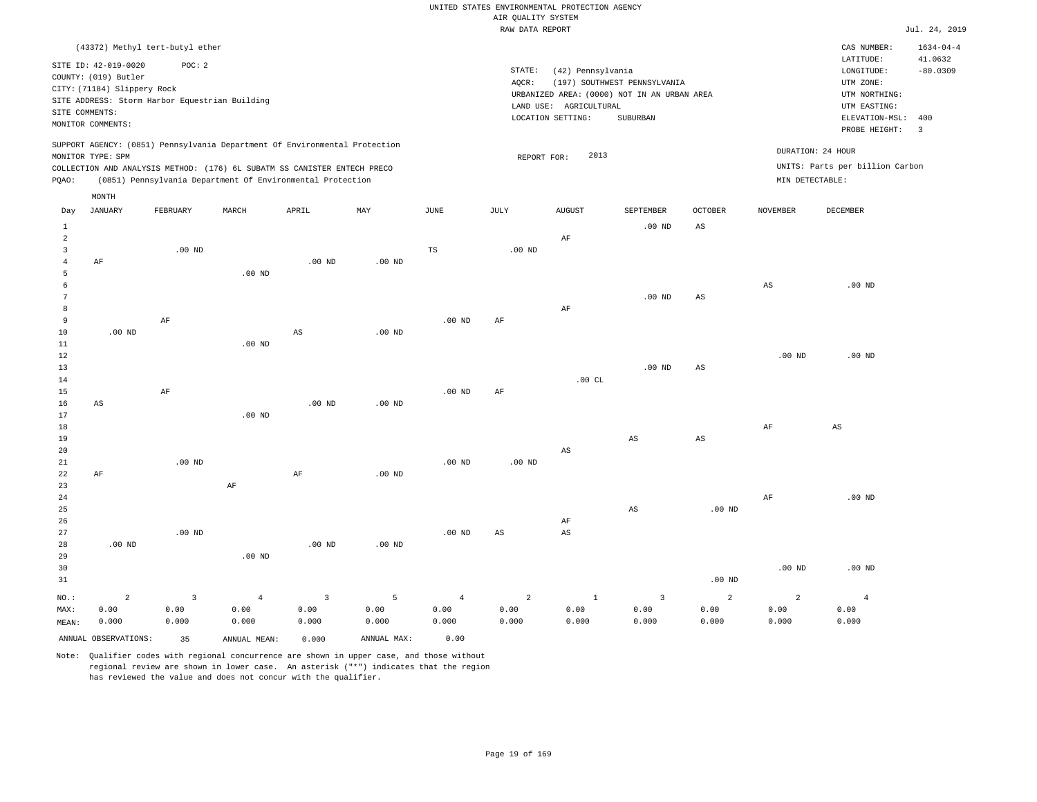UNITED STATES ENVIRONMENTAL PROTECTION AGENCY
AIR QUALITY SYSTEM
RAW DATA REPORT

Jul. 24, 2019

(43372) Methyl tert-butyl ether

SITE ID: 42-019-0020 POC: 2
COUNTY: (019) Butler
CITY: (71184) Slippery Rock
SITE ADDRESS: Storm Harbor Equestrian Building
SITE COMMENTS:
MONITOR COMMENTS:

STATE: (42) Pennsylvania
AQCR: (197) SOUTHWEST PENNSYLVANIA
URBANIZED AREA: (0000) NOT IN AN URBAN AREA
LAND USE: AGRICULTURAL
LOCATION SETTING: SUBURBAN

CAS NUMBER: 1634-04-4
LATITUDE: 41.0632
LONGITUDE: -80.0309
UTM ZONE:
UTM NORTHING:
UTM EASTING:
ELEVATION-MSL: 400
PROBE HEIGHT: 3

SUPPORT AGENCY: (0851) Pennsylvania Department Of Environmental Protection
MONITOR TYPE: SPM
COLLECTION AND ANALYSIS METHOD: (176) 6L SUBATM SS CANISTER ENTECH PRECO
PQAO: (0851) Pennsylvania Department Of Environmental Protection

REPORT FOR: 2013

DURATION: 24 HOUR
UNITS: Parts per billion Carbon
MIN DETECTABLE:

| Day | JANUARY | FEBRUARY | MARCH | APRIL | MAY | JUNE | JULY | AUGUST | SEPTEMBER | OCTOBER | NOVEMBER | DECEMBER |
|---|---|---|---|---|---|---|---|---|---|---|---|---|
| 1 | | | | | | | | | .00 ND | AS | | |
| 2 | | | | | | | | AF | | | | |
| 3 | | .00 ND | | | | TS | .00 ND | | | | | |
| 4 | AF | | | .00 ND | .00 ND | | | | | | | |
| 5 | | | .00 ND | | | | | | | | | |
| 6 | | | | | | | | | | | AS | .00 ND |
| 7 | | | | | | | | | .00 ND | AS | | |
| 8 | | | | | | | | AF | | | | |
| 9 | | AF | | | | .00 ND | AF | | | | | |
| 10 | .00 ND | | | AS | .00 ND | | | | | | | |
| 11 | | | .00 ND | | | | | | | | | |
| 12 | | | | | | | | | | | .00 ND | .00 ND |
| 13 | | | | | | | | | .00 ND | AS | | |
| 14 | | | | | | | | .00 CL | | | | |
| 15 | | AF | | | | .00 ND | AF | | | | | |
| 16 | AS | | | .00 ND | .00 ND | | | | | | | |
| 17 | | | .00 ND | | | | | | | | | |
| 18 | | | | | | | | | | | AF | AS |
| 19 | | | | | | | | | AS | AS | | |
| 20 | | | | | | | | AS | | | | |
| 21 | | .00 ND | | | | .00 ND | .00 ND | | | | | |
| 22 | AF | | | AF | .00 ND | | | | | | | |
| 23 | | | AF | | | | | | | | | |
| 24 | | | | | | | | | | | AF | .00 ND |
| 25 | | | | | | | | | AS | .00 ND | | |
| 26 | | | | | | | | AF | | | | |
| 27 | | .00 ND | | | | .00 ND | AS | AS | | | | |
| 28 | .00 ND | | | .00 ND | .00 ND | | | | | | | |
| 29 | | | .00 ND | | | | | | | | | |
| 30 | | | | | | | | | | | .00 ND | .00 ND |
| 31 | | | | | | | | | | .00 ND | | |
| NO.: | 2 | 3 | 4 | 3 | 5 | 4 | 2 | 1 | 3 | 2 | 2 | 4 |
| MAX: | 0.00 | 0.00 | 0.00 | 0.00 | 0.00 | 0.00 | 0.00 | 0.00 | 0.00 | 0.00 | 0.00 | 0.00 |
| MEAN: | 0.000 | 0.000 | 0.000 | 0.000 | 0.000 | 0.000 | 0.000 | 0.000 | 0.000 | 0.000 | 0.000 | 0.000 |

ANNUAL OBSERVATIONS: 35 ANNUAL MEAN: 0.000 ANNUAL MAX: 0.00

Note: Qualifier codes with regional concurrence are shown in upper case, and those without regional review are shown in lower case. An asterisk ("*") indicates that the region has reviewed the value and does not concur with the qualifier.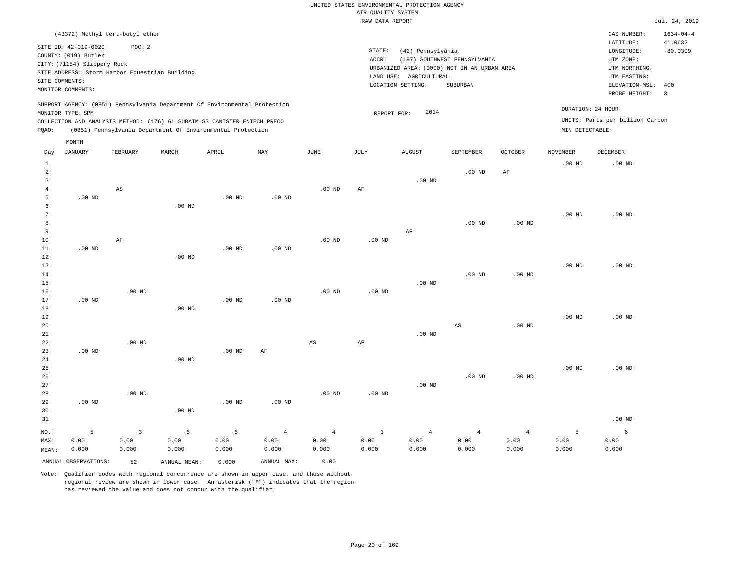UNITED STATES ENVIRONMENTAL PROTECTION AGENCY
AIR QUALITY SYSTEM
RAW DATA REPORT

Jul. 24, 2019

(43372) Methyl tert-butyl ether

SITE ID: 42-019-0020 POC: 2
COUNTY: (019) Butler
CITY: (71184) Slippery Rock
SITE ADDRESS: Storm Harbor Equestrian Building
SITE COMMENTS:
MONITOR COMMENTS:

STATE: (42) Pennsylvania
AQCR: (197) SOUTHWEST PENNSYLVANIA
URBANIZED AREA: (0000) NOT IN AN URBAN AREA
LAND USE: AGRICULTURAL
LOCATION SETTING: SUBURBAN

CAS NUMBER: 1634-04-4
LATITUDE: 41.0632
LONGITUDE: -80.0309
UTM ZONE:
UTM NORTHING:
UTM EASTING:
ELEVATION-MSL: 400
PROBE HEIGHT: 3

SUPPORT AGENCY: (0851) Pennsylvania Department Of Environmental Protection
MONITOR TYPE: SPM
COLLECTION AND ANALYSIS METHOD: (176) 6L SUBATM SS CANISTER ENTECH PRECO
PQAO: (0851) Pennsylvania Department Of Environmental Protection

REPORT FOR: 2014

DURATION: 24 HOUR
UNITS: Parts per billion Carbon
MIN DETECTABLE:

| Day | JANUARY | FEBRUARY | MARCH | APRIL | MAY | JUNE | JULY | AUGUST | SEPTEMBER | OCTOBER | NOVEMBER | DECEMBER |
|---|---|---|---|---|---|---|---|---|---|---|---|---|
| 1 | | | | | | | | | | | .00 ND | .00 ND |
| 2 | | | | | | | | | .00 ND | AF | | |
| 3 | | | | | | | | .00 ND | | | | |
| 4 | | AS | | | | .00 ND | AF | | | | | |
| 5 | .00 ND | | | .00 ND | .00 ND | | | | | | | |
| 6 | | | .00 ND | | | | | | | | | |
| 7 | | | | | | | | | | | .00 ND | .00 ND |
| 8 | | | | | | | | | .00 ND | .00 ND | | |
| 9 | | | | | | | | AF | | | | |
| 10 | | AF | | | | .00 ND | .00 ND | | | | | |
| 11 | .00 ND | | | .00 ND | .00 ND | | | | | | | |
| 12 | | | .00 ND | | | | | | | | | |
| 13 | | | | | | | | | | | .00 ND | .00 ND |
| 14 | | | | | | | | | .00 ND | .00 ND | | |
| 15 | | | | | | | | .00 ND | | | | |
| 16 | | .00 ND | | | | .00 ND | .00 ND | | | | | |
| 17 | .00 ND | | | .00 ND | .00 ND | | | | | | | |
| 18 | | | .00 ND | | | | | | | | | |
| 19 | | | | | | | | | | | .00 ND | .00 ND |
| 20 | | | | | | | | | AS | .00 ND | | |
| 21 | | | | | | | | .00 ND | | | | |
| 22 | | .00 ND | | | | AS | AF | | | | | |
| 23 | .00 ND | | | .00 ND | AF | | | | | | | |
| 24 | | | .00 ND | | | | | | | | | |
| 25 | | | | | | | | | | | .00 ND | .00 ND |
| 26 | | | | | | | | | .00 ND | .00 ND | | |
| 27 | | | | | | | | .00 ND | | | | |
| 28 | | .00 ND | | | | .00 ND | .00 ND | | | | | |
| 29 | .00 ND | | | .00 ND | .00 ND | | | | | | | |
| 30 | | | .00 ND | | | | | | | | | |
| 31 | | | | | | | | | | | | .00 ND |
| NO.: | 5 | 3 | 5 | 5 | 4 | 4 | 3 | 4 | 4 | 4 | 5 | 6 |
| MAX: | 0.00 | 0.00 | 0.00 | 0.00 | 0.00 | 0.00 | 0.00 | 0.00 | 0.00 | 0.00 | 0.00 | 0.00 |
| MEAN: | 0.000 | 0.000 | 0.000 | 0.000 | 0.000 | 0.000 | 0.000 | 0.000 | 0.000 | 0.000 | 0.000 | 0.000 |

ANNUAL OBSERVATIONS: 52 ANNUAL MEAN: 0.000 ANNUAL MAX: 0.00

Note: Qualifier codes with regional concurrence are shown in upper case, and those without regional review are shown in lower case. An asterisk ("*") indicates that the region has reviewed the value and does not concur with the qualifier.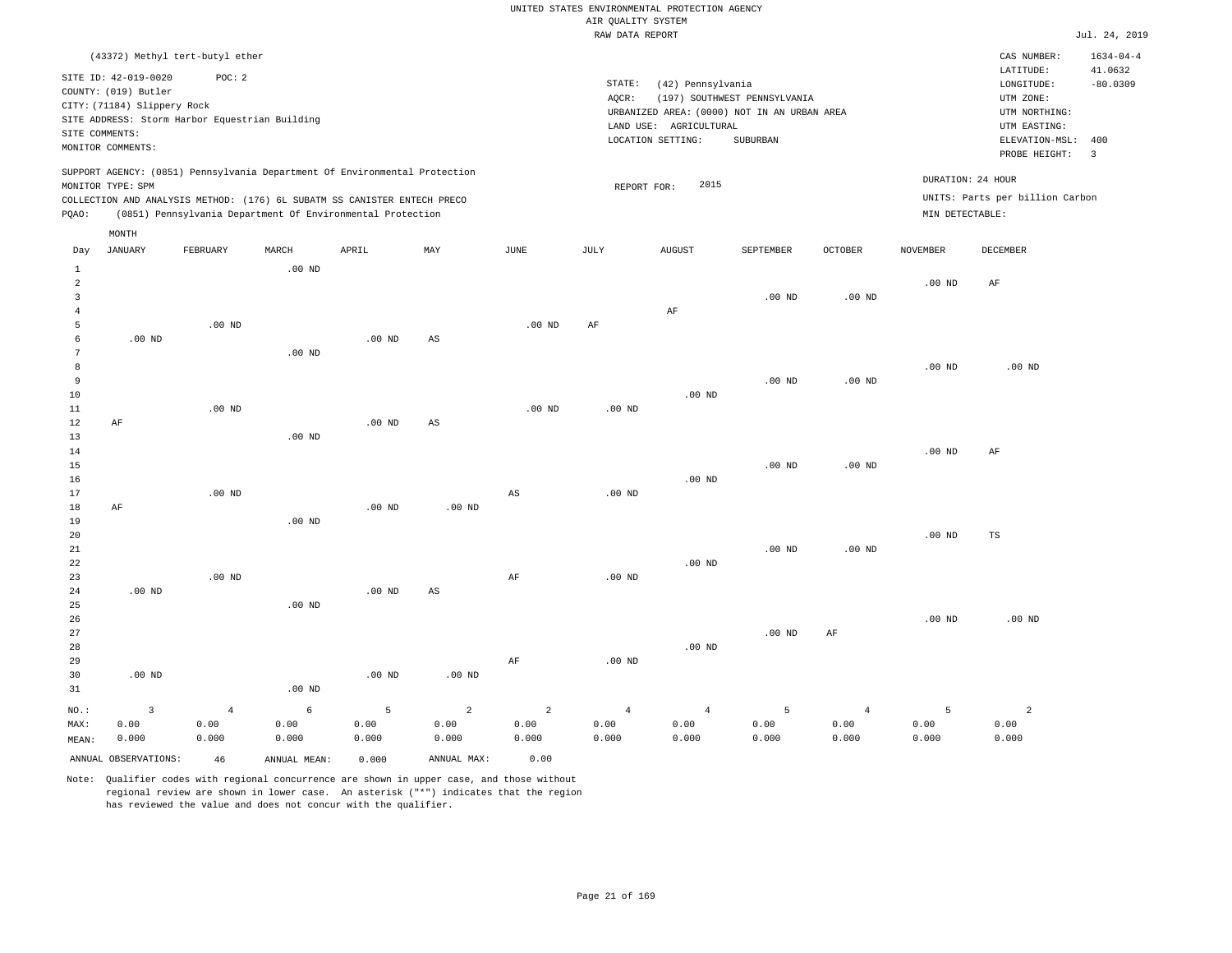UNITED STATES ENVIRONMENTAL PROTECTION AGENCY
AIR QUALITY SYSTEM
RAW DATA REPORT

Jul. 24, 2019

(43372) Methyl tert-butyl ether

SITE ID: 42-019-0020 POC: 2
COUNTY: (019) Butler
CITY: (71184) Slippery Rock
SITE ADDRESS: Storm Harbor Equestrian Building
SITE COMMENTS:
MONITOR COMMENTS:

STATE: (42) Pennsylvania
AQCR: (197) SOUTHWEST PENNSYLVANIA
URBANIZED AREA: (0000) NOT IN AN URBAN AREA
LAND USE: AGRICULTURAL
LOCATION SETTING: SUBURBAN

CAS NUMBER: 1634-04-4
LATITUDE: 41.0632
LONGITUDE: -80.0309
UTM ZONE:
UTM NORTHING:
UTM EASTING:
ELEVATION-MSL: 400
PROBE HEIGHT: 3

SUPPORT AGENCY: (0851) Pennsylvania Department Of Environmental Protection
MONITOR TYPE: SPM
COLLECTION AND ANALYSIS METHOD: (176) 6L SUBATM SS CANISTER ENTECH PRECO
PQAO: (0851) Pennsylvania Department Of Environmental Protection

REPORT FOR: 2015

DURATION: 24 HOUR
UNITS: Parts per billion Carbon
MIN DETECTABLE:

| Day | JANUARY | FEBRUARY | MARCH | APRIL | MAY | JUNE | JULY | AUGUST | SEPTEMBER | OCTOBER | NOVEMBER | DECEMBER |
|---|---|---|---|---|---|---|---|---|---|---|---|---|
| 1 | | | .00 ND | | | | | | | | | |
| 2 | | | | | | | | | | | .00 ND | AF |
| 3 | | | | | | | | | .00 ND | .00 ND | | |
| 4 | | | | | | | | AF | | | | |
| 5 | | .00 ND | | | | .00 ND | AF | | | | | |
| 6 | .00 ND | | | .00 ND | AS | | | | | | | |
| 7 | | | .00 ND | | | | | | | | | |
| 8 | | | | | | | | | | | .00 ND | .00 ND |
| 9 | | | | | | | | | .00 ND | .00 ND | | |
| 10 | | | | | | | | .00 ND | | | | |
| 11 | | .00 ND | | | | .00 ND | .00 ND | | | | | |
| 12 | AF | | | .00 ND | AS | | | | | | | |
| 13 | | | .00 ND | | | | | | | | | |
| 14 | | | | | | | | | | | .00 ND | AF |
| 15 | | | | | | | | | .00 ND | .00 ND | | |
| 16 | | | | | | | | .00 ND | | | | |
| 17 | | .00 ND | | | | AS | .00 ND | | | | | |
| 18 | AF | | | .00 ND | .00 ND | | | | | | | |
| 19 | | | .00 ND | | | | | | | | | |
| 20 | | | | | | | | | | | .00 ND | TS |
| 21 | | | | | | | | | .00 ND | .00 ND | | |
| 22 | | | | | | | | .00 ND | | | | |
| 23 | | .00 ND | | | | AF | .00 ND | | | | | |
| 24 | .00 ND | | | .00 ND | AS | | | | | | | |
| 25 | | | .00 ND | | | | | | | | | |
| 26 | | | | | | | | | | | .00 ND | .00 ND |
| 27 | | | | | | | | | .00 ND | AF | | |
| 28 | | | | | | | | .00 ND | | | | |
| 29 | | | | | | AF | .00 ND | | | | | |
| 30 | .00 ND | | | .00 ND | .00 ND | | | | | | | |
| 31 | | | .00 ND | | | | | | | | | |
| NO.: | 3 | 4 | 6 | 5 | 2 | 2 | 4 | 4 | 5 | 4 | 5 | 2 |
| MAX: | 0.00 | 0.00 | 0.00 | 0.00 | 0.00 | 0.00 | 0.00 | 0.00 | 0.00 | 0.00 | 0.00 | 0.00 |
| MEAN: | 0.000 | 0.000 | 0.000 | 0.000 | 0.000 | 0.000 | 0.000 | 0.000 | 0.000 | 0.000 | 0.000 | 0.000 |

ANNUAL OBSERVATIONS: 46 ANNUAL MEAN: 0.000 ANNUAL MAX: 0.00

Note: Qualifier codes with regional concurrence are shown in upper case, and those without regional review are shown in lower case. An asterisk ("*") indicates that the region has reviewed the value and does not concur with the qualifier.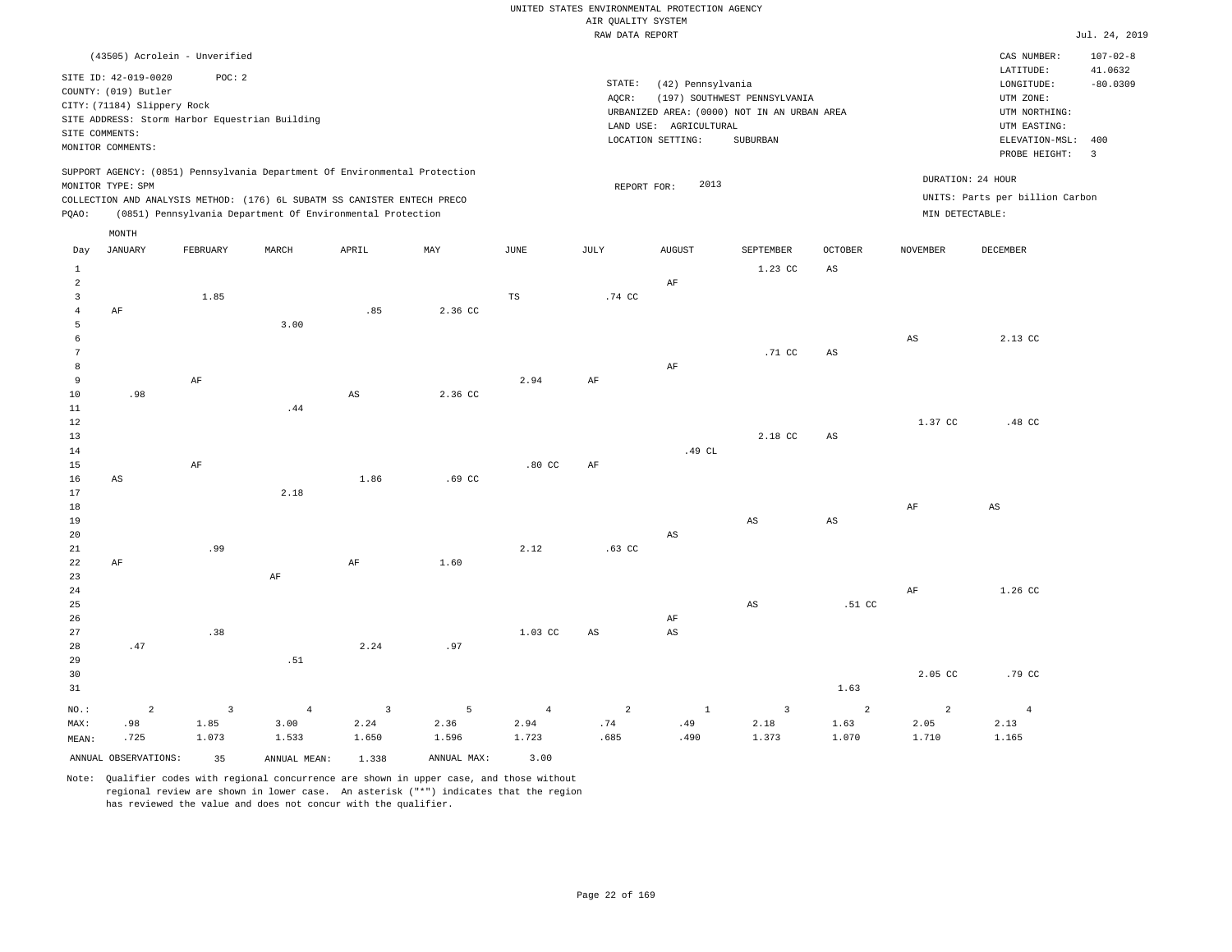UNITED STATES ENVIRONMENTAL PROTECTION AGENCY
AIR QUALITY SYSTEM
RAW DATA REPORT

Jul. 24, 2019

(43505) Acrolein - Unverified

SITE ID: 42-019-0020  POC: 2
COUNTY: (019) Butler
CITY: (71184) Slippery Rock
SITE ADDRESS: Storm Harbor Equestrian Building
SITE COMMENTS:
MONITOR COMMENTS:

STATE: (42) Pennsylvania
AQCR: (197) SOUTHWEST PENNSYLVANIA
URBANIZED AREA: (0000) NOT IN AN URBAN AREA
LAND USE: AGRICULTURAL
LOCATION SETTING: SUBURBAN

CAS NUMBER: 107-02-8
LATITUDE: 41.0632
LONGITUDE: -80.0309
UTM ZONE:
UTM NORTHING:
UTM EASTING:
ELEVATION-MSL: 400
PROBE HEIGHT: 3

SUPPORT AGENCY: (0851) Pennsylvania Department Of Environmental Protection
MONITOR TYPE: SPM
COLLECTION AND ANALYSIS METHOD: (176) 6L SUBATM SS CANISTER ENTECH PRECO
PQAO: (0851) Pennsylvania Department Of Environmental Protection

REPORT FOR: 2013

DURATION: 24 HOUR
UNITS: Parts per billion Carbon
MIN DETECTABLE:

| Day | JANUARY | FEBRUARY | MARCH | APRIL | MAY | JUNE | JULY | AUGUST | SEPTEMBER | OCTOBER | NOVEMBER | DECEMBER |
|---|---|---|---|---|---|---|---|---|---|---|---|---|
| 1 | | | | | | | | | 1.23 CC | AS | | |
| 2 | | | | | | | | AF | | | | |
| 3 | | 1.85 | | | | TS | .74 CC | | | | | |
| 4 | AF | | | .85 | 2.36 CC | | | | | | | |
| 5 | | | 3.00 | | | | | | | | | |
| 6 | | | | | | | | | | | AS | 2.13 CC |
| 7 | | | | | | | | | .71 CC | AS | | |
| 8 | | | | | | | | AF | | | | |
| 9 | | AF | | | | 2.94 | AF | | | | | |
| 10 | .98 | | | AS | 2.36 CC | | | | | | | |
| 11 | | | .44 | | | | | | | | | |
| 12 | | | | | | | | | | | 1.37 CC | .48 CC |
| 13 | | | | | | | | | 2.18 CC | AS | | |
| 14 | | | | | | | | .49 CL | | | | |
| 15 | | AF | | | | .80 CC | AF | | | | | |
| 16 | AS | | | 1.86 | .69 CC | | | | | | | |
| 17 | | | 2.18 | | | | | | | | | |
| 18 | | | | | | | | | | | AF | AS |
| 19 | | | | | | | | | AS | AS | | |
| 20 | | | | | | | | AS | | | | |
| 21 | | .99 | | | | 2.12 | .63 CC | | | | | |
| 22 | AF | | | AF | 1.60 | | | | | | | |
| 23 | | | AF | | | | | | | | | |
| 24 | | | | | | | | | | | AF | 1.26 CC |
| 25 | | | | | | | | | AS | .51 CC | | |
| 26 | | | | | | | | AF | | | | |
| 27 | | .38 | | | | 1.03 CC | AS | AS | | | | |
| 28 | .47 | | | 2.24 | .97 | | | | | | | |
| 29 | | | .51 | | | | | | | | | |
| 30 | | | | | | | | | | | 2.05 CC | .79 CC |
| 31 | | | | | | | | | | 1.63 | | |
| NO.: | 2 | 3 | 4 | 3 | 5 | 4 | 2 | 1 | 3 | 2 | 2 | 4 |
| MAX: | .98 | 1.85 | 3.00 | 2.24 | 2.36 | 2.94 | .74 | .49 | 2.18 | 1.63 | 2.05 | 2.13 |
| MEAN: | .725 | 1.073 | 1.533 | 1.650 | 1.596 | 1.723 | .685 | .490 | 1.373 | 1.070 | 1.710 | 1.165 |

ANNUAL OBSERVATIONS: 35  ANNUAL MEAN: 1.338  ANNUAL MAX: 3.00

Note: Qualifier codes with regional concurrence are shown in upper case, and those without regional review are shown in lower case. An asterisk ("*") indicates that the region has reviewed the value and does not concur with the qualifier.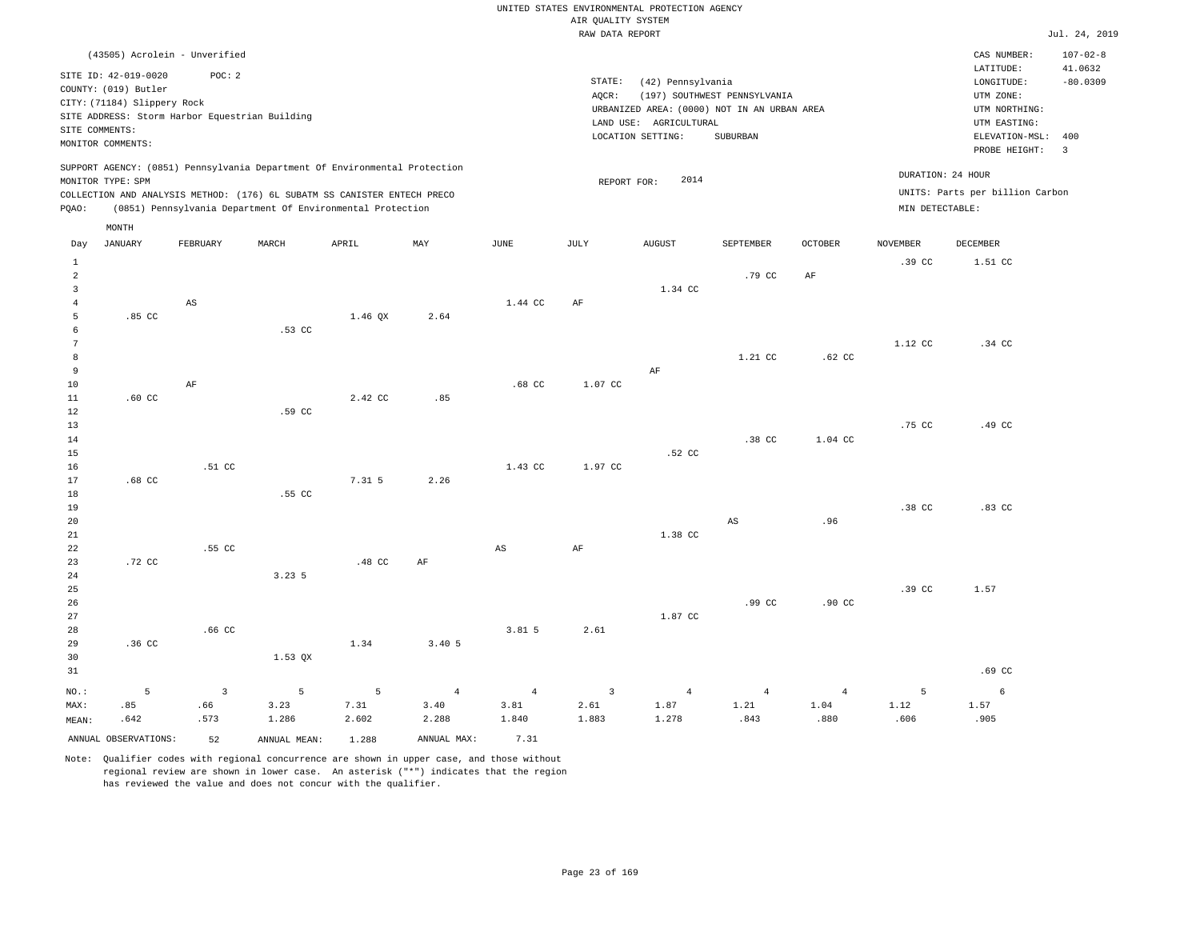UNITED STATES ENVIRONMENTAL PROTECTION AGENCY
AIR QUALITY SYSTEM
RAW DATA REPORT

Jul. 24, 2019

(43505) Acrolein - Unverified

SITE ID: 42-019-0020 POC: 2
COUNTY: (019) Butler
CITY: (71184) Slippery Rock
SITE ADDRESS: Storm Harbor Equestrian Building
SITE COMMENTS:
MONITOR COMMENTS:

STATE: (42) Pennsylvania
AQCR: (197) SOUTHWEST PENNSYLVANIA
URBANIZED AREA: (0000) NOT IN AN URBAN AREA
LAND USE: AGRICULTURAL
LOCATION SETTING: SUBURBAN

CAS NUMBER: 107-02-8
LATITUDE: 41.0632
LONGITUDE: -80.0309
UTM ZONE:
UTM NORTHING:
UTM EASTING:
ELEVATION-MSL: 400
PROBE HEIGHT: 3

SUPPORT AGENCY: (0851) Pennsylvania Department Of Environmental Protection
MONITOR TYPE: SPM
COLLECTION AND ANALYSIS METHOD: (176) 6L SUBATM SS CANISTER ENTECH PRECO
PQAO: (0851) Pennsylvania Department Of Environmental Protection

REPORT FOR: 2014

DURATION: 24 HOUR
UNITS: Parts per billion Carbon
MIN DETECTABLE:

| Day | JANUARY | FEBRUARY | MARCH | APRIL | MAY | JUNE | JULY | AUGUST | SEPTEMBER | OCTOBER | NOVEMBER | DECEMBER |
|---|---|---|---|---|---|---|---|---|---|---|---|---|
| 1 | | | | | | | | | | | .39 CC | 1.51 CC |
| 2 | | | | | | | | | .79 CC | AF | | |
| 3 | | | | | | | | 1.34 CC | | | | |
| 4 | | AS | | | | 1.44 CC | AF | | | | | |
| 5 | .85 CC | | | 1.46 QX | 2.64 | | | | | | | |
| 6 | | | .53 CC | | | | | | | | | |
| 7 | | | | | | | | | | | 1.12 CC | .34 CC |
| 8 | | | | | | | | | 1.21 CC | .62 CC | | |
| 9 | | | | | | | | AF | | | | |
| 10 | | AF | | | | .68 CC | 1.07 CC | | | | | |
| 11 | .60 CC | | | 2.42 CC | .85 | | | | | | | |
| 12 | | | .59 CC | | | | | | | | | |
| 13 | | | | | | | | | | | .75 CC | .49 CC |
| 14 | | | | | | | | | .38 CC | 1.04 CC | | |
| 15 | | | | | | | | .52 CC | | | | |
| 16 | | .51 CC | | | | 1.43 CC | 1.97 CC | | | | | |
| 17 | .68 CC | | | 7.31 5 | 2.26 | | | | | | | |
| 18 | | | .55 CC | | | | | | | | | |
| 19 | | | | | | | | | | | .38 CC | .83 CC |
| 20 | | | | | | | | | AS | .96 | | |
| 21 | | | | | | | | 1.38 CC | | | | |
| 22 | | .55 CC | | | | AS | AF | | | | | |
| 23 | .72 CC | | | .48 CC | AF | | | | | | | |
| 24 | | | 3.23 5 | | | | | | | | | |
| 25 | | | | | | | | | | | .39 CC | 1.57 |
| 26 | | | | | | | | | .99 CC | .90 CC | | |
| 27 | | | | | | | | 1.87 CC | | | | |
| 28 | | .66 CC | | | | 3.81 5 | 2.61 | | | | | |
| 29 | .36 CC | | | 1.34 | 3.40 5 | | | | | | | |
| 30 | | | 1.53 QX | | | | | | | | | |
| 31 | | | | | | | | | | | | .69 CC |
| NO.: | 5 | 3 | 5 | 5 | 4 | 4 | 3 | 4 | 4 | 4 | 5 | 6 |
| MAX: | .85 | .66 | 3.23 | 7.31 | 3.40 | 3.81 | 2.61 | 1.87 | 1.21 | 1.04 | 1.12 | 1.57 |
| MEAN: | .642 | .573 | 1.286 | 2.602 | 2.288 | 1.840 | 1.883 | 1.278 | .843 | .880 | .606 | .905 |

ANNUAL OBSERVATIONS: 52 ANNUAL MEAN: 1.288 ANNUAL MAX: 7.31

Note: Qualifier codes with regional concurrence are shown in upper case, and those without regional review are shown in lower case. An asterisk ("*") indicates that the region has reviewed the value and does not concur with the qualifier.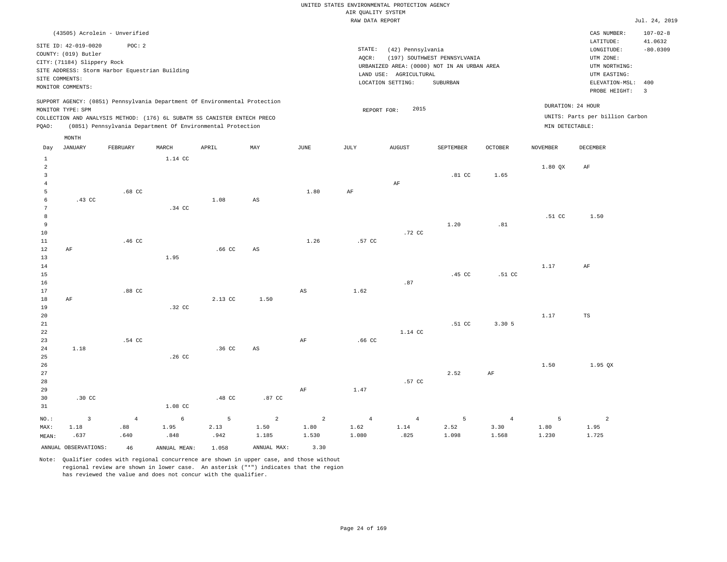UNITED STATES ENVIRONMENTAL PROTECTION AGENCY
AIR QUALITY SYSTEM
RAW DATA REPORT

Jul. 24, 2019

(43505) Acrolein - Unverified

SITE ID: 42-019-0020 POC: 2
COUNTY: (019) Butler
CITY: (71184) Slippery Rock
SITE ADDRESS: Storm Harbor Equestrian Building
SITE COMMENTS:
MONITOR COMMENTS:

STATE: (42) Pennsylvania
AQCR: (197) SOUTHWEST PENNSYLVANIA
URBANIZED AREA: (0000) NOT IN AN URBAN AREA
LAND USE: AGRICULTURAL
LOCATION SETTING: SUBURBAN

CAS NUMBER: 107-02-8
LATITUDE: 41.0632
LONGITUDE: -80.0309
UTM ZONE:
UTM NORTHING:
UTM EASTING:
ELEVATION-MSL: 400
PROBE HEIGHT: 3

SUPPORT AGENCY: (0851) Pennsylvania Department Of Environmental Protection
MONITOR TYPE: SPM
COLLECTION AND ANALYSIS METHOD: (176) 6L SUBATM SS CANISTER ENTECH PRECO
PQAO: (0851) Pennsylvania Department Of Environmental Protection

REPORT FOR: 2015

DURATION: 24 HOUR
UNITS: Parts per billion Carbon
MIN DETECTABLE:

| Day | JANUARY | FEBRUARY | MARCH | APRIL | MAY | JUNE | JULY | AUGUST | SEPTEMBER | OCTOBER | NOVEMBER | DECEMBER |
|---|---|---|---|---|---|---|---|---|---|---|---|---|
| 1 | | | 1.14 CC | | | | | | | | | |
| 2 | | | | | | | | | | | 1.80 QX | AF |
| 3 | | | | | | | | | .81 CC | 1.65 | | |
| 4 | | | | | | | | AF | | | | |
| 5 | | .68 CC | | | | 1.80 | AF | | | | | |
| 6 | .43 CC | | | 1.08 | AS | | | | | | | |
| 7 | | | .34 CC | | | | | | | | | |
| 8 | | | | | | | | | | | .51 CC | 1.50 |
| 9 | | | | | | | | | 1.20 | .81 | | |
| 10 | | | | | | | | .72 CC | | | | |
| 11 | | .46 CC | | | | 1.26 | .57 CC | | | | | |
| 12 | AF | | | .66 CC | AS | | | | | | | |
| 13 | | | 1.95 | | | | | | | | | |
| 14 | | | | | | | | | | | 1.17 | AF |
| 15 | | | | | | | | | .45 CC | .51 CC | | |
| 16 | | | | | | | | .87 | | | | |
| 17 | | .88 CC | | | | AS | 1.62 | | | | | |
| 18 | AF | | | 2.13 CC | 1.50 | | | | | | | |
| 19 | | | .32 CC | | | | | | | | | |
| 20 | | | | | | | | | | | 1.17 | TS |
| 21 | | | | | | | | | .51 CC | 3.30 5 | | |
| 22 | | | | | | | | 1.14 CC | | | | |
| 23 | | .54 CC | | | | AF | .66 CC | | | | | |
| 24 | 1.18 | | | .36 CC | AS | | | | | | | |
| 25 | | | .26 CC | | | | | | | | | |
| 26 | | | | | | | | | | | 1.50 | 1.95 QX |
| 27 | | | | | | | | | 2.52 | AF | | |
| 28 | | | | | | | | .57 CC | | | | |
| 29 | | | | | | AF | 1.47 | | | | | |
| 30 | .30 CC | | | .48 CC | .87 CC | | | | | | | |
| 31 | | | 1.08 CC | | | | | | | | | |
| NO.: | 3 | 4 | 6 | 5 | 2 | 2 | 4 | 4 | 5 | 4 | 5 | 2 |
| MAX: | 1.18 | .88 | 1.95 | 2.13 | 1.50 | 1.80 | 1.62 | 1.14 | 2.52 | 3.30 | 1.80 | 1.95 |
| MEAN: | .637 | .640 | .848 | .942 | 1.185 | 1.530 | 1.080 | .825 | 1.098 | 1.568 | 1.230 | 1.725 |

ANNUAL OBSERVATIONS: 46 ANNUAL MEAN: 1.058 ANNUAL MAX: 3.30

Note: Qualifier codes with regional concurrence are shown in upper case, and those without regional review are shown in lower case. An asterisk ("*") indicates that the region has reviewed the value and does not concur with the qualifier.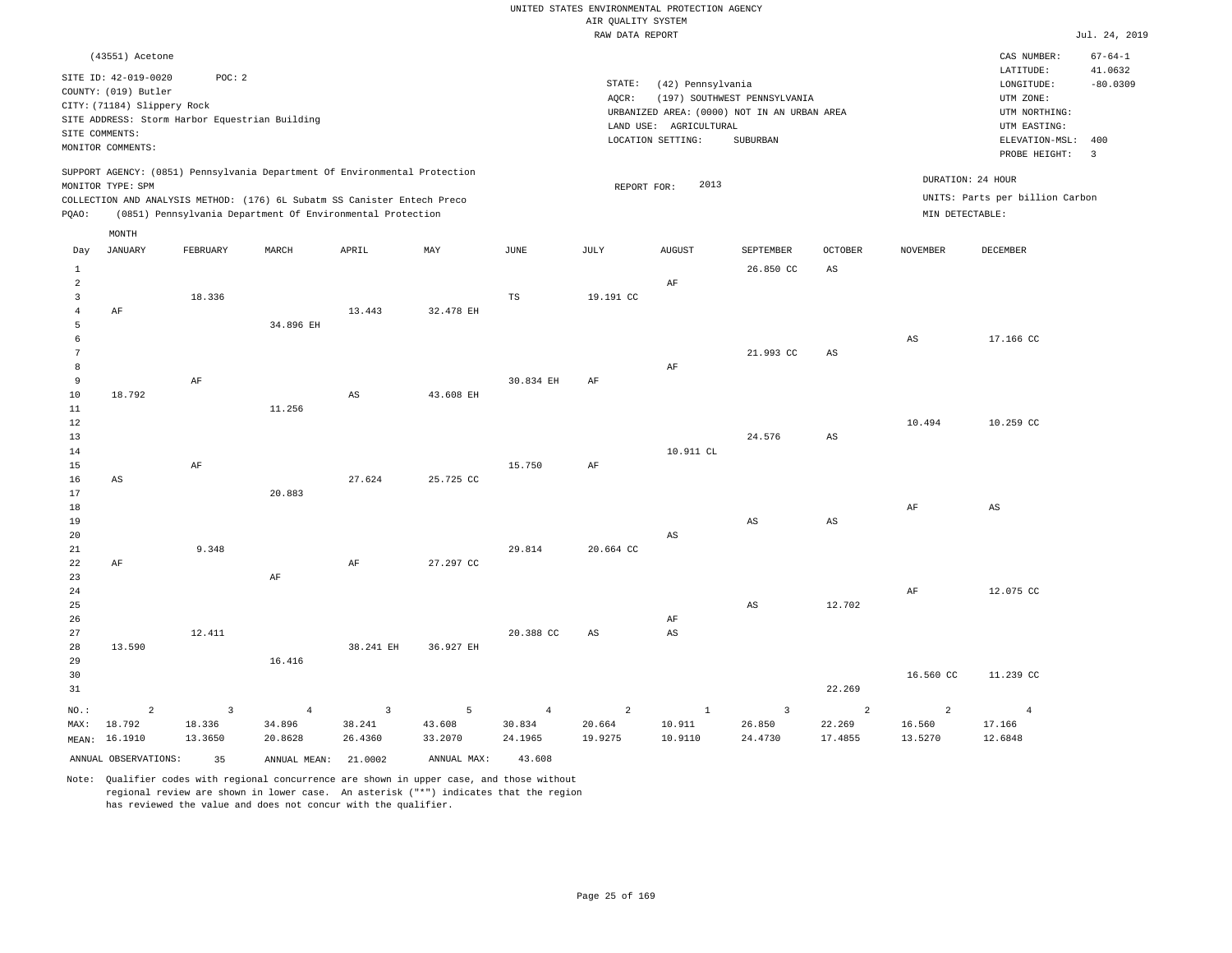UNITED STATES ENVIRONMENTAL PROTECTION AGENCY
AIR QUALITY SYSTEM
RAW DATA REPORT

Jul. 24, 2019

(43551) Acetone

SITE ID: 42-019-0020 POC: 2
COUNTY: (019) Butler
CITY: (71184) Slippery Rock
SITE ADDRESS: Storm Harbor Equestrian Building
SITE COMMENTS:
MONITOR COMMENTS:

STATE: (42) Pennsylvania
AQCR: (197) SOUTHWEST PENNSYLVANIA
URBANIZED AREA: (0000) NOT IN AN URBAN AREA
LAND USE: AGRICULTURAL
LOCATION SETTING: SUBURBAN

CAS NUMBER: 67-64-1
LATITUDE: 41.0632
LONGITUDE: -80.0309
UTM ZONE:
UTM NORTHING:
UTM EASTING:
ELEVATION-MSL: 400
PROBE HEIGHT: 3

SUPPORT AGENCY: (0851) Pennsylvania Department Of Environmental Protection
MONITOR TYPE: SPM
COLLECTION AND ANALYSIS METHOD: (176) 6L Subatm SS Canister Entech Preco
PQAO: (0851) Pennsylvania Department Of Environmental Protection

REPORT FOR: 2013

DURATION: 24 HOUR
UNITS: Parts per billion Carbon
MIN DETECTABLE:

| Day | JANUARY | FEBRUARY | MARCH | APRIL | MAY | JUNE | JULY | AUGUST | SEPTEMBER | OCTOBER | NOVEMBER | DECEMBER |
|---|---|---|---|---|---|---|---|---|---|---|---|---|
| 1 | | | | | | | | | 26.850 CC | AS | | |
| 2 | | | | | | | | AF | | | | |
| 3 | | 18.336 | | | | TS | 19.191 CC | | | | | |
| 4 | AF | | | 13.443 | 32.478 EH | | | | | | | |
| 5 | | | 34.896 EH | | | | | | | | | |
| 6 | | | | | | | | | | | AS | 17.166 CC |
| 7 | | | | | | | | | 21.993 CC | AS | | |
| 8 | | | | | | | | AF | | | | |
| 9 | | AF | | | | 30.834 EH | AF | | | | | |
| 10 | 18.792 | | | AS | 43.608 EH | | | | | | | |
| 11 | | | 11.256 | | | | | | | | | |
| 12 | | | | | | | | | | | 10.494 | 10.259 CC |
| 13 | | | | | | | | | 24.576 | AS | | |
| 14 | | | | | | | | 10.911 CL | | | | |
| 15 | | AF | | | | 15.750 | AF | | | | | |
| 16 | AS | | | 27.624 | 25.725 CC | | | | | | | |
| 17 | | | 20.883 | | | | | | | | | |
| 18 | | | | | | | | | | | AF | AS |
| 19 | | | | | | | | | AS | AS | | |
| 20 | | | | | | | | AS | | | | |
| 21 | | 9.348 | | | | 29.814 | 20.664 CC | | | | | |
| 22 | AF | | | AF | 27.297 CC | | | | | | | |
| 23 | | | AF | | | | | | | | | |
| 24 | | | | | | | | | | | AF | 12.075 CC |
| 25 | | | | | | | | | AS | 12.702 | | |
| 26 | | | | | | | | AF | | | | |
| 27 | | 12.411 | | | | 20.388 CC | AS | AS | | | | |
| 28 | 13.590 | | | 38.241 EH | 36.927 EH | | | | | | | |
| 29 | | | 16.416 | | | | | | | | | |
| 30 | | | | | | | | | | | 16.560 CC | 11.239 CC |
| 31 | | | | | | | | | | 22.269 | | |
| NO.: | 2 | 3 | 4 | 3 | 5 | 4 | 2 | 1 | 3 | 2 | 2 | 4 |
| MAX: | 18.792 | 18.336 | 34.896 | 38.241 | 43.608 | 30.834 | 20.664 | 10.911 | 26.850 | 22.269 | 16.560 | 17.166 |
| MEAN: | 16.1910 | 13.3650 | 20.8628 | 26.4360 | 33.2070 | 24.1965 | 19.9275 | 10.9110 | 24.4730 | 17.4855 | 13.5270 | 12.6848 |

ANNUAL OBSERVATIONS: 35 ANNUAL MEAN: 21.0002 ANNUAL MAX: 43.608

Note: Qualifier codes with regional concurrence are shown in upper case, and those without regional review are shown in lower case. An asterisk ("*") indicates that the region has reviewed the value and does not concur with the qualifier.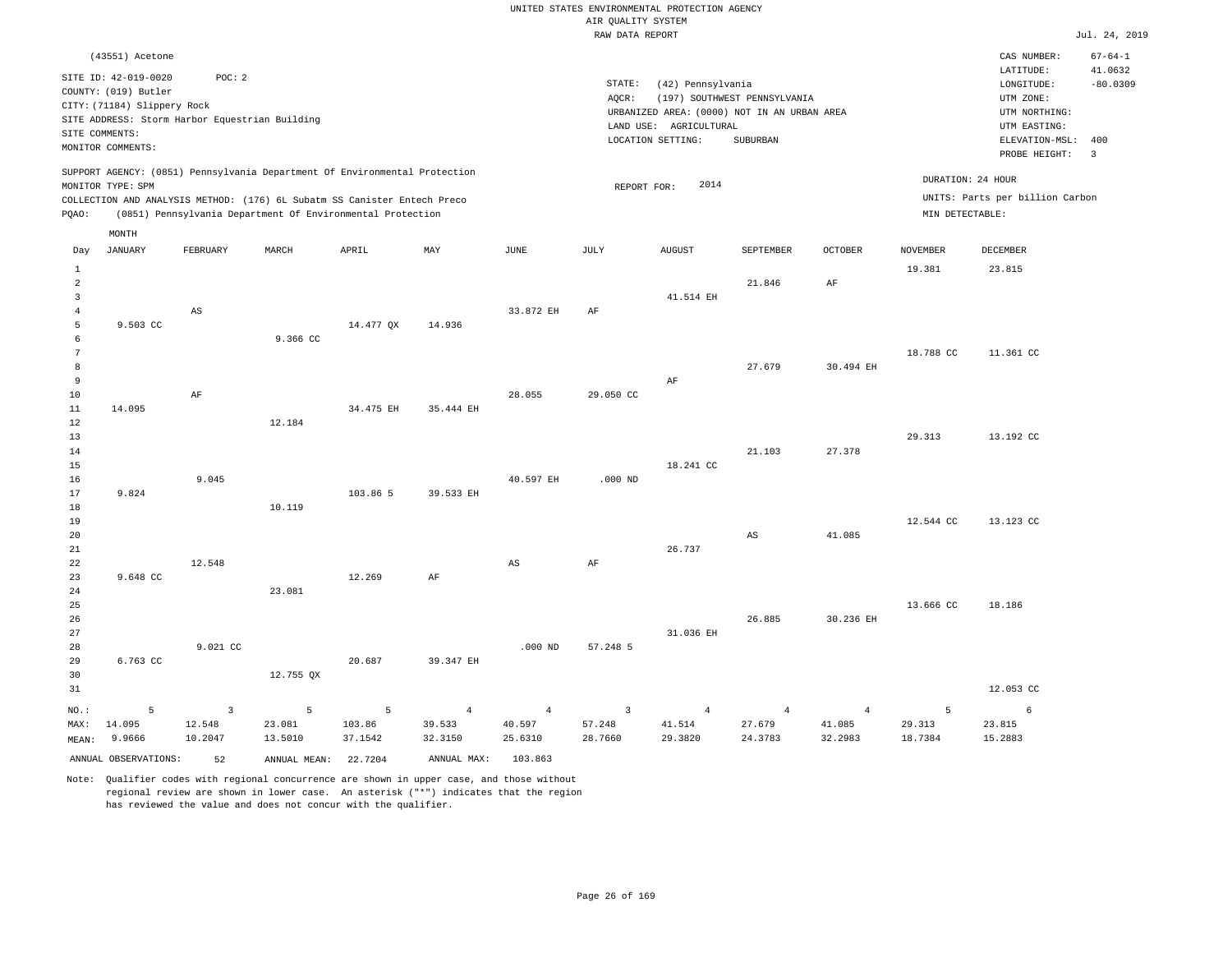UNITED STATES ENVIRONMENTAL PROTECTION AGENCY
AIR QUALITY SYSTEM
RAW DATA REPORT

Jul. 24, 2019

(43551) Acetone

SITE ID: 42-019-0020 POC: 2
COUNTY: (019) Butler
CITY: (71184) Slippery Rock
SITE ADDRESS: Storm Harbor Equestrian Building
SITE COMMENTS:
MONITOR COMMENTS:

STATE: (42) Pennsylvania
AQCR: (197) SOUTHWEST PENNSYLVANIA
URBANIZED AREA: (0000) NOT IN AN URBAN AREA
LAND USE: AGRICULTURAL
LOCATION SETTING: SUBURBAN

CAS NUMBER: 67-64-1
LATITUDE: 41.0632
LONGITUDE: -80.0309
UTM ZONE:
UTM NORTHING:
UTM EASTING:
ELEVATION-MSL: 400
PROBE HEIGHT: 3

SUPPORT AGENCY: (0851) Pennsylvania Department Of Environmental Protection
MONITOR TYPE: SPM
COLLECTION AND ANALYSIS METHOD: (176) 6L Subatm SS Canister Entech Preco
PQAO: (0851) Pennsylvania Department Of Environmental Protection

REPORT FOR: 2014

DURATION: 24 HOUR
UNITS: Parts per billion Carbon
MIN DETECTABLE:

| Day | JANUARY | FEBRUARY | MARCH | APRIL | MAY | JUNE | JULY | AUGUST | SEPTEMBER | OCTOBER | NOVEMBER | DECEMBER |
|---|---|---|---|---|---|---|---|---|---|---|---|---|
| 1 | | | | | | | | | | | 19.381 | 23.815 |
| 2 | | | | | | | | | 21.846 | AF | | |
| 3 | | | | | | | | 41.514 EH | | | | |
| 4 | | AS | | | | 33.872 EH | AF | | | | | |
| 5 | 9.503 CC | | | 14.477 QX | 14.936 | | | | | | | |
| 6 | | | 9.366 CC | | | | | | | | | |
| 7 | | | | | | | | | | | 18.788 CC | 11.361 CC |
| 8 | | | | | | | | | 27.679 | 30.494 EH | | |
| 9 | | | | | | | | AF | | | | |
| 10 | | AF | | | | 28.055 | 29.050 CC | | | | | |
| 11 | 14.095 | | | 34.475 EH | 35.444 EH | | | | | | | |
| 12 | | | 12.184 | | | | | | | | | |
| 13 | | | | | | | | | | | 29.313 | 13.192 CC |
| 14 | | | | | | | | | 21.103 | 27.378 | | |
| 15 | | | | | | | | 18.241 CC | | | | |
| 16 | | 9.045 | | | | 40.597 EH | .000 ND | | | | | |
| 17 | 9.824 | | | 103.86 5 | 39.533 EH | | | | | | | |
| 18 | | | 10.119 | | | | | | | | | |
| 19 | | | | | | | | | | | 12.544 CC | 13.123 CC |
| 20 | | | | | | | | | AS | 41.085 | | |
| 21 | | | | | | | | 26.737 | | | | |
| 22 | | 12.548 | | | | AS | AF | | | | | |
| 23 | 9.648 CC | | | 12.269 | AF | | | | | | | |
| 24 | | | 23.081 | | | | | | | | | |
| 25 | | | | | | | | | | | 13.666 CC | 18.186 |
| 26 | | | | | | | | | 26.885 | 30.236 EH | | |
| 27 | | | | | | | | 31.036 EH | | | | |
| 28 | | 9.021 CC | | | | .000 ND | 57.248 5 | | | | | |
| 29 | 6.763 CC | | | 20.687 | 39.347 EH | | | | | | | |
| 30 | | | 12.755 QX | | | | | | | | | |
| 31 | | | | | | | | | | | | 12.053 CC |
| NO.: | 5 | 3 | 5 | 5 | 4 | 4 | 3 | 4 | 4 | 4 | 5 | 6 |
| MAX: | 14.095 | 12.548 | 23.081 | 103.86 | 39.533 | 40.597 | 57.248 | 41.514 | 27.679 | 41.085 | 29.313 | 23.815 |
| MEAN: | 9.9666 | 10.2047 | 13.5010 | 37.1542 | 32.3150 | 25.6310 | 28.7660 | 29.3820 | 24.3783 | 32.2983 | 18.7384 | 15.2883 |

ANNUAL OBSERVATIONS: 52 ANNUAL MEAN: 22.7204 ANNUAL MAX: 103.863

Note: Qualifier codes with regional concurrence are shown in upper case, and those without regional review are shown in lower case. An asterisk ("*") indicates that the region has reviewed the value and does not concur with the qualifier.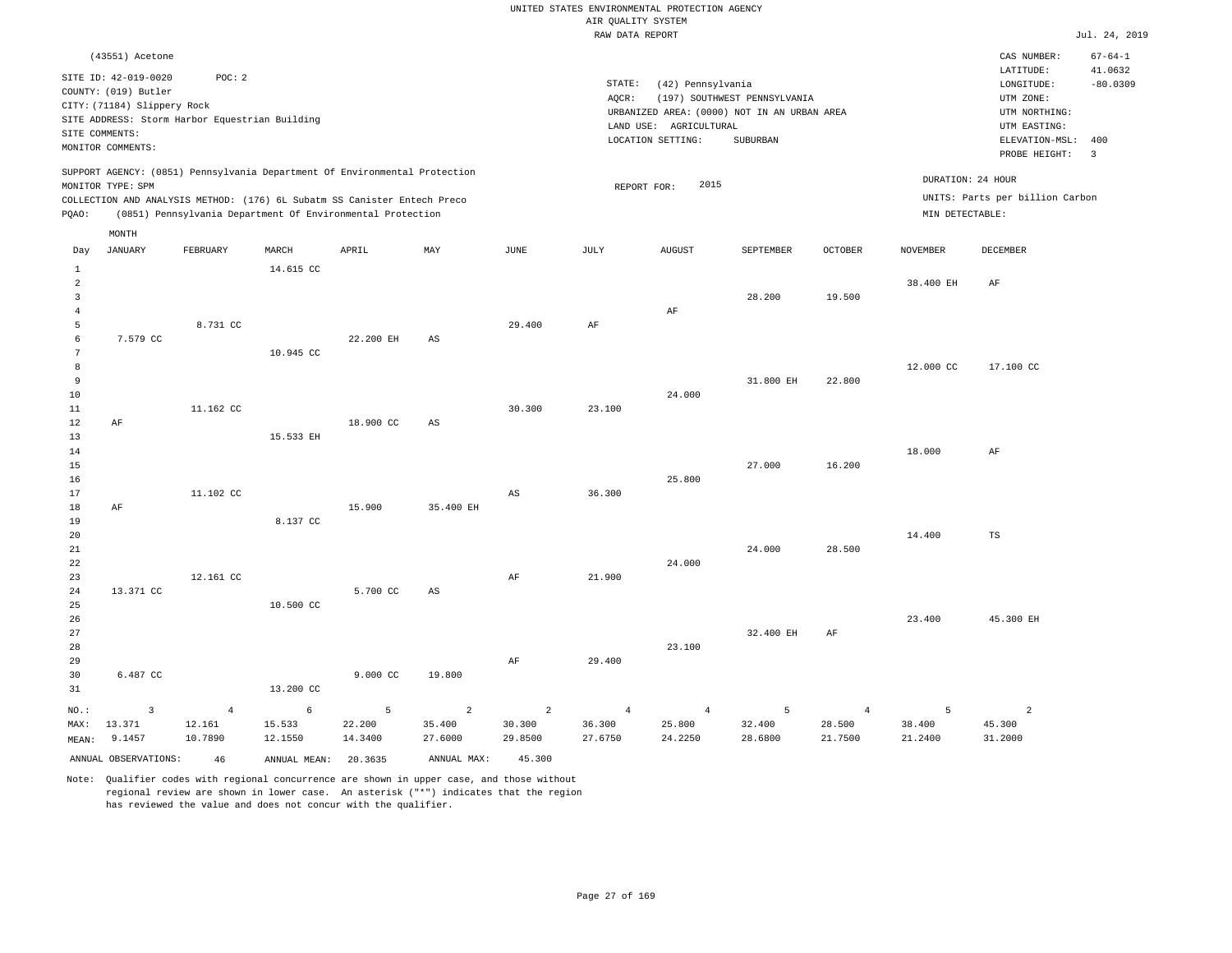UNITED STATES ENVIRONMENTAL PROTECTION AGENCY
AIR QUALITY SYSTEM
RAW DATA REPORT

Jul. 24, 2019

(43551) Acetone

SITE ID: 42-019-0020 POC: 2
COUNTY: (019) Butler
CITY: (71184) Slippery Rock
SITE ADDRESS: Storm Harbor Equestrian Building
SITE COMMENTS:
MONITOR COMMENTS:

STATE: (42) Pennsylvania
AQCR: (197) SOUTHWEST PENNSYLVANIA
URBANIZED AREA: (0000) NOT IN AN URBAN AREA
LAND USE: AGRICULTURAL
LOCATION SETTING: SUBURBAN

CAS NUMBER: 67-64-1
LATITUDE: 41.0632
LONGITUDE: -80.0309
UTM ZONE:
UTM NORTHING:
UTM EASTING:
ELEVATION-MSL: 400
PROBE HEIGHT: 3

SUPPORT AGENCY: (0851) Pennsylvania Department Of Environmental Protection
MONITOR TYPE: SPM
COLLECTION AND ANALYSIS METHOD: (176) 6L Subatm SS Canister Entech Preco
PQAO: (0851) Pennsylvania Department Of Environmental Protection

REPORT FOR: 2015

DURATION: 24 HOUR
UNITS: Parts per billion Carbon
MIN DETECTABLE:

| Day | JANUARY | FEBRUARY | MARCH | APRIL | MAY | JUNE | JULY | AUGUST | SEPTEMBER | OCTOBER | NOVEMBER | DECEMBER |
|---|---|---|---|---|---|---|---|---|---|---|---|---|
| 1 | | | 14.615 CC | | | | | | | | | |
| 2 | | | | | | | | | | | 38.400 EH | AF |
| 3 | | | | | | | | | 28.200 | 19.500 | | |
| 4 | | | | | | | | AF | | | | |
| 5 | | 8.731 CC | | | | 29.400 | AF | | | | | |
| 6 | 7.579 CC | | | 22.200 EH | AS | | | | | | | |
| 7 | | | 10.945 CC | | | | | | | | | |
| 8 | | | | | | | | | | | 12.000 CC | 17.100 CC |
| 9 | | | | | | | | | 31.800 EH | 22.800 | | |
| 10 | | | | | | | | 24.000 | | | | |
| 11 | | 11.162 CC | | | | 30.300 | 23.100 | | | | | |
| 12 | AF | | | 18.900 CC | AS | | | | | | | |
| 13 | | | 15.533 EH | | | | | | | | | |
| 14 | | | | | | | | | | | 18.000 | AF |
| 15 | | | | | | | | | 27.000 | 16.200 | | |
| 16 | | | | | | | | 25.800 | | | | |
| 17 | | 11.102 CC | | | | AS | 36.300 | | | | | |
| 18 | AF | | | 15.900 | 35.400 EH | | | | | | | |
| 19 | | | 8.137 CC | | | | | | | | | |
| 20 | | | | | | | | | | | 14.400 | TS |
| 21 | | | | | | | | | 24.000 | 28.500 | | |
| 22 | | | | | | | | 24.000 | | | | |
| 23 | | 12.161 CC | | | | AF | 21.900 | | | | | |
| 24 | 13.371 CC | | | 5.700 CC | AS | | | | | | | |
| 25 | | | 10.500 CC | | | | | | | | | |
| 26 | | | | | | | | | | | 23.400 | 45.300 EH |
| 27 | | | | | | | | | 32.400 EH | AF | | |
| 28 | | | | | | | | 23.100 | | | | |
| 29 | | | | | | AF | 29.400 | | | | | |
| 30 | 6.487 CC | | | 9.000 CC | 19.800 | | | | | | | |
| 31 | | | 13.200 CC | | | | | | | | | |
| NO.: | 3 | 4 | 6 | 5 | 2 | 2 | 4 | 4 | 5 | 4 | 5 | 2 |
| MAX: | 13.371 | 12.161 | 15.533 | 22.200 | 35.400 | 30.300 | 36.300 | 25.800 | 32.400 | 28.500 | 38.400 | 45.300 |
| MEAN: | 9.1457 | 10.7890 | 12.1550 | 14.3400 | 27.6000 | 29.8500 | 27.6750 | 24.2250 | 28.6800 | 21.7500 | 21.2400 | 31.2000 |

ANNUAL OBSERVATIONS: 46 ANNUAL MEAN: 20.3635 ANNUAL MAX: 45.300

Note: Qualifier codes with regional concurrence are shown in upper case, and those without regional review are shown in lower case. An asterisk ("*") indicates that the region has reviewed the value and does not concur with the qualifier.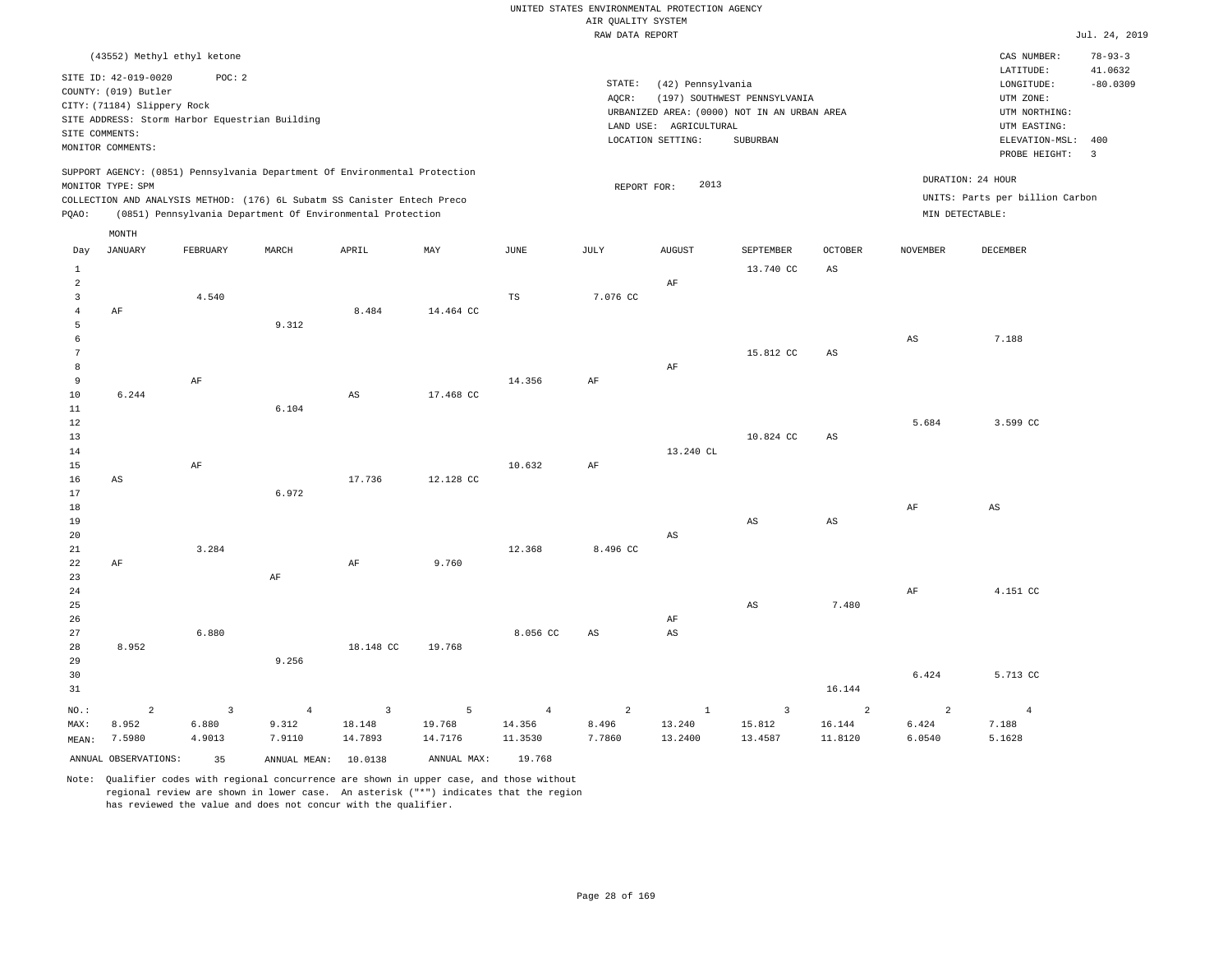UNITED STATES ENVIRONMENTAL PROTECTION AGENCY
AIR QUALITY SYSTEM
RAW DATA REPORT

Jul. 24, 2019

(43552) Methyl ethyl ketone

SITE ID: 42-019-0020 POC: 2
COUNTY: (019) Butler
CITY: (71184) Slippery Rock
SITE ADDRESS: Storm Harbor Equestrian Building
SITE COMMENTS:
MONITOR COMMENTS:

STATE: (42) Pennsylvania
AQCR: (197) SOUTHWEST PENNSYLVANIA
URBANIZED AREA: (0000) NOT IN AN URBAN AREA
LAND USE: AGRICULTURAL
LOCATION SETTING: SUBURBAN

CAS NUMBER: 78-93-3
LATITUDE: 41.0632
LONGITUDE: -80.0309
UTM ZONE:
UTM NORTHING:
UTM EASTING:
ELEVATION-MSL: 400
PROBE HEIGHT: 3

SUPPORT AGENCY: (0851) Pennsylvania Department Of Environmental Protection
MONITOR TYPE: SPM
COLLECTION AND ANALYSIS METHOD: (176) 6L Subatm SS Canister Entech Preco
PQAO: (0851) Pennsylvania Department Of Environmental Protection

REPORT FOR: 2013

DURATION: 24 HOUR
UNITS: Parts per billion Carbon
MIN DETECTABLE:

| Day | JANUARY | FEBRUARY | MARCH | APRIL | MAY | JUNE | JULY | AUGUST | SEPTEMBER | OCTOBER | NOVEMBER | DECEMBER |
|---|---|---|---|---|---|---|---|---|---|---|---|---|
| 1 | | | | | | | | | 13.740 CC | AS | | |
| 2 | | | | | | | | AF | | | | |
| 3 | | 4.540 | | | | TS | 7.076 CC | | | | | |
| 4 | AF | | | 8.484 | 14.464 CC | | | | | | | |
| 5 | | | 9.312 | | | | | | | | | |
| 6 | | | | | | | | | | | AS | 7.188 |
| 7 | | | | | | | | | 15.812 CC | AS | | |
| 8 | | | | | | | | AF | | | | |
| 9 | | AF | | | | 14.356 | AF | | | | | |
| 10 | 6.244 | | | AS | 17.468 CC | | | | | | | |
| 11 | | | 6.104 | | | | | | | | | |
| 12 | | | | | | | | | | | 5.684 | 3.599 CC |
| 13 | | | | | | | | | 10.824 CC | AS | | |
| 14 | | | | | | | | 13.240 CL | | | | |
| 15 | | AF | | | | 10.632 | AF | | | | | |
| 16 | AS | | | 17.736 | 12.128 CC | | | | | | | |
| 17 | | | 6.972 | | | | | | | | | |
| 18 | | | | | | | | | | | AF | AS |
| 19 | | | | | | | | | AS | AS | | |
| 20 | | | | | | | | AS | | | | |
| 21 | | 3.284 | | | | 12.368 | 8.496 CC | | | | | |
| 22 | AF | | | AF | 9.760 | | | | | | | |
| 23 | | | AF | | | | | | | | | |
| 24 | | | | | | | | | | | AF | 4.151 CC |
| 25 | | | | | | | | | AS | 7.480 | | |
| 26 | | | | | | | | AF | | | | |
| 27 | | 6.880 | | | | 8.056 CC | AS | AS | | | | |
| 28 | 8.952 | | | 18.148 CC | 19.768 | | | | | | | |
| 29 | | | 9.256 | | | | | | | | | |
| 30 | | | | | | | | | | | 6.424 | 5.713 CC |
| 31 | | | | | | | | | | 16.144 | | |
| NO.: | 2 | 3 | 4 | 3 | 5 | 4 | 2 | 1 | 3 | 2 | 2 | 4 |
| MAX: | 8.952 | 6.880 | 9.312 | 18.148 | 19.768 | 14.356 | 8.496 | 13.240 | 15.812 | 16.144 | 6.424 | 7.188 |
| MEAN: | 7.5980 | 4.9013 | 7.9110 | 14.7893 | 14.7176 | 11.3530 | 7.7860 | 13.2400 | 13.4587 | 11.8120 | 6.0540 | 5.1628 |

ANNUAL OBSERVATIONS: 35 ANNUAL MEAN: 10.0138 ANNUAL MAX: 19.768

Note: Qualifier codes with regional concurrence are shown in upper case, and those without regional review are shown in lower case. An asterisk ("*") indicates that the region has reviewed the value and does not concur with the qualifier.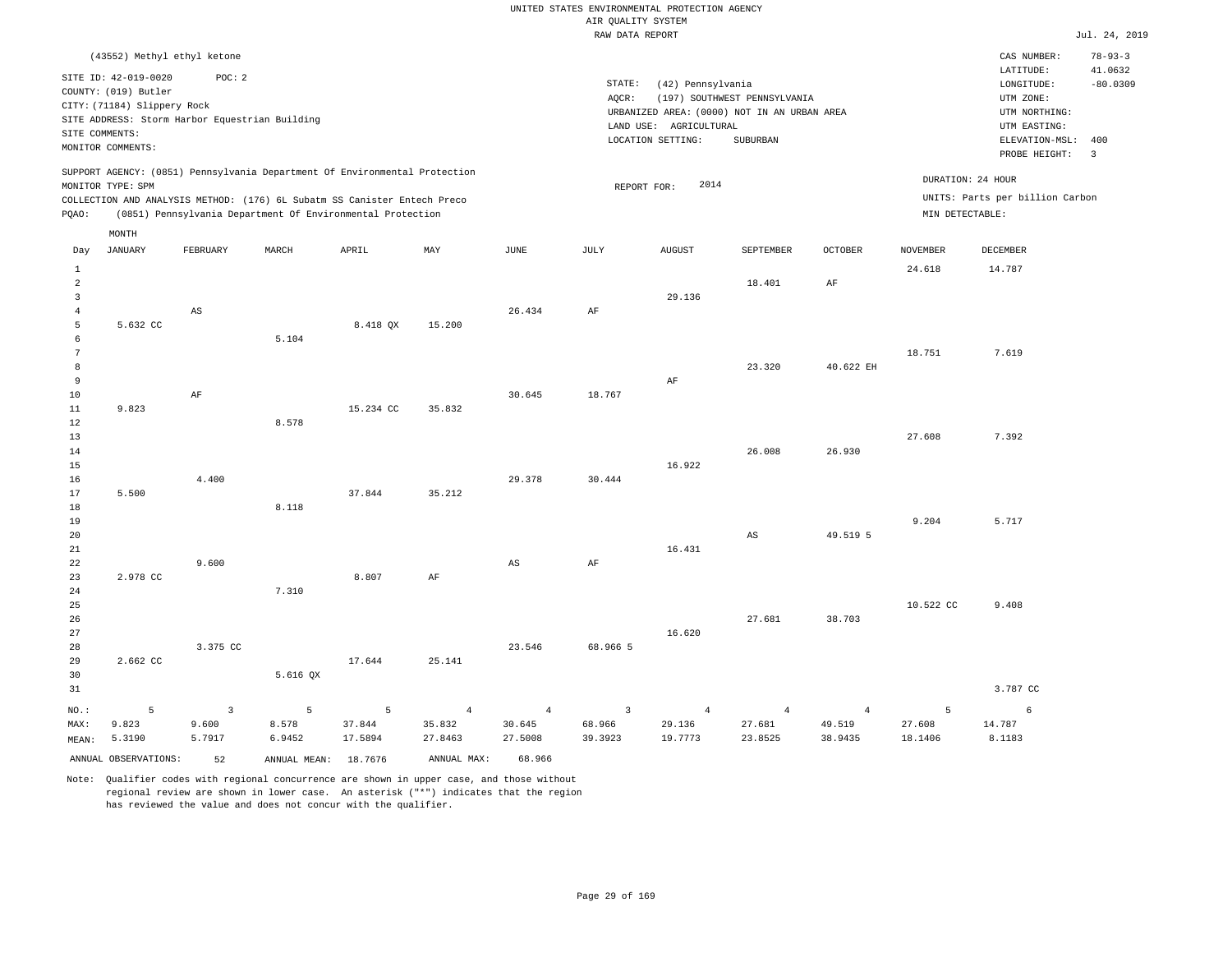UNITED STATES ENVIRONMENTAL PROTECTION AGENCY
AIR QUALITY SYSTEM
RAW DATA REPORT

Jul. 24, 2019

(43552) Methyl ethyl ketone

SITE ID: 42-019-0020 POC: 2
COUNTY: (019) Butler
CITY: (71184) Slippery Rock
SITE ADDRESS: Storm Harbor Equestrian Building
SITE COMMENTS:
MONITOR COMMENTS:

STATE: (42) Pennsylvania
AQCR: (197) SOUTHWEST PENNSYLVANIA
URBANIZED AREA: (0000) NOT IN AN URBAN AREA
LAND USE: AGRICULTURAL
LOCATION SETTING: SUBURBAN

CAS NUMBER: 78-93-3
LATITUDE: 41.0632
LONGITUDE: -80.0309
UTM ZONE:
UTM NORTHING:
UTM EASTING:
ELEVATION-MSL: 400
PROBE HEIGHT: 3

SUPPORT AGENCY: (0851) Pennsylvania Department Of Environmental Protection
MONITOR TYPE: SPM
COLLECTION AND ANALYSIS METHOD: (176) 6L Subatm SS Canister Entech Preco
PQAO: (0851) Pennsylvania Department Of Environmental Protection

REPORT FOR: 2014

DURATION: 24 HOUR
UNITS: Parts per billion Carbon
MIN DETECTABLE:

| Day | JANUARY | FEBRUARY | MARCH | APRIL | MAY | JUNE | JULY | AUGUST | SEPTEMBER | OCTOBER | NOVEMBER | DECEMBER |
|---|---|---|---|---|---|---|---|---|---|---|---|---|
| 1 | | | | | | | | | | | 24.618 | 14.787 |
| 2 | | | | | | | | | 18.401 | AF | | |
| 3 | | | | | | | | 29.136 | | | | |
| 4 | | AS | | | | 26.434 | AF | | | | | |
| 5 | 5.632 CC | | | 8.418 QX | 15.200 | | | | | | | |
| 6 | | | 5.104 | | | | | | | | | |
| 7 | | | | | | | | | | | 18.751 | 7.619 |
| 8 | | | | | | | | | 23.320 | 40.622 EH | | |
| 9 | | | | | | | | AF | | | | |
| 10 | | AF | | | | 30.645 | 18.767 | | | | | |
| 11 | 9.823 | | | 15.234 CC | 35.832 | | | | | | | |
| 12 | | | 8.578 | | | | | | | | | |
| 13 | | | | | | | | | | | 27.608 | 7.392 |
| 14 | | | | | | | | | 26.008 | 26.930 | | |
| 15 | | | | | | | | 16.922 | | | | |
| 16 | | 4.400 | | | | 29.378 | 30.444 | | | | | |
| 17 | 5.500 | | | 37.844 | 35.212 | | | | | | | |
| 18 | | | 8.118 | | | | | | | | | |
| 19 | | | | | | | | | | | 9.204 | 5.717 |
| 20 | | | | | | | | | AS | 49.519 5 | | |
| 21 | | | | | | | | 16.431 | | | | |
| 22 | | 9.600 | | | | AS | AF | | | | | |
| 23 | 2.978 CC | | | 8.807 | AF | | | | | | | |
| 24 | | | 7.310 | | | | | | | | | |
| 25 | | | | | | | | | | | 10.522 CC | 9.408 |
| 26 | | | | | | | | | 27.681 | 38.703 | | |
| 27 | | | | | | | | 16.620 | | | | |
| 28 | | 3.375 CC | | | | 23.546 | 68.966 5 | | | | | |
| 29 | 2.662 CC | | | 17.644 | 25.141 | | | | | | | |
| 30 | | | 5.616 QX | | | | | | | | | |
| 31 | | | | | | | | | | | | 3.787 CC |
| NO.: | 5 | 3 | 5 | 5 | 4 | 4 | 3 | 4 | 4 | 4 | 5 | 6 |
| MAX: | 9.823 | 9.600 | 8.578 | 37.844 | 35.832 | 30.645 | 68.966 | 29.136 | 27.681 | 49.519 | 27.608 | 14.787 |
| MEAN: | 5.3190 | 5.7917 | 6.9452 | 17.5894 | 27.8463 | 27.5008 | 39.3923 | 19.7773 | 23.8525 | 38.9435 | 18.1406 | 8.1183 |

ANNUAL OBSERVATIONS: 52 ANNUAL MEAN: 18.7676 ANNUAL MAX: 68.966

Note: Qualifier codes with regional concurrence are shown in upper case, and those without regional review are shown in lower case. An asterisk ("*") indicates that the region has reviewed the value and does not concur with the qualifier.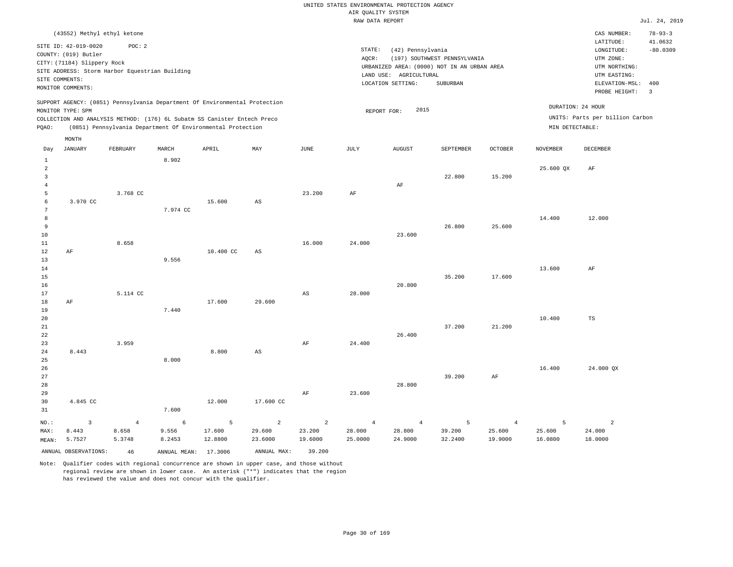UNITED STATES ENVIRONMENTAL PROTECTION AGENCY
AIR QUALITY SYSTEM
RAW DATA REPORT

Jul. 24, 2019

(43552) Methyl ethyl ketone

SITE ID: 42-019-0020 POC: 2
COUNTY: (019) Butler
CITY: (71184) Slippery Rock
SITE ADDRESS: Storm Harbor Equestrian Building
SITE COMMENTS:
MONITOR COMMENTS:

STATE: (42) Pennsylvania
AQCR: (197) SOUTHWEST PENNSYLVANIA
URBANIZED AREA: (0000) NOT IN AN URBAN AREA
LAND USE: AGRICULTURAL
LOCATION SETTING: SUBURBAN

CAS NUMBER: 78-93-3
LATITUDE: 41.0632
LONGITUDE: -80.0309
UTM ZONE:
UTM NORTHING:
UTM EASTING:
ELEVATION-MSL: 400
PROBE HEIGHT: 3

SUPPORT AGENCY: (0851) Pennsylvania Department Of Environmental Protection
MONITOR TYPE: SPM
COLLECTION AND ANALYSIS METHOD: (176) 6L Subatm SS Canister Entech Preco
PQAO: (0851) Pennsylvania Department Of Environmental Protection

REPORT FOR: 2015

DURATION: 24 HOUR
UNITS: Parts per billion Carbon
MIN DETECTABLE:

| Day | JANUARY | FEBRUARY | MARCH | APRIL | MAY | JUNE | JULY | AUGUST | SEPTEMBER | OCTOBER | NOVEMBER | DECEMBER |
|---|---|---|---|---|---|---|---|---|---|---|---|---|
| 1 | | | 8.902 | | | | | | | | | |
| 2 | | | | | | | | | | | 25.600 QX | AF |
| 3 | | | | | | | | | 22.800 | 15.200 | | |
| 4 | | | | | | | | AF | | | | |
| 5 | | 3.768 CC | | | | 23.200 | AF | | | | | |
| 6 | 3.970 CC | | | 15.600 | AS | | | | | | | |
| 7 | | | 7.974 CC | | | | | | | | | |
| 8 | | | | | | | | | | | 14.400 | 12.000 |
| 9 | | | | | | | | | 26.800 | 25.600 | | |
| 10 | | | | | | | | 23.600 | | | | |
| 11 | | 8.658 | | | | 16.000 | 24.000 | | | | | |
| 12 | AF | | | 10.400 CC | AS | | | | | | | |
| 13 | | | 9.556 | | | | | | | | | |
| 14 | | | | | | | | | | | 13.600 | AF |
| 15 | | | | | | | | | 35.200 | 17.600 | | |
| 16 | | | | | | | | 20.800 | | | | |
| 17 | | 5.114 CC | | | | AS | 28.000 | | | | | |
| 18 | AF | | | 17.600 | 29.600 | | | | | | | |
| 19 | | | 7.440 | | | | | | | | | |
| 20 | | | | | | | | | | | 10.400 | TS |
| 21 | | | | | | | | | 37.200 | 21.200 | | |
| 22 | | | | | | | | 26.400 | | | | |
| 23 | | 3.959 | | | | AF | 24.400 | | | | | |
| 24 | 8.443 | | | 8.800 | AS | | | | | | | |
| 25 | | | 8.000 | | | | | | | | | |
| 26 | | | | | | | | | | | 16.400 | 24.000 QX |
| 27 | | | | | | | | | 39.200 | AF | | |
| 28 | | | | | | | | 28.800 | | | | |
| 29 | | | | | | AF | 23.600 | | | | | |
| 30 | 4.845 CC | | | 12.000 | 17.600 CC | | | | | | | |
| 31 | | | 7.600 | | | | | | | | | |
| NO.: | 3 | 4 | 6 | 5 | 2 | 2 | 4 | 4 | 5 | 4 | 5 | 2 |
| MAX: | 8.443 | 8.658 | 9.556 | 17.600 | 29.600 | 23.200 | 28.000 | 28.800 | 39.200 | 25.600 | 25.600 | 24.000 |
| MEAN: | 5.7527 | 5.3748 | 8.2453 | 12.8800 | 23.6000 | 19.6000 | 25.0000 | 24.9000 | 32.2400 | 19.9000 | 16.0800 | 18.0000 |

ANNUAL OBSERVATIONS: 46 ANNUAL MEAN: 17.3006 ANNUAL MAX: 39.200

Note: Qualifier codes with regional concurrence are shown in upper case, and those without regional review are shown in lower case. An asterisk ("*") indicates that the region has reviewed the value and does not concur with the qualifier.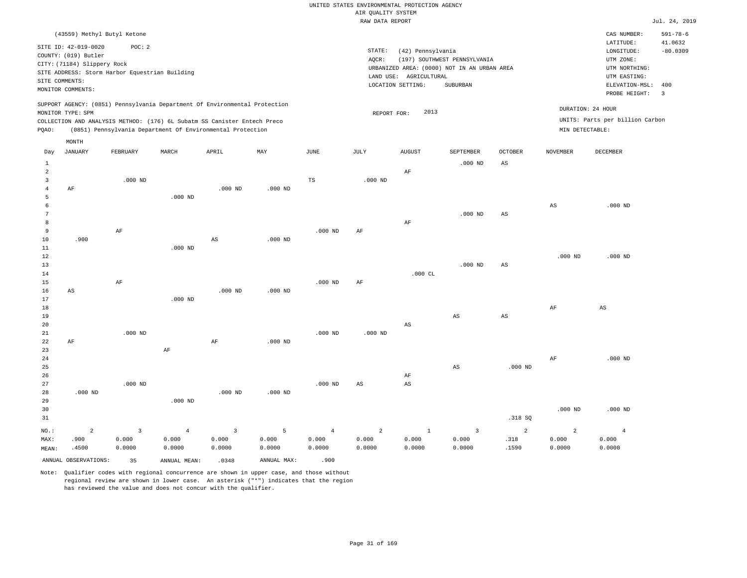UNITED STATES ENVIRONMENTAL PROTECTION AGENCY
AIR QUALITY SYSTEM
RAW DATA REPORT

Jul. 24, 2019

(43559) Methyl Butyl Ketone

SITE ID: 42-019-0020 POC: 2
COUNTY: (019) Butler
CITY: (71184) Slippery Rock
SITE ADDRESS: Storm Harbor Equestrian Building
SITE COMMENTS:
MONITOR COMMENTS:

STATE: (42) Pennsylvania
AQCR: (197) SOUTHWEST PENNSYLVANIA
URBANIZED AREA: (0000) NOT IN AN URBAN AREA
LAND USE: AGRICULTURAL
LOCATION SETTING: SUBURBAN

CAS NUMBER: 591-78-6
LATITUDE: 41.0632
LONGITUDE: -80.0309
UTM ZONE:
UTM NORTHING:
UTM EASTING:
ELEVATION-MSL: 400
PROBE HEIGHT: 3

SUPPORT AGENCY: (0851) Pennsylvania Department Of Environmental Protection
MONITOR TYPE: SPM
COLLECTION AND ANALYSIS METHOD: (176) 6L Subatm SS Canister Entech Preco
PQAO: (0851) Pennsylvania Department Of Environmental Protection

REPORT FOR: 2013

DURATION: 24 HOUR
UNITS: Parts per billion Carbon
MIN DETECTABLE:

| Day | JANUARY | FEBRUARY | MARCH | APRIL | MAY | JUNE | JULY | AUGUST | SEPTEMBER | OCTOBER | NOVEMBER | DECEMBER |
|---|---|---|---|---|---|---|---|---|---|---|---|---|
| 1 | | | | | | | | | .000 ND | AS | | |
| 2 | | | | | | | | AF | | | | |
| 3 | | .000 ND | | | | TS | .000 ND | | | | | |
| 4 | AF | | | .000 ND | .000 ND | | | | | | | |
| 5 | | | .000 ND | | | | | | | | | |
| 6 | | | | | | | | | | | AS | .000 ND |
| 7 | | | | | | | | | .000 ND | AS | | |
| 8 | | | | | | | | AF | | | | |
| 9 | | AF | | | | .000 ND | AF | | | | | |
| 10 | .900 | | | AS | .000 ND | | | | | | | |
| 11 | | | .000 ND | | | | | | | | | |
| 12 | | | | | | | | | | | .000 ND | .000 ND |
| 13 | | | | | | | | | .000 ND | AS | | |
| 14 | | | | | | | | .000 CL | | | | |
| 15 | | AF | | | | .000 ND | AF | | | | | |
| 16 | AS | | | .000 ND | .000 ND | | | | | | | |
| 17 | | | .000 ND | | | | | | | | | |
| 18 | | | | | | | | | | | AF | AS |
| 19 | | | | | | | | | AS | AS | | |
| 20 | | | | | | | | AS | | | | |
| 21 | | .000 ND | | | | .000 ND | .000 ND | | | | | |
| 22 | AF | | | AF | .000 ND | | | | | | | |
| 23 | | | AF | | | | | | | | | |
| 24 | | | | | | | | | | | AF | .000 ND |
| 25 | | | | | | | | | AS | .000 ND | | |
| 26 | | | | | | | | AF | | | | |
| 27 | | .000 ND | | | | .000 ND | AS | AS | | | | |
| 28 | .000 ND | | | .000 ND | .000 ND | | | | | | | |
| 29 | | | .000 ND | | | | | | | | | |
| 30 | | | | | | | | | | | .000 ND | .000 ND |
| 31 | | | | | | | | | | .318 SQ | | |
| NO.: | 2 | 3 | 4 | 3 | 5 | 4 | 2 | 1 | 3 | 2 | 2 | 4 |
| MAX: | .900 | 0.000 | 0.000 | 0.000 | 0.000 | 0.000 | 0.000 | 0.000 | 0.000 | .318 | 0.000 | 0.000 |
| MEAN: | .4500 | 0.0000 | 0.0000 | 0.0000 | 0.0000 | 0.0000 | 0.0000 | 0.0000 | 0.0000 | .1590 | 0.0000 | 0.0000 |

ANNUAL OBSERVATIONS: 35 ANNUAL MEAN: .0348 ANNUAL MAX: .900

Note: Qualifier codes with regional concurrence are shown in upper case, and those without regional review are shown in lower case. An asterisk ("*") indicates that the region has reviewed the value and does not concur with the qualifier.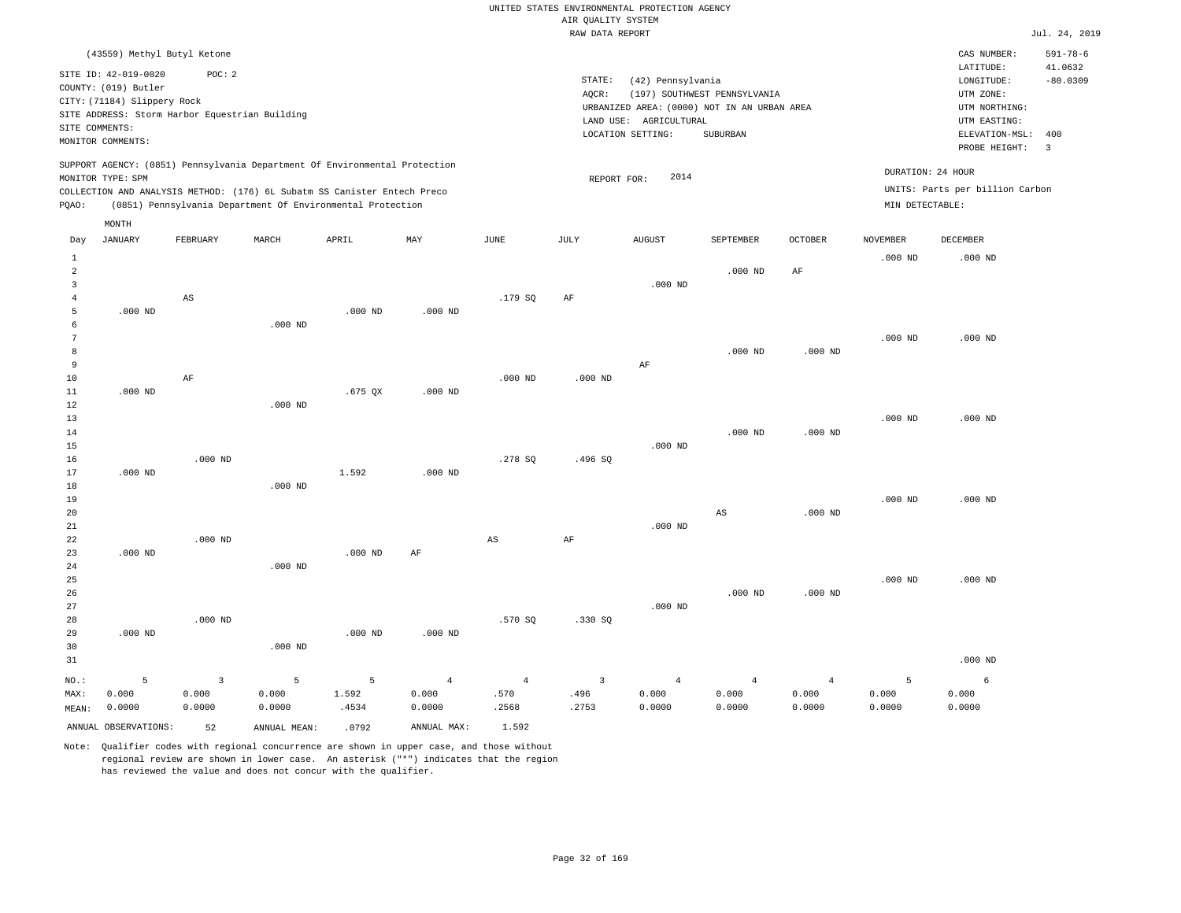UNITED STATES ENVIRONMENTAL PROTECTION AGENCY
AIR QUALITY SYSTEM
RAW DATA REPORT

Jul. 24, 2019

(43559) Methyl Butyl Ketone

SITE ID: 42-019-0020 POC: 2
COUNTY: (019) Butler
CITY: (71184) Slippery Rock
SITE ADDRESS: Storm Harbor Equestrian Building
SITE COMMENTS:
MONITOR COMMENTS:

STATE: (42) Pennsylvania
AQCR: (197) SOUTHWEST PENNSYLVANIA
URBANIZED AREA: (0000) NOT IN AN URBAN AREA
LAND USE: AGRICULTURAL
LOCATION SETTING: SUBURBAN

CAS NUMBER: 591-78-6
LATITUDE: 41.0632
LONGITUDE: -80.0309
UTM ZONE:
UTM NORTHING:
UTM EASTING:
ELEVATION-MSL: 400
PROBE HEIGHT: 3

SUPPORT AGENCY: (0851) Pennsylvania Department Of Environmental Protection
MONITOR TYPE: SPM
COLLECTION AND ANALYSIS METHOD: (176) 6L Subatm SS Canister Entech Preco
PQAO: (0851) Pennsylvania Department Of Environmental Protection

REPORT FOR: 2014

DURATION: 24 HOUR
UNITS: Parts per billion Carbon
MIN DETECTABLE:

| Day | JANUARY | FEBRUARY | MARCH | APRIL | MAY | JUNE | JULY | AUGUST | SEPTEMBER | OCTOBER | NOVEMBER | DECEMBER |
|---|---|---|---|---|---|---|---|---|---|---|---|---|
| 1 | | | | | | | | | | | .000 ND | .000 ND |
| 2 | | | | | | | | | .000 ND | AF | | |
| 3 | | | | | | | | .000 ND | | | | |
| 4 | | AS | | | | .179 SQ | AF | | | | | |
| 5 | .000 ND | | | .000 ND | .000 ND | | | | | | | |
| 6 | | | .000 ND | | | | | | | | | |
| 7 | | | | | | | | | | | .000 ND | .000 ND |
| 8 | | | | | | | | | .000 ND | .000 ND | | |
| 9 | | | | | | | | AF | | | | |
| 10 | | AF | | | | .000 ND | .000 ND | | | | | |
| 11 | .000 ND | | | .675 QX | .000 ND | | | | | | | |
| 12 | | | .000 ND | | | | | | | | | |
| 13 | | | | | | | | | | | .000 ND | .000 ND |
| 14 | | | | | | | | | .000 ND | .000 ND | | |
| 15 | | | | | | | | .000 ND | | | | |
| 16 | | .000 ND | | | | .278 SQ | .496 SQ | | | | | |
| 17 | .000 ND | | | 1.592 | .000 ND | | | | | | | |
| 18 | | | .000 ND | | | | | | | | | |
| 19 | | | | | | | | | | | .000 ND | .000 ND |
| 20 | | | | | | | | | AS | .000 ND | | |
| 21 | | | | | | | | .000 ND | | | | |
| 22 | | .000 ND | | | | AS | AF | | | | | |
| 23 | .000 ND | | | .000 ND | AF | | | | | | | |
| 24 | | | .000 ND | | | | | | | | | |
| 25 | | | | | | | | | | | .000 ND | .000 ND |
| 26 | | | | | | | | | .000 ND | .000 ND | | |
| 27 | | | | | | | | .000 ND | | | | |
| 28 | | .000 ND | | | | .570 SQ | .330 SQ | | | | | |
| 29 | .000 ND | | | .000 ND | .000 ND | | | | | | | |
| 30 | | | .000 ND | | | | | | | | | |
| 31 | | | | | | | | | | | | .000 ND |
| NO.: | 5 | 3 | 5 | 5 | 4 | 4 | 3 | 4 | 4 | 4 | 5 | 6 |
| MAX: | 0.000 | 0.000 | 0.000 | 1.592 | 0.000 | .570 | .496 | 0.000 | 0.000 | 0.000 | 0.000 | 0.000 |
| MEAN: | 0.0000 | 0.0000 | 0.0000 | .4534 | 0.0000 | .2568 | .2753 | 0.0000 | 0.0000 | 0.0000 | 0.0000 | 0.0000 |

ANNUAL OBSERVATIONS: 52 ANNUAL MEAN: .0792 ANNUAL MAX: 1.592

Note: Qualifier codes with regional concurrence are shown in upper case, and those without regional review are shown in lower case. An asterisk ("*") indicates that the region has reviewed the value and does not concur with the qualifier.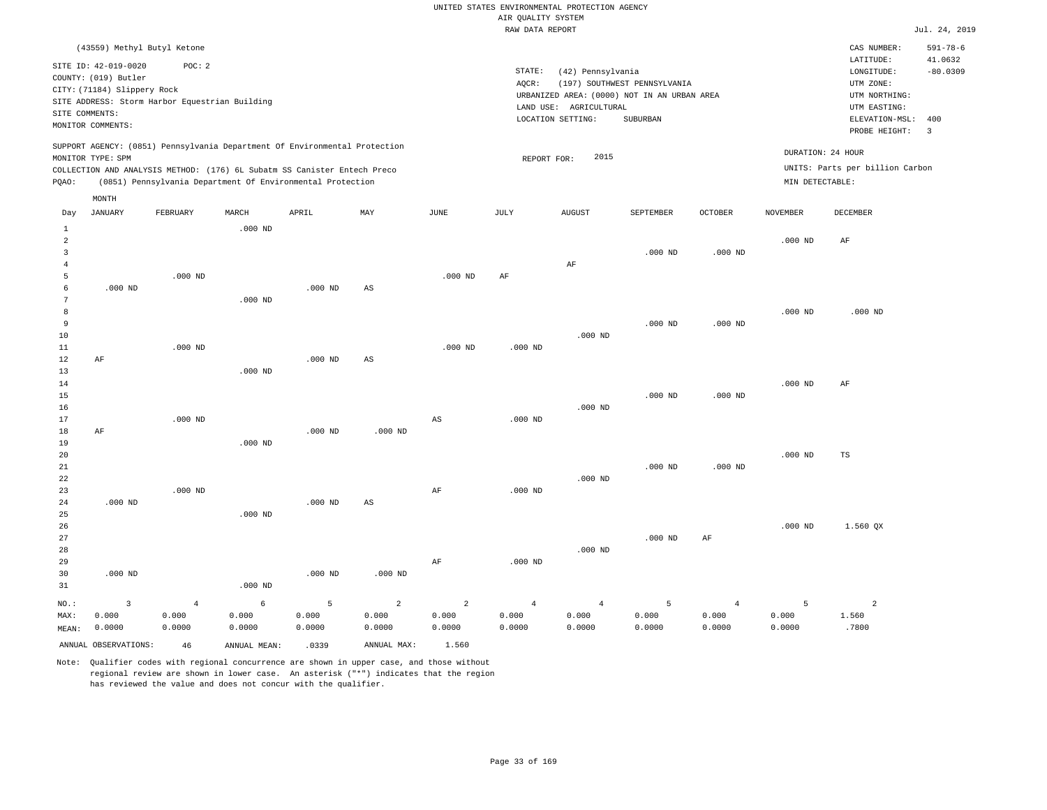UNITED STATES ENVIRONMENTAL PROTECTION AGENCY
AIR QUALITY SYSTEM
RAW DATA REPORT

Jul. 24, 2019

(43559) Methyl Butyl Ketone

SITE ID: 42-019-0020  POC: 2
COUNTY: (019) Butler
CITY: (71184) Slippery Rock
SITE ADDRESS: Storm Harbor Equestrian Building
SITE COMMENTS:
MONITOR COMMENTS:

STATE: (42) Pennsylvania
AQCR: (197) SOUTHWEST PENNSYLVANIA
URBANIZED AREA: (0000) NOT IN AN URBAN AREA
LAND USE: AGRICULTURAL
LOCATION SETTING: SUBURBAN

CAS NUMBER: 591-78-6
LATITUDE: 41.0632
LONGITUDE: -80.0309
UTM ZONE:
UTM NORTHING:
UTM EASTING:
ELEVATION-MSL: 400
PROBE HEIGHT: 3

SUPPORT AGENCY: (0851) Pennsylvania Department Of Environmental Protection
MONITOR TYPE: SPM
COLLECTION AND ANALYSIS METHOD: (176) 6L Subatm SS Canister Entech Preco
PQAO: (0851) Pennsylvania Department Of Environmental Protection

REPORT FOR: 2015

DURATION: 24 HOUR
UNITS: Parts per billion Carbon
MIN DETECTABLE:

| Day | JANUARY | FEBRUARY | MARCH | APRIL | MAY | JUNE | JULY | AUGUST | SEPTEMBER | OCTOBER | NOVEMBER | DECEMBER |
|---|---|---|---|---|---|---|---|---|---|---|---|---|
| 1 | | | .000 ND | | | | | | | | | |
| 2 | | | | | | | | | | | .000 ND | AF |
| 3 | | | | | | | | | .000 ND | .000 ND | | |
| 4 | | | | | | | | AF | | | | |
| 5 | | .000 ND | | | | .000 ND | AF | | | | | |
| 6 | .000 ND | | | .000 ND | AS | | | | | | | |
| 7 | | | .000 ND | | | | | | | | | |
| 8 | | | | | | | | | | | .000 ND | .000 ND |
| 9 | | | | | | | | | .000 ND | .000 ND | | |
| 10 | | | | | | | | .000 ND | | | | |
| 11 | | .000 ND | | | | .000 ND | .000 ND | | | | | |
| 12 | AF | | | .000 ND | AS | | | | | | | |
| 13 | | | .000 ND | | | | | | | | | |
| 14 | | | | | | | | | | | .000 ND | AF |
| 15 | | | | | | | | | .000 ND | .000 ND | | |
| 16 | | | | | | | | .000 ND | | | | |
| 17 | | .000 ND | | | | AS | .000 ND | | | | | |
| 18 | AF | | | .000 ND | .000 ND | | | | | | | |
| 19 | | | .000 ND | | | | | | | | | |
| 20 | | | | | | | | | | | .000 ND | TS |
| 21 | | | | | | | | | .000 ND | .000 ND | | |
| 22 | | | | | | | | .000 ND | | | | |
| 23 | | .000 ND | | | | AF | .000 ND | | | | | |
| 24 | .000 ND | | | .000 ND | AS | | | | | | | |
| 25 | | | .000 ND | | | | | | | | | |
| 26 | | | | | | | | | | | .000 ND | 1.560 QX |
| 27 | | | | | | | | | .000 ND | AF | | |
| 28 | | | | | | | | .000 ND | | | | |
| 29 | | | | | | AF | .000 ND | | | | | |
| 30 | .000 ND | | | .000 ND | .000 ND | | | | | | | |
| 31 | | | .000 ND | | | | | | | | | |
| NO.: | 3 | 4 | 6 | 5 | 2 | 2 | 4 | 4 | 5 | 4 | 5 | 2 |
| MAX: | 0.000 | 0.000 | 0.000 | 0.000 | 0.000 | 0.000 | 0.000 | 0.000 | 0.000 | 0.000 | 0.000 | 1.560 |
| MEAN: | 0.0000 | 0.0000 | 0.0000 | 0.0000 | 0.0000 | 0.0000 | 0.0000 | 0.0000 | 0.0000 | 0.0000 | 0.0000 | .7800 |

ANNUAL OBSERVATIONS: 46  ANNUAL MEAN: .0339  ANNUAL MAX: 1.560

Note: Qualifier codes with regional concurrence are shown in upper case, and those without regional review are shown in lower case. An asterisk ("*") indicates that the region has reviewed the value and does not concur with the qualifier.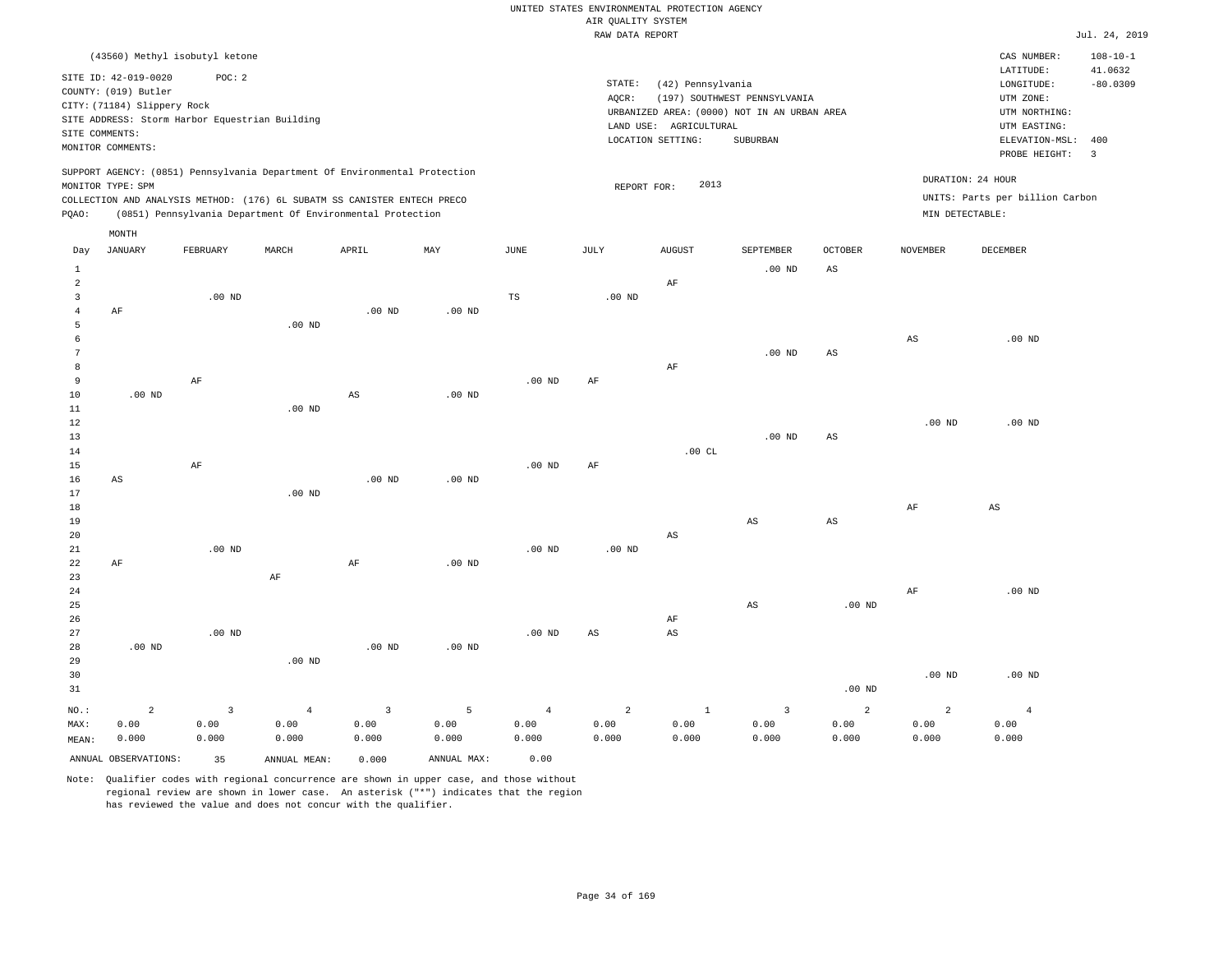UNITED STATES ENVIRONMENTAL PROTECTION AGENCY
AIR QUALITY SYSTEM
RAW DATA REPORT

Jul. 24, 2019

(43560) Methyl isobutyl ketone

SITE ID: 42-019-0020 POC: 2
COUNTY: (019) Butler
CITY: (71184) Slippery Rock
SITE ADDRESS: Storm Harbor Equestrian Building
SITE COMMENTS:
MONITOR COMMENTS:

STATE: (42) Pennsylvania
AQCR: (197) SOUTHWEST PENNSYLVANIA
URBANIZED AREA: (0000) NOT IN AN URBAN AREA
LAND USE: AGRICULTURAL
LOCATION SETTING: SUBURBAN

CAS NUMBER: 108-10-1
LATITUDE: 41.0632
LONGITUDE: -80.0309
UTM ZONE:
UTM NORTHING:
UTM EASTING:
ELEVATION-MSL: 400
PROBE HEIGHT: 3

SUPPORT AGENCY: (0851) Pennsylvania Department Of Environmental Protection
MONITOR TYPE: SPM
COLLECTION AND ANALYSIS METHOD: (176) 6L SUBATM SS CANISTER ENTECH PRECO
PQAO: (0851) Pennsylvania Department Of Environmental Protection

REPORT FOR: 2013

DURATION: 24 HOUR
UNITS: Parts per billion Carbon
MIN DETECTABLE:

| Day | JANUARY | FEBRUARY | MARCH | APRIL | MAY | JUNE | JULY | AUGUST | SEPTEMBER | OCTOBER | NOVEMBER | DECEMBER |
|---|---|---|---|---|---|---|---|---|---|---|---|---|
| 1 | | | | | | | | | .00 ND | AS | | |
| 2 | | | | | | | | AF | | | | |
| 3 | | .00 ND | | | | TS | .00 ND | | | | | |
| 4 | AF | | | .00 ND | .00 ND | | | | | | | |
| 5 | | | .00 ND | | | | | | | | | |
| 6 | | | | | | | | | | | AS | .00 ND |
| 7 | | | | | | | | | .00 ND | AS | | |
| 8 | | | | | | | | AF | | | | |
| 9 | | AF | | | | .00 ND | AF | | | | | |
| 10 | .00 ND | | | AS | .00 ND | | | | | | | |
| 11 | | | .00 ND | | | | | | | | | |
| 12 | | | | | | | | | | | .00 ND | .00 ND |
| 13 | | | | | | | | | .00 ND | AS | | |
| 14 | | | | | | | | .00 CL | | | | |
| 15 | | AF | | | | .00 ND | AF | | | | | |
| 16 | AS | | | .00 ND | .00 ND | | | | | | | |
| 17 | | | .00 ND | | | | | | | | | |
| 18 | | | | | | | | | | | AF | AS |
| 19 | | | | | | | | | AS | AS | | |
| 20 | | | | | | | | AS | | | | |
| 21 | | .00 ND | | | | .00 ND | .00 ND | | | | | |
| 22 | AF | | | AF | .00 ND | | | | | | | |
| 23 | | | AF | | | | | | | | | |
| 24 | | | | | | | | | | | AF | .00 ND |
| 25 | | | | | | | | | AS | .00 ND | | |
| 26 | | | | | | | | AF | | | | |
| 27 | | .00 ND | | | | .00 ND | AS | AS | | | | |
| 28 | .00 ND | | | .00 ND | .00 ND | | | | | | | |
| 29 | | | .00 ND | | | | | | | | | |
| 30 | | | | | | | | | | | .00 ND | .00 ND |
| 31 | | | | | | | | | | .00 ND | | |
| NO.: | 2 | 3 | 4 | 3 | 5 | 4 | 2 | 1 | 3 | 2 | 2 | 4 |
| MAX: | 0.00 | 0.00 | 0.00 | 0.00 | 0.00 | 0.00 | 0.00 | 0.00 | 0.00 | 0.00 | 0.00 | 0.00 |
| MEAN: | 0.000 | 0.000 | 0.000 | 0.000 | 0.000 | 0.000 | 0.000 | 0.000 | 0.000 | 0.000 | 0.000 | 0.000 |

ANNUAL OBSERVATIONS: 35 ANNUAL MEAN: 0.000 ANNUAL MAX: 0.00

Note: Qualifier codes with regional concurrence are shown in upper case, and those without regional review are shown in lower case. An asterisk ("*") indicates that the region has reviewed the value and does not concur with the qualifier.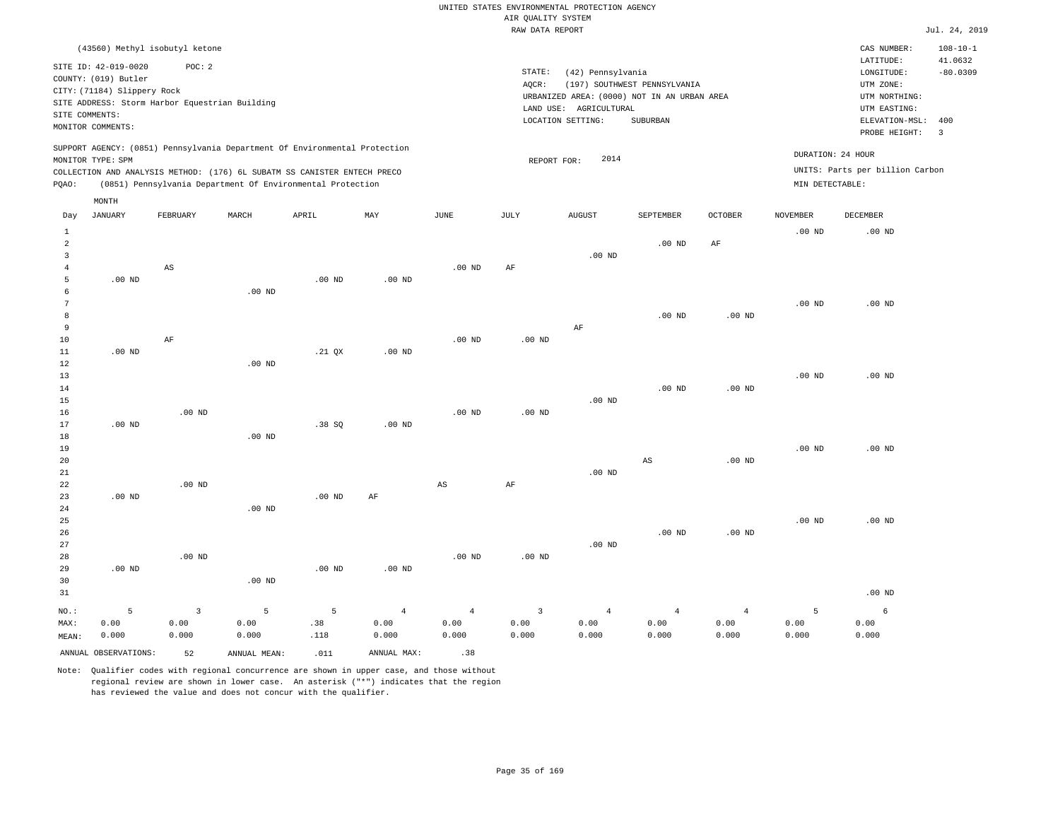UNITED STATES ENVIRONMENTAL PROTECTION AGENCY
AIR QUALITY SYSTEM
RAW DATA REPORT

Jul. 24, 2019

(43560) Methyl isobutyl ketone

SITE ID: 42-019-0020    POC: 2
COUNTY: (019) Butler
CITY: (71184) Slippery Rock
SITE ADDRESS: Storm Harbor Equestrian Building
SITE COMMENTS:
MONITOR COMMENTS:

STATE: (42) Pennsylvania
AQCR: (197) SOUTHWEST PENNSYLVANIA
URBANIZED AREA: (0000) NOT IN AN URBAN AREA
LAND USE: AGRICULTURAL
LOCATION SETTING: SUBURBAN

CAS NUMBER: 108-10-1
LATITUDE: 41.0632
LONGITUDE: -80.0309
UTM ZONE:
UTM NORTHING:
UTM EASTING:
ELEVATION-MSL: 400
PROBE HEIGHT: 3

SUPPORT AGENCY: (0851) Pennsylvania Department Of Environmental Protection
MONITOR TYPE: SPM
COLLECTION AND ANALYSIS METHOD: (176) 6L SUBATM SS CANISTER ENTECH PRECO
PQAO: (0851) Pennsylvania Department Of Environmental Protection

REPORT FOR: 2014

DURATION: 24 HOUR
UNITS: Parts per billion Carbon
MIN DETECTABLE:

| Day | JANUARY | FEBRUARY | MARCH | APRIL | MAY | JUNE | JULY | AUGUST | SEPTEMBER | OCTOBER | NOVEMBER | DECEMBER |
|---|---|---|---|---|---|---|---|---|---|---|---|---|
| 1 | | | | | | | | | | | .00 ND | .00 ND |
| 2 | | | | | | | | | .00 ND | AF | | |
| 3 | | | | | | | | .00 ND | | | | |
| 4 | | AS | | | | .00 ND | AF | | | | | |
| 5 | .00 ND | | | .00 ND | .00 ND | | | | | | | |
| 6 | | | .00 ND | | | | | | | | | |
| 7 | | | | | | | | | | | .00 ND | .00 ND |
| 8 | | | | | | | | | .00 ND | .00 ND | | |
| 9 | | | | | | | | AF | | | | |
| 10 | | AF | | | | .00 ND | .00 ND | | | | | |
| 11 | .00 ND | | | .21 QX | .00 ND | | | | | | | |
| 12 | | | .00 ND | | | | | | | | | |
| 13 | | | | | | | | | | | .00 ND | .00 ND |
| 14 | | | | | | | | | .00 ND | .00 ND | | |
| 15 | | | | | | | | .00 ND | | | | |
| 16 | | .00 ND | | | | .00 ND | .00 ND | | | | | |
| 17 | .00 ND | | | .38 SQ | .00 ND | | | | | | | |
| 18 | | | .00 ND | | | | | | | | | |
| 19 | | | | | | | | | | | .00 ND | .00 ND |
| 20 | | | | | | | | | AS | .00 ND | | |
| 21 | | | | | | | | .00 ND | | | | |
| 22 | | .00 ND | | | | AS | AF | | | | | |
| 23 | .00 ND | | | .00 ND | AF | | | | | | | |
| 24 | | | .00 ND | | | | | | | | | |
| 25 | | | | | | | | | | | .00 ND | .00 ND |
| 26 | | | | | | | | | .00 ND | .00 ND | | |
| 27 | | | | | | | | .00 ND | | | | |
| 28 | | .00 ND | | | | .00 ND | .00 ND | | | | | |
| 29 | .00 ND | | | .00 ND | .00 ND | | | | | | | |
| 30 | | | .00 ND | | | | | | | | | |
| 31 | | | | | | | | | | | | .00 ND |
| NO.: | 5 | 3 | 5 | 5 | 4 | 4 | 3 | 4 | 4 | 4 | 5 | 6 |
| MAX: | 0.00 | 0.00 | 0.00 | .38 | 0.00 | 0.00 | 0.00 | 0.00 | 0.00 | 0.00 | 0.00 | 0.00 |
| MEAN: | 0.000 | 0.000 | 0.000 | .118 | 0.000 | 0.000 | 0.000 | 0.000 | 0.000 | 0.000 | 0.000 | 0.000 |

ANNUAL OBSERVATIONS: 52    ANNUAL MEAN: .011    ANNUAL MAX: .38

Note: Qualifier codes with regional concurrence are shown in upper case, and those without regional review are shown in lower case. An asterisk ("*") indicates that the region has reviewed the value and does not concur with the qualifier.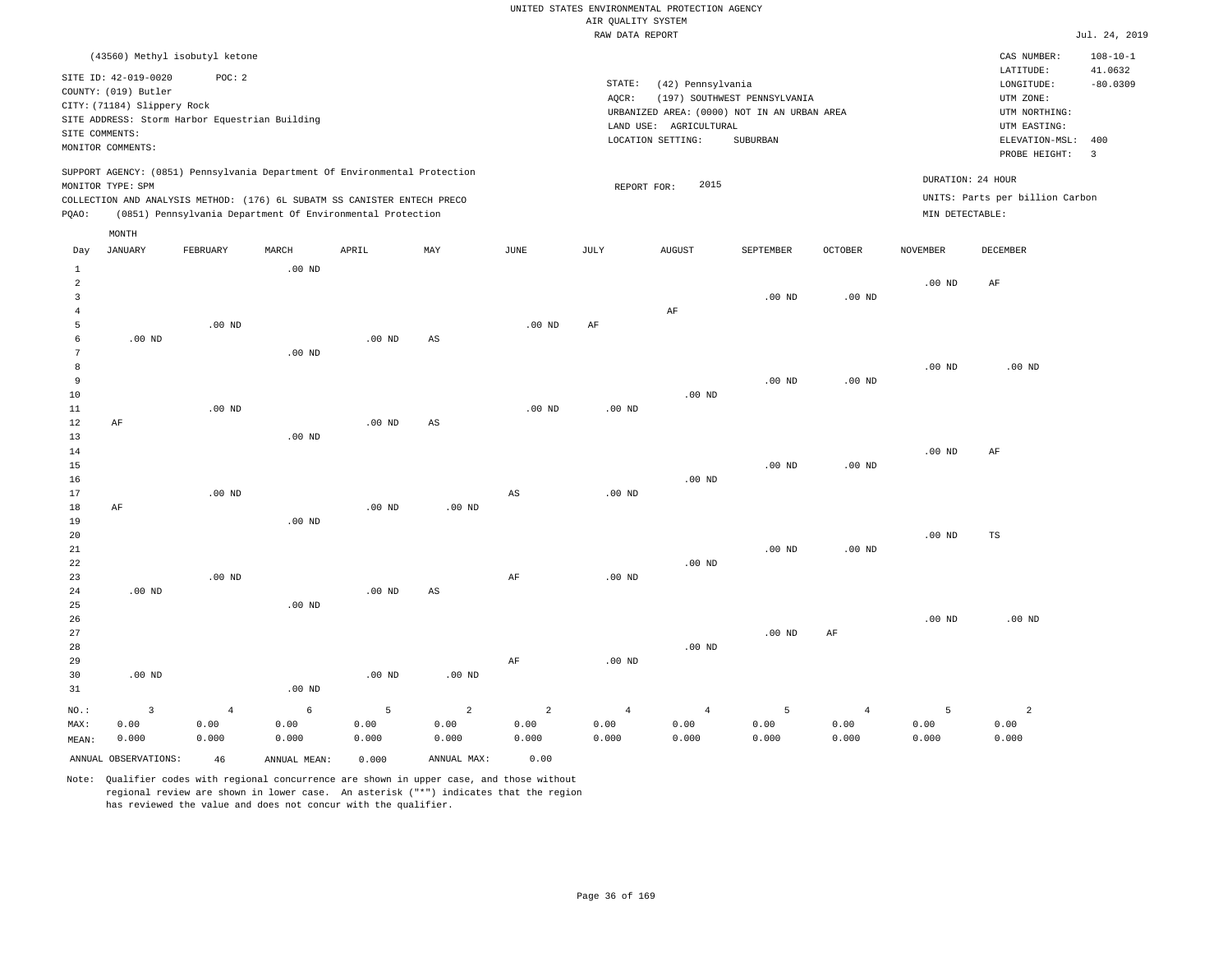UNITED STATES ENVIRONMENTAL PROTECTION AGENCY
AIR QUALITY SYSTEM
RAW DATA REPORT

Jul. 24, 2019

(43560) Methyl isobutyl ketone

SITE ID: 42-019-0020 POC: 2
COUNTY: (019) Butler
CITY: (71184) Slippery Rock
SITE ADDRESS: Storm Harbor Equestrian Building
SITE COMMENTS:
MONITOR COMMENTS:

STATE: (42) Pennsylvania
AQCR: (197) SOUTHWEST PENNSYLVANIA
URBANIZED AREA: (0000) NOT IN AN URBAN AREA
LAND USE: AGRICULTURAL
LOCATION SETTING: SUBURBAN

CAS NUMBER: 108-10-1
LATITUDE: 41.0632
LONGITUDE: -80.0309
UTM ZONE:
UTM NORTHING:
UTM EASTING:
ELEVATION-MSL: 400
PROBE HEIGHT: 3

SUPPORT AGENCY: (0851) Pennsylvania Department Of Environmental Protection
MONITOR TYPE: SPM
COLLECTION AND ANALYSIS METHOD: (176) 6L SUBATM SS CANISTER ENTECH PRECO
PQAO: (0851) Pennsylvania Department Of Environmental Protection

REPORT FOR: 2015

DURATION: 24 HOUR
UNITS: Parts per billion Carbon
MIN DETECTABLE:

| Day | JANUARY | FEBRUARY | MARCH | APRIL | MAY | JUNE | JULY | AUGUST | SEPTEMBER | OCTOBER | NOVEMBER | DECEMBER |
|---|---|---|---|---|---|---|---|---|---|---|---|---|
| 1 | | | .00 ND | | | | | | | | | |
| 2 | | | | | | | | | | | .00 ND | AF |
| 3 | | | | | | | | | .00 ND | .00 ND | | |
| 4 | | | | | | | | AF | | | | |
| 5 | | .00 ND | | | | .00 ND | AF | | | | | |
| 6 | .00 ND | | | .00 ND | AS | | | | | | | |
| 7 | | | .00 ND | | | | | | | | | |
| 8 | | | | | | | | | | | .00 ND | .00 ND |
| 9 | | | | | | | | | .00 ND | .00 ND | | |
| 10 | | | | | | | | .00 ND | | | | |
| 11 | | .00 ND | | | | .00 ND | .00 ND | | | | | |
| 12 | AF | | | .00 ND | AS | | | | | | | |
| 13 | | | .00 ND | | | | | | | | | |
| 14 | | | | | | | | | | | .00 ND | AF |
| 15 | | | | | | | | | .00 ND | .00 ND | | |
| 16 | | | | | | | | .00 ND | | | | |
| 17 | | .00 ND | | | | AS | .00 ND | | | | | |
| 18 | AF | | | .00 ND | .00 ND | | | | | | | |
| 19 | | | .00 ND | | | | | | | | | |
| 20 | | | | | | | | | | | .00 ND | TS |
| 21 | | | | | | | | | .00 ND | .00 ND | | |
| 22 | | | | | | | | .00 ND | | | | |
| 23 | | .00 ND | | | | AF | .00 ND | | | | | |
| 24 | .00 ND | | | .00 ND | AS | | | | | | | |
| 25 | | | .00 ND | | | | | | | | | |
| 26 | | | | | | | | | | | .00 ND | .00 ND |
| 27 | | | | | | | | | .00 ND | AF | | |
| 28 | | | | | | | | .00 ND | | | | |
| 29 | | | | | | AF | .00 ND | | | | | |
| 30 | .00 ND | | | .00 ND | .00 ND | | | | | | | |
| 31 | | | .00 ND | | | | | | | | | |
| NO.: | 3 | 4 | 6 | 5 | 2 | 2 | 4 | 4 | 5 | 4 | 5 | 2 |
| MAX: | 0.00 | 0.00 | 0.00 | 0.00 | 0.00 | 0.00 | 0.00 | 0.00 | 0.00 | 0.00 | 0.00 | 0.00 |
| MEAN: | 0.000 | 0.000 | 0.000 | 0.000 | 0.000 | 0.000 | 0.000 | 0.000 | 0.000 | 0.000 | 0.000 | 0.000 |

ANNUAL OBSERVATIONS: 46 ANNUAL MEAN: 0.000 ANNUAL MAX: 0.00

Note: Qualifier codes with regional concurrence are shown in upper case, and those without regional review are shown in lower case. An asterisk ("*") indicates that the region has reviewed the value and does not concur with the qualifier.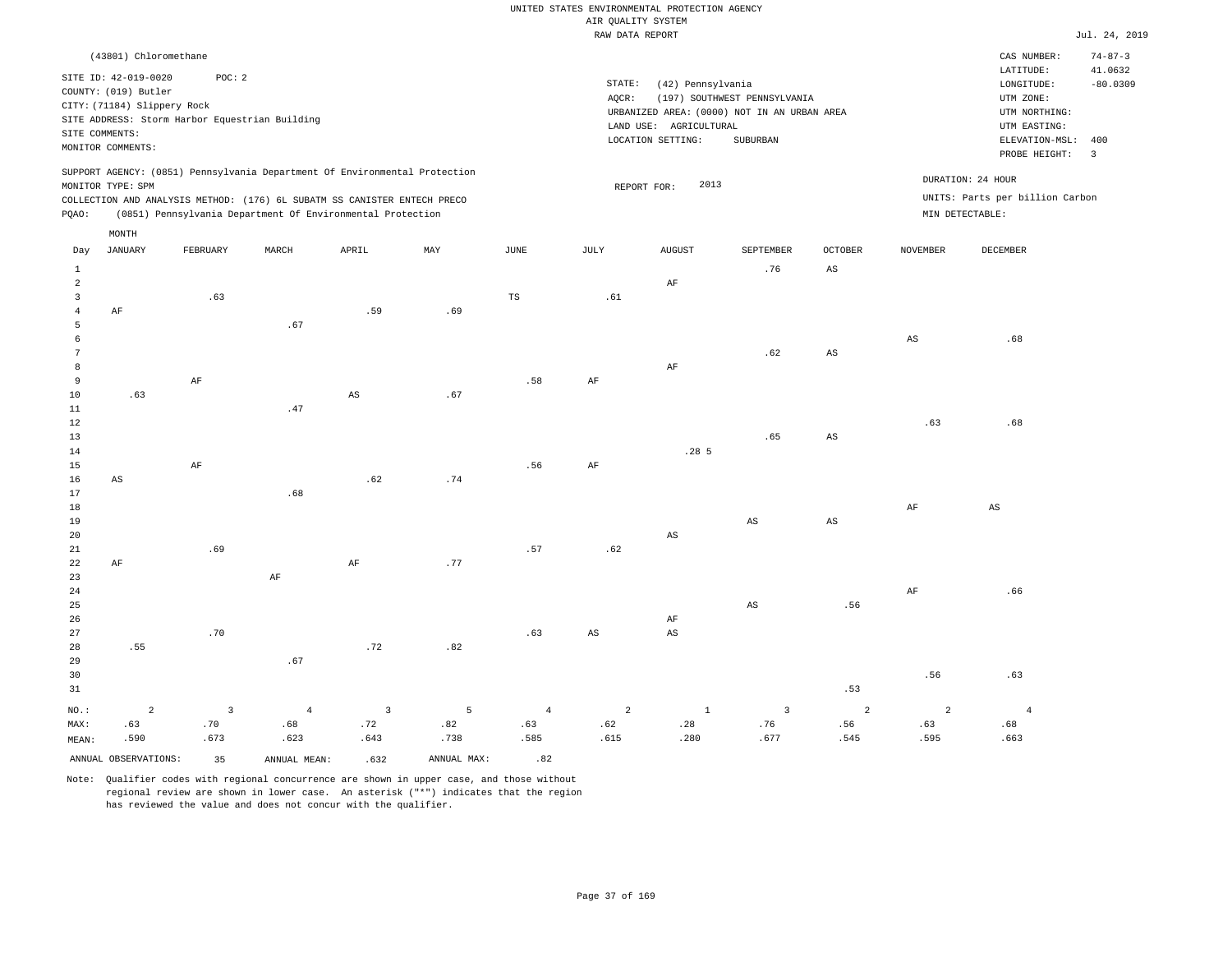UNITED STATES ENVIRONMENTAL PROTECTION AGENCY
AIR QUALITY SYSTEM
RAW DATA REPORT

Jul. 24, 2019

(43801) Chloromethane

SITE ID: 42-019-0020 POC: 2
COUNTY: (019) Butler
CITY: (71184) Slippery Rock
SITE ADDRESS: Storm Harbor Equestrian Building
SITE COMMENTS:
MONITOR COMMENTS:

STATE: (42) Pennsylvania
AQCR: (197) SOUTHWEST PENNSYLVANIA
URBANIZED AREA: (0000) NOT IN AN URBAN AREA
LAND USE: AGRICULTURAL
LOCATION SETTING: SUBURBAN

CAS NUMBER: 74-87-3
LATITUDE: 41.0632
LONGITUDE: -80.0309
UTM ZONE:
UTM NORTHING:
UTM EASTING:
ELEVATION-MSL: 400
PROBE HEIGHT: 3

SUPPORT AGENCY: (0851) Pennsylvania Department Of Environmental Protection
MONITOR TYPE: SPM
COLLECTION AND ANALYSIS METHOD: (176) 6L SUBATM SS CANISTER ENTECH PRECO
PQAO: (0851) Pennsylvania Department Of Environmental Protection

REPORT FOR: 2013

DURATION: 24 HOUR
UNITS: Parts per billion Carbon
MIN DETECTABLE:

| Day | JANUARY | FEBRUARY | MARCH | APRIL | MAY | JUNE | JULY | AUGUST | SEPTEMBER | OCTOBER | NOVEMBER | DECEMBER |
|---|---|---|---|---|---|---|---|---|---|---|---|---|
| 1 | | | | | | | | | .76 | AS | | |
| 2 | | | | | | | | AF | | | | |
| 3 | | .63 | | | | TS | .61 | | | | | |
| 4 | AF | | | .59 | .69 | | | | | | | |
| 5 | | | .67 | | | | | | | | | |
| 6 | | | | | | | | | | | AS | .68 |
| 7 | | | | | | | | | .62 | AS | | |
| 8 | | | | | | | | AF | | | | |
| 9 | | AF | | | | .58 | AF | | | | | |
| 10 | .63 | | | AS | .67 | | | | | | | |
| 11 | | | .47 | | | | | | | | | |
| 12 | | | | | | | | | | | .63 | .68 |
| 13 | | | | | | | | | .65 | AS | | |
| 14 | | | | | | | | .28 5 | | | | |
| 15 | | AF | | | | .56 | AF | | | | | |
| 16 | AS | | | .62 | .74 | | | | | | | |
| 17 | | | .68 | | | | | | | | | |
| 18 | | | | | | | | | | | AF | AS |
| 19 | | | | | | | | | AS | AS | | |
| 20 | | | | | | | | AS | | | | |
| 21 | | .69 | | | | .57 | .62 | | | | | |
| 22 | AF | | | AF | .77 | | | | | | | |
| 23 | | | AF | | | | | | | | | |
| 24 | | | | | | | | | | | AF | .66 |
| 25 | | | | | | | | | AS | .56 | | |
| 26 | | | | | | | | AF | | | | |
| 27 | | .70 | | | | .63 | AS | AS | | | | |
| 28 | .55 | | | .72 | .82 | | | | | | | |
| 29 | | | .67 | | | | | | | | | |
| 30 | | | | | | | | | | | .56 | .63 |
| 31 | | | | | | | | | | .53 | | |
| NO.: | 2 | 3 | 4 | 3 | 5 | 4 | 2 | 1 | 3 | 2 | 2 | 4 |
| MAX: | .63 | .70 | .68 | .72 | .82 | .63 | .62 | .28 | .76 | .56 | .63 | .68 |
| MEAN: | .590 | .673 | .623 | .643 | .738 | .585 | .615 | .280 | .677 | .545 | .595 | .663 |

ANNUAL OBSERVATIONS: 35 ANNUAL MEAN: .632 ANNUAL MAX: .82

Note: Qualifier codes with regional concurrence are shown in upper case, and those without regional review are shown in lower case. An asterisk ("*") indicates that the region has reviewed the value and does not concur with the qualifier.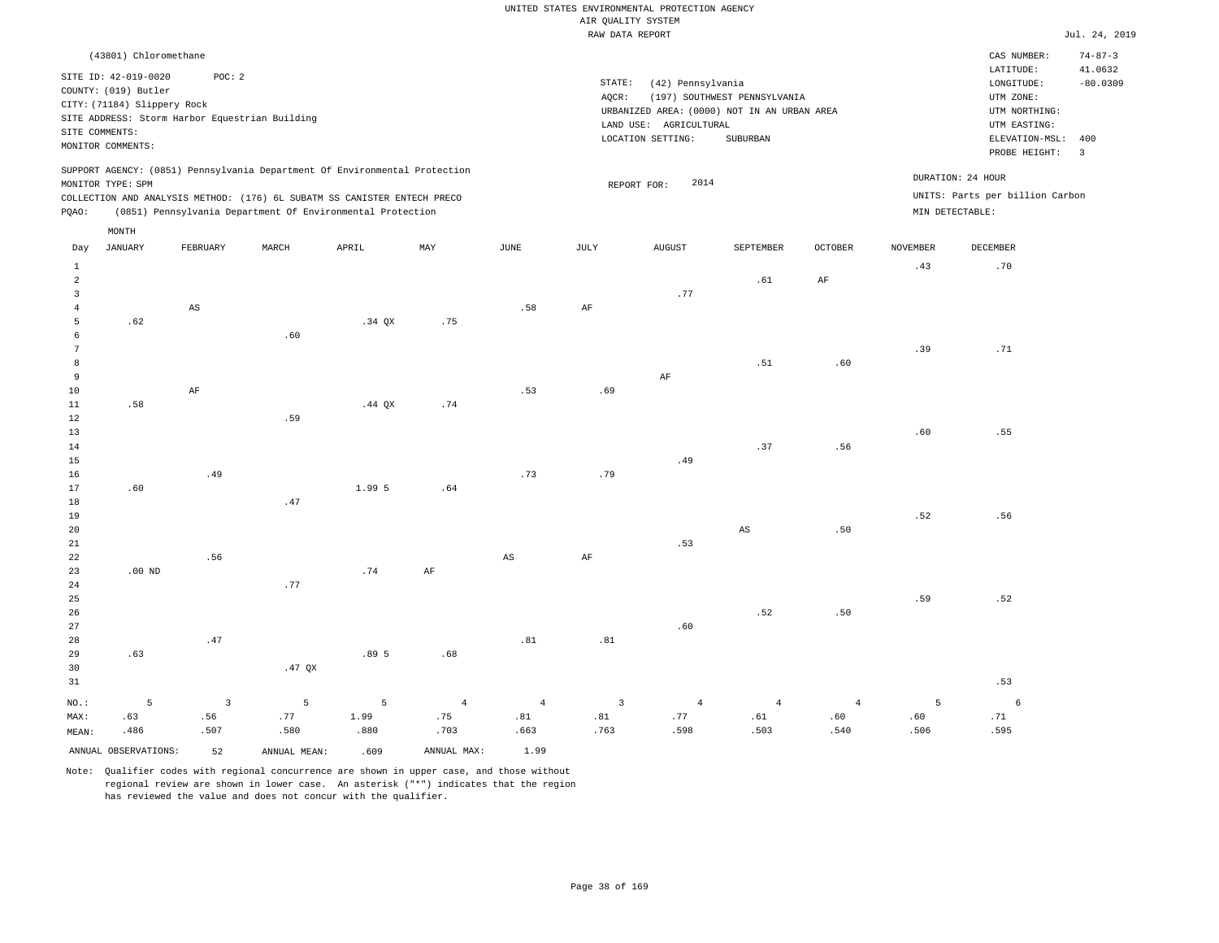UNITED STATES ENVIRONMENTAL PROTECTION AGENCY
AIR QUALITY SYSTEM
RAW DATA REPORT

Jul. 24, 2019

(43801) Chloromethane

SITE ID: 42-019-0020 POC: 2
COUNTY: (019) Butler
CITY: (71184) Slippery Rock
SITE ADDRESS: Storm Harbor Equestrian Building
SITE COMMENTS:
MONITOR COMMENTS:

STATE: (42) Pennsylvania
AQCR: (197) SOUTHWEST PENNSYLVANIA
URBANIZED AREA: (0000) NOT IN AN URBAN AREA
LAND USE: AGRICULTURAL
LOCATION SETTING: SUBURBAN

CAS NUMBER: 74-87-3
LATITUDE: 41.0632
LONGITUDE: -80.0309
UTM ZONE:
UTM NORTHING:
UTM EASTING:
ELEVATION-MSL: 400
PROBE HEIGHT: 3

SUPPORT AGENCY: (0851) Pennsylvania Department Of Environmental Protection
MONITOR TYPE: SPM
COLLECTION AND ANALYSIS METHOD: (176) 6L SUBATM SS CANISTER ENTECH PRECO
PQAO: (0851) Pennsylvania Department Of Environmental Protection

REPORT FOR: 2014

DURATION: 24 HOUR
UNITS: Parts per billion Carbon
MIN DETECTABLE:

| Day | JANUARY | FEBRUARY | MARCH | APRIL | MAY | JUNE | JULY | AUGUST | SEPTEMBER | OCTOBER | NOVEMBER | DECEMBER |
|---|---|---|---|---|---|---|---|---|---|---|---|---|
| 1 | | | | | | | | | | | .43 | .70 |
| 2 | | | | | | | | | .61 | AF | | |
| 3 | | | | | | | | .77 | | | | |
| 4 | | AS | | | | .58 | AF | | | | | |
| 5 | .62 | | | .34 QX | .75 | | | | | | | |
| 6 | | | .60 | | | | | | | | | |
| 7 | | | | | | | | | | | .39 | .71 |
| 8 | | | | | | | | | .51 | .60 | | |
| 9 | | | | | | | | AF | | | | |
| 10 | | AF | | | | .53 | .69 | | | | | |
| 11 | .58 | | | .44 QX | .74 | | | | | | | |
| 12 | | | .59 | | | | | | | | | |
| 13 | | | | | | | | | | | .60 | .55 |
| 14 | | | | | | | | | .37 | .56 | | |
| 15 | | | | | | | | .49 | | | | |
| 16 | | .49 | | | | .73 | .79 | | | | | |
| 17 | .60 | | | 1.99 5 | .64 | | | | | | | |
| 18 | | | .47 | | | | | | | | | |
| 19 | | | | | | | | | | | .52 | .56 |
| 20 | | | | | | | | | AS | .50 | | |
| 21 | | | | | | | | .53 | | | | |
| 22 | | .56 | | | | AS | AF | | | | | |
| 23 | .00 ND | | | .74 | AF | | | | | | | |
| 24 | | | .77 | | | | | | | | | |
| 25 | | | | | | | | | | | .59 | .52 |
| 26 | | | | | | | | | .52 | .50 | | |
| 27 | | | | | | | | .60 | | | | |
| 28 | | .47 | | | | .81 | .81 | | | | | |
| 29 | .63 | | | .89 5 | .68 | | | | | | | |
| 30 | | | .47 QX | | | | | | | | | |
| 31 | | | | | | | | | | | | .53 |
| NO.: | 5 | 3 | 5 | 5 | 4 | 4 | 3 | 4 | 4 | 4 | 5 | 6 |
| MAX: | .63 | .56 | .77 | 1.99 | .75 | .81 | .81 | .77 | .61 | .60 | .60 | .71 |
| MEAN: | .486 | .507 | .580 | .880 | .703 | .663 | .763 | .598 | .503 | .540 | .506 | .595 |

ANNUAL OBSERVATIONS: 52 ANNUAL MEAN: .609 ANNUAL MAX: 1.99

Note: Qualifier codes with regional concurrence are shown in upper case, and those without regional review are shown in lower case. An asterisk ("*") indicates that the region has reviewed the value and does not concur with the qualifier.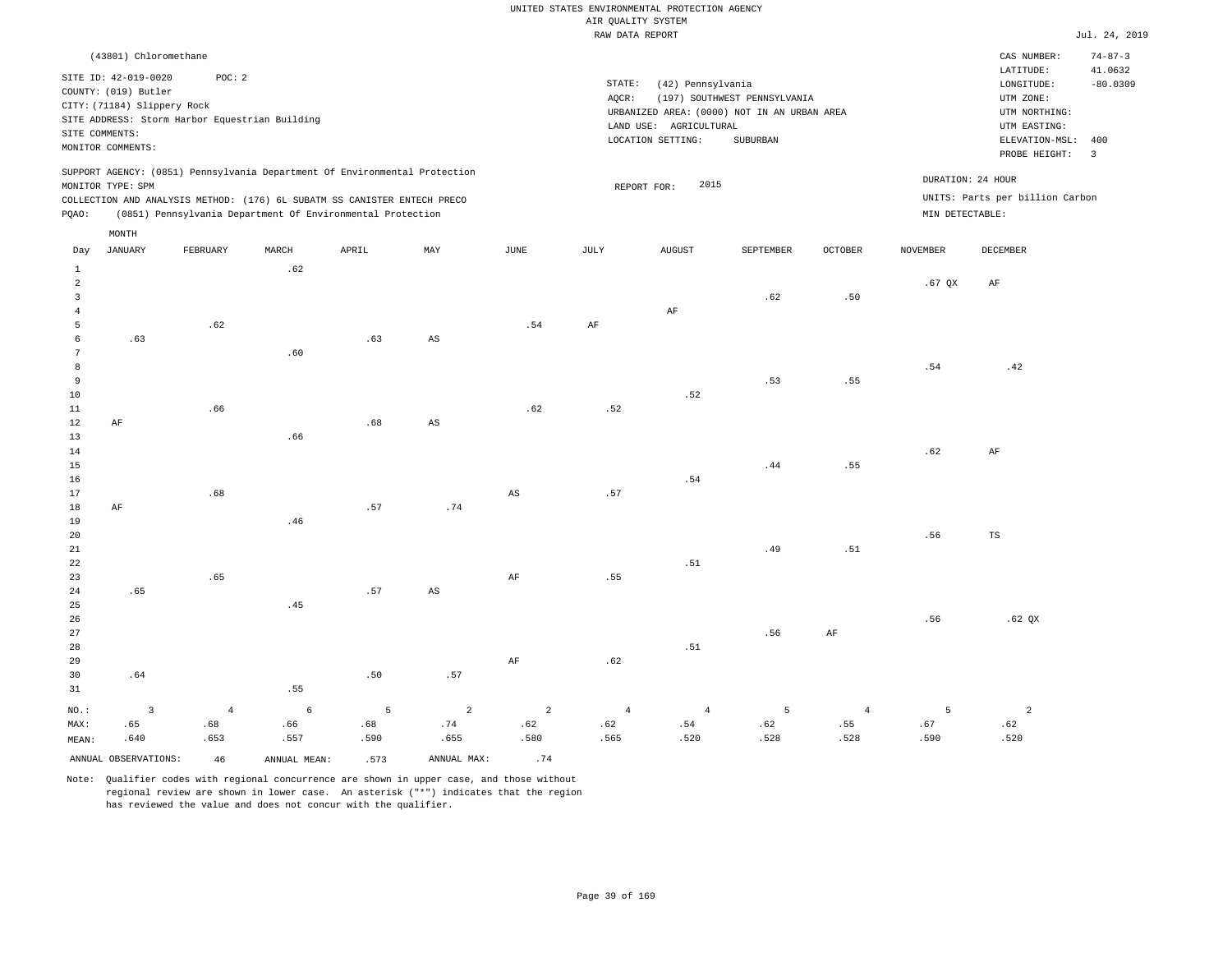UNITED STATES ENVIRONMENTAL PROTECTION AGENCY
AIR QUALITY SYSTEM
RAW DATA REPORT

Jul. 24, 2019

(43801) Chloromethane

SITE ID: 42-019-0020 POC: 2
COUNTY: (019) Butler
CITY: (71184) Slippery Rock
SITE ADDRESS: Storm Harbor Equestrian Building
SITE COMMENTS:
MONITOR COMMENTS:

STATE: (42) Pennsylvania
AQCR: (197) SOUTHWEST PENNSYLVANIA
URBANIZED AREA: (0000) NOT IN AN URBAN AREA
LAND USE: AGRICULTURAL
LOCATION SETTING: SUBURBAN

CAS NUMBER: 74-87-3
LATITUDE: 41.0632
LONGITUDE: -80.0309
UTM ZONE:
UTM NORTHING:
UTM EASTING:
ELEVATION-MSL: 400
PROBE HEIGHT: 3

SUPPORT AGENCY: (0851) Pennsylvania Department Of Environmental Protection
MONITOR TYPE: SPM
COLLECTION AND ANALYSIS METHOD: (176) 6L SUBATM SS CANISTER ENTECH PRECO
PQAO: (0851) Pennsylvania Department Of Environmental Protection

REPORT FOR: 2015

DURATION: 24 HOUR
UNITS: Parts per billion Carbon
MIN DETECTABLE:

| Day | JANUARY | FEBRUARY | MARCH | APRIL | MAY | JUNE | JULY | AUGUST | SEPTEMBER | OCTOBER | NOVEMBER | DECEMBER |
|---|---|---|---|---|---|---|---|---|---|---|---|---|
| 1 | | | .62 | | | | | | | | | |
| 2 | | | | | | | | | | | .67 QX | AF |
| 3 | | | | | | | | | .62 | .50 | | |
| 4 | | | | | | | | AF | | | | |
| 5 | | .62 | | | | .54 | AF | | | | | |
| 6 | .63 | | | .63 | AS | | | | | | | |
| 7 | | | .60 | | | | | | | | | |
| 8 | | | | | | | | | | | .54 | .42 |
| 9 | | | | | | | | | .53 | .55 | | |
| 10 | | | | | | | | .52 | | | | |
| 11 | | .66 | | | | .62 | .52 | | | | | |
| 12 | AF | | | .68 | AS | | | | | | | |
| 13 | | | .66 | | | | | | | | | |
| 14 | | | | | | | | | | | .62 | AF |
| 15 | | | | | | | | | .44 | .55 | | |
| 16 | | | | | | | | .54 | | | | |
| 17 | | .68 | | | | AS | .57 | | | | | |
| 18 | AF | | | .57 | .74 | | | | | | | |
| 19 | | | .46 | | | | | | | | | |
| 20 | | | | | | | | | | | .56 | TS |
| 21 | | | | | | | | | .49 | .51 | | |
| 22 | | | | | | | | .51 | | | | |
| 23 | | .65 | | | | AF | .55 | | | | | |
| 24 | .65 | | | .57 | AS | | | | | | | |
| 25 | | | .45 | | | | | | | | | |
| 26 | | | | | | | | | | | .56 | .62 QX |
| 27 | | | | | | | | | .56 | AF | | |
| 28 | | | | | | | | .51 | | | | |
| 29 | | | | | | AF | .62 | | | | | |
| 30 | .64 | | | .50 | .57 | | | | | | | |
| 31 | | | .55 | | | | | | | | | |
| NO.: | 3 | 4 | 6 | 5 | 2 | 2 | 4 | 4 | 5 | 4 | 5 | 2 |
| MAX: | .65 | .68 | .66 | .68 | .74 | .62 | .62 | .54 | .62 | .55 | .67 | .62 |
| MEAN: | .640 | .653 | .557 | .590 | .655 | .580 | .565 | .520 | .528 | .528 | .590 | .520 |

ANNUAL OBSERVATIONS: 46 ANNUAL MEAN: .573 ANNUAL MAX: .74

Note: Qualifier codes with regional concurrence are shown in upper case, and those without regional review are shown in lower case. An asterisk ("*") indicates that the region has reviewed the value and does not concur with the qualifier.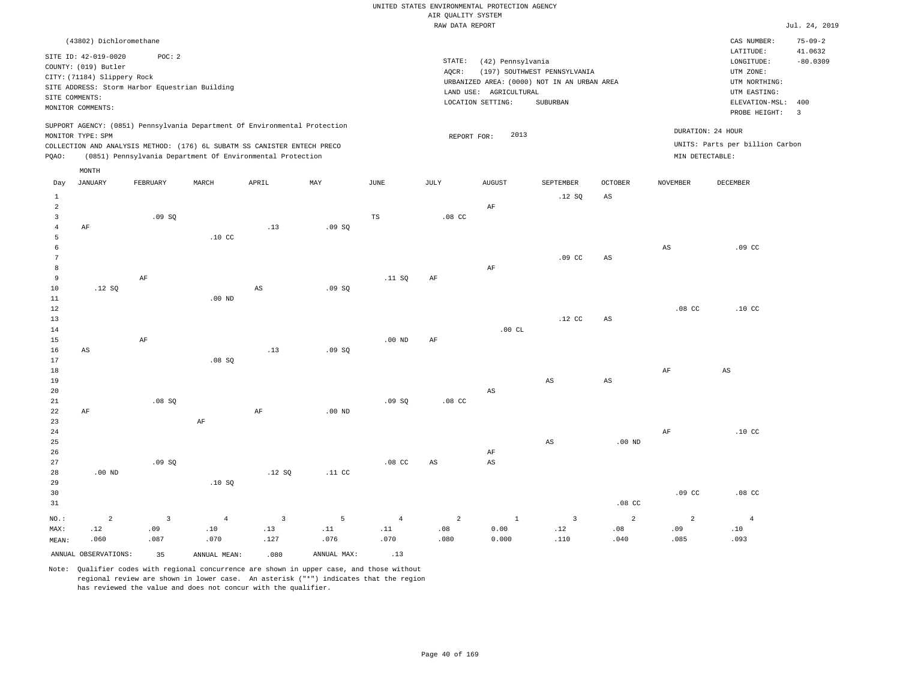UNITED STATES ENVIRONMENTAL PROTECTION AGENCY
AIR QUALITY SYSTEM
RAW DATA REPORT

Jul. 24, 2019

(43802) Dichloromethane

SITE ID: 42-019-0020 POC: 2
COUNTY: (019) Butler
CITY: (71184) Slippery Rock
SITE ADDRESS: Storm Harbor Equestrian Building
SITE COMMENTS:
MONITOR COMMENTS:

STATE: (42) Pennsylvania
AQCR: (197) SOUTHWEST PENNSYLVANIA
URBANIZED AREA: (0000) NOT IN AN URBAN AREA
LAND USE: AGRICULTURAL
LOCATION SETTING: SUBURBAN

CAS NUMBER: 75-09-2
LATITUDE: 41.0632
LONGITUDE: -80.0309
UTM ZONE:
UTM NORTHING:
UTM EASTING:
ELEVATION-MSL: 400
PROBE HEIGHT: 3

SUPPORT AGENCY: (0851) Pennsylvania Department Of Environmental Protection
MONITOR TYPE: SPM
COLLECTION AND ANALYSIS METHOD: (176) 6L SUBATM SS CANISTER ENTECH PRECO
PQAO: (0851) Pennsylvania Department Of Environmental Protection

REPORT FOR: 2013

DURATION: 24 HOUR
UNITS: Parts per billion Carbon
MIN DETECTABLE:

| Day | JANUARY | FEBRUARY | MARCH | APRIL | MAY | JUNE | JULY | AUGUST | SEPTEMBER | OCTOBER | NOVEMBER | DECEMBER |
|---|---|---|---|---|---|---|---|---|---|---|---|---|
| 1 | | | | | | | | | .12 SQ | AS | | |
| 2 | | | | | | | | AF | | | | |
| 3 | | .09 SQ | | | | TS | .08 CC | | | | | |
| 4 | AF | | | .13 | .09 SQ | | | | | | | |
| 5 | | | .10 CC | | | | | | | | | |
| 6 | | | | | | | | | | | AS | .09 CC |
| 7 | | | | | | | | | .09 CC | AS | | |
| 8 | | | | | | | | AF | | | | |
| 9 | | AF | | | | .11 SQ | AF | | | | | |
| 10 | .12 SQ | | | AS | .09 SQ | | | | | | | |
| 11 | | | .00 ND | | | | | | | | | |
| 12 | | | | | | | | | | | .08 CC | .10 CC |
| 13 | | | | | | | | | .12 CC | AS | | |
| 14 | | | | | | | | .00 CL | | | | |
| 15 | | AF | | | | .00 ND | AF | | | | | |
| 16 | AS | | | .13 | .09 SQ | | | | | | | |
| 17 | | | .08 SQ | | | | | | | | | |
| 18 | | | | | | | | | | | AF | AS |
| 19 | | | | | | | | | AS | AS | | |
| 20 | | | | | | | | AS | | | | |
| 21 | | .08 SQ | | | | .09 SQ | .08 CC | | | | | |
| 22 | AF | | | AF | .00 ND | | | | | | | |
| 23 | | | AF | | | | | | | | | |
| 24 | | | | | | | | | | | AF | .10 CC |
| 25 | | | | | | | | | AS | .00 ND | | |
| 26 | | | | | | | | AF | | | | |
| 27 | | .09 SQ | | | | .08 CC | AS | AS | | | | |
| 28 | .00 ND | | | .12 SQ | .11 CC | | | | | | | |
| 29 | | | .10 SQ | | | | | | | | | |
| 30 | | | | | | | | | | | .09 CC | .08 CC |
| 31 | | | | | | | | | | .08 CC | | |
| NO.: | 2 | 3 | 4 | 3 | 5 | 4 | 2 | 1 | 3 | 2 | 2 | 4 |
| MAX: | .12 | .09 | .10 | .13 | .11 | .11 | .08 | 0.00 | .12 | .08 | .09 | .10 |
| MEAN: | .060 | .087 | .070 | .127 | .076 | .070 | .080 | 0.000 | .110 | .040 | .085 | .093 |

ANNUAL OBSERVATIONS: 35 ANNUAL MEAN: .080 ANNUAL MAX: .13

Note: Qualifier codes with regional concurrence are shown in upper case, and those without regional review are shown in lower case. An asterisk ("*") indicates that the region has reviewed the value and does not concur with the qualifier.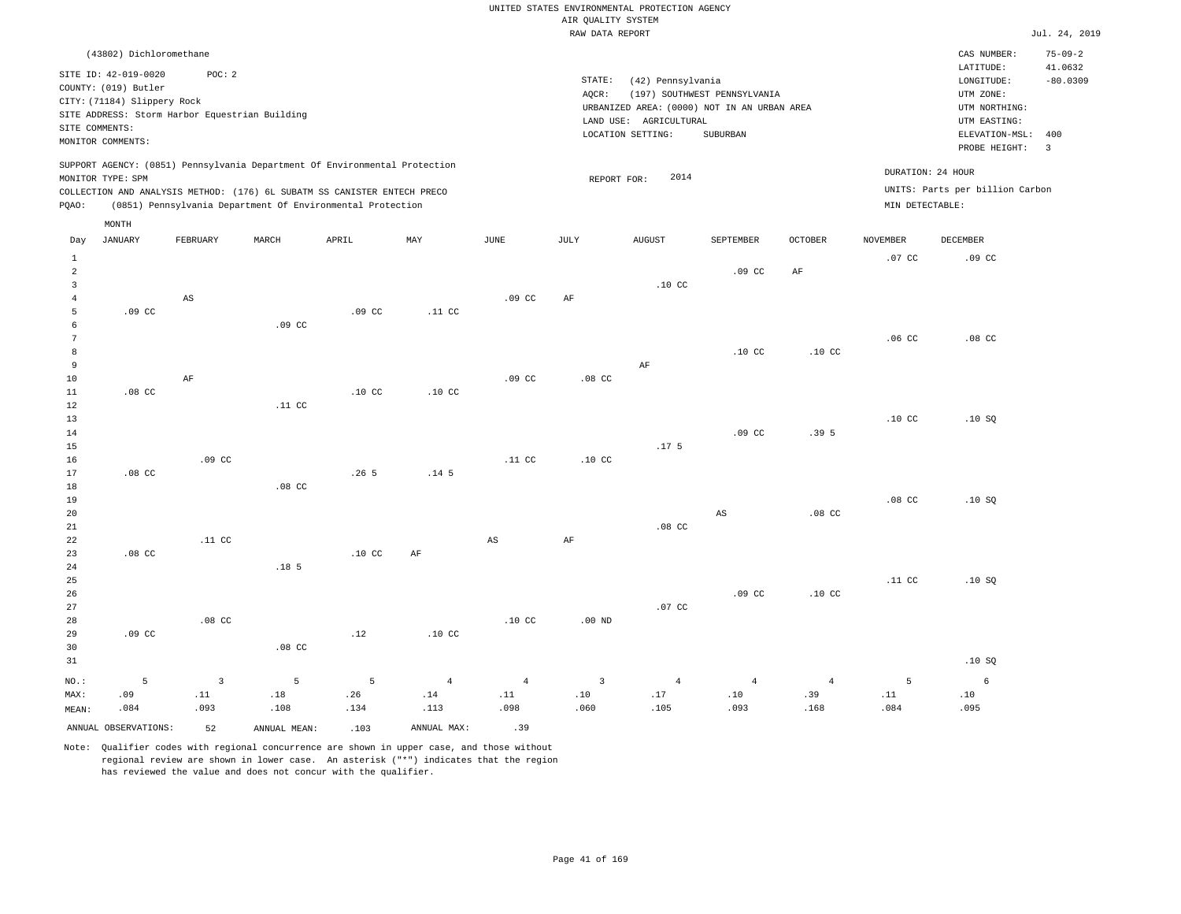UNITED STATES ENVIRONMENTAL PROTECTION AGENCY
AIR QUALITY SYSTEM
RAW DATA REPORT

Jul. 24, 2019

(43802) Dichloromethane

SITE ID: 42-019-0020 POC: 2
COUNTY: (019) Butler
CITY: (71184) Slippery Rock
SITE ADDRESS: Storm Harbor Equestrian Building
SITE COMMENTS:
MONITOR COMMENTS:

STATE: (42) Pennsylvania
AQCR: (197) SOUTHWEST PENNSYLVANIA
URBANIZED AREA: (0000) NOT IN AN URBAN AREA
LAND USE: AGRICULTURAL
LOCATION SETTING: SUBURBAN

CAS NUMBER: 75-09-2
LATITUDE: 41.0632
LONGITUDE: -80.0309
UTM ZONE:
UTM NORTHING:
UTM EASTING:
ELEVATION-MSL: 400
PROBE HEIGHT: 3

SUPPORT AGENCY: (0851) Pennsylvania Department Of Environmental Protection
MONITOR TYPE: SPM
COLLECTION AND ANALYSIS METHOD: (176) 6L SUBATM SS CANISTER ENTECH PRECO
PQAO: (0851) Pennsylvania Department Of Environmental Protection

REPORT FOR: 2014

DURATION: 24 HOUR
UNITS: Parts per billion Carbon
MIN DETECTABLE:

| Day | JANUARY | FEBRUARY | MARCH | APRIL | MAY | JUNE | JULY | AUGUST | SEPTEMBER | OCTOBER | NOVEMBER | DECEMBER |
|---|---|---|---|---|---|---|---|---|---|---|---|---|
| 1 | | | | | | | | | | | .07 CC | .09 CC |
| 2 | | | | | | | | | .09 CC | AF | | |
| 3 | | | | | | | | .10 CC | | | | |
| 4 | | AS | | | | .09 CC | AF | | | | | |
| 5 | .09 CC | | | .09 CC | .11 CC | | | | | | | |
| 6 | | | .09 CC | | | | | | | | | |
| 7 | | | | | | | | | | | .06 CC | .08 CC |
| 8 | | | | | | | | | .10 CC | .10 CC | | |
| 9 | | | | | | | | AF | | | | |
| 10 | | AF | | | | .09 CC | .08 CC | | | | | |
| 11 | .08 CC | | | .10 CC | .10 CC | | | | | | | |
| 12 | | | .11 CC | | | | | | | | | |
| 13 | | | | | | | | | | | .10 CC | .10 SQ |
| 14 | | | | | | | | | .09 CC | .39 5 | | |
| 15 | | | | | | | | .17 5 | | | | |
| 16 | | .09 CC | | | | .11 CC | .10 CC | | | | | |
| 17 | .08 CC | | | .26 5 | .14 5 | | | | | | | |
| 18 | | | .08 CC | | | | | | | | | |
| 19 | | | | | | | | | | | .08 CC | .10 SQ |
| 20 | | | | | | | | | AS | .08 CC | | |
| 21 | | | | | | | | .08 CC | | | | |
| 22 | | .11 CC | | | | AS | AF | | | | | |
| 23 | .08 CC | | | .10 CC | AF | | | | | | | |
| 24 | | | .18 5 | | | | | | | | | |
| 25 | | | | | | | | | | | .11 CC | .10 SQ |
| 26 | | | | | | | | | .09 CC | .10 CC | | |
| 27 | | | | | | | | .07 CC | | | | |
| 28 | | .08 CC | | | | .10 CC | .00 ND | | | | | |
| 29 | .09 CC | | | .12 | .10 CC | | | | | | | |
| 30 | | | .08 CC | | | | | | | | | |
| 31 | | | | | | | | | | | | .10 SQ |
| NO.: | 5 | 3 | 5 | 5 | 4 | 4 | 3 | 4 | 4 | 4 | 5 | 6 |
| MAX: | .09 | .11 | .18 | .26 | .14 | .11 | .10 | .17 | .10 | .39 | .11 | .10 |
| MEAN: | .084 | .093 | .108 | .134 | .113 | .098 | .060 | .105 | .093 | .168 | .084 | .095 |

ANNUAL OBSERVATIONS: 52 ANNUAL MEAN: .103 ANNUAL MAX: .39

Note: Qualifier codes with regional concurrence are shown in upper case, and those without regional review are shown in lower case. An asterisk ("*") indicates that the region has reviewed the value and does not concur with the qualifier.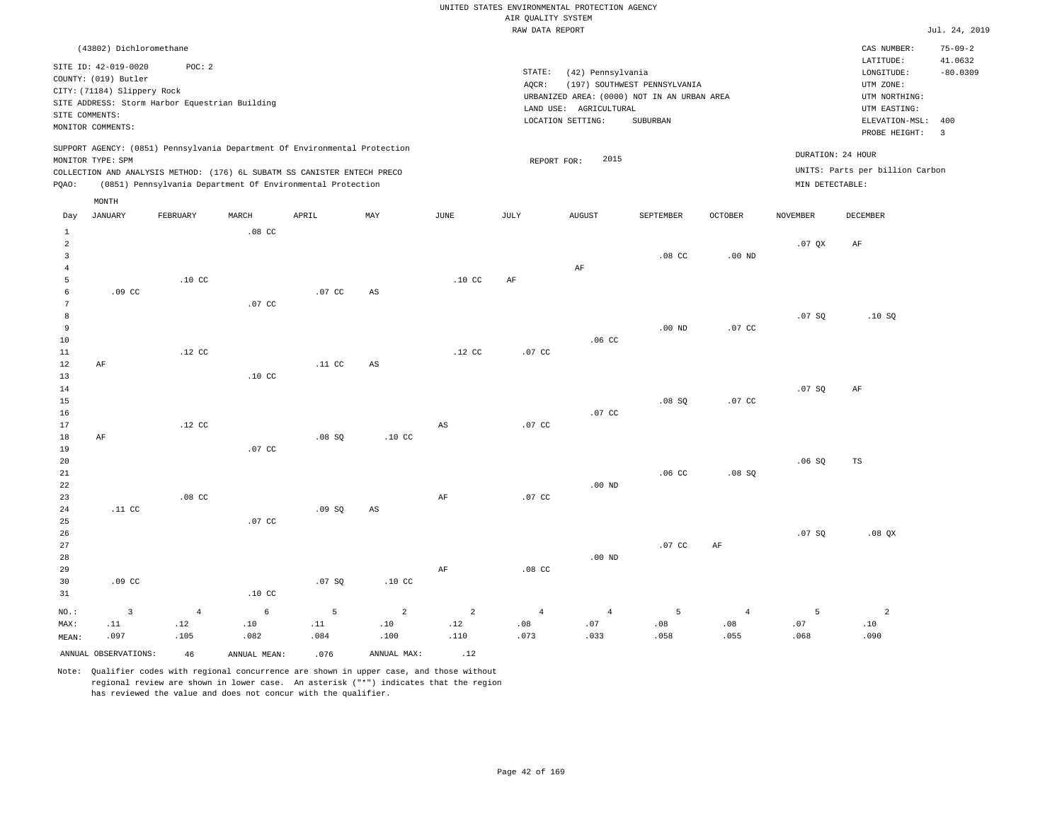UNITED STATES ENVIRONMENTAL PROTECTION AGENCY
AIR QUALITY SYSTEM
RAW DATA REPORT

Jul. 24, 2019

(43802) Dichloromethane

SITE ID: 42-019-0020 POC: 2
COUNTY: (019) Butler
CITY: (71184) Slippery Rock
SITE ADDRESS: Storm Harbor Equestrian Building
SITE COMMENTS:
MONITOR COMMENTS:

STATE: (42) Pennsylvania
AQCR: (197) SOUTHWEST PENNSYLVANIA
URBANIZED AREA: (0000) NOT IN AN URBAN AREA
LAND USE: AGRICULTURAL
LOCATION SETTING: SUBURBAN

CAS NUMBER: 75-09-2
LATITUDE: 41.0632
LONGITUDE: -80.0309
UTM ZONE:
UTM NORTHING:
UTM EASTING:
ELEVATION-MSL: 400
PROBE HEIGHT: 3

SUPPORT AGENCY: (0851) Pennsylvania Department Of Environmental Protection
MONITOR TYPE: SPM
COLLECTION AND ANALYSIS METHOD: (176) 6L SUBATM SS CANISTER ENTECH PRECO
PQAO: (0851) Pennsylvania Department Of Environmental Protection

REPORT FOR: 2015

DURATION: 24 HOUR
UNITS: Parts per billion Carbon
MIN DETECTABLE:

| Day | JANUARY | FEBRUARY | MARCH | APRIL | MAY | JUNE | JULY | AUGUST | SEPTEMBER | OCTOBER | NOVEMBER | DECEMBER |
|---|---|---|---|---|---|---|---|---|---|---|---|---|
| 1 | | | .08 CC | | | | | | | | | |
| 2 | | | | | | | | | | | .07 QX | AF |
| 3 | | | | | | | | | .08 CC | .00 ND | | |
| 4 | | | | | | | | AF | | | | |
| 5 | | .10 CC | | | | .10 CC | AF | | | | | |
| 6 | .09 CC | | | .07 CC | AS | | | | | | | |
| 7 | | | .07 CC | | | | | | | | | |
| 8 | | | | | | | | | | | .07 SQ | .10 SQ |
| 9 | | | | | | | | | .00 ND | .07 CC | | |
| 10 | | | | | | | | .06 CC | | | | |
| 11 | | .12 CC | | | | .12 CC | .07 CC | | | | | |
| 12 | AF | | | .11 CC | AS | | | | | | | |
| 13 | | | .10 CC | | | | | | | | | |
| 14 | | | | | | | | | | | .07 SQ | AF |
| 15 | | | | | | | | | .08 SQ | .07 CC | | |
| 16 | | | | | | | | .07 CC | | | | |
| 17 | | .12 CC | | | | AS | .07 CC | | | | | |
| 18 | AF | | | .08 SQ | .10 CC | | | | | | | |
| 19 | | | .07 CC | | | | | | | | | |
| 20 | | | | | | | | | | | .06 SQ | TS |
| 21 | | | | | | | | | .06 CC | .08 SQ | | |
| 22 | | | | | | | | .00 ND | | | | |
| 23 | | .08 CC | | | | AF | .07 CC | | | | | |
| 24 | .11 CC | | | .09 SQ | AS | | | | | | | |
| 25 | | | .07 CC | | | | | | | | | |
| 26 | | | | | | | | | | | .07 SQ | .08 QX |
| 27 | | | | | | | | | .07 CC | AF | | |
| 28 | | | | | | | | .00 ND | | | | |
| 29 | | | | | | AF | .08 CC | | | | | |
| 30 | .09 CC | | | .07 SQ | .10 CC | | | | | | | |
| 31 | | | .10 CC | | | | | | | | | |
| NO.: | 3 | 4 | 6 | 5 | 2 | 2 | 4 | 4 | 5 | 4 | 5 | 2 |
| MAX: | .11 | .12 | .10 | .11 | .10 | .12 | .08 | .07 | .08 | .08 | .07 | .10 |
| MEAN: | .097 | .105 | .082 | .084 | .100 | .110 | .073 | .033 | .058 | .055 | .068 | .090 |

ANNUAL OBSERVATIONS: 46 ANNUAL MEAN: .076 ANNUAL MAX: .12

Note: Qualifier codes with regional concurrence are shown in upper case, and those without regional review are shown in lower case. An asterisk ("*") indicates that the region has reviewed the value and does not concur with the qualifier.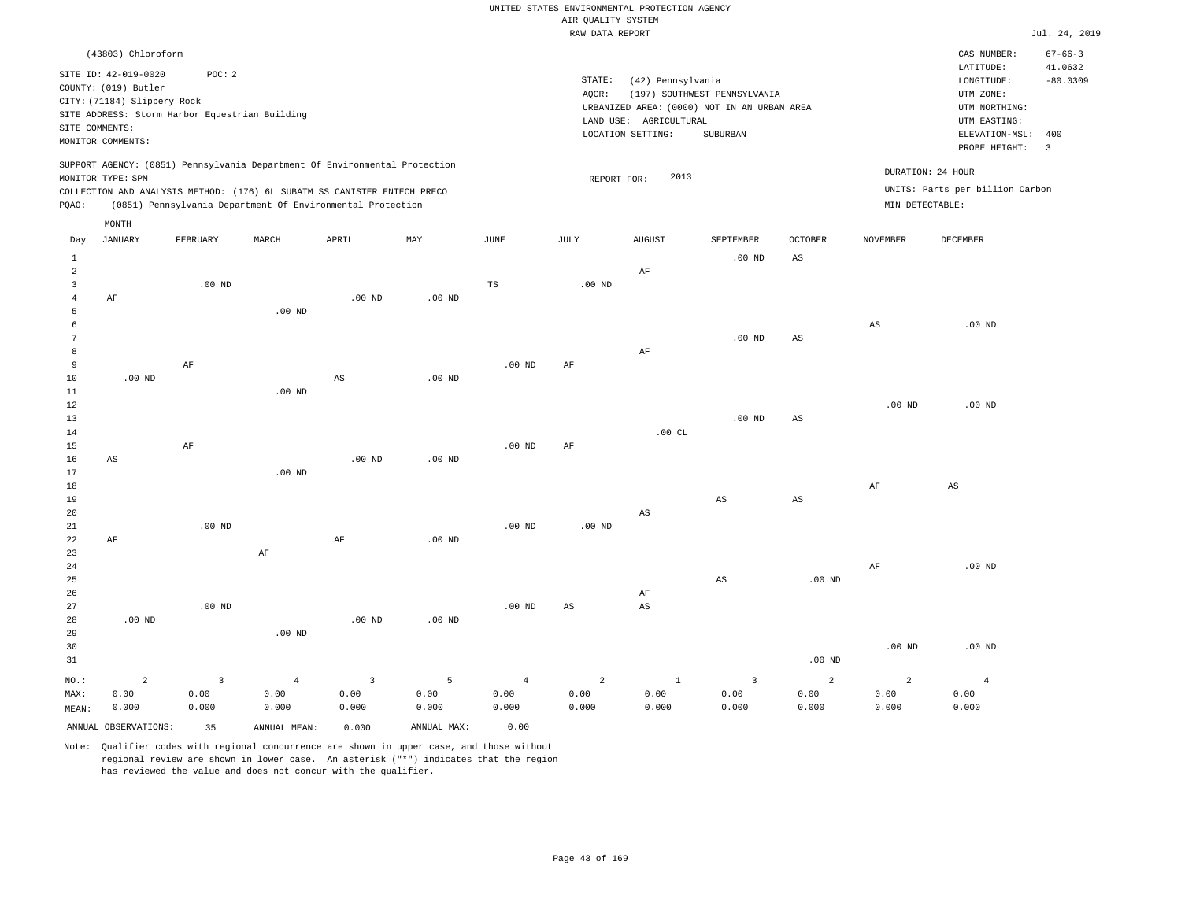UNITED STATES ENVIRONMENTAL PROTECTION AGENCY
AIR QUALITY SYSTEM
RAW DATA REPORT

Jul. 24, 2019

(43803) Chloroform

SITE ID: 42-019-0020 POC: 2
COUNTY: (019) Butler
CITY: (71184) Slippery Rock
SITE ADDRESS: Storm Harbor Equestrian Building
SITE COMMENTS:
MONITOR COMMENTS:

STATE: (42) Pennsylvania
AQCR: (197) SOUTHWEST PENNSYLVANIA
URBANIZED AREA: (0000) NOT IN AN URBAN AREA
LAND USE: AGRICULTURAL
LOCATION SETTING: SUBURBAN

CAS NUMBER: 67-66-3
LATITUDE: 41.0632
LONGITUDE: -80.0309
UTM ZONE:
UTM NORTHING:
UTM EASTING:
ELEVATION-MSL: 400
PROBE HEIGHT: 3

SUPPORT AGENCY: (0851) Pennsylvania Department Of Environmental Protection
MONITOR TYPE: SPM
COLLECTION AND ANALYSIS METHOD: (176) 6L SUBATM SS CANISTER ENTECH PRECO
PQAO: (0851) Pennsylvania Department Of Environmental Protection

REPORT FOR: 2013

DURATION: 24 HOUR
UNITS: Parts per billion Carbon
MIN DETECTABLE:

| Day | JANUARY | FEBRUARY | MARCH | APRIL | MAY | JUNE | JULY | AUGUST | SEPTEMBER | OCTOBER | NOVEMBER | DECEMBER |
|---|---|---|---|---|---|---|---|---|---|---|---|---|
| 1 | | | | | | | | | .00 ND | AS | | |
| 2 | | | | | | | | AF | | | | |
| 3 | | .00 ND | | | | TS | .00 ND | | | | | |
| 4 | AF | | | .00 ND | .00 ND | | | | | | | |
| 5 | | | .00 ND | | | | | | | | | |
| 6 | | | | | | | | | | | AS | .00 ND |
| 7 | | | | | | | | | .00 ND | AS | | |
| 8 | | | | | | | | AF | | | | |
| 9 | | AF | | | | .00 ND | AF | | | | | |
| 10 | .00 ND | | | AS | .00 ND | | | | | | | |
| 11 | | | .00 ND | | | | | | | | | |
| 12 | | | | | | | | | | | .00 ND | .00 ND |
| 13 | | | | | | | | | .00 ND | AS | | |
| 14 | | | | | | | | .00 CL | | | | |
| 15 | | AF | | | | .00 ND | AF | | | | | |
| 16 | AS | | | .00 ND | .00 ND | | | | | | | |
| 17 | | | .00 ND | | | | | | | | | |
| 18 | | | | | | | | | | | AF | AS |
| 19 | | | | | | | | | AS | AS | | |
| 20 | | | | | | | | AS | | | | |
| 21 | | .00 ND | | | | .00 ND | .00 ND | | | | | |
| 22 | AF | | | AF | .00 ND | | | | | | | |
| 23 | | | AF | | | | | | | | | |
| 24 | | | | | | | | | | | AF | .00 ND |
| 25 | | | | | | | | | AS | .00 ND | | |
| 26 | | | | | | | | AF | | | | |
| 27 | | .00 ND | | | | .00 ND | AS | AS | | | | |
| 28 | .00 ND | | | .00 ND | .00 ND | | | | | | | |
| 29 | | | .00 ND | | | | | | | | | |
| 30 | | | | | | | | | | | .00 ND | .00 ND |
| 31 | | | | | | | | | | .00 ND | | |
| NO.: | 2 | 3 | 4 | 3 | 5 | 4 | 2 | 1 | 3 | 2 | 2 | 4 |
| MAX: | 0.00 | 0.00 | 0.00 | 0.00 | 0.00 | 0.00 | 0.00 | 0.00 | 0.00 | 0.00 | 0.00 | 0.00 |
| MEAN: | 0.000 | 0.000 | 0.000 | 0.000 | 0.000 | 0.000 | 0.000 | 0.000 | 0.000 | 0.000 | 0.000 | 0.000 |

ANNUAL OBSERVATIONS: 35 ANNUAL MEAN: 0.000 ANNUAL MAX: 0.00

Note: Qualifier codes with regional concurrence are shown in upper case, and those without regional review are shown in lower case. An asterisk ("*") indicates that the region has reviewed the value and does not concur with the qualifier.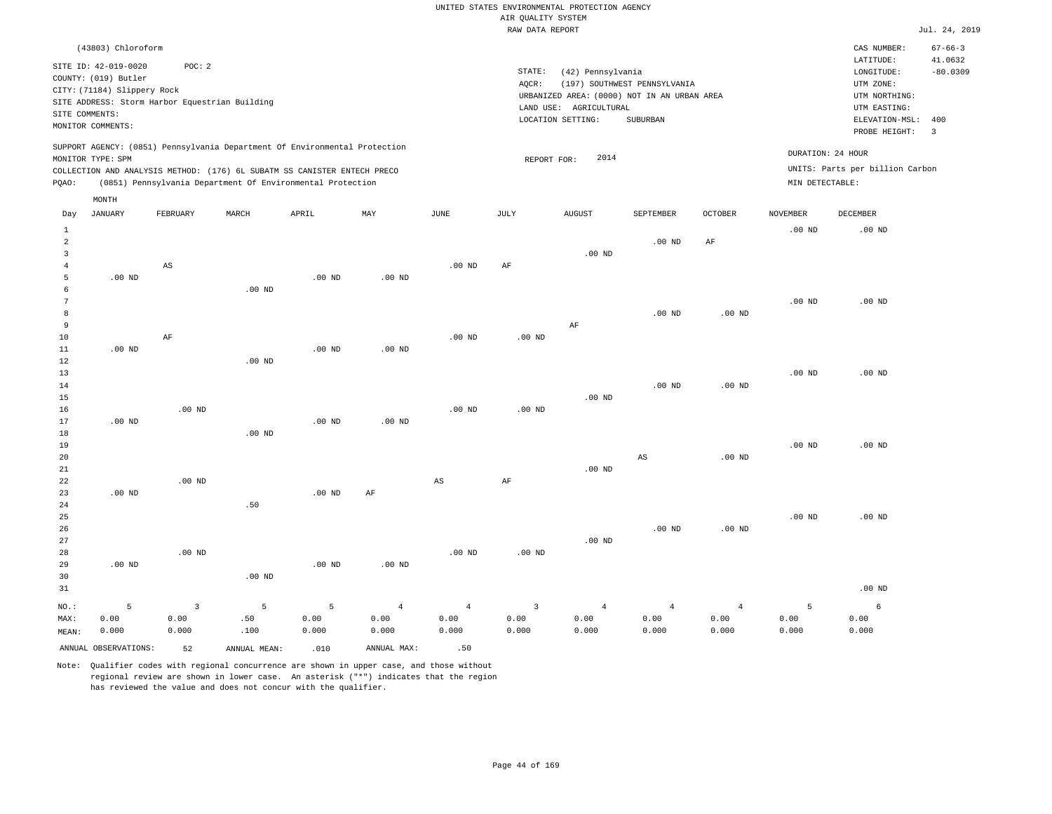UNITED STATES ENVIRONMENTAL PROTECTION AGENCY
AIR QUALITY SYSTEM
RAW DATA REPORT

Jul. 24, 2019

(43803) Chloroform

SITE ID: 42-019-0020 POC: 2
COUNTY: (019) Butler
CITY: (71184) Slippery Rock
SITE ADDRESS: Storm Harbor Equestrian Building
SITE COMMENTS:
MONITOR COMMENTS:

STATE: (42) Pennsylvania
AQCR: (197) SOUTHWEST PENNSYLVANIA
URBANIZED AREA: (0000) NOT IN AN URBAN AREA
LAND USE: AGRICULTURAL
LOCATION SETTING: SUBURBAN

CAS NUMBER: 67-66-3
LATITUDE: 41.0632
LONGITUDE: -80.0309
UTM ZONE:
UTM NORTHING:
UTM EASTING:
ELEVATION-MSL: 400
PROBE HEIGHT: 3

SUPPORT AGENCY: (0851) Pennsylvania Department Of Environmental Protection
MONITOR TYPE: SPM
COLLECTION AND ANALYSIS METHOD: (176) 6L SUBATM SS CANISTER ENTECH PRECO
PQAO: (0851) Pennsylvania Department Of Environmental Protection

REPORT FOR: 2014

DURATION: 24 HOUR
UNITS: Parts per billion Carbon
MIN DETECTABLE:

| Day | JANUARY | FEBRUARY | MARCH | APRIL | MAY | JUNE | JULY | AUGUST | SEPTEMBER | OCTOBER | NOVEMBER | DECEMBER |
|---|---|---|---|---|---|---|---|---|---|---|---|---|
| 1 | | | | | | | | | | | .00 ND | .00 ND |
| 2 | | | | | | | | | .00 ND | AF | | |
| 3 | | | | | | | | .00 ND | | | | |
| 4 | | AS | | | | .00 ND | AF | | | | | |
| 5 | .00 ND | | | .00 ND | .00 ND | | | | | | | |
| 6 | | | .00 ND | | | | | | | | | |
| 7 | | | | | | | | | | | .00 ND | .00 ND |
| 8 | | | | | | | | | .00 ND | .00 ND | | |
| 9 | | | | | | | | AF | | | | |
| 10 | | AF | | | | .00 ND | .00 ND | | | | | |
| 11 | .00 ND | | | .00 ND | .00 ND | | | | | | | |
| 12 | | | .00 ND | | | | | | | | | |
| 13 | | | | | | | | | | | .00 ND | .00 ND |
| 14 | | | | | | | | | .00 ND | .00 ND | | |
| 15 | | | | | | | | .00 ND | | | | |
| 16 | | .00 ND | | | | .00 ND | .00 ND | | | | | |
| 17 | .00 ND | | | .00 ND | .00 ND | | | | | | | |
| 18 | | | .00 ND | | | | | | | | | |
| 19 | | | | | | | | | | | .00 ND | .00 ND |
| 20 | | | | | | | | | AS | .00 ND | | |
| 21 | | | | | | | | .00 ND | | | | |
| 22 | | .00 ND | | | | AS | AF | | | | | |
| 23 | .00 ND | | | .00 ND | AF | | | | | | | |
| 24 | | | .50 | | | | | | | | | |
| 25 | | | | | | | | | | | .00 ND | .00 ND |
| 26 | | | | | | | | | .00 ND | .00 ND | | |
| 27 | | | | | | | | .00 ND | | | | |
| 28 | | .00 ND | | | | .00 ND | .00 ND | | | | | |
| 29 | .00 ND | | | .00 ND | .00 ND | | | | | | | |
| 30 | | | .00 ND | | | | | | | | | |
| 31 | | | | | | | | | | | | .00 ND |
| NO.: | 5 | 3 | 5 | 5 | 4 | 4 | 3 | 4 | 4 | 4 | 5 | 6 |
| MAX: | 0.00 | 0.00 | .50 | 0.00 | 0.00 | 0.00 | 0.00 | 0.00 | 0.00 | 0.00 | 0.00 | 0.00 |
| MEAN: | 0.000 | 0.000 | .100 | 0.000 | 0.000 | 0.000 | 0.000 | 0.000 | 0.000 | 0.000 | 0.000 | 0.000 |

ANNUAL OBSERVATIONS: 52 ANNUAL MEAN: .010 ANNUAL MAX: .50

Note: Qualifier codes with regional concurrence are shown in upper case, and those without regional review are shown in lower case. An asterisk ("*") indicates that the region has reviewed the value and does not concur with the qualifier.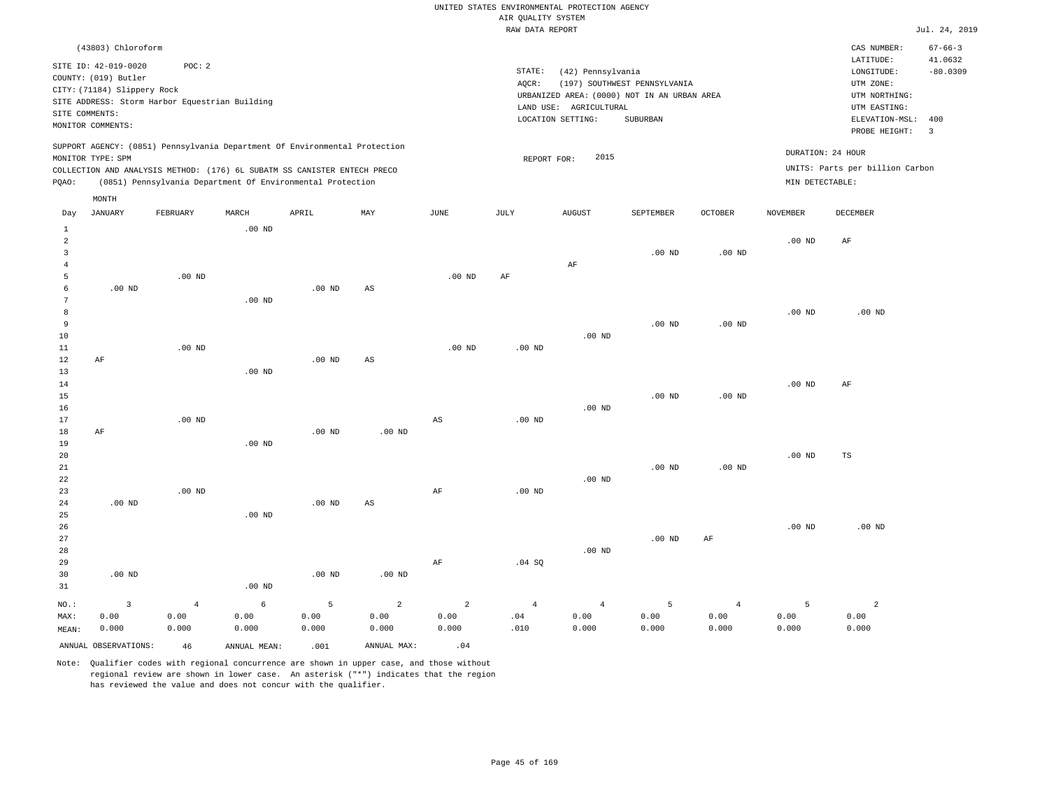UNITED STATES ENVIRONMENTAL PROTECTION AGENCY
AIR QUALITY SYSTEM
RAW DATA REPORT

Jul. 24, 2019

(43803) Chloroform

SITE ID: 42-019-0020 POC: 2
COUNTY: (019) Butler
CITY: (71184) Slippery Rock
SITE ADDRESS: Storm Harbor Equestrian Building
SITE COMMENTS:
MONITOR COMMENTS:

STATE: (42) Pennsylvania
AQCR: (197) SOUTHWEST PENNSYLVANIA
URBANIZED AREA: (0000) NOT IN AN URBAN AREA
LAND USE: AGRICULTURAL
LOCATION SETTING: SUBURBAN

CAS NUMBER: 67-66-3
LATITUDE: 41.0632
LONGITUDE: -80.0309
UTM ZONE:
UTM NORTHING:
UTM EASTING:
ELEVATION-MSL: 400
PROBE HEIGHT: 3

SUPPORT AGENCY: (0851) Pennsylvania Department Of Environmental Protection
MONITOR TYPE: SPM
COLLECTION AND ANALYSIS METHOD: (176) 6L SUBATM SS CANISTER ENTECH PRECO
PQAO: (0851) Pennsylvania Department Of Environmental Protection

REPORT FOR: 2015

DURATION: 24 HOUR
UNITS: Parts per billion Carbon
MIN DETECTABLE:

| Day | JANUARY | FEBRUARY | MARCH | APRIL | MAY | JUNE | JULY | AUGUST | SEPTEMBER | OCTOBER | NOVEMBER | DECEMBER |
|---|---|---|---|---|---|---|---|---|---|---|---|---|
| 1 | | | .00 ND | | | | | | | | | |
| 2 | | | | | | | | | | | .00 ND | AF |
| 3 | | | | | | | | | .00 ND | .00 ND | | |
| 4 | | | | | | | | AF | | | | |
| 5 | | .00 ND | | | | .00 ND | AF | | | | | |
| 6 | .00 ND | | | .00 ND | AS | | | | | | | |
| 7 | | | .00 ND | | | | | | | | | |
| 8 | | | | | | | | | | | .00 ND | .00 ND |
| 9 | | | | | | | | | .00 ND | .00 ND | | |
| 10 | | | | | | | | .00 ND | | | | |
| 11 | | .00 ND | | | | .00 ND | .00 ND | | | | | |
| 12 | AF | | | .00 ND | AS | | | | | | | |
| 13 | | | .00 ND | | | | | | | | | |
| 14 | | | | | | | | | | | .00 ND | AF |
| 15 | | | | | | | | | .00 ND | .00 ND | | |
| 16 | | | | | | | | .00 ND | | | | |
| 17 | | .00 ND | | | | AS | .00 ND | | | | | |
| 18 | AF | | | .00 ND | .00 ND | | | | | | | |
| 19 | | | .00 ND | | | | | | | | | |
| 20 | | | | | | | | | | | .00 ND | TS |
| 21 | | | | | | | | | .00 ND | .00 ND | | |
| 22 | | | | | | | | .00 ND | | | | |
| 23 | | .00 ND | | | | AF | .00 ND | | | | | |
| 24 | .00 ND | | | .00 ND | AS | | | | | | | |
| 25 | | | .00 ND | | | | | | | | | |
| 26 | | | | | | | | | | | .00 ND | .00 ND |
| 27 | | | | | | | | | .00 ND | AF | | |
| 28 | | | | | | | | .00 ND | | | | |
| 29 | | | | | | AF | .04 SQ | | | | | |
| 30 | .00 ND | | | .00 ND | .00 ND | | | | | | | |
| 31 | | | .00 ND | | | | | | | | | |
| NO.: | 3 | 4 | 6 | 5 | 2 | 2 | 4 | 4 | 5 | 4 | 5 | 2 |
| MAX: | 0.00 | 0.00 | 0.00 | 0.00 | 0.00 | 0.00 | .04 | 0.00 | 0.00 | 0.00 | 0.00 | 0.00 |
| MEAN: | 0.000 | 0.000 | 0.000 | 0.000 | 0.000 | 0.000 | .010 | 0.000 | 0.000 | 0.000 | 0.000 | 0.000 |

ANNUAL OBSERVATIONS: 46 ANNUAL MEAN: .001 ANNUAL MAX: .04

Note: Qualifier codes with regional concurrence are shown in upper case, and those without regional review are shown in lower case. An asterisk ("*") indicates that the region has reviewed the value and does not concur with the qualifier.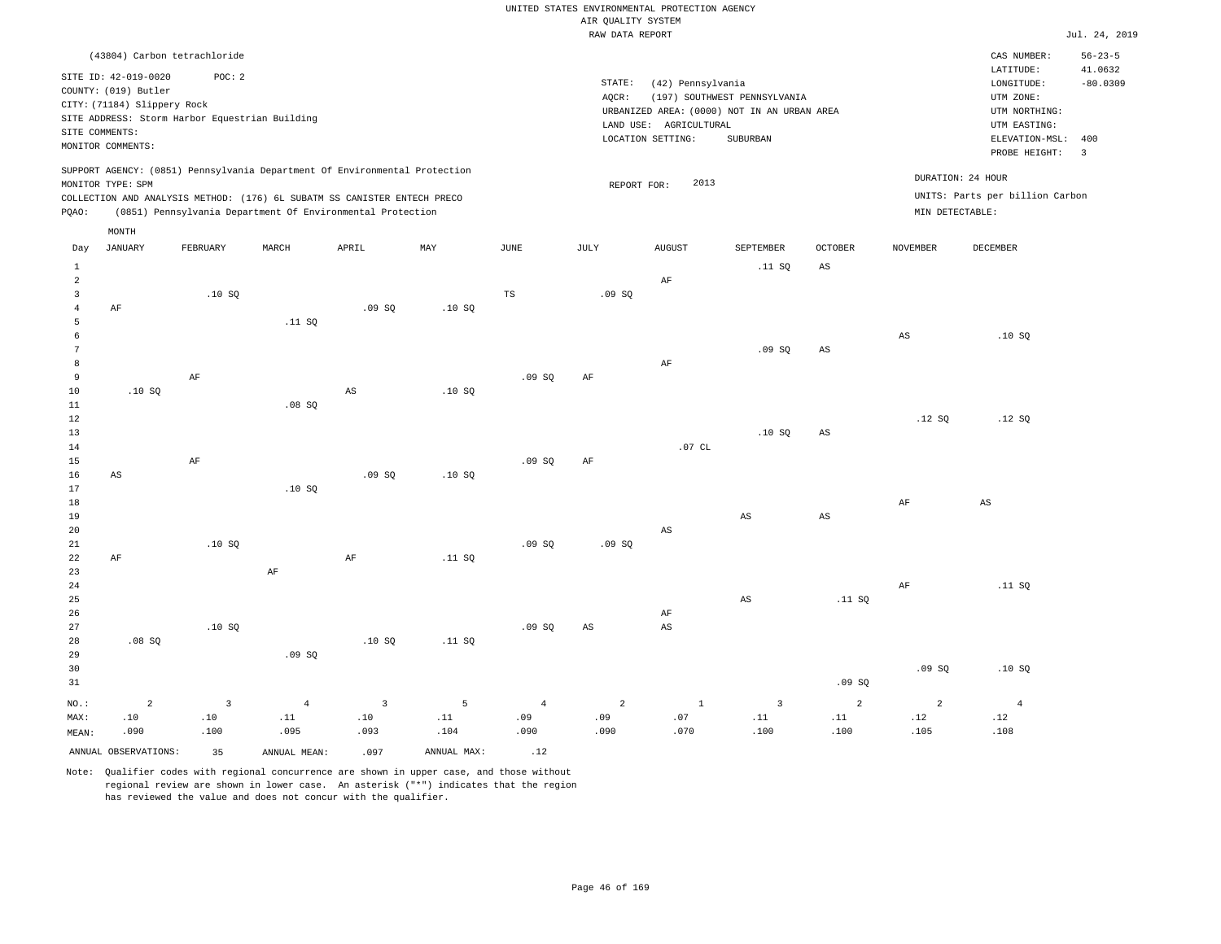UNITED STATES ENVIRONMENTAL PROTECTION AGENCY
AIR QUALITY SYSTEM
RAW DATA REPORT

Jul. 24, 2019

(43804) Carbon tetrachloride

SITE ID: 42-019-0020 POC: 2
COUNTY: (019) Butler
CITY: (71184) Slippery Rock
SITE ADDRESS: Storm Harbor Equestrian Building
SITE COMMENTS:
MONITOR COMMENTS:

STATE: (42) Pennsylvania
AQCR: (197) SOUTHWEST PENNSYLVANIA
URBANIZED AREA: (0000) NOT IN AN URBAN AREA
LAND USE: AGRICULTURAL
LOCATION SETTING: SUBURBAN

CAS NUMBER: 56-23-5
LATITUDE: 41.0632
LONGITUDE: -80.0309
UTM ZONE:
UTM NORTHING:
UTM EASTING:
ELEVATION-MSL: 400
PROBE HEIGHT: 3

SUPPORT AGENCY: (0851) Pennsylvania Department Of Environmental Protection
MONITOR TYPE: SPM
COLLECTION AND ANALYSIS METHOD: (176) 6L SUBATM SS CANISTER ENTECH PRECO
PQAO: (0851) Pennsylvania Department Of Environmental Protection

REPORT FOR: 2013

DURATION: 24 HOUR
UNITS: Parts per billion Carbon
MIN DETECTABLE:

| Day | JANUARY | FEBRUARY | MARCH | APRIL | MAY | JUNE | JULY | AUGUST | SEPTEMBER | OCTOBER | NOVEMBER | DECEMBER |
|---|---|---|---|---|---|---|---|---|---|---|---|---|
| 1 | | | | | | | | | .11 SQ | AS | | |
| 2 | | | | | | | | AF | | | | |
| 3 | | .10 SQ | | | | TS | .09 SQ | | | | | |
| 4 | AF | | | .09 SQ | .10 SQ | | | | | | | |
| 5 | | | .11 SQ | | | | | | | | | |
| 6 | | | | | | | | | | | AS | .10 SQ |
| 7 | | | | | | | | | .09 SQ | AS | | |
| 8 | | | | | | | | AF | | | | |
| 9 | | AF | | | | .09 SQ | AF | | | | | |
| 10 | .10 SQ | | | AS | .10 SQ | | | | | | | |
| 11 | | | .08 SQ | | | | | | | | | |
| 12 | | | | | | | | | | | .12 SQ | .12 SQ |
| 13 | | | | | | | | | .10 SQ | AS | | |
| 14 | | | | | | | | .07 CL | | | | |
| 15 | | AF | | | | .09 SQ | AF | | | | | |
| 16 | AS | | | .09 SQ | .10 SQ | | | | | | | |
| 17 | | | .10 SQ | | | | | | | | | |
| 18 | | | | | | | | | | | AF | AS |
| 19 | | | | | | | | | AS | AS | | |
| 20 | | | | | | | | AS | | | | |
| 21 | | .10 SQ | | | | .09 SQ | .09 SQ | | | | | |
| 22 | AF | | | AF | .11 SQ | | | | | | | |
| 23 | | | AF | | | | | | | | | |
| 24 | | | | | | | | | | | AF | .11 SQ |
| 25 | | | | | | | | | AS | .11 SQ | | |
| 26 | | | | | | | | AF | | | | |
| 27 | | .10 SQ | | | | .09 SQ | AS | AS | | | | |
| 28 | .08 SQ | | | .10 SQ | .11 SQ | | | | | | | |
| 29 | | | .09 SQ | | | | | | | | | |
| 30 | | | | | | | | | | | .09 SQ | .10 SQ |
| 31 | | | | | | | | | | .09 SQ | | |
| NO.: | 2 | 3 | 4 | 3 | 5 | 4 | 2 | 1 | 3 | 2 | 2 | 4 |
| MAX: | .10 | .10 | .11 | .10 | .11 | .09 | .09 | .07 | .11 | .11 | .12 | .12 |
| MEAN: | .090 | .100 | .095 | .093 | .104 | .090 | .090 | .070 | .100 | .100 | .105 | .108 |

ANNUAL OBSERVATIONS: 35 ANNUAL MEAN: .097 ANNUAL MAX: .12

Note: Qualifier codes with regional concurrence are shown in upper case, and those without regional review are shown in lower case. An asterisk ("*") indicates that the region has reviewed the value and does not concur with the qualifier.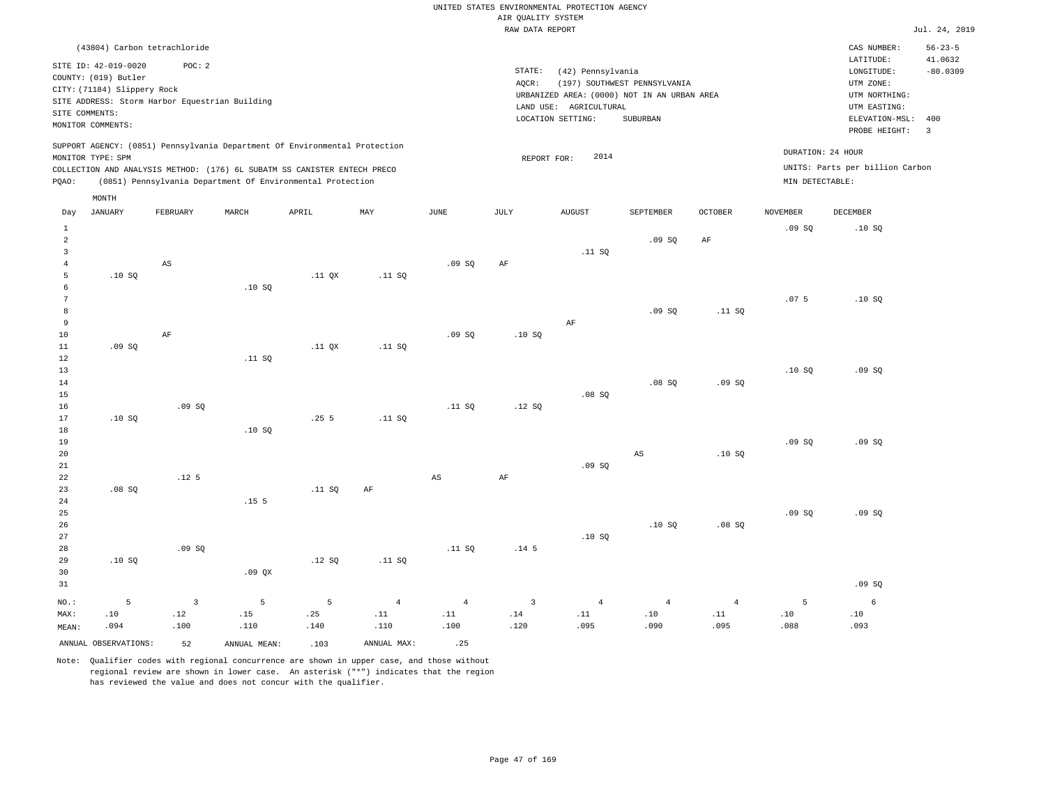UNITED STATES ENVIRONMENTAL PROTECTION AGENCY
AIR QUALITY SYSTEM
RAW DATA REPORT

Jul. 24, 2019

(43804) Carbon tetrachloride

SITE ID: 42-019-0020 POC: 2
COUNTY: (019) Butler
CITY: (71184) Slippery Rock
SITE ADDRESS: Storm Harbor Equestrian Building
SITE COMMENTS:
MONITOR COMMENTS:

STATE: (42) Pennsylvania
AQCR: (197) SOUTHWEST PENNSYLVANIA
URBANIZED AREA: (0000) NOT IN AN URBAN AREA
LAND USE: AGRICULTURAL
LOCATION SETTING: SUBURBAN

CAS NUMBER: 56-23-5
LATITUDE: 41.0632
LONGITUDE: -80.0309
UTM ZONE:
UTM NORTHING:
UTM EASTING:
ELEVATION-MSL: 400
PROBE HEIGHT: 3

SUPPORT AGENCY: (0851) Pennsylvania Department Of Environmental Protection
MONITOR TYPE: SPM
COLLECTION AND ANALYSIS METHOD: (176) 6L SUBATM SS CANISTER ENTECH PRECO
PQAO: (0851) Pennsylvania Department Of Environmental Protection

REPORT FOR: 2014

DURATION: 24 HOUR
UNITS: Parts per billion Carbon
MIN DETECTABLE:

| Day | JANUARY | FEBRUARY | MARCH | APRIL | MAY | JUNE | JULY | AUGUST | SEPTEMBER | OCTOBER | NOVEMBER | DECEMBER |
|---|---|---|---|---|---|---|---|---|---|---|---|---|
| 1 | | | | | | | | | | | .09 SQ | .10 SQ |
| 2 | | | | | | | | | .09 SQ | AF | | |
| 3 | | | | | | | | .11 SQ | | | | |
| 4 | | AS | | | | .09 SQ | AF | | | | | |
| 5 | .10 SQ | | | .11 QX | .11 SQ | | | | | | | |
| 6 | | | .10 SQ | | | | | | | | | |
| 7 | | | | | | | | | | | .07 5 | .10 SQ |
| 8 | | | | | | | | | .09 SQ | .11 SQ | | |
| 9 | | | | | | | | AF | | | | |
| 10 | | AF | | | | .09 SQ | .10 SQ | | | | | |
| 11 | .09 SQ | | | .11 QX | .11 SQ | | | | | | | |
| 12 | | | .11 SQ | | | | | | | | | |
| 13 | | | | | | | | | | | .10 SQ | .09 SQ |
| 14 | | | | | | | | | .08 SQ | .09 SQ | | |
| 15 | | | | | | | | .08 SQ | | | | |
| 16 | | .09 SQ | | | | .11 SQ | .12 SQ | | | | | |
| 17 | .10 SQ | | | .25 5 | .11 SQ | | | | | | | |
| 18 | | | .10 SQ | | | | | | | | | |
| 19 | | | | | | | | | | | .09 SQ | .09 SQ |
| 20 | | | | | | | | | AS | .10 SQ | | |
| 21 | | | | | | | | .09 SQ | | | | |
| 22 | | .12 5 | | | | AS | AF | | | | | |
| 23 | .08 SQ | | | .11 SQ | AF | | | | | | | |
| 24 | | | .15 5 | | | | | | | | | |
| 25 | | | | | | | | | | | .09 SQ | .09 SQ |
| 26 | | | | | | | | | .10 SQ | .08 SQ | | |
| 27 | | | | | | | | .10 SQ | | | | |
| 28 | | .09 SQ | | | | .11 SQ | .14 5 | | | | | |
| 29 | .10 SQ | | | .12 SQ | .11 SQ | | | | | | | |
| 30 | | | .09 QX | | | | | | | | | |
| 31 | | | | | | | | | | | | .09 SQ |
| NO.: | 5 | 3 | 5 | 5 | 4 | 4 | 3 | 4 | 4 | 4 | 5 | 6 |
| MAX: | .10 | .12 | .15 | .25 | .11 | .11 | .14 | .11 | .10 | .11 | .10 | .10 |
| MEAN: | .094 | .100 | .110 | .140 | .110 | .100 | .120 | .095 | .090 | .095 | .088 | .093 |

ANNUAL OBSERVATIONS: 52 ANNUAL MEAN: .103 ANNUAL MAX: .25

Note: Qualifier codes with regional concurrence are shown in upper case, and those without regional review are shown in lower case. An asterisk ("*") indicates that the region has reviewed the value and does not concur with the qualifier.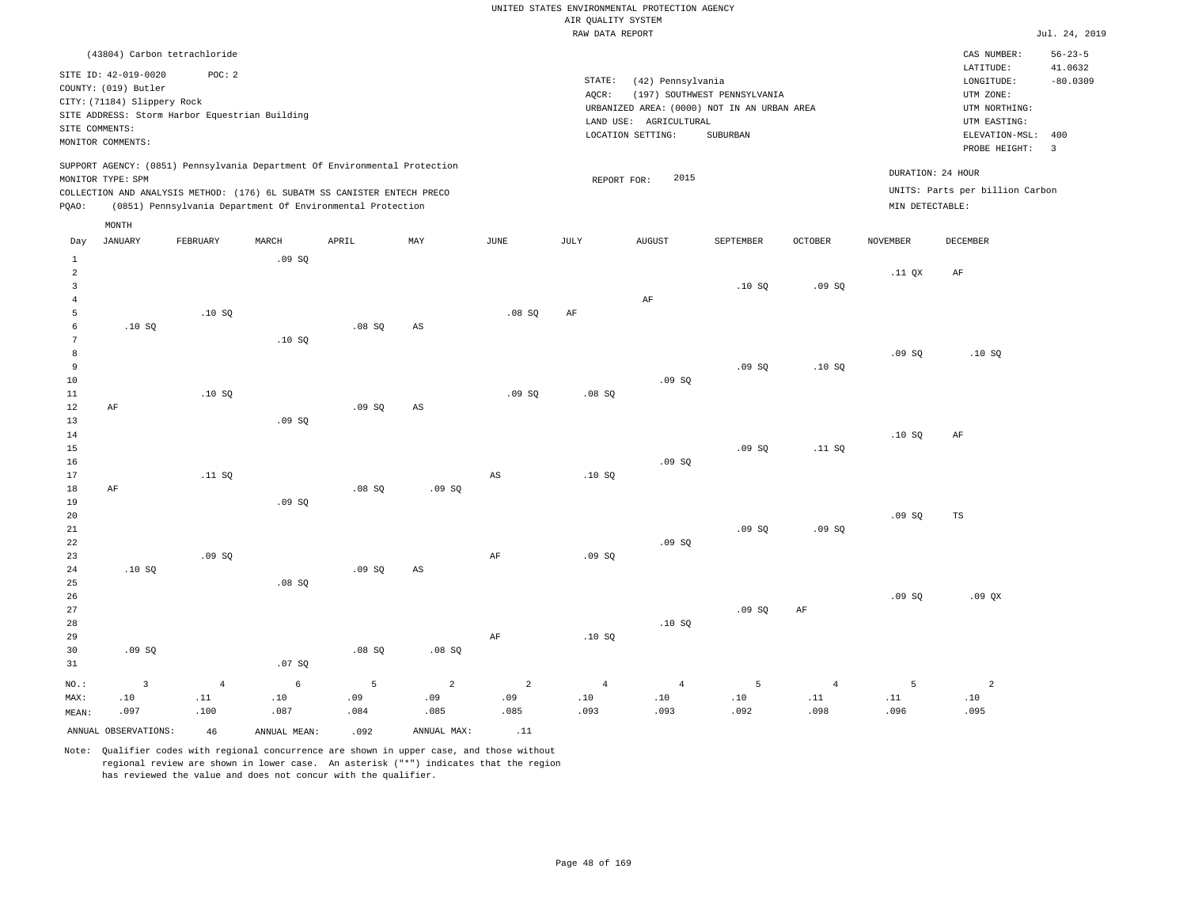UNITED STATES ENVIRONMENTAL PROTECTION AGENCY
AIR QUALITY SYSTEM
RAW DATA REPORT

Jul. 24, 2019

(43804) Carbon tetrachloride

SITE ID: 42-019-0020 POC: 2
COUNTY: (019) Butler
CITY: (71184) Slippery Rock
SITE ADDRESS: Storm Harbor Equestrian Building
SITE COMMENTS:
MONITOR COMMENTS:

STATE: (42) Pennsylvania
AQCR: (197) SOUTHWEST PENNSYLVANIA
URBANIZED AREA: (0000) NOT IN AN URBAN AREA
LAND USE: AGRICULTURAL
LOCATION SETTING: SUBURBAN

CAS NUMBER: 56-23-5
LATITUDE: 41.0632
LONGITUDE: -80.0309
UTM ZONE:
UTM NORTHING:
UTM EASTING:
ELEVATION-MSL: 400
PROBE HEIGHT: 3

SUPPORT AGENCY: (0851) Pennsylvania Department Of Environmental Protection
MONITOR TYPE: SPM
COLLECTION AND ANALYSIS METHOD: (176) 6L SUBATM SS CANISTER ENTECH PRECO
PQAO: (0851) Pennsylvania Department Of Environmental Protection

REPORT FOR: 2015

DURATION: 24 HOUR
UNITS: Parts per billion Carbon
MIN DETECTABLE:

| Day | JANUARY | FEBRUARY | MARCH | APRIL | MAY | JUNE | JULY | AUGUST | SEPTEMBER | OCTOBER | NOVEMBER | DECEMBER |
|---|---|---|---|---|---|---|---|---|---|---|---|---|
| 1 | | | .09 SQ | | | | | | | | | |
| 2 | | | | | | | | | | | .11 QX | AF |
| 3 | | | | | | | | | .10 SQ | .09 SQ | | |
| 4 | | | | | | | | AF | | | | |
| 5 | | .10 SQ | | | | .08 SQ | AF | | | | | |
| 6 | .10 SQ | | | .08 SQ | AS | | | | | | | |
| 7 | | | .10 SQ | | | | | | | | | |
| 8 | | | | | | | | | | | .09 SQ | .10 SQ |
| 9 | | | | | | | | | .09 SQ | .10 SQ | | |
| 10 | | | | | | | | .09 SQ | | | | |
| 11 | | .10 SQ | | | | .09 SQ | .08 SQ | | | | | |
| 12 | AF | | | .09 SQ | AS | | | | | | | |
| 13 | | | .09 SQ | | | | | | | | | |
| 14 | | | | | | | | | | | .10 SQ | AF |
| 15 | | | | | | | | | .09 SQ | .11 SQ | | |
| 16 | | | | | | | | .09 SQ | | | | |
| 17 | | .11 SQ | | | | AS | .10 SQ | | | | | |
| 18 | AF | | | .08 SQ | .09 SQ | | | | | | | |
| 19 | | | .09 SQ | | | | | | | | | |
| 20 | | | | | | | | | | | .09 SQ | TS |
| 21 | | | | | | | | | .09 SQ | .09 SQ | | |
| 22 | | | | | | | | .09 SQ | | | | |
| 23 | | .09 SQ | | | | AF | .09 SQ | | | | | |
| 24 | .10 SQ | | | .09 SQ | AS | | | | | | | |
| 25 | | | .08 SQ | | | | | | | | | |
| 26 | | | | | | | | | | | .09 SQ | .09 QX |
| 27 | | | | | | | | | .09 SQ | AF | | |
| 28 | | | | | | | | .10 SQ | | | | |
| 29 | | | | | | AF | .10 SQ | | | | | |
| 30 | .09 SQ | | | .08 SQ | .08 SQ | | | | | | | |
| 31 | | | .07 SQ | | | | | | | | | |
| NO.: | 3 | 4 | 6 | 5 | 2 | 2 | 4 | 4 | 5 | 4 | 5 | 2 |
| MAX: | .10 | .11 | .10 | .09 | .09 | .09 | .10 | .10 | .10 | .11 | .11 | .10 |
| MEAN: | .097 | .100 | .087 | .084 | .085 | .085 | .093 | .093 | .092 | .098 | .096 | .095 |

ANNUAL OBSERVATIONS: 46   ANNUAL MEAN: .092   ANNUAL MAX: .11

Note: Qualifier codes with regional concurrence are shown in upper case, and those without regional review are shown in lower case. An asterisk ("*") indicates that the region has reviewed the value and does not concur with the qualifier.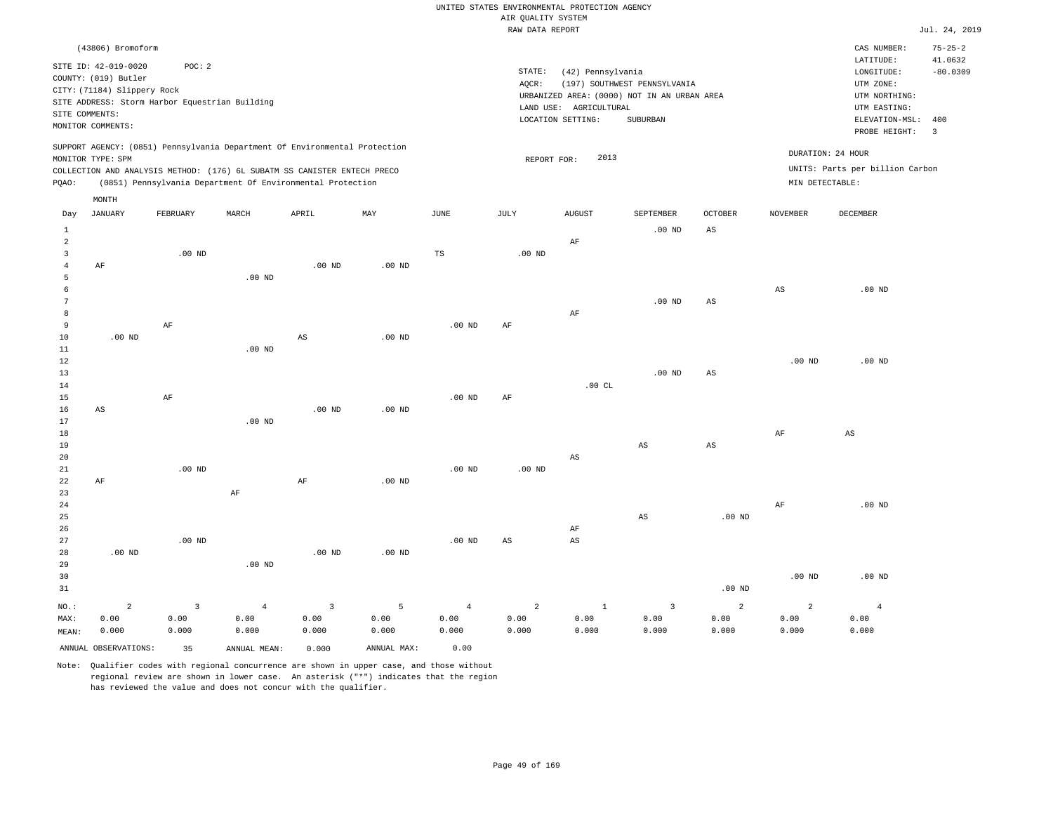UNITED STATES ENVIRONMENTAL PROTECTION AGENCY
AIR QUALITY SYSTEM
RAW DATA REPORT

Jul. 24, 2019

(43806) Bromoform

SITE ID: 42-019-0020 POC: 2
COUNTY: (019) Butler
CITY: (71184) Slippery Rock
SITE ADDRESS: Storm Harbor Equestrian Building
SITE COMMENTS:
MONITOR COMMENTS:

STATE: (42) Pennsylvania
AQCR: (197) SOUTHWEST PENNSYLVANIA
URBANIZED AREA: (0000) NOT IN AN URBAN AREA
LAND USE: AGRICULTURAL
LOCATION SETTING: SUBURBAN

CAS NUMBER: 75-25-2
LATITUDE: 41.0632
LONGITUDE: -80.0309
UTM ZONE:
UTM NORTHING:
UTM EASTING:
ELEVATION-MSL: 400
PROBE HEIGHT: 3

SUPPORT AGENCY: (0851) Pennsylvania Department Of Environmental Protection
MONITOR TYPE: SPM
COLLECTION AND ANALYSIS METHOD: (176) 6L SUBATM SS CANISTER ENTECH PRECO
PQAO: (0851) Pennsylvania Department Of Environmental Protection

REPORT FOR: 2013

DURATION: 24 HOUR
UNITS: Parts per billion Carbon
MIN DETECTABLE:

| Day | JANUARY | FEBRUARY | MARCH | APRIL | MAY | JUNE | JULY | AUGUST | SEPTEMBER | OCTOBER | NOVEMBER | DECEMBER |
|---|---|---|---|---|---|---|---|---|---|---|---|---|
| 1 | | | | | | | | | .00 ND | AS | | |
| 2 | | | | | | | | AF | | | | |
| 3 | | .00 ND | | | | TS | .00 ND | | | | | |
| 4 | AF | | | .00 ND | .00 ND | | | | | | | |
| 5 | | | .00 ND | | | | | | | | | |
| 6 | | | | | | | | | | | AS | .00 ND |
| 7 | | | | | | | | | .00 ND | AS | | |
| 8 | | | | | | | | AF | | | | |
| 9 | | AF | | | | .00 ND | AF | | | | | |
| 10 | .00 ND | | | AS | .00 ND | | | | | | | |
| 11 | | | .00 ND | | | | | | | | | |
| 12 | | | | | | | | | | | .00 ND | .00 ND |
| 13 | | | | | | | | | .00 ND | AS | | |
| 14 | | | | | | | | .00 CL | | | | |
| 15 | | AF | | | | .00 ND | AF | | | | | |
| 16 | AS | | | .00 ND | .00 ND | | | | | | | |
| 17 | | | .00 ND | | | | | | | | | |
| 18 | | | | | | | | | | | AF | AS |
| 19 | | | | | | | | | AS | AS | | |
| 20 | | | | | | | | AS | | | | |
| 21 | | .00 ND | | | | .00 ND | .00 ND | | | | | |
| 22 | AF | | | AF | .00 ND | | | | | | | |
| 23 | | | AF | | | | | | | | | |
| 24 | | | | | | | | | | | AF | .00 ND |
| 25 | | | | | | | | | AS | .00 ND | | |
| 26 | | | | | | | | AF | | | | |
| 27 | | .00 ND | | | | .00 ND | AS | AS | | | | |
| 28 | .00 ND | | | .00 ND | .00 ND | | | | | | | |
| 29 | | | .00 ND | | | | | | | | | |
| 30 | | | | | | | | | | | .00 ND | .00 ND |
| 31 | | | | | | | | | | .00 ND | | |
| NO.: | 2 | 3 | 4 | 3 | 5 | 4 | 2 | 1 | 3 | 2 | 2 | 4 |
| MAX: | 0.00 | 0.00 | 0.00 | 0.00 | 0.00 | 0.00 | 0.00 | 0.00 | 0.00 | 0.00 | 0.00 | 0.00 |
| MEAN: | 0.000 | 0.000 | 0.000 | 0.000 | 0.000 | 0.000 | 0.000 | 0.000 | 0.000 | 0.000 | 0.000 | 0.000 |

ANNUAL OBSERVATIONS: 35 ANNUAL MEAN: 0.000 ANNUAL MAX: 0.00

Note: Qualifier codes with regional concurrence are shown in upper case, and those without regional review are shown in lower case. An asterisk ("*") indicates that the region has reviewed the value and does not concur with the qualifier.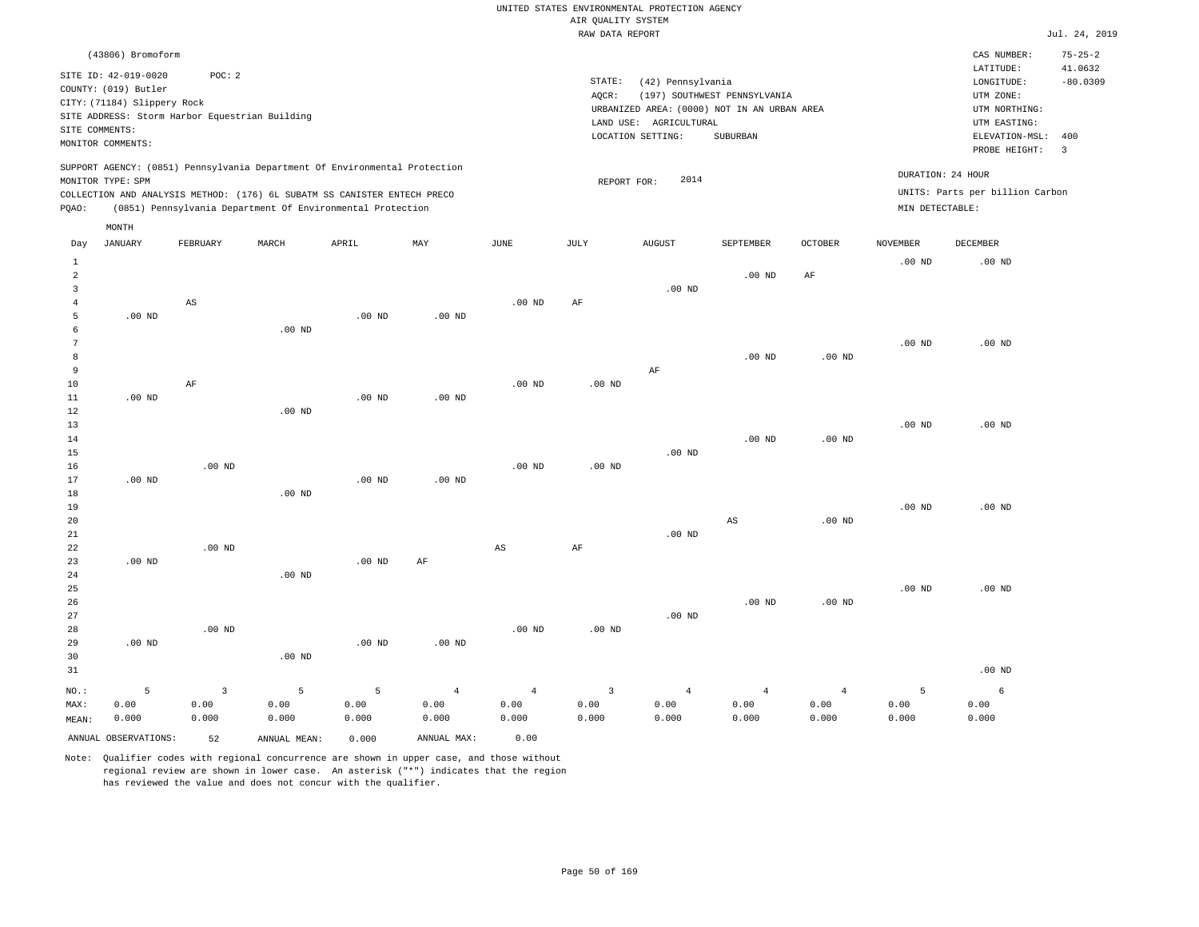UNITED STATES ENVIRONMENTAL PROTECTION AGENCY
AIR QUALITY SYSTEM
RAW DATA REPORT

Jul. 24, 2019

(43806) Bromoform

SITE ID: 42-019-0020 POC: 2
COUNTY: (019) Butler
CITY: (71184) Slippery Rock
SITE ADDRESS: Storm Harbor Equestrian Building
SITE COMMENTS:
MONITOR COMMENTS:

STATE: (42) Pennsylvania
AQCR: (197) SOUTHWEST PENNSYLVANIA
URBANIZED AREA: (0000) NOT IN AN URBAN AREA
LAND USE: AGRICULTURAL
LOCATION SETTING: SUBURBAN

CAS NUMBER: 75-25-2
LATITUDE: 41.0632
LONGITUDE: -80.0309
UTM ZONE:
UTM NORTHING:
UTM EASTING:
ELEVATION-MSL: 400
PROBE HEIGHT: 3

SUPPORT AGENCY: (0851) Pennsylvania Department Of Environmental Protection
MONITOR TYPE: SPM
COLLECTION AND ANALYSIS METHOD: (176) 6L SUBATM SS CANISTER ENTECH PRECO
PQAO: (0851) Pennsylvania Department Of Environmental Protection

REPORT FOR: 2014

DURATION: 24 HOUR
UNITS: Parts per billion Carbon
MIN DETECTABLE:

| Day | JANUARY | FEBRUARY | MARCH | APRIL | MAY | JUNE | JULY | AUGUST | SEPTEMBER | OCTOBER | NOVEMBER | DECEMBER |
|---|---|---|---|---|---|---|---|---|---|---|---|---|
| 1 | | | | | | | | | | | .00 ND | .00 ND |
| 2 | | | | | | | | | .00 ND | AF | | |
| 3 | | | | | | | | .00 ND | | | | |
| 4 | | AS | | | | .00 ND | AF | | | | | |
| 5 | .00 ND | | | .00 ND | .00 ND | | | | | | | |
| 6 | | | .00 ND | | | | | | | | | |
| 7 | | | | | | | | | | | .00 ND | .00 ND |
| 8 | | | | | | | | | .00 ND | .00 ND | | |
| 9 | | | | | | | | AF | | | | |
| 10 | | AF | | | | .00 ND | .00 ND | | | | | |
| 11 | .00 ND | | | .00 ND | .00 ND | | | | | | | |
| 12 | | | .00 ND | | | | | | | | | |
| 13 | | | | | | | | | | | .00 ND | .00 ND |
| 14 | | | | | | | | | .00 ND | .00 ND | | |
| 15 | | | | | | | | .00 ND | | | | |
| 16 | | .00 ND | | | | .00 ND | .00 ND | | | | | |
| 17 | .00 ND | | | .00 ND | .00 ND | | | | | | | |
| 18 | | | .00 ND | | | | | | | | | |
| 19 | | | | | | | | | | | .00 ND | .00 ND |
| 20 | | | | | | | | | AS | .00 ND | | |
| 21 | | | | | | | | .00 ND | | | | |
| 22 | | .00 ND | | | | AS | AF | | | | | |
| 23 | .00 ND | | | .00 ND | AF | | | | | | | |
| 24 | | | .00 ND | | | | | | | | | |
| 25 | | | | | | | | | | | .00 ND | .00 ND |
| 26 | | | | | | | | | .00 ND | .00 ND | | |
| 27 | | | | | | | | .00 ND | | | | |
| 28 | | .00 ND | | | | .00 ND | .00 ND | | | | | |
| 29 | .00 ND | | | .00 ND | .00 ND | | | | | | | |
| 30 | | | .00 ND | | | | | | | | | |
| 31 | | | | | | | | | | | | .00 ND |
| NO.: | 5 | 3 | 5 | 5 | 4 | 4 | 3 | 4 | 4 | 4 | 5 | 6 |
| MAX: | 0.00 | 0.00 | 0.00 | 0.00 | 0.00 | 0.00 | 0.00 | 0.00 | 0.00 | 0.00 | 0.00 | 0.00 |
| MEAN: | 0.000 | 0.000 | 0.000 | 0.000 | 0.000 | 0.000 | 0.000 | 0.000 | 0.000 | 0.000 | 0.000 | 0.000 |

ANNUAL OBSERVATIONS: 52 ANNUAL MEAN: 0.000 ANNUAL MAX: 0.00

Note: Qualifier codes with regional concurrence are shown in upper case, and those without regional review are shown in lower case. An asterisk ("*") indicates that the region has reviewed the value and does not concur with the qualifier.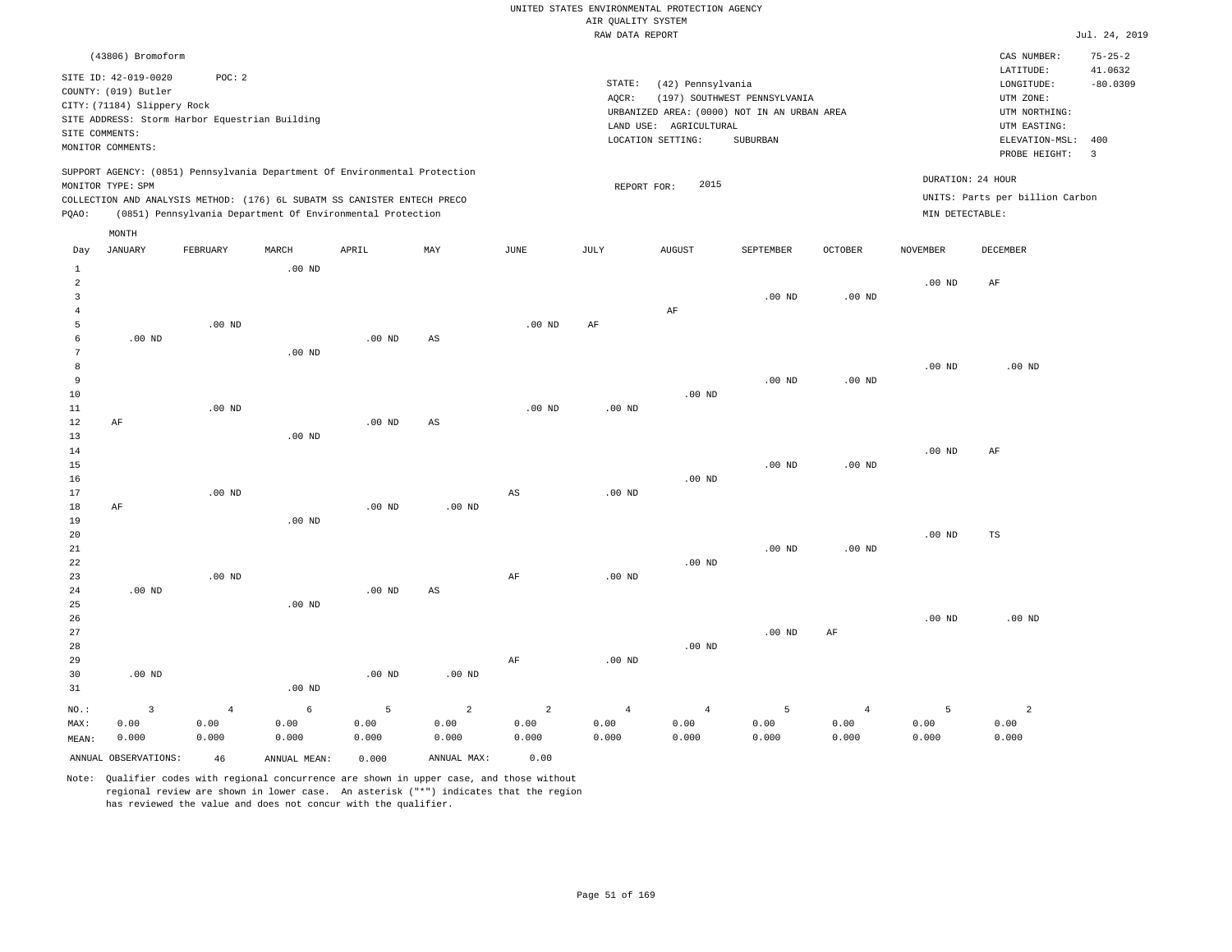UNITED STATES ENVIRONMENTAL PROTECTION AGENCY
AIR QUALITY SYSTEM
RAW DATA REPORT

Jul. 24, 2019

(43806) Bromoform

SITE ID: 42-019-0020 POC: 2
COUNTY: (019) Butler
CITY: (71184) Slippery Rock
SITE ADDRESS: Storm Harbor Equestrian Building
SITE COMMENTS:
MONITOR COMMENTS:

STATE: (42) Pennsylvania
AQCR: (197) SOUTHWEST PENNSYLVANIA
URBANIZED AREA: (0000) NOT IN AN URBAN AREA
LAND USE: AGRICULTURAL
LOCATION SETTING: SUBURBAN

CAS NUMBER: 75-25-2
LATITUDE: 41.0632
LONGITUDE: -80.0309
UTM ZONE:
UTM NORTHING:
UTM EASTING:
ELEVATION-MSL: 400
PROBE HEIGHT: 3

SUPPORT AGENCY: (0851) Pennsylvania Department Of Environmental Protection
MONITOR TYPE: SPM
COLLECTION AND ANALYSIS METHOD: (176) 6L SUBATM SS CANISTER ENTECH PRECO
PQAO: (0851) Pennsylvania Department Of Environmental Protection

REPORT FOR: 2015

DURATION: 24 HOUR
UNITS: Parts per billion Carbon
MIN DETECTABLE:

| Day | JANUARY | FEBRUARY | MARCH | APRIL | MAY | JUNE | JULY | AUGUST | SEPTEMBER | OCTOBER | NOVEMBER | DECEMBER |
|---|---|---|---|---|---|---|---|---|---|---|---|---|
| 1 | | | .00 ND | | | | | | | | | |
| 2 | | | | | | | | | | | .00 ND | AF |
| 3 | | | | | | | | | .00 ND | .00 ND | | |
| 4 | | | | | | | | AF | | | | |
| 5 | | .00 ND | | | | .00 ND | AF | | | | | |
| 6 | .00 ND | | | .00 ND | AS | | | | | | | |
| 7 | | | .00 ND | | | | | | | | | |
| 8 | | | | | | | | | | | .00 ND | .00 ND |
| 9 | | | | | | | | | .00 ND | .00 ND | | |
| 10 | | | | | | | | .00 ND | | | | |
| 11 | | .00 ND | | | | .00 ND | .00 ND | | | | | |
| 12 | AF | | | .00 ND | AS | | | | | | | |
| 13 | | | .00 ND | | | | | | | | | |
| 14 | | | | | | | | | | | .00 ND | AF |
| 15 | | | | | | | | | .00 ND | .00 ND | | |
| 16 | | | | | | | | .00 ND | | | | |
| 17 | | .00 ND | | | | AS | .00 ND | | | | | |
| 18 | AF | | | .00 ND | .00 ND | | | | | | | |
| 19 | | | .00 ND | | | | | | | | | |
| 20 | | | | | | | | | | | .00 ND | TS |
| 21 | | | | | | | | | .00 ND | .00 ND | | |
| 22 | | | | | | | | .00 ND | | | | |
| 23 | | .00 ND | | | | AF | .00 ND | | | | | |
| 24 | .00 ND | | | .00 ND | AS | | | | | | | |
| 25 | | | .00 ND | | | | | | | | | |
| 26 | | | | | | | | | | | .00 ND | .00 ND |
| 27 | | | | | | | | | .00 ND | AF | | |
| 28 | | | | | | | | .00 ND | | | | |
| 29 | | | | | | AF | .00 ND | | | | | |
| 30 | .00 ND | | | .00 ND | .00 ND | | | | | | | |
| 31 | | | .00 ND | | | | | | | | | |
| NO.: | 3 | 4 | 6 | 5 | 2 | 2 | 4 | 4 | 5 | 4 | 5 | 2 |
| MAX: | 0.00 | 0.00 | 0.00 | 0.00 | 0.00 | 0.00 | 0.00 | 0.00 | 0.00 | 0.00 | 0.00 | 0.00 |
| MEAN: | 0.000 | 0.000 | 0.000 | 0.000 | 0.000 | 0.000 | 0.000 | 0.000 | 0.000 | 0.000 | 0.000 | 0.000 |

ANNUAL OBSERVATIONS: 46 ANNUAL MEAN: 0.000 ANNUAL MAX: 0.00

Note: Qualifier codes with regional concurrence are shown in upper case, and those without regional review are shown in lower case. An asterisk ("*") indicates that the region has reviewed the value and does not concur with the qualifier.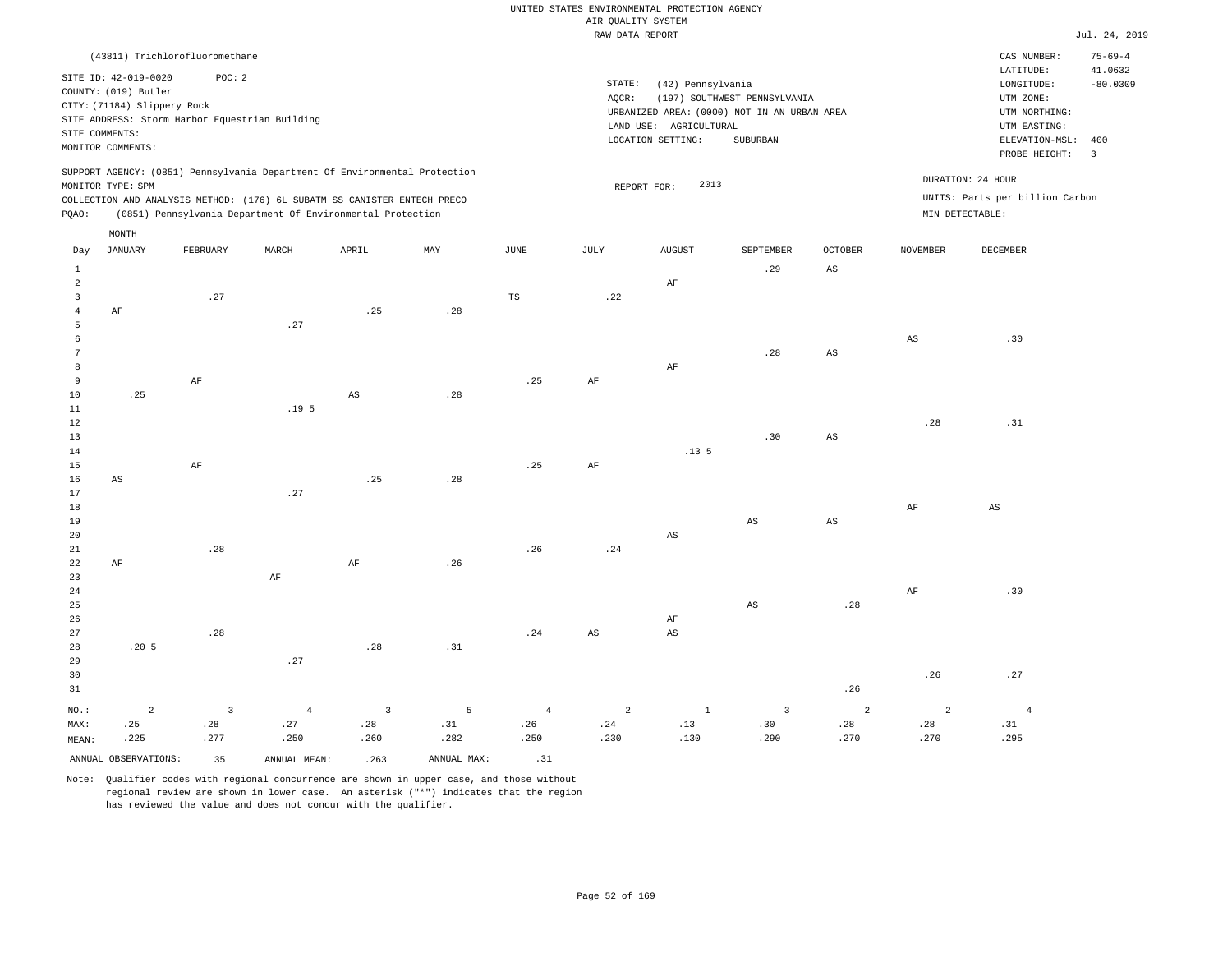UNITED STATES ENVIRONMENTAL PROTECTION AGENCY
AIR QUALITY SYSTEM
RAW DATA REPORT

Jul. 24, 2019

(43811) Trichlorofluoromethane

SITE ID: 42-019-0020 POC: 2
COUNTY: (019) Butler
CITY: (71184) Slippery Rock
SITE ADDRESS: Storm Harbor Equestrian Building
SITE COMMENTS:
MONITOR COMMENTS:

STATE: (42) Pennsylvania
AQCR: (197) SOUTHWEST PENNSYLVANIA
URBANIZED AREA: (0000) NOT IN AN URBAN AREA
LAND USE: AGRICULTURAL
LOCATION SETTING: SUBURBAN

CAS NUMBER: 75-69-4
LATITUDE: 41.0632
LONGITUDE: -80.0309
UTM ZONE:
UTM NORTHING:
UTM EASTING:
ELEVATION-MSL: 400
PROBE HEIGHT: 3

SUPPORT AGENCY: (0851) Pennsylvania Department Of Environmental Protection
MONITOR TYPE: SPM
COLLECTION AND ANALYSIS METHOD: (176) 6L SUBATM SS CANISTER ENTECH PRECO
PQAO: (0851) Pennsylvania Department Of Environmental Protection

REPORT FOR: 2013

DURATION: 24 HOUR
UNITS: Parts per billion Carbon
MIN DETECTABLE:

| Day | JANUARY | FEBRUARY | MARCH | APRIL | MAY | JUNE | JULY | AUGUST | SEPTEMBER | OCTOBER | NOVEMBER | DECEMBER |
|---|---|---|---|---|---|---|---|---|---|---|---|---|
| 1 | | | | | | | | | .29 | AS | | |
| 2 | | | | | | | | AF | | | | |
| 3 | | .27 | | | | TS | .22 | | | | | |
| 4 | AF | | | .25 | .28 | | | | | | | |
| 5 | | | .27 | | | | | | | | | |
| 6 | | | | | | | | | | | AS | .30 |
| 7 | | | | | | | | | .28 | AS | | |
| 8 | | | | | | | | AF | | | | |
| 9 | | AF | | | | .25 | AF | | | | | |
| 10 | .25 | | | AS | .28 | | | | | | | |
| 11 | | | .19 5 | | | | | | | | | |
| 12 | | | | | | | | | | | .28 | .31 |
| 13 | | | | | | | | | .30 | AS | | |
| 14 | | | | | | | | .13 5 | | | | |
| 15 | | AF | | | | .25 | AF | | | | | |
| 16 | AS | | | .25 | .28 | | | | | | | |
| 17 | | | .27 | | | | | | | | | |
| 18 | | | | | | | | | | | AF | AS |
| 19 | | | | | | | | | AS | AS | | |
| 20 | | | | | | | | AS | | | | |
| 21 | | .28 | | | | .26 | .24 | | | | | |
| 22 | AF | | | AF | .26 | | | | | | | |
| 23 | | | AF | | | | | | | | | |
| 24 | | | | | | | | | | | AF | .30 |
| 25 | | | | | | | | | AS | .28 | | |
| 26 | | | | | | | | AF | | | | |
| 27 | | .28 | | | | .24 | AS | AS | | | | |
| 28 | .20 5 | | | .28 | .31 | | | | | | | |
| 29 | | | .27 | | | | | | | | | |
| 30 | | | | | | | | | | | .26 | .27 |
| 31 | | | | | | | | | | .26 | | |
| NO.: | 2 | 3 | 4 | 3 | 5 | 4 | 2 | 1 | 3 | 2 | 2 | 4 |
| MAX: | .25 | .28 | .27 | .28 | .31 | .26 | .24 | .13 | .30 | .28 | .28 | .31 |
| MEAN: | .225 | .277 | .250 | .260 | .282 | .250 | .230 | .130 | .290 | .270 | .270 | .295 |

ANNUAL OBSERVATIONS: 35 ANNUAL MEAN: .263 ANNUAL MAX: .31

Note: Qualifier codes with regional concurrence are shown in upper case, and those without regional review are shown in lower case. An asterisk ("*") indicates that the region has reviewed the value and does not concur with the qualifier.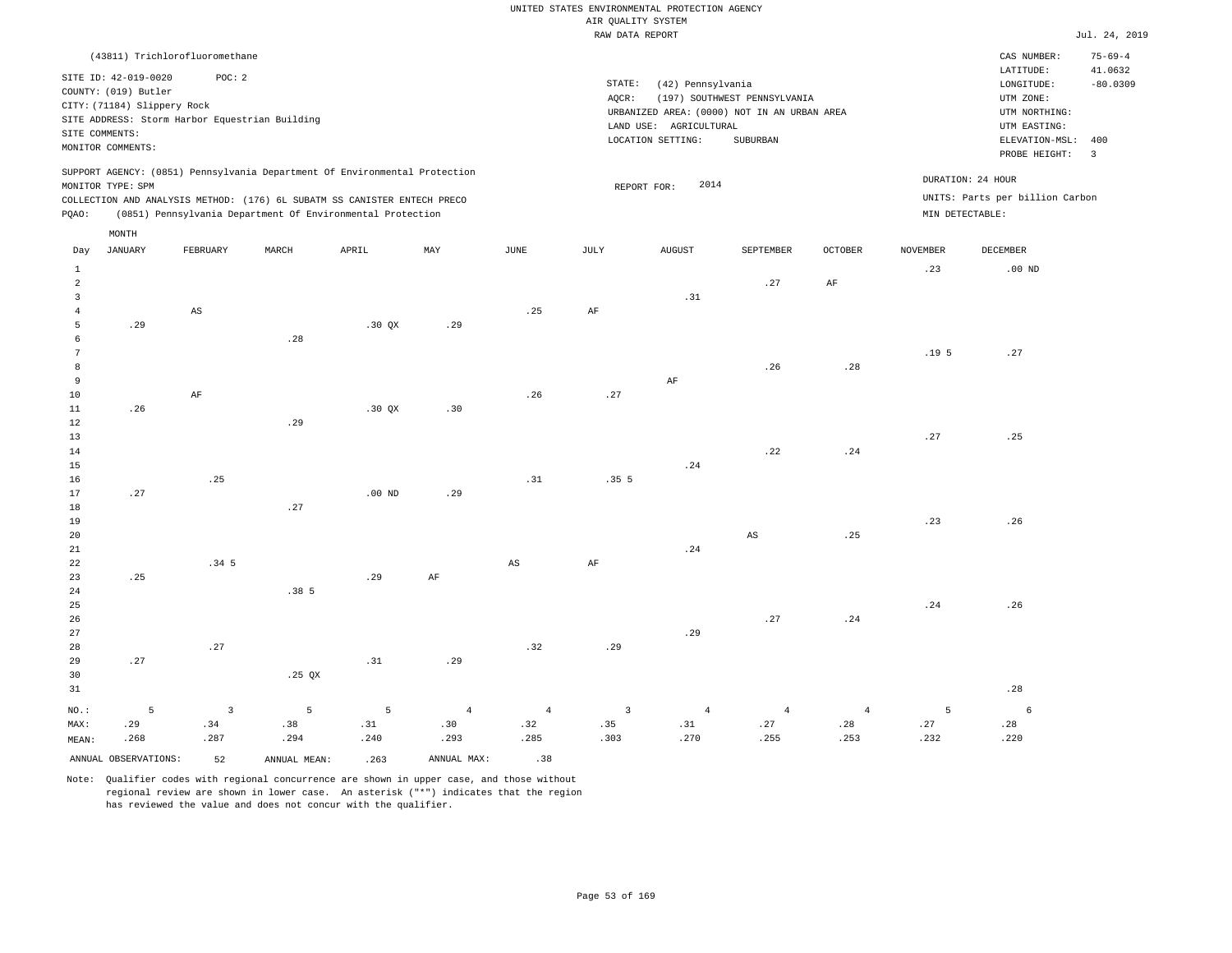UNITED STATES ENVIRONMENTAL PROTECTION AGENCY
AIR QUALITY SYSTEM
RAW DATA REPORT

Jul. 24, 2019

(43811) Trichlorofluoromethane

SITE ID: 42-019-0020 POC: 2
COUNTY: (019) Butler
CITY: (71184) Slippery Rock
SITE ADDRESS: Storm Harbor Equestrian Building
SITE COMMENTS:
MONITOR COMMENTS:

STATE: (42) Pennsylvania
AQCR: (197) SOUTHWEST PENNSYLVANIA
URBANIZED AREA: (0000) NOT IN AN URBAN AREA
LAND USE: AGRICULTURAL
LOCATION SETTING: SUBURBAN

CAS NUMBER: 75-69-4
LATITUDE: 41.0632
LONGITUDE: -80.0309
UTM ZONE:
UTM NORTHING:
UTM EASTING:
ELEVATION-MSL: 400
PROBE HEIGHT: 3

SUPPORT AGENCY: (0851) Pennsylvania Department Of Environmental Protection
MONITOR TYPE: SPM
COLLECTION AND ANALYSIS METHOD: (176) 6L SUBATM SS CANISTER ENTECH PRECO
PQAO: (0851) Pennsylvania Department Of Environmental Protection

REPORT FOR: 2014

DURATION: 24 HOUR
UNITS: Parts per billion Carbon
MIN DETECTABLE:

| Day | JANUARY | FEBRUARY | MARCH | APRIL | MAY | JUNE | JULY | AUGUST | SEPTEMBER | OCTOBER | NOVEMBER | DECEMBER |
|---|---|---|---|---|---|---|---|---|---|---|---|---|
| 1 | | | | | | | | | | | .23 | .00 ND |
| 2 | | | | | | | | | .27 | AF | | |
| 3 | | | | | | | | .31 | | | | |
| 4 | | AS | | | | .25 | AF | | | | | |
| 5 | .29 | | | .30 QX | .29 | | | | | | | |
| 6 | | | .28 | | | | | | | | | |
| 7 | | | | | | | | | | | .19 5 | .27 |
| 8 | | | | | | | | | .26 | .28 | | |
| 9 | | | | | | | | AF | | | | |
| 10 | | AF | | | | .26 | .27 | | | | | |
| 11 | .26 | | | .30 QX | .30 | | | | | | | |
| 12 | | | .29 | | | | | | | | | |
| 13 | | | | | | | | | | | .27 | .25 |
| 14 | | | | | | | | | .22 | .24 | | |
| 15 | | | | | | | | .24 | | | | |
| 16 | | .25 | | | | .31 | .35 5 | | | | | |
| 17 | .27 | | | .00 ND | .29 | | | | | | | |
| 18 | | | .27 | | | | | | | | | |
| 19 | | | | | | | | | | | .23 | .26 |
| 20 | | | | | | | | | AS | .25 | | |
| 21 | | | | | | | | .24 | | | | |
| 22 | | .34 5 | | | | AS | AF | | | | | |
| 23 | .25 | | | .29 | AF | | | | | | | |
| 24 | | | .38 5 | | | | | | | | | |
| 25 | | | | | | | | | | | .24 | .26 |
| 26 | | | | | | | | | .27 | .24 | | |
| 27 | | | | | | | | .29 | | | | |
| 28 | | .27 | | | | .32 | .29 | | | | | |
| 29 | .27 | | | .31 | .29 | | | | | | | |
| 30 | | | .25 QX | | | | | | | | | |
| 31 | | | | | | | | | | | | .28 |
| NO.: | 5 | 3 | 5 | 5 | 4 | 4 | 3 | 4 | 4 | 4 | 5 | 6 |
| MAX: | .29 | .34 | .38 | .31 | .30 | .32 | .35 | .31 | .27 | .28 | .27 | .28 |
| MEAN: | .268 | .287 | .294 | .240 | .293 | .285 | .303 | .270 | .255 | .253 | .232 | .220 |

ANNUAL OBSERVATIONS: 52 ANNUAL MEAN: .263 ANNUAL MAX: .38

Note: Qualifier codes with regional concurrence are shown in upper case, and those without regional review are shown in lower case. An asterisk ("*") indicates that the region has reviewed the value and does not concur with the qualifier.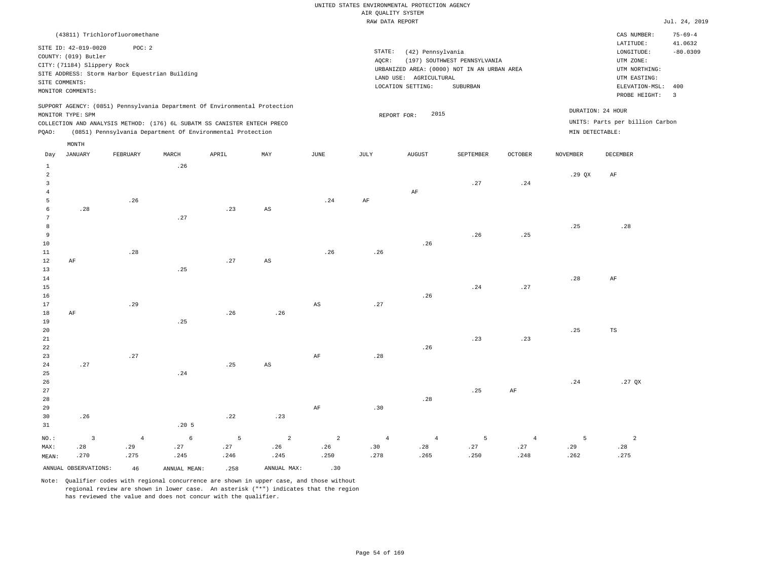UNITED STATES ENVIRONMENTAL PROTECTION AGENCY
AIR QUALITY SYSTEM
RAW DATA REPORT

Jul. 24, 2019

(43811) Trichlorofluoromethane

SITE ID: 42-019-0020 POC: 2
COUNTY: (019) Butler
CITY: (71184) Slippery Rock
SITE ADDRESS: Storm Harbor Equestrian Building
SITE COMMENTS:
MONITOR COMMENTS:

STATE: (42) Pennsylvania
AQCR: (197) SOUTHWEST PENNSYLVANIA
URBANIZED AREA: (0000) NOT IN AN URBAN AREA
LAND USE: AGRICULTURAL
LOCATION SETTING: SUBURBAN

CAS NUMBER: 75-69-4
LATITUDE: 41.0632
LONGITUDE: -80.0309
UTM ZONE:
UTM NORTHING:
UTM EASTING:
ELEVATION-MSL: 400
PROBE HEIGHT: 3

SUPPORT AGENCY: (0851) Pennsylvania Department Of Environmental Protection
MONITOR TYPE: SPM
COLLECTION AND ANALYSIS METHOD: (176) 6L SUBATM SS CANISTER ENTECH PRECO
PQAO: (0851) Pennsylvania Department Of Environmental Protection

REPORT FOR: 2015

DURATION: 24 HOUR
UNITS: Parts per billion Carbon
MIN DETECTABLE:

| Day | JANUARY | FEBRUARY | MARCH | APRIL | MAY | JUNE | JULY | AUGUST | SEPTEMBER | OCTOBER | NOVEMBER | DECEMBER |
|---|---|---|---|---|---|---|---|---|---|---|---|---|
| 1 | | | .26 | | | | | | | | | |
| 2 | | | | | | | | | | | .29 QX | AF |
| 3 | | | | | | | | | .27 | .24 | | |
| 4 | | | | | | | | AF | | | | |
| 5 | | .26 | | | | .24 | AF | | | | | |
| 6 | .28 | | | .23 | AS | | | | | | | |
| 7 | | | .27 | | | | | | | | | |
| 8 | | | | | | | | | | | .25 | .28 |
| 9 | | | | | | | | | .26 | .25 | | |
| 10 | | | | | | | | .26 | | | | |
| 11 | | .28 | | | | .26 | .26 | | | | | |
| 12 | AF | | | .27 | AS | | | | | | | |
| 13 | | | .25 | | | | | | | | | |
| 14 | | | | | | | | | | | .28 | AF |
| 15 | | | | | | | | | .24 | .27 | | |
| 16 | | | | | | | | .26 | | | | |
| 17 | | .29 | | | | AS | .27 | | | | | |
| 18 | AF | | | .26 | .26 | | | | | | | |
| 19 | | | .25 | | | | | | | | | |
| 20 | | | | | | | | | | | .25 | TS |
| 21 | | | | | | | | | .23 | .23 | | |
| 22 | | | | | | | | .26 | | | | |
| 23 | | .27 | | | | AF | .28 | | | | | |
| 24 | .27 | | | .25 | AS | | | | | | | |
| 25 | | | .24 | | | | | | | | | |
| 26 | | | | | | | | | | | .24 | .27 QX |
| 27 | | | | | | | | | .25 | AF | | |
| 28 | | | | | | | | .28 | | | | |
| 29 | | | | | | AF | .30 | | | | | |
| 30 | .26 | | | .22 | .23 | | | | | | | |
| 31 | | | .20 5 | | | | | | | | | |
| NO.: | 3 | 4 | 6 | 5 | 2 | 2 | 4 | 4 | 5 | 4 | 5 | 2 |
| MAX: | .28 | .29 | .27 | .27 | .26 | .26 | .30 | .28 | .27 | .27 | .29 | .28 |
| MEAN: | .270 | .275 | .245 | .246 | .245 | .250 | .278 | .265 | .250 | .248 | .262 | .275 |

ANNUAL OBSERVATIONS: 46 ANNUAL MEAN: .258 ANNUAL MAX: .30

Note: Qualifier codes with regional concurrence are shown in upper case, and those without regional review are shown in lower case. An asterisk ("*") indicates that the region has reviewed the value and does not concur with the qualifier.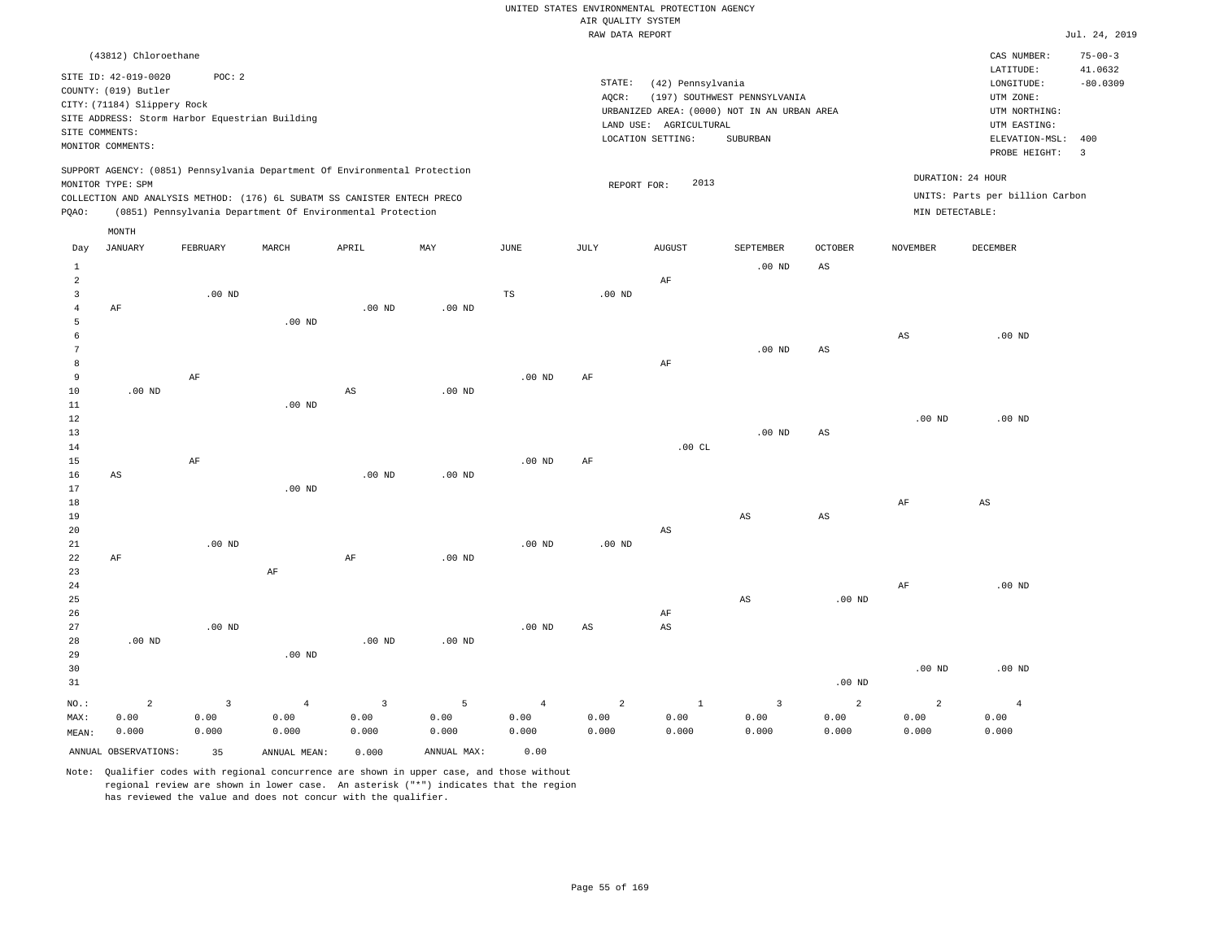UNITED STATES ENVIRONMENTAL PROTECTION AGENCY
AIR QUALITY SYSTEM
RAW DATA REPORT

Jul. 24, 2019

(43812) Chloroethane

SITE ID: 42-019-0020 POC: 2
COUNTY: (019) Butler
CITY: (71184) Slippery Rock
SITE ADDRESS: Storm Harbor Equestrian Building
SITE COMMENTS:
MONITOR COMMENTS:

STATE: (42) Pennsylvania
AQCR: (197) SOUTHWEST PENNSYLVANIA
URBANIZED AREA: (0000) NOT IN AN URBAN AREA
LAND USE: AGRICULTURAL
LOCATION SETTING: SUBURBAN

CAS NUMBER: 75-00-3
LATITUDE: 41.0632
LONGITUDE: -80.0309
UTM ZONE:
UTM NORTHING:
UTM EASTING:
ELEVATION-MSL: 400
PROBE HEIGHT: 3

SUPPORT AGENCY: (0851) Pennsylvania Department Of Environmental Protection
MONITOR TYPE: SPM
COLLECTION AND ANALYSIS METHOD: (176) 6L SUBATM SS CANISTER ENTECH PRECO
PQAO: (0851) Pennsylvania Department Of Environmental Protection

REPORT FOR: 2013

DURATION: 24 HOUR
UNITS: Parts per billion Carbon
MIN DETECTABLE:

| Day | JANUARY | FEBRUARY | MARCH | APRIL | MAY | JUNE | JULY | AUGUST | SEPTEMBER | OCTOBER | NOVEMBER | DECEMBER |
|---|---|---|---|---|---|---|---|---|---|---|---|---|
| 1 | | | | | | | | | .00 ND | AS | | |
| 2 | | | | | | | | AF | | | | |
| 3 | | .00 ND | | | | TS | .00 ND | | | | | |
| 4 | AF | | | .00 ND | .00 ND | | | | | | | |
| 5 | | | .00 ND | | | | | | | | | |
| 6 | | | | | | | | | | | AS | .00 ND |
| 7 | | | | | | | | | .00 ND | AS | | |
| 8 | | | | | | | | AF | | | | |
| 9 | | AF | | | | .00 ND | AF | | | | | |
| 10 | .00 ND | | | AS | .00 ND | | | | | | | |
| 11 | | | .00 ND | | | | | | | | | |
| 12 | | | | | | | | | | | .00 ND | .00 ND |
| 13 | | | | | | | | | .00 ND | AS | | |
| 14 | | | | | | | | .00 CL | | | | |
| 15 | | AF | | | | .00 ND | AF | | | | | |
| 16 | AS | | | .00 ND | .00 ND | | | | | | | |
| 17 | | | .00 ND | | | | | | | | | |
| 18 | | | | | | | | | | | AF | AS |
| 19 | | | | | | | | | AS | AS | | |
| 20 | | | | | | | | AS | | | | |
| 21 | | .00 ND | | | | .00 ND | .00 ND | | | | | |
| 22 | AF | | | AF | .00 ND | | | | | | | |
| 23 | | | AF | | | | | | | | | |
| 24 | | | | | | | | | | | AF | .00 ND |
| 25 | | | | | | | | | AS | .00 ND | | |
| 26 | | | | | | | | AF | | | | |
| 27 | | .00 ND | | | | .00 ND | AS | AS | | | | |
| 28 | .00 ND | | | .00 ND | .00 ND | | | | | | | |
| 29 | | | .00 ND | | | | | | | | | |
| 30 | | | | | | | | | | | .00 ND | .00 ND |
| 31 | | | | | | | | | | .00 ND | | |
| NO.: | 2 | 3 | 4 | 3 | 5 | 4 | 2 | 1 | 3 | 2 | 2 | 4 |
| MAX: | 0.00 | 0.00 | 0.00 | 0.00 | 0.00 | 0.00 | 0.00 | 0.00 | 0.00 | 0.00 | 0.00 | 0.00 |
| MEAN: | 0.000 | 0.000 | 0.000 | 0.000 | 0.000 | 0.000 | 0.000 | 0.000 | 0.000 | 0.000 | 0.000 | 0.000 |

ANNUAL OBSERVATIONS: 35 ANNUAL MEAN: 0.000 ANNUAL MAX: 0.00

Note: Qualifier codes with regional concurrence are shown in upper case, and those without regional review are shown in lower case. An asterisk ("*") indicates that the region has reviewed the value and does not concur with the qualifier.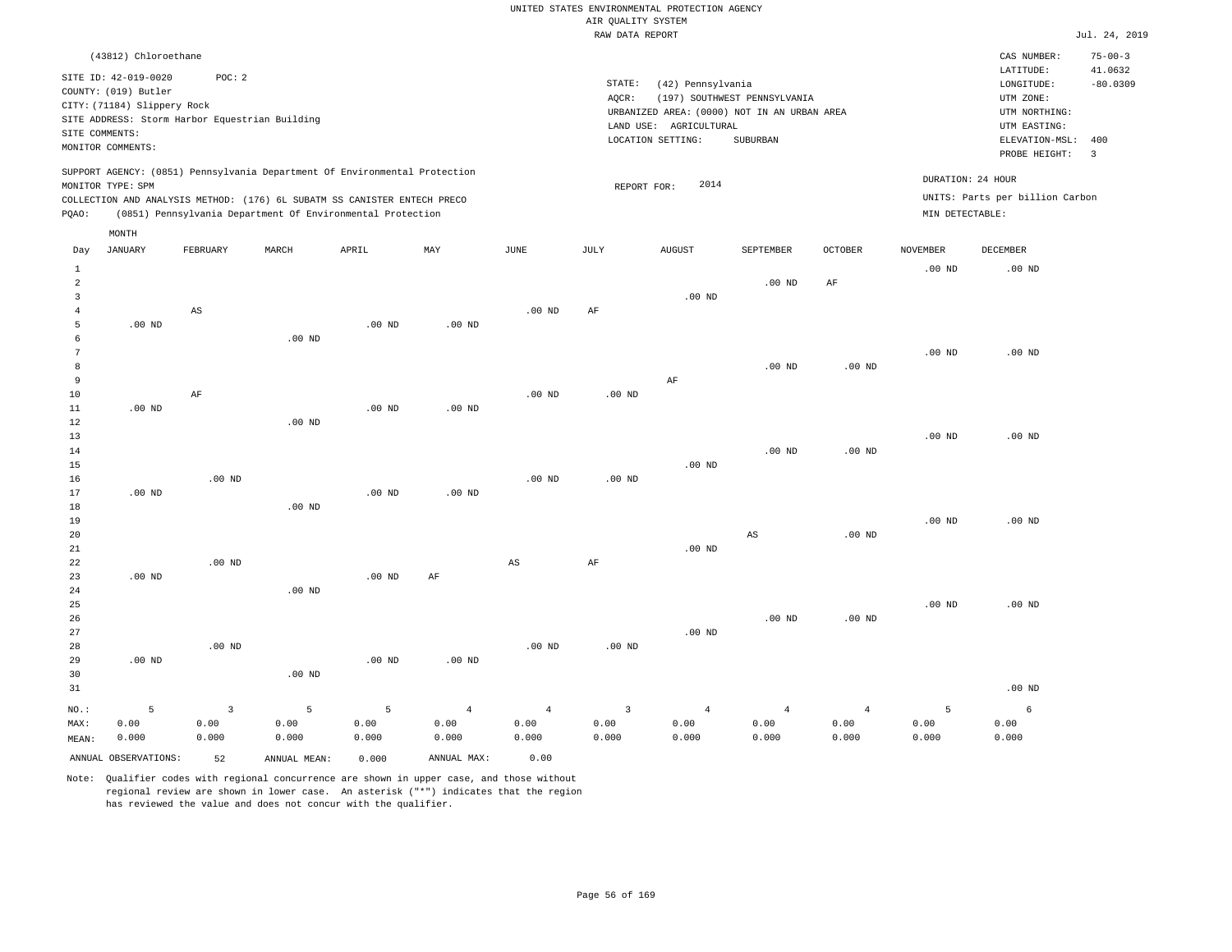UNITED STATES ENVIRONMENTAL PROTECTION AGENCY
AIR QUALITY SYSTEM
RAW DATA REPORT

Jul. 24, 2019

(43812) Chloroethane

SITE ID: 42-019-0020   POC: 2
COUNTY: (019) Butler
CITY: (71184) Slippery Rock
SITE ADDRESS: Storm Harbor Equestrian Building
SITE COMMENTS:
MONITOR COMMENTS:

STATE: (42) Pennsylvania
AQCR: (197) SOUTHWEST PENNSYLVANIA
URBANIZED AREA: (0000) NOT IN AN URBAN AREA
LAND USE: AGRICULTURAL
LOCATION SETTING: SUBURBAN

CAS NUMBER: 75-00-3
LATITUDE: 41.0632
LONGITUDE: -80.0309
UTM ZONE:
UTM NORTHING:
UTM EASTING:
ELEVATION-MSL: 400
PROBE HEIGHT: 3

SUPPORT AGENCY: (0851) Pennsylvania Department Of Environmental Protection
MONITOR TYPE: SPM
COLLECTION AND ANALYSIS METHOD: (176) 6L SUBATM SS CANISTER ENTECH PRECO
PQAO: (0851) Pennsylvania Department Of Environmental Protection

REPORT FOR: 2014

DURATION: 24 HOUR
UNITS: Parts per billion Carbon
MIN DETECTABLE:

| Day | JANUARY | FEBRUARY | MARCH | APRIL | MAY | JUNE | JULY | AUGUST | SEPTEMBER | OCTOBER | NOVEMBER | DECEMBER |
|---|---|---|---|---|---|---|---|---|---|---|---|---|
| 1 | | | | | | | | | | | .00 ND | .00 ND |
| 2 | | | | | | | | | .00 ND | AF | | |
| 3 | | | | | | | | .00 ND | | | | |
| 4 | | AS | | | | .00 ND | AF | | | | | |
| 5 | .00 ND | | | .00 ND | .00 ND | | | | | | | |
| 6 | | | .00 ND | | | | | | | | | |
| 7 | | | | | | | | | | | .00 ND | .00 ND |
| 8 | | | | | | | | | .00 ND | .00 ND | | |
| 9 | | | | | | | | AF | | | | |
| 10 | | AF | | | | .00 ND | .00 ND | | | | | |
| 11 | .00 ND | | | .00 ND | .00 ND | | | | | | | |
| 12 | | | .00 ND | | | | | | | | | |
| 13 | | | | | | | | | | | .00 ND | .00 ND |
| 14 | | | | | | | | | .00 ND | .00 ND | | |
| 15 | | | | | | | | .00 ND | | | | |
| 16 | | .00 ND | | | | .00 ND | .00 ND | | | | | |
| 17 | .00 ND | | | .00 ND | .00 ND | | | | | | | |
| 18 | | | .00 ND | | | | | | | | | |
| 19 | | | | | | | | | | | .00 ND | .00 ND |
| 20 | | | | | | | | | AS | .00 ND | | |
| 21 | | | | | | | | .00 ND | | | | |
| 22 | | .00 ND | | | | AS | AF | | | | | |
| 23 | .00 ND | | | .00 ND | AF | | | | | | | |
| 24 | | | .00 ND | | | | | | | | | |
| 25 | | | | | | | | | | | .00 ND | .00 ND |
| 26 | | | | | | | | | .00 ND | .00 ND | | |
| 27 | | | | | | | | .00 ND | | | | |
| 28 | | .00 ND | | | | .00 ND | .00 ND | | | | | |
| 29 | .00 ND | | | .00 ND | .00 ND | | | | | | | |
| 30 | | | .00 ND | | | | | | | | | |
| 31 | | | | | | | | | | | | .00 ND |
| NO.: | 5 | 3 | 5 | 5 | 4 | 4 | 3 | 4 | 4 | 4 | 5 | 6 |
| MAX: | 0.00 | 0.00 | 0.00 | 0.00 | 0.00 | 0.00 | 0.00 | 0.00 | 0.00 | 0.00 | 0.00 | 0.00 |
| MEAN: | 0.000 | 0.000 | 0.000 | 0.000 | 0.000 | 0.000 | 0.000 | 0.000 | 0.000 | 0.000 | 0.000 | 0.000 |

ANNUAL OBSERVATIONS: 52   ANNUAL MEAN: 0.000   ANNUAL MAX: 0.00

Note: Qualifier codes with regional concurrence are shown in upper case, and those without regional review are shown in lower case. An asterisk ("*") indicates that the region has reviewed the value and does not concur with the qualifier.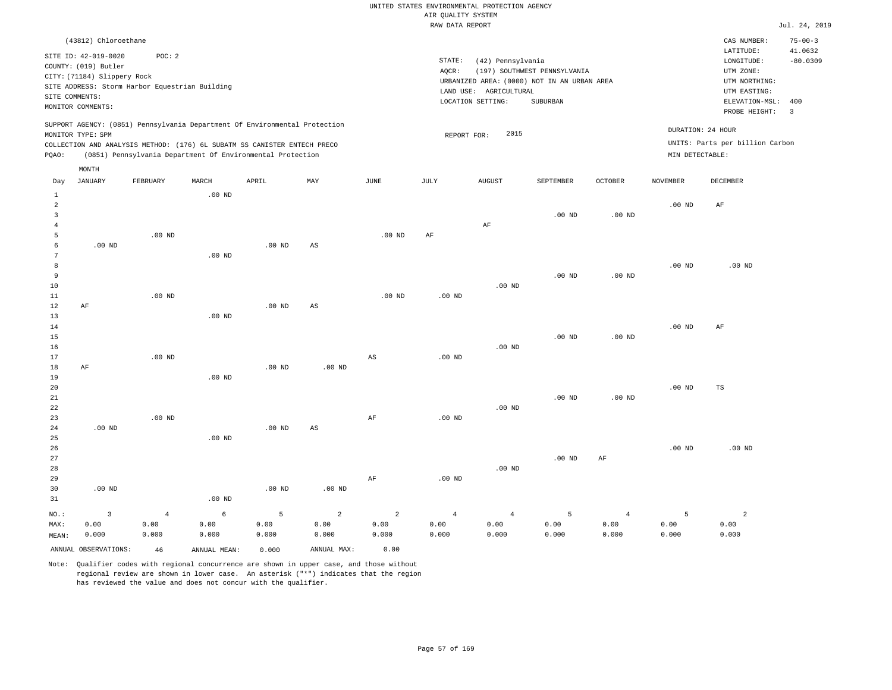UNITED STATES ENVIRONMENTAL PROTECTION AGENCY
AIR QUALITY SYSTEM
RAW DATA REPORT

Jul. 24, 2019

(43812) Chloroethane

SITE ID: 42-019-0020 POC: 2
COUNTY: (019) Butler
CITY: (71184) Slippery Rock
SITE ADDRESS: Storm Harbor Equestrian Building
SITE COMMENTS:
MONITOR COMMENTS:

STATE: (42) Pennsylvania
AQCR: (197) SOUTHWEST PENNSYLVANIA
URBANIZED AREA: (0000) NOT IN AN URBAN AREA
LAND USE: AGRICULTURAL
LOCATION SETTING: SUBURBAN

CAS NUMBER: 75-00-3
LATITUDE: 41.0632
LONGITUDE: -80.0309
UTM ZONE:
UTM NORTHING:
UTM EASTING:
ELEVATION-MSL: 400
PROBE HEIGHT: 3

SUPPORT AGENCY: (0851) Pennsylvania Department Of Environmental Protection
MONITOR TYPE: SPM
COLLECTION AND ANALYSIS METHOD: (176) 6L SUBATM SS CANISTER ENTECH PRECO
PQAO: (0851) Pennsylvania Department Of Environmental Protection

REPORT FOR: 2015

DURATION: 24 HOUR
UNITS: Parts per billion Carbon
MIN DETECTABLE:

| Day | JANUARY | FEBRUARY | MARCH | APRIL | MAY | JUNE | JULY | AUGUST | SEPTEMBER | OCTOBER | NOVEMBER | DECEMBER |
|---|---|---|---|---|---|---|---|---|---|---|---|---|
| 1 | | | .00 ND | | | | | | | | | |
| 2 | | | | | | | | | | | .00 ND | AF |
| 3 | | | | | | | | | .00 ND | .00 ND | | |
| 4 | | | | | | | | AF | | | | |
| 5 | | .00 ND | | | | .00 ND | AF | | | | | |
| 6 | .00 ND | | | .00 ND | AS | | | | | | | |
| 7 | | | .00 ND | | | | | | | | | |
| 8 | | | | | | | | | | | .00 ND | .00 ND |
| 9 | | | | | | | | | .00 ND | .00 ND | | |
| 10 | | | | | | | | .00 ND | | | | |
| 11 | | .00 ND | | | | .00 ND | .00 ND | | | | | |
| 12 | AF | | | .00 ND | AS | | | | | | | |
| 13 | | | .00 ND | | | | | | | | | |
| 14 | | | | | | | | | | | .00 ND | AF |
| 15 | | | | | | | | | .00 ND | .00 ND | | |
| 16 | | | | | | | | .00 ND | | | | |
| 17 | | .00 ND | | | | AS | .00 ND | | | | | |
| 18 | AF | | | .00 ND | .00 ND | | | | | | | |
| 19 | | | .00 ND | | | | | | | | | |
| 20 | | | | | | | | | | | .00 ND | TS |
| 21 | | | | | | | | | .00 ND | .00 ND | | |
| 22 | | | | | | | | .00 ND | | | | |
| 23 | | .00 ND | | | | AF | .00 ND | | | | | |
| 24 | .00 ND | | | .00 ND | AS | | | | | | | |
| 25 | | | .00 ND | | | | | | | | | |
| 26 | | | | | | | | | | | .00 ND | .00 ND |
| 27 | | | | | | | | | .00 ND | AF | | |
| 28 | | | | | | | | .00 ND | | | | |
| 29 | | | | | | AF | .00 ND | | | | | |
| 30 | .00 ND | | | .00 ND | .00 ND | | | | | | | |
| 31 | | | .00 ND | | | | | | | | | |
| NO.: | 3 | 4 | 6 | 5 | 2 | 2 | 4 | 4 | 5 | 4 | 5 | 2 |
| MAX: | 0.00 | 0.00 | 0.00 | 0.00 | 0.00 | 0.00 | 0.00 | 0.00 | 0.00 | 0.00 | 0.00 | 0.00 |
| MEAN: | 0.000 | 0.000 | 0.000 | 0.000 | 0.000 | 0.000 | 0.000 | 0.000 | 0.000 | 0.000 | 0.000 | 0.000 |

ANNUAL OBSERVATIONS: 46 ANNUAL MEAN: 0.000 ANNUAL MAX: 0.00

Note: Qualifier codes with regional concurrence are shown in upper case, and those without regional review are shown in lower case. An asterisk ("*") indicates that the region has reviewed the value and does not concur with the qualifier.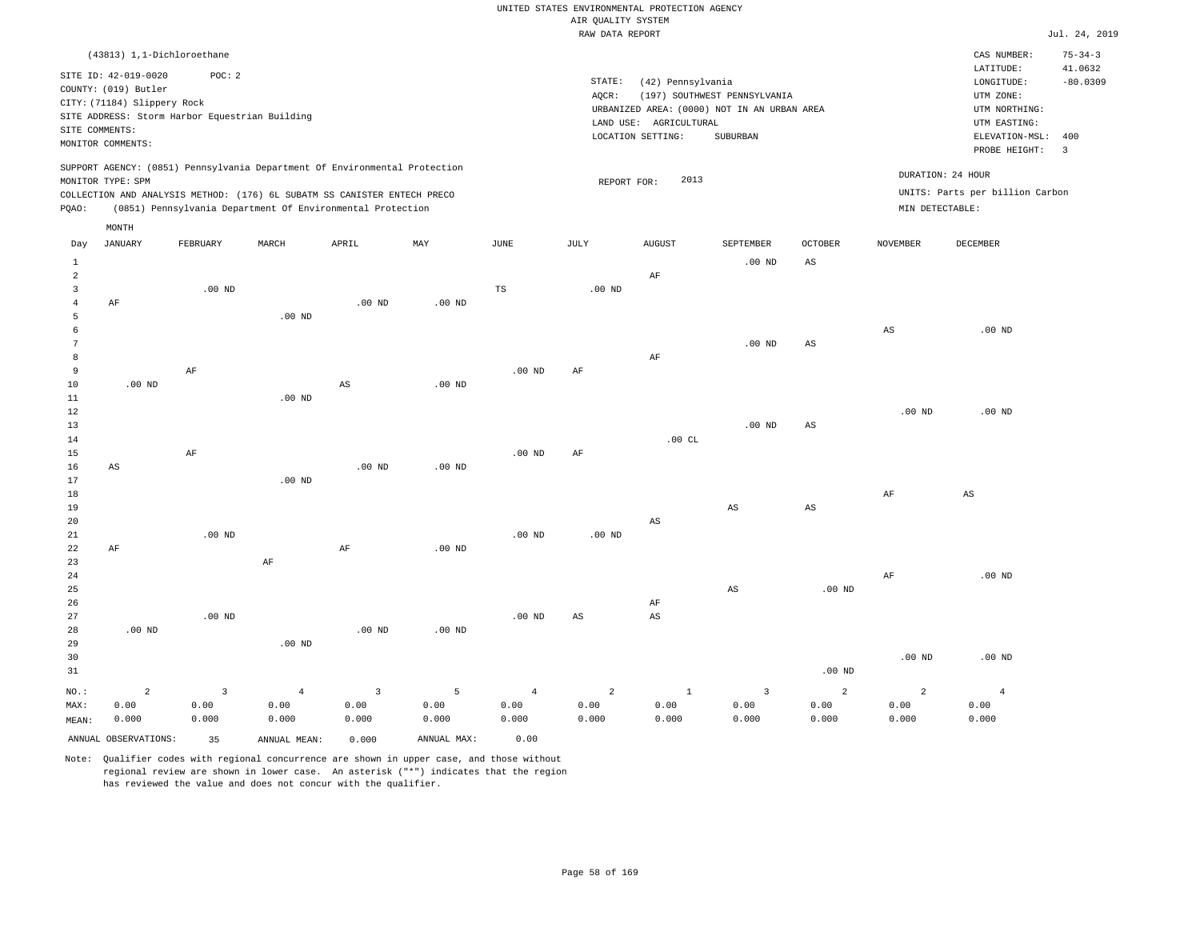UNITED STATES ENVIRONMENTAL PROTECTION AGENCY
AIR QUALITY SYSTEM
RAW DATA REPORT

Jul. 24, 2019

(43813) 1,1-Dichloroethane

SITE ID: 42-019-0020 POC: 2
COUNTY: (019) Butler
CITY: (71184) Slippery Rock
SITE ADDRESS: Storm Harbor Equestrian Building
SITE COMMENTS:
MONITOR COMMENTS:

STATE: (42) Pennsylvania
AQCR: (197) SOUTHWEST PENNSYLVANIA
URBANIZED AREA: (0000) NOT IN AN URBAN AREA
LAND USE: AGRICULTURAL
LOCATION SETTING: SUBURBAN

CAS NUMBER: 75-34-3
LATITUDE: 41.0632
LONGITUDE: -80.0309
UTM ZONE:
UTM NORTHING:
UTM EASTING:
ELEVATION-MSL: 400
PROBE HEIGHT: 3

SUPPORT AGENCY: (0851) Pennsylvania Department Of Environmental Protection
MONITOR TYPE: SPM
COLLECTION AND ANALYSIS METHOD: (176) 6L SUBATM SS CANISTER ENTECH PRECO
PQAO: (0851) Pennsylvania Department Of Environmental Protection

REPORT FOR: 2013

DURATION: 24 HOUR
UNITS: Parts per billion Carbon
MIN DETECTABLE:

| Day | JANUARY | FEBRUARY | MARCH | APRIL | MAY | JUNE | JULY | AUGUST | SEPTEMBER | OCTOBER | NOVEMBER | DECEMBER |
|---|---|---|---|---|---|---|---|---|---|---|---|---|
| 1 | | | | | | | | | .00 ND | AS | | |
| 2 | | | | | | | | AF | | | | |
| 3 | | .00 ND | | | | TS | .00 ND | | | | | |
| 4 | AF | | | .00 ND | .00 ND | | | | | | | |
| 5 | | | .00 ND | | | | | | | | | |
| 6 | | | | | | | | | | | AS | .00 ND |
| 7 | | | | | | | | | .00 ND | AS | | |
| 8 | | | | | | | | AF | | | | |
| 9 | | AF | | | | .00 ND | AF | | | | | |
| 10 | .00 ND | | | AS | .00 ND | | | | | | | |
| 11 | | | .00 ND | | | | | | | | | |
| 12 | | | | | | | | | | | .00 ND | .00 ND |
| 13 | | | | | | | | | .00 ND | AS | | |
| 14 | | | | | | | | .00 CL | | | | |
| 15 | | AF | | | | .00 ND | AF | | | | | |
| 16 | AS | | | .00 ND | .00 ND | | | | | | | |
| 17 | | | .00 ND | | | | | | | | | |
| 18 | | | | | | | | | | | AF | AS |
| 19 | | | | | | | | | AS | AS | | |
| 20 | | | | | | | | AS | | | | |
| 21 | | .00 ND | | | | .00 ND | .00 ND | | | | | |
| 22 | AF | | | AF | .00 ND | | | | | | | |
| 23 | | | AF | | | | | | | | | |
| 24 | | | | | | | | | | | AF | .00 ND |
| 25 | | | | | | | | | AS | .00 ND | | |
| 26 | | | | | | | | AF | | | | |
| 27 | | .00 ND | | | | .00 ND | AS | AS | | | | |
| 28 | .00 ND | | | .00 ND | .00 ND | | | | | | | |
| 29 | | | .00 ND | | | | | | | | | |
| 30 | | | | | | | | | | | .00 ND | .00 ND |
| 31 | | | | | | | | | | .00 ND | | |
| NO.: | 2 | 3 | 4 | 3 | 5 | 4 | 2 | 1 | 3 | 2 | 2 | 4 |
| MAX: | 0.00 | 0.00 | 0.00 | 0.00 | 0.00 | 0.00 | 0.00 | 0.00 | 0.00 | 0.00 | 0.00 | 0.00 |
| MEAN: | 0.000 | 0.000 | 0.000 | 0.000 | 0.000 | 0.000 | 0.000 | 0.000 | 0.000 | 0.000 | 0.000 | 0.000 |

ANNUAL OBSERVATIONS: 35 ANNUAL MEAN: 0.000 ANNUAL MAX: 0.00

Note: Qualifier codes with regional concurrence are shown in upper case, and those without regional review are shown in lower case. An asterisk ("*") indicates that the region has reviewed the value and does not concur with the qualifier.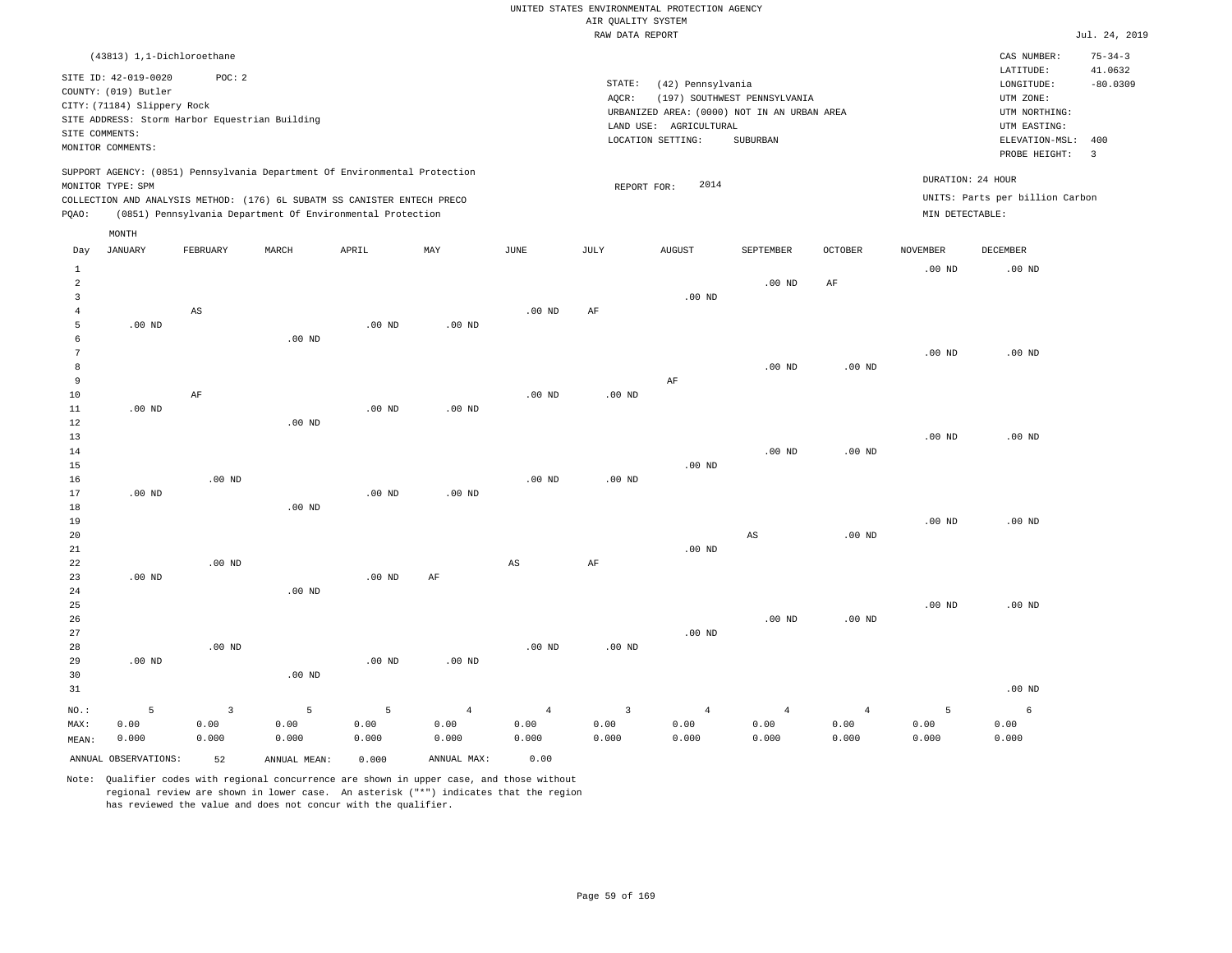UNITED STATES ENVIRONMENTAL PROTECTION AGENCY
AIR QUALITY SYSTEM
RAW DATA REPORT

Jul. 24, 2019

(43813) 1,1-Dichloroethane

SITE ID: 42-019-0020 POC: 2
COUNTY: (019) Butler
CITY: (71184) Slippery Rock
SITE ADDRESS: Storm Harbor Equestrian Building
SITE COMMENTS:
MONITOR COMMENTS:

STATE: (42) Pennsylvania
AQCR: (197) SOUTHWEST PENNSYLVANIA
URBANIZED AREA: (0000) NOT IN AN URBAN AREA
LAND USE: AGRICULTURAL
LOCATION SETTING: SUBURBAN

CAS NUMBER: 75-34-3
LATITUDE: 41.0632
LONGITUDE: -80.0309
UTM ZONE:
UTM NORTHING:
UTM EASTING:
ELEVATION-MSL: 400
PROBE HEIGHT: 3

SUPPORT AGENCY: (0851) Pennsylvania Department Of Environmental Protection
MONITOR TYPE: SPM
COLLECTION AND ANALYSIS METHOD: (176) 6L SUBATM SS CANISTER ENTECH PRECO
PQAO: (0851) Pennsylvania Department Of Environmental Protection

REPORT FOR: 2014

DURATION: 24 HOUR
UNITS: Parts per billion Carbon
MIN DETECTABLE:

| Day | JANUARY | FEBRUARY | MARCH | APRIL | MAY | JUNE | JULY | AUGUST | SEPTEMBER | OCTOBER | NOVEMBER | DECEMBER |
|---|---|---|---|---|---|---|---|---|---|---|---|---|
| 1 | | | | | | | | | | | .00 ND | .00 ND |
| 2 | | | | | | | | | .00 ND | AF | | |
| 3 | | | | | | | | .00 ND | | | | |
| 4 | | AS | | | | .00 ND | AF | | | | | |
| 5 | .00 ND | | | .00 ND | .00 ND | | | | | | | |
| 6 | | | .00 ND | | | | | | | | | |
| 7 | | | | | | | | | | | .00 ND | .00 ND |
| 8 | | | | | | | | | .00 ND | .00 ND | | |
| 9 | | | | | | | | AF | | | | |
| 10 | | AF | | | | .00 ND | .00 ND | | | | | |
| 11 | .00 ND | | | .00 ND | .00 ND | | | | | | | |
| 12 | | | .00 ND | | | | | | | | | |
| 13 | | | | | | | | | | | .00 ND | .00 ND |
| 14 | | | | | | | | | .00 ND | .00 ND | | |
| 15 | | | | | | | | .00 ND | | | | |
| 16 | | .00 ND | | | | .00 ND | .00 ND | | | | | |
| 17 | .00 ND | | | .00 ND | .00 ND | | | | | | | |
| 18 | | | .00 ND | | | | | | | | | |
| 19 | | | | | | | | | | | .00 ND | .00 ND |
| 20 | | | | | | | | | AS | .00 ND | | |
| 21 | | | | | | | | .00 ND | | | | |
| 22 | | .00 ND | | | | AS | AF | | | | | |
| 23 | .00 ND | | | .00 ND | AF | | | | | | | |
| 24 | | | .00 ND | | | | | | | | | |
| 25 | | | | | | | | | | | .00 ND | .00 ND |
| 26 | | | | | | | | | .00 ND | .00 ND | | |
| 27 | | | | | | | | .00 ND | | | | |
| 28 | | .00 ND | | | | .00 ND | .00 ND | | | | | |
| 29 | .00 ND | | | .00 ND | .00 ND | | | | | | | |
| 30 | | | .00 ND | | | | | | | | | |
| 31 | | | | | | | | | | | | .00 ND |
| NO.: | 5 | 3 | 5 | 5 | 4 | 4 | 3 | 4 | 4 | 4 | 5 | 6 |
| MAX: | 0.00 | 0.00 | 0.00 | 0.00 | 0.00 | 0.00 | 0.00 | 0.00 | 0.00 | 0.00 | 0.00 | 0.00 |
| MEAN: | 0.000 | 0.000 | 0.000 | 0.000 | 0.000 | 0.000 | 0.000 | 0.000 | 0.000 | 0.000 | 0.000 | 0.000 |

ANNUAL OBSERVATIONS: 52 ANNUAL MEAN: 0.000 ANNUAL MAX: 0.00

Note: Qualifier codes with regional concurrence are shown in upper case, and those without regional review are shown in lower case. An asterisk ("*") indicates that the region has reviewed the value and does not concur with the qualifier.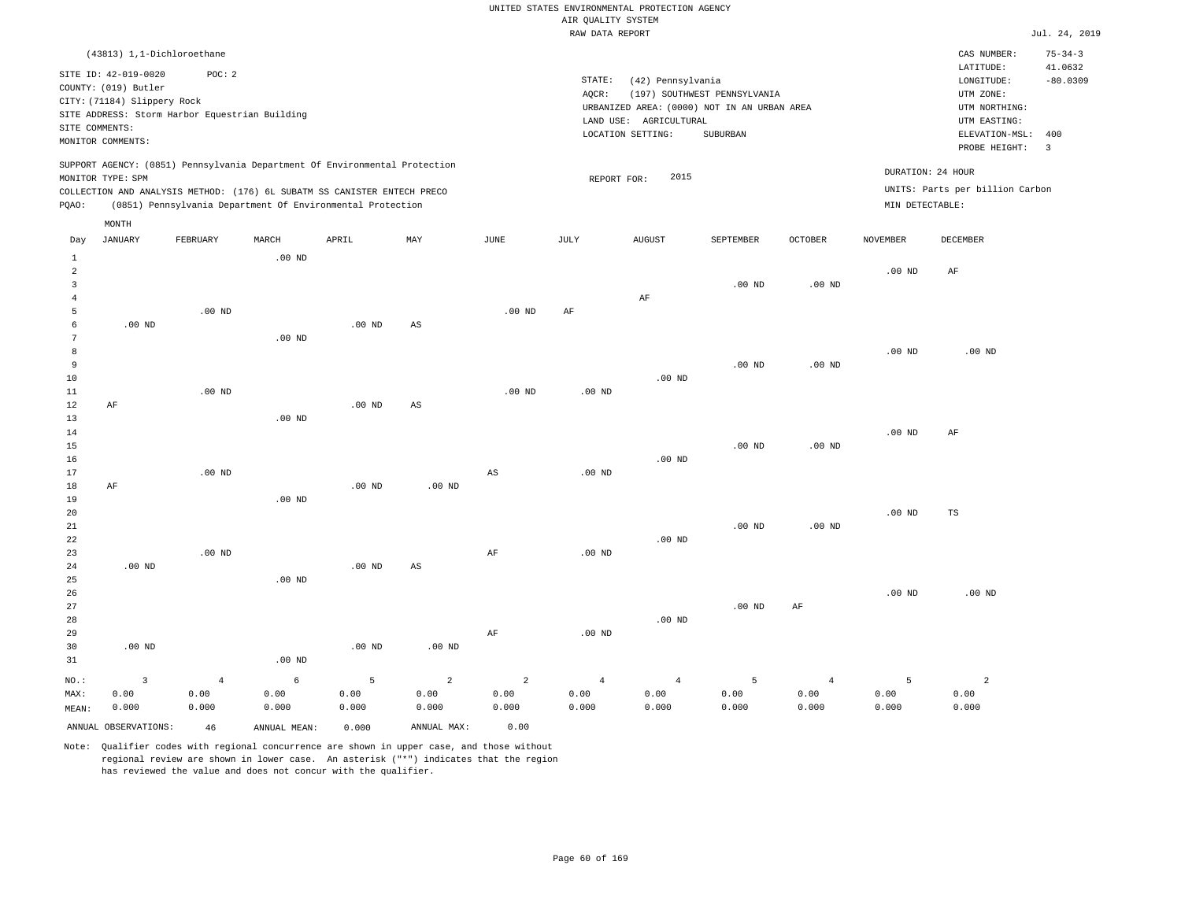UNITED STATES ENVIRONMENTAL PROTECTION AGENCY
AIR QUALITY SYSTEM
RAW DATA REPORT

Jul. 24, 2019

(43813) 1,1-Dichloroethane

SITE ID: 42-019-0020 POC: 2
COUNTY: (019) Butler
CITY: (71184) Slippery Rock
SITE ADDRESS: Storm Harbor Equestrian Building
SITE COMMENTS:
MONITOR COMMENTS:

STATE: (42) Pennsylvania
AQCR: (197) SOUTHWEST PENNSYLVANIA
URBANIZED AREA: (0000) NOT IN AN URBAN AREA
LAND USE: AGRICULTURAL
LOCATION SETTING: SUBURBAN

CAS NUMBER: 75-34-3
LATITUDE: 41.0632
LONGITUDE: -80.0309
UTM ZONE:
UTM NORTHING:
UTM EASTING:
ELEVATION-MSL: 400
PROBE HEIGHT: 3

SUPPORT AGENCY: (0851) Pennsylvania Department Of Environmental Protection
MONITOR TYPE: SPM
COLLECTION AND ANALYSIS METHOD: (176) 6L SUBATM SS CANISTER ENTECH PRECO
PQAO: (0851) Pennsylvania Department Of Environmental Protection

REPORT FOR: 2015

DURATION: 24 HOUR
UNITS: Parts per billion Carbon
MIN DETECTABLE:

| Day | JANUARY | FEBRUARY | MARCH | APRIL | MAY | JUNE | JULY | AUGUST | SEPTEMBER | OCTOBER | NOVEMBER | DECEMBER |
|---|---|---|---|---|---|---|---|---|---|---|---|---|
| 1 | | | .00 ND | | | | | | | | | |
| 2 | | | | | | | | | | | .00 ND | AF |
| 3 | | | | | | | | | .00 ND | .00 ND | | |
| 4 | | | | | | | | AF | | | | |
| 5 | | .00 ND | | | | .00 ND | AF | | | | | |
| 6 | .00 ND | | | .00 ND | AS | | | | | | | |
| 7 | | | .00 ND | | | | | | | | | |
| 8 | | | | | | | | | | | .00 ND | .00 ND |
| 9 | | | | | | | | | .00 ND | .00 ND | | |
| 10 | | | | | | | | .00 ND | | | | |
| 11 | | .00 ND | | | | .00 ND | .00 ND | | | | | |
| 12 | AF | | | .00 ND | AS | | | | | | | |
| 13 | | | .00 ND | | | | | | | | | |
| 14 | | | | | | | | | | | .00 ND | AF |
| 15 | | | | | | | | | .00 ND | .00 ND | | |
| 16 | | | | | | | | .00 ND | | | | |
| 17 | | .00 ND | | | | AS | .00 ND | | | | | |
| 18 | AF | | | .00 ND | .00 ND | | | | | | | |
| 19 | | | .00 ND | | | | | | | | | |
| 20 | | | | | | | | | | | .00 ND | TS |
| 21 | | | | | | | | | .00 ND | .00 ND | | |
| 22 | | | | | | | | .00 ND | | | | |
| 23 | | .00 ND | | | | AF | .00 ND | | | | | |
| 24 | .00 ND | | | .00 ND | AS | | | | | | | |
| 25 | | | .00 ND | | | | | | | | | |
| 26 | | | | | | | | | | | .00 ND | .00 ND |
| 27 | | | | | | | | | .00 ND | AF | | |
| 28 | | | | | | | | .00 ND | | | | |
| 29 | | | | | | AF | .00 ND | | | | | |
| 30 | .00 ND | | | .00 ND | .00 ND | | | | | | | |
| 31 | | | .00 ND | | | | | | | | | |
| NO.: | 3 | 4 | 6 | 5 | 2 | 2 | 4 | 4 | 5 | 4 | 5 | 2 |
| MAX: | 0.00 | 0.00 | 0.00 | 0.00 | 0.00 | 0.00 | 0.00 | 0.00 | 0.00 | 0.00 | 0.00 | 0.00 |
| MEAN: | 0.000 | 0.000 | 0.000 | 0.000 | 0.000 | 0.000 | 0.000 | 0.000 | 0.000 | 0.000 | 0.000 | 0.000 |

ANNUAL OBSERVATIONS: 46 ANNUAL MEAN: 0.000 ANNUAL MAX: 0.00

Note: Qualifier codes with regional concurrence are shown in upper case, and those without regional review are shown in lower case. An asterisk ("*") indicates that the region has reviewed the value and does not concur with the qualifier.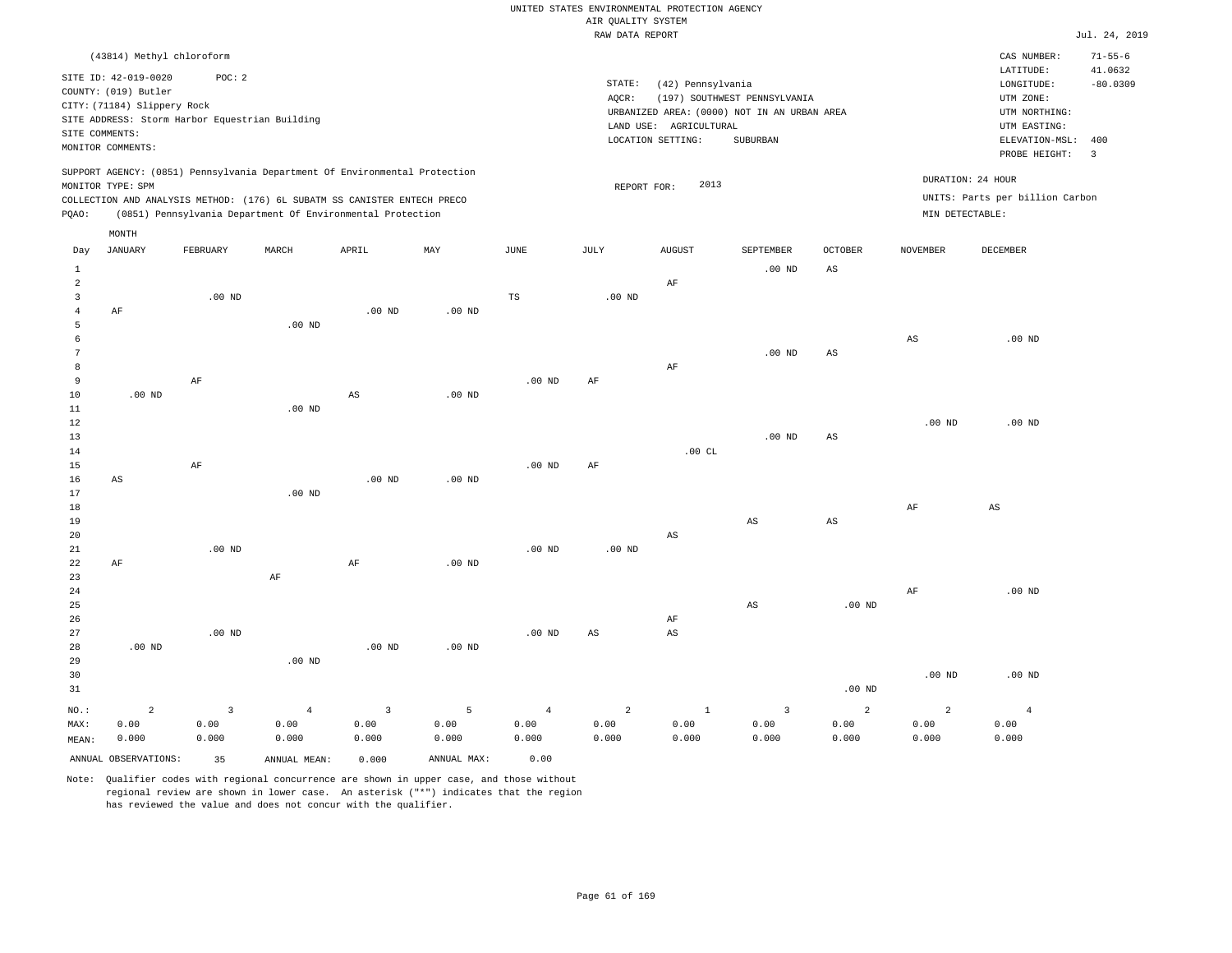UNITED STATES ENVIRONMENTAL PROTECTION AGENCY
AIR QUALITY SYSTEM
RAW DATA REPORT

Jul. 24, 2019

(43814) Methyl chloroform

SITE ID: 42-019-0020 POC: 2
COUNTY: (019) Butler
CITY: (71184) Slippery Rock
SITE ADDRESS: Storm Harbor Equestrian Building
SITE COMMENTS:
MONITOR COMMENTS:

STATE: (42) Pennsylvania
AQCR: (197) SOUTHWEST PENNSYLVANIA
URBANIZED AREA: (0000) NOT IN AN URBAN AREA
LAND USE: AGRICULTURAL
LOCATION SETTING: SUBURBAN

CAS NUMBER: 71-55-6
LATITUDE: 41.0632
LONGITUDE: -80.0309
UTM ZONE:
UTM NORTHING:
UTM EASTING:
ELEVATION-MSL: 400
PROBE HEIGHT: 3

SUPPORT AGENCY: (0851) Pennsylvania Department Of Environmental Protection
MONITOR TYPE: SPM
COLLECTION AND ANALYSIS METHOD: (176) 6L SUBATM SS CANISTER ENTECH PRECO
PQAO: (0851) Pennsylvania Department Of Environmental Protection

REPORT FOR: 2013

DURATION: 24 HOUR
UNITS: Parts per billion Carbon
MIN DETECTABLE:

| Day | JANUARY | FEBRUARY | MARCH | APRIL | MAY | JUNE | JULY | AUGUST | SEPTEMBER | OCTOBER | NOVEMBER | DECEMBER |
|---|---|---|---|---|---|---|---|---|---|---|---|---|
| 1 | | | | | | | | | .00 ND | AS | | |
| 2 | | | | | | | | AF | | | | |
| 3 | | .00 ND | | | | TS | .00 ND | | | | | |
| 4 | AF | | | .00 ND | .00 ND | | | | | | | |
| 5 | | | .00 ND | | | | | | | | | |
| 6 | | | | | | | | | | | AS | .00 ND |
| 7 | | | | | | | | | .00 ND | AS | | |
| 8 | | | | | | | | AF | | | | |
| 9 | | AF | | | | .00 ND | AF | | | | | |
| 10 | .00 ND | | | AS | .00 ND | | | | | | | |
| 11 | | | .00 ND | | | | | | | | | |
| 12 | | | | | | | | | | | .00 ND | .00 ND |
| 13 | | | | | | | | | .00 ND | AS | | |
| 14 | | | | | | | | .00 CL | | | | |
| 15 | | AF | | | | .00 ND | AF | | | | | |
| 16 | AS | | | .00 ND | .00 ND | | | | | | | |
| 17 | | | .00 ND | | | | | | | | | |
| 18 | | | | | | | | | | | AF | AS |
| 19 | | | | | | | | | AS | AS | | |
| 20 | | | | | | | | AS | | | | |
| 21 | | .00 ND | | | | .00 ND | .00 ND | | | | | |
| 22 | AF | | | AF | .00 ND | | | | | | | |
| 23 | | | AF | | | | | | | | | |
| 24 | | | | | | | | | | | AF | .00 ND |
| 25 | | | | | | | | | AS | .00 ND | | |
| 26 | | | | | | | | AF | | | | |
| 27 | | .00 ND | | | | .00 ND | AS | AS | | | | |
| 28 | .00 ND | | | .00 ND | .00 ND | | | | | | | |
| 29 | | | .00 ND | | | | | | | | | |
| 30 | | | | | | | | | | | .00 ND | .00 ND |
| 31 | | | | | | | | | | .00 ND | | |
| NO.: | 2 | 3 | 4 | 3 | 5 | 4 | 2 | 1 | 3 | 2 | 2 | 4 |
| MAX: | 0.00 | 0.00 | 0.00 | 0.00 | 0.00 | 0.00 | 0.00 | 0.00 | 0.00 | 0.00 | 0.00 | 0.00 |
| MEAN: | 0.000 | 0.000 | 0.000 | 0.000 | 0.000 | 0.000 | 0.000 | 0.000 | 0.000 | 0.000 | 0.000 | 0.000 |

ANNUAL OBSERVATIONS: 35 ANNUAL MEAN: 0.000 ANNUAL MAX: 0.00

Note: Qualifier codes with regional concurrence are shown in upper case, and those without regional review are shown in lower case. An asterisk ("*") indicates that the region has reviewed the value and does not concur with the qualifier.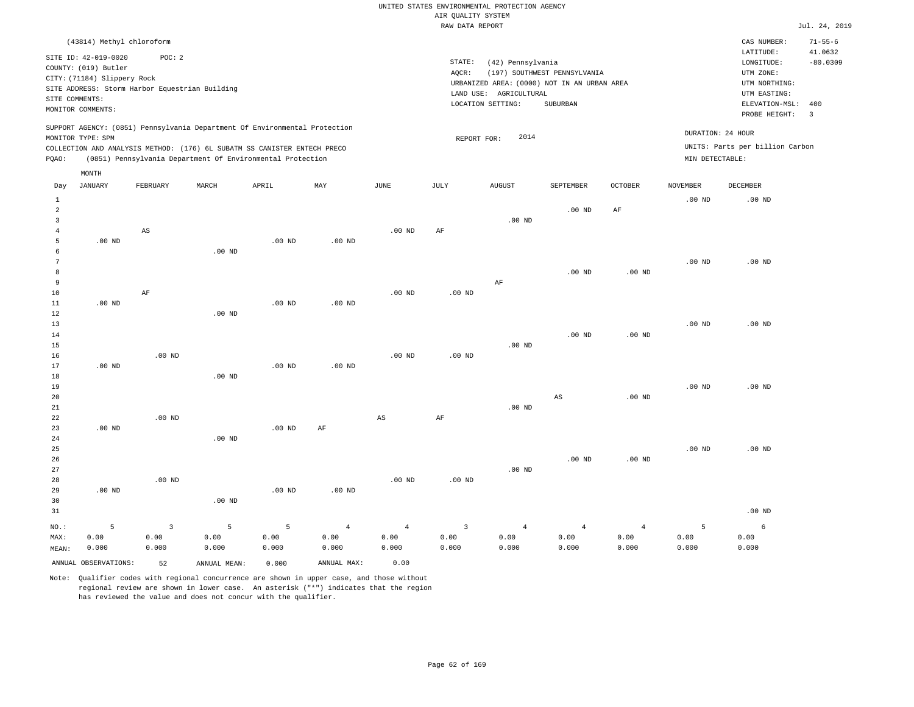UNITED STATES ENVIRONMENTAL PROTECTION AGENCY
AIR QUALITY SYSTEM
RAW DATA REPORT

Jul. 24, 2019

(43814) Methyl chloroform

SITE ID: 42-019-0020 POC: 2
COUNTY: (019) Butler
CITY: (71184) Slippery Rock
SITE ADDRESS: Storm Harbor Equestrian Building
SITE COMMENTS:
MONITOR COMMENTS:

STATE: (42) Pennsylvania
AQCR: (197) SOUTHWEST PENNSYLVANIA
URBANIZED AREA: (0000) NOT IN AN URBAN AREA
LAND USE: AGRICULTURAL
LOCATION SETTING: SUBURBAN

CAS NUMBER: 71-55-6
LATITUDE: 41.0632
LONGITUDE: -80.0309
UTM ZONE:
UTM NORTHING:
UTM EASTING:
ELEVATION-MSL: 400
PROBE HEIGHT: 3

SUPPORT AGENCY: (0851) Pennsylvania Department Of Environmental Protection
MONITOR TYPE: SPM
COLLECTION AND ANALYSIS METHOD: (176) 6L SUBATM SS CANISTER ENTECH PRECO
PQAO: (0851) Pennsylvania Department Of Environmental Protection

REPORT FOR: 2014

DURATION: 24 HOUR
UNITS: Parts per billion Carbon
MIN DETECTABLE:

| Day | JANUARY | FEBRUARY | MARCH | APRIL | MAY | JUNE | JULY | AUGUST | SEPTEMBER | OCTOBER | NOVEMBER | DECEMBER |
|---|---|---|---|---|---|---|---|---|---|---|---|---|
| 1 | | | | | | | | | | | .00 ND | .00 ND |
| 2 | | | | | | | | | .00 ND | AF | | |
| 3 | | | | | | | | .00 ND | | | | |
| 4 | | AS | | | | .00 ND | AF | | | | | |
| 5 | .00 ND | | | .00 ND | .00 ND | | | | | | | |
| 6 | | | .00 ND | | | | | | | | | |
| 7 | | | | | | | | | | | .00 ND | .00 ND |
| 8 | | | | | | | | | .00 ND | .00 ND | | |
| 9 | | | | | | | | AF | | | | |
| 10 | | AF | | | | .00 ND | .00 ND | | | | | |
| 11 | .00 ND | | | .00 ND | .00 ND | | | | | | | |
| 12 | | | .00 ND | | | | | | | | | |
| 13 | | | | | | | | | | | .00 ND | .00 ND |
| 14 | | | | | | | | | .00 ND | .00 ND | | |
| 15 | | | | | | | | .00 ND | | | | |
| 16 | | .00 ND | | | | .00 ND | .00 ND | | | | | |
| 17 | .00 ND | | | .00 ND | .00 ND | | | | | | | |
| 18 | | | .00 ND | | | | | | | | | |
| 19 | | | | | | | | | | | .00 ND | .00 ND |
| 20 | | | | | | | | | AS | .00 ND | | |
| 21 | | | | | | | | .00 ND | | | | |
| 22 | | .00 ND | | | | AS | AF | | | | | |
| 23 | .00 ND | | | .00 ND | AF | | | | | | | |
| 24 | | | .00 ND | | | | | | | | | |
| 25 | | | | | | | | | | | .00 ND | .00 ND |
| 26 | | | | | | | | | .00 ND | .00 ND | | |
| 27 | | | | | | | | .00 ND | | | | |
| 28 | | .00 ND | | | | .00 ND | .00 ND | | | | | |
| 29 | .00 ND | | | .00 ND | .00 ND | | | | | | | |
| 30 | | | .00 ND | | | | | | | | | |
| 31 | | | | | | | | | | | | .00 ND |
| NO.: | 5 | 3 | 5 | 5 | 4 | 4 | 3 | 4 | 4 | 4 | 5 | 6 |
| MAX: | 0.00 | 0.00 | 0.00 | 0.00 | 0.00 | 0.00 | 0.00 | 0.00 | 0.00 | 0.00 | 0.00 | 0.00 |
| MEAN: | 0.000 | 0.000 | 0.000 | 0.000 | 0.000 | 0.000 | 0.000 | 0.000 | 0.000 | 0.000 | 0.000 | 0.000 |

ANNUAL OBSERVATIONS: 52 ANNUAL MEAN: 0.000 ANNUAL MAX: 0.00

Note: Qualifier codes with regional concurrence are shown in upper case, and those without regional review are shown in lower case. An asterisk ("*") indicates that the region has reviewed the value and does not concur with the qualifier.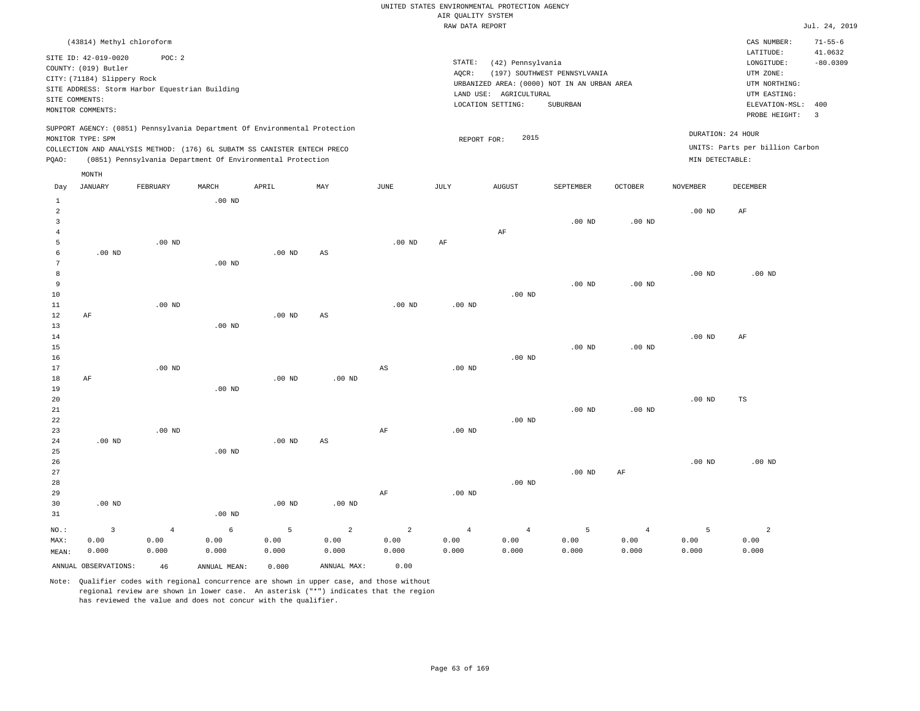UNITED STATES ENVIRONMENTAL PROTECTION AGENCY
AIR QUALITY SYSTEM
RAW DATA REPORT

Jul. 24, 2019

(43814) Methyl chloroform

SITE ID: 42-019-0020 POC: 2
COUNTY: (019) Butler
CITY: (71184) Slippery Rock
SITE ADDRESS: Storm Harbor Equestrian Building
SITE COMMENTS:
MONITOR COMMENTS:

STATE: (42) Pennsylvania
AQCR: (197) SOUTHWEST PENNSYLVANIA
URBANIZED AREA: (0000) NOT IN AN URBAN AREA
LAND USE: AGRICULTURAL
LOCATION SETTING: SUBURBAN

CAS NUMBER: 71-55-6
LATITUDE: 41.0632
LONGITUDE: -80.0309
UTM ZONE:
UTM NORTHING:
UTM EASTING:
ELEVATION-MSL: 400
PROBE HEIGHT: 3

SUPPORT AGENCY: (0851) Pennsylvania Department Of Environmental Protection
MONITOR TYPE: SPM
COLLECTION AND ANALYSIS METHOD: (176) 6L SUBATM SS CANISTER ENTECH PRECO
PQAO: (0851) Pennsylvania Department Of Environmental Protection

REPORT FOR: 2015

DURATION: 24 HOUR
UNITS: Parts per billion Carbon
MIN DETECTABLE:

| Day | JANUARY | FEBRUARY | MARCH | APRIL | MAY | JUNE | JULY | AUGUST | SEPTEMBER | OCTOBER | NOVEMBER | DECEMBER |
|---|---|---|---|---|---|---|---|---|---|---|---|---|
| 1 | | | .00 ND | | | | | | | | | |
| 2 | | | | | | | | | | | .00 ND | AF |
| 3 | | | | | | | | | .00 ND | .00 ND | | |
| 4 | | | | | | | | AF | | | | |
| 5 | | .00 ND | | | | .00 ND | AF | | | | | |
| 6 | .00 ND | | | .00 ND | AS | | | | | | | |
| 7 | | | .00 ND | | | | | | | | | |
| 8 | | | | | | | | | | | .00 ND | .00 ND |
| 9 | | | | | | | | | .00 ND | .00 ND | | |
| 10 | | | | | | | | .00 ND | | | | |
| 11 | | .00 ND | | | | .00 ND | .00 ND | | | | | |
| 12 | AF | | | .00 ND | AS | | | | | | | |
| 13 | | | .00 ND | | | | | | | | | |
| 14 | | | | | | | | | | | .00 ND | AF |
| 15 | | | | | | | | | .00 ND | .00 ND | | |
| 16 | | | | | | | | .00 ND | | | | |
| 17 | | .00 ND | | | | AS | .00 ND | | | | | |
| 18 | AF | | | .00 ND | .00 ND | | | | | | | |
| 19 | | | .00 ND | | | | | | | | | |
| 20 | | | | | | | | | | | .00 ND | TS |
| 21 | | | | | | | | | .00 ND | .00 ND | | |
| 22 | | | | | | | | .00 ND | | | | |
| 23 | | .00 ND | | | | AF | .00 ND | | | | | |
| 24 | .00 ND | | | .00 ND | AS | | | | | | | |
| 25 | | | .00 ND | | | | | | | | | |
| 26 | | | | | | | | | | | .00 ND | .00 ND |
| 27 | | | | | | | | | .00 ND | AF | | |
| 28 | | | | | | | | .00 ND | | | | |
| 29 | | | | | | AF | .00 ND | | | | | |
| 30 | .00 ND | | | .00 ND | .00 ND | | | | | | | |
| 31 | | | .00 ND | | | | | | | | | |
| NO.: | 3 | 4 | 6 | 5 | 2 | 2 | 4 | 4 | 5 | 4 | 5 | 2 |
| MAX: | 0.00 | 0.00 | 0.00 | 0.00 | 0.00 | 0.00 | 0.00 | 0.00 | 0.00 | 0.00 | 0.00 | 0.00 |
| MEAN: | 0.000 | 0.000 | 0.000 | 0.000 | 0.000 | 0.000 | 0.000 | 0.000 | 0.000 | 0.000 | 0.000 | 0.000 |

ANNUAL OBSERVATIONS: 46 ANNUAL MEAN: 0.000 ANNUAL MAX: 0.00

Note: Qualifier codes with regional concurrence are shown in upper case, and those without regional review are shown in lower case. An asterisk ("*") indicates that the region has reviewed the value and does not concur with the qualifier.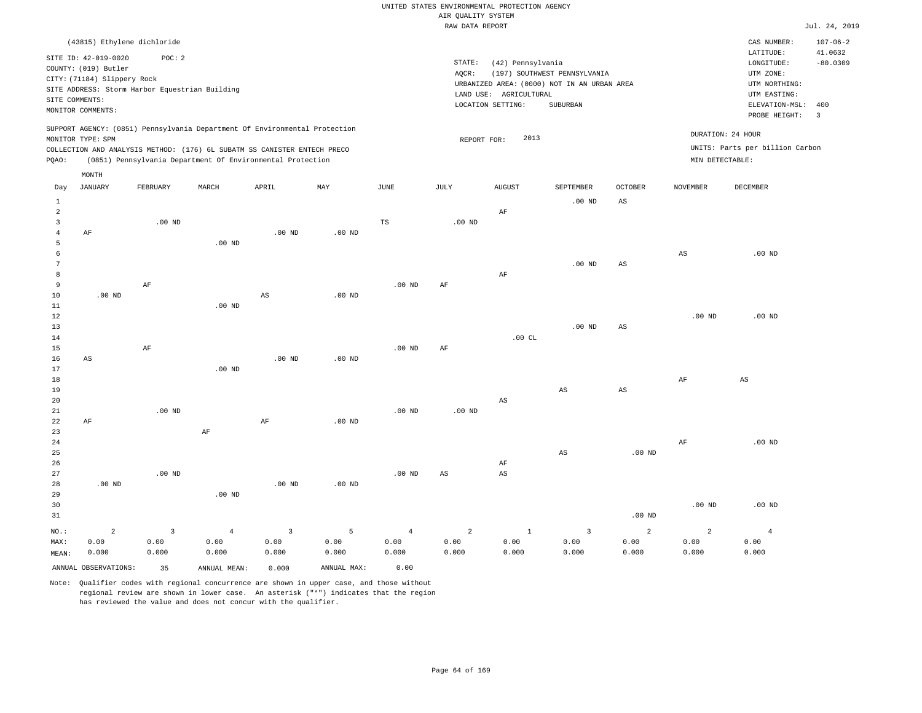UNITED STATES ENVIRONMENTAL PROTECTION AGENCY
AIR QUALITY SYSTEM
RAW DATA REPORT

Jul. 24, 2019

(43815) Ethylene dichloride

| | | | |
|---|---|---|---|
| SITE ID: 42-019-0020 | POC: 2 | STATE: (42) Pennsylvania | CAS NUMBER: 107-06-2 |
| COUNTY: (019) Butler | | AQCR: (197) SOUTHWEST PENNSYLVANIA | LATITUDE: 41.0632 |
| CITY: (71184) Slippery Rock | | URBANIZED AREA: (0000) NOT IN AN URBAN AREA | LONGITUDE: -80.0309 |
| SITE ADDRESS: Storm Harbor Equestrian Building | | LAND USE: AGRICULTURAL | UTM ZONE: |
| SITE COMMENTS: | | LOCATION SETTING: SUBURBAN | UTM NORTHING: |
| MONITOR COMMENTS: | | | UTM EASTING: |
| | | | ELEVATION-MSL: 400 |
| | | | PROBE HEIGHT: 3 |

SUPPORT AGENCY: (0851) Pennsylvania Department Of Environmental Protection
MONITOR TYPE: SPM
COLLECTION AND ANALYSIS METHOD: (176) 6L SUBATM SS CANISTER ENTECH PRECO
PQAO: (0851) Pennsylvania Department Of Environmental Protection

REPORT FOR: 2013

DURATION: 24 HOUR
UNITS: Parts per billion Carbon
MIN DETECTABLE:

| Day | JANUARY | FEBRUARY | MARCH | APRIL | MAY | JUNE | JULY | AUGUST | SEPTEMBER | OCTOBER | NOVEMBER | DECEMBER |
|---|---|---|---|---|---|---|---|---|---|---|---|---|
| 1 | | | | | | | | | .00 ND | AS | | |
| 2 | | | | | | | | AF | | | | |
| 3 | | .00 ND | | | | TS | .00 ND | | | | | |
| 4 | AF | | | .00 ND | .00 ND | | | | | | | |
| 5 | | | .00 ND | | | | | | | | | |
| 6 | | | | | | | | | | | AS | .00 ND |
| 7 | | | | | | | | | .00 ND | AS | | |
| 8 | | | | | | | | AF | | | | |
| 9 | | AF | | | | .00 ND | AF | | | | | |
| 10 | .00 ND | | | AS | .00 ND | | | | | | | |
| 11 | | | .00 ND | | | | | | | | | |
| 12 | | | | | | | | | | | .00 ND | .00 ND |
| 13 | | | | | | | | | .00 ND | AS | | |
| 14 | | | | | | | | .00 CL | | | | |
| 15 | | AF | | | | .00 ND | AF | | | | | |
| 16 | AS | | | .00 ND | .00 ND | | | | | | | |
| 17 | | | .00 ND | | | | | | | | | |
| 18 | | | | | | | | | | | AF | AS |
| 19 | | | | | | | | | AS | AS | | |
| 20 | | | | | | | | AS | | | | |
| 21 | | .00 ND | | | | .00 ND | .00 ND | | | | | |
| 22 | AF | | | AF | .00 ND | | | | | | | |
| 23 | | | AF | | | | | | | | | |
| 24 | | | | | | | | | | | AF | .00 ND |
| 25 | | | | | | | | | AS | .00 ND | | |
| 26 | | | | | | | | AF | | | | |
| 27 | | .00 ND | | | | .00 ND | AS | AS | | | | |
| 28 | .00 ND | | | .00 ND | .00 ND | | | | | | | |
| 29 | | | .00 ND | | | | | | | | | |
| 30 | | | | | | | | | | | .00 ND | .00 ND |
| 31 | | | | | | | | | | .00 ND | | |
| NO.: | 2 | 3 | 4 | 3 | 5 | 4 | 2 | 1 | 3 | 2 | 2 | 4 |
| MAX: | 0.00 | 0.00 | 0.00 | 0.00 | 0.00 | 0.00 | 0.00 | 0.00 | 0.00 | 0.00 | 0.00 | 0.00 |
| MEAN: | 0.000 | 0.000 | 0.000 | 0.000 | 0.000 | 0.000 | 0.000 | 0.000 | 0.000 | 0.000 | 0.000 | 0.000 |

ANNUAL OBSERVATIONS: 35 ANNUAL MEAN: 0.000 ANNUAL MAX: 0.00

Note: Qualifier codes with regional concurrence are shown in upper case, and those without regional review are shown in lower case. An asterisk ("*") indicates that the region has reviewed the value and does not concur with the qualifier.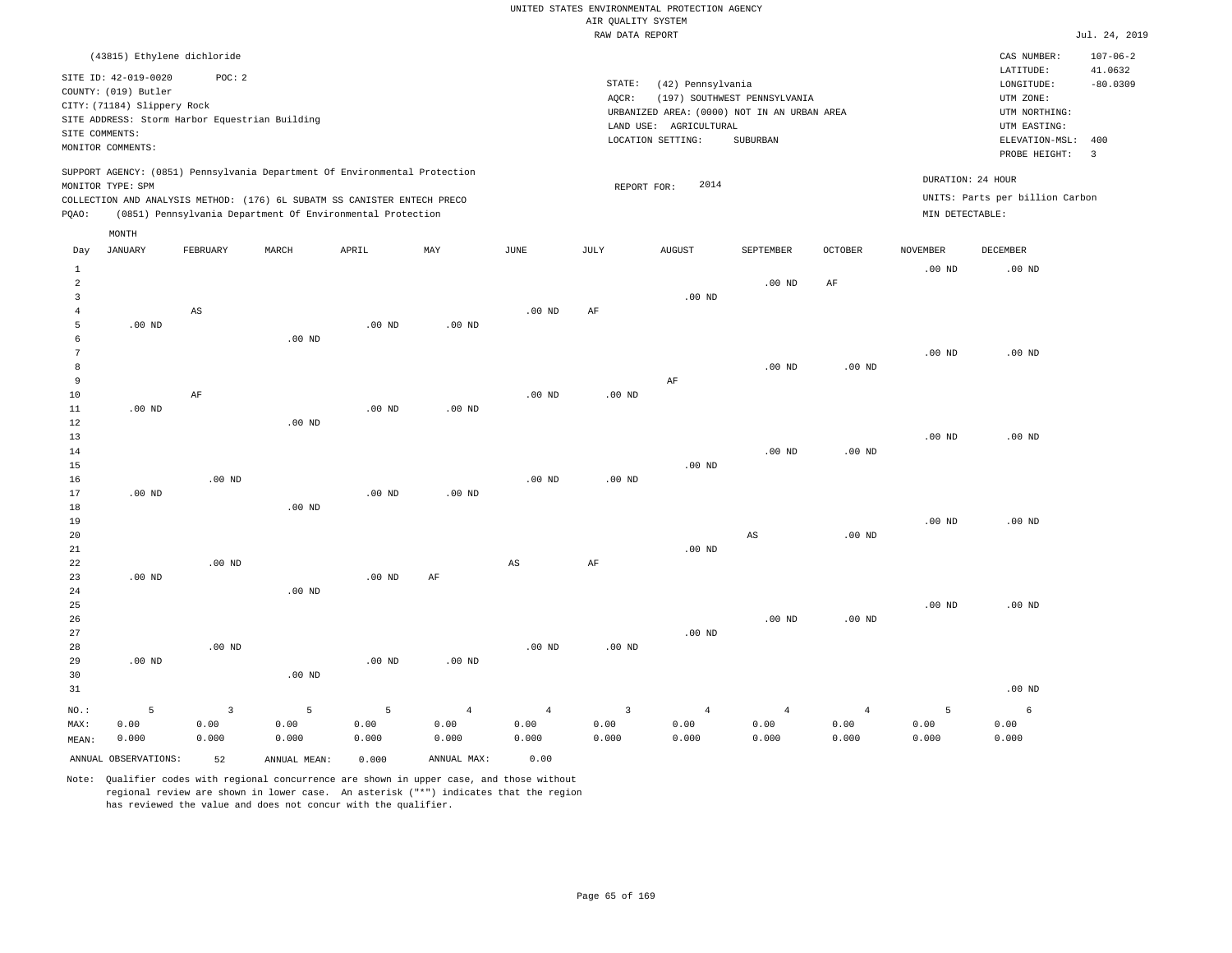UNITED STATES ENVIRONMENTAL PROTECTION AGENCY
AIR QUALITY SYSTEM
RAW DATA REPORT

Jul. 24, 2019

(43815) Ethylene dichloride

SITE ID: 42-019-0020 POC: 2
COUNTY: (019) Butler
CITY: (71184) Slippery Rock
SITE ADDRESS: Storm Harbor Equestrian Building
SITE COMMENTS:
MONITOR COMMENTS:

STATE: (42) Pennsylvania
AQCR: (197) SOUTHWEST PENNSYLVANIA
URBANIZED AREA: (0000) NOT IN AN URBAN AREA
LAND USE: AGRICULTURAL
LOCATION SETTING: SUBURBAN

CAS NUMBER: 107-06-2
LATITUDE: 41.0632
LONGITUDE: -80.0309
UTM ZONE:
UTM NORTHING:
UTM EASTING:
ELEVATION-MSL: 400
PROBE HEIGHT: 3

SUPPORT AGENCY: (0851) Pennsylvania Department Of Environmental Protection
MONITOR TYPE: SPM
COLLECTION AND ANALYSIS METHOD: (176) 6L SUBATM SS CANISTER ENTECH PRECO
PQAO: (0851) Pennsylvania Department Of Environmental Protection

REPORT FOR: 2014

DURATION: 24 HOUR
UNITS: Parts per billion Carbon
MIN DETECTABLE:

| Day | JANUARY | FEBRUARY | MARCH | APRIL | MAY | JUNE | JULY | AUGUST | SEPTEMBER | OCTOBER | NOVEMBER | DECEMBER |
|---|---|---|---|---|---|---|---|---|---|---|---|---|
| 1 | | | | | | | | | | | .00 ND | .00 ND |
| 2 | | | | | | | | | .00 ND | AF | | |
| 3 | | | | | | | | .00 ND | | | | |
| 4 | | AS | | | | .00 ND | AF | | | | | |
| 5 | .00 ND | | | .00 ND | .00 ND | | | | | | | |
| 6 | | | .00 ND | | | | | | | | | |
| 7 | | | | | | | | | | | .00 ND | .00 ND |
| 8 | | | | | | | | | .00 ND | .00 ND | | |
| 9 | | | | | | | | AF | | | | |
| 10 | | AF | | | | .00 ND | .00 ND | | | | | |
| 11 | .00 ND | | | .00 ND | .00 ND | | | | | | | |
| 12 | | | .00 ND | | | | | | | | | |
| 13 | | | | | | | | | | | .00 ND | .00 ND |
| 14 | | | | | | | | | .00 ND | .00 ND | | |
| 15 | | | | | | | | .00 ND | | | | |
| 16 | | .00 ND | | | | .00 ND | .00 ND | | | | | |
| 17 | .00 ND | | | .00 ND | .00 ND | | | | | | | |
| 18 | | | .00 ND | | | | | | | | | |
| 19 | | | | | | | | | | | .00 ND | .00 ND |
| 20 | | | | | | | | | AS | .00 ND | | |
| 21 | | | | | | | | .00 ND | | | | |
| 22 | | .00 ND | | | | AS | AF | | | | | |
| 23 | .00 ND | | | .00 ND | AF | | | | | | | |
| 24 | | | .00 ND | | | | | | | | | |
| 25 | | | | | | | | | | | .00 ND | .00 ND |
| 26 | | | | | | | | | .00 ND | .00 ND | | |
| 27 | | | | | | | | .00 ND | | | | |
| 28 | | .00 ND | | | | .00 ND | .00 ND | | | | | |
| 29 | .00 ND | | | .00 ND | .00 ND | | | | | | | |
| 30 | | | .00 ND | | | | | | | | | |
| 31 | | | | | | | | | | | | .00 ND |
| NO.: | 5 | 3 | 5 | 5 | 4 | 4 | 3 | 4 | 4 | 4 | 5 | 6 |
| MAX: | 0.00 | 0.00 | 0.00 | 0.00 | 0.00 | 0.00 | 0.00 | 0.00 | 0.00 | 0.00 | 0.00 | 0.00 |
| MEAN: | 0.000 | 0.000 | 0.000 | 0.000 | 0.000 | 0.000 | 0.000 | 0.000 | 0.000 | 0.000 | 0.000 | 0.000 |

ANNUAL OBSERVATIONS: 52 ANNUAL MEAN: 0.000 ANNUAL MAX: 0.00

Note: Qualifier codes with regional concurrence are shown in upper case, and those without regional review are shown in lower case. An asterisk ("*") indicates that the region has reviewed the value and does not concur with the qualifier.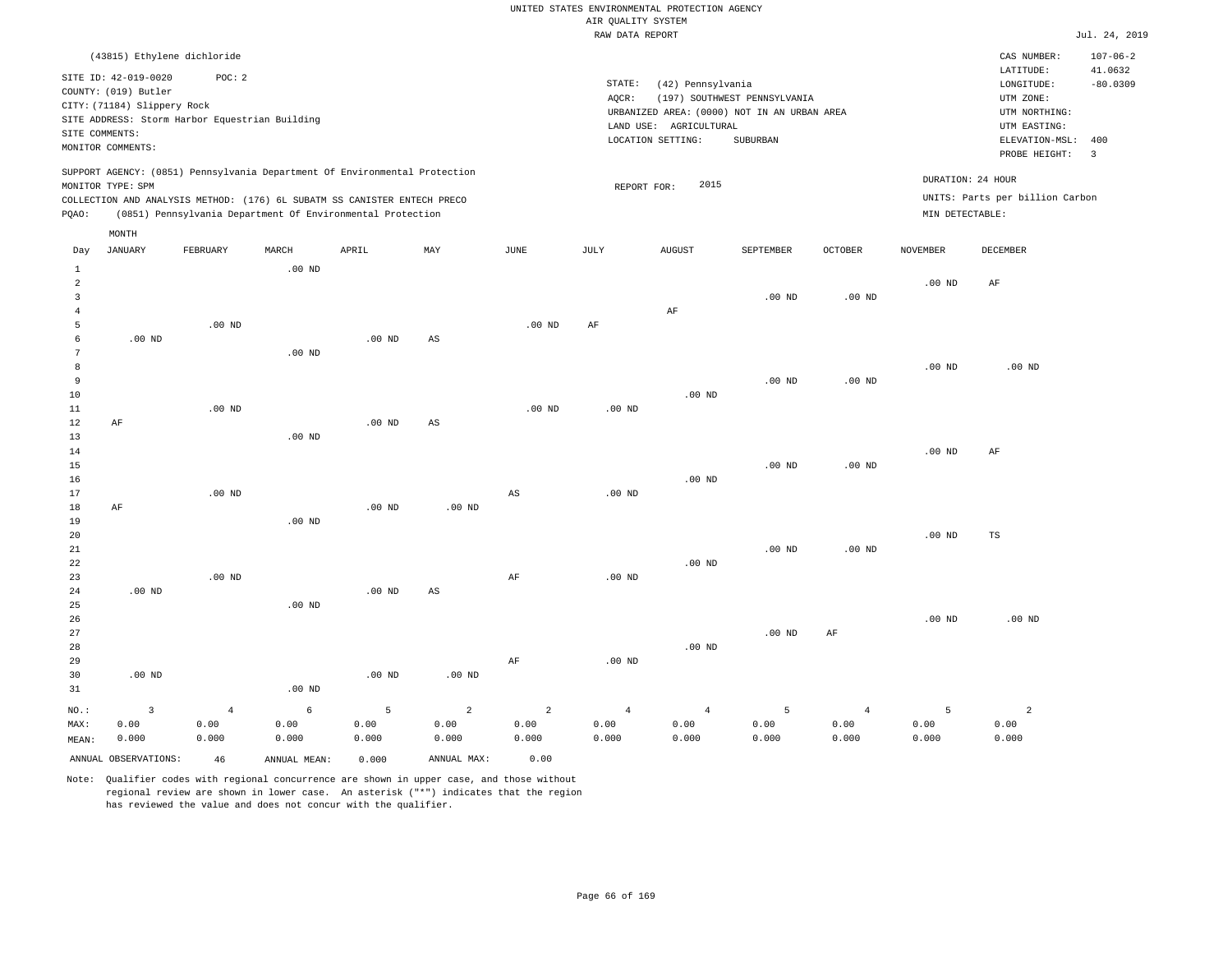UNITED STATES ENVIRONMENTAL PROTECTION AGENCY
AIR QUALITY SYSTEM
RAW DATA REPORT

Jul. 24, 2019

(43815) Ethylene dichloride

SITE ID: 42-019-0020 POC: 2
COUNTY: (019) Butler
CITY: (71184) Slippery Rock
SITE ADDRESS: Storm Harbor Equestrian Building
SITE COMMENTS:
MONITOR COMMENTS:

STATE: (42) Pennsylvania
AQCR: (197) SOUTHWEST PENNSYLVANIA
URBANIZED AREA: (0000) NOT IN AN URBAN AREA
LAND USE: AGRICULTURAL
LOCATION SETTING: SUBURBAN

CAS NUMBER: 107-06-2
LATITUDE: 41.0632
LONGITUDE: -80.0309
UTM ZONE:
UTM NORTHING:
UTM EASTING:
ELEVATION-MSL: 400
PROBE HEIGHT: 3

SUPPORT AGENCY: (0851) Pennsylvania Department Of Environmental Protection
MONITOR TYPE: SPM
COLLECTION AND ANALYSIS METHOD: (176) 6L SUBATM SS CANISTER ENTECH PRECO
PQAO: (0851) Pennsylvania Department Of Environmental Protection

REPORT FOR: 2015

DURATION: 24 HOUR
UNITS: Parts per billion Carbon
MIN DETECTABLE:

| Day | JANUARY | FEBRUARY | MARCH | APRIL | MAY | JUNE | JULY | AUGUST | SEPTEMBER | OCTOBER | NOVEMBER | DECEMBER |
|---|---|---|---|---|---|---|---|---|---|---|---|---|
| 1 | | | .00 ND | | | | | | | | | |
| 2 | | | | | | | | | | | .00 ND | AF |
| 3 | | | | | | | | | .00 ND | .00 ND | | |
| 4 | | | | | | | | AF | | | | |
| 5 | | .00 ND | | | | .00 ND | AF | | | | | |
| 6 | .00 ND | | | .00 ND | AS | | | | | | | |
| 7 | | | .00 ND | | | | | | | | | |
| 8 | | | | | | | | | | | .00 ND | .00 ND |
| 9 | | | | | | | | | .00 ND | .00 ND | | |
| 10 | | | | | | | | .00 ND | | | | |
| 11 | | .00 ND | | | | .00 ND | .00 ND | | | | | |
| 12 | AF | | | .00 ND | AS | | | | | | | |
| 13 | | | .00 ND | | | | | | | | | |
| 14 | | | | | | | | | | | .00 ND | AF |
| 15 | | | | | | | | | .00 ND | .00 ND | | |
| 16 | | | | | | | | .00 ND | | | | |
| 17 | | .00 ND | | | | AS | .00 ND | | | | | |
| 18 | AF | | | .00 ND | .00 ND | | | | | | | |
| 19 | | | .00 ND | | | | | | | | | |
| 20 | | | | | | | | | | | .00 ND | TS |
| 21 | | | | | | | | | .00 ND | .00 ND | | |
| 22 | | | | | | | | .00 ND | | | | |
| 23 | | .00 ND | | | | AF | .00 ND | | | | | |
| 24 | .00 ND | | | .00 ND | AS | | | | | | | |
| 25 | | | .00 ND | | | | | | | | | |
| 26 | | | | | | | | | | | .00 ND | .00 ND |
| 27 | | | | | | | | | .00 ND | AF | | |
| 28 | | | | | | | | .00 ND | | | | |
| 29 | | | | | | AF | .00 ND | | | | | |
| 30 | .00 ND | | | .00 ND | .00 ND | | | | | | | |
| 31 | | | .00 ND | | | | | | | | | |
| NO.: | 3 | 4 | 6 | 5 | 2 | 2 | 4 | 4 | 5 | 4 | 5 | 2 |
| MAX: | 0.00 | 0.00 | 0.00 | 0.00 | 0.00 | 0.00 | 0.00 | 0.00 | 0.00 | 0.00 | 0.00 | 0.00 |
| MEAN: | 0.000 | 0.000 | 0.000 | 0.000 | 0.000 | 0.000 | 0.000 | 0.000 | 0.000 | 0.000 | 0.000 | 0.000 |

ANNUAL OBSERVATIONS: 46 ANNUAL MEAN: 0.000 ANNUAL MAX: 0.00

Note: Qualifier codes with regional concurrence are shown in upper case, and those without regional review are shown in lower case. An asterisk ("*") indicates that the region has reviewed the value and does not concur with the qualifier.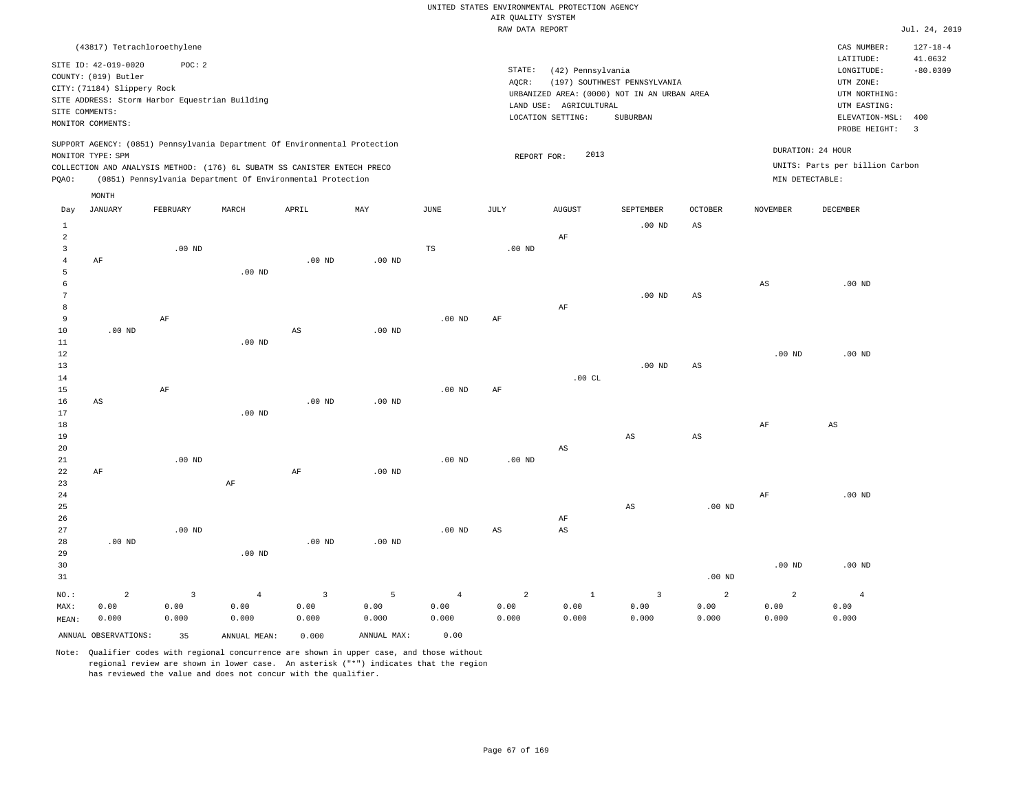UNITED STATES ENVIRONMENTAL PROTECTION AGENCY
AIR QUALITY SYSTEM
RAW DATA REPORT

Jul. 24, 2019

(43817) Tetrachloroethylene

SITE ID: 42-019-0020 POC: 2
COUNTY: (019) Butler
CITY: (71184) Slippery Rock
SITE ADDRESS: Storm Harbor Equestrian Building
SITE COMMENTS:
MONITOR COMMENTS:

STATE: (42) Pennsylvania
AQCR: (197) SOUTHWEST PENNSYLVANIA
URBANIZED AREA: (0000) NOT IN AN URBAN AREA
LAND USE: AGRICULTURAL
LOCATION SETTING: SUBURBAN

CAS NUMBER: 127-18-4
LATITUDE: 41.0632
LONGITUDE: -80.0309
UTM ZONE:
UTM NORTHING:
UTM EASTING:
ELEVATION-MSL: 400
PROBE HEIGHT: 3

SUPPORT AGENCY: (0851) Pennsylvania Department Of Environmental Protection
MONITOR TYPE: SPM
COLLECTION AND ANALYSIS METHOD: (176) 6L SUBATM SS CANISTER ENTECH PRECO
PQAO: (0851) Pennsylvania Department Of Environmental Protection

REPORT FOR: 2013

DURATION: 24 HOUR
UNITS: Parts per billion Carbon
MIN DETECTABLE:

| Day | JANUARY | FEBRUARY | MARCH | APRIL | MAY | JUNE | JULY | AUGUST | SEPTEMBER | OCTOBER | NOVEMBER | DECEMBER |
|---|---|---|---|---|---|---|---|---|---|---|---|---|
| 1 | | | | | | | | | .00 ND | AS | | |
| 2 | | | | | | | | AF | | | | |
| 3 | | .00 ND | | | | TS | .00 ND | | | | | |
| 4 | AF | | | .00 ND | .00 ND | | | | | | | |
| 5 | | | .00 ND | | | | | | | | | |
| 6 | | | | | | | | | | | AS | .00 ND |
| 7 | | | | | | | | | .00 ND | AS | | |
| 8 | | | | | | | | AF | | | | |
| 9 | | AF | | | | .00 ND | AF | | | | | |
| 10 | .00 ND | | | AS | .00 ND | | | | | | | |
| 11 | | | .00 ND | | | | | | | | | |
| 12 | | | | | | | | | | | .00 ND | .00 ND |
| 13 | | | | | | | | | .00 ND | AS | | |
| 14 | | | | | | | | .00 CL | | | | |
| 15 | | AF | | | | .00 ND | AF | | | | | |
| 16 | AS | | | .00 ND | .00 ND | | | | | | | |
| 17 | | | .00 ND | | | | | | | | | |
| 18 | | | | | | | | | | | AF | AS |
| 19 | | | | | | | | | AS | AS | | |
| 20 | | | | | | | | AS | | | | |
| 21 | | .00 ND | | | | .00 ND | .00 ND | | | | | |
| 22 | AF | | | AF | .00 ND | | | | | | | |
| 23 | | | AF | | | | | | | | | |
| 24 | | | | | | | | | | | AF | .00 ND |
| 25 | | | | | | | | | AS | .00 ND | | |
| 26 | | | | | | | | AF | | | | |
| 27 | | .00 ND | | | | .00 ND | AS | AS | | | | |
| 28 | .00 ND | | | .00 ND | .00 ND | | | | | | | |
| 29 | | | .00 ND | | | | | | | | | |
| 30 | | | | | | | | | | | .00 ND | .00 ND |
| 31 | | | | | | | | | | .00 ND | | |
| NO.: | 2 | 3 | 4 | 3 | 5 | 4 | 2 | 1 | 3 | 2 | 2 | 4 |
| MAX: | 0.00 | 0.00 | 0.00 | 0.00 | 0.00 | 0.00 | 0.00 | 0.00 | 0.00 | 0.00 | 0.00 | 0.00 |
| MEAN: | 0.000 | 0.000 | 0.000 | 0.000 | 0.000 | 0.000 | 0.000 | 0.000 | 0.000 | 0.000 | 0.000 | 0.000 |

ANNUAL OBSERVATIONS: 35 ANNUAL MEAN: 0.000 ANNUAL MAX: 0.00

Note: Qualifier codes with regional concurrence are shown in upper case, and those without regional review are shown in lower case. An asterisk ("*") indicates that the region has reviewed the value and does not concur with the qualifier.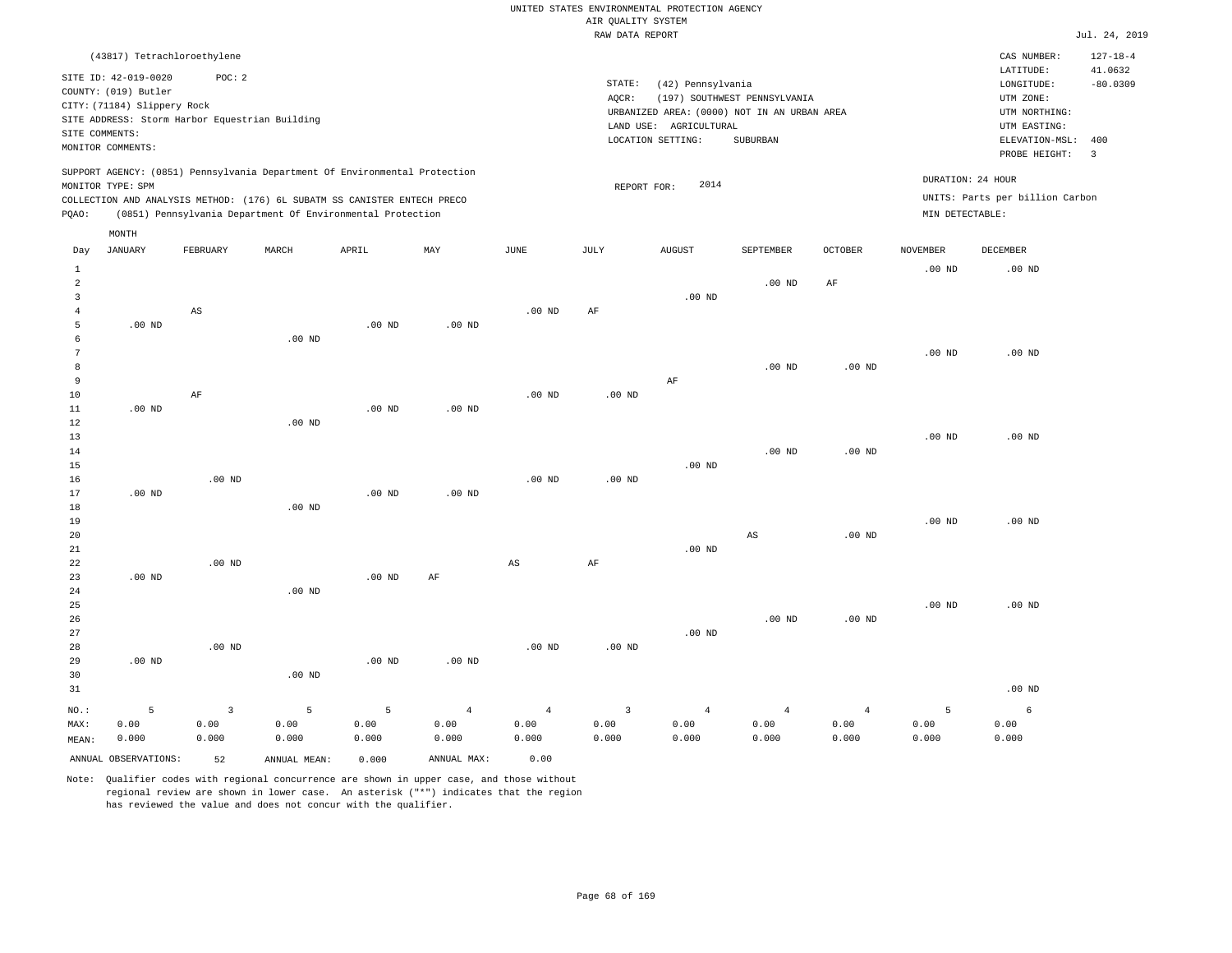UNITED STATES ENVIRONMENTAL PROTECTION AGENCY
AIR QUALITY SYSTEM
RAW DATA REPORT

Jul. 24, 2019

(43817) Tetrachloroethylene

SITE ID: 42-019-0020 POC: 2
COUNTY: (019) Butler
CITY: (71184) Slippery Rock
SITE ADDRESS: Storm Harbor Equestrian Building
SITE COMMENTS:
MONITOR COMMENTS:

STATE: (42) Pennsylvania
AQCR: (197) SOUTHWEST PENNSYLVANIA
URBANIZED AREA: (0000) NOT IN AN URBAN AREA
LAND USE: AGRICULTURAL
LOCATION SETTING: SUBURBAN

CAS NUMBER: 127-18-4
LATITUDE: 41.0632
LONGITUDE: -80.0309
UTM ZONE:
UTM NORTHING:
UTM EASTING:
ELEVATION-MSL: 400
PROBE HEIGHT: 3

SUPPORT AGENCY: (0851) Pennsylvania Department Of Environmental Protection
MONITOR TYPE: SPM
COLLECTION AND ANALYSIS METHOD: (176) 6L SUBATM SS CANISTER ENTECH PRECO
PQAO: (0851) Pennsylvania Department Of Environmental Protection

REPORT FOR: 2014

DURATION: 24 HOUR
UNITS: Parts per billion Carbon
MIN DETECTABLE:

| Day | JANUARY | FEBRUARY | MARCH | APRIL | MAY | JUNE | JULY | AUGUST | SEPTEMBER | OCTOBER | NOVEMBER | DECEMBER |
|---|---|---|---|---|---|---|---|---|---|---|---|---|
| 1 | | | | | | | | | | | .00 ND | .00 ND |
| 2 | | | | | | | | | .00 ND | AF | | |
| 3 | | | | | | | | .00 ND | | | | |
| 4 | | AS | | | | .00 ND | AF | | | | | |
| 5 | .00 ND | | | .00 ND | .00 ND | | | | | | | |
| 6 | | | .00 ND | | | | | | | | | |
| 7 | | | | | | | | | | | .00 ND | .00 ND |
| 8 | | | | | | | | | .00 ND | .00 ND | | |
| 9 | | | | | | | | AF | | | | |
| 10 | | AF | | | | .00 ND | .00 ND | | | | | |
| 11 | .00 ND | | | .00 ND | .00 ND | | | | | | | |
| 12 | | | .00 ND | | | | | | | | | |
| 13 | | | | | | | | | | | .00 ND | .00 ND |
| 14 | | | | | | | | | .00 ND | .00 ND | | |
| 15 | | | | | | | | .00 ND | | | | |
| 16 | | .00 ND | | | | .00 ND | .00 ND | | | | | |
| 17 | .00 ND | | | .00 ND | .00 ND | | | | | | | |
| 18 | | | .00 ND | | | | | | | | | |
| 19 | | | | | | | | | | | .00 ND | .00 ND |
| 20 | | | | | | | | | AS | .00 ND | | |
| 21 | | | | | | | | .00 ND | | | | |
| 22 | | .00 ND | | | | AS | AF | | | | | |
| 23 | .00 ND | | | .00 ND | AF | | | | | | | |
| 24 | | | .00 ND | | | | | | | | | |
| 25 | | | | | | | | | | | .00 ND | .00 ND |
| 26 | | | | | | | | | .00 ND | .00 ND | | |
| 27 | | | | | | | | .00 ND | | | | |
| 28 | | .00 ND | | | | .00 ND | .00 ND | | | | | |
| 29 | .00 ND | | | .00 ND | .00 ND | | | | | | | |
| 30 | | | .00 ND | | | | | | | | | |
| 31 | | | | | | | | | | | | .00 ND |
| NO.: | 5 | 3 | 5 | 5 | 4 | 4 | 3 | 4 | 4 | 4 | 5 | 6 |
| MAX: | 0.00 | 0.00 | 0.00 | 0.00 | 0.00 | 0.00 | 0.00 | 0.00 | 0.00 | 0.00 | 0.00 | 0.00 |
| MEAN: | 0.000 | 0.000 | 0.000 | 0.000 | 0.000 | 0.000 | 0.000 | 0.000 | 0.000 | 0.000 | 0.000 | 0.000 |

ANNUAL OBSERVATIONS: 52 ANNUAL MEAN: 0.000 ANNUAL MAX: 0.00

Note: Qualifier codes with regional concurrence are shown in upper case, and those without regional review are shown in lower case. An asterisk ("*") indicates that the region has reviewed the value and does not concur with the qualifier.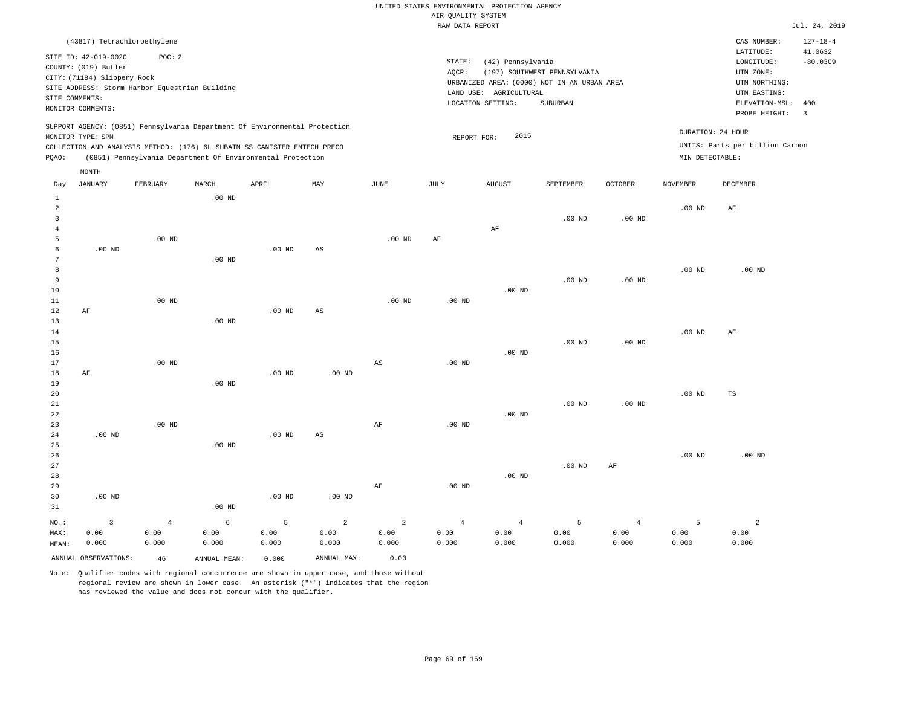UNITED STATES ENVIRONMENTAL PROTECTION AGENCY
AIR QUALITY SYSTEM
RAW DATA REPORT

Jul. 24, 2019

(43817) Tetrachloroethylene

SITE ID: 42-019-0020 POC: 2
COUNTY: (019) Butler
CITY: (71184) Slippery Rock
SITE ADDRESS: Storm Harbor Equestrian Building
SITE COMMENTS:
MONITOR COMMENTS:

STATE: (42) Pennsylvania
AQCR: (197) SOUTHWEST PENNSYLVANIA
URBANIZED AREA: (0000) NOT IN AN URBAN AREA
LAND USE: AGRICULTURAL
LOCATION SETTING: SUBURBAN

CAS NUMBER: 127-18-4
LATITUDE: 41.0632
LONGITUDE: -80.0309
UTM ZONE:
UTM NORTHING:
UTM EASTING:
ELEVATION-MSL: 400
PROBE HEIGHT: 3

SUPPORT AGENCY: (0851) Pennsylvania Department Of Environmental Protection
MONITOR TYPE: SPM
COLLECTION AND ANALYSIS METHOD: (176) 6L SUBATM SS CANISTER ENTECH PRECO
PQAO: (0851) Pennsylvania Department Of Environmental Protection

REPORT FOR: 2015

DURATION: 24 HOUR
UNITS: Parts per billion Carbon
MIN DETECTABLE:

| Day | JANUARY | FEBRUARY | MARCH | APRIL | MAY | JUNE | JULY | AUGUST | SEPTEMBER | OCTOBER | NOVEMBER | DECEMBER |
|---|---|---|---|---|---|---|---|---|---|---|---|---|
| 1 | | | .00 ND | | | | | | | | | |
| 2 | | | | | | | | | | | .00 ND | AF |
| 3 | | | | | | | | | .00 ND | .00 ND | | |
| 4 | | | | | | | | AF | | | | |
| 5 | | .00 ND | | | | .00 ND | AF | | | | | |
| 6 | .00 ND | | | .00 ND | AS | | | | | | | |
| 7 | | | .00 ND | | | | | | | | | |
| 8 | | | | | | | | | | | .00 ND | .00 ND |
| 9 | | | | | | | | | .00 ND | .00 ND | | |
| 10 | | | | | | | | .00 ND | | | | |
| 11 | | .00 ND | | | | .00 ND | .00 ND | | | | | |
| 12 | AF | | | .00 ND | AS | | | | | | | |
| 13 | | | .00 ND | | | | | | | | | |
| 14 | | | | | | | | | | | .00 ND | AF |
| 15 | | | | | | | | | .00 ND | .00 ND | | |
| 16 | | | | | | | | .00 ND | | | | |
| 17 | | .00 ND | | | | AS | .00 ND | | | | | |
| 18 | AF | | | .00 ND | .00 ND | | | | | | | |
| 19 | | | .00 ND | | | | | | | | | |
| 20 | | | | | | | | | | | .00 ND | TS |
| 21 | | | | | | | | | .00 ND | .00 ND | | |
| 22 | | | | | | | | .00 ND | | | | |
| 23 | | .00 ND | | | | AF | .00 ND | | | | | |
| 24 | .00 ND | | | .00 ND | AS | | | | | | | |
| 25 | | | .00 ND | | | | | | | | | |
| 26 | | | | | | | | | | | .00 ND | .00 ND |
| 27 | | | | | | | | | .00 ND | AF | | |
| 28 | | | | | | | | .00 ND | | | | |
| 29 | | | | | | AF | .00 ND | | | | | |
| 30 | .00 ND | | | .00 ND | .00 ND | | | | | | | |
| 31 | | | .00 ND | | | | | | | | | |
| NO.: | 3 | 4 | 6 | 5 | 2 | 2 | 4 | 4 | 5 | 4 | 5 | 2 |
| MAX: | 0.00 | 0.00 | 0.00 | 0.00 | 0.00 | 0.00 | 0.00 | 0.00 | 0.00 | 0.00 | 0.00 | 0.00 |
| MEAN: | 0.000 | 0.000 | 0.000 | 0.000 | 0.000 | 0.000 | 0.000 | 0.000 | 0.000 | 0.000 | 0.000 | 0.000 |

ANNUAL OBSERVATIONS: 46 ANNUAL MEAN: 0.000 ANNUAL MAX: 0.00

Note: Qualifier codes with regional concurrence are shown in upper case, and those without regional review are shown in lower case. An asterisk ("*") indicates that the region has reviewed the value and does not concur with the qualifier.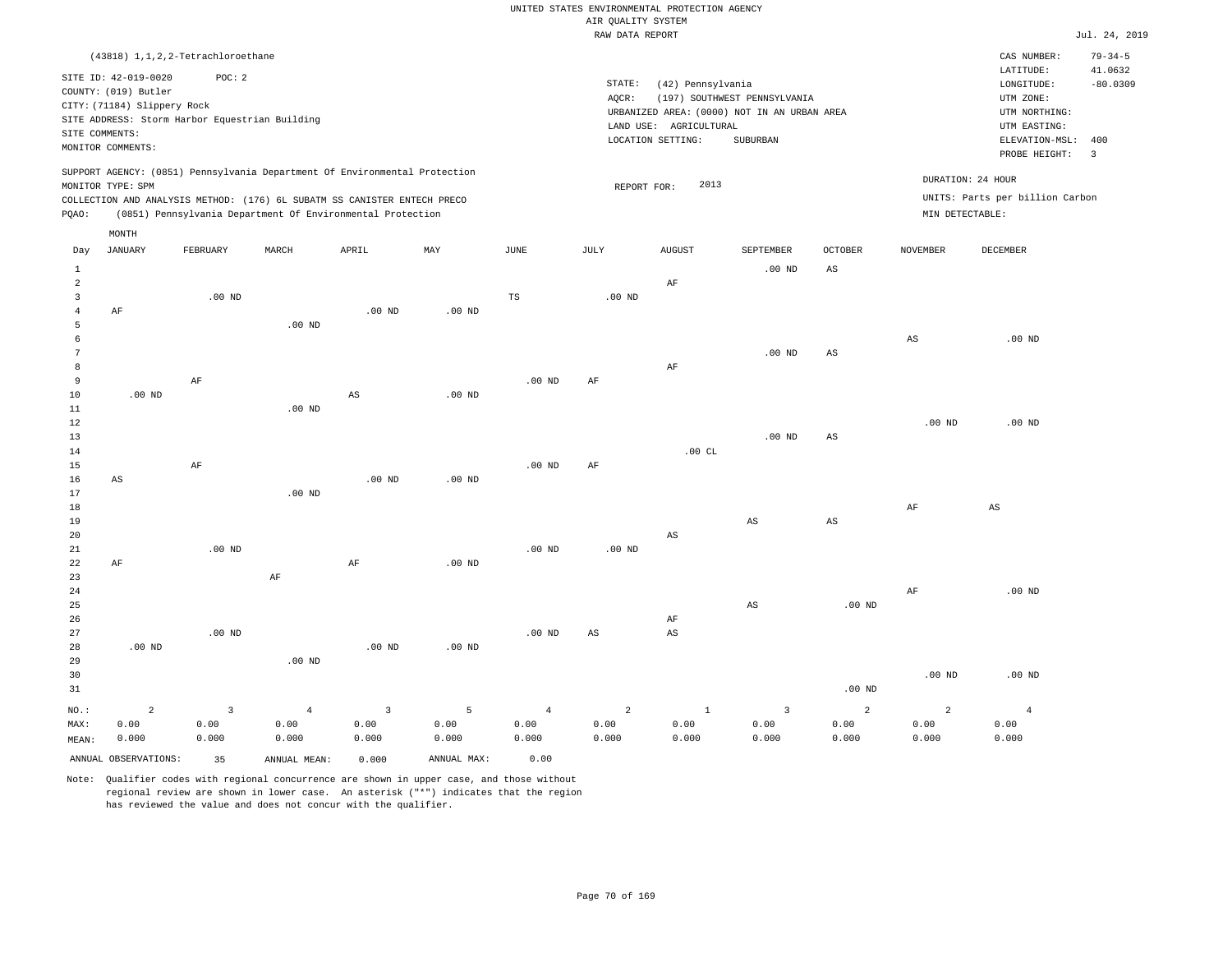UNITED STATES ENVIRONMENTAL PROTECTION AGENCY
AIR QUALITY SYSTEM
RAW DATA REPORT

Jul. 24, 2019

(43818) 1,1,2,2-Tetrachloroethane

SITE ID: 42-019-0020 POC: 2
COUNTY: (019) Butler
CITY: (71184) Slippery Rock
SITE ADDRESS: Storm Harbor Equestrian Building
SITE COMMENTS:
MONITOR COMMENTS:

STATE: (42) Pennsylvania
AQCR: (197) SOUTHWEST PENNSYLVANIA
URBANIZED AREA: (0000) NOT IN AN URBAN AREA
LAND USE: AGRICULTURAL
LOCATION SETTING: SUBURBAN

CAS NUMBER: 79-34-5
LATITUDE: 41.0632
LONGITUDE: -80.0309
UTM ZONE:
UTM NORTHING:
UTM EASTING:
ELEVATION-MSL: 400
PROBE HEIGHT: 3

SUPPORT AGENCY: (0851) Pennsylvania Department Of Environmental Protection
MONITOR TYPE: SPM
COLLECTION AND ANALYSIS METHOD: (176) 6L SUBATM SS CANISTER ENTECH PRECO
PQAO: (0851) Pennsylvania Department Of Environmental Protection

REPORT FOR: 2013

DURATION: 24 HOUR
UNITS: Parts per billion Carbon
MIN DETECTABLE:

| Day | JANUARY | FEBRUARY | MARCH | APRIL | MAY | JUNE | JULY | AUGUST | SEPTEMBER | OCTOBER | NOVEMBER | DECEMBER |
|---|---|---|---|---|---|---|---|---|---|---|---|---|
| 1 | | | | | | | | | .00 ND | AS | | |
| 2 | | | | | | | | AF | | | | |
| 3 | | .00 ND | | | | TS | .00 ND | | | | | |
| 4 | AF | | | .00 ND | .00 ND | | | | | | | |
| 5 | | | .00 ND | | | | | | | | | |
| 6 | | | | | | | | | | | AS | .00 ND |
| 7 | | | | | | | | | .00 ND | AS | | |
| 8 | | | | | | | | AF | | | | |
| 9 | | AF | | | | .00 ND | AF | | | | | |
| 10 | .00 ND | | | AS | .00 ND | | | | | | | |
| 11 | | | .00 ND | | | | | | | | | |
| 12 | | | | | | | | | | | .00 ND | .00 ND |
| 13 | | | | | | | | | .00 ND | AS | | |
| 14 | | | | | | | | .00 CL | | | | |
| 15 | | AF | | | | .00 ND | AF | | | | | |
| 16 | AS | | | .00 ND | .00 ND | | | | | | | |
| 17 | | | .00 ND | | | | | | | | | |
| 18 | | | | | | | | | | | AF | AS |
| 19 | | | | | | | | | AS | AS | | |
| 20 | | | | | | | | AS | | | | |
| 21 | | .00 ND | | | | .00 ND | .00 ND | | | | | |
| 22 | AF | | | AF | .00 ND | | | | | | | |
| 23 | | | AF | | | | | | | | | |
| 24 | | | | | | | | | | | AF | .00 ND |
| 25 | | | | | | | | | AS | .00 ND | | |
| 26 | | | | | | | | AF | | | | |
| 27 | | .00 ND | | | | .00 ND | AS | AS | | | | |
| 28 | .00 ND | | | .00 ND | .00 ND | | | | | | | |
| 29 | | | .00 ND | | | | | | | | | |
| 30 | | | | | | | | | | | .00 ND | .00 ND |
| 31 | | | | | | | | | | .00 ND | | |
| NO.: | 2 | 3 | 4 | 3 | 5 | 4 | 2 | 1 | 3 | 2 | 2 | 4 |
| MAX: | 0.00 | 0.00 | 0.00 | 0.00 | 0.00 | 0.00 | 0.00 | 0.00 | 0.00 | 0.00 | 0.00 | 0.00 |
| MEAN: | 0.000 | 0.000 | 0.000 | 0.000 | 0.000 | 0.000 | 0.000 | 0.000 | 0.000 | 0.000 | 0.000 | 0.000 |

ANNUAL OBSERVATIONS: 35 ANNUAL MEAN: 0.000 ANNUAL MAX: 0.00

Note: Qualifier codes with regional concurrence are shown in upper case, and those without regional review are shown in lower case. An asterisk ("*") indicates that the region has reviewed the value and does not concur with the qualifier.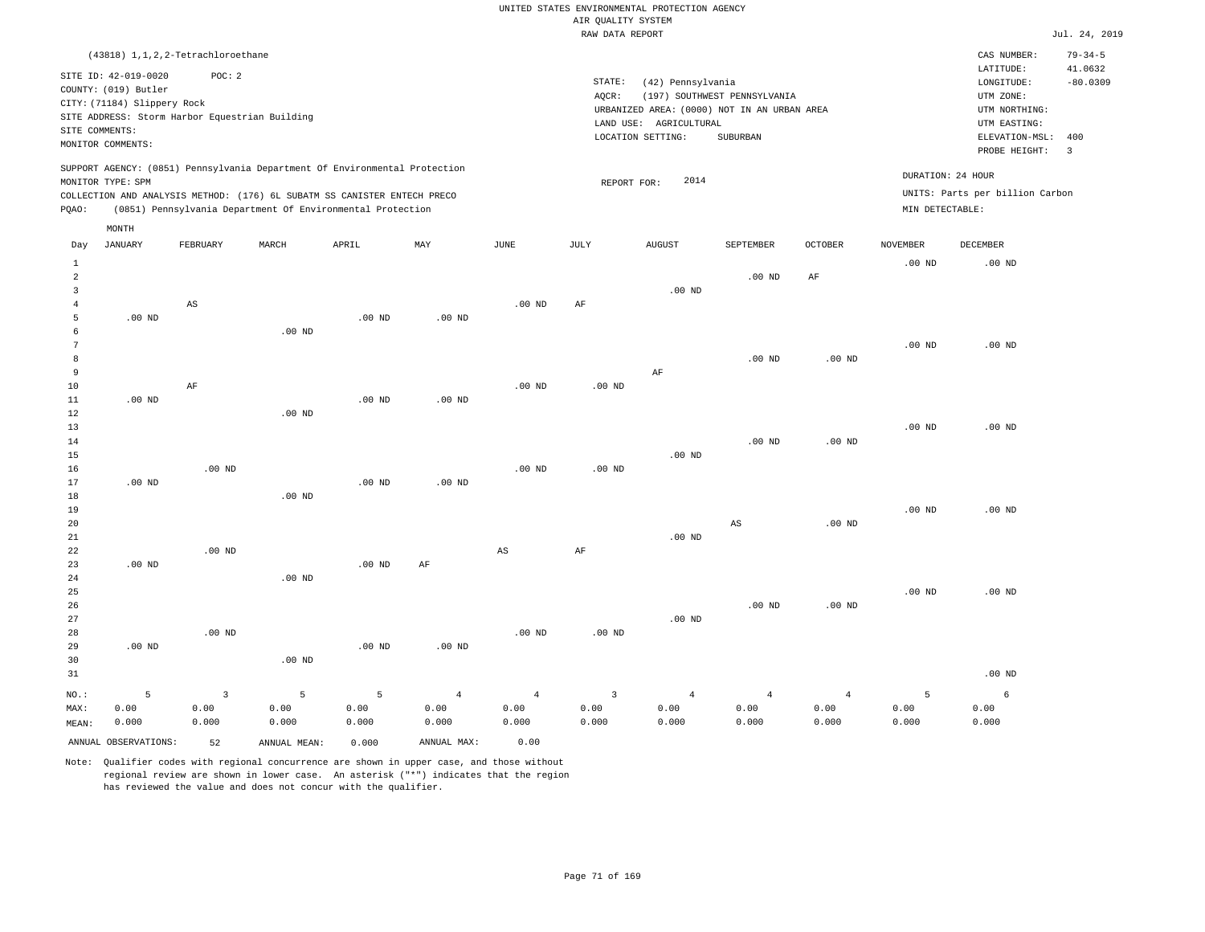UNITED STATES ENVIRONMENTAL PROTECTION AGENCY
AIR QUALITY SYSTEM
RAW DATA REPORT

Jul. 24, 2019

(43818) 1,1,2,2-Tetrachloroethane

SITE ID: 42-019-0020 POC: 2
COUNTY: (019) Butler
CITY: (71184) Slippery Rock
SITE ADDRESS: Storm Harbor Equestrian Building
SITE COMMENTS:
MONITOR COMMENTS:

STATE: (42) Pennsylvania
AQCR: (197) SOUTHWEST PENNSYLVANIA
URBANIZED AREA: (0000) NOT IN AN URBAN AREA
LAND USE: AGRICULTURAL
LOCATION SETTING: SUBURBAN

CAS NUMBER: 79-34-5
LATITUDE: 41.0632
LONGITUDE: -80.0309
UTM ZONE:
UTM NORTHING:
UTM EASTING:
ELEVATION-MSL: 400
PROBE HEIGHT: 3

SUPPORT AGENCY: (0851) Pennsylvania Department Of Environmental Protection
MONITOR TYPE: SPM
COLLECTION AND ANALYSIS METHOD: (176) 6L SUBATM SS CANISTER ENTECH PRECO
PQAO: (0851) Pennsylvania Department Of Environmental Protection

REPORT FOR: 2014

DURATION: 24 HOUR
UNITS: Parts per billion Carbon
MIN DETECTABLE:

| Day | JANUARY | FEBRUARY | MARCH | APRIL | MAY | JUNE | JULY | AUGUST | SEPTEMBER | OCTOBER | NOVEMBER | DECEMBER |
|---|---|---|---|---|---|---|---|---|---|---|---|---|
| 1 | | | | | | | | | | | .00 ND | .00 ND |
| 2 | | | | | | | | | .00 ND | AF | | |
| 3 | | | | | | | | .00 ND | | | | |
| 4 | | AS | | | | .00 ND | AF | | | | | |
| 5 | .00 ND | | | .00 ND | .00 ND | | | | | | | |
| 6 | | | .00 ND | | | | | | | | | |
| 7 | | | | | | | | | | | .00 ND | .00 ND |
| 8 | | | | | | | | | .00 ND | .00 ND | | |
| 9 | | | | | | | | AF | | | | |
| 10 | | AF | | | | .00 ND | .00 ND | | | | | |
| 11 | .00 ND | | | .00 ND | .00 ND | | | | | | | |
| 12 | | | .00 ND | | | | | | | | | |
| 13 | | | | | | | | | | | .00 ND | .00 ND |
| 14 | | | | | | | | | .00 ND | .00 ND | | |
| 15 | | | | | | | | .00 ND | | | | |
| 16 | | .00 ND | | | | .00 ND | .00 ND | | | | | |
| 17 | .00 ND | | | .00 ND | .00 ND | | | | | | | |
| 18 | | | .00 ND | | | | | | | | | |
| 19 | | | | | | | | | | | .00 ND | .00 ND |
| 20 | | | | | | | | | AS | .00 ND | | |
| 21 | | | | | | | | .00 ND | | | | |
| 22 | | .00 ND | | | | AS | AF | | | | | |
| 23 | .00 ND | | | .00 ND | AF | | | | | | | |
| 24 | | | .00 ND | | | | | | | | | |
| 25 | | | | | | | | | | | .00 ND | .00 ND |
| 26 | | | | | | | | | .00 ND | .00 ND | | |
| 27 | | | | | | | | .00 ND | | | | |
| 28 | | .00 ND | | | | .00 ND | .00 ND | | | | | |
| 29 | .00 ND | | | .00 ND | .00 ND | | | | | | | |
| 30 | | | .00 ND | | | | | | | | | |
| 31 | | | | | | | | | | | | .00 ND |
| NO.: | 5 | 3 | 5 | 5 | 4 | 4 | 3 | 4 | 4 | 4 | 5 | 6 |
| MAX: | 0.00 | 0.00 | 0.00 | 0.00 | 0.00 | 0.00 | 0.00 | 0.00 | 0.00 | 0.00 | 0.00 | 0.00 |
| MEAN: | 0.000 | 0.000 | 0.000 | 0.000 | 0.000 | 0.000 | 0.000 | 0.000 | 0.000 | 0.000 | 0.000 | 0.000 |

ANNUAL OBSERVATIONS: 52 ANNUAL MEAN: 0.000 ANNUAL MAX: 0.00

Note: Qualifier codes with regional concurrence are shown in upper case, and those without regional review are shown in lower case. An asterisk ("*") indicates that the region has reviewed the value and does not concur with the qualifier.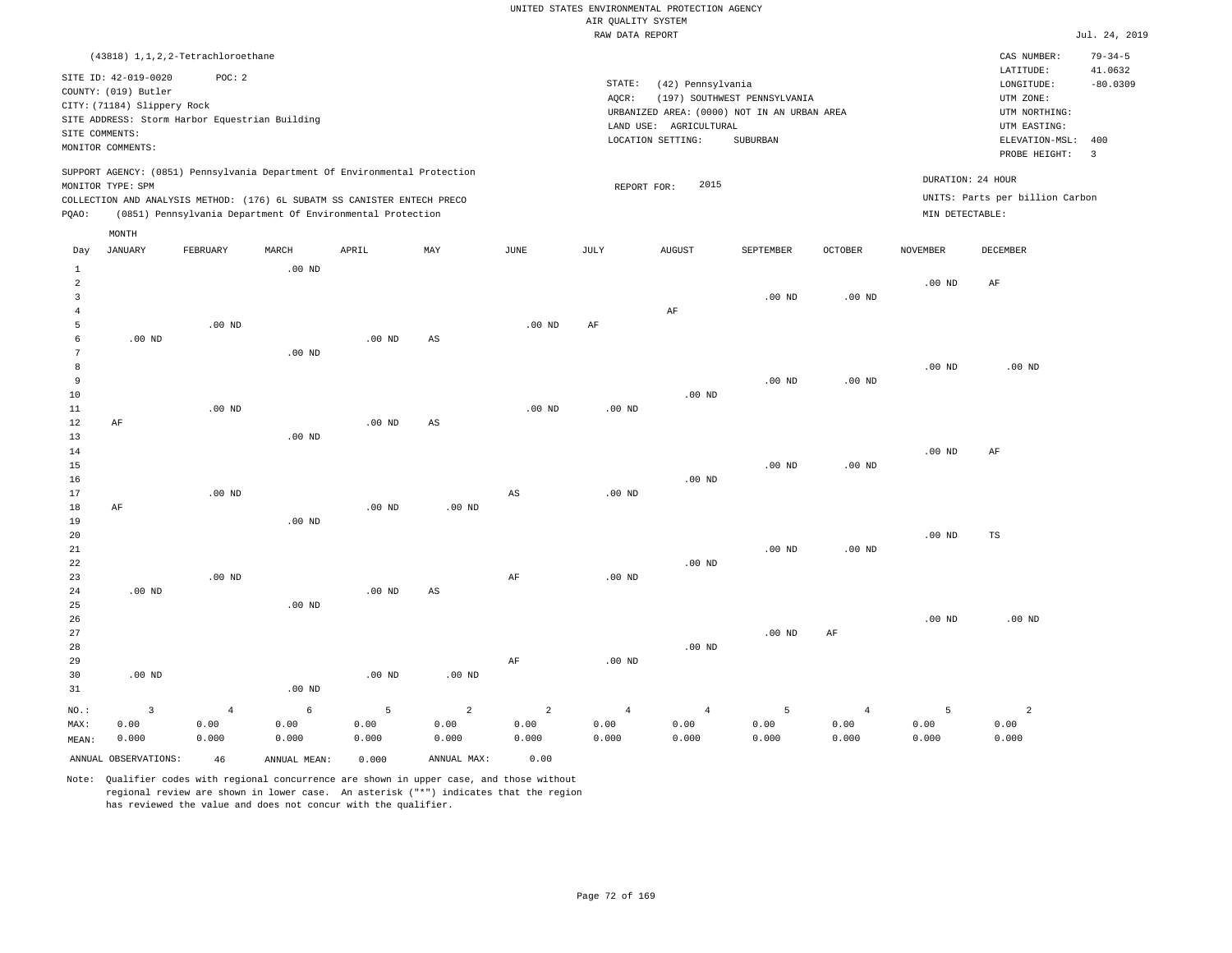UNITED STATES ENVIRONMENTAL PROTECTION AGENCY
AIR QUALITY SYSTEM
RAW DATA REPORT

Jul. 24, 2019

(43818) 1,1,2,2-Tetrachloroethane

SITE ID: 42-019-0020 POC: 2
COUNTY: (019) Butler
CITY: (71184) Slippery Rock
SITE ADDRESS: Storm Harbor Equestrian Building
SITE COMMENTS:
MONITOR COMMENTS:

STATE: (42) Pennsylvania
AQCR: (197) SOUTHWEST PENNSYLVANIA
URBANIZED AREA: (0000) NOT IN AN URBAN AREA
LAND USE: AGRICULTURAL
LOCATION SETTING: SUBURBAN

CAS NUMBER: 79-34-5
LATITUDE: 41.0632
LONGITUDE: -80.0309
UTM ZONE:
UTM NORTHING:
UTM EASTING:
ELEVATION-MSL: 400
PROBE HEIGHT: 3

SUPPORT AGENCY: (0851) Pennsylvania Department Of Environmental Protection
MONITOR TYPE: SPM
COLLECTION AND ANALYSIS METHOD: (176) 6L SUBATM SS CANISTER ENTECH PRECO
PQAO: (0851) Pennsylvania Department Of Environmental Protection

REPORT FOR: 2015

DURATION: 24 HOUR
UNITS: Parts per billion Carbon
MIN DETECTABLE:

| Day | JANUARY | FEBRUARY | MARCH | APRIL | MAY | JUNE | JULY | AUGUST | SEPTEMBER | OCTOBER | NOVEMBER | DECEMBER |
|---|---|---|---|---|---|---|---|---|---|---|---|---|
| 1 | | | .00 ND | | | | | | | | | |
| 2 | | | | | | | | | | | .00 ND | AF |
| 3 | | | | | | | | | .00 ND | .00 ND | | |
| 4 | | | | | | | | AF | | | | |
| 5 | | .00 ND | | | | .00 ND | AF | | | | | |
| 6 | .00 ND | | | .00 ND | AS | | | | | | | |
| 7 | | | .00 ND | | | | | | | | | |
| 8 | | | | | | | | | | | .00 ND | .00 ND |
| 9 | | | | | | | | | .00 ND | .00 ND | | |
| 10 | | | | | | | | .00 ND | | | | |
| 11 | | .00 ND | | | | .00 ND | .00 ND | | | | | |
| 12 | AF | | | .00 ND | AS | | | | | | | |
| 13 | | | .00 ND | | | | | | | | | |
| 14 | | | | | | | | | | | .00 ND | AF |
| 15 | | | | | | | | | .00 ND | .00 ND | | |
| 16 | | | | | | | | .00 ND | | | | |
| 17 | | .00 ND | | | | AS | .00 ND | | | | | |
| 18 | AF | | | .00 ND | .00 ND | | | | | | | |
| 19 | | | .00 ND | | | | | | | | | |
| 20 | | | | | | | | | | | .00 ND | TS |
| 21 | | | | | | | | | .00 ND | .00 ND | | |
| 22 | | | | | | | | .00 ND | | | | |
| 23 | | .00 ND | | | | AF | .00 ND | | | | | |
| 24 | .00 ND | | | .00 ND | AS | | | | | | | |
| 25 | | | .00 ND | | | | | | | | | |
| 26 | | | | | | | | | | | .00 ND | .00 ND |
| 27 | | | | | | | | | .00 ND | AF | | |
| 28 | | | | | | | | .00 ND | | | | |
| 29 | | | | | | AF | .00 ND | | | | | |
| 30 | .00 ND | | | .00 ND | .00 ND | | | | | | | |
| 31 | | | .00 ND | | | | | | | | | |
| NO.: | 3 | 4 | 6 | 5 | 2 | 2 | 4 | 4 | 5 | 4 | 5 | 2 |
| MAX: | 0.00 | 0.00 | 0.00 | 0.00 | 0.00 | 0.00 | 0.00 | 0.00 | 0.00 | 0.00 | 0.00 | 0.00 |
| MEAN: | 0.000 | 0.000 | 0.000 | 0.000 | 0.000 | 0.000 | 0.000 | 0.000 | 0.000 | 0.000 | 0.000 | 0.000 |

ANNUAL OBSERVATIONS: 46 ANNUAL MEAN: 0.000 ANNUAL MAX: 0.00

Note: Qualifier codes with regional concurrence are shown in upper case, and those without regional review are shown in lower case. An asterisk ("*") indicates that the region has reviewed the value and does not concur with the qualifier.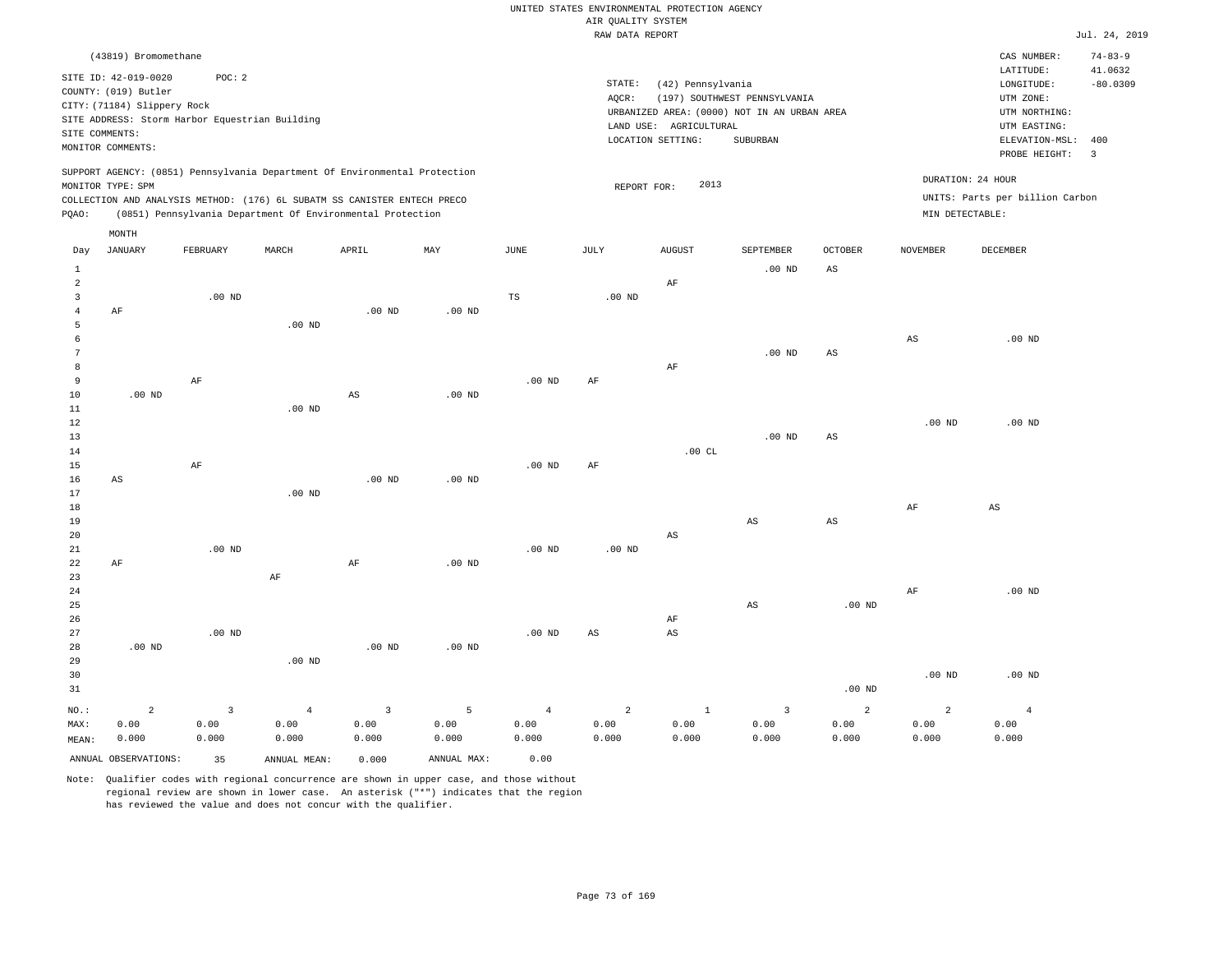UNITED STATES ENVIRONMENTAL PROTECTION AGENCY
AIR QUALITY SYSTEM
RAW DATA REPORT

Jul. 24, 2019

(43819) Bromomethane

SITE ID: 42-019-0020 POC: 2
COUNTY: (019) Butler
CITY: (71184) Slippery Rock
SITE ADDRESS: Storm Harbor Equestrian Building
SITE COMMENTS:
MONITOR COMMENTS:

STATE: (42) Pennsylvania
AQCR: (197) SOUTHWEST PENNSYLVANIA
URBANIZED AREA: (0000) NOT IN AN URBAN AREA
LAND USE: AGRICULTURAL
LOCATION SETTING: SUBURBAN

CAS NUMBER: 74-83-9
LATITUDE: 41.0632
LONGITUDE: -80.0309
UTM ZONE:
UTM NORTHING:
UTM EASTING:
ELEVATION-MSL: 400
PROBE HEIGHT: 3

SUPPORT AGENCY: (0851) Pennsylvania Department Of Environmental Protection
MONITOR TYPE: SPM
COLLECTION AND ANALYSIS METHOD: (176) 6L SUBATM SS CANISTER ENTECH PRECO
PQAO: (0851) Pennsylvania Department Of Environmental Protection

REPORT FOR: 2013

DURATION: 24 HOUR
UNITS: Parts per billion Carbon
MIN DETECTABLE:

| Day | JANUARY | FEBRUARY | MARCH | APRIL | MAY | JUNE | JULY | AUGUST | SEPTEMBER | OCTOBER | NOVEMBER | DECEMBER |
|---|---|---|---|---|---|---|---|---|---|---|---|---|
| 1 | | | | | | | | | .00 ND | AS | | |
| 2 | | | | | | | | AF | | | | |
| 3 | | .00 ND | | | | TS | .00 ND | | | | | |
| 4 | AF | | | .00 ND | .00 ND | | | | | | | |
| 5 | | | .00 ND | | | | | | | | | |
| 6 | | | | | | | | | | | AS | .00 ND |
| 7 | | | | | | | | | .00 ND | AS | | |
| 8 | | | | | | | | AF | | | | |
| 9 | | AF | | | | .00 ND | AF | | | | | |
| 10 | .00 ND | | | AS | .00 ND | | | | | | | |
| 11 | | | .00 ND | | | | | | | | | |
| 12 | | | | | | | | | | | .00 ND | .00 ND |
| 13 | | | | | | | | | .00 ND | AS | | |
| 14 | | | | | | | | .00 CL | | | | |
| 15 | | AF | | | | .00 ND | AF | | | | | |
| 16 | AS | | | .00 ND | .00 ND | | | | | | | |
| 17 | | | .00 ND | | | | | | | | | |
| 18 | | | | | | | | | | | AF | AS |
| 19 | | | | | | | | | AS | AS | | |
| 20 | | | | | | | | AS | | | | |
| 21 | | .00 ND | | | | .00 ND | .00 ND | | | | | |
| 22 | AF | | | AF | .00 ND | | | | | | | |
| 23 | | | AF | | | | | | | | | |
| 24 | | | | | | | | | | | AF | .00 ND |
| 25 | | | | | | | | | AS | .00 ND | | |
| 26 | | | | | | | | AF | | | | |
| 27 | | .00 ND | | | | .00 ND | AS | AS | | | | |
| 28 | .00 ND | | | .00 ND | .00 ND | | | | | | | |
| 29 | | | .00 ND | | | | | | | | | |
| 30 | | | | | | | | | | | .00 ND | .00 ND |
| 31 | | | | | | | | | | .00 ND | | |
| NO.: | 2 | 3 | 4 | 3 | 5 | 4 | 2 | 1 | 3 | 2 | 2 | 4 |
| MAX: | 0.00 | 0.00 | 0.00 | 0.00 | 0.00 | 0.00 | 0.00 | 0.00 | 0.00 | 0.00 | 0.00 | 0.00 |
| MEAN: | 0.000 | 0.000 | 0.000 | 0.000 | 0.000 | 0.000 | 0.000 | 0.000 | 0.000 | 0.000 | 0.000 | 0.000 |

ANNUAL OBSERVATIONS: 35 ANNUAL MEAN: 0.000 ANNUAL MAX: 0.00

Note: Qualifier codes with regional concurrence are shown in upper case, and those without regional review are shown in lower case. An asterisk ("*") indicates that the region has reviewed the value and does not concur with the qualifier.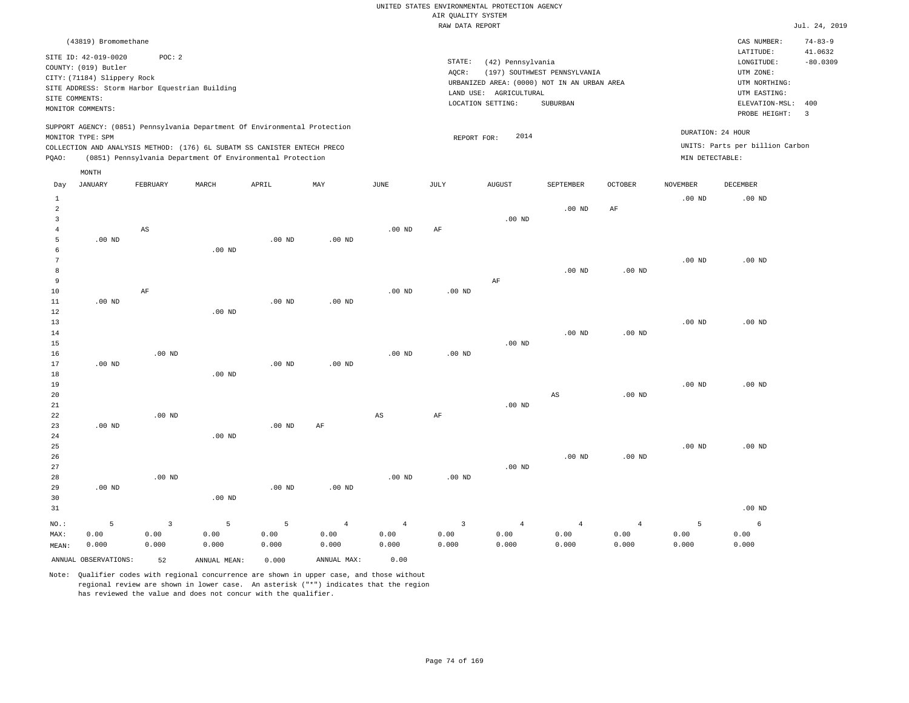UNITED STATES ENVIRONMENTAL PROTECTION AGENCY
AIR QUALITY SYSTEM
RAW DATA REPORT

Jul. 24, 2019

(43819) Bromomethane

SITE ID: 42-019-0020 POC: 2
COUNTY: (019) Butler
CITY: (71184) Slippery Rock
SITE ADDRESS: Storm Harbor Equestrian Building
SITE COMMENTS:
MONITOR COMMENTS:

STATE: (42) Pennsylvania
AQCR: (197) SOUTHWEST PENNSYLVANIA
URBANIZED AREA: (0000) NOT IN AN URBAN AREA
LAND USE: AGRICULTURAL
LOCATION SETTING: SUBURBAN

CAS NUMBER: 74-83-9
LATITUDE: 41.0632
LONGITUDE: -80.0309
UTM ZONE:
UTM NORTHING:
UTM EASTING:
ELEVATION-MSL: 400
PROBE HEIGHT: 3

SUPPORT AGENCY: (0851) Pennsylvania Department Of Environmental Protection
MONITOR TYPE: SPM
COLLECTION AND ANALYSIS METHOD: (176) 6L SUBATM SS CANISTER ENTECH PRECO
PQAO: (0851) Pennsylvania Department Of Environmental Protection

REPORT FOR: 2014

DURATION: 24 HOUR
UNITS: Parts per billion Carbon
MIN DETECTABLE:

| Day | JANUARY | FEBRUARY | MARCH | APRIL | MAY | JUNE | JULY | AUGUST | SEPTEMBER | OCTOBER | NOVEMBER | DECEMBER |
|---|---|---|---|---|---|---|---|---|---|---|---|---|
| 1 | | | | | | | | | | | .00 ND | .00 ND |
| 2 | | | | | | | | | .00 ND | AF | | |
| 3 | | | | | | | | .00 ND | | | | |
| 4 | | AS | | | | .00 ND | AF | | | | | |
| 5 | .00 ND | | | .00 ND | .00 ND | | | | | | | |
| 6 | | | .00 ND | | | | | | | | | |
| 7 | | | | | | | | | | | .00 ND | .00 ND |
| 8 | | | | | | | | | .00 ND | .00 ND | | |
| 9 | | | | | | | | AF | | | | |
| 10 | | AF | | | | .00 ND | .00 ND | | | | | |
| 11 | .00 ND | | | .00 ND | .00 ND | | | | | | | |
| 12 | | | .00 ND | | | | | | | | | |
| 13 | | | | | | | | | | | .00 ND | .00 ND |
| 14 | | | | | | | | | .00 ND | .00 ND | | |
| 15 | | | | | | | | .00 ND | | | | |
| 16 | | .00 ND | | | | .00 ND | .00 ND | | | | | |
| 17 | .00 ND | | | .00 ND | .00 ND | | | | | | | |
| 18 | | | .00 ND | | | | | | | | | |
| 19 | | | | | | | | | | | .00 ND | .00 ND |
| 20 | | | | | | | | | AS | .00 ND | | |
| 21 | | | | | | | | .00 ND | | | | |
| 22 | | .00 ND | | | | AS | AF | | | | | |
| 23 | .00 ND | | | .00 ND | AF | | | | | | | |
| 24 | | | .00 ND | | | | | | | | | |
| 25 | | | | | | | | | | | .00 ND | .00 ND |
| 26 | | | | | | | | | .00 ND | .00 ND | | |
| 27 | | | | | | | | .00 ND | | | | |
| 28 | | .00 ND | | | | .00 ND | .00 ND | | | | | |
| 29 | .00 ND | | | .00 ND | .00 ND | | | | | | | |
| 30 | | | .00 ND | | | | | | | | | |
| 31 | | | | | | | | | | | | .00 ND |
| NO.: | 5 | 3 | 5 | 5 | 4 | 4 | 3 | 4 | 4 | 4 | 5 | 6 |
| MAX: | 0.00 | 0.00 | 0.00 | 0.00 | 0.00 | 0.00 | 0.00 | 0.00 | 0.00 | 0.00 | 0.00 | 0.00 |
| MEAN: | 0.000 | 0.000 | 0.000 | 0.000 | 0.000 | 0.000 | 0.000 | 0.000 | 0.000 | 0.000 | 0.000 | 0.000 |

ANNUAL OBSERVATIONS: 52 ANNUAL MEAN: 0.000 ANNUAL MAX: 0.00

Note: Qualifier codes with regional concurrence are shown in upper case, and those without regional review are shown in lower case. An asterisk ("*") indicates that the region has reviewed the value and does not concur with the qualifier.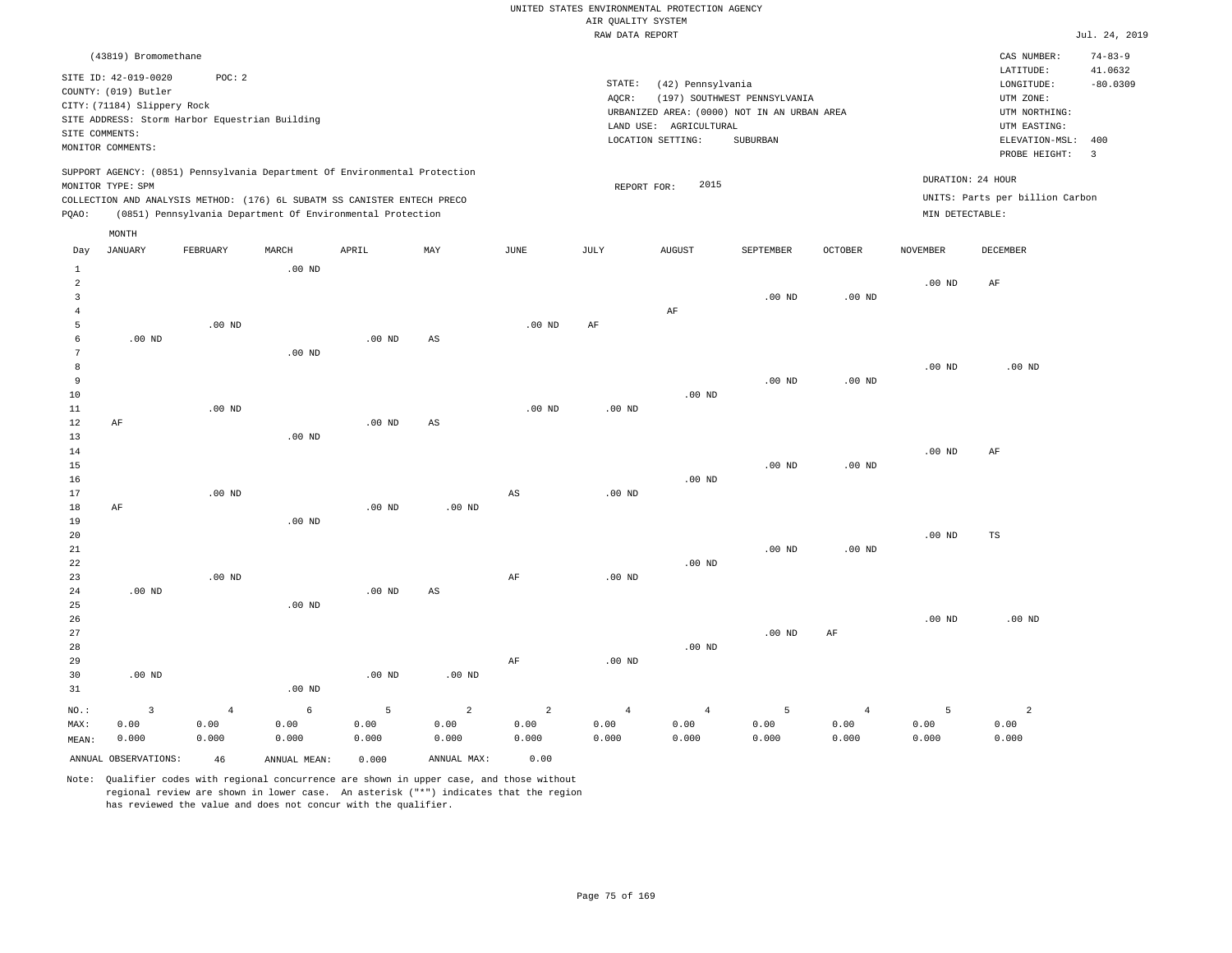UNITED STATES ENVIRONMENTAL PROTECTION AGENCY
AIR QUALITY SYSTEM
RAW DATA REPORT

Jul. 24, 2019

(43819) Bromomethane

SITE ID: 42-019-0020 POC: 2
COUNTY: (019) Butler
CITY: (71184) Slippery Rock
SITE ADDRESS: Storm Harbor Equestrian Building
SITE COMMENTS:
MONITOR COMMENTS:

STATE: (42) Pennsylvania
AQCR: (197) SOUTHWEST PENNSYLVANIA
URBANIZED AREA: (0000) NOT IN AN URBAN AREA
LAND USE: AGRICULTURAL
LOCATION SETTING: SUBURBAN

CAS NUMBER: 74-83-9
LATITUDE: 41.0632
LONGITUDE: -80.0309
UTM ZONE:
UTM NORTHING:
UTM EASTING:
ELEVATION-MSL: 400
PROBE HEIGHT: 3

SUPPORT AGENCY: (0851) Pennsylvania Department Of Environmental Protection
MONITOR TYPE: SPM
COLLECTION AND ANALYSIS METHOD: (176) 6L SUBATM SS CANISTER ENTECH PRECO
PQAO: (0851) Pennsylvania Department Of Environmental Protection

REPORT FOR: 2015

DURATION: 24 HOUR
UNITS: Parts per billion Carbon
MIN DETECTABLE:

| Day | JANUARY | FEBRUARY | MARCH | APRIL | MAY | JUNE | JULY | AUGUST | SEPTEMBER | OCTOBER | NOVEMBER | DECEMBER |
|---|---|---|---|---|---|---|---|---|---|---|---|---|
| 1 | | | .00 ND | | | | | | | | | |
| 2 | | | | | | | | | | | .00 ND | AF |
| 3 | | | | | | | | | .00 ND | .00 ND | | |
| 4 | | | | | | | | AF | | | | |
| 5 | | .00 ND | | | | .00 ND | AF | | | | | |
| 6 | .00 ND | | | .00 ND | AS | | | | | | | |
| 7 | | | .00 ND | | | | | | | | | |
| 8 | | | | | | | | | | | .00 ND | .00 ND |
| 9 | | | | | | | | | .00 ND | .00 ND | | |
| 10 | | | | | | | | .00 ND | | | | |
| 11 | | .00 ND | | | | .00 ND | .00 ND | | | | | |
| 12 | AF | | | .00 ND | AS | | | | | | | |
| 13 | | | .00 ND | | | | | | | | | |
| 14 | | | | | | | | | | | .00 ND | AF |
| 15 | | | | | | | | | .00 ND | .00 ND | | |
| 16 | | | | | | | | .00 ND | | | | |
| 17 | | .00 ND | | | | AS | .00 ND | | | | | |
| 18 | AF | | | .00 ND | .00 ND | | | | | | | |
| 19 | | | .00 ND | | | | | | | | | |
| 20 | | | | | | | | | | | .00 ND | TS |
| 21 | | | | | | | | | .00 ND | .00 ND | | |
| 22 | | | | | | | | .00 ND | | | | |
| 23 | | .00 ND | | | | AF | .00 ND | | | | | |
| 24 | .00 ND | | | .00 ND | AS | | | | | | | |
| 25 | | | .00 ND | | | | | | | | | |
| 26 | | | | | | | | | | | .00 ND | .00 ND |
| 27 | | | | | | | | | .00 ND | AF | | |
| 28 | | | | | | | | .00 ND | | | | |
| 29 | | | | | | AF | .00 ND | | | | | |
| 30 | .00 ND | | | .00 ND | .00 ND | | | | | | | |
| 31 | | | .00 ND | | | | | | | | | |
| NO.: | 3 | 4 | 6 | 5 | 2 | 2 | 4 | 4 | 5 | 4 | 5 | 2 |
| MAX: | 0.00 | 0.00 | 0.00 | 0.00 | 0.00 | 0.00 | 0.00 | 0.00 | 0.00 | 0.00 | 0.00 | 0.00 |
| MEAN: | 0.000 | 0.000 | 0.000 | 0.000 | 0.000 | 0.000 | 0.000 | 0.000 | 0.000 | 0.000 | 0.000 | 0.000 |

ANNUAL OBSERVATIONS: 46 ANNUAL MEAN: 0.000 ANNUAL MAX: 0.00

Note: Qualifier codes with regional concurrence are shown in upper case, and those without regional review are shown in lower case. An asterisk ("*") indicates that the region has reviewed the value and does not concur with the qualifier.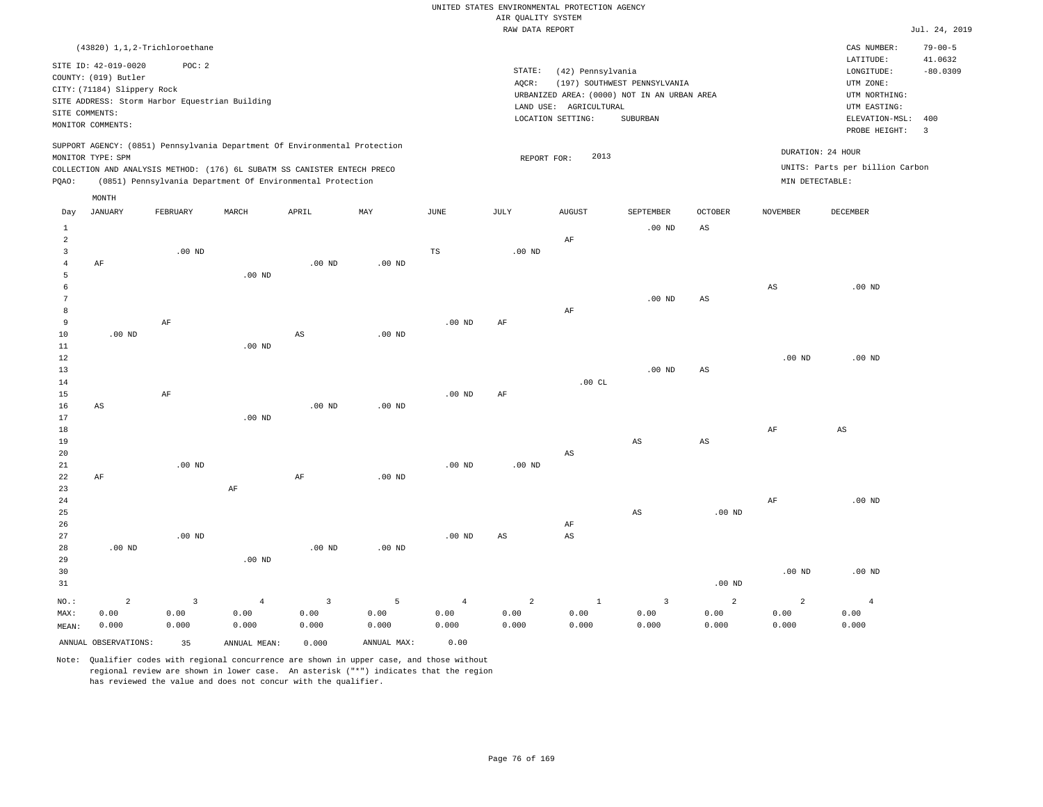UNITED STATES ENVIRONMENTAL PROTECTION AGENCY
AIR QUALITY SYSTEM
RAW DATA REPORT

Jul. 24, 2019

(43820) 1,1,2-Trichloroethane

SITE ID: 42-019-0020 POC: 2
COUNTY: (019) Butler
CITY: (71184) Slippery Rock
SITE ADDRESS: Storm Harbor Equestrian Building
SITE COMMENTS:
MONITOR COMMENTS:

STATE: (42) Pennsylvania
AQCR: (197) SOUTHWEST PENNSYLVANIA
URBANIZED AREA: (0000) NOT IN AN URBAN AREA
LAND USE: AGRICULTURAL
LOCATION SETTING: SUBURBAN

CAS NUMBER: 79-00-5
LATITUDE: 41.0632
LONGITUDE: -80.0309
UTM ZONE:
UTM NORTHING:
UTM EASTING:
ELEVATION-MSL: 400
PROBE HEIGHT: 3

SUPPORT AGENCY: (0851) Pennsylvania Department Of Environmental Protection
MONITOR TYPE: SPM
COLLECTION AND ANALYSIS METHOD: (176) 6L SUBATM SS CANISTER ENTECH PRECO
PQAO: (0851) Pennsylvania Department Of Environmental Protection

REPORT FOR: 2013

DURATION: 24 HOUR
UNITS: Parts per billion Carbon
MIN DETECTABLE:

| Day | JANUARY | FEBRUARY | MARCH | APRIL | MAY | JUNE | JULY | AUGUST | SEPTEMBER | OCTOBER | NOVEMBER | DECEMBER |
|---|---|---|---|---|---|---|---|---|---|---|---|---|
| 1 | | | | | | | | | .00 ND | AS | | |
| 2 | | | | | | | | AF | | | | |
| 3 | | .00 ND | | | | TS | .00 ND | | | | | |
| 4 | AF | | | .00 ND | .00 ND | | | | | | | |
| 5 | | | .00 ND | | | | | | | | | |
| 6 | | | | | | | | | | | AS | .00 ND |
| 7 | | | | | | | | | .00 ND | AS | | |
| 8 | | | | | | | | AF | | | | |
| 9 | | AF | | | | .00 ND | AF | | | | | |
| 10 | .00 ND | | | AS | .00 ND | | | | | | | |
| 11 | | | .00 ND | | | | | | | | | |
| 12 | | | | | | | | | | | .00 ND | .00 ND |
| 13 | | | | | | | | | .00 ND | AS | | |
| 14 | | | | | | | | .00 CL | | | | |
| 15 | | AF | | | | .00 ND | AF | | | | | |
| 16 | AS | | | .00 ND | .00 ND | | | | | | | |
| 17 | | | .00 ND | | | | | | | | | |
| 18 | | | | | | | | | | | AF | AS |
| 19 | | | | | | | | | AS | AS | | |
| 20 | | | | | | | | AS | | | | |
| 21 | | .00 ND | | | | .00 ND | .00 ND | | | | | |
| 22 | AF | | | AF | .00 ND | | | | | | | |
| 23 | | | AF | | | | | | | | | |
| 24 | | | | | | | | | | | AF | .00 ND |
| 25 | | | | | | | | | AS | .00 ND | | |
| 26 | | | | | | | | AF | | | | |
| 27 | | .00 ND | | | | .00 ND | AS | AS | | | | |
| 28 | .00 ND | | | .00 ND | .00 ND | | | | | | | |
| 29 | | | .00 ND | | | | | | | | | |
| 30 | | | | | | | | | | | .00 ND | .00 ND |
| 31 | | | | | | | | | | .00 ND | | |
| NO.: | 2 | 3 | 4 | 3 | 5 | 4 | 2 | 1 | 3 | 2 | 2 | 4 |
| MAX: | 0.00 | 0.00 | 0.00 | 0.00 | 0.00 | 0.00 | 0.00 | 0.00 | 0.00 | 0.00 | 0.00 | 0.00 |
| MEAN: | 0.000 | 0.000 | 0.000 | 0.000 | 0.000 | 0.000 | 0.000 | 0.000 | 0.000 | 0.000 | 0.000 | 0.000 |

ANNUAL OBSERVATIONS: 35 ANNUAL MEAN: 0.000 ANNUAL MAX: 0.00

Note: Qualifier codes with regional concurrence are shown in upper case, and those without regional review are shown in lower case. An asterisk ("*") indicates that the region has reviewed the value and does not concur with the qualifier.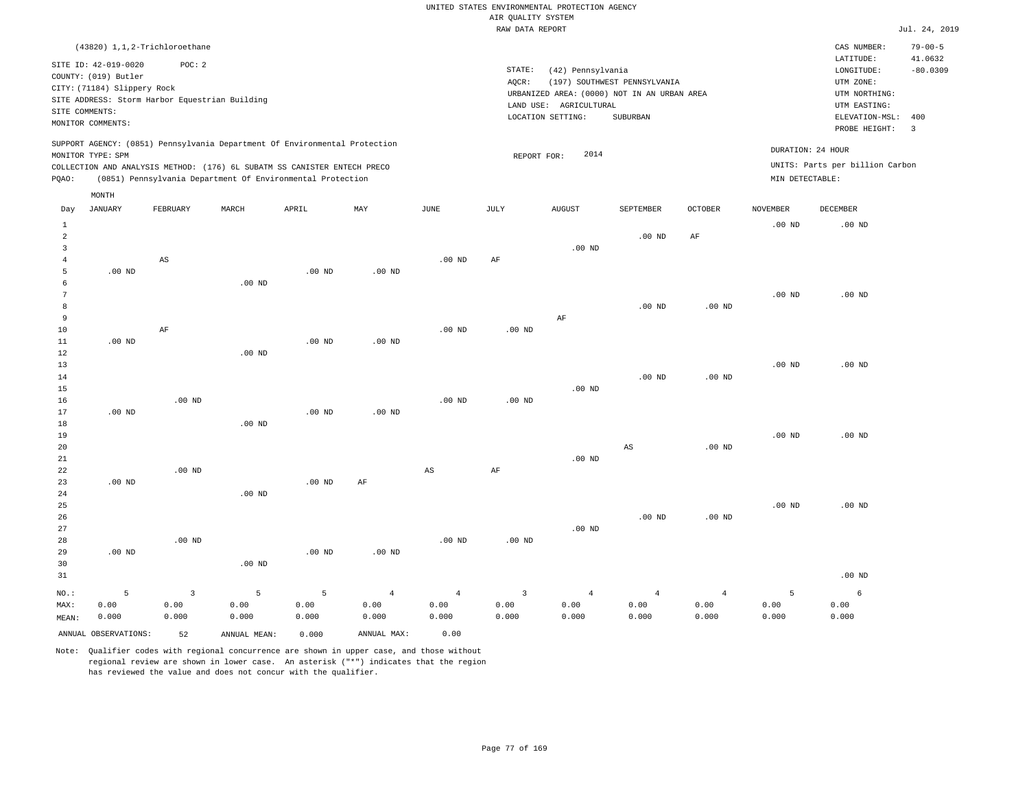UNITED STATES ENVIRONMENTAL PROTECTION AGENCY
AIR QUALITY SYSTEM
RAW DATA REPORT

Jul. 24, 2019

(43820) 1,1,2-Trichloroethane

SITE ID: 42-019-0020 POC: 2
COUNTY: (019) Butler
CITY: (71184) Slippery Rock
SITE ADDRESS: Storm Harbor Equestrian Building
SITE COMMENTS:
MONITOR COMMENTS:

STATE: (42) Pennsylvania
AQCR: (197) SOUTHWEST PENNSYLVANIA
URBANIZED AREA: (0000) NOT IN AN URBAN AREA
LAND USE: AGRICULTURAL
LOCATION SETTING: SUBURBAN

CAS NUMBER: 79-00-5
LATITUDE: 41.0632
LONGITUDE: -80.0309
UTM ZONE:
UTM NORTHING:
UTM EASTING:
ELEVATION-MSL: 400
PROBE HEIGHT: 3

SUPPORT AGENCY: (0851) Pennsylvania Department Of Environmental Protection
MONITOR TYPE: SPM
COLLECTION AND ANALYSIS METHOD: (176) 6L SUBATM SS CANISTER ENTECH PRECO
PQAO: (0851) Pennsylvania Department Of Environmental Protection

REPORT FOR: 2014

DURATION: 24 HOUR
UNITS: Parts per billion Carbon
MIN DETECTABLE:

| Day | JANUARY | FEBRUARY | MARCH | APRIL | MAY | JUNE | JULY | AUGUST | SEPTEMBER | OCTOBER | NOVEMBER | DECEMBER |
|---|---|---|---|---|---|---|---|---|---|---|---|---|
| 1 | | | | | | | | | | | .00 ND | .00 ND |
| 2 | | | | | | | | | .00 ND | AF | | |
| 3 | | | | | | | | .00 ND | | | | |
| 4 | | AS | | | | .00 ND | AF | | | | | |
| 5 | .00 ND | | | .00 ND | .00 ND | | | | | | | |
| 6 | | | .00 ND | | | | | | | | | |
| 7 | | | | | | | | | | | .00 ND | .00 ND |
| 8 | | | | | | | | | .00 ND | .00 ND | | |
| 9 | | | | | | | | AF | | | | |
| 10 | | AF | | | | .00 ND | .00 ND | | | | | |
| 11 | .00 ND | | | .00 ND | .00 ND | | | | | | | |
| 12 | | | .00 ND | | | | | | | | | |
| 13 | | | | | | | | | | | .00 ND | .00 ND |
| 14 | | | | | | | | | .00 ND | .00 ND | | |
| 15 | | | | | | | | .00 ND | | | | |
| 16 | | .00 ND | | | | .00 ND | .00 ND | | | | | |
| 17 | .00 ND | | | .00 ND | .00 ND | | | | | | | |
| 18 | | | .00 ND | | | | | | | | | |
| 19 | | | | | | | | | | | .00 ND | .00 ND |
| 20 | | | | | | | | | AS | .00 ND | | |
| 21 | | | | | | | | .00 ND | | | | |
| 22 | | .00 ND | | | | AS | AF | | | | | |
| 23 | .00 ND | | | .00 ND | AF | | | | | | | |
| 24 | | | .00 ND | | | | | | | | | |
| 25 | | | | | | | | | | | .00 ND | .00 ND |
| 26 | | | | | | | | | .00 ND | .00 ND | | |
| 27 | | | | | | | | .00 ND | | | | |
| 28 | | .00 ND | | | | .00 ND | .00 ND | | | | | |
| 29 | .00 ND | | | .00 ND | .00 ND | | | | | | | |
| 30 | | | .00 ND | | | | | | | | | |
| 31 | | | | | | | | | | | | .00 ND |
| NO.: | 5 | 3 | 5 | 5 | 4 | 4 | 3 | 4 | 4 | 4 | 5 | 6 |
| MAX: | 0.00 | 0.00 | 0.00 | 0.00 | 0.00 | 0.00 | 0.00 | 0.00 | 0.00 | 0.00 | 0.00 | 0.00 |
| MEAN: | 0.000 | 0.000 | 0.000 | 0.000 | 0.000 | 0.000 | 0.000 | 0.000 | 0.000 | 0.000 | 0.000 | 0.000 |

ANNUAL OBSERVATIONS: 52 ANNUAL MEAN: 0.000 ANNUAL MAX: 0.00

Note: Qualifier codes with regional concurrence are shown in upper case, and those without regional review are shown in lower case. An asterisk ("*") indicates that the region has reviewed the value and does not concur with the qualifier.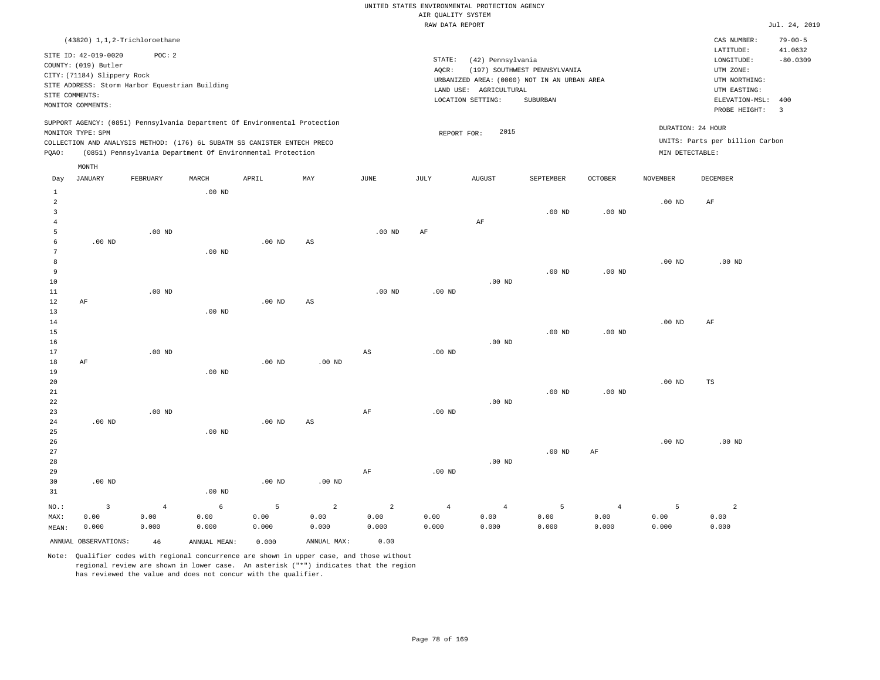UNITED STATES ENVIRONMENTAL PROTECTION AGENCY
AIR QUALITY SYSTEM
RAW DATA REPORT

Jul. 24, 2019

(43820) 1,1,2-Trichloroethane

SITE ID: 42-019-0020 POC: 2
COUNTY: (019) Butler
CITY: (71184) Slippery Rock
SITE ADDRESS: Storm Harbor Equestrian Building
SITE COMMENTS:
MONITOR COMMENTS:

STATE: (42) Pennsylvania
AQCR: (197) SOUTHWEST PENNSYLVANIA
URBANIZED AREA: (0000) NOT IN AN URBAN AREA
LAND USE: AGRICULTURAL
LOCATION SETTING: SUBURBAN

CAS NUMBER: 79-00-5
LATITUDE: 41.0632
LONGITUDE: -80.0309
UTM ZONE:
UTM NORTHING:
UTM EASTING:
ELEVATION-MSL: 400
PROBE HEIGHT: 3

SUPPORT AGENCY: (0851) Pennsylvania Department Of Environmental Protection
MONITOR TYPE: SPM
COLLECTION AND ANALYSIS METHOD: (176) 6L SUBATM SS CANISTER ENTECH PRECO
PQAO: (0851) Pennsylvania Department Of Environmental Protection

REPORT FOR: 2015

DURATION: 24 HOUR
UNITS: Parts per billion Carbon
MIN DETECTABLE:

| Day | JANUARY | FEBRUARY | MARCH | APRIL | MAY | JUNE | JULY | AUGUST | SEPTEMBER | OCTOBER | NOVEMBER | DECEMBER |
|---|---|---|---|---|---|---|---|---|---|---|---|---|
| 1 | | | .00 ND | | | | | | | | | |
| 2 | | | | | | | | | | | .00 ND | AF |
| 3 | | | | | | | | | .00 ND | .00 ND | | |
| 4 | | | | | | | | AF | | | | |
| 5 | | .00 ND | | | | .00 ND | AF | | | | | |
| 6 | .00 ND | | | .00 ND | AS | | | | | | | |
| 7 | | | .00 ND | | | | | | | | | |
| 8 | | | | | | | | | | | .00 ND | .00 ND |
| 9 | | | | | | | | | .00 ND | .00 ND | | |
| 10 | | | | | | | | .00 ND | | | | |
| 11 | | .00 ND | | | | .00 ND | .00 ND | | | | | |
| 12 | AF | | | .00 ND | AS | | | | | | | |
| 13 | | | .00 ND | | | | | | | | | |
| 14 | | | | | | | | | | | .00 ND | AF |
| 15 | | | | | | | | | .00 ND | .00 ND | | |
| 16 | | | | | | | | .00 ND | | | | |
| 17 | | .00 ND | | | | AS | .00 ND | | | | | |
| 18 | AF | | | .00 ND | .00 ND | | | | | | | |
| 19 | | | .00 ND | | | | | | | | | |
| 20 | | | | | | | | | | | .00 ND | TS |
| 21 | | | | | | | | | .00 ND | .00 ND | | |
| 22 | | | | | | | | .00 ND | | | | |
| 23 | | .00 ND | | | | AF | .00 ND | | | | | |
| 24 | .00 ND | | | .00 ND | AS | | | | | | | |
| 25 | | | .00 ND | | | | | | | | | |
| 26 | | | | | | | | | | | .00 ND | .00 ND |
| 27 | | | | | | | | | .00 ND | AF | | |
| 28 | | | | | | | | .00 ND | | | | |
| 29 | | | | | | AF | .00 ND | | | | | |
| 30 | .00 ND | | | .00 ND | .00 ND | | | | | | | |
| 31 | | | .00 ND | | | | | | | | | |
| NO.: | 3 | 4 | 6 | 5 | 2 | 2 | 4 | 4 | 5 | 4 | 5 | 2 |
| MAX: | 0.00 | 0.00 | 0.00 | 0.00 | 0.00 | 0.00 | 0.00 | 0.00 | 0.00 | 0.00 | 0.00 | 0.00 |
| MEAN: | 0.000 | 0.000 | 0.000 | 0.000 | 0.000 | 0.000 | 0.000 | 0.000 | 0.000 | 0.000 | 0.000 | 0.000 |

ANNUAL OBSERVATIONS: 46 ANNUAL MEAN: 0.000 ANNUAL MAX: 0.00

Note: Qualifier codes with regional concurrence are shown in upper case, and those without regional review are shown in lower case. An asterisk ("*") indicates that the region has reviewed the value and does not concur with the qualifier.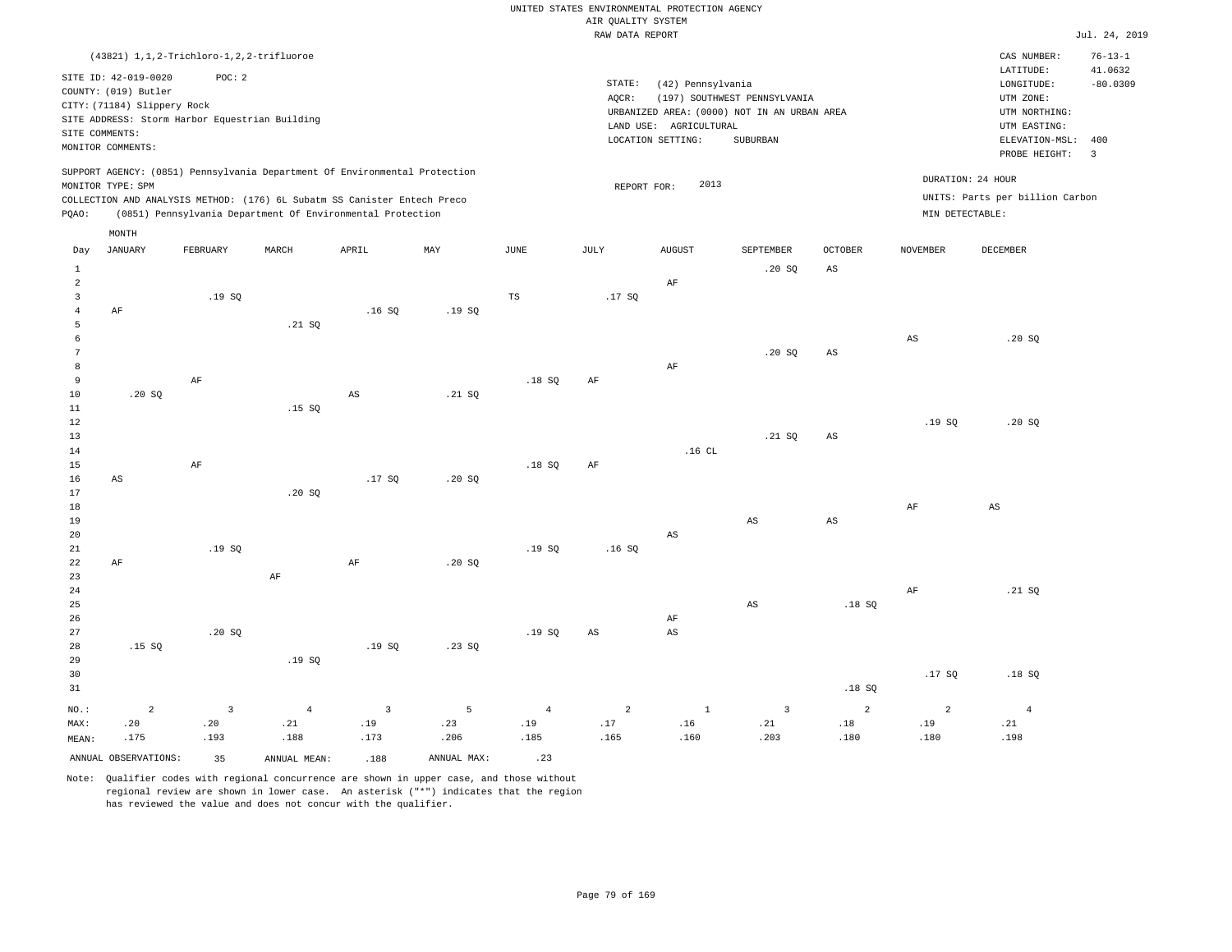UNITED STATES ENVIRONMENTAL PROTECTION AGENCY
AIR QUALITY SYSTEM
RAW DATA REPORT

Jul. 24, 2019

(43821) 1,1,2-Trichloro-1,2,2-trifluoroe

SITE ID: 42-019-0020 POC: 2
COUNTY: (019) Butler
CITY: (71184) Slippery Rock
SITE ADDRESS: Storm Harbor Equestrian Building
SITE COMMENTS:
MONITOR COMMENTS:

STATE: (42) Pennsylvania
AQCR: (197) SOUTHWEST PENNSYLVANIA
URBANIZED AREA: (0000) NOT IN AN URBAN AREA
LAND USE: AGRICULTURAL
LOCATION SETTING: SUBURBAN

CAS NUMBER: 76-13-1
LATITUDE: 41.0632
LONGITUDE: -80.0309
UTM ZONE:
UTM NORTHING:
UTM EASTING:
ELEVATION-MSL: 400
PROBE HEIGHT: 3

SUPPORT AGENCY: (0851) Pennsylvania Department Of Environmental Protection
MONITOR TYPE: SPM
COLLECTION AND ANALYSIS METHOD: (176) 6L Subatm SS Canister Entech Preco
PQAO: (0851) Pennsylvania Department Of Environmental Protection

REPORT FOR: 2013

DURATION: 24 HOUR
UNITS: Parts per billion Carbon
MIN DETECTABLE:

| Day | JANUARY | FEBRUARY | MARCH | APRIL | MAY | JUNE | JULY | AUGUST | SEPTEMBER | OCTOBER | NOVEMBER | DECEMBER |
|---|---|---|---|---|---|---|---|---|---|---|---|---|
| 1 | | | | | | | | | .20 SQ | AS | | |
| 2 | | | | | | | | AF | | | | |
| 3 | | .19 SQ | | | | TS | .17 SQ | | | | | |
| 4 | AF | | | .16 SQ | .19 SQ | | | | | | | |
| 5 | | | .21 SQ | | | | | | | | | |
| 6 | | | | | | | | | | | AS | .20 SQ |
| 7 | | | | | | | | | .20 SQ | AS | | |
| 8 | | | | | | | | AF | | | | |
| 9 | | AF | | | | .18 SQ | AF | | | | | |
| 10 | .20 SQ | | | AS | .21 SQ | | | | | | | |
| 11 | | | .15 SQ | | | | | | | | | |
| 12 | | | | | | | | | | | .19 SQ | .20 SQ |
| 13 | | | | | | | | | .21 SQ | AS | | |
| 14 | | | | | | | | .16 CL | | | | |
| 15 | | AF | | | | .18 SQ | AF | | | | | |
| 16 | AS | | | .17 SQ | .20 SQ | | | | | | | |
| 17 | | | .20 SQ | | | | | | | | | |
| 18 | | | | | | | | | | | AF | AS |
| 19 | | | | | | | | | AS | AS | | |
| 20 | | | | | | | | AS | | | | |
| 21 | | .19 SQ | | | | .19 SQ | .16 SQ | | | | | |
| 22 | AF | | | AF | .20 SQ | | | | | | | |
| 23 | | | AF | | | | | | | | | |
| 24 | | | | | | | | | | | AF | .21 SQ |
| 25 | | | | | | | | | AS | .18 SQ | | |
| 26 | | | | | | | | AF | | | | |
| 27 | | .20 SQ | | | | .19 SQ | AS | AS | | | | |
| 28 | .15 SQ | | | .19 SQ | .23 SQ | | | | | | | |
| 29 | | | .19 SQ | | | | | | | | | |
| 30 | | | | | | | | | | | .17 SQ | .18 SQ |
| 31 | | | | | | | | | | .18 SQ | | |
| NO.: | 2 | 3 | 4 | 3 | 5 | 4 | 2 | 1 | 3 | 2 | 2 | 4 |
| MAX: | .20 | .20 | .21 | .19 | .23 | .19 | .17 | .16 | .21 | .18 | .19 | .21 |
| MEAN: | .175 | .193 | .188 | .173 | .206 | .185 | .165 | .160 | .203 | .180 | .180 | .198 |

ANNUAL OBSERVATIONS: 35 ANNUAL MEAN: .188 ANNUAL MAX: .23

Note: Qualifier codes with regional concurrence are shown in upper case, and those without regional review are shown in lower case. An asterisk ("*") indicates that the region has reviewed the value and does not concur with the qualifier.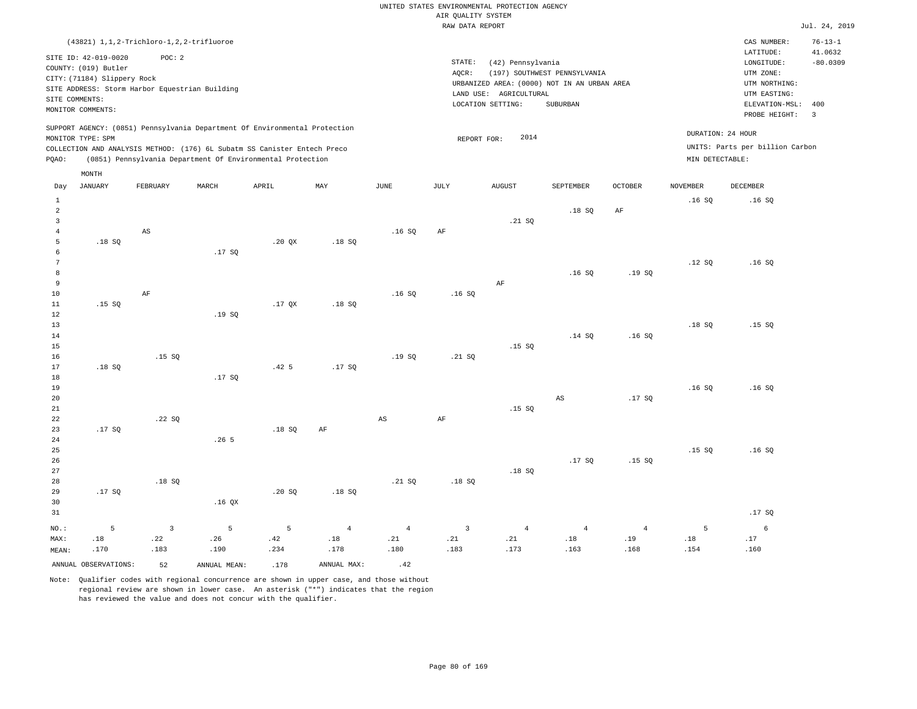UNITED STATES ENVIRONMENTAL PROTECTION AGENCY
AIR QUALITY SYSTEM
RAW DATA REPORT

Jul. 24, 2019

(43821) 1,1,2-Trichloro-1,2,2-trifluoroe

SITE ID: 42-019-0020 POC: 2
COUNTY: (019) Butler
CITY: (71184) Slippery Rock
SITE ADDRESS: Storm Harbor Equestrian Building
SITE COMMENTS:
MONITOR COMMENTS:

STATE: (42) Pennsylvania
AQCR: (197) SOUTHWEST PENNSYLVANIA
URBANIZED AREA: (0000) NOT IN AN URBAN AREA
LAND USE: AGRICULTURAL
LOCATION SETTING: SUBURBAN

CAS NUMBER: 76-13-1
LATITUDE: 41.0632
LONGITUDE: -80.0309
UTM ZONE:
UTM NORTHING:
UTM EASTING:
ELEVATION-MSL: 400
PROBE HEIGHT: 3

SUPPORT AGENCY: (0851) Pennsylvania Department Of Environmental Protection
MONITOR TYPE: SPM
COLLECTION AND ANALYSIS METHOD: (176) 6L Subatm SS Canister Entech Preco
PQAO: (0851) Pennsylvania Department Of Environmental Protection

REPORT FOR: 2014

DURATION: 24 HOUR
UNITS: Parts per billion Carbon
MIN DETECTABLE:

| Day | JANUARY | FEBRUARY | MARCH | APRIL | MAY | JUNE | JULY | AUGUST | SEPTEMBER | OCTOBER | NOVEMBER | DECEMBER |
|---|---|---|---|---|---|---|---|---|---|---|---|---|
| 1 | | | | | | | | | | | .16 SQ | .16 SQ |
| 2 | | | | | | | | | .18 SQ | AF | | |
| 3 | | | | | | | | .21 SQ | | | | |
| 4 | | AS | | | | .16 SQ | AF | | | | | |
| 5 | .18 SQ | | | .20 QX | .18 SQ | | | | | | | |
| 6 | | | .17 SQ | | | | | | | | | |
| 7 | | | | | | | | | | | .12 SQ | .16 SQ |
| 8 | | | | | | | | | .16 SQ | .19 SQ | | |
| 9 | | | | | | | | AF | | | | |
| 10 | | AF | | | | .16 SQ | .16 SQ | | | | | |
| 11 | .15 SQ | | | .17 QX | .18 SQ | | | | | | | |
| 12 | | | .19 SQ | | | | | | | | | |
| 13 | | | | | | | | | | | .18 SQ | .15 SQ |
| 14 | | | | | | | | | .14 SQ | .16 SQ | | |
| 15 | | | | | | | | .15 SQ | | | | |
| 16 | | .15 SQ | | | | .19 SQ | .21 SQ | | | | | |
| 17 | .18 SQ | | | .42 5 | .17 SQ | | | | | | | |
| 18 | | | .17 SQ | | | | | | | | | |
| 19 | | | | | | | | | | | .16 SQ | .16 SQ |
| 20 | | | | | | | | | AS | .17 SQ | | |
| 21 | | | | | | | | .15 SQ | | | | |
| 22 | | .22 SQ | | | | AS | AF | | | | | |
| 23 | .17 SQ | | | .18 SQ | AF | | | | | | | |
| 24 | | | .26 5 | | | | | | | | | |
| 25 | | | | | | | | | | | .15 SQ | .16 SQ |
| 26 | | | | | | | | | .17 SQ | .15 SQ | | |
| 27 | | | | | | | | .18 SQ | | | | |
| 28 | | .18 SQ | | | | .21 SQ | .18 SQ | | | | | |
| 29 | .17 SQ | | | .20 SQ | .18 SQ | | | | | | | |
| 30 | | | .16 QX | | | | | | | | | |
| 31 | | | | | | | | | | | | .17 SQ |
| NO.: | 5 | 3 | 5 | 5 | 4 | 4 | 3 | 4 | 4 | 4 | 5 | 6 |
| MAX: | .18 | .22 | .26 | .42 | .18 | .21 | .21 | .21 | .18 | .19 | .18 | .17 |
| MEAN: | .170 | .183 | .190 | .234 | .178 | .180 | .183 | .173 | .163 | .168 | .154 | .160 |

ANNUAL OBSERVATIONS: 52 ANNUAL MEAN: .178 ANNUAL MAX: .42

Note: Qualifier codes with regional concurrence are shown in upper case, and those without regional review are shown in lower case. An asterisk ("*") indicates that the region has reviewed the value and does not concur with the qualifier.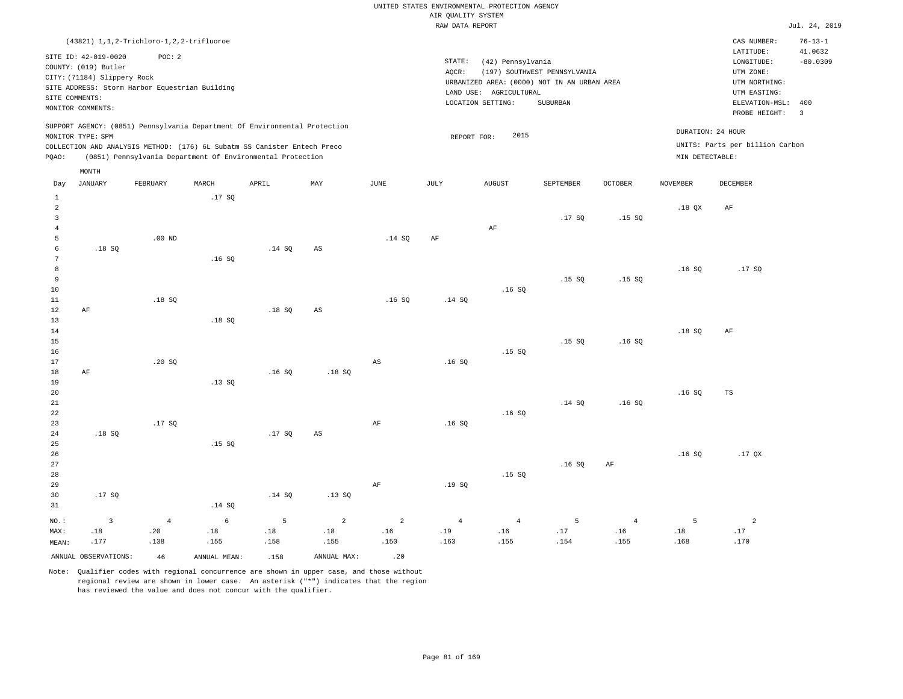UNITED STATES ENVIRONMENTAL PROTECTION AGENCY
AIR QUALITY SYSTEM
RAW DATA REPORT

Jul. 24, 2019

(43821) 1,1,2-Trichloro-1,2,2-trifluoroe

SITE ID: 42-019-0020 POC: 2
COUNTY: (019) Butler
CITY: (71184) Slippery Rock
SITE ADDRESS: Storm Harbor Equestrian Building
SITE COMMENTS:
MONITOR COMMENTS:

STATE: (42) Pennsylvania
AQCR: (197) SOUTHWEST PENNSYLVANIA
URBANIZED AREA: (0000) NOT IN AN URBAN AREA
LAND USE: AGRICULTURAL
LOCATION SETTING: SUBURBAN

CAS NUMBER: 76-13-1
LATITUDE: 41.0632
LONGITUDE: -80.0309
UTM ZONE:
UTM NORTHING:
UTM EASTING:
ELEVATION-MSL: 400
PROBE HEIGHT: 3

SUPPORT AGENCY: (0851) Pennsylvania Department Of Environmental Protection
MONITOR TYPE: SPM
COLLECTION AND ANALYSIS METHOD: (176) 6L Subatm SS Canister Entech Preco
PQAO: (0851) Pennsylvania Department Of Environmental Protection

REPORT FOR: 2015

DURATION: 24 HOUR
UNITS: Parts per billion Carbon
MIN DETECTABLE:

| Day | JANUARY | FEBRUARY | MARCH | APRIL | MAY | JUNE | JULY | AUGUST | SEPTEMBER | OCTOBER | NOVEMBER | DECEMBER |
|---|---|---|---|---|---|---|---|---|---|---|---|---|
| 1 | | | .17 SQ | | | | | | | | | |
| 2 | | | | | | | | | | | .18 QX | AF |
| 3 | | | | | | | | | .17 SQ | .15 SQ | | |
| 4 | | | | | | | | AF | | | | |
| 5 | | .00 ND | | | | .14 SQ | AF | | | | | |
| 6 | .18 SQ | | | .14 SQ | AS | | | | | | | |
| 7 | | | .16 SQ | | | | | | | | | |
| 8 | | | | | | | | | | | .16 SQ | .17 SQ |
| 9 | | | | | | | | | .15 SQ | .15 SQ | | |
| 10 | | | | | | | | .16 SQ | | | | |
| 11 | | .18 SQ | | | | .16 SQ | .14 SQ | | | | | |
| 12 | AF | | | .18 SQ | AS | | | | | | | |
| 13 | | | .18 SQ | | | | | | | | | |
| 14 | | | | | | | | | | | .18 SQ | AF |
| 15 | | | | | | | | | .15 SQ | .16 SQ | | |
| 16 | | | | | | | | .15 SQ | | | | |
| 17 | | .20 SQ | | | | AS | .16 SQ | | | | | |
| 18 | AF | | | .16 SQ | .18 SQ | | | | | | | |
| 19 | | | .13 SQ | | | | | | | | | |
| 20 | | | | | | | | | | | .16 SQ | TS |
| 21 | | | | | | | | | .14 SQ | .16 SQ | | |
| 22 | | | | | | | | .16 SQ | | | | |
| 23 | | .17 SQ | | | | AF | .16 SQ | | | | | |
| 24 | .18 SQ | | | .17 SQ | AS | | | | | | | |
| 25 | | | .15 SQ | | | | | | | | | |
| 26 | | | | | | | | | | | .16 SQ | .17 QX |
| 27 | | | | | | | | | .16 SQ | AF | | |
| 28 | | | | | | | | .15 SQ | | | | |
| 29 | | | | | | AF | .19 SQ | | | | | |
| 30 | .17 SQ | | | .14 SQ | .13 SQ | | | | | | | |
| 31 | | | .14 SQ | | | | | | | | | |
| NO.: | 3 | 4 | 6 | 5 | 2 | 2 | 4 | 4 | 5 | 4 | 5 | 2 |
| MAX: | .18 | .20 | .18 | .18 | .18 | .16 | .19 | .16 | .17 | .16 | .18 | .17 |
| MEAN: | .177 | .138 | .155 | .158 | .155 | .150 | .163 | .155 | .154 | .155 | .168 | .170 |

ANNUAL OBSERVATIONS: 46 ANNUAL MEAN: .158 ANNUAL MAX: .20

Note: Qualifier codes with regional concurrence are shown in upper case, and those without regional review are shown in lower case. An asterisk ("*") indicates that the region has reviewed the value and does not concur with the qualifier.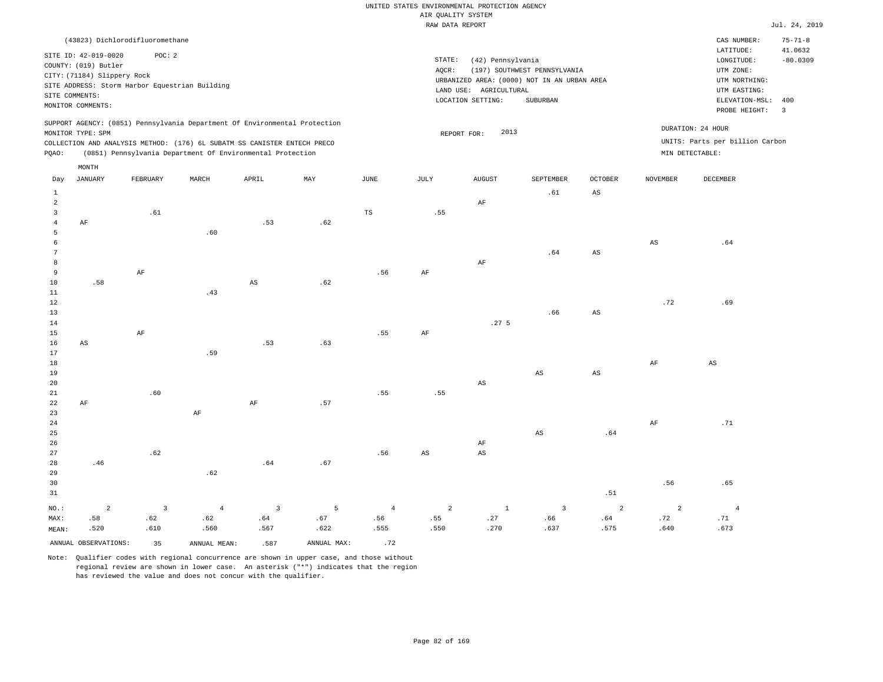UNITED STATES ENVIRONMENTAL PROTECTION AGENCY
AIR QUALITY SYSTEM
RAW DATA REPORT

Jul. 24, 2019

(43823) Dichlorodifluoromethane

SITE ID: 42-019-0020 POC: 2
COUNTY: (019) Butler
CITY: (71184) Slippery Rock
SITE ADDRESS: Storm Harbor Equestrian Building
SITE COMMENTS:
MONITOR COMMENTS:

STATE: (42) Pennsylvania
AQCR: (197) SOUTHWEST PENNSYLVANIA
URBANIZED AREA: (0000) NOT IN AN URBAN AREA
LAND USE: AGRICULTURAL
LOCATION SETTING: SUBURBAN

CAS NUMBER: 75-71-8
LATITUDE: 41.0632
LONGITUDE: -80.0309
UTM ZONE:
UTM NORTHING:
UTM EASTING:
ELEVATION-MSL: 400
PROBE HEIGHT: 3

SUPPORT AGENCY: (0851) Pennsylvania Department Of Environmental Protection
MONITOR TYPE: SPM
COLLECTION AND ANALYSIS METHOD: (176) 6L SUBATM SS CANISTER ENTECH PRECO
PQAO: (0851) Pennsylvania Department Of Environmental Protection

REPORT FOR: 2013

DURATION: 24 HOUR
UNITS: Parts per billion Carbon
MIN DETECTABLE:

| Day | JANUARY | FEBRUARY | MARCH | APRIL | MAY | JUNE | JULY | AUGUST | SEPTEMBER | OCTOBER | NOVEMBER | DECEMBER |
|---|---|---|---|---|---|---|---|---|---|---|---|---|
| 1 | | | | | | | | | .61 | AS | | |
| 2 | | | | | | | | AF | | | | |
| 3 | | .61 | | | | TS | .55 | | | | | |
| 4 | AF | | | .53 | .62 | | | | | | | |
| 5 | | | .60 | | | | | | | | | |
| 6 | | | | | | | | | | | AS | .64 |
| 7 | | | | | | | | | .64 | AS | | |
| 8 | | | | | | | | AF | | | | |
| 9 | | AF | | | | .56 | AF | | | | | |
| 10 | .58 | | | AS | .62 | | | | | | | |
| 11 | | | .43 | | | | | | | | | |
| 12 | | | | | | | | | | | .72 | .69 |
| 13 | | | | | | | | | .66 | AS | | |
| 14 | | | | | | | | .27 5 | | | | |
| 15 | | AF | | | | .55 | AF | | | | | |
| 16 | AS | | | .53 | .63 | | | | | | | |
| 17 | | | .59 | | | | | | | | | |
| 18 | | | | | | | | | | | AF | AS |
| 19 | | | | | | | | | AS | AS | | |
| 20 | | | | | | | | AS | | | | |
| 21 | | .60 | | | | .55 | .55 | | | | | |
| 22 | AF | | | AF | .57 | | | | | | | |
| 23 | | | AF | | | | | | | | | |
| 24 | | | | | | | | | | | AF | .71 |
| 25 | | | | | | | | | AS | .64 | | |
| 26 | | | | | | | | AF | | | | |
| 27 | | .62 | | | | .56 | AS | AS | | | | |
| 28 | .46 | | | .64 | .67 | | | | | | | |
| 29 | | | .62 | | | | | | | | | |
| 30 | | | | | | | | | | | .56 | .65 |
| 31 | | | | | | | | | | .51 | | |
| NO.: | 2 | 3 | 4 | 3 | 5 | 4 | 2 | 1 | 3 | 2 | 2 | 4 |
| MAX: | .58 | .62 | .62 | .64 | .67 | .56 | .55 | .27 | .66 | .64 | .72 | .71 |
| MEAN: | .520 | .610 | .560 | .567 | .622 | .555 | .550 | .270 | .637 | .575 | .640 | .673 |

ANNUAL OBSERVATIONS: 35 ANNUAL MEAN: .587 ANNUAL MAX: .72

Note: Qualifier codes with regional concurrence are shown in upper case, and those without regional review are shown in lower case. An asterisk ("*") indicates that the region has reviewed the value and does not concur with the qualifier.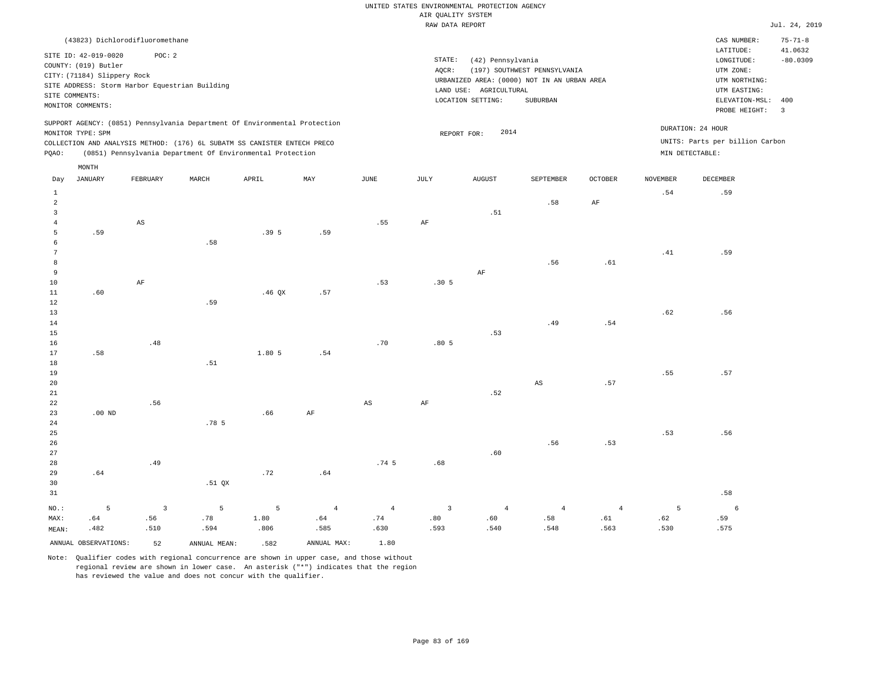UNITED STATES ENVIRONMENTAL PROTECTION AGENCY
AIR QUALITY SYSTEM
RAW DATA REPORT

Jul. 24, 2019

(43823) Dichlorodifluoromethane

SITE ID: 42-019-0020 POC: 2
COUNTY: (019) Butler
CITY: (71184) Slippery Rock
SITE ADDRESS: Storm Harbor Equestrian Building
SITE COMMENTS:
MONITOR COMMENTS:

STATE: (42) Pennsylvania
AQCR: (197) SOUTHWEST PENNSYLVANIA
URBANIZED AREA: (0000) NOT IN AN URBAN AREA
LAND USE: AGRICULTURAL
LOCATION SETTING: SUBURBAN

CAS NUMBER: 75-71-8
LATITUDE: 41.0632
LONGITUDE: -80.0309
UTM ZONE:
UTM NORTHING:
UTM EASTING:
ELEVATION-MSL: 400
PROBE HEIGHT: 3

SUPPORT AGENCY: (0851) Pennsylvania Department Of Environmental Protection
MONITOR TYPE: SPM
COLLECTION AND ANALYSIS METHOD: (176) 6L SUBATM SS CANISTER ENTECH PRECO
PQAO: (0851) Pennsylvania Department Of Environmental Protection

REPORT FOR: 2014

DURATION: 24 HOUR
UNITS: Parts per billion Carbon
MIN DETECTABLE:

| Day | JANUARY | FEBRUARY | MARCH | APRIL | MAY | JUNE | JULY | AUGUST | SEPTEMBER | OCTOBER | NOVEMBER | DECEMBER |
|---|---|---|---|---|---|---|---|---|---|---|---|---|
| 1 | | | | | | | | | | | .54 | .59 |
| 2 | | | | | | | | | .58 | AF | | |
| 3 | | | | | | | | .51 | | | | |
| 4 | | AS | | | | .55 | AF | | | | | |
| 5 | .59 | | | .39 5 | .59 | | | | | | | |
| 6 | | | .58 | | | | | | | | | |
| 7 | | | | | | | | | | | .41 | .59 |
| 8 | | | | | | | | | .56 | .61 | | |
| 9 | | | | | | | | AF | | | | |
| 10 | | AF | | | | .53 | .30 5 | | | | | |
| 11 | .60 | | | .46 QX | .57 | | | | | | | |
| 12 | | | .59 | | | | | | | | | |
| 13 | | | | | | | | | | | .62 | .56 |
| 14 | | | | | | | | | .49 | .54 | | |
| 15 | | | | | | | | .53 | | | | |
| 16 | | .48 | | | | .70 | .80 5 | | | | | |
| 17 | .58 | | | 1.80 5 | .54 | | | | | | | |
| 18 | | | .51 | | | | | | | | | |
| 19 | | | | | | | | | | | .55 | .57 |
| 20 | | | | | | | | | AS | .57 | | |
| 21 | | | | | | | | .52 | | | | |
| 22 | | .56 | | | | AS | AF | | | | | |
| 23 | .00 ND | | | .66 | AF | | | | | | | |
| 24 | | | .78 5 | | | | | | | | | |
| 25 | | | | | | | | | | | .53 | .56 |
| 26 | | | | | | | | | .56 | .53 | | |
| 27 | | | | | | | | .60 | | | | |
| 28 | | .49 | | | | .74 5 | .68 | | | | | |
| 29 | .64 | | | .72 | .64 | | | | | | | |
| 30 | | | .51 QX | | | | | | | | | |
| 31 | | | | | | | | | | | | .58 |
| NO.: | 5 | 3 | 5 | 5 | 4 | 4 | 3 | 4 | 4 | 4 | 5 | 6 |
| MAX: | .64 | .56 | .78 | 1.80 | .64 | .74 | .80 | .60 | .58 | .61 | .62 | .59 |
| MEAN: | .482 | .510 | .594 | .806 | .585 | .630 | .593 | .540 | .548 | .563 | .530 | .575 |

ANNUAL OBSERVATIONS: 52 ANNUAL MEAN: .582 ANNUAL MAX: 1.80

Note: Qualifier codes with regional concurrence are shown in upper case, and those without regional review are shown in lower case. An asterisk ("*") indicates that the region has reviewed the value and does not concur with the qualifier.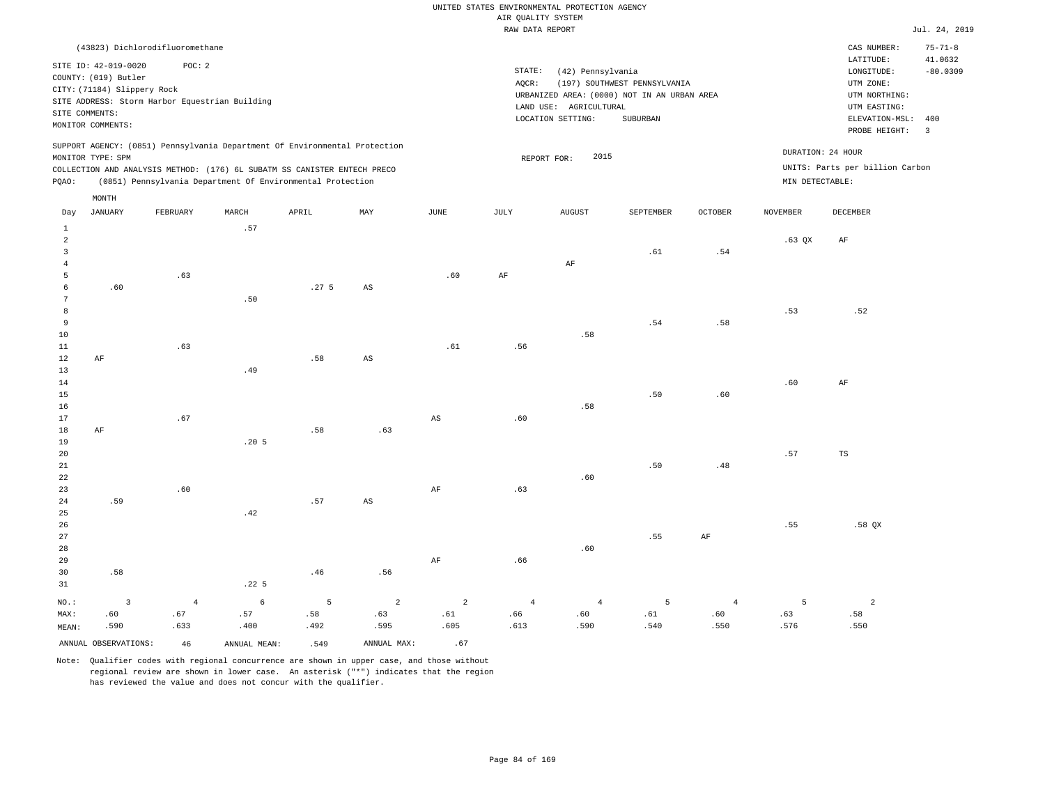UNITED STATES ENVIRONMENTAL PROTECTION AGENCY
AIR QUALITY SYSTEM
RAW DATA REPORT

Jul. 24, 2019

(43823) Dichlorodifluoromethane

SITE ID: 42-019-0020 POC: 2
COUNTY: (019) Butler
CITY: (71184) Slippery Rock
SITE ADDRESS: Storm Harbor Equestrian Building
SITE COMMENTS:
MONITOR COMMENTS:

STATE: (42) Pennsylvania
AQCR: (197) SOUTHWEST PENNSYLVANIA
URBANIZED AREA: (0000) NOT IN AN URBAN AREA
LAND USE: AGRICULTURAL
LOCATION SETTING: SUBURBAN

CAS NUMBER: 75-71-8
LATITUDE: 41.0632
LONGITUDE: -80.0309
UTM ZONE:
UTM NORTHING:
UTM EASTING:
ELEVATION-MSL: 400
PROBE HEIGHT: 3

SUPPORT AGENCY: (0851) Pennsylvania Department Of Environmental Protection
MONITOR TYPE: SPM
COLLECTION AND ANALYSIS METHOD: (176) 6L SUBATM SS CANISTER ENTECH PRECO
PQAO: (0851) Pennsylvania Department Of Environmental Protection

REPORT FOR: 2015

DURATION: 24 HOUR
UNITS: Parts per billion Carbon
MIN DETECTABLE:

| Day | JANUARY | FEBRUARY | MARCH | APRIL | MAY | JUNE | JULY | AUGUST | SEPTEMBER | OCTOBER | NOVEMBER | DECEMBER |
|---|---|---|---|---|---|---|---|---|---|---|---|---|
| 1 | | | .57 | | | | | | | | | |
| 2 | | | | | | | | | | | .63 QX | AF |
| 3 | | | | | | | | | .61 | .54 | | |
| 4 | | | | | | | | AF | | | | |
| 5 | | .63 | | | | .60 | AF | | | | | |
| 6 | .60 | | | .27 5 | AS | | | | | | | |
| 7 | | | .50 | | | | | | | | | |
| 8 | | | | | | | | | | | .53 | .52 |
| 9 | | | | | | | | | .54 | .58 | | |
| 10 | | | | | | | | .58 | | | | |
| 11 | | .63 | | | | .61 | .56 | | | | | |
| 12 | AF | | | .58 | AS | | | | | | | |
| 13 | | | .49 | | | | | | | | | |
| 14 | | | | | | | | | | | .60 | AF |
| 15 | | | | | | | | | .50 | .60 | | |
| 16 | | | | | | | | .58 | | | | |
| 17 | | .67 | | | | AS | .60 | | | | | |
| 18 | AF | | | .58 | .63 | | | | | | | |
| 19 | | | .20 5 | | | | | | | | | |
| 20 | | | | | | | | | | | .57 | TS |
| 21 | | | | | | | | | .50 | .48 | | |
| 22 | | | | | | | | .60 | | | | |
| 23 | | .60 | | | | AF | .63 | | | | | |
| 24 | .59 | | | .57 | AS | | | | | | | |
| 25 | | | .42 | | | | | | | | | |
| 26 | | | | | | | | | | | .55 | .58 QX |
| 27 | | | | | | | | | .55 | AF | | |
| 28 | | | | | | | | .60 | | | | |
| 29 | | | | | | AF | .66 | | | | | |
| 30 | .58 | | | .46 | .56 | | | | | | | |
| 31 | | | .22 5 | | | | | | | | | |
| NO.: | 3 | 4 | 6 | 5 | 2 | 2 | 4 | 4 | 5 | 4 | 5 | 2 |
| MAX: | .60 | .67 | .57 | .58 | .63 | .61 | .66 | .60 | .61 | .60 | .63 | .58 |
| MEAN: | .590 | .633 | .400 | .492 | .595 | .605 | .613 | .590 | .540 | .550 | .576 | .550 |

ANNUAL OBSERVATIONS: 46 ANNUAL MEAN: .549 ANNUAL MAX: .67

Note: Qualifier codes with regional concurrence are shown in upper case, and those without regional review are shown in lower case. An asterisk ("*") indicates that the region has reviewed the value and does not concur with the qualifier.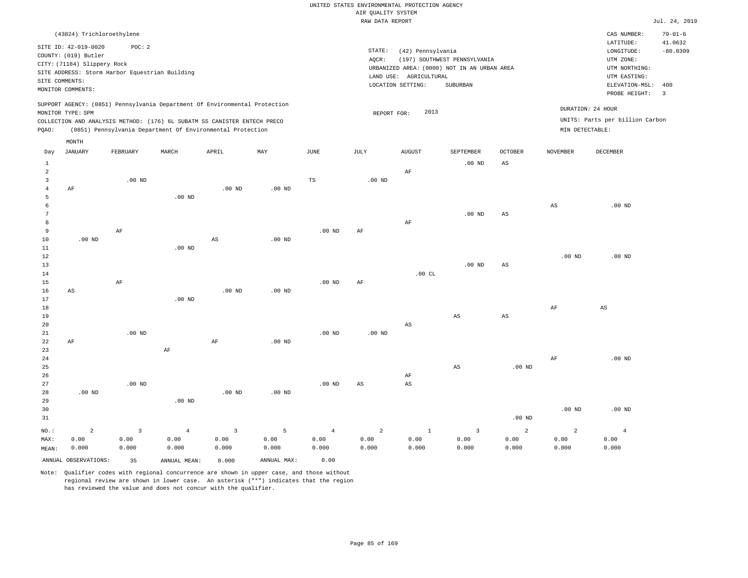UNITED STATES ENVIRONMENTAL PROTECTION AGENCY
AIR QUALITY SYSTEM
RAW DATA REPORT

Jul. 24, 2019

(43824) Trichloroethylene

SITE ID: 42-019-0020 POC: 2
COUNTY: (019) Butler
CITY: (71184) Slippery Rock
SITE ADDRESS: Storm Harbor Equestrian Building
SITE COMMENTS:
MONITOR COMMENTS:

STATE: (42) Pennsylvania
AQCR: (197) SOUTHWEST PENNSYLVANIA
URBANIZED AREA: (0000) NOT IN AN URBAN AREA
LAND USE: AGRICULTURAL
LOCATION SETTING: SUBURBAN

CAS NUMBER: 79-01-6
LATITUDE: 41.0632
LONGITUDE: -80.0309
UTM ZONE:
UTM NORTHING:
UTM EASTING:
ELEVATION-MSL: 400
PROBE HEIGHT: 3

SUPPORT AGENCY: (0851) Pennsylvania Department Of Environmental Protection
MONITOR TYPE: SPM
COLLECTION AND ANALYSIS METHOD: (176) 6L SUBATM SS CANISTER ENTECH PRECO
PQAO: (0851) Pennsylvania Department Of Environmental Protection

REPORT FOR: 2013

DURATION: 24 HOUR
UNITS: Parts per billion Carbon
MIN DETECTABLE:

| Day | JANUARY | FEBRUARY | MARCH | APRIL | MAY | JUNE | JULY | AUGUST | SEPTEMBER | OCTOBER | NOVEMBER | DECEMBER |
|---|---|---|---|---|---|---|---|---|---|---|---|---|
| 1 | | | | | | | | | .00 ND | AS | | |
| 2 | | | | | | | | AF | | | | |
| 3 | | .00 ND | | | | TS | .00 ND | | | | | |
| 4 | AF | | | .00 ND | .00 ND | | | | | | | |
| 5 | | | .00 ND | | | | | | | | | |
| 6 | | | | | | | | | | | AS | .00 ND |
| 7 | | | | | | | | | .00 ND | AS | | |
| 8 | | | | | | | | AF | | | | |
| 9 | | AF | | | | .00 ND | AF | | | | | |
| 10 | .00 ND | | | AS | .00 ND | | | | | | | |
| 11 | | | .00 ND | | | | | | | | | |
| 12 | | | | | | | | | | | .00 ND | .00 ND |
| 13 | | | | | | | | | .00 ND | AS | | |
| 14 | | | | | | | | .00 CL | | | | |
| 15 | | AF | | | | .00 ND | AF | | | | | |
| 16 | AS | | | .00 ND | .00 ND | | | | | | | |
| 17 | | | .00 ND | | | | | | | | | |
| 18 | | | | | | | | | | | AF | AS |
| 19 | | | | | | | | | AS | AS | | |
| 20 | | | | | | | | AS | | | | |
| 21 | | .00 ND | | | | .00 ND | .00 ND | | | | | |
| 22 | AF | | | AF | .00 ND | | | | | | | |
| 23 | | | AF | | | | | | | | | |
| 24 | | | | | | | | | | | AF | .00 ND |
| 25 | | | | | | | | | AS | .00 ND | | |
| 26 | | | | | | | | AF | | | | |
| 27 | | .00 ND | | | | .00 ND | AS | AS | | | | |
| 28 | .00 ND | | | .00 ND | .00 ND | | | | | | | |
| 29 | | | .00 ND | | | | | | | | | |
| 30 | | | | | | | | | | | .00 ND | .00 ND |
| 31 | | | | | | | | | | .00 ND | | |
| NO.: | 2 | 3 | 4 | 3 | 5 | 4 | 2 | 1 | 3 | 2 | 2 | 4 |
| MAX: | 0.00 | 0.00 | 0.00 | 0.00 | 0.00 | 0.00 | 0.00 | 0.00 | 0.00 | 0.00 | 0.00 | 0.00 |
| MEAN: | 0.000 | 0.000 | 0.000 | 0.000 | 0.000 | 0.000 | 0.000 | 0.000 | 0.000 | 0.000 | 0.000 | 0.000 |

ANNUAL OBSERVATIONS: 35 ANNUAL MEAN: 0.000 ANNUAL MAX: 0.00

Note: Qualifier codes with regional concurrence are shown in upper case, and those without regional review are shown in lower case. An asterisk ("*") indicates that the region has reviewed the value and does not concur with the qualifier.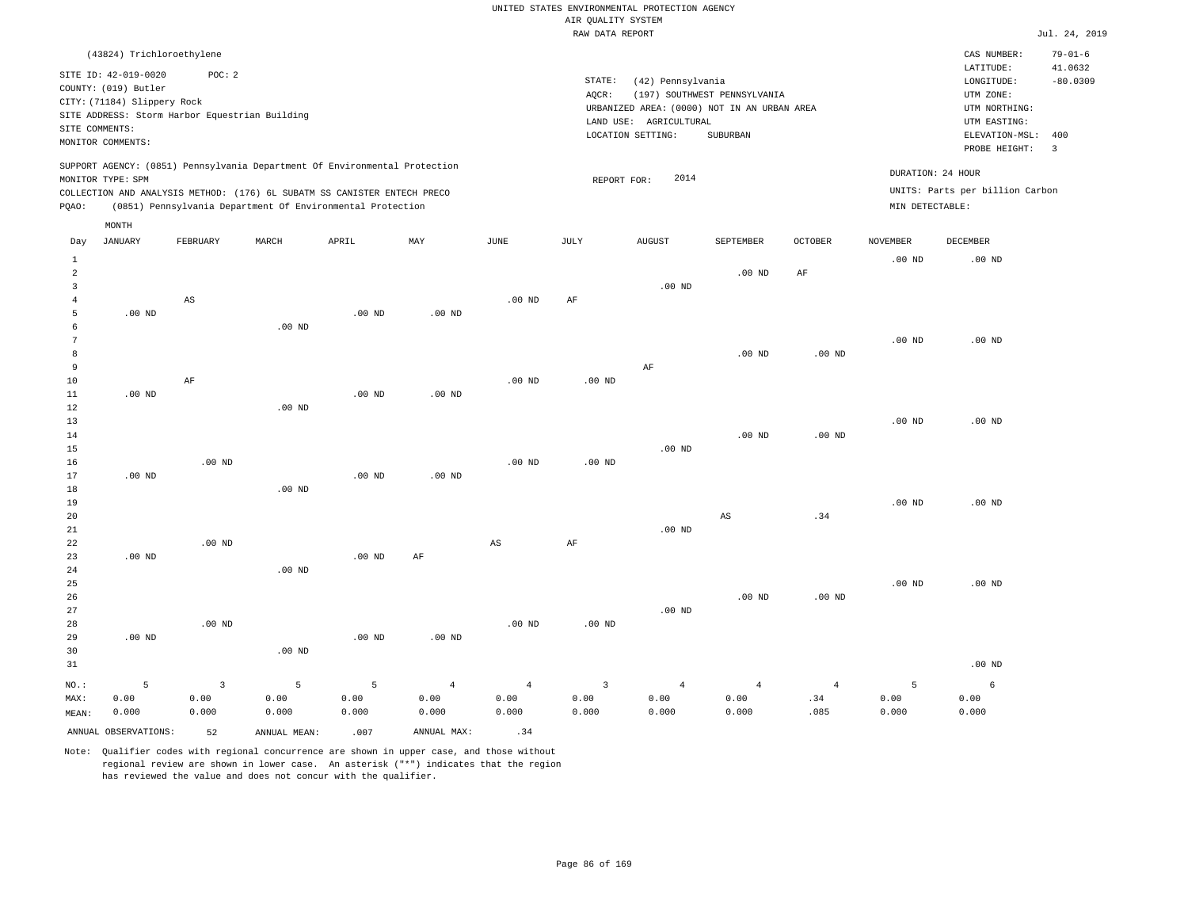UNITED STATES ENVIRONMENTAL PROTECTION AGENCY
AIR QUALITY SYSTEM
RAW DATA REPORT

Jul. 24, 2019

(43824) Trichloroethylene

SITE ID: 42-019-0020 POC: 2
COUNTY: (019) Butler
CITY: (71184) Slippery Rock
SITE ADDRESS: Storm Harbor Equestrian Building
SITE COMMENTS:
MONITOR COMMENTS:

STATE: (42) Pennsylvania
AQCR: (197) SOUTHWEST PENNSYLVANIA
URBANIZED AREA: (0000) NOT IN AN URBAN AREA
LAND USE: AGRICULTURAL
LOCATION SETTING: SUBURBAN

CAS NUMBER: 79-01-6
LATITUDE: 41.0632
LONGITUDE: -80.0309
UTM ZONE:
UTM NORTHING:
UTM EASTING:
ELEVATION-MSL: 400
PROBE HEIGHT: 3

SUPPORT AGENCY: (0851) Pennsylvania Department Of Environmental Protection
MONITOR TYPE: SPM
COLLECTION AND ANALYSIS METHOD: (176) 6L SUBATM SS CANISTER ENTECH PRECO
PQAO: (0851) Pennsylvania Department Of Environmental Protection

REPORT FOR: 2014

DURATION: 24 HOUR
UNITS: Parts per billion Carbon
MIN DETECTABLE:

| Day | JANUARY | FEBRUARY | MARCH | APRIL | MAY | JUNE | JULY | AUGUST | SEPTEMBER | OCTOBER | NOVEMBER | DECEMBER |
|---|---|---|---|---|---|---|---|---|---|---|---|---|
| 1 | | | | | | | | | | | .00 ND | .00 ND |
| 2 | | | | | | | | | .00 ND | AF | | |
| 3 | | | | | | | | .00 ND | | | | |
| 4 | | AS | | | | .00 ND | AF | | | | | |
| 5 | .00 ND | | | .00 ND | .00 ND | | | | | | | |
| 6 | | | .00 ND | | | | | | | | | |
| 7 | | | | | | | | | | | .00 ND | .00 ND |
| 8 | | | | | | | | | .00 ND | .00 ND | | |
| 9 | | | | | | | | AF | | | | |
| 10 | | AF | | | | .00 ND | .00 ND | | | | | |
| 11 | .00 ND | | | .00 ND | .00 ND | | | | | | | |
| 12 | | | .00 ND | | | | | | | | | |
| 13 | | | | | | | | | | | .00 ND | .00 ND |
| 14 | | | | | | | | | .00 ND | .00 ND | | |
| 15 | | | | | | | | .00 ND | | | | |
| 16 | | .00 ND | | | | .00 ND | .00 ND | | | | | |
| 17 | .00 ND | | | .00 ND | .00 ND | | | | | | | |
| 18 | | | .00 ND | | | | | | | | | |
| 19 | | | | | | | | | | | .00 ND | .00 ND |
| 20 | | | | | | | | | AS | .34 | | |
| 21 | | | | | | | | .00 ND | | | | |
| 22 | | .00 ND | | | | AS | AF | | | | | |
| 23 | .00 ND | | | .00 ND | AF | | | | | | | |
| 24 | | | .00 ND | | | | | | | | | |
| 25 | | | | | | | | | | | .00 ND | .00 ND |
| 26 | | | | | | | | | .00 ND | .00 ND | | |
| 27 | | | | | | | | .00 ND | | | | |
| 28 | | .00 ND | | | | .00 ND | .00 ND | | | | | |
| 29 | .00 ND | | | .00 ND | .00 ND | | | | | | | |
| 30 | | | .00 ND | | | | | | | | | |
| 31 | | | | | | | | | | | | .00 ND |
| NO.: | 5 | 3 | 5 | 5 | 4 | 4 | 3 | 4 | 4 | 4 | 5 | 6 |
| MAX: | 0.00 | 0.00 | 0.00 | 0.00 | 0.00 | 0.00 | 0.00 | 0.00 | 0.00 | .34 | 0.00 | 0.00 |
| MEAN: | 0.000 | 0.000 | 0.000 | 0.000 | 0.000 | 0.000 | 0.000 | 0.000 | 0.000 | .085 | 0.000 | 0.000 |

ANNUAL OBSERVATIONS: 52 ANNUAL MEAN: .007 ANNUAL MAX: .34

Note: Qualifier codes with regional concurrence are shown in upper case, and those without regional review are shown in lower case. An asterisk ("*") indicates that the region has reviewed the value and does not concur with the qualifier.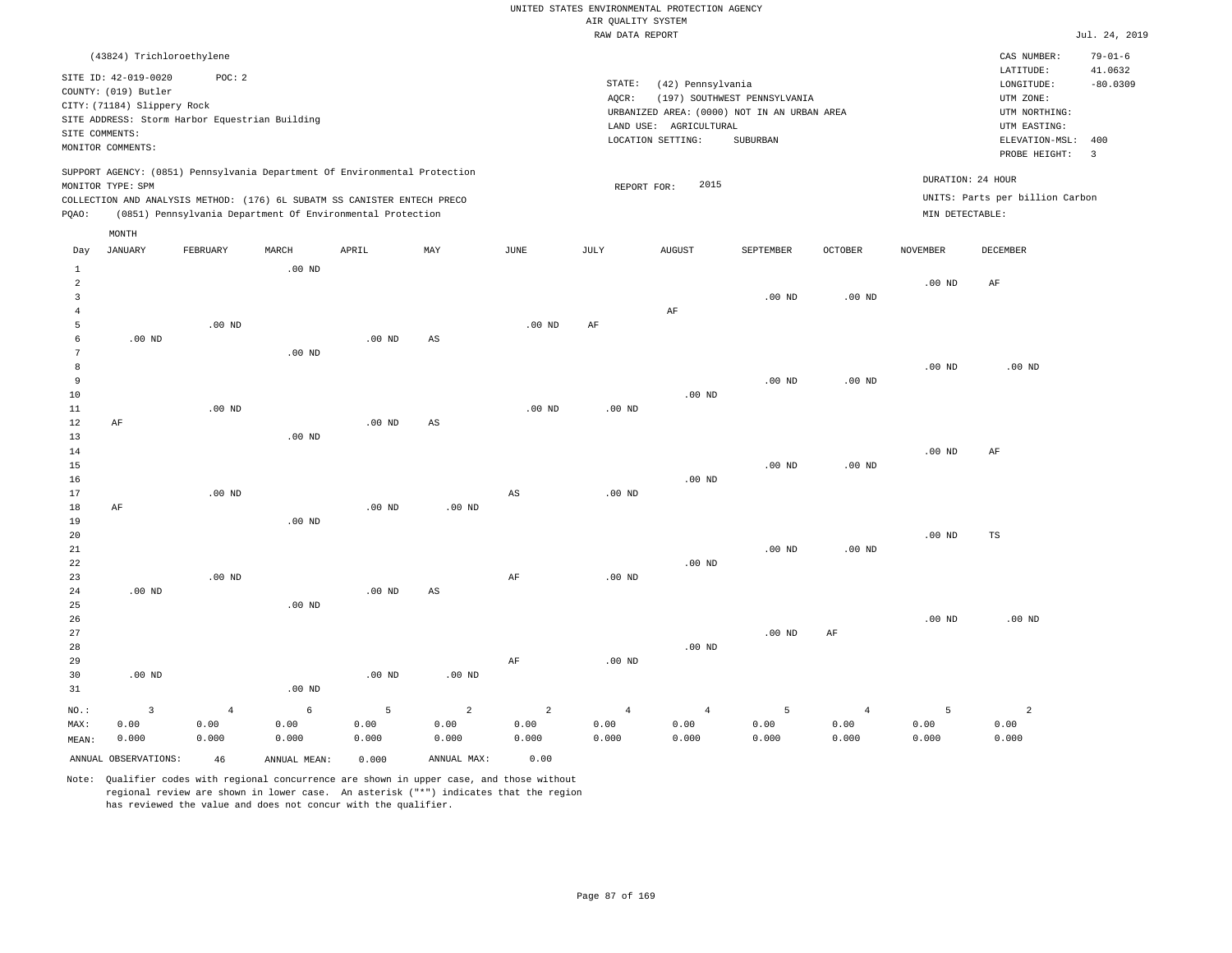UNITED STATES ENVIRONMENTAL PROTECTION AGENCY
AIR QUALITY SYSTEM
RAW DATA REPORT

Jul. 24, 2019

(43824) Trichloroethylene

SITE ID: 42-019-0020 POC: 2
COUNTY: (019) Butler
CITY: (71184) Slippery Rock
SITE ADDRESS: Storm Harbor Equestrian Building
SITE COMMENTS:
MONITOR COMMENTS:

STATE: (42) Pennsylvania
AQCR: (197) SOUTHWEST PENNSYLVANIA
URBANIZED AREA: (0000) NOT IN AN URBAN AREA
LAND USE: AGRICULTURAL
LOCATION SETTING: SUBURBAN

CAS NUMBER: 79-01-6
LATITUDE: 41.0632
LONGITUDE: -80.0309
UTM ZONE:
UTM NORTHING:
UTM EASTING:
ELEVATION-MSL: 400
PROBE HEIGHT: 3

SUPPORT AGENCY: (0851) Pennsylvania Department Of Environmental Protection
MONITOR TYPE: SPM
COLLECTION AND ANALYSIS METHOD: (176) 6L SUBATM SS CANISTER ENTECH PRECO
PQAO: (0851) Pennsylvania Department Of Environmental Protection

REPORT FOR: 2015

DURATION: 24 HOUR
UNITS: Parts per billion Carbon
MIN DETECTABLE:

| Day | JANUARY | FEBRUARY | MARCH | APRIL | MAY | JUNE | JULY | AUGUST | SEPTEMBER | OCTOBER | NOVEMBER | DECEMBER |
|---|---|---|---|---|---|---|---|---|---|---|---|---|
| 1 | | | .00 ND | | | | | | | | | |
| 2 | | | | | | | | | | | .00 ND | AF |
| 3 | | | | | | | | | .00 ND | .00 ND | | |
| 4 | | | | | | | | AF | | | | |
| 5 | | .00 ND | | | | .00 ND | AF | | | | | |
| 6 | .00 ND | | | .00 ND | AS | | | | | | | |
| 7 | | | .00 ND | | | | | | | | | |
| 8 | | | | | | | | | | | .00 ND | .00 ND |
| 9 | | | | | | | | | .00 ND | .00 ND | | |
| 10 | | | | | | | | .00 ND | | | | |
| 11 | | .00 ND | | | | .00 ND | .00 ND | | | | | |
| 12 | AF | | | .00 ND | AS | | | | | | | |
| 13 | | | .00 ND | | | | | | | | | |
| 14 | | | | | | | | | | | .00 ND | AF |
| 15 | | | | | | | | | .00 ND | .00 ND | | |
| 16 | | | | | | | | .00 ND | | | | |
| 17 | | .00 ND | | | | AS | .00 ND | | | | | |
| 18 | AF | | | .00 ND | .00 ND | | | | | | | |
| 19 | | | .00 ND | | | | | | | | | |
| 20 | | | | | | | | | | | .00 ND | TS |
| 21 | | | | | | | | | .00 ND | .00 ND | | |
| 22 | | | | | | | | .00 ND | | | | |
| 23 | | .00 ND | | | | AF | .00 ND | | | | | |
| 24 | .00 ND | | | .00 ND | AS | | | | | | | |
| 25 | | | .00 ND | | | | | | | | | |
| 26 | | | | | | | | | | | .00 ND | .00 ND |
| 27 | | | | | | | | | .00 ND | AF | | |
| 28 | | | | | | | | .00 ND | | | | |
| 29 | | | | | | AF | .00 ND | | | | | |
| 30 | .00 ND | | | .00 ND | .00 ND | | | | | | | |
| 31 | | | .00 ND | | | | | | | | | |
| NO.: | 3 | 4 | 6 | 5 | 2 | 2 | 4 | 4 | 5 | 4 | 5 | 2 |
| MAX: | 0.00 | 0.00 | 0.00 | 0.00 | 0.00 | 0.00 | 0.00 | 0.00 | 0.00 | 0.00 | 0.00 | 0.00 |
| MEAN: | 0.000 | 0.000 | 0.000 | 0.000 | 0.000 | 0.000 | 0.000 | 0.000 | 0.000 | 0.000 | 0.000 | 0.000 |

ANNUAL OBSERVATIONS: 46 ANNUAL MEAN: 0.000 ANNUAL MAX: 0.00

Note: Qualifier codes with regional concurrence are shown in upper case, and those without regional review are shown in lower case. An asterisk ("*") indicates that the region has reviewed the value and does not concur with the qualifier.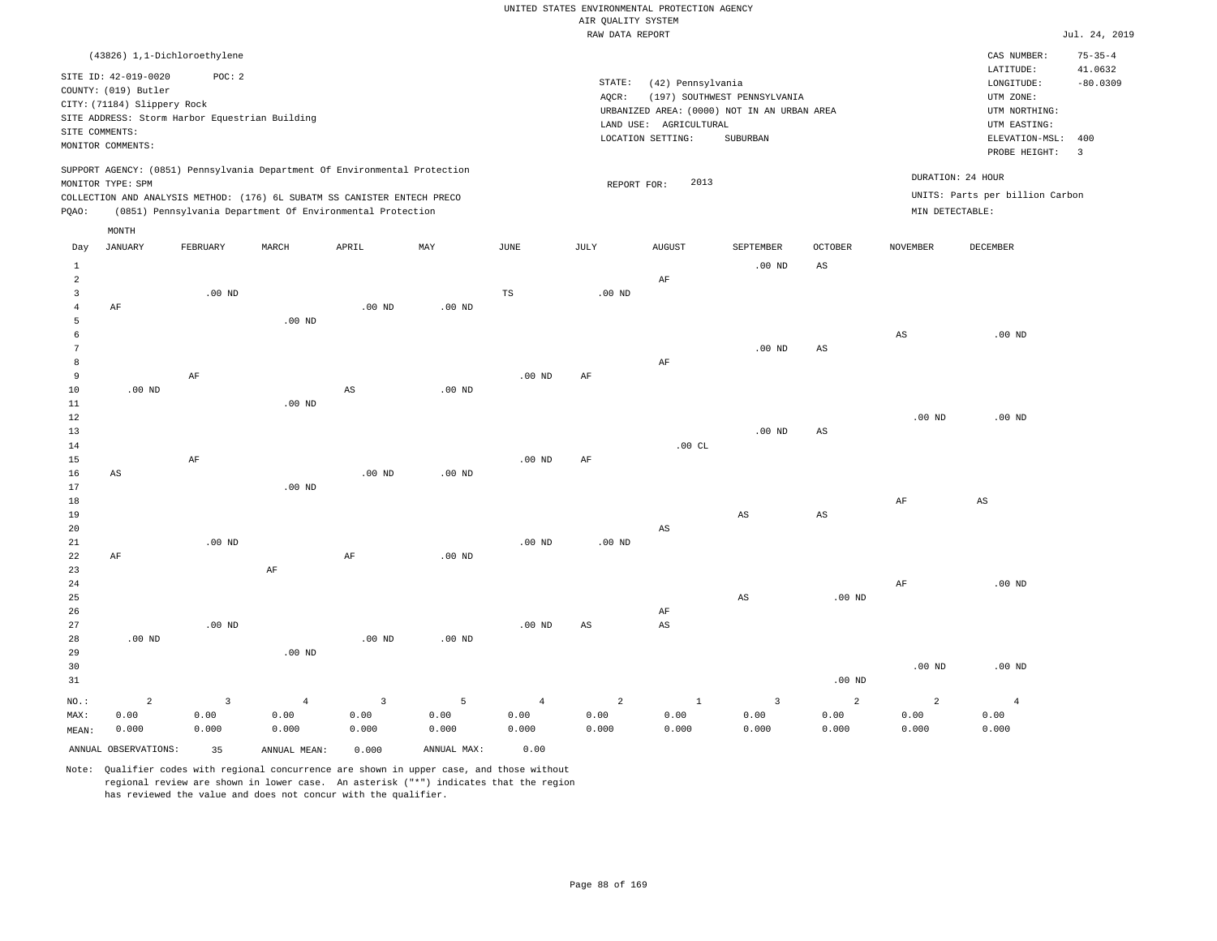UNITED STATES ENVIRONMENTAL PROTECTION AGENCY
AIR QUALITY SYSTEM
RAW DATA REPORT

Jul. 24, 2019

(43826) 1,1-Dichloroethylene

SITE ID: 42-019-0020 POC: 2
COUNTY: (019) Butler
CITY: (71184) Slippery Rock
SITE ADDRESS: Storm Harbor Equestrian Building
SITE COMMENTS:
MONITOR COMMENTS:

STATE: (42) Pennsylvania
AQCR: (197) SOUTHWEST PENNSYLVANIA
URBANIZED AREA: (0000) NOT IN AN URBAN AREA
LAND USE: AGRICULTURAL
LOCATION SETTING: SUBURBAN

CAS NUMBER: 75-35-4
LATITUDE: 41.0632
LONGITUDE: -80.0309
UTM ZONE:
UTM NORTHING:
UTM EASTING:
ELEVATION-MSL: 400
PROBE HEIGHT: 3

SUPPORT AGENCY: (0851) Pennsylvania Department Of Environmental Protection
MONITOR TYPE: SPM
COLLECTION AND ANALYSIS METHOD: (176) 6L SUBATM SS CANISTER ENTECH PRECO
PQAO: (0851) Pennsylvania Department Of Environmental Protection

REPORT FOR: 2013

DURATION: 24 HOUR
UNITS: Parts per billion Carbon
MIN DETECTABLE:

| Day | JANUARY | FEBRUARY | MARCH | APRIL | MAY | JUNE | JULY | AUGUST | SEPTEMBER | OCTOBER | NOVEMBER | DECEMBER |
|---|---|---|---|---|---|---|---|---|---|---|---|---|
| 1 | | | | | | | | | .00 ND | AS | | |
| 2 | | | | | | | | AF | | | | |
| 3 | | .00 ND | | | | TS | .00 ND | | | | | |
| 4 | AF | | | .00 ND | .00 ND | | | | | | | |
| 5 | | | .00 ND | | | | | | | | | |
| 6 | | | | | | | | | | | AS | .00 ND |
| 7 | | | | | | | | | .00 ND | AS | | |
| 8 | | | | | | | | AF | | | | |
| 9 | | AF | | | | .00 ND | AF | | | | | |
| 10 | .00 ND | | | AS | .00 ND | | | | | | | |
| 11 | | | .00 ND | | | | | | | | | |
| 12 | | | | | | | | | | | .00 ND | .00 ND |
| 13 | | | | | | | | | .00 ND | AS | | |
| 14 | | | | | | | | .00 CL | | | | |
| 15 | | AF | | | | .00 ND | AF | | | | | |
| 16 | AS | | | .00 ND | .00 ND | | | | | | | |
| 17 | | | .00 ND | | | | | | | | | |
| 18 | | | | | | | | | | | AF | AS |
| 19 | | | | | | | | | AS | AS | | |
| 20 | | | | | | | | AS | | | | |
| 21 | | .00 ND | | | | .00 ND | .00 ND | | | | | |
| 22 | AF | | | AF | .00 ND | | | | | | | |
| 23 | | | AF | | | | | | | | | |
| 24 | | | | | | | | | | | AF | .00 ND |
| 25 | | | | | | | | | AS | .00 ND | | |
| 26 | | | | | | | | AF | | | | |
| 27 | | .00 ND | | | | .00 ND | AS | AS | | | | |
| 28 | .00 ND | | | .00 ND | .00 ND | | | | | | | |
| 29 | | | .00 ND | | | | | | | | | |
| 30 | | | | | | | | | | | .00 ND | .00 ND |
| 31 | | | | | | | | | | .00 ND | | |
| NO.: | 2 | 3 | 4 | 3 | 5 | 4 | 2 | 1 | 3 | 2 | 2 | 4 |
| MAX: | 0.00 | 0.00 | 0.00 | 0.00 | 0.00 | 0.00 | 0.00 | 0.00 | 0.00 | 0.00 | 0.00 | 0.00 |
| MEAN: | 0.000 | 0.000 | 0.000 | 0.000 | 0.000 | 0.000 | 0.000 | 0.000 | 0.000 | 0.000 | 0.000 | 0.000 |

ANNUAL OBSERVATIONS: 35 ANNUAL MEAN: 0.000 ANNUAL MAX: 0.00

Note: Qualifier codes with regional concurrence are shown in upper case, and those without regional review are shown in lower case. An asterisk ("*") indicates that the region has reviewed the value and does not concur with the qualifier.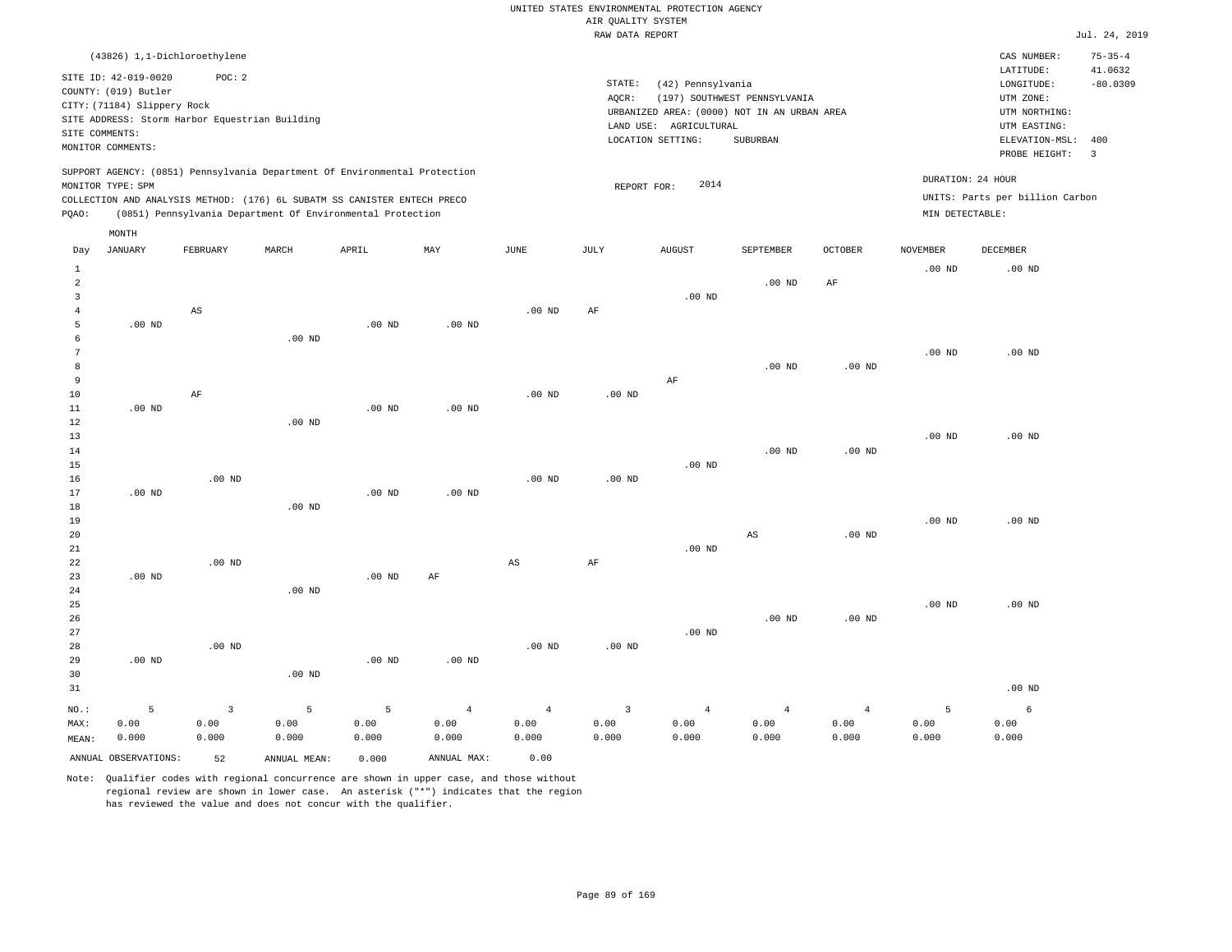UNITED STATES ENVIRONMENTAL PROTECTION AGENCY
AIR QUALITY SYSTEM
RAW DATA REPORT

Jul. 24, 2019

(43826) 1,1-Dichloroethylene

SITE ID: 42-019-0020 POC: 2
COUNTY: (019) Butler
CITY: (71184) Slippery Rock
SITE ADDRESS: Storm Harbor Equestrian Building
SITE COMMENTS:
MONITOR COMMENTS:

STATE: (42) Pennsylvania
AQCR: (197) SOUTHWEST PENNSYLVANIA
URBANIZED AREA: (0000) NOT IN AN URBAN AREA
LAND USE: AGRICULTURAL
LOCATION SETTING: SUBURBAN

CAS NUMBER: 75-35-4
LATITUDE: 41.0632
LONGITUDE: -80.0309
UTM ZONE:
UTM NORTHING:
UTM EASTING:
ELEVATION-MSL: 400
PROBE HEIGHT: 3

SUPPORT AGENCY: (0851) Pennsylvania Department Of Environmental Protection
MONITOR TYPE: SPM
COLLECTION AND ANALYSIS METHOD: (176) 6L SUBATM SS CANISTER ENTECH PRECO
PQAO: (0851) Pennsylvania Department Of Environmental Protection

REPORT FOR: 2014

DURATION: 24 HOUR
UNITS: Parts per billion Carbon
MIN DETECTABLE:

| Day | JANUARY | FEBRUARY | MARCH | APRIL | MAY | JUNE | JULY | AUGUST | SEPTEMBER | OCTOBER | NOVEMBER | DECEMBER |
|---|---|---|---|---|---|---|---|---|---|---|---|---|
| 1 | | | | | | | | | | | .00 ND | .00 ND |
| 2 | | | | | | | | | .00 ND | AF | | |
| 3 | | | | | | | | .00 ND | | | | |
| 4 | | AS | | | | .00 ND | AF | | | | | |
| 5 | .00 ND | | | .00 ND | .00 ND | | | | | | | |
| 6 | | | .00 ND | | | | | | | | | |
| 7 | | | | | | | | | | | .00 ND | .00 ND |
| 8 | | | | | | | | | .00 ND | .00 ND | | |
| 9 | | | | | | | | AF | | | | |
| 10 | | AF | | | | .00 ND | .00 ND | | | | | |
| 11 | .00 ND | | | .00 ND | .00 ND | | | | | | | |
| 12 | | | .00 ND | | | | | | | | | |
| 13 | | | | | | | | | | | .00 ND | .00 ND |
| 14 | | | | | | | | | .00 ND | .00 ND | | |
| 15 | | | | | | | | .00 ND | | | | |
| 16 | | .00 ND | | | | .00 ND | .00 ND | | | | | |
| 17 | .00 ND | | | .00 ND | .00 ND | | | | | | | |
| 18 | | | .00 ND | | | | | | | | | |
| 19 | | | | | | | | | | | .00 ND | .00 ND |
| 20 | | | | | | | | | AS | .00 ND | | |
| 21 | | | | | | | | .00 ND | | | | |
| 22 | | .00 ND | | | | AS | AF | | | | | |
| 23 | .00 ND | | | .00 ND | AF | | | | | | | |
| 24 | | | .00 ND | | | | | | | | | |
| 25 | | | | | | | | | | | .00 ND | .00 ND |
| 26 | | | | | | | | | .00 ND | .00 ND | | |
| 27 | | | | | | | | .00 ND | | | | |
| 28 | | .00 ND | | | | .00 ND | .00 ND | | | | | |
| 29 | .00 ND | | | .00 ND | .00 ND | | | | | | | |
| 30 | | | .00 ND | | | | | | | | | |
| 31 | | | | | | | | | | | | .00 ND |
| NO.: | 5 | 3 | 5 | 5 | 4 | 4 | 3 | 4 | 4 | 4 | 5 | 6 |
| MAX: | 0.00 | 0.00 | 0.00 | 0.00 | 0.00 | 0.00 | 0.00 | 0.00 | 0.00 | 0.00 | 0.00 | 0.00 |
| MEAN: | 0.000 | 0.000 | 0.000 | 0.000 | 0.000 | 0.000 | 0.000 | 0.000 | 0.000 | 0.000 | 0.000 | 0.000 |

ANNUAL OBSERVATIONS: 52 ANNUAL MEAN: 0.000 ANNUAL MAX: 0.00

Note: Qualifier codes with regional concurrence are shown in upper case, and those without regional review are shown in lower case. An asterisk ("*") indicates that the region has reviewed the value and does not concur with the qualifier.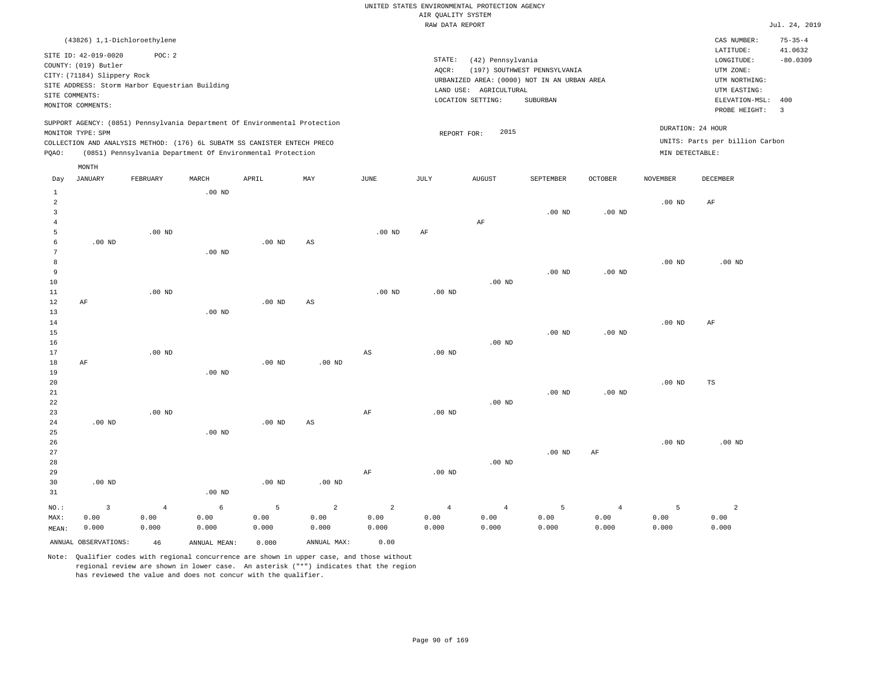UNITED STATES ENVIRONMENTAL PROTECTION AGENCY
AIR QUALITY SYSTEM
RAW DATA REPORT

Jul. 24, 2019

(43826) 1,1-Dichloroethylene

SITE ID: 42-019-0020 POC: 2
COUNTY: (019) Butler
CITY: (71184) Slippery Rock
SITE ADDRESS: Storm Harbor Equestrian Building
SITE COMMENTS:
MONITOR COMMENTS:

STATE: (42) Pennsylvania
AQCR: (197) SOUTHWEST PENNSYLVANIA
URBANIZED AREA: (0000) NOT IN AN URBAN AREA
LAND USE: AGRICULTURAL
LOCATION SETTING: SUBURBAN

CAS NUMBER: 75-35-4
LATITUDE: 41.0632
LONGITUDE: -80.0309
UTM ZONE:
UTM NORTHING:
UTM EASTING:
ELEVATION-MSL: 400
PROBE HEIGHT: 3

SUPPORT AGENCY: (0851) Pennsylvania Department Of Environmental Protection
MONITOR TYPE: SPM
COLLECTION AND ANALYSIS METHOD: (176) 6L SUBATM SS CANISTER ENTECH PRECO
PQAO: (0851) Pennsylvania Department Of Environmental Protection

REPORT FOR: 2015

DURATION: 24 HOUR
UNITS: Parts per billion Carbon
MIN DETECTABLE:

| Day | JANUARY | FEBRUARY | MARCH | APRIL | MAY | JUNE | JULY | AUGUST | SEPTEMBER | OCTOBER | NOVEMBER | DECEMBER |
|---|---|---|---|---|---|---|---|---|---|---|---|---|
| 1 | | | .00 ND | | | | | | | | | |
| 2 | | | | | | | | | | | .00 ND | AF |
| 3 | | | | | | | | | .00 ND | .00 ND | | |
| 4 | | | | | | | | AF | | | | |
| 5 | | .00 ND | | | | .00 ND | AF | | | | | |
| 6 | .00 ND | | | .00 ND | AS | | | | | | | |
| 7 | | | .00 ND | | | | | | | | | |
| 8 | | | | | | | | | | | .00 ND | .00 ND |
| 9 | | | | | | | | | .00 ND | .00 ND | | |
| 10 | | | | | | | | .00 ND | | | | |
| 11 | | .00 ND | | | | .00 ND | .00 ND | | | | | |
| 12 | AF | | | .00 ND | AS | | | | | | | |
| 13 | | | .00 ND | | | | | | | | | |
| 14 | | | | | | | | | | | .00 ND | AF |
| 15 | | | | | | | | | .00 ND | .00 ND | | |
| 16 | | | | | | | | .00 ND | | | | |
| 17 | | .00 ND | | | | AS | .00 ND | | | | | |
| 18 | AF | | | .00 ND | .00 ND | | | | | | | |
| 19 | | | .00 ND | | | | | | | | | |
| 20 | | | | | | | | | | | .00 ND | TS |
| 21 | | | | | | | | | .00 ND | .00 ND | | |
| 22 | | | | | | | | .00 ND | | | | |
| 23 | | .00 ND | | | | AF | .00 ND | | | | | |
| 24 | .00 ND | | | .00 ND | AS | | | | | | | |
| 25 | | | .00 ND | | | | | | | | | |
| 26 | | | | | | | | | | | .00 ND | .00 ND |
| 27 | | | | | | | | | .00 ND | AF | | |
| 28 | | | | | | | | .00 ND | | | | |
| 29 | | | | | | AF | .00 ND | | | | | |
| 30 | .00 ND | | | .00 ND | .00 ND | | | | | | | |
| 31 | | | .00 ND | | | | | | | | | |
| NO.: | 3 | 4 | 6 | 5 | 2 | 2 | 4 | 4 | 5 | 4 | 5 | 2 |
| MAX: | 0.00 | 0.00 | 0.00 | 0.00 | 0.00 | 0.00 | 0.00 | 0.00 | 0.00 | 0.00 | 0.00 | 0.00 |
| MEAN: | 0.000 | 0.000 | 0.000 | 0.000 | 0.000 | 0.000 | 0.000 | 0.000 | 0.000 | 0.000 | 0.000 | 0.000 |

ANNUAL OBSERVATIONS: 46 ANNUAL MEAN: 0.000 ANNUAL MAX: 0.00

Note: Qualifier codes with regional concurrence are shown in upper case, and those without regional review are shown in lower case. An asterisk ("*") indicates that the region has reviewed the value and does not concur with the qualifier.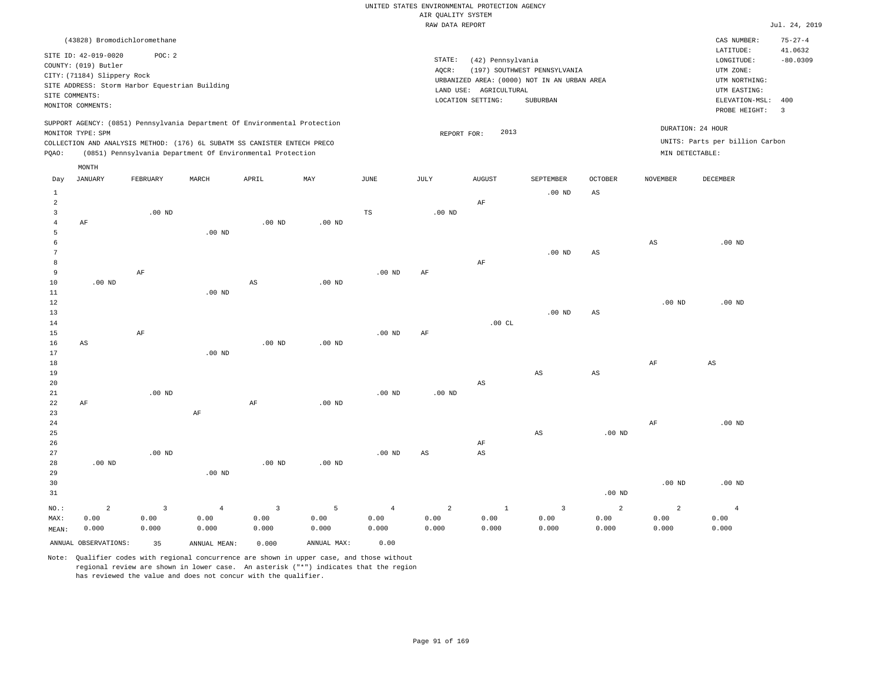UNITED STATES ENVIRONMENTAL PROTECTION AGENCY
AIR QUALITY SYSTEM
RAW DATA REPORT

Jul. 24, 2019

(43828) Bromodichloromethane

SITE ID: 42-019-0020 POC: 2
COUNTY: (019) Butler
CITY: (71184) Slippery Rock
SITE ADDRESS: Storm Harbor Equestrian Building
SITE COMMENTS:
MONITOR COMMENTS:

STATE: (42) Pennsylvania
AQCR: (197) SOUTHWEST PENNSYLVANIA
URBANIZED AREA: (0000) NOT IN AN URBAN AREA
LAND USE: AGRICULTURAL
LOCATION SETTING: SUBURBAN

CAS NUMBER: 75-27-4
LATITUDE: 41.0632
LONGITUDE: -80.0309
UTM ZONE:
UTM NORTHING:
UTM EASTING:
ELEVATION-MSL: 400
PROBE HEIGHT: 3

SUPPORT AGENCY: (0851) Pennsylvania Department Of Environmental Protection
MONITOR TYPE: SPM
COLLECTION AND ANALYSIS METHOD: (176) 6L SUBATM SS CANISTER ENTECH PRECO
PQAO: (0851) Pennsylvania Department Of Environmental Protection

REPORT FOR: 2013

DURATION: 24 HOUR
UNITS: Parts per billion Carbon
MIN DETECTABLE:

| Day | JANUARY | FEBRUARY | MARCH | APRIL | MAY | JUNE | JULY | AUGUST | SEPTEMBER | OCTOBER | NOVEMBER | DECEMBER |
|---|---|---|---|---|---|---|---|---|---|---|---|---|
| 1 | | | | | | | | | .00 ND | AS | | |
| 2 | | | | | | | | AF | | | | |
| 3 | | .00 ND | | | | TS | .00 ND | | | | | |
| 4 | AF | | | .00 ND | .00 ND | | | | | | | |
| 5 | | | .00 ND | | | | | | | | | |
| 6 | | | | | | | | | | | AS | .00 ND |
| 7 | | | | | | | | | .00 ND | AS | | |
| 8 | | | | | | | | AF | | | | |
| 9 | | AF | | | | .00 ND | AF | | | | | |
| 10 | .00 ND | | | AS | .00 ND | | | | | | | |
| 11 | | | .00 ND | | | | | | | | | |
| 12 | | | | | | | | | | | .00 ND | .00 ND |
| 13 | | | | | | | | | .00 ND | AS | | |
| 14 | | | | | | | | .00 CL | | | | |
| 15 | | AF | | | | .00 ND | AF | | | | | |
| 16 | AS | | | .00 ND | .00 ND | | | | | | | |
| 17 | | | .00 ND | | | | | | | | | |
| 18 | | | | | | | | | | | AF | AS |
| 19 | | | | | | | | | AS | AS | | |
| 20 | | | | | | | | AS | | | | |
| 21 | | .00 ND | | | | .00 ND | .00 ND | | | | | |
| 22 | AF | | | AF | .00 ND | | | | | | | |
| 23 | | | AF | | | | | | | | | |
| 24 | | | | | | | | | | | AF | .00 ND |
| 25 | | | | | | | | | AS | .00 ND | | |
| 26 | | | | | | | | AF | | | | |
| 27 | | .00 ND | | | | .00 ND | AS | AS | | | | |
| 28 | .00 ND | | | .00 ND | .00 ND | | | | | | | |
| 29 | | | .00 ND | | | | | | | | | |
| 30 | | | | | | | | | | | .00 ND | .00 ND |
| 31 | | | | | | | | | | .00 ND | | |
| NO.: | 2 | 3 | 4 | 3 | 5 | 4 | 2 | 1 | 3 | 2 | 2 | 4 |
| MAX: | 0.00 | 0.00 | 0.00 | 0.00 | 0.00 | 0.00 | 0.00 | 0.00 | 0.00 | 0.00 | 0.00 | 0.00 |
| MEAN: | 0.000 | 0.000 | 0.000 | 0.000 | 0.000 | 0.000 | 0.000 | 0.000 | 0.000 | 0.000 | 0.000 | 0.000 |

ANNUAL OBSERVATIONS: 35 ANNUAL MEAN: 0.000 ANNUAL MAX: 0.00

Note: Qualifier codes with regional concurrence are shown in upper case, and those without regional review are shown in lower case. An asterisk ("*") indicates that the region has reviewed the value and does not concur with the qualifier.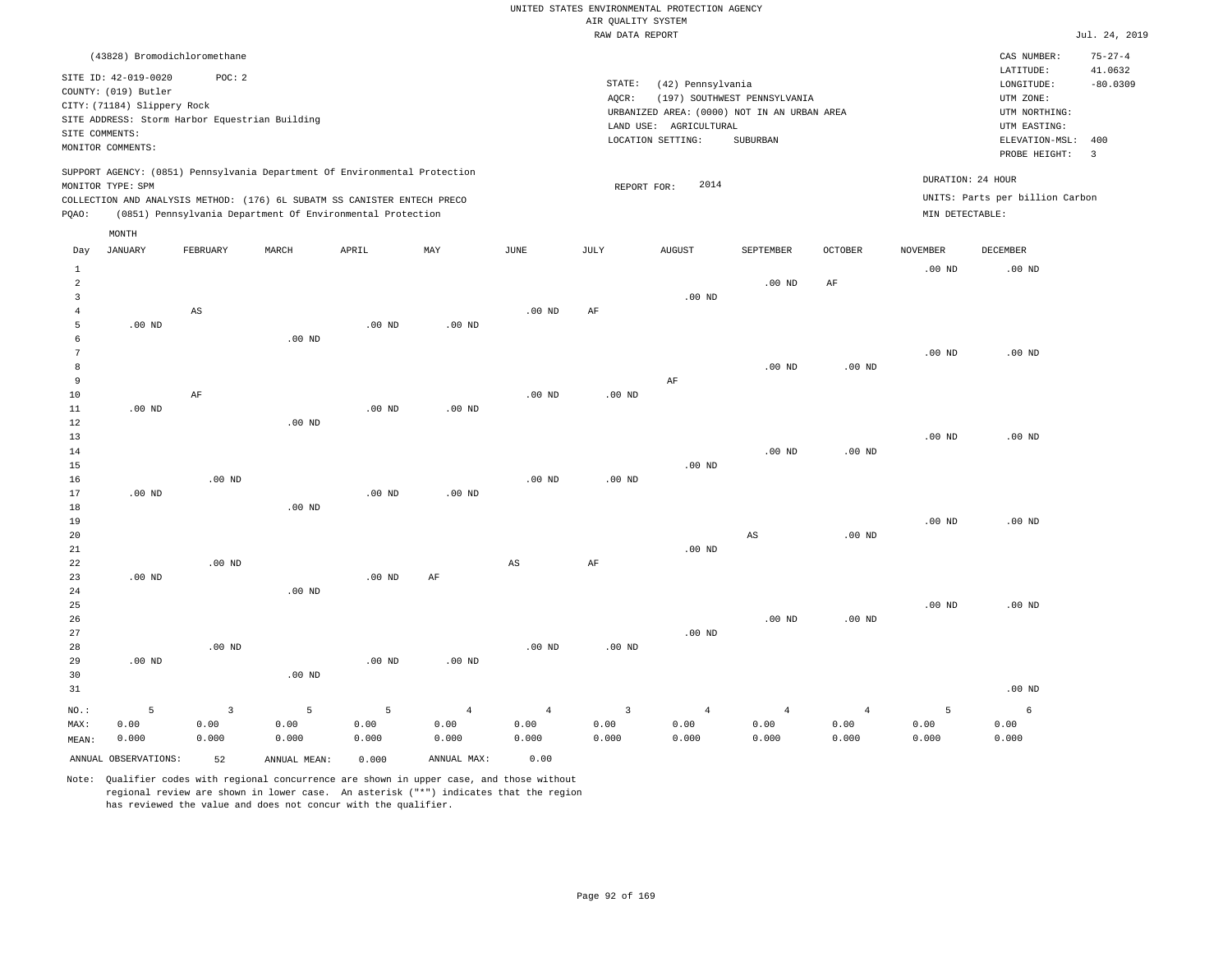UNITED STATES ENVIRONMENTAL PROTECTION AGENCY
AIR QUALITY SYSTEM
RAW DATA REPORT

Jul. 24, 2019

(43828) Bromodichloromethane

SITE ID: 42-019-0020 POC: 2
COUNTY: (019) Butler
CITY: (71184) Slippery Rock
SITE ADDRESS: Storm Harbor Equestrian Building
SITE COMMENTS:
MONITOR COMMENTS:

STATE: (42) Pennsylvania
AQCR: (197) SOUTHWEST PENNSYLVANIA
URBANIZED AREA: (0000) NOT IN AN URBAN AREA
LAND USE: AGRICULTURAL
LOCATION SETTING: SUBURBAN

CAS NUMBER: 75-27-4
LATITUDE: 41.0632
LONGITUDE: -80.0309
UTM ZONE:
UTM NORTHING:
UTM EASTING:
ELEVATION-MSL: 400
PROBE HEIGHT: 3

SUPPORT AGENCY: (0851) Pennsylvania Department Of Environmental Protection
MONITOR TYPE: SPM
COLLECTION AND ANALYSIS METHOD: (176) 6L SUBATM SS CANISTER ENTECH PRECO
PQAO: (0851) Pennsylvania Department Of Environmental Protection

REPORT FOR: 2014

DURATION: 24 HOUR
UNITS: Parts per billion Carbon
MIN DETECTABLE:

| Day | JANUARY | FEBRUARY | MARCH | APRIL | MAY | JUNE | JULY | AUGUST | SEPTEMBER | OCTOBER | NOVEMBER | DECEMBER |
|---|---|---|---|---|---|---|---|---|---|---|---|---|
| 1 | | | | | | | | | | | .00 ND | .00 ND |
| 2 | | | | | | | | | .00 ND | AF | | |
| 3 | | | | | | | | .00 ND | | | | |
| 4 | | AS | | | | .00 ND | AF | | | | | |
| 5 | .00 ND | | | .00 ND | .00 ND | | | | | | | |
| 6 | | | .00 ND | | | | | | | | | |
| 7 | | | | | | | | | | | .00 ND | .00 ND |
| 8 | | | | | | | | | .00 ND | .00 ND | | |
| 9 | | | | | | | | AF | | | | |
| 10 | | AF | | | | .00 ND | .00 ND | | | | | |
| 11 | .00 ND | | | .00 ND | .00 ND | | | | | | | |
| 12 | | | .00 ND | | | | | | | | | |
| 13 | | | | | | | | | | | .00 ND | .00 ND |
| 14 | | | | | | | | | .00 ND | .00 ND | | |
| 15 | | | | | | | | .00 ND | | | | |
| 16 | | .00 ND | | | | .00 ND | .00 ND | | | | | |
| 17 | .00 ND | | | .00 ND | .00 ND | | | | | | | |
| 18 | | | .00 ND | | | | | | | | | |
| 19 | | | | | | | | | | | .00 ND | .00 ND |
| 20 | | | | | | | | | AS | .00 ND | | |
| 21 | | | | | | | | .00 ND | | | | |
| 22 | | .00 ND | | | | AS | AF | | | | | |
| 23 | .00 ND | | | .00 ND | AF | | | | | | | |
| 24 | | | .00 ND | | | | | | | | | |
| 25 | | | | | | | | | | | .00 ND | .00 ND |
| 26 | | | | | | | | | .00 ND | .00 ND | | |
| 27 | | | | | | | | .00 ND | | | | |
| 28 | | .00 ND | | | | .00 ND | .00 ND | | | | | |
| 29 | .00 ND | | | .00 ND | .00 ND | | | | | | | |
| 30 | | | .00 ND | | | | | | | | | |
| 31 | | | | | | | | | | | | .00 ND |
| NO.: | 5 | 3 | 5 | 5 | 4 | 4 | 3 | 4 | 4 | 4 | 5 | 6 |
| MAX: | 0.00 | 0.00 | 0.00 | 0.00 | 0.00 | 0.00 | 0.00 | 0.00 | 0.00 | 0.00 | 0.00 | 0.00 |
| MEAN: | 0.000 | 0.000 | 0.000 | 0.000 | 0.000 | 0.000 | 0.000 | 0.000 | 0.000 | 0.000 | 0.000 | 0.000 |

ANNUAL OBSERVATIONS: 52 ANNUAL MEAN: 0.000 ANNUAL MAX: 0.00

Note: Qualifier codes with regional concurrence are shown in upper case, and those without regional review are shown in lower case. An asterisk ("*") indicates that the region has reviewed the value and does not concur with the qualifier.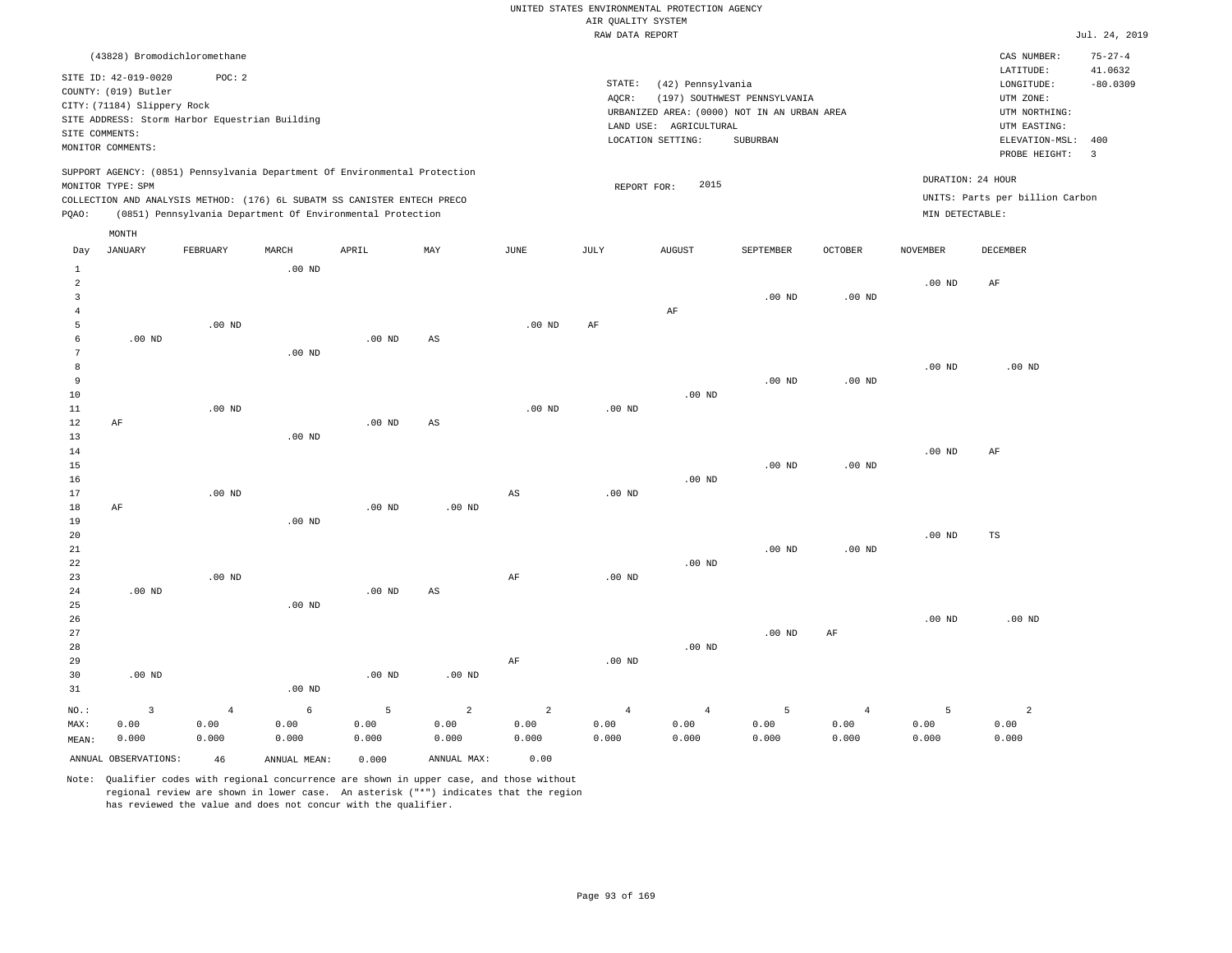UNITED STATES ENVIRONMENTAL PROTECTION AGENCY
AIR QUALITY SYSTEM
RAW DATA REPORT

Jul. 24, 2019

(43828) Bromodichloromethane

SITE ID: 42-019-0020 POC: 2
COUNTY: (019) Butler
CITY: (71184) Slippery Rock
SITE ADDRESS: Storm Harbor Equestrian Building
SITE COMMENTS:
MONITOR COMMENTS:

STATE: (42) Pennsylvania
AQCR: (197) SOUTHWEST PENNSYLVANIA
URBANIZED AREA: (0000) NOT IN AN URBAN AREA
LAND USE: AGRICULTURAL
LOCATION SETTING: SUBURBAN

CAS NUMBER: 75-27-4
LATITUDE: 41.0632
LONGITUDE: -80.0309
UTM ZONE:
UTM NORTHING:
UTM EASTING:
ELEVATION-MSL: 400
PROBE HEIGHT: 3

SUPPORT AGENCY: (0851) Pennsylvania Department Of Environmental Protection
MONITOR TYPE: SPM
COLLECTION AND ANALYSIS METHOD: (176) 6L SUBATM SS CANISTER ENTECH PRECO
PQAO: (0851) Pennsylvania Department Of Environmental Protection

REPORT FOR: 2015

DURATION: 24 HOUR
UNITS: Parts per billion Carbon
MIN DETECTABLE:

| Day | JANUARY | FEBRUARY | MARCH | APRIL | MAY | JUNE | JULY | AUGUST | SEPTEMBER | OCTOBER | NOVEMBER | DECEMBER |
|---|---|---|---|---|---|---|---|---|---|---|---|---|
| 1 | | | .00 ND | | | | | | | | | |
| 2 | | | | | | | | | | | .00 ND | AF |
| 3 | | | | | | | | | .00 ND | .00 ND | | |
| 4 | | | | | | | | AF | | | | |
| 5 | | .00 ND | | | | .00 ND | AF | | | | | |
| 6 | .00 ND | | | .00 ND | AS | | | | | | | |
| 7 | | | .00 ND | | | | | | | | | |
| 8 | | | | | | | | | | | .00 ND | .00 ND |
| 9 | | | | | | | | | .00 ND | .00 ND | | |
| 10 | | | | | | | | .00 ND | | | | |
| 11 | | .00 ND | | | | .00 ND | .00 ND | | | | | |
| 12 | AF | | | .00 ND | AS | | | | | | | |
| 13 | | | .00 ND | | | | | | | | | |
| 14 | | | | | | | | | | | .00 ND | AF |
| 15 | | | | | | | | | .00 ND | .00 ND | | |
| 16 | | | | | | | | .00 ND | | | | |
| 17 | | .00 ND | | | | AS | .00 ND | | | | | |
| 18 | AF | | | .00 ND | .00 ND | | | | | | | |
| 19 | | | .00 ND | | | | | | | | | |
| 20 | | | | | | | | | | | .00 ND | TS |
| 21 | | | | | | | | | .00 ND | .00 ND | | |
| 22 | | | | | | | | .00 ND | | | | |
| 23 | | .00 ND | | | | AF | .00 ND | | | | | |
| 24 | .00 ND | | | .00 ND | AS | | | | | | | |
| 25 | | | .00 ND | | | | | | | | | |
| 26 | | | | | | | | | | | .00 ND | .00 ND |
| 27 | | | | | | | | | .00 ND | AF | | |
| 28 | | | | | | | | .00 ND | | | | |
| 29 | | | | | | AF | .00 ND | | | | | |
| 30 | .00 ND | | | .00 ND | .00 ND | | | | | | | |
| 31 | | | .00 ND | | | | | | | | | |
| NO.: | 3 | 4 | 6 | 5 | 2 | 2 | 4 | 4 | 5 | 4 | 5 | 2 |
| MAX: | 0.00 | 0.00 | 0.00 | 0.00 | 0.00 | 0.00 | 0.00 | 0.00 | 0.00 | 0.00 | 0.00 | 0.00 |
| MEAN: | 0.000 | 0.000 | 0.000 | 0.000 | 0.000 | 0.000 | 0.000 | 0.000 | 0.000 | 0.000 | 0.000 | 0.000 |

ANNUAL OBSERVATIONS: 46 ANNUAL MEAN: 0.000 ANNUAL MAX: 0.00

Note: Qualifier codes with regional concurrence are shown in upper case, and those without regional review are shown in lower case. An asterisk ("*") indicates that the region has reviewed the value and does not concur with the qualifier.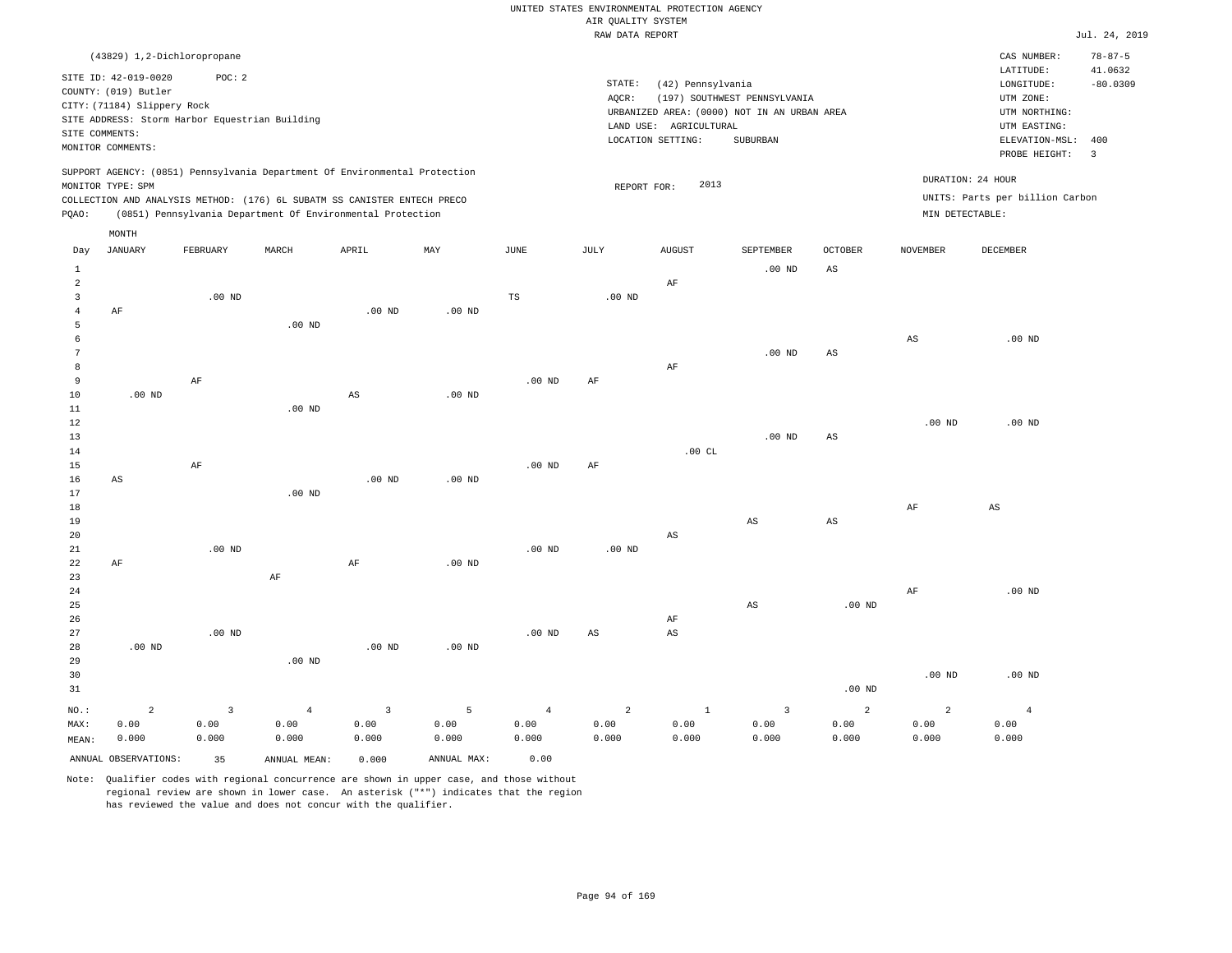UNITED STATES ENVIRONMENTAL PROTECTION AGENCY
AIR QUALITY SYSTEM
RAW DATA REPORT

Jul. 24, 2019

(43829) 1,2-Dichloropropane

SITE ID: 42-019-0020 POC: 2
COUNTY: (019) Butler
CITY: (71184) Slippery Rock
SITE ADDRESS: Storm Harbor Equestrian Building
SITE COMMENTS:
MONITOR COMMENTS:

STATE: (42) Pennsylvania
AQCR: (197) SOUTHWEST PENNSYLVANIA
URBANIZED AREA: (0000) NOT IN AN URBAN AREA
LAND USE: AGRICULTURAL
LOCATION SETTING: SUBURBAN

CAS NUMBER: 78-87-5
LATITUDE: 41.0632
LONGITUDE: -80.0309
UTM ZONE:
UTM NORTHING:
UTM EASTING:
ELEVATION-MSL: 400
PROBE HEIGHT: 3

SUPPORT AGENCY: (0851) Pennsylvania Department Of Environmental Protection
MONITOR TYPE: SPM
COLLECTION AND ANALYSIS METHOD: (176) 6L SUBATM SS CANISTER ENTECH PRECO
PQAO: (0851) Pennsylvania Department Of Environmental Protection

REPORT FOR: 2013

DURATION: 24 HOUR
UNITS: Parts per billion Carbon
MIN DETECTABLE:

| Day | JANUARY | FEBRUARY | MARCH | APRIL | MAY | JUNE | JULY | AUGUST | SEPTEMBER | OCTOBER | NOVEMBER | DECEMBER |
|---|---|---|---|---|---|---|---|---|---|---|---|---|
| 1 | | | | | | | | | .00 ND | AS | | |
| 2 | | | | | | | | AF | | | | |
| 3 | | .00 ND | | | | TS | .00 ND | | | | | |
| 4 | AF | | | .00 ND | .00 ND | | | | | | | |
| 5 | | | .00 ND | | | | | | | | | |
| 6 | | | | | | | | | | | AS | .00 ND |
| 7 | | | | | | | | | .00 ND | AS | | |
| 8 | | | | | | | | AF | | | | |
| 9 | | AF | | | | .00 ND | AF | | | | | |
| 10 | .00 ND | | | AS | .00 ND | | | | | | | |
| 11 | | | .00 ND | | | | | | | | | |
| 12 | | | | | | | | | | | .00 ND | .00 ND |
| 13 | | | | | | | | | .00 ND | AS | | |
| 14 | | | | | | | | .00 CL | | | | |
| 15 | | AF | | | | .00 ND | AF | | | | | |
| 16 | AS | | | .00 ND | .00 ND | | | | | | | |
| 17 | | | .00 ND | | | | | | | | | |
| 18 | | | | | | | | | | | AF | AS |
| 19 | | | | | | | | | AS | AS | | |
| 20 | | | | | | | | AS | | | | |
| 21 | | .00 ND | | | | .00 ND | .00 ND | | | | | |
| 22 | AF | | | AF | .00 ND | | | | | | | |
| 23 | | | AF | | | | | | | | | |
| 24 | | | | | | | | | | | AF | .00 ND |
| 25 | | | | | | | | | AS | .00 ND | | |
| 26 | | | | | | | | AF | | | | |
| 27 | | .00 ND | | | | .00 ND | AS | AS | | | | |
| 28 | .00 ND | | | .00 ND | .00 ND | | | | | | | |
| 29 | | | .00 ND | | | | | | | | | |
| 30 | | | | | | | | | | | .00 ND | .00 ND |
| 31 | | | | | | | | | | .00 ND | | |
| NO.: | 2 | 3 | 4 | 3 | 5 | 4 | 2 | 1 | 3 | 2 | 2 | 4 |
| MAX: | 0.00 | 0.00 | 0.00 | 0.00 | 0.00 | 0.00 | 0.00 | 0.00 | 0.00 | 0.00 | 0.00 | 0.00 |
| MEAN: | 0.000 | 0.000 | 0.000 | 0.000 | 0.000 | 0.000 | 0.000 | 0.000 | 0.000 | 0.000 | 0.000 | 0.000 |

ANNUAL OBSERVATIONS: 35 ANNUAL MEAN: 0.000 ANNUAL MAX: 0.00

Note: Qualifier codes with regional concurrence are shown in upper case, and those without regional review are shown in lower case. An asterisk ("*") indicates that the region has reviewed the value and does not concur with the qualifier.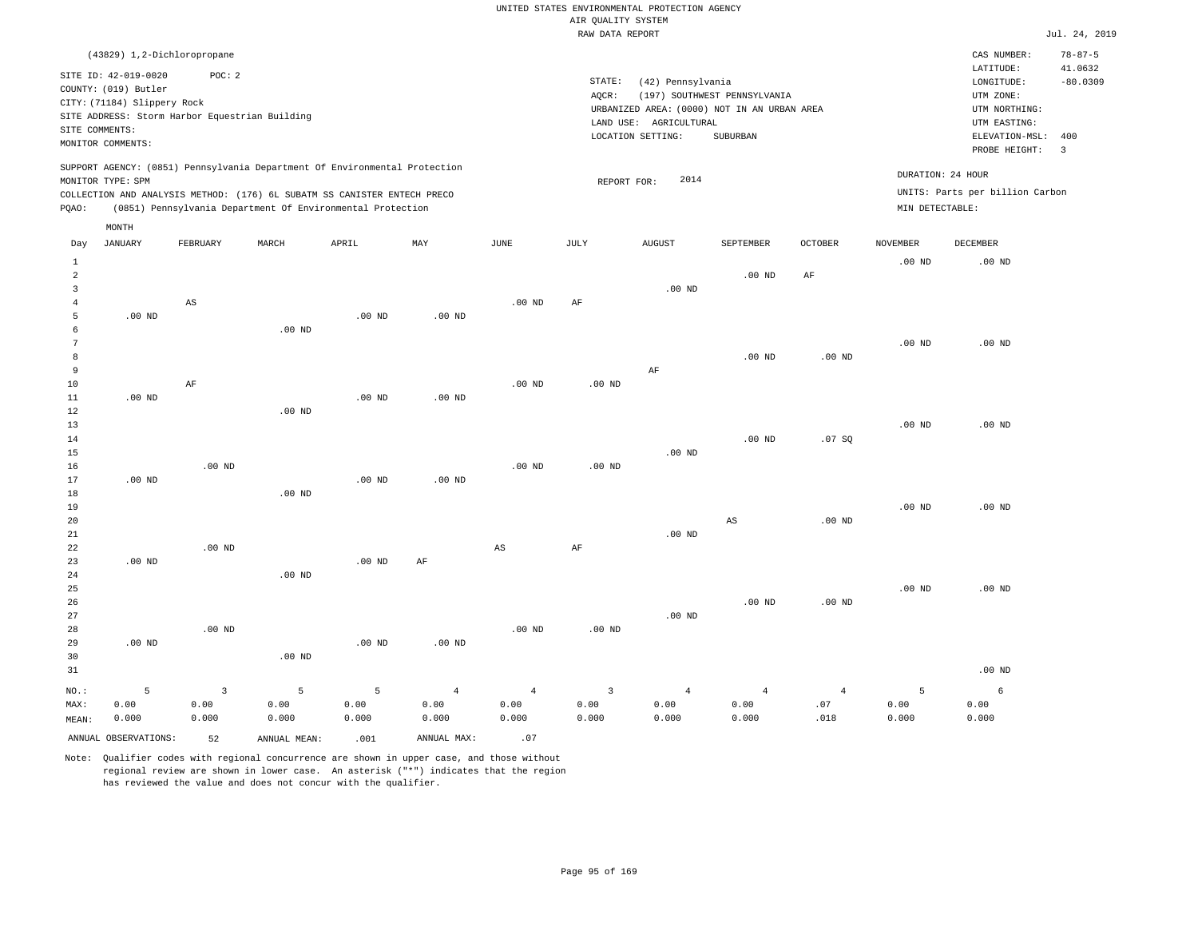UNITED STATES ENVIRONMENTAL PROTECTION AGENCY
AIR QUALITY SYSTEM
RAW DATA REPORT

Jul. 24, 2019

(43829) 1,2-Dichloropropane

SITE ID: 42-019-0020    POC: 2
COUNTY: (019) Butler
CITY: (71184) Slippery Rock
SITE ADDRESS: Storm Harbor Equestrian Building
SITE COMMENTS:
MONITOR COMMENTS:

STATE: (42) Pennsylvania
AQCR: (197) SOUTHWEST PENNSYLVANIA
URBANIZED AREA: (0000) NOT IN AN URBAN AREA
LAND USE: AGRICULTURAL
LOCATION SETTING: SUBURBAN

CAS NUMBER: 78-87-5
LATITUDE: 41.0632
LONGITUDE: -80.0309
UTM ZONE:
UTM NORTHING:
UTM EASTING:
ELEVATION-MSL: 400
PROBE HEIGHT: 3

SUPPORT AGENCY: (0851) Pennsylvania Department Of Environmental Protection
MONITOR TYPE: SPM
COLLECTION AND ANALYSIS METHOD: (176) 6L SUBATM SS CANISTER ENTECH PRECO
PQAO: (0851) Pennsylvania Department Of Environmental Protection

REPORT FOR: 2014

DURATION: 24 HOUR
UNITS: Parts per billion Carbon
MIN DETECTABLE:

| Day | JANUARY | FEBRUARY | MARCH | APRIL | MAY | JUNE | JULY | AUGUST | SEPTEMBER | OCTOBER | NOVEMBER | DECEMBER |
|---|---|---|---|---|---|---|---|---|---|---|---|---|
| 1 | | | | | | | | | | | .00 ND | .00 ND |
| 2 | | | | | | | | | .00 ND | AF | | |
| 3 | | | | | | | | .00 ND | | | | |
| 4 | | AS | | | | .00 ND | AF | | | | | |
| 5 | .00 ND | | | .00 ND | .00 ND | | | | | | | |
| 6 | | | .00 ND | | | | | | | | | |
| 7 | | | | | | | | | | | .00 ND | .00 ND |
| 8 | | | | | | | | | .00 ND | .00 ND | | |
| 9 | | | | | | | | AF | | | | |
| 10 | | AF | | | | .00 ND | .00 ND | | | | | |
| 11 | .00 ND | | | .00 ND | .00 ND | | | | | | | |
| 12 | | | .00 ND | | | | | | | | | |
| 13 | | | | | | | | | | | .00 ND | .00 ND |
| 14 | | | | | | | | | .00 ND | .07 SQ | | |
| 15 | | | | | | | | .00 ND | | | | |
| 16 | | .00 ND | | | | .00 ND | .00 ND | | | | | |
| 17 | .00 ND | | | .00 ND | .00 ND | | | | | | | |
| 18 | | | .00 ND | | | | | | | | | |
| 19 | | | | | | | | | | | .00 ND | .00 ND |
| 20 | | | | | | | | | AS | .00 ND | | |
| 21 | | | | | | | | .00 ND | | | | |
| 22 | | .00 ND | | | | AS | AF | | | | | |
| 23 | .00 ND | | | .00 ND | AF | | | | | | | |
| 24 | | | .00 ND | | | | | | | | | |
| 25 | | | | | | | | | | | .00 ND | .00 ND |
| 26 | | | | | | | | | .00 ND | .00 ND | | |
| 27 | | | | | | | | .00 ND | | | | |
| 28 | | .00 ND | | | | .00 ND | .00 ND | | | | | |
| 29 | .00 ND | | | .00 ND | .00 ND | | | | | | | |
| 30 | | | .00 ND | | | | | | | | | |
| 31 | | | | | | | | | | | | .00 ND |
| NO.: | 5 | 3 | 5 | 5 | 4 | 4 | 3 | 4 | 4 | 4 | 5 | 6 |
| MAX: | 0.00 | 0.00 | 0.00 | 0.00 | 0.00 | 0.00 | 0.00 | 0.00 | 0.00 | .07 | 0.00 | 0.00 |
| MEAN: | 0.000 | 0.000 | 0.000 | 0.000 | 0.000 | 0.000 | 0.000 | 0.000 | 0.000 | .018 | 0.000 | 0.000 |

ANNUAL OBSERVATIONS: 52    ANNUAL MEAN: .001    ANNUAL MAX: .07

Note: Qualifier codes with regional concurrence are shown in upper case, and those without regional review are shown in lower case. An asterisk ("*") indicates that the region has reviewed the value and does not concur with the qualifier.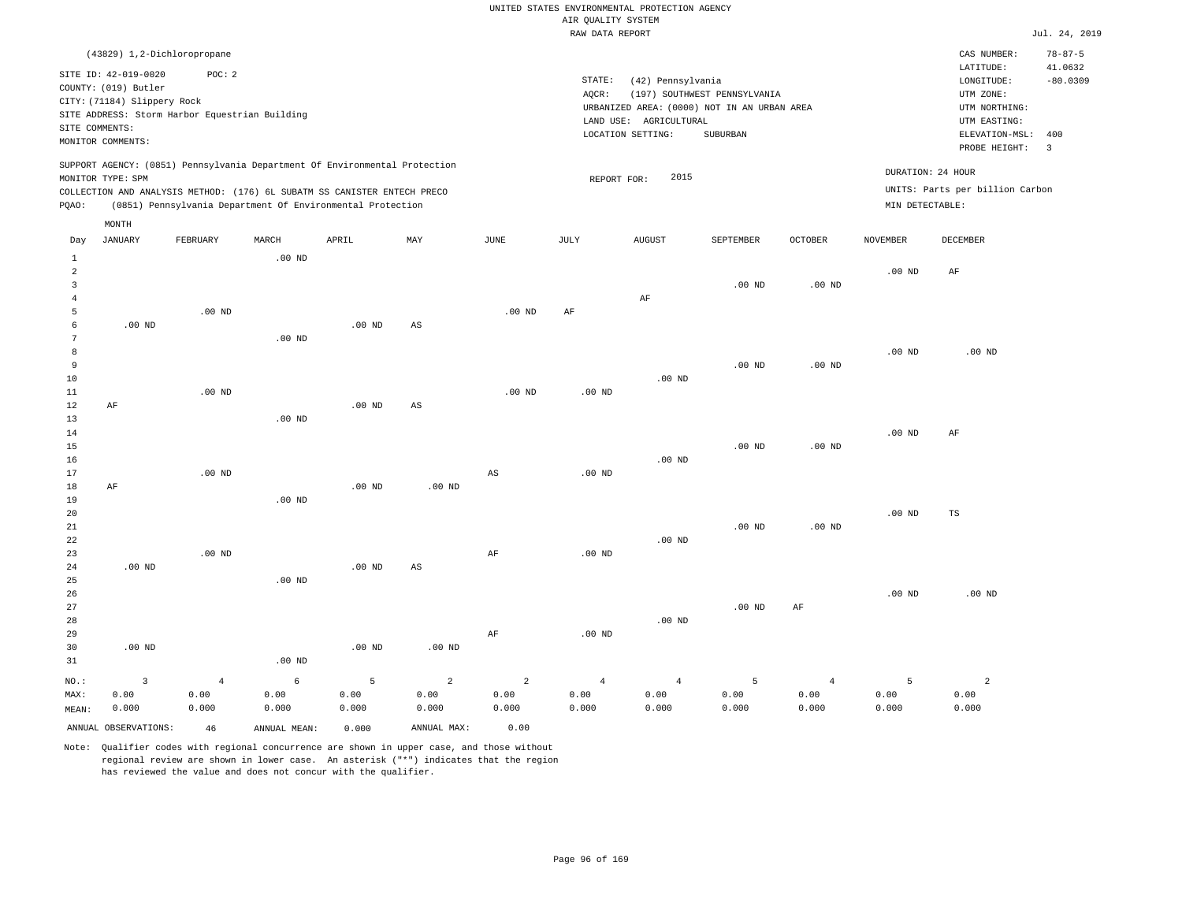UNITED STATES ENVIRONMENTAL PROTECTION AGENCY
AIR QUALITY SYSTEM
RAW DATA REPORT

Jul. 24, 2019

(43829) 1,2-Dichloropropane

SITE ID: 42-019-0020 POC: 2
COUNTY: (019) Butler
CITY: (71184) Slippery Rock
SITE ADDRESS: Storm Harbor Equestrian Building
SITE COMMENTS:
MONITOR COMMENTS:

STATE: (42) Pennsylvania
AQCR: (197) SOUTHWEST PENNSYLVANIA
URBANIZED AREA: (0000) NOT IN AN URBAN AREA
LAND USE: AGRICULTURAL
LOCATION SETTING: SUBURBAN

CAS NUMBER: 78-87-5
LATITUDE: 41.0632
LONGITUDE: -80.0309
UTM ZONE:
UTM NORTHING:
UTM EASTING:
ELEVATION-MSL: 400
PROBE HEIGHT: 3

SUPPORT AGENCY: (0851) Pennsylvania Department Of Environmental Protection
MONITOR TYPE: SPM
COLLECTION AND ANALYSIS METHOD: (176) 6L SUBATM SS CANISTER ENTECH PRECO
PQAO: (0851) Pennsylvania Department Of Environmental Protection

REPORT FOR: 2015

DURATION: 24 HOUR
UNITS: Parts per billion Carbon
MIN DETECTABLE:

| Day | JANUARY | FEBRUARY | MARCH | APRIL | MAY | JUNE | JULY | AUGUST | SEPTEMBER | OCTOBER | NOVEMBER | DECEMBER |
|---|---|---|---|---|---|---|---|---|---|---|---|---|
| 1 | | | .00 ND | | | | | | | | | |
| 2 | | | | | | | | | | | .00 ND | AF |
| 3 | | | | | | | | | .00 ND | .00 ND | | |
| 4 | | | | | | | | AF | | | | |
| 5 | | .00 ND | | | | .00 ND | AF | | | | | |
| 6 | .00 ND | | | .00 ND | AS | | | | | | | |
| 7 | | | .00 ND | | | | | | | | | |
| 8 | | | | | | | | | | | .00 ND | .00 ND |
| 9 | | | | | | | | | .00 ND | .00 ND | | |
| 10 | | | | | | | | .00 ND | | | | |
| 11 | | .00 ND | | | | .00 ND | .00 ND | | | | | |
| 12 | AF | | | .00 ND | AS | | | | | | | |
| 13 | | | .00 ND | | | | | | | | | |
| 14 | | | | | | | | | | | .00 ND | AF |
| 15 | | | | | | | | | .00 ND | .00 ND | | |
| 16 | | | | | | | | .00 ND | | | | |
| 17 | | .00 ND | | | | AS | .00 ND | | | | | |
| 18 | AF | | | .00 ND | .00 ND | | | | | | | |
| 19 | | | .00 ND | | | | | | | | | |
| 20 | | | | | | | | | | | .00 ND | TS |
| 21 | | | | | | | | | .00 ND | .00 ND | | |
| 22 | | | | | | | | .00 ND | | | | |
| 23 | | .00 ND | | | | AF | .00 ND | | | | | |
| 24 | .00 ND | | | .00 ND | AS | | | | | | | |
| 25 | | | .00 ND | | | | | | | | | |
| 26 | | | | | | | | | | | .00 ND | .00 ND |
| 27 | | | | | | | | | .00 ND | AF | | |
| 28 | | | | | | | | .00 ND | | | | |
| 29 | | | | | | AF | .00 ND | | | | | |
| 30 | .00 ND | | | .00 ND | .00 ND | | | | | | | |
| 31 | | | .00 ND | | | | | | | | | |
| NO.: | 3 | 4 | 6 | 5 | 2 | 2 | 4 | 4 | 5 | 4 | 5 | 2 |
| MAX: | 0.00 | 0.00 | 0.00 | 0.00 | 0.00 | 0.00 | 0.00 | 0.00 | 0.00 | 0.00 | 0.00 | 0.00 |
| MEAN: | 0.000 | 0.000 | 0.000 | 0.000 | 0.000 | 0.000 | 0.000 | 0.000 | 0.000 | 0.000 | 0.000 | 0.000 |

ANNUAL OBSERVATIONS: 46 ANNUAL MEAN: 0.000 ANNUAL MAX: 0.00

Note: Qualifier codes with regional concurrence are shown in upper case, and those without regional review are shown in lower case. An asterisk ("*") indicates that the region has reviewed the value and does not concur with the qualifier.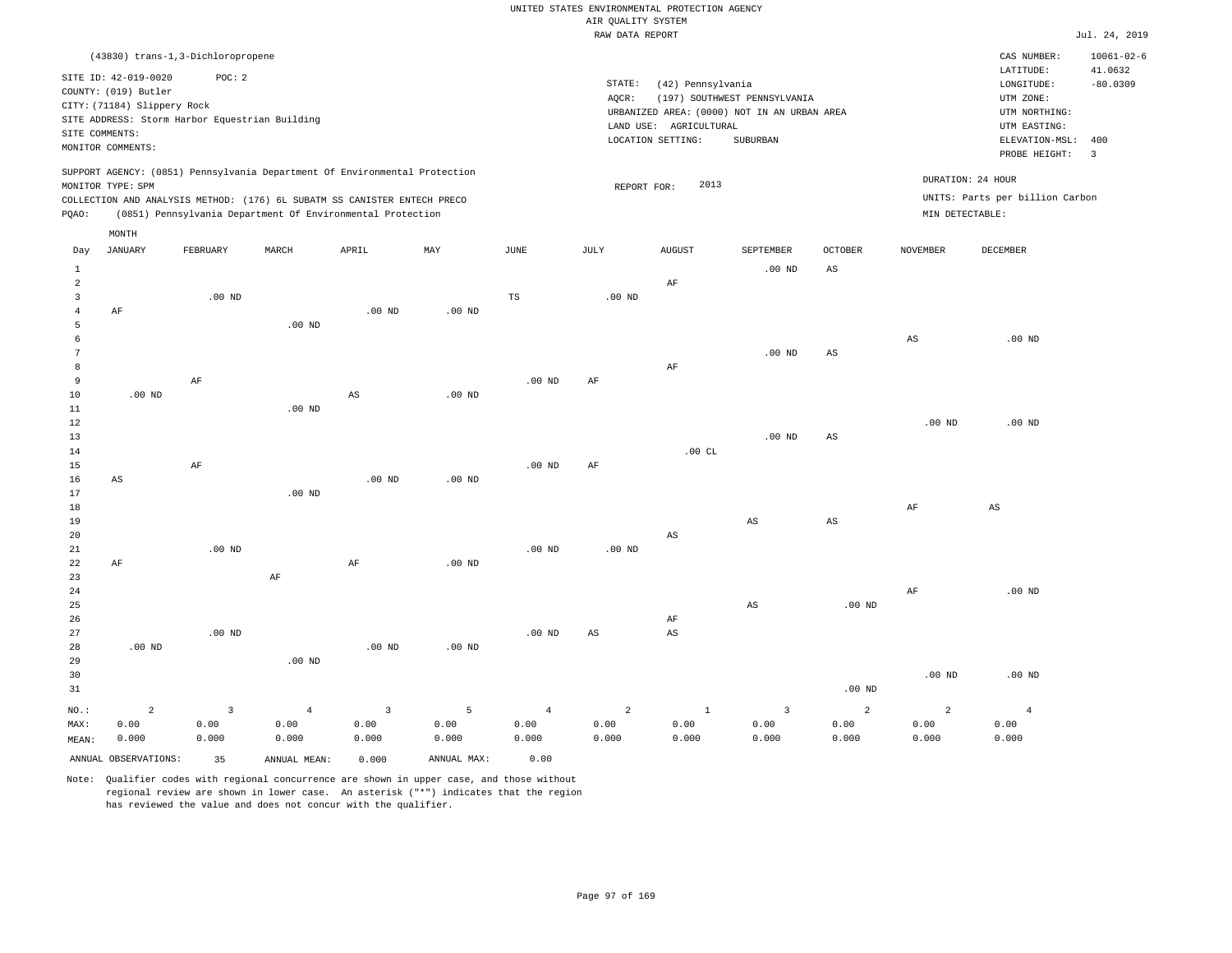UNITED STATES ENVIRONMENTAL PROTECTION AGENCY
AIR QUALITY SYSTEM
RAW DATA REPORT

Jul. 24, 2019

(43830) trans-1,3-Dichloropropene

SITE ID: 42-019-0020 POC: 2
COUNTY: (019) Butler
CITY: (71184) Slippery Rock
SITE ADDRESS: Storm Harbor Equestrian Building
SITE COMMENTS:
MONITOR COMMENTS:

STATE: (42) Pennsylvania
AQCR: (197) SOUTHWEST PENNSYLVANIA
URBANIZED AREA: (0000) NOT IN AN URBAN AREA
LAND USE: AGRICULTURAL
LOCATION SETTING: SUBURBAN

CAS NUMBER: 10061-02-6
LATITUDE: 41.0632
LONGITUDE: -80.0309
UTM ZONE:
UTM NORTHING:
UTM EASTING:
ELEVATION-MSL: 400
PROBE HEIGHT: 3

SUPPORT AGENCY: (0851) Pennsylvania Department Of Environmental Protection
MONITOR TYPE: SPM
COLLECTION AND ANALYSIS METHOD: (176) 6L SUBATM SS CANISTER ENTECH PRECO
PQAO: (0851) Pennsylvania Department Of Environmental Protection

REPORT FOR: 2013

DURATION: 24 HOUR
UNITS: Parts per billion Carbon
MIN DETECTABLE:

| Day | JANUARY | FEBRUARY | MARCH | APRIL | MAY | JUNE | JULY | AUGUST | SEPTEMBER | OCTOBER | NOVEMBER | DECEMBER |
|---|---|---|---|---|---|---|---|---|---|---|---|---|
| 1 | | | | | | | | | .00 ND | AS | | |
| 2 | | | | | | | | AF | | | | |
| 3 | | .00 ND | | | | TS | .00 ND | | | | | |
| 4 | AF | | | .00 ND | .00 ND | | | | | | | |
| 5 | | | .00 ND | | | | | | | | | |
| 6 | | | | | | | | | | | AS | .00 ND |
| 7 | | | | | | | | | .00 ND | AS | | |
| 8 | | | | | | | | AF | | | | |
| 9 | | AF | | | | .00 ND | AF | | | | | |
| 10 | .00 ND | | | AS | .00 ND | | | | | | | |
| 11 | | | .00 ND | | | | | | | | | |
| 12 | | | | | | | | | | | .00 ND | .00 ND |
| 13 | | | | | | | | | .00 ND | AS | | |
| 14 | | | | | | | | .00 CL | | | | |
| 15 | | AF | | | | .00 ND | AF | | | | | |
| 16 | AS | | | .00 ND | .00 ND | | | | | | | |
| 17 | | | .00 ND | | | | | | | | | |
| 18 | | | | | | | | | | | AF | AS |
| 19 | | | | | | | | | AS | AS | | |
| 20 | | | | | | | | AS | | | | |
| 21 | | .00 ND | | | | .00 ND | .00 ND | | | | | |
| 22 | AF | | | AF | .00 ND | | | | | | | |
| 23 | | | AF | | | | | | | | | |
| 24 | | | | | | | | | | | AF | .00 ND |
| 25 | | | | | | | | | AS | .00 ND | | |
| 26 | | | | | | | | AF | | | | |
| 27 | | .00 ND | | | | .00 ND | AS | AS | | | | |
| 28 | .00 ND | | | .00 ND | .00 ND | | | | | | | |
| 29 | | | .00 ND | | | | | | | | | |
| 30 | | | | | | | | | | | .00 ND | .00 ND |
| 31 | | | | | | | | | | .00 ND | | |
| NO.: | 2 | 3 | 4 | 3 | 5 | 4 | 2 | 1 | 3 | 2 | 2 | 4 |
| MAX: | 0.00 | 0.00 | 0.00 | 0.00 | 0.00 | 0.00 | 0.00 | 0.00 | 0.00 | 0.00 | 0.00 | 0.00 |
| MEAN: | 0.000 | 0.000 | 0.000 | 0.000 | 0.000 | 0.000 | 0.000 | 0.000 | 0.000 | 0.000 | 0.000 | 0.000 |

ANNUAL OBSERVATIONS: 35 ANNUAL MEAN: 0.000 ANNUAL MAX: 0.00

Note: Qualifier codes with regional concurrence are shown in upper case, and those without regional review are shown in lower case. An asterisk ("*") indicates that the region has reviewed the value and does not concur with the qualifier.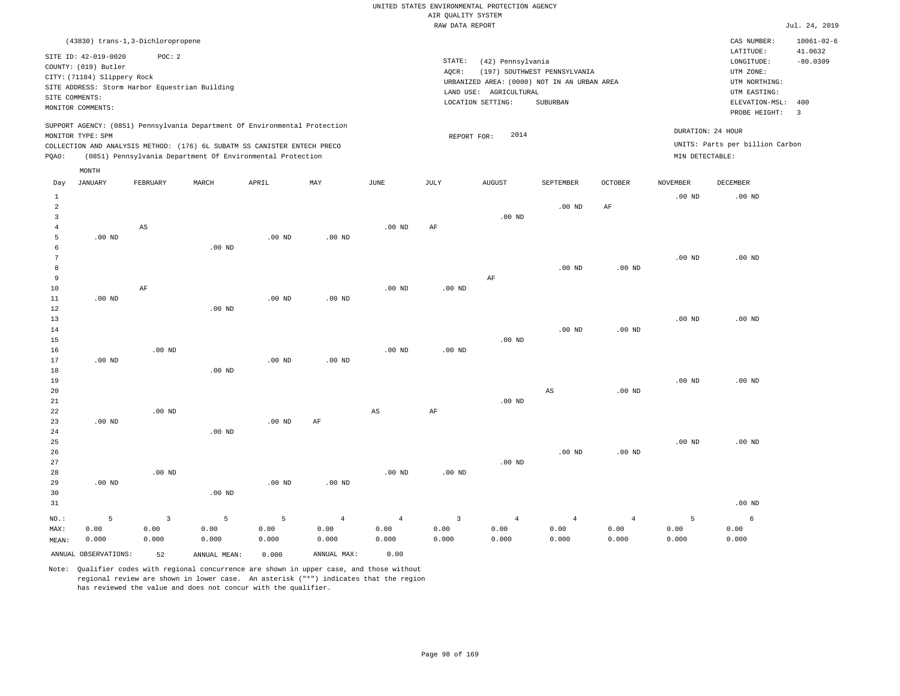UNITED STATES ENVIRONMENTAL PROTECTION AGENCY
AIR QUALITY SYSTEM
RAW DATA REPORT

Jul. 24, 2019

(43830) trans-1,3-Dichloropropene

SITE ID: 42-019-0020 POC: 2
COUNTY: (019) Butler
CITY: (71184) Slippery Rock
SITE ADDRESS: Storm Harbor Equestrian Building
SITE COMMENTS:
MONITOR COMMENTS:

STATE: (42) Pennsylvania
AQCR: (197) SOUTHWEST PENNSYLVANIA
URBANIZED AREA: (0000) NOT IN AN URBAN AREA
LAND USE: AGRICULTURAL
LOCATION SETTING: SUBURBAN

CAS NUMBER: 10061-02-6
LATITUDE: 41.0632
LONGITUDE: -80.0309
UTM ZONE:
UTM NORTHING:
UTM EASTING:
ELEVATION-MSL: 400
PROBE HEIGHT: 3

SUPPORT AGENCY: (0851) Pennsylvania Department Of Environmental Protection
MONITOR TYPE: SPM
COLLECTION AND ANALYSIS METHOD: (176) 6L SUBATM SS CANISTER ENTECH PRECO
PQAO: (0851) Pennsylvania Department Of Environmental Protection

REPORT FOR: 2014

DURATION: 24 HOUR
UNITS: Parts per billion Carbon
MIN DETECTABLE:

| Day | JANUARY | FEBRUARY | MARCH | APRIL | MAY | JUNE | JULY | AUGUST | SEPTEMBER | OCTOBER | NOVEMBER | DECEMBER |
|---|---|---|---|---|---|---|---|---|---|---|---|---|
| 1 | | | | | | | | | | | .00 ND | .00 ND |
| 2 | | | | | | | | | .00 ND | AF | | |
| 3 | | | | | | | | .00 ND | | | | |
| 4 | | AS | | | | .00 ND | AF | | | | | |
| 5 | .00 ND | | | .00 ND | .00 ND | | | | | | | |
| 6 | | | .00 ND | | | | | | | | | |
| 7 | | | | | | | | | | | .00 ND | .00 ND |
| 8 | | | | | | | | | .00 ND | .00 ND | | |
| 9 | | | | | | | | AF | | | | |
| 10 | | AF | | | | .00 ND | .00 ND | | | | | |
| 11 | .00 ND | | | .00 ND | .00 ND | | | | | | | |
| 12 | | | .00 ND | | | | | | | | | |
| 13 | | | | | | | | | | | .00 ND | .00 ND |
| 14 | | | | | | | | | .00 ND | .00 ND | | |
| 15 | | | | | | | | .00 ND | | | | |
| 16 | | .00 ND | | | | .00 ND | .00 ND | | | | | |
| 17 | .00 ND | | | .00 ND | .00 ND | | | | | | | |
| 18 | | | .00 ND | | | | | | | | | |
| 19 | | | | | | | | | | | .00 ND | .00 ND |
| 20 | | | | | | | | | AS | .00 ND | | |
| 21 | | | | | | | | .00 ND | | | | |
| 22 | | .00 ND | | | | AS | AF | | | | | |
| 23 | .00 ND | | | .00 ND | AF | | | | | | | |
| 24 | | | .00 ND | | | | | | | | | |
| 25 | | | | | | | | | | | .00 ND | .00 ND |
| 26 | | | | | | | | | .00 ND | .00 ND | | |
| 27 | | | | | | | | .00 ND | | | | |
| 28 | | .00 ND | | | | .00 ND | .00 ND | | | | | |
| 29 | .00 ND | | | .00 ND | .00 ND | | | | | | | |
| 30 | | | .00 ND | | | | | | | | | |
| 31 | | | | | | | | | | | | .00 ND |
| NO.: | 5 | 3 | 5 | 5 | 4 | 4 | 3 | 4 | 4 | 4 | 5 | 6 |
| MAX: | 0.00 | 0.00 | 0.00 | 0.00 | 0.00 | 0.00 | 0.00 | 0.00 | 0.00 | 0.00 | 0.00 | 0.00 |
| MEAN: | 0.000 | 0.000 | 0.000 | 0.000 | 0.000 | 0.000 | 0.000 | 0.000 | 0.000 | 0.000 | 0.000 | 0.000 |

ANNUAL OBSERVATIONS: 52 ANNUAL MEAN: 0.000 ANNUAL MAX: 0.00

Note: Qualifier codes with regional concurrence are shown in upper case, and those without regional review are shown in lower case. An asterisk ("*") indicates that the region has reviewed the value and does not concur with the qualifier.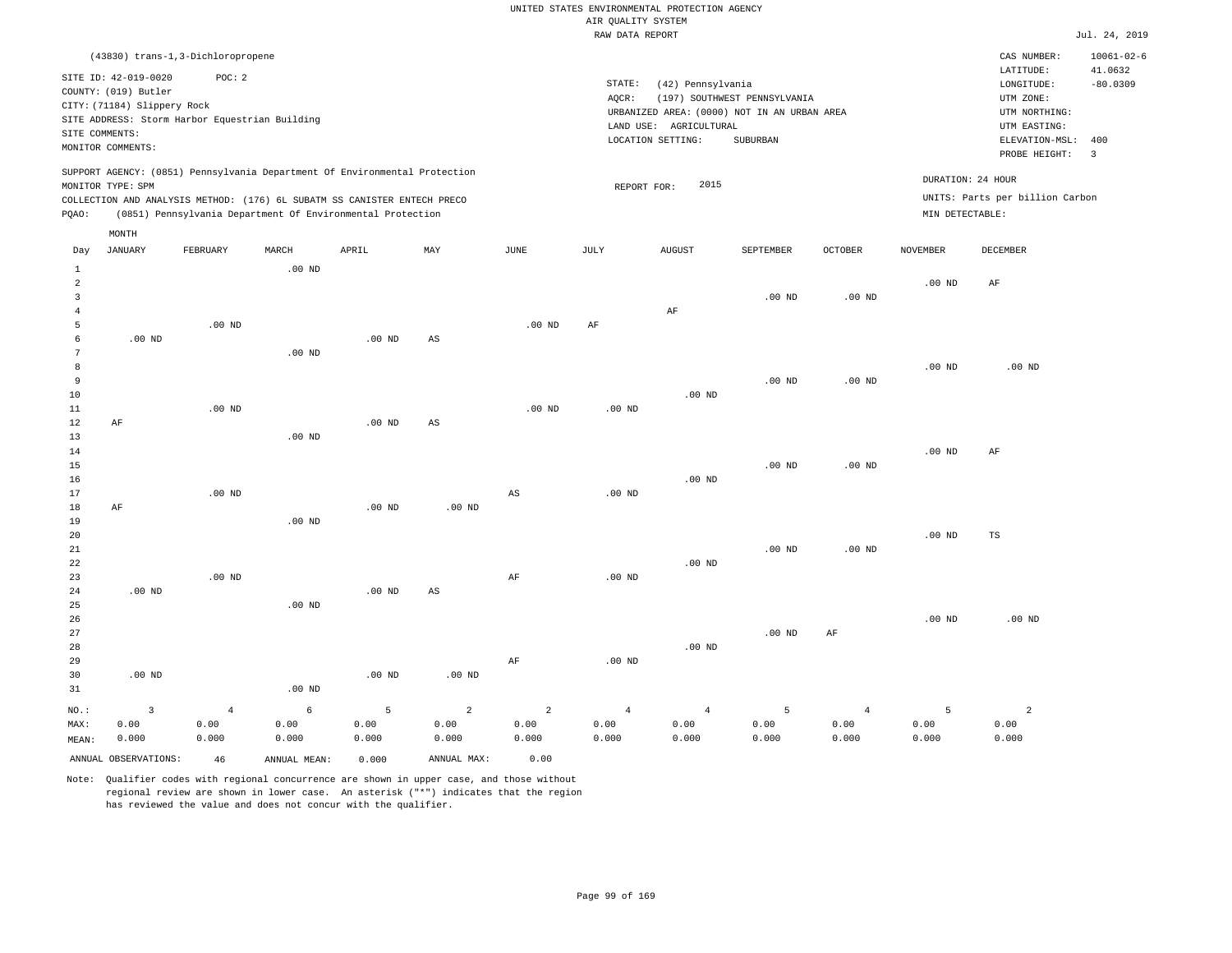UNITED STATES ENVIRONMENTAL PROTECTION AGENCY
AIR QUALITY SYSTEM
RAW DATA REPORT

Jul. 24, 2019

(43830) trans-1,3-Dichloropropene

SITE ID: 42-019-0020 POC: 2
COUNTY: (019) Butler
CITY: (71184) Slippery Rock
SITE ADDRESS: Storm Harbor Equestrian Building
SITE COMMENTS:
MONITOR COMMENTS:

STATE: (42) Pennsylvania
AQCR: (197) SOUTHWEST PENNSYLVANIA
URBANIZED AREA: (0000) NOT IN AN URBAN AREA
LAND USE: AGRICULTURAL
LOCATION SETTING: SUBURBAN

CAS NUMBER: 10061-02-6
LATITUDE: 41.0632
LONGITUDE: -80.0309
UTM ZONE:
UTM NORTHING:
UTM EASTING:
ELEVATION-MSL: 400
PROBE HEIGHT: 3

SUPPORT AGENCY: (0851) Pennsylvania Department Of Environmental Protection
MONITOR TYPE: SPM
COLLECTION AND ANALYSIS METHOD: (176) 6L SUBATM SS CANISTER ENTECH PRECO
PQAO: (0851) Pennsylvania Department Of Environmental Protection

REPORT FOR: 2015

DURATION: 24 HOUR
UNITS: Parts per billion Carbon
MIN DETECTABLE:

| Day | JANUARY | FEBRUARY | MARCH | APRIL | MAY | JUNE | JULY | AUGUST | SEPTEMBER | OCTOBER | NOVEMBER | DECEMBER |
|---|---|---|---|---|---|---|---|---|---|---|---|---|
| 1 | | | .00 ND | | | | | | | | | |
| 2 | | | | | | | | | | | .00 ND | AF |
| 3 | | | | | | | | | .00 ND | .00 ND | | |
| 4 | | | | | | | | AF | | | | |
| 5 | | .00 ND | | | | .00 ND | AF | | | | | |
| 6 | .00 ND | | | .00 ND | AS | | | | | | | |
| 7 | | | .00 ND | | | | | | | | | |
| 8 | | | | | | | | | | | .00 ND | .00 ND |
| 9 | | | | | | | | | .00 ND | .00 ND | | |
| 10 | | | | | | | | .00 ND | | | | |
| 11 | | .00 ND | | | | .00 ND | .00 ND | | | | | |
| 12 | AF | | | .00 ND | AS | | | | | | | |
| 13 | | | .00 ND | | | | | | | | | |
| 14 | | | | | | | | | | | .00 ND | AF |
| 15 | | | | | | | | | .00 ND | .00 ND | | |
| 16 | | | | | | | | .00 ND | | | | |
| 17 | | .00 ND | | | | AS | .00 ND | | | | | |
| 18 | AF | | | .00 ND | .00 ND | | | | | | | |
| 19 | | | .00 ND | | | | | | | | | |
| 20 | | | | | | | | | | | .00 ND | TS |
| 21 | | | | | | | | | .00 ND | .00 ND | | |
| 22 | | | | | | | | .00 ND | | | | |
| 23 | | .00 ND | | | | AF | .00 ND | | | | | |
| 24 | .00 ND | | | .00 ND | AS | | | | | | | |
| 25 | | | .00 ND | | | | | | | | | |
| 26 | | | | | | | | | | | .00 ND | .00 ND |
| 27 | | | | | | | | | .00 ND | AF | | |
| 28 | | | | | | | | .00 ND | | | | |
| 29 | | | | | | AF | .00 ND | | | | | |
| 30 | .00 ND | | | .00 ND | .00 ND | | | | | | | |
| 31 | | | .00 ND | | | | | | | | | |
| NO.: | 3 | 4 | 6 | 5 | 2 | 2 | 4 | 4 | 5 | 4 | 5 | 2 |
| MAX: | 0.00 | 0.00 | 0.00 | 0.00 | 0.00 | 0.00 | 0.00 | 0.00 | 0.00 | 0.00 | 0.00 | 0.00 |
| MEAN: | 0.000 | 0.000 | 0.000 | 0.000 | 0.000 | 0.000 | 0.000 | 0.000 | 0.000 | 0.000 | 0.000 | 0.000 |

ANNUAL OBSERVATIONS: 46 ANNUAL MEAN: 0.000 ANNUAL MAX: 0.00

Note: Qualifier codes with regional concurrence are shown in upper case, and those without regional review are shown in lower case. An asterisk ("*") indicates that the region has reviewed the value and does not concur with the qualifier.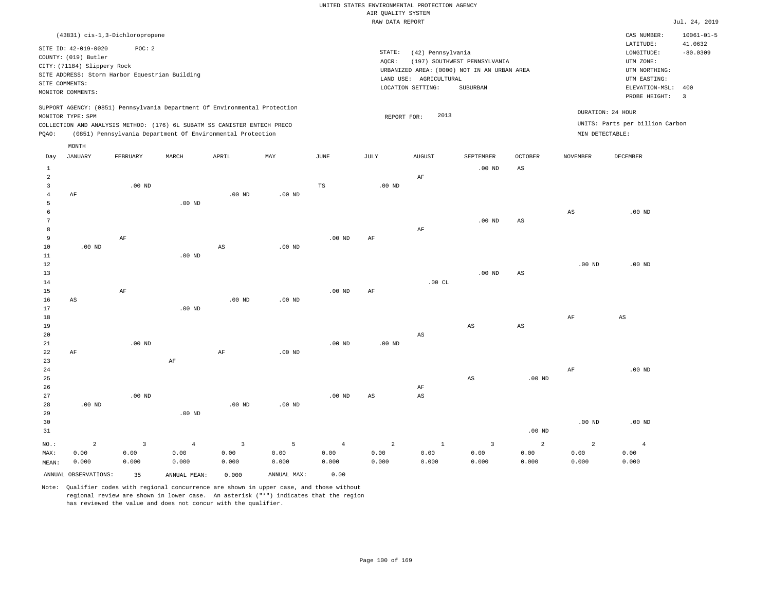UNITED STATES ENVIRONMENTAL PROTECTION AGENCY
AIR QUALITY SYSTEM
RAW DATA REPORT

Jul. 24, 2019

(43831) cis-1,3-Dichloropropene

SITE ID: 42-019-0020 POC: 2
COUNTY: (019) Butler
CITY: (71184) Slippery Rock
SITE ADDRESS: Storm Harbor Equestrian Building
SITE COMMENTS:
MONITOR COMMENTS:

STATE: (42) Pennsylvania
AQCR: (197) SOUTHWEST PENNSYLVANIA
URBANIZED AREA: (0000) NOT IN AN URBAN AREA
LAND USE: AGRICULTURAL
LOCATION SETTING: SUBURBAN

CAS NUMBER: 10061-01-5
LATITUDE: 41.0632
LONGITUDE: -80.0309
UTM ZONE:
UTM NORTHING:
UTM EASTING:
ELEVATION-MSL: 400
PROBE HEIGHT: 3

SUPPORT AGENCY: (0851) Pennsylvania Department Of Environmental Protection
MONITOR TYPE: SPM
COLLECTION AND ANALYSIS METHOD: (176) 6L SUBATM SS CANISTER ENTECH PRECO
PQAO: (0851) Pennsylvania Department Of Environmental Protection

REPORT FOR: 2013

DURATION: 24 HOUR
UNITS: Parts per billion Carbon
MIN DETECTABLE:

| Day | JANUARY | FEBRUARY | MARCH | APRIL | MAY | JUNE | JULY | AUGUST | SEPTEMBER | OCTOBER | NOVEMBER | DECEMBER |
|---|---|---|---|---|---|---|---|---|---|---|---|---|
| 1 | | | | | | | | | .00 ND | AS | | |
| 2 | | | | | | | | AF | | | | |
| 3 | | .00 ND | | | | TS | .00 ND | | | | | |
| 4 | AF | | | .00 ND | .00 ND | | | | | | | |
| 5 | | | .00 ND | | | | | | | | | |
| 6 | | | | | | | | | | | AS | .00 ND |
| 7 | | | | | | | | | .00 ND | AS | | |
| 8 | | | | | | | | AF | | | | |
| 9 | | AF | | | | .00 ND | AF | | | | | |
| 10 | .00 ND | | | AS | .00 ND | | | | | | | |
| 11 | | | .00 ND | | | | | | | | | |
| 12 | | | | | | | | | | | .00 ND | .00 ND |
| 13 | | | | | | | | | .00 ND | AS | | |
| 14 | | | | | | | | .00 CL | | | | |
| 15 | | AF | | | | .00 ND | AF | | | | | |
| 16 | AS | | | .00 ND | .00 ND | | | | | | | |
| 17 | | | .00 ND | | | | | | | | | |
| 18 | | | | | | | | | | | AF | AS |
| 19 | | | | | | | | | AS | AS | | |
| 20 | | | | | | | | AS | | | | |
| 21 | | .00 ND | | | | .00 ND | .00 ND | | | | | |
| 22 | AF | | | AF | .00 ND | | | | | | | |
| 23 | | | AF | | | | | | | | | |
| 24 | | | | | | | | | | | AF | .00 ND |
| 25 | | | | | | | | | AS | .00 ND | | |
| 26 | | | | | | | | AF | | | | |
| 27 | | .00 ND | | | | .00 ND | AS | AS | | | | |
| 28 | .00 ND | | | .00 ND | .00 ND | | | | | | | |
| 29 | | | .00 ND | | | | | | | | | |
| 30 | | | | | | | | | | | .00 ND | .00 ND |
| 31 | | | | | | | | | | .00 ND | | |
| NO.: | 2 | 3 | 4 | 3 | 5 | 4 | 2 | 1 | 3 | 2 | 2 | 4 |
| MAX: | 0.00 | 0.00 | 0.00 | 0.00 | 0.00 | 0.00 | 0.00 | 0.00 | 0.00 | 0.00 | 0.00 | 0.00 |
| MEAN: | 0.000 | 0.000 | 0.000 | 0.000 | 0.000 | 0.000 | 0.000 | 0.000 | 0.000 | 0.000 | 0.000 | 0.000 |

ANNUAL OBSERVATIONS: 35 ANNUAL MEAN: 0.000 ANNUAL MAX: 0.00

Note: Qualifier codes with regional concurrence are shown in upper case, and those without regional review are shown in lower case. An asterisk ("*") indicates that the region has reviewed the value and does not concur with the qualifier.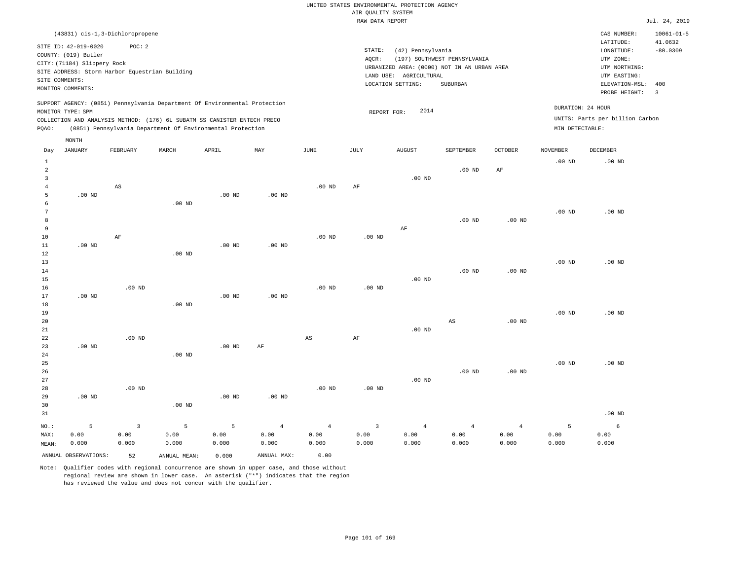UNITED STATES ENVIRONMENTAL PROTECTION AGENCY
AIR QUALITY SYSTEM
RAW DATA REPORT

Jul. 24, 2019

(43831) cis-1,3-Dichloropropene

SITE ID: 42-019-0020 POC: 2
COUNTY: (019) Butler
CITY: (71184) Slippery Rock
SITE ADDRESS: Storm Harbor Equestrian Building
SITE COMMENTS:
MONITOR COMMENTS:

STATE: (42) Pennsylvania
AQCR: (197) SOUTHWEST PENNSYLVANIA
URBANIZED AREA: (0000) NOT IN AN URBAN AREA
LAND USE: AGRICULTURAL
LOCATION SETTING: SUBURBAN

CAS NUMBER: 10061-01-5
LATITUDE: 41.0632
LONGITUDE: -80.0309
UTM ZONE:
UTM NORTHING:
UTM EASTING:
ELEVATION-MSL: 400
PROBE HEIGHT: 3

SUPPORT AGENCY: (0851) Pennsylvania Department Of Environmental Protection
MONITOR TYPE: SPM
COLLECTION AND ANALYSIS METHOD: (176) 6L SUBATM SS CANISTER ENTECH PRECO
PQAO: (0851) Pennsylvania Department Of Environmental Protection

REPORT FOR: 2014

DURATION: 24 HOUR
UNITS: Parts per billion Carbon
MIN DETECTABLE:

| Day | JANUARY | FEBRUARY | MARCH | APRIL | MAY | JUNE | JULY | AUGUST | SEPTEMBER | OCTOBER | NOVEMBER | DECEMBER |
|---|---|---|---|---|---|---|---|---|---|---|---|---|
| 1 | | | | | | | | | | | .00 ND | .00 ND |
| 2 | | | | | | | | | .00 ND | AF | | |
| 3 | | | | | | | | .00 ND | | | | |
| 4 | | AS | | | | .00 ND | AF | | | | | |
| 5 | .00 ND | | | .00 ND | .00 ND | | | | | | | |
| 6 | | | .00 ND | | | | | | | | | |
| 7 | | | | | | | | | | | .00 ND | .00 ND |
| 8 | | | | | | | | | .00 ND | .00 ND | | |
| 9 | | | | | | | | AF | | | | |
| 10 | | AF | | | | .00 ND | .00 ND | | | | | |
| 11 | .00 ND | | | .00 ND | .00 ND | | | | | | | |
| 12 | | | .00 ND | | | | | | | | | |
| 13 | | | | | | | | | | | .00 ND | .00 ND |
| 14 | | | | | | | | | .00 ND | .00 ND | | |
| 15 | | | | | | | | .00 ND | | | | |
| 16 | | .00 ND | | | | .00 ND | .00 ND | | | | | |
| 17 | .00 ND | | | .00 ND | .00 ND | | | | | | | |
| 18 | | | .00 ND | | | | | | | | | |
| 19 | | | | | | | | | | | .00 ND | .00 ND |
| 20 | | | | | | | | | AS | .00 ND | | |
| 21 | | | | | | | | .00 ND | | | | |
| 22 | | .00 ND | | | | AS | AF | | | | | |
| 23 | .00 ND | | | .00 ND | AF | | | | | | | |
| 24 | | | .00 ND | | | | | | | | | |
| 25 | | | | | | | | | | | .00 ND | .00 ND |
| 26 | | | | | | | | | .00 ND | .00 ND | | |
| 27 | | | | | | | | .00 ND | | | | |
| 28 | | .00 ND | | | | .00 ND | .00 ND | | | | | |
| 29 | .00 ND | | | .00 ND | .00 ND | | | | | | | |
| 30 | | | .00 ND | | | | | | | | | |
| 31 | | | | | | | | | | | | .00 ND |
| NO.: | 5 | 3 | 5 | 5 | 4 | 4 | 3 | 4 | 4 | 4 | 5 | 6 |
| MAX: | 0.00 | 0.00 | 0.00 | 0.00 | 0.00 | 0.00 | 0.00 | 0.00 | 0.00 | 0.00 | 0.00 | 0.00 |
| MEAN: | 0.000 | 0.000 | 0.000 | 0.000 | 0.000 | 0.000 | 0.000 | 0.000 | 0.000 | 0.000 | 0.000 | 0.000 |

ANNUAL OBSERVATIONS: 52 ANNUAL MEAN: 0.000 ANNUAL MAX: 0.00

Note: Qualifier codes with regional concurrence are shown in upper case, and those without regional review are shown in lower case. An asterisk ("*") indicates that the region has reviewed the value and does not concur with the qualifier.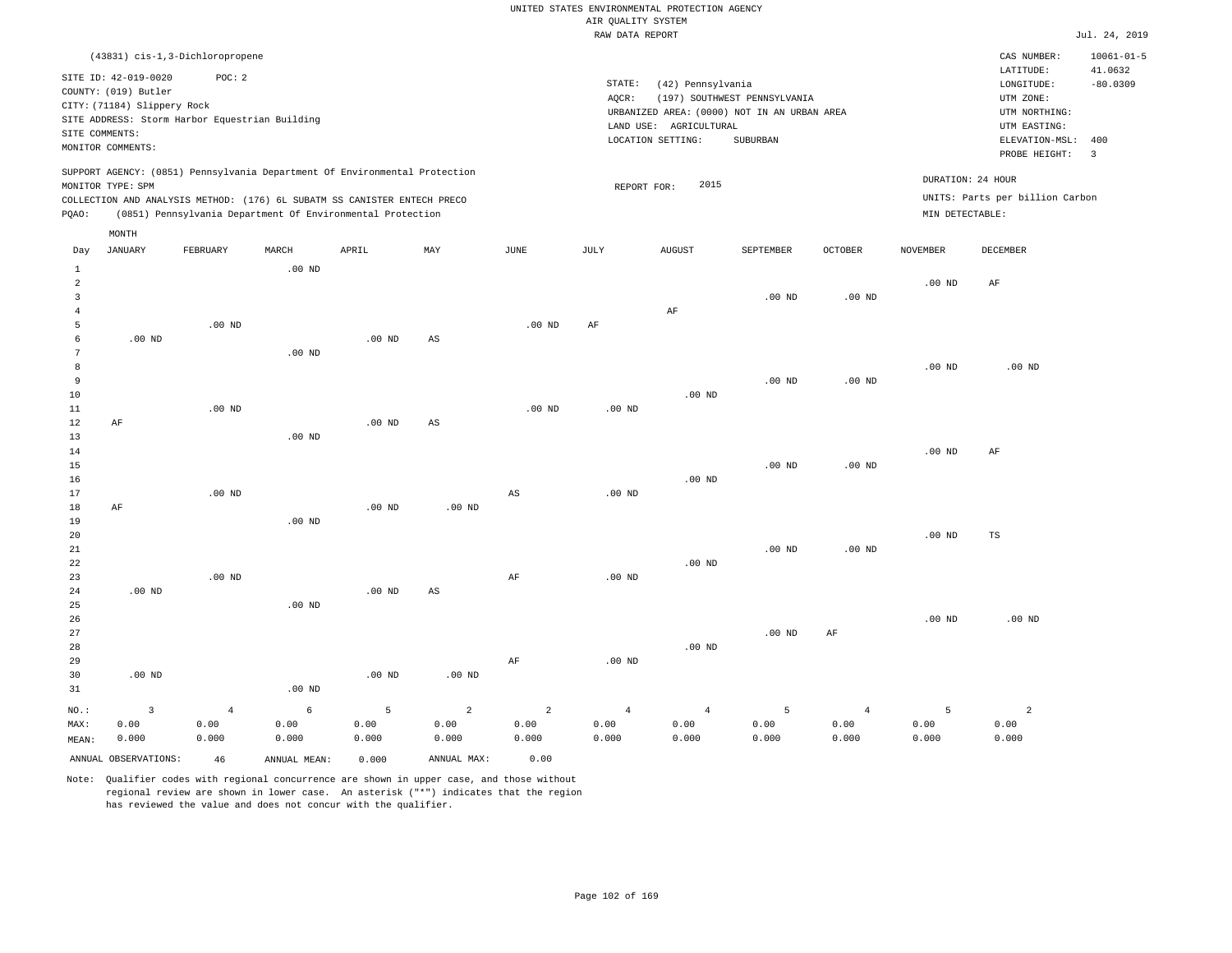UNITED STATES ENVIRONMENTAL PROTECTION AGENCY
AIR QUALITY SYSTEM
RAW DATA REPORT

Jul. 24, 2019

(43831) cis-1,3-Dichloropropene

SITE ID: 42-019-0020 POC: 2
COUNTY: (019) Butler
CITY: (71184) Slippery Rock
SITE ADDRESS: Storm Harbor Equestrian Building
SITE COMMENTS:
MONITOR COMMENTS:

STATE: (42) Pennsylvania
AQCR: (197) SOUTHWEST PENNSYLVANIA
URBANIZED AREA: (0000) NOT IN AN URBAN AREA
LAND USE: AGRICULTURAL
LOCATION SETTING: SUBURBAN

CAS NUMBER: 10061-01-5
LATITUDE: 41.0632
LONGITUDE: -80.0309
UTM ZONE:
UTM NORTHING:
UTM EASTING:
ELEVATION-MSL: 400
PROBE HEIGHT: 3

SUPPORT AGENCY: (0851) Pennsylvania Department Of Environmental Protection
MONITOR TYPE: SPM
COLLECTION AND ANALYSIS METHOD: (176) 6L SUBATM SS CANISTER ENTECH PRECO
PQAO: (0851) Pennsylvania Department Of Environmental Protection

REPORT FOR: 2015

DURATION: 24 HOUR
UNITS: Parts per billion Carbon
MIN DETECTABLE:

| Day | JANUARY | FEBRUARY | MARCH | APRIL | MAY | JUNE | JULY | AUGUST | SEPTEMBER | OCTOBER | NOVEMBER | DECEMBER |
|---|---|---|---|---|---|---|---|---|---|---|---|---|
| 1 | | | .00 ND | | | | | | | | | |
| 2 | | | | | | | | | | | .00 ND | AF |
| 3 | | | | | | | | | .00 ND | .00 ND | | |
| 4 | | | | | | | | AF | | | | |
| 5 | | .00 ND | | | | .00 ND | AF | | | | | |
| 6 | .00 ND | | | .00 ND | AS | | | | | | | |
| 7 | | | .00 ND | | | | | | | | | |
| 8 | | | | | | | | | | | .00 ND | .00 ND |
| 9 | | | | | | | | | .00 ND | .00 ND | | |
| 10 | | | | | | | | .00 ND | | | | |
| 11 | | .00 ND | | | | .00 ND | .00 ND | | | | | |
| 12 | AF | | | .00 ND | AS | | | | | | | |
| 13 | | | .00 ND | | | | | | | | | |
| 14 | | | | | | | | | | | .00 ND | AF |
| 15 | | | | | | | | | .00 ND | .00 ND | | |
| 16 | | | | | | | | .00 ND | | | | |
| 17 | | .00 ND | | | | AS | .00 ND | | | | | |
| 18 | AF | | | .00 ND | .00 ND | | | | | | | |
| 19 | | | .00 ND | | | | | | | | | |
| 20 | | | | | | | | | | | .00 ND | TS |
| 21 | | | | | | | | | .00 ND | .00 ND | | |
| 22 | | | | | | | | .00 ND | | | | |
| 23 | | .00 ND | | | | AF | .00 ND | | | | | |
| 24 | .00 ND | | | .00 ND | AS | | | | | | | |
| 25 | | | .00 ND | | | | | | | | | |
| 26 | | | | | | | | | | | .00 ND | .00 ND |
| 27 | | | | | | | | | .00 ND | AF | | |
| 28 | | | | | | | | .00 ND | | | | |
| 29 | | | | | | AF | .00 ND | | | | | |
| 30 | .00 ND | | | .00 ND | .00 ND | | | | | | | |
| 31 | | | .00 ND | | | | | | | | | |
| NO.: | 3 | 4 | 6 | 5 | 2 | 2 | 4 | 4 | 5 | 4 | 5 | 2 |
| MAX: | 0.00 | 0.00 | 0.00 | 0.00 | 0.00 | 0.00 | 0.00 | 0.00 | 0.00 | 0.00 | 0.00 | 0.00 |
| MEAN: | 0.000 | 0.000 | 0.000 | 0.000 | 0.000 | 0.000 | 0.000 | 0.000 | 0.000 | 0.000 | 0.000 | 0.000 |

ANNUAL OBSERVATIONS: 46 ANNUAL MEAN: 0.000 ANNUAL MAX: 0.00

Note: Qualifier codes with regional concurrence are shown in upper case, and those without regional review are shown in lower case. An asterisk ("*") indicates that the region has reviewed the value and does not concur with the qualifier.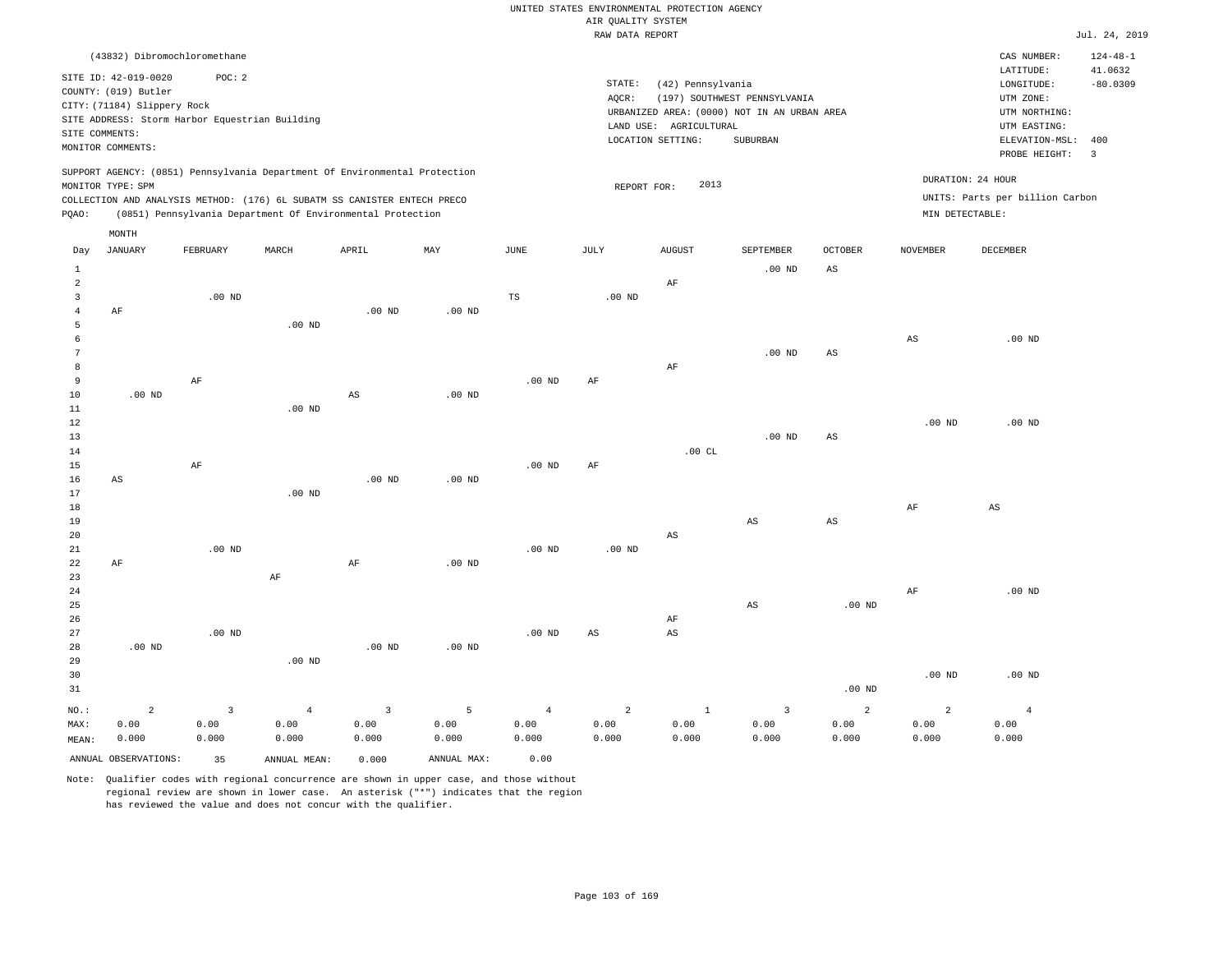UNITED STATES ENVIRONMENTAL PROTECTION AGENCY
AIR QUALITY SYSTEM
RAW DATA REPORT

Jul. 24, 2019

(43832) Dibromochloromethane

SITE ID: 42-019-0020    POC: 2
COUNTY: (019) Butler
CITY: (71184) Slippery Rock
SITE ADDRESS: Storm Harbor Equestrian Building
SITE COMMENTS:
MONITOR COMMENTS:

STATE: (42) Pennsylvania
AQCR: (197) SOUTHWEST PENNSYLVANIA
URBANIZED AREA: (0000) NOT IN AN URBAN AREA
LAND USE: AGRICULTURAL
LOCATION SETTING: SUBURBAN

CAS NUMBER: 124-48-1
LATITUDE: 41.0632
LONGITUDE: -80.0309
UTM ZONE:
UTM NORTHING:
UTM EASTING:
ELEVATION-MSL: 400
PROBE HEIGHT: 3

SUPPORT AGENCY: (0851) Pennsylvania Department Of Environmental Protection
MONITOR TYPE: SPM
COLLECTION AND ANALYSIS METHOD: (176) 6L SUBATM SS CANISTER ENTECH PRECO
PQAO: (0851) Pennsylvania Department Of Environmental Protection

REPORT FOR: 2013

DURATION: 24 HOUR
UNITS: Parts per billion Carbon
MIN DETECTABLE:

| Day | JANUARY | FEBRUARY | MARCH | APRIL | MAY | JUNE | JULY | AUGUST | SEPTEMBER | OCTOBER | NOVEMBER | DECEMBER |
|---|---|---|---|---|---|---|---|---|---|---|---|---|
| 1 | | | | | | | | | .00 ND | AS | | |
| 2 | | | | | | | | AF | | | | |
| 3 | | .00 ND | | | | TS | .00 ND | | | | | |
| 4 | AF | | | .00 ND | .00 ND | | | | | | | |
| 5 | | | .00 ND | | | | | | | | | |
| 6 | | | | | | | | | | | AS | .00 ND |
| 7 | | | | | | | | | .00 ND | AS | | |
| 8 | | | | | | | | AF | | | | |
| 9 | | AF | | | | .00 ND | AF | | | | | |
| 10 | .00 ND | | | AS | .00 ND | | | | | | | |
| 11 | | | .00 ND | | | | | | | | | |
| 12 | | | | | | | | | | | .00 ND | .00 ND |
| 13 | | | | | | | | | .00 ND | AS | | |
| 14 | | | | | | | | .00 CL | | | | |
| 15 | | AF | | | | .00 ND | AF | | | | | |
| 16 | AS | | | .00 ND | .00 ND | | | | | | | |
| 17 | | | .00 ND | | | | | | | | | |
| 18 | | | | | | | | | | | AF | AS |
| 19 | | | | | | | | | AS | AS | | |
| 20 | | | | | | | | AS | | | | |
| 21 | | .00 ND | | | | .00 ND | .00 ND | | | | | |
| 22 | AF | | | AF | .00 ND | | | | | | | |
| 23 | | | AF | | | | | | | | | |
| 24 | | | | | | | | | | | AF | .00 ND |
| 25 | | | | | | | | | AS | .00 ND | | |
| 26 | | | | | | | | AF | | | | |
| 27 | | .00 ND | | | | .00 ND | AS | AS | | | | |
| 28 | .00 ND | | | .00 ND | .00 ND | | | | | | | |
| 29 | | | .00 ND | | | | | | | | | |
| 30 | | | | | | | | | | | .00 ND | .00 ND |
| 31 | | | | | | | | | | .00 ND | | |
| NO.: | 2 | 3 | 4 | 3 | 5 | 4 | 2 | 1 | 3 | 2 | 2 | 4 |
| MAX: | 0.00 | 0.00 | 0.00 | 0.00 | 0.00 | 0.00 | 0.00 | 0.00 | 0.00 | 0.00 | 0.00 | 0.00 |
| MEAN: | 0.000 | 0.000 | 0.000 | 0.000 | 0.000 | 0.000 | 0.000 | 0.000 | 0.000 | 0.000 | 0.000 | 0.000 |

ANNUAL OBSERVATIONS: 35    ANNUAL MEAN: 0.000    ANNUAL MAX: 0.00

Note: Qualifier codes with regional concurrence are shown in upper case, and those without regional review are shown in lower case. An asterisk ("*") indicates that the region has reviewed the value and does not concur with the qualifier.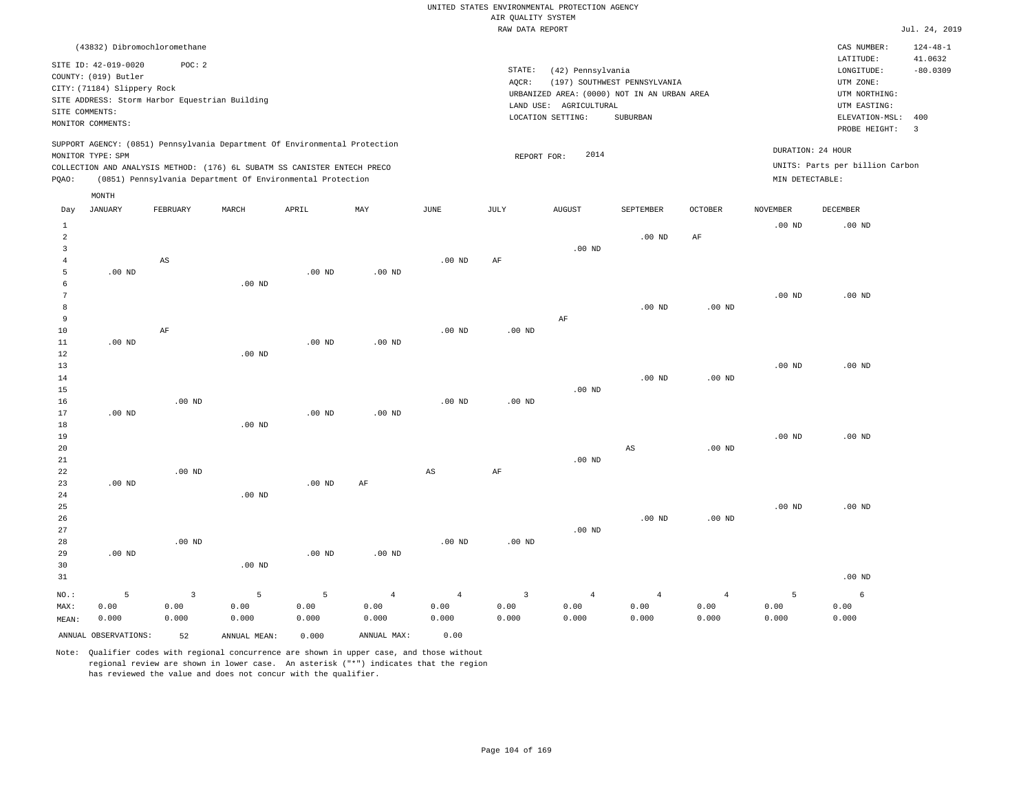UNITED STATES ENVIRONMENTAL PROTECTION AGENCY
AIR QUALITY SYSTEM
RAW DATA REPORT

Jul. 24, 2019

(43832) Dibromochloromethane

SITE ID: 42-019-0020 POC: 2
COUNTY: (019) Butler
CITY: (71184) Slippery Rock
SITE ADDRESS: Storm Harbor Equestrian Building
SITE COMMENTS:
MONITOR COMMENTS:

STATE: (42) Pennsylvania
AQCR: (197) SOUTHWEST PENNSYLVANIA
URBANIZED AREA: (0000) NOT IN AN URBAN AREA
LAND USE: AGRICULTURAL
LOCATION SETTING: SUBURBAN

CAS NUMBER: 124-48-1
LATITUDE: 41.0632
LONGITUDE: -80.0309
UTM ZONE:
UTM NORTHING:
UTM EASTING:
ELEVATION-MSL: 400
PROBE HEIGHT: 3

SUPPORT AGENCY: (0851) Pennsylvania Department Of Environmental Protection
MONITOR TYPE: SPM
COLLECTION AND ANALYSIS METHOD: (176) 6L SUBATM SS CANISTER ENTECH PRECO
PQAO: (0851) Pennsylvania Department Of Environmental Protection

REPORT FOR: 2014

DURATION: 24 HOUR
UNITS: Parts per billion Carbon
MIN DETECTABLE:

| Day | JANUARY | FEBRUARY | MARCH | APRIL | MAY | JUNE | JULY | AUGUST | SEPTEMBER | OCTOBER | NOVEMBER | DECEMBER |
|---|---|---|---|---|---|---|---|---|---|---|---|---|
| 1 | | | | | | | | | | | .00 ND | .00 ND |
| 2 | | | | | | | | | .00 ND | AF | | |
| 3 | | | | | | | | .00 ND | | | | |
| 4 | | AS | | | | .00 ND | AF | | | | | |
| 5 | .00 ND | | | .00 ND | .00 ND | | | | | | | |
| 6 | | | .00 ND | | | | | | | | | |
| 7 | | | | | | | | | | | .00 ND | .00 ND |
| 8 | | | | | | | | | .00 ND | .00 ND | | |
| 9 | | | | | | | | AF | | | | |
| 10 | | AF | | | | .00 ND | .00 ND | | | | | |
| 11 | .00 ND | | | .00 ND | .00 ND | | | | | | | |
| 12 | | | .00 ND | | | | | | | | | |
| 13 | | | | | | | | | | | .00 ND | .00 ND |
| 14 | | | | | | | | | .00 ND | .00 ND | | |
| 15 | | | | | | | | .00 ND | | | | |
| 16 | | .00 ND | | | | .00 ND | .00 ND | | | | | |
| 17 | .00 ND | | | .00 ND | .00 ND | | | | | | | |
| 18 | | | .00 ND | | | | | | | | | |
| 19 | | | | | | | | | | | .00 ND | .00 ND |
| 20 | | | | | | | | | AS | .00 ND | | |
| 21 | | | | | | | | .00 ND | | | | |
| 22 | | .00 ND | | | | AS | AF | | | | | |
| 23 | .00 ND | | | .00 ND | AF | | | | | | | |
| 24 | | | .00 ND | | | | | | | | | |
| 25 | | | | | | | | | | | .00 ND | .00 ND |
| 26 | | | | | | | | | .00 ND | .00 ND | | |
| 27 | | | | | | | | .00 ND | | | | |
| 28 | | .00 ND | | | | .00 ND | .00 ND | | | | | |
| 29 | .00 ND | | | .00 ND | .00 ND | | | | | | | |
| 30 | | | .00 ND | | | | | | | | | |
| 31 | | | | | | | | | | | | .00 ND |
| NO.: | 5 | 3 | 5 | 5 | 4 | 4 | 3 | 4 | 4 | 4 | 5 | 6 |
| MAX: | 0.00 | 0.00 | 0.00 | 0.00 | 0.00 | 0.00 | 0.00 | 0.00 | 0.00 | 0.00 | 0.00 | 0.00 |
| MEAN: | 0.000 | 0.000 | 0.000 | 0.000 | 0.000 | 0.000 | 0.000 | 0.000 | 0.000 | 0.000 | 0.000 | 0.000 |

ANNUAL OBSERVATIONS: 52 ANNUAL MEAN: 0.000 ANNUAL MAX: 0.00

Note: Qualifier codes with regional concurrence are shown in upper case, and those without regional review are shown in lower case. An asterisk ("*") indicates that the region has reviewed the value and does not concur with the qualifier.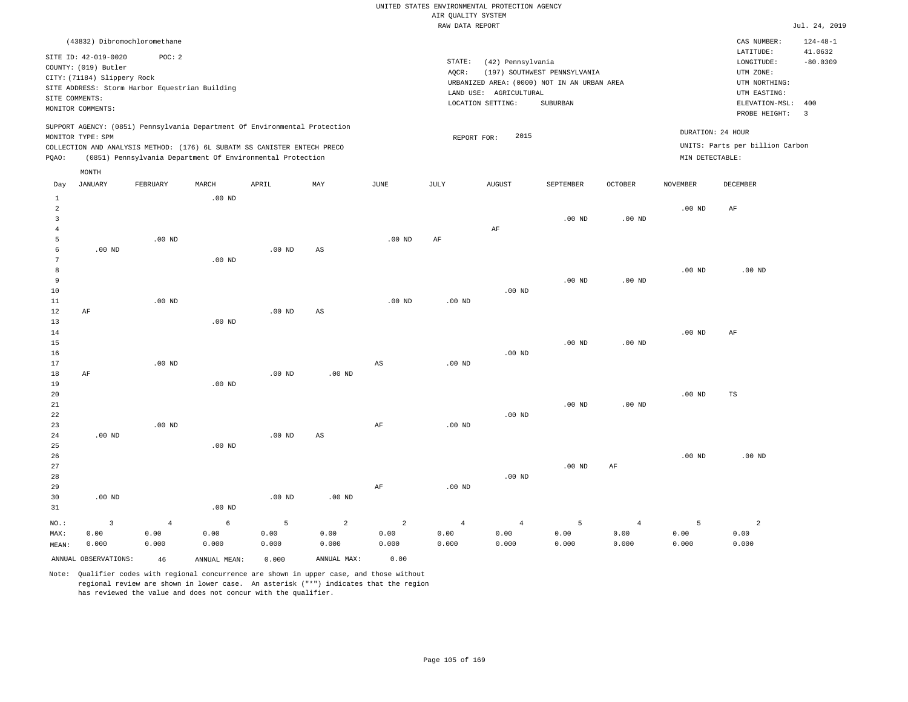UNITED STATES ENVIRONMENTAL PROTECTION AGENCY
AIR QUALITY SYSTEM
RAW DATA REPORT

Jul. 24, 2019

(43832) Dibromochloromethane

SITE ID: 42-019-0020 POC: 2
COUNTY: (019) Butler
CITY: (71184) Slippery Rock
SITE ADDRESS: Storm Harbor Equestrian Building
SITE COMMENTS:
MONITOR COMMENTS:

STATE: (42) Pennsylvania
AQCR: (197) SOUTHWEST PENNSYLVANIA
URBANIZED AREA: (0000) NOT IN AN URBAN AREA
LAND USE: AGRICULTURAL
LOCATION SETTING: SUBURBAN

CAS NUMBER: 124-48-1
LATITUDE: 41.0632
LONGITUDE: -80.0309
UTM ZONE:
UTM NORTHING:
UTM EASTING:
ELEVATION-MSL: 400
PROBE HEIGHT: 3

SUPPORT AGENCY: (0851) Pennsylvania Department Of Environmental Protection
MONITOR TYPE: SPM
COLLECTION AND ANALYSIS METHOD: (176) 6L SUBATM SS CANISTER ENTECH PRECO
PQAO: (0851) Pennsylvania Department Of Environmental Protection

REPORT FOR: 2015

DURATION: 24 HOUR
UNITS: Parts per billion Carbon
MIN DETECTABLE:

| Day | JANUARY | FEBRUARY | MARCH | APRIL | MAY | JUNE | JULY | AUGUST | SEPTEMBER | OCTOBER | NOVEMBER | DECEMBER |
|---|---|---|---|---|---|---|---|---|---|---|---|---|
| 1 | | | .00 ND | | | | | | | | | |
| 2 | | | | | | | | | | | .00 ND | AF |
| 3 | | | | | | | | | .00 ND | .00 ND | | |
| 4 | | | | | | | | AF | | | | |
| 5 | | .00 ND | | | | .00 ND | AF | | | | | |
| 6 | .00 ND | | | .00 ND | AS | | | | | | | |
| 7 | | | .00 ND | | | | | | | | | |
| 8 | | | | | | | | | | | .00 ND | .00 ND |
| 9 | | | | | | | | | .00 ND | .00 ND | | |
| 10 | | | | | | | | .00 ND | | | | |
| 11 | | .00 ND | | | | .00 ND | .00 ND | | | | | |
| 12 | AF | | | .00 ND | AS | | | | | | | |
| 13 | | | .00 ND | | | | | | | | | |
| 14 | | | | | | | | | | | .00 ND | AF |
| 15 | | | | | | | | | .00 ND | .00 ND | | |
| 16 | | | | | | | | .00 ND | | | | |
| 17 | | .00 ND | | | | AS | .00 ND | | | | | |
| 18 | AF | | | .00 ND | .00 ND | | | | | | | |
| 19 | | | .00 ND | | | | | | | | | |
| 20 | | | | | | | | | | | .00 ND | TS |
| 21 | | | | | | | | | .00 ND | .00 ND | | |
| 22 | | | | | | | | .00 ND | | | | |
| 23 | | .00 ND | | | | AF | .00 ND | | | | | |
| 24 | .00 ND | | | .00 ND | AS | | | | | | | |
| 25 | | | .00 ND | | | | | | | | | |
| 26 | | | | | | | | | | | .00 ND | .00 ND |
| 27 | | | | | | | | | .00 ND | AF | | |
| 28 | | | | | | | | .00 ND | | | | |
| 29 | | | | | | AF | .00 ND | | | | | |
| 30 | .00 ND | | | .00 ND | .00 ND | | | | | | | |
| 31 | | | .00 ND | | | | | | | | | |
| NO.: | 3 | 4 | 6 | 5 | 2 | 2 | 4 | 4 | 5 | 4 | 5 | 2 |
| MAX: | 0.00 | 0.00 | 0.00 | 0.00 | 0.00 | 0.00 | 0.00 | 0.00 | 0.00 | 0.00 | 0.00 | 0.00 |
| MEAN: | 0.000 | 0.000 | 0.000 | 0.000 | 0.000 | 0.000 | 0.000 | 0.000 | 0.000 | 0.000 | 0.000 | 0.000 |

ANNUAL OBSERVATIONS: 46 ANNUAL MEAN: 0.000 ANNUAL MAX: 0.00

Note: Qualifier codes with regional concurrence are shown in upper case, and those without regional review are shown in lower case. An asterisk ("*") indicates that the region has reviewed the value and does not concur with the qualifier.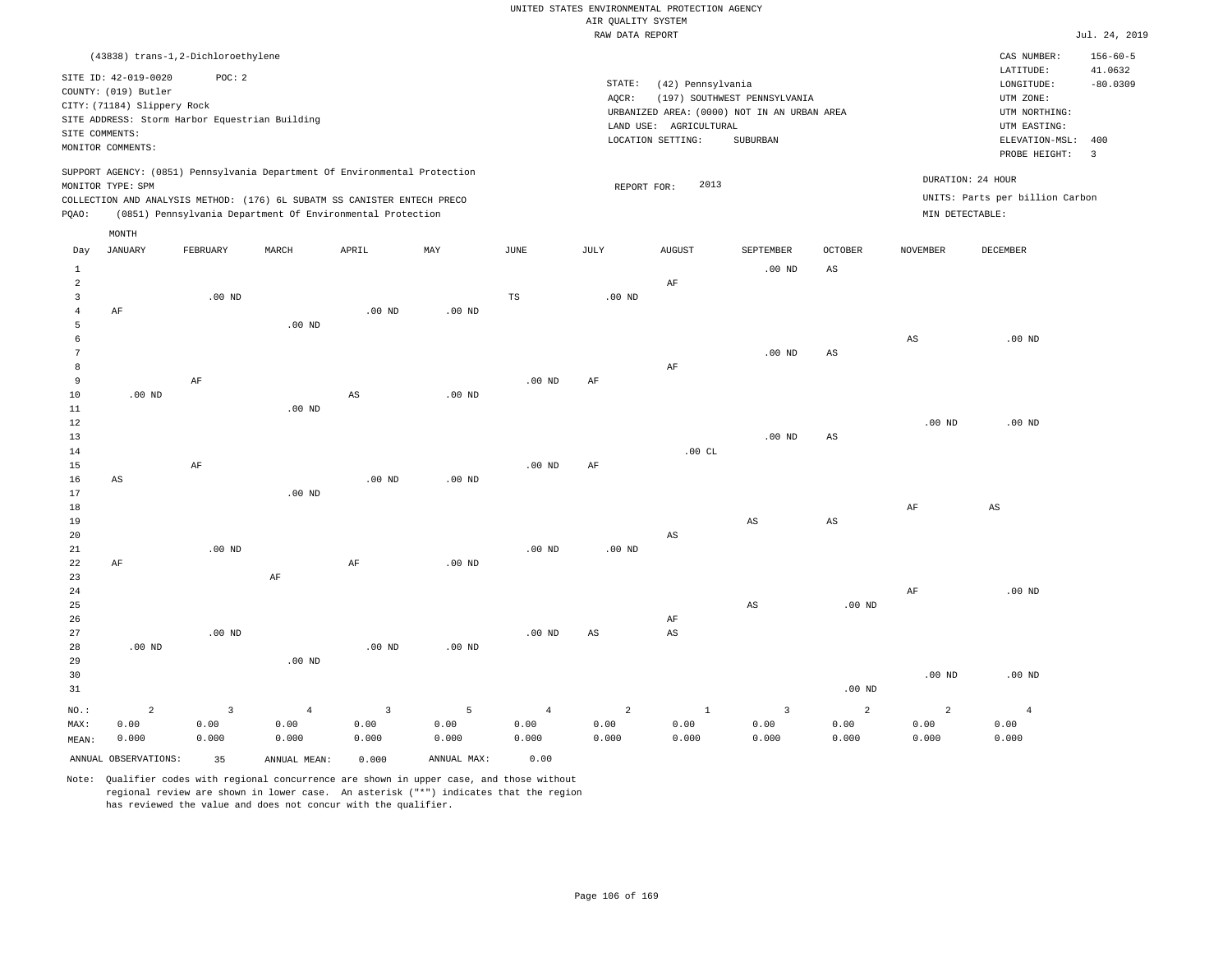UNITED STATES ENVIRONMENTAL PROTECTION AGENCY
AIR QUALITY SYSTEM
RAW DATA REPORT

Jul. 24, 2019

(43838) trans-1,2-Dichloroethylene

SITE ID: 42-019-0020    POC: 2
COUNTY: (019) Butler
CITY: (71184) Slippery Rock
SITE ADDRESS: Storm Harbor Equestrian Building
SITE COMMENTS:
MONITOR COMMENTS:

STATE: (42) Pennsylvania
AQCR: (197) SOUTHWEST PENNSYLVANIA
URBANIZED AREA: (0000) NOT IN AN URBAN AREA
LAND USE: AGRICULTURAL
LOCATION SETTING: SUBURBAN

CAS NUMBER: 156-60-5
LATITUDE: 41.0632
LONGITUDE: -80.0309
UTM ZONE:
UTM NORTHING:
UTM EASTING:
ELEVATION-MSL: 400
PROBE HEIGHT: 3

SUPPORT AGENCY: (0851) Pennsylvania Department Of Environmental Protection
MONITOR TYPE: SPM
COLLECTION AND ANALYSIS METHOD: (176) 6L SUBATM SS CANISTER ENTECH PRECO
PQAO: (0851) Pennsylvania Department Of Environmental Protection

REPORT FOR: 2013

DURATION: 24 HOUR
UNITS: Parts per billion Carbon
MIN DETECTABLE:

| Day | JANUARY | FEBRUARY | MARCH | APRIL | MAY | JUNE | JULY | AUGUST | SEPTEMBER | OCTOBER | NOVEMBER | DECEMBER |
|---|---|---|---|---|---|---|---|---|---|---|---|---|
| 1 | | | | | | | | | .00 ND | AS | | |
| 2 | | | | | | | | AF | | | | |
| 3 | | .00 ND | | | | TS | .00 ND | | | | | |
| 4 | AF | | | .00 ND | .00 ND | | | | | | | |
| 5 | | | .00 ND | | | | | | | | | |
| 6 | | | | | | | | | | | AS | .00 ND |
| 7 | | | | | | | | | .00 ND | AS | | |
| 8 | | | | | | | | AF | | | | |
| 9 | | AF | | | | .00 ND | AF | | | | | |
| 10 | .00 ND | | | AS | .00 ND | | | | | | | |
| 11 | | | .00 ND | | | | | | | | | |
| 12 | | | | | | | | | | | .00 ND | .00 ND |
| 13 | | | | | | | | | .00 ND | AS | | |
| 14 | | | | | | | | .00 CL | | | | |
| 15 | | AF | | | | .00 ND | AF | | | | | |
| 16 | AS | | | .00 ND | .00 ND | | | | | | | |
| 17 | | | .00 ND | | | | | | | | | |
| 18 | | | | | | | | | | | AF | AS |
| 19 | | | | | | | | | AS | AS | | |
| 20 | | | | | | | | AS | | | | |
| 21 | | .00 ND | | | | .00 ND | .00 ND | | | | | |
| 22 | AF | | | AF | .00 ND | | | | | | | |
| 23 | | | AF | | | | | | | | | |
| 24 | | | | | | | | | | | AF | .00 ND |
| 25 | | | | | | | | | AS | .00 ND | | |
| 26 | | | | | | | | AF | | | | |
| 27 | | .00 ND | | | | .00 ND | AS | AS | | | | |
| 28 | .00 ND | | | .00 ND | .00 ND | | | | | | | |
| 29 | | | .00 ND | | | | | | | | | |
| 30 | | | | | | | | | | | .00 ND | .00 ND |
| 31 | | | | | | | | | | .00 ND | | |
| NO.: | 2 | 3 | 4 | 3 | 5 | 4 | 2 | 1 | 3 | 2 | 2 | 4 |
| MAX: | 0.00 | 0.00 | 0.00 | 0.00 | 0.00 | 0.00 | 0.00 | 0.00 | 0.00 | 0.00 | 0.00 | 0.00 |
| MEAN: | 0.000 | 0.000 | 0.000 | 0.000 | 0.000 | 0.000 | 0.000 | 0.000 | 0.000 | 0.000 | 0.000 | 0.000 |

ANNUAL OBSERVATIONS: 35    ANNUAL MEAN: 0.000    ANNUAL MAX: 0.00

Note: Qualifier codes with regional concurrence are shown in upper case, and those without regional review are shown in lower case. An asterisk ("*") indicates that the region has reviewed the value and does not concur with the qualifier.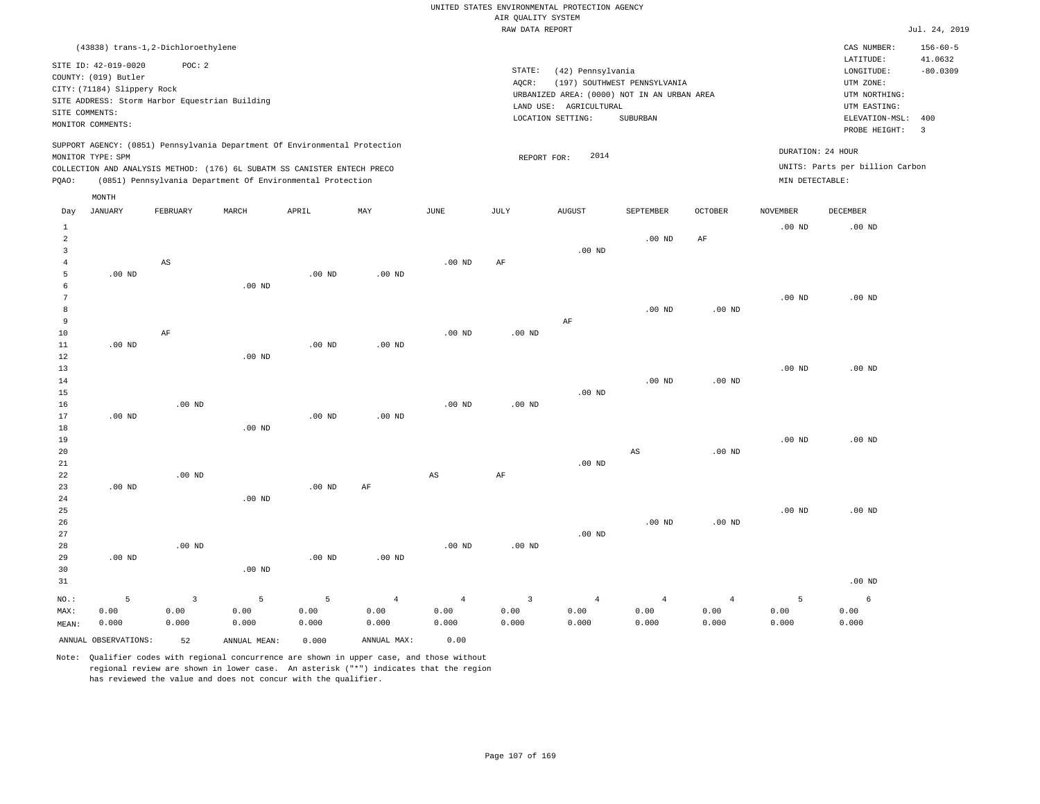UNITED STATES ENVIRONMENTAL PROTECTION AGENCY
AIR QUALITY SYSTEM
RAW DATA REPORT

Jul. 24, 2019

(43838) trans-1,2-Dichloroethylene

SITE ID: 42-019-0020 POC: 2
COUNTY: (019) Butler
CITY: (71184) Slippery Rock
SITE ADDRESS: Storm Harbor Equestrian Building
SITE COMMENTS:
MONITOR COMMENTS:

STATE: (42) Pennsylvania
AQCR: (197) SOUTHWEST PENNSYLVANIA
URBANIZED AREA: (0000) NOT IN AN URBAN AREA
LAND USE: AGRICULTURAL
LOCATION SETTING: SUBURBAN

CAS NUMBER: 156-60-5
LATITUDE: 41.0632
LONGITUDE: -80.0309
UTM ZONE:
UTM NORTHING:
UTM EASTING:
ELEVATION-MSL: 400
PROBE HEIGHT: 3

SUPPORT AGENCY: (0851) Pennsylvania Department Of Environmental Protection
MONITOR TYPE: SPM
COLLECTION AND ANALYSIS METHOD: (176) 6L SUBATM SS CANISTER ENTECH PRECO
PQAO: (0851) Pennsylvania Department Of Environmental Protection

REPORT FOR: 2014

DURATION: 24 HOUR
UNITS: Parts per billion Carbon
MIN DETECTABLE:

| Day | JANUARY | FEBRUARY | MARCH | APRIL | MAY | JUNE | JULY | AUGUST | SEPTEMBER | OCTOBER | NOVEMBER | DECEMBER |
|---|---|---|---|---|---|---|---|---|---|---|---|---|
| 1 | | | | | | | | | | | .00 ND | .00 ND |
| 2 | | | | | | | | | .00 ND | AF | | |
| 3 | | | | | | | | .00 ND | | | | |
| 4 | | AS | | | | .00 ND | AF | | | | | |
| 5 | .00 ND | | | .00 ND | .00 ND | | | | | | | |
| 6 | | | .00 ND | | | | | | | | | |
| 7 | | | | | | | | | | | .00 ND | .00 ND |
| 8 | | | | | | | | | .00 ND | .00 ND | | |
| 9 | | | | | | | | AF | | | | |
| 10 | | AF | | | | .00 ND | .00 ND | | | | | |
| 11 | .00 ND | | | .00 ND | .00 ND | | | | | | | |
| 12 | | | .00 ND | | | | | | | | | |
| 13 | | | | | | | | | | | .00 ND | .00 ND |
| 14 | | | | | | | | | .00 ND | .00 ND | | |
| 15 | | | | | | | | .00 ND | | | | |
| 16 | | .00 ND | | | | .00 ND | .00 ND | | | | | |
| 17 | .00 ND | | | .00 ND | .00 ND | | | | | | | |
| 18 | | | .00 ND | | | | | | | | | |
| 19 | | | | | | | | | | | .00 ND | .00 ND |
| 20 | | | | | | | | | AS | .00 ND | | |
| 21 | | | | | | | | .00 ND | | | | |
| 22 | | .00 ND | | | | AS | AF | | | | | |
| 23 | .00 ND | | | .00 ND | AF | | | | | | | |
| 24 | | | .00 ND | | | | | | | | | |
| 25 | | | | | | | | | | | .00 ND | .00 ND |
| 26 | | | | | | | | | .00 ND | .00 ND | | |
| 27 | | | | | | | | .00 ND | | | | |
| 28 | | .00 ND | | | | .00 ND | .00 ND | | | | | |
| 29 | .00 ND | | | .00 ND | .00 ND | | | | | | | |
| 30 | | | .00 ND | | | | | | | | | |
| 31 | | | | | | | | | | | | .00 ND |
| NO.: | 5 | 3 | 5 | 5 | 4 | 4 | 3 | 4 | 4 | 4 | 5 | 6 |
| MAX: | 0.00 | 0.00 | 0.00 | 0.00 | 0.00 | 0.00 | 0.00 | 0.00 | 0.00 | 0.00 | 0.00 | 0.00 |
| MEAN: | 0.000 | 0.000 | 0.000 | 0.000 | 0.000 | 0.000 | 0.000 | 0.000 | 0.000 | 0.000 | 0.000 | 0.000 |

ANNUAL OBSERVATIONS: 52 ANNUAL MEAN: 0.000 ANNUAL MAX: 0.00

Note: Qualifier codes with regional concurrence are shown in upper case, and those without regional review are shown in lower case. An asterisk ("*") indicates that the region has reviewed the value and does not concur with the qualifier.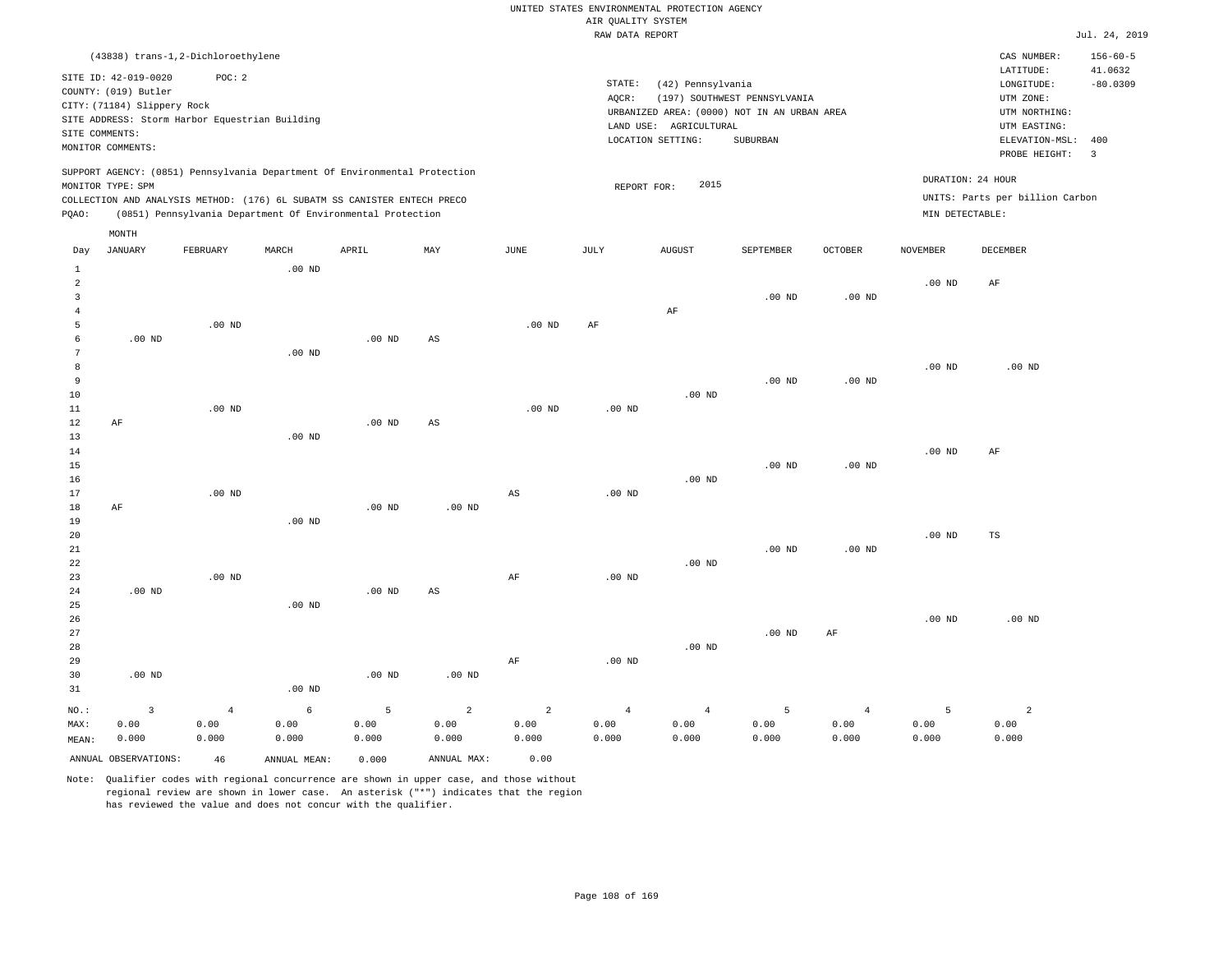UNITED STATES ENVIRONMENTAL PROTECTION AGENCY
AIR QUALITY SYSTEM
RAW DATA REPORT

Jul. 24, 2019

(43838) trans-1,2-Dichloroethylene

SITE ID: 42-019-0020 POC: 2
COUNTY: (019) Butler
CITY: (71184) Slippery Rock
SITE ADDRESS: Storm Harbor Equestrian Building
SITE COMMENTS:
MONITOR COMMENTS:

STATE: (42) Pennsylvania
AQCR: (197) SOUTHWEST PENNSYLVANIA
URBANIZED AREA: (0000) NOT IN AN URBAN AREA
LAND USE: AGRICULTURAL
LOCATION SETTING: SUBURBAN

CAS NUMBER: 156-60-5
LATITUDE: 41.0632
LONGITUDE: -80.0309
UTM ZONE:
UTM NORTHING:
UTM EASTING:
ELEVATION-MSL: 400
PROBE HEIGHT: 3

SUPPORT AGENCY: (0851) Pennsylvania Department Of Environmental Protection
MONITOR TYPE: SPM
COLLECTION AND ANALYSIS METHOD: (176) 6L SUBATM SS CANISTER ENTECH PRECO
PQAO: (0851) Pennsylvania Department Of Environmental Protection

REPORT FOR: 2015

DURATION: 24 HOUR
UNITS: Parts per billion Carbon
MIN DETECTABLE:

| Day | JANUARY | FEBRUARY | MARCH | APRIL | MAY | JUNE | JULY | AUGUST | SEPTEMBER | OCTOBER | NOVEMBER | DECEMBER |
|---|---|---|---|---|---|---|---|---|---|---|---|---|
| 1 | | | .00 ND | | | | | | | | | |
| 2 | | | | | | | | | | | .00 ND | AF |
| 3 | | | | | | | | | .00 ND | .00 ND | | |
| 4 | | | | | | | | AF | | | | |
| 5 | | .00 ND | | | | .00 ND | AF | | | | | |
| 6 | .00 ND | | | .00 ND | AS | | | | | | | |
| 7 | | | .00 ND | | | | | | | | | |
| 8 | | | | | | | | | | | .00 ND | .00 ND |
| 9 | | | | | | | | | .00 ND | .00 ND | | |
| 10 | | | | | | | | .00 ND | | | | |
| 11 | | .00 ND | | | | .00 ND | .00 ND | | | | | |
| 12 | AF | | | .00 ND | AS | | | | | | | |
| 13 | | | .00 ND | | | | | | | | | |
| 14 | | | | | | | | | | | .00 ND | AF |
| 15 | | | | | | | | | .00 ND | .00 ND | | |
| 16 | | | | | | | | .00 ND | | | | |
| 17 | | .00 ND | | | | AS | .00 ND | | | | | |
| 18 | AF | | | .00 ND | .00 ND | | | | | | | |
| 19 | | | .00 ND | | | | | | | | | |
| 20 | | | | | | | | | | | .00 ND | TS |
| 21 | | | | | | | | | .00 ND | .00 ND | | |
| 22 | | | | | | | | .00 ND | | | | |
| 23 | | .00 ND | | | | AF | .00 ND | | | | | |
| 24 | .00 ND | | | .00 ND | AS | | | | | | | |
| 25 | | | .00 ND | | | | | | | | | |
| 26 | | | | | | | | | | | .00 ND | .00 ND |
| 27 | | | | | | | | | .00 ND | AF | | |
| 28 | | | | | | | | .00 ND | | | | |
| 29 | | | | | | AF | .00 ND | | | | | |
| 30 | .00 ND | | | .00 ND | .00 ND | | | | | | | |
| 31 | | | .00 ND | | | | | | | | | |
| NO.: | 3 | 4 | 6 | 5 | 2 | 2 | 4 | 4 | 5 | 4 | 5 | 2 |
| MAX: | 0.00 | 0.00 | 0.00 | 0.00 | 0.00 | 0.00 | 0.00 | 0.00 | 0.00 | 0.00 | 0.00 | 0.00 |
| MEAN: | 0.000 | 0.000 | 0.000 | 0.000 | 0.000 | 0.000 | 0.000 | 0.000 | 0.000 | 0.000 | 0.000 | 0.000 |

ANNUAL OBSERVATIONS: 46 ANNUAL MEAN: 0.000 ANNUAL MAX: 0.00

Note: Qualifier codes with regional concurrence are shown in upper case, and those without regional review are shown in lower case. An asterisk ("*") indicates that the region has reviewed the value and does not concur with the qualifier.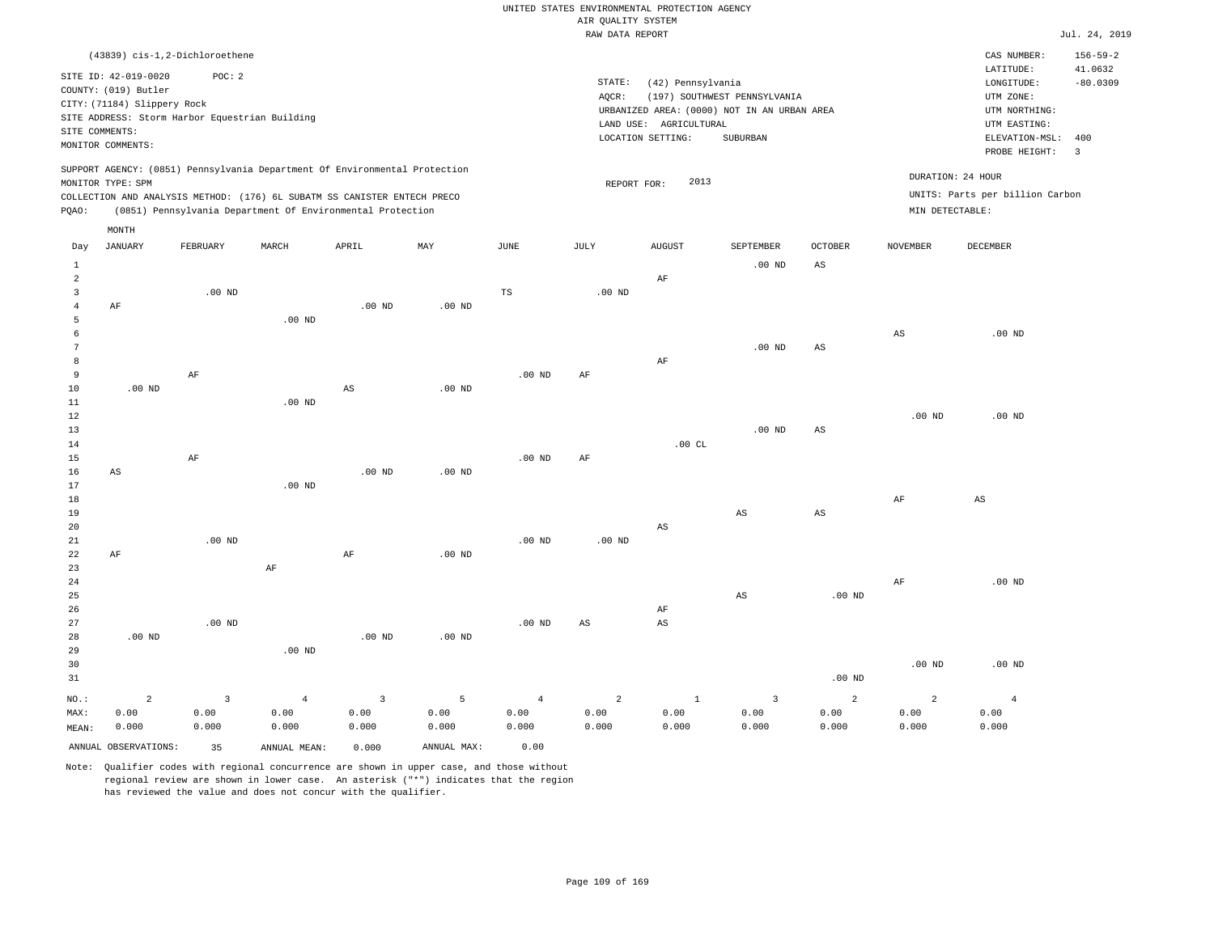UNITED STATES ENVIRONMENTAL PROTECTION AGENCY
AIR QUALITY SYSTEM
RAW DATA REPORT

Jul. 24, 2019

(43839) cis-1,2-Dichloroethene

SITE ID: 42-019-0020 POC: 2
COUNTY: (019) Butler
CITY: (71184) Slippery Rock
SITE ADDRESS: Storm Harbor Equestrian Building
SITE COMMENTS:
MONITOR COMMENTS:

STATE: (42) Pennsylvania
AQCR: (197) SOUTHWEST PENNSYLVANIA
URBANIZED AREA: (0000) NOT IN AN URBAN AREA
LAND USE: AGRICULTURAL
LOCATION SETTING: SUBURBAN

CAS NUMBER: 156-59-2
LATITUDE: 41.0632
LONGITUDE: -80.0309
UTM ZONE:
UTM NORTHING:
UTM EASTING:
ELEVATION-MSL: 400
PROBE HEIGHT: 3

SUPPORT AGENCY: (0851) Pennsylvania Department Of Environmental Protection
MONITOR TYPE: SPM
COLLECTION AND ANALYSIS METHOD: (176) 6L SUBATM SS CANISTER ENTECH PRECO
PQAO: (0851) Pennsylvania Department Of Environmental Protection

REPORT FOR: 2013

DURATION: 24 HOUR
UNITS: Parts per billion Carbon
MIN DETECTABLE:

| Day | JANUARY | FEBRUARY | MARCH | APRIL | MAY | JUNE | JULY | AUGUST | SEPTEMBER | OCTOBER | NOVEMBER | DECEMBER |
|---|---|---|---|---|---|---|---|---|---|---|---|---|
| 1 | | | | | | | | | .00 ND | AS | | |
| 2 | | | | | | | | AF | | | | |
| 3 | | .00 ND | | | | TS | .00 ND | | | | | |
| 4 | AF | | | .00 ND | .00 ND | | | | | | | |
| 5 | | | .00 ND | | | | | | | | | |
| 6 | | | | | | | | | | | AS | .00 ND |
| 7 | | | | | | | | | .00 ND | AS | | |
| 8 | | | | | | | | AF | | | | |
| 9 | | AF | | | | .00 ND | AF | | | | | |
| 10 | .00 ND | | | AS | .00 ND | | | | | | | |
| 11 | | | .00 ND | | | | | | | | | |
| 12 | | | | | | | | | | | .00 ND | .00 ND |
| 13 | | | | | | | | | .00 ND | AS | | |
| 14 | | | | | | | | .00 CL | | | | |
| 15 | | AF | | | | .00 ND | AF | | | | | |
| 16 | AS | | | .00 ND | .00 ND | | | | | | | |
| 17 | | | .00 ND | | | | | | | | | |
| 18 | | | | | | | | | | | AF | AS |
| 19 | | | | | | | | | AS | AS | | |
| 20 | | | | | | | | AS | | | | |
| 21 | | .00 ND | | | | .00 ND | .00 ND | | | | | |
| 22 | AF | | | AF | .00 ND | | | | | | | |
| 23 | | | AF | | | | | | | | | |
| 24 | | | | | | | | | | | AF | .00 ND |
| 25 | | | | | | | | | AS | .00 ND | | |
| 26 | | | | | | | | AF | | | | |
| 27 | | .00 ND | | | | .00 ND | AS | AS | | | | |
| 28 | .00 ND | | | .00 ND | .00 ND | | | | | | | |
| 29 | | | .00 ND | | | | | | | | | |
| 30 | | | | | | | | | | | .00 ND | .00 ND |
| 31 | | | | | | | | | | .00 ND | | |
| NO.: | 2 | 3 | 4 | 3 | 5 | 4 | 2 | 1 | 3 | 2 | 2 | 4 |
| MAX: | 0.00 | 0.00 | 0.00 | 0.00 | 0.00 | 0.00 | 0.00 | 0.00 | 0.00 | 0.00 | 0.00 | 0.00 |
| MEAN: | 0.000 | 0.000 | 0.000 | 0.000 | 0.000 | 0.000 | 0.000 | 0.000 | 0.000 | 0.000 | 0.000 | 0.000 |

ANNUAL OBSERVATIONS: 35 ANNUAL MEAN: 0.000 ANNUAL MAX: 0.00

Note: Qualifier codes with regional concurrence are shown in upper case, and those without regional review are shown in lower case. An asterisk ("*") indicates that the region has reviewed the value and does not concur with the qualifier.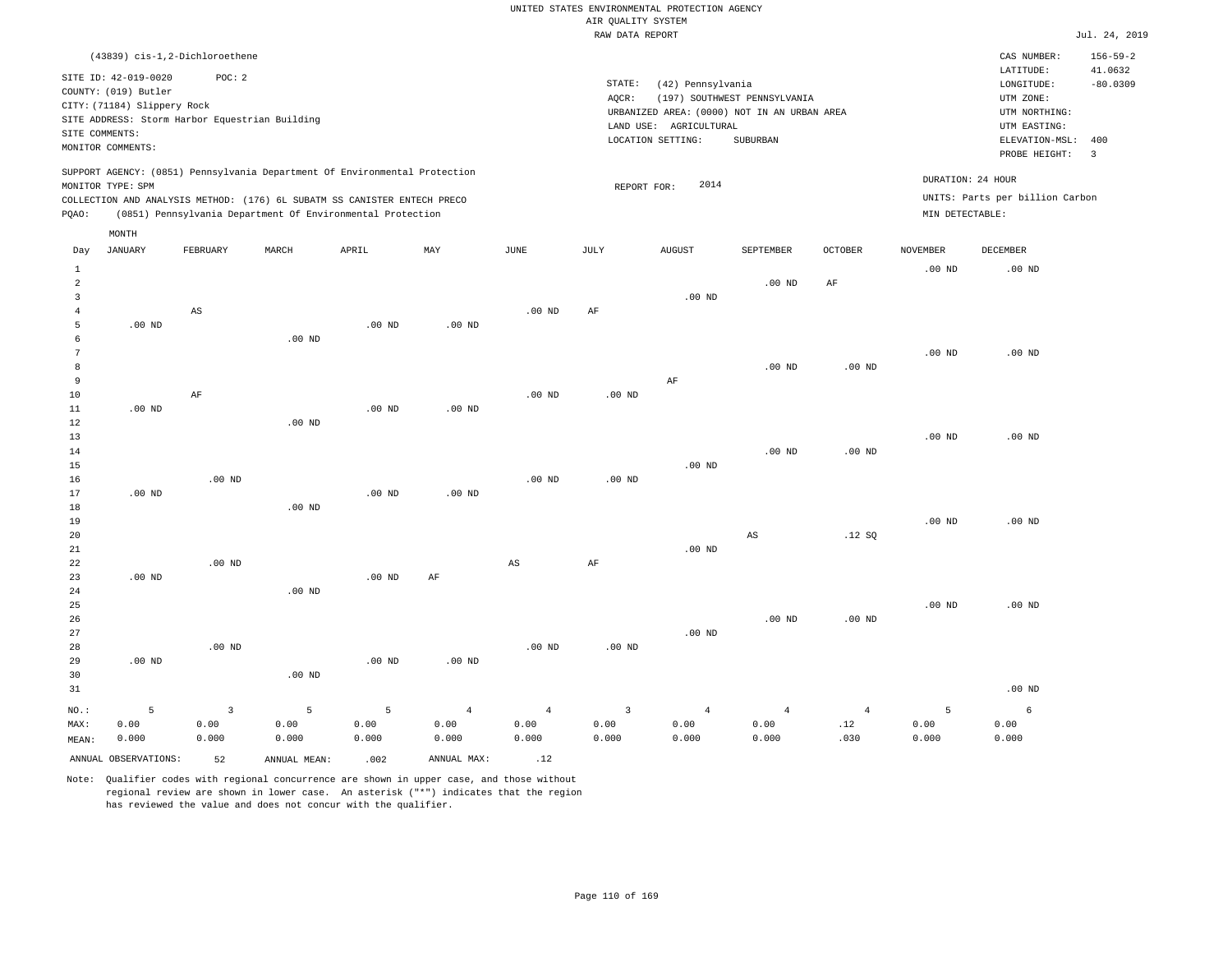UNITED STATES ENVIRONMENTAL PROTECTION AGENCY
AIR QUALITY SYSTEM
RAW DATA REPORT

Jul. 24, 2019

(43839) cis-1,2-Dichloroethene

SITE ID: 42-019-0020 POC: 2
COUNTY: (019) Butler
CITY: (71184) Slippery Rock
SITE ADDRESS: Storm Harbor Equestrian Building
SITE COMMENTS:
MONITOR COMMENTS:

STATE: (42) Pennsylvania
AQCR: (197) SOUTHWEST PENNSYLVANIA
URBANIZED AREA: (0000) NOT IN AN URBAN AREA
LAND USE: AGRICULTURAL
LOCATION SETTING: SUBURBAN

CAS NUMBER: 156-59-2
LATITUDE: 41.0632
LONGITUDE: -80.0309
UTM ZONE:
UTM NORTHING:
UTM EASTING:
ELEVATION-MSL: 400
PROBE HEIGHT: 3

SUPPORT AGENCY: (0851) Pennsylvania Department Of Environmental Protection
MONITOR TYPE: SPM
COLLECTION AND ANALYSIS METHOD: (176) 6L SUBATM SS CANISTER ENTECH PRECO
PQAO: (0851) Pennsylvania Department Of Environmental Protection

REPORT FOR: 2014

DURATION: 24 HOUR
UNITS: Parts per billion Carbon
MIN DETECTABLE:

| Day | JANUARY | FEBRUARY | MARCH | APRIL | MAY | JUNE | JULY | AUGUST | SEPTEMBER | OCTOBER | NOVEMBER | DECEMBER |
|---|---|---|---|---|---|---|---|---|---|---|---|---|
| 1 | | | | | | | | | | | .00 ND | .00 ND |
| 2 | | | | | | | | | .00 ND | AF | | |
| 3 | | | | | | | | .00 ND | | | | |
| 4 | | AS | | | | .00 ND | AF | | | | | |
| 5 | .00 ND | | | .00 ND | .00 ND | | | | | | | |
| 6 | | | .00 ND | | | | | | | | | |
| 7 | | | | | | | | | | | .00 ND | .00 ND |
| 8 | | | | | | | | | .00 ND | .00 ND | | |
| 9 | | | | | | | | AF | | | | |
| 10 | | AF | | | | .00 ND | .00 ND | | | | | |
| 11 | .00 ND | | | .00 ND | .00 ND | | | | | | | |
| 12 | | | .00 ND | | | | | | | | | |
| 13 | | | | | | | | | | | .00 ND | .00 ND |
| 14 | | | | | | | | | .00 ND | .00 ND | | |
| 15 | | | | | | | | .00 ND | | | | |
| 16 | | .00 ND | | | | .00 ND | .00 ND | | | | | |
| 17 | .00 ND | | | .00 ND | .00 ND | | | | | | | |
| 18 | | | .00 ND | | | | | | | | | |
| 19 | | | | | | | | | | | .00 ND | .00 ND |
| 20 | | | | | | | | | AS | .12 SQ | | |
| 21 | | | | | | | | .00 ND | | | | |
| 22 | | .00 ND | | | | AS | AF | | | | | |
| 23 | .00 ND | | | .00 ND | AF | | | | | | | |
| 24 | | | .00 ND | | | | | | | | | |
| 25 | | | | | | | | | | | .00 ND | .00 ND |
| 26 | | | | | | | | | .00 ND | .00 ND | | |
| 27 | | | | | | | | .00 ND | | | | |
| 28 | | .00 ND | | | | .00 ND | .00 ND | | | | | |
| 29 | .00 ND | | | .00 ND | .00 ND | | | | | | | |
| 30 | | | .00 ND | | | | | | | | | |
| 31 | | | | | | | | | | | | .00 ND |
| NO.: | 5 | 3 | 5 | 5 | 4 | 4 | 3 | 4 | 4 | 4 | 5 | 6 |
| MAX: | 0.00 | 0.00 | 0.00 | 0.00 | 0.00 | 0.00 | 0.00 | 0.00 | 0.00 | .12 | 0.00 | 0.00 |
| MEAN: | 0.000 | 0.000 | 0.000 | 0.000 | 0.000 | 0.000 | 0.000 | 0.000 | 0.000 | .030 | 0.000 | 0.000 |

ANNUAL OBSERVATIONS: 52 ANNUAL MEAN: .002 ANNUAL MAX: .12

Note: Qualifier codes with regional concurrence are shown in upper case, and those without regional review are shown in lower case. An asterisk ("*") indicates that the region has reviewed the value and does not concur with the qualifier.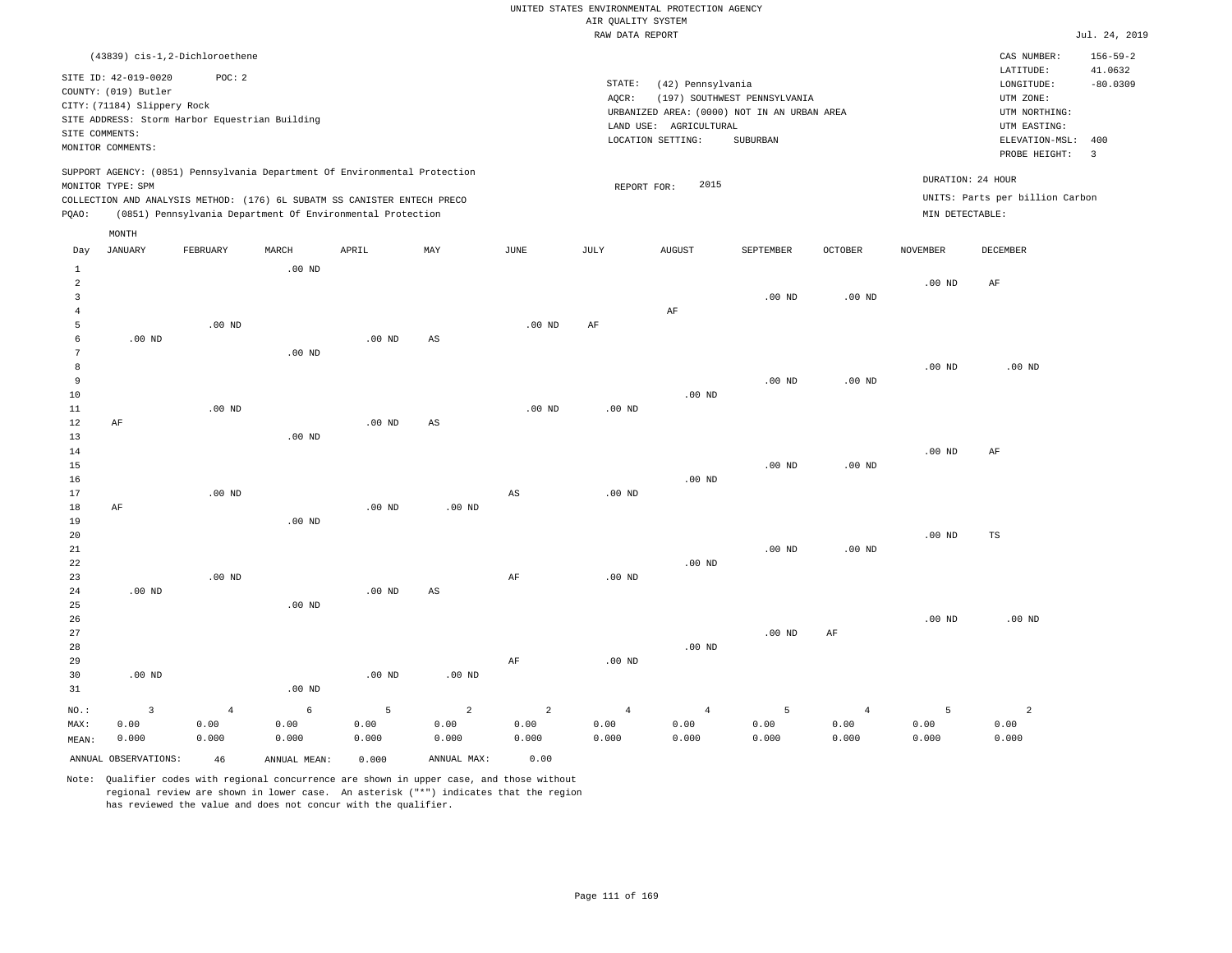UNITED STATES ENVIRONMENTAL PROTECTION AGENCY
AIR QUALITY SYSTEM
RAW DATA REPORT

Jul. 24, 2019

(43839) cis-1,2-Dichloroethene

SITE ID: 42-019-0020 POC: 2
COUNTY: (019) Butler
CITY: (71184) Slippery Rock
SITE ADDRESS: Storm Harbor Equestrian Building
SITE COMMENTS:
MONITOR COMMENTS:

STATE: (42) Pennsylvania
AQCR: (197) SOUTHWEST PENNSYLVANIA
URBANIZED AREA: (0000) NOT IN AN URBAN AREA
LAND USE: AGRICULTURAL
LOCATION SETTING: SUBURBAN

CAS NUMBER: 156-59-2
LATITUDE: 41.0632
LONGITUDE: -80.0309
UTM ZONE:
UTM NORTHING:
UTM EASTING:
ELEVATION-MSL: 400
PROBE HEIGHT: 3

SUPPORT AGENCY: (0851) Pennsylvania Department Of Environmental Protection
MONITOR TYPE: SPM
COLLECTION AND ANALYSIS METHOD: (176) 6L SUBATM SS CANISTER ENTECH PRECO
PQAO: (0851) Pennsylvania Department Of Environmental Protection

REPORT FOR: 2015

DURATION: 24 HOUR
UNITS: Parts per billion Carbon
MIN DETECTABLE:

| Day | JANUARY | FEBRUARY | MARCH | APRIL | MAY | JUNE | JULY | AUGUST | SEPTEMBER | OCTOBER | NOVEMBER | DECEMBER |
|---|---|---|---|---|---|---|---|---|---|---|---|---|
| 1 | | | .00 ND | | | | | | | | | |
| 2 | | | | | | | | | | | .00 ND | AF |
| 3 | | | | | | | | | .00 ND | .00 ND | | |
| 4 | | | | | | | | AF | | | | |
| 5 | | .00 ND | | | | .00 ND | AF | | | | | |
| 6 | .00 ND | | | .00 ND | AS | | | | | | | |
| 7 | | | .00 ND | | | | | | | | | |
| 8 | | | | | | | | | | | .00 ND | .00 ND |
| 9 | | | | | | | | | .00 ND | .00 ND | | |
| 10 | | | | | | | | .00 ND | | | | |
| 11 | | .00 ND | | | | .00 ND | .00 ND | | | | | |
| 12 | AF | | | .00 ND | AS | | | | | | | |
| 13 | | | .00 ND | | | | | | | | | |
| 14 | | | | | | | | | | | .00 ND | AF |
| 15 | | | | | | | | | .00 ND | .00 ND | | |
| 16 | | | | | | | | .00 ND | | | | |
| 17 | | .00 ND | | | | AS | .00 ND | | | | | |
| 18 | AF | | | .00 ND | .00 ND | | | | | | | |
| 19 | | | .00 ND | | | | | | | | | |
| 20 | | | | | | | | | | | .00 ND | TS |
| 21 | | | | | | | | | .00 ND | .00 ND | | |
| 22 | | | | | | | | .00 ND | | | | |
| 23 | | .00 ND | | | | AF | .00 ND | | | | | |
| 24 | .00 ND | | | .00 ND | AS | | | | | | | |
| 25 | | | .00 ND | | | | | | | | | |
| 26 | | | | | | | | | | | .00 ND | .00 ND |
| 27 | | | | | | | | | .00 ND | AF | | |
| 28 | | | | | | | | .00 ND | | | | |
| 29 | | | | | | AF | .00 ND | | | | | |
| 30 | .00 ND | | | .00 ND | .00 ND | | | | | | | |
| 31 | | | .00 ND | | | | | | | | | |
| NO.: | 3 | 4 | 6 | 5 | 2 | 2 | 4 | 4 | 5 | 4 | 5 | 2 |
| MAX: | 0.00 | 0.00 | 0.00 | 0.00 | 0.00 | 0.00 | 0.00 | 0.00 | 0.00 | 0.00 | 0.00 | 0.00 |
| MEAN: | 0.000 | 0.000 | 0.000 | 0.000 | 0.000 | 0.000 | 0.000 | 0.000 | 0.000 | 0.000 | 0.000 | 0.000 |

ANNUAL OBSERVATIONS: 46 ANNUAL MEAN: 0.000 ANNUAL MAX: 0.00

Note: Qualifier codes with regional concurrence are shown in upper case, and those without regional review are shown in lower case. An asterisk ("*") indicates that the region has reviewed the value and does not concur with the qualifier.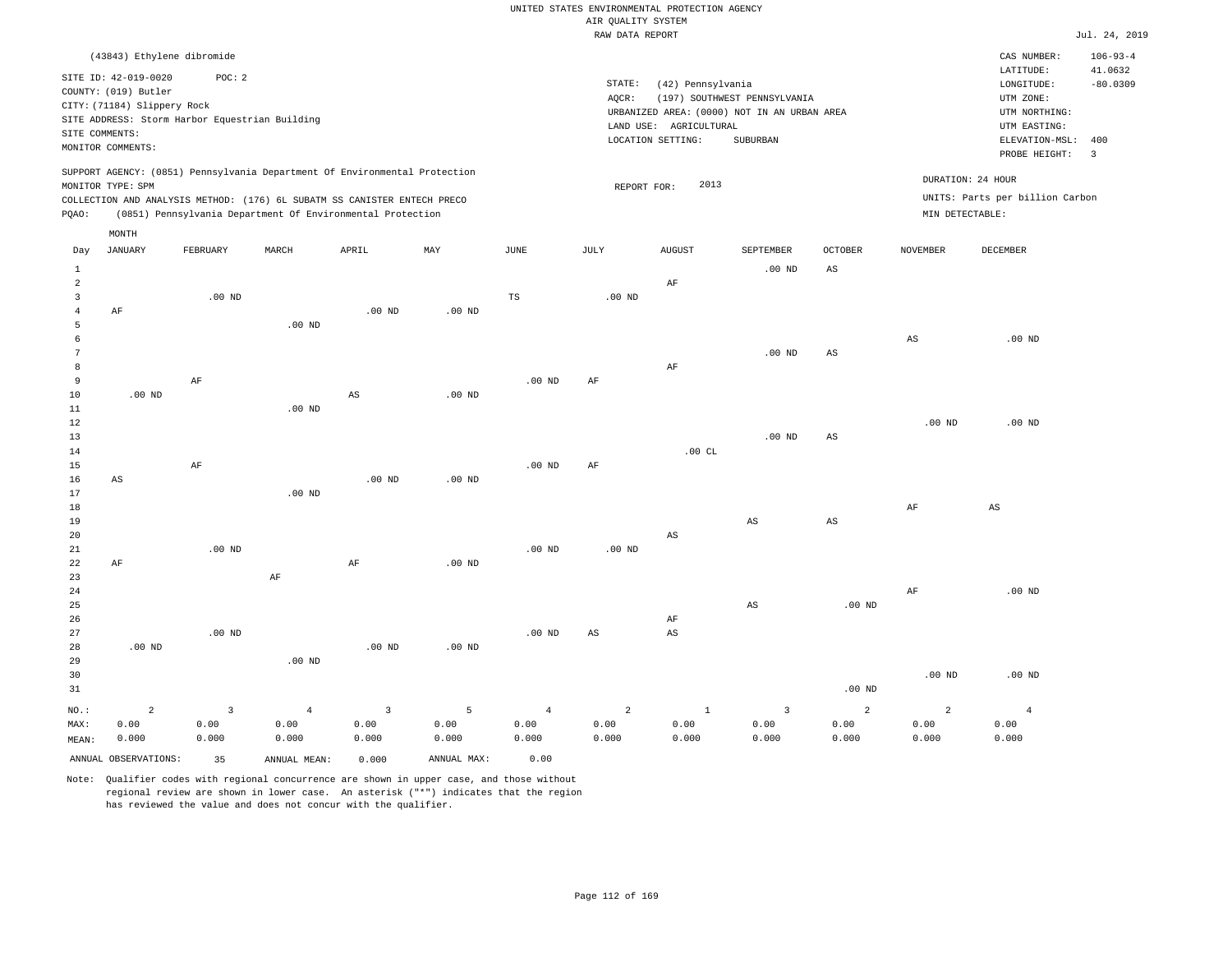UNITED STATES ENVIRONMENTAL PROTECTION AGENCY
AIR QUALITY SYSTEM
RAW DATA REPORT

Jul. 24, 2019

(43843) Ethylene dibromide

SITE ID: 42-019-0020 POC: 2
COUNTY: (019) Butler
CITY: (71184) Slippery Rock
SITE ADDRESS: Storm Harbor Equestrian Building
SITE COMMENTS:
MONITOR COMMENTS:

STATE: (42) Pennsylvania
AQCR: (197) SOUTHWEST PENNSYLVANIA
URBANIZED AREA: (0000) NOT IN AN URBAN AREA
LAND USE: AGRICULTURAL
LOCATION SETTING: SUBURBAN

CAS NUMBER: 106-93-4
LATITUDE: 41.0632
LONGITUDE: -80.0309
UTM ZONE:
UTM NORTHING:
UTM EASTING:
ELEVATION-MSL: 400
PROBE HEIGHT: 3

SUPPORT AGENCY: (0851) Pennsylvania Department Of Environmental Protection
MONITOR TYPE: SPM
COLLECTION AND ANALYSIS METHOD: (176) 6L SUBATM SS CANISTER ENTECH PRECO
PQAO: (0851) Pennsylvania Department Of Environmental Protection

REPORT FOR: 2013

DURATION: 24 HOUR
UNITS: Parts per billion Carbon
MIN DETECTABLE:

| Day | JANUARY | FEBRUARY | MARCH | APRIL | MAY | JUNE | JULY | AUGUST | SEPTEMBER | OCTOBER | NOVEMBER | DECEMBER |
|---|---|---|---|---|---|---|---|---|---|---|---|---|
| 1 | | | | | | | | | .00 ND | AS | | |
| 2 | | | | | | | | AF | | | | |
| 3 | | .00 ND | | | | TS | .00 ND | | | | | |
| 4 | AF | | | .00 ND | .00 ND | | | | | | | |
| 5 | | | .00 ND | | | | | | | | | |
| 6 | | | | | | | | | | | AS | .00 ND |
| 7 | | | | | | | | | .00 ND | AS | | |
| 8 | | | | | | | | AF | | | | |
| 9 | | AF | | | | .00 ND | AF | | | | | |
| 10 | .00 ND | | | AS | .00 ND | | | | | | | |
| 11 | | | .00 ND | | | | | | | | | |
| 12 | | | | | | | | | | | .00 ND | .00 ND |
| 13 | | | | | | | | | .00 ND | AS | | |
| 14 | | | | | | | | .00 CL | | | | |
| 15 | | AF | | | | .00 ND | AF | | | | | |
| 16 | AS | | | .00 ND | .00 ND | | | | | | | |
| 17 | | | .00 ND | | | | | | | | | |
| 18 | | | | | | | | | | | AF | AS |
| 19 | | | | | | | | | AS | AS | | |
| 20 | | | | | | | | AS | | | | |
| 21 | | .00 ND | | | | .00 ND | .00 ND | | | | | |
| 22 | AF | | | AF | .00 ND | | | | | | | |
| 23 | | | AF | | | | | | | | | |
| 24 | | | | | | | | | | | AF | .00 ND |
| 25 | | | | | | | | | AS | .00 ND | | |
| 26 | | | | | | | | AF | | | | |
| 27 | | .00 ND | | | | .00 ND | AS | AS | | | | |
| 28 | .00 ND | | | .00 ND | .00 ND | | | | | | | |
| 29 | | | .00 ND | | | | | | | | | |
| 30 | | | | | | | | | | | .00 ND | .00 ND |
| 31 | | | | | | | | | | .00 ND | | |
| NO.: | 2 | 3 | 4 | 3 | 5 | 4 | 2 | 1 | 3 | 2 | 2 | 4 |
| MAX: | 0.00 | 0.00 | 0.00 | 0.00 | 0.00 | 0.00 | 0.00 | 0.00 | 0.00 | 0.00 | 0.00 | 0.00 |
| MEAN: | 0.000 | 0.000 | 0.000 | 0.000 | 0.000 | 0.000 | 0.000 | 0.000 | 0.000 | 0.000 | 0.000 | 0.000 |

ANNUAL OBSERVATIONS: 35 ANNUAL MEAN: 0.000 ANNUAL MAX: 0.00

Note: Qualifier codes with regional concurrence are shown in upper case, and those without regional review are shown in lower case. An asterisk ("*") indicates that the region has reviewed the value and does not concur with the qualifier.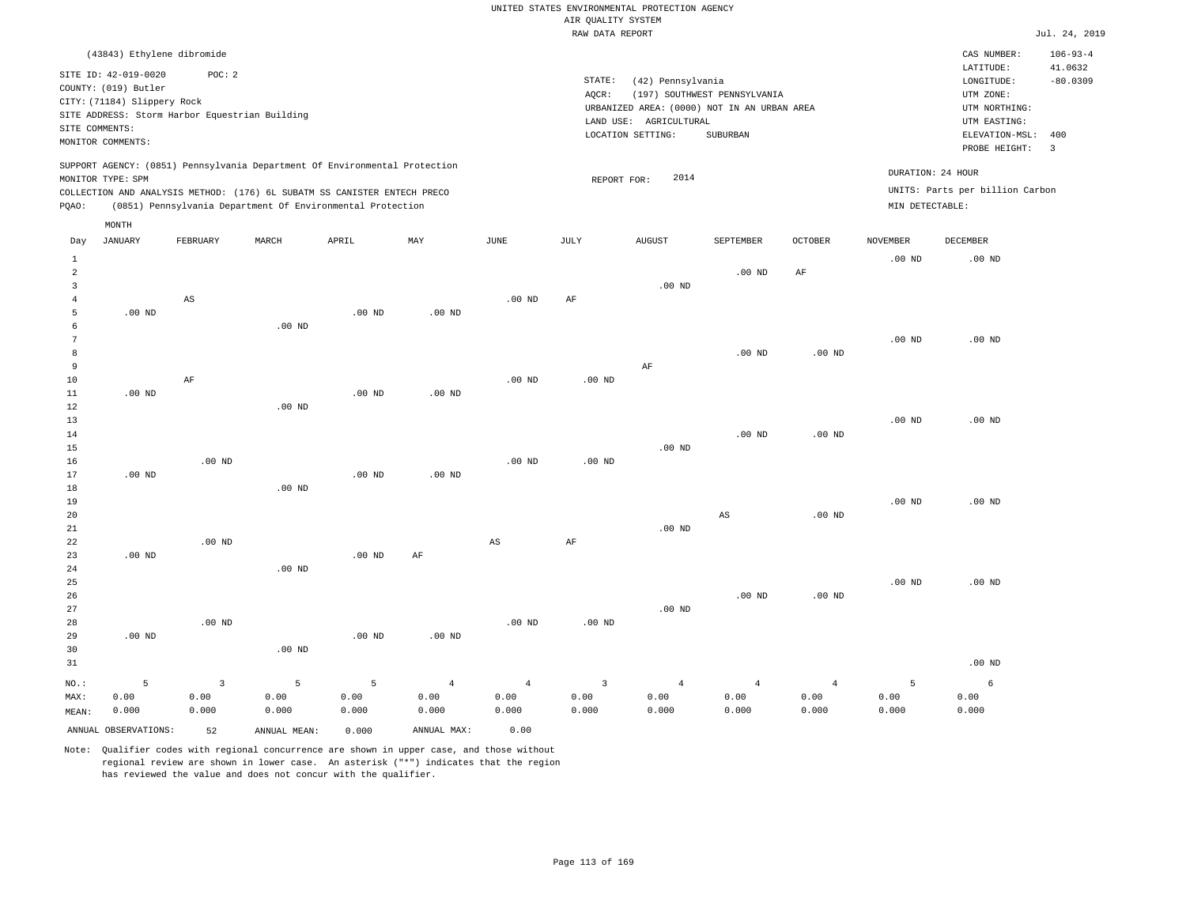UNITED STATES ENVIRONMENTAL PROTECTION AGENCY
AIR QUALITY SYSTEM
RAW DATA REPORT

Jul. 24, 2019

(43843) Ethylene dibromide

SITE ID: 42-019-0020 POC: 2
COUNTY: (019) Butler
CITY: (71184) Slippery Rock
SITE ADDRESS: Storm Harbor Equestrian Building
SITE COMMENTS:
MONITOR COMMENTS:

STATE: (42) Pennsylvania
AQCR: (197) SOUTHWEST PENNSYLVANIA
URBANIZED AREA: (0000) NOT IN AN URBAN AREA
LAND USE: AGRICULTURAL
LOCATION SETTING: SUBURBAN

CAS NUMBER: 106-93-4
LATITUDE: 41.0632
LONGITUDE: -80.0309
UTM ZONE:
UTM NORTHING:
UTM EASTING:
ELEVATION-MSL: 400
PROBE HEIGHT: 3

SUPPORT AGENCY: (0851) Pennsylvania Department Of Environmental Protection
MONITOR TYPE: SPM
COLLECTION AND ANALYSIS METHOD: (176) 6L SUBATM SS CANISTER ENTECH PRECO
PQAO: (0851) Pennsylvania Department Of Environmental Protection

REPORT FOR: 2014

DURATION: 24 HOUR
UNITS: Parts per billion Carbon
MIN DETECTABLE:

| Day | JANUARY | FEBRUARY | MARCH | APRIL | MAY | JUNE | JULY | AUGUST | SEPTEMBER | OCTOBER | NOVEMBER | DECEMBER |
|---|---|---|---|---|---|---|---|---|---|---|---|---|
| 1 | | | | | | | | | | | .00 ND | .00 ND |
| 2 | | | | | | | | | .00 ND | AF | | |
| 3 | | | | | | | | .00 ND | | | | |
| 4 | | AS | | | | .00 ND | AF | | | | | |
| 5 | .00 ND | | | .00 ND | .00 ND | | | | | | | |
| 6 | | | .00 ND | | | | | | | | | |
| 7 | | | | | | | | | | | .00 ND | .00 ND |
| 8 | | | | | | | | | .00 ND | .00 ND | | |
| 9 | | | | | | | | AF | | | | |
| 10 | | AF | | | | .00 ND | .00 ND | | | | | |
| 11 | .00 ND | | | .00 ND | .00 ND | | | | | | | |
| 12 | | | .00 ND | | | | | | | | | |
| 13 | | | | | | | | | | | .00 ND | .00 ND |
| 14 | | | | | | | | | .00 ND | .00 ND | | |
| 15 | | | | | | | | .00 ND | | | | |
| 16 | | .00 ND | | | | .00 ND | .00 ND | | | | | |
| 17 | .00 ND | | | .00 ND | .00 ND | | | | | | | |
| 18 | | | .00 ND | | | | | | | | | |
| 19 | | | | | | | | | | | .00 ND | .00 ND |
| 20 | | | | | | | | | AS | .00 ND | | |
| 21 | | | | | | | | .00 ND | | | | |
| 22 | | .00 ND | | | | AS | AF | | | | | |
| 23 | .00 ND | | | .00 ND | AF | | | | | | | |
| 24 | | | .00 ND | | | | | | | | | |
| 25 | | | | | | | | | | | .00 ND | .00 ND |
| 26 | | | | | | | | | .00 ND | .00 ND | | |
| 27 | | | | | | | | .00 ND | | | | |
| 28 | | .00 ND | | | | .00 ND | .00 ND | | | | | |
| 29 | .00 ND | | | .00 ND | .00 ND | | | | | | | |
| 30 | | | .00 ND | | | | | | | | | |
| 31 | | | | | | | | | | | | .00 ND |
| NO.: | 5 | 3 | 5 | 5 | 4 | 4 | 3 | 4 | 4 | 4 | 5 | 6 |
| MAX: | 0.00 | 0.00 | 0.00 | 0.00 | 0.00 | 0.00 | 0.00 | 0.00 | 0.00 | 0.00 | 0.00 | 0.00 |
| MEAN: | 0.000 | 0.000 | 0.000 | 0.000 | 0.000 | 0.000 | 0.000 | 0.000 | 0.000 | 0.000 | 0.000 | 0.000 |

ANNUAL OBSERVATIONS: 52 ANNUAL MEAN: 0.000 ANNUAL MAX: 0.00

Note: Qualifier codes with regional concurrence are shown in upper case, and those without regional review are shown in lower case. An asterisk ("*") indicates that the region has reviewed the value and does not concur with the qualifier.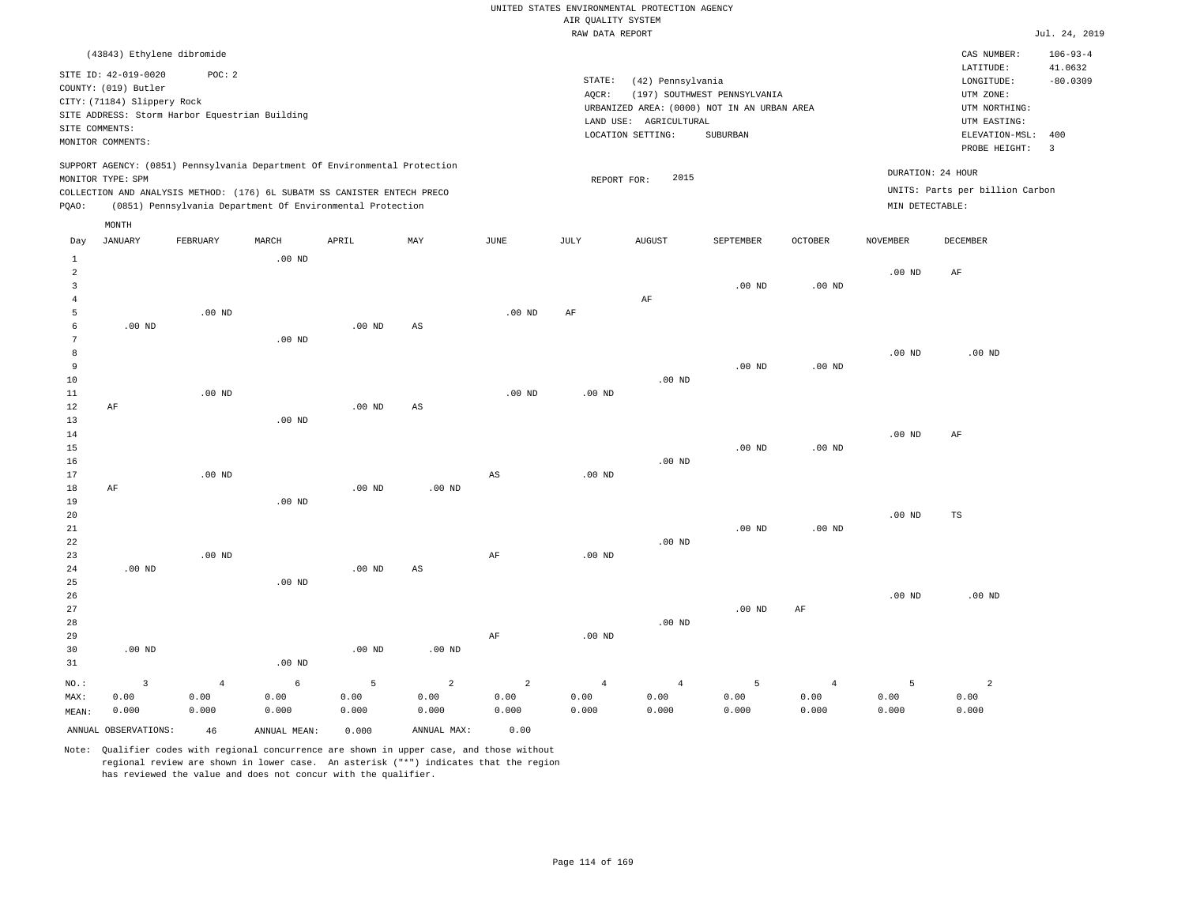UNITED STATES ENVIRONMENTAL PROTECTION AGENCY
AIR QUALITY SYSTEM
RAW DATA REPORT

Jul. 24, 2019

(43843) Ethylene dibromide

SITE ID: 42-019-0020 POC: 2
COUNTY: (019) Butler
CITY: (71184) Slippery Rock
SITE ADDRESS: Storm Harbor Equestrian Building
SITE COMMENTS:
MONITOR COMMENTS:

STATE: (42) Pennsylvania
AQCR: (197) SOUTHWEST PENNSYLVANIA
URBANIZED AREA: (0000) NOT IN AN URBAN AREA
LAND USE: AGRICULTURAL
LOCATION SETTING: SUBURBAN

CAS NUMBER: 106-93-4
LATITUDE: 41.0632
LONGITUDE: -80.0309
UTM ZONE:
UTM NORTHING:
UTM EASTING:
ELEVATION-MSL: 400
PROBE HEIGHT: 3

SUPPORT AGENCY: (0851) Pennsylvania Department Of Environmental Protection
MONITOR TYPE: SPM
COLLECTION AND ANALYSIS METHOD: (176) 6L SUBATM SS CANISTER ENTECH PRECO
PQAO: (0851) Pennsylvania Department Of Environmental Protection

REPORT FOR: 2015

DURATION: 24 HOUR
UNITS: Parts per billion Carbon
MIN DETECTABLE:

| Day | JANUARY | FEBRUARY | MARCH | APRIL | MAY | JUNE | JULY | AUGUST | SEPTEMBER | OCTOBER | NOVEMBER | DECEMBER |
|---|---|---|---|---|---|---|---|---|---|---|---|---|
| 1 | | | .00 ND | | | | | | | | | |
| 2 | | | | | | | | | | | .00 ND | AF |
| 3 | | | | | | | | | .00 ND | .00 ND | | |
| 4 | | | | | | | | AF | | | | |
| 5 | | .00 ND | | | | .00 ND | AF | | | | | |
| 6 | .00 ND | | | .00 ND | AS | | | | | | | |
| 7 | | | .00 ND | | | | | | | | | |
| 8 | | | | | | | | | | | .00 ND | .00 ND |
| 9 | | | | | | | | | .00 ND | .00 ND | | |
| 10 | | | | | | | | .00 ND | | | | |
| 11 | | .00 ND | | | | .00 ND | .00 ND | | | | | |
| 12 | AF | | | .00 ND | AS | | | | | | | |
| 13 | | | .00 ND | | | | | | | | | |
| 14 | | | | | | | | | | | .00 ND | AF |
| 15 | | | | | | | | | .00 ND | .00 ND | | |
| 16 | | | | | | | | .00 ND | | | | |
| 17 | | .00 ND | | | | AS | .00 ND | | | | | |
| 18 | AF | | | .00 ND | .00 ND | | | | | | | |
| 19 | | | .00 ND | | | | | | | | | |
| 20 | | | | | | | | | | | .00 ND | TS |
| 21 | | | | | | | | | .00 ND | .00 ND | | |
| 22 | | | | | | | | .00 ND | | | | |
| 23 | | .00 ND | | | | AF | .00 ND | | | | | |
| 24 | .00 ND | | | .00 ND | AS | | | | | | | |
| 25 | | | .00 ND | | | | | | | | | |
| 26 | | | | | | | | | | | .00 ND | .00 ND |
| 27 | | | | | | | | | .00 ND | AF | | |
| 28 | | | | | | | | .00 ND | | | | |
| 29 | | | | | | AF | .00 ND | | | | | |
| 30 | .00 ND | | | .00 ND | .00 ND | | | | | | | |
| 31 | | | .00 ND | | | | | | | | | |
| NO.: | 3 | 4 | 6 | 5 | 2 | 2 | 4 | 4 | 5 | 4 | 5 | 2 |
| MAX: | 0.00 | 0.00 | 0.00 | 0.00 | 0.00 | 0.00 | 0.00 | 0.00 | 0.00 | 0.00 | 0.00 | 0.00 |
| MEAN: | 0.000 | 0.000 | 0.000 | 0.000 | 0.000 | 0.000 | 0.000 | 0.000 | 0.000 | 0.000 | 0.000 | 0.000 |

ANNUAL OBSERVATIONS: 46 ANNUAL MEAN: 0.000 ANNUAL MAX: 0.00

Note: Qualifier codes with regional concurrence are shown in upper case, and those without regional review are shown in lower case. An asterisk ("*") indicates that the region has reviewed the value and does not concur with the qualifier.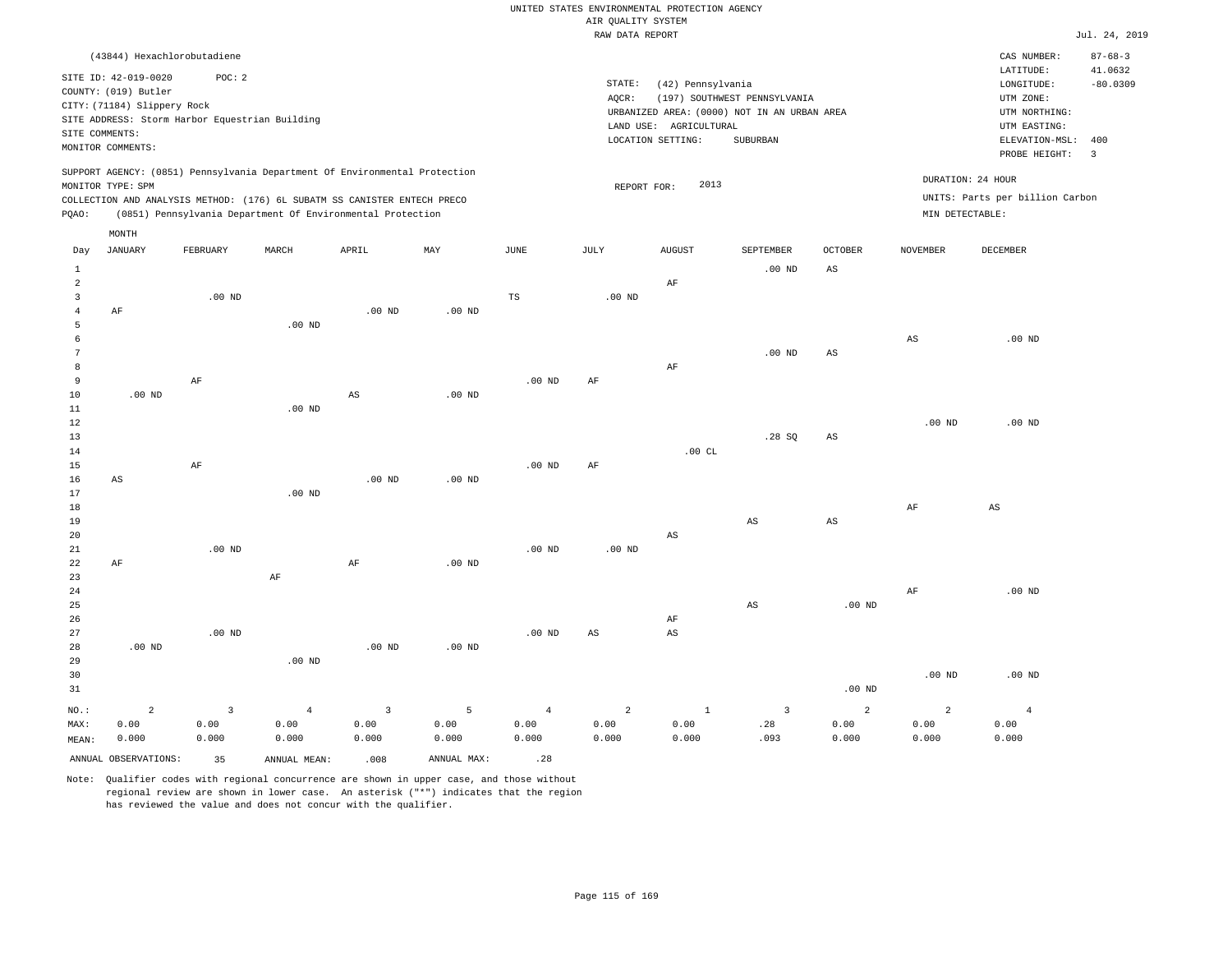UNITED STATES ENVIRONMENTAL PROTECTION AGENCY
AIR QUALITY SYSTEM
RAW DATA REPORT

Jul. 24, 2019

(43844) Hexachlorobutadiene

SITE ID: 42-019-0020   POC: 2
COUNTY: (019) Butler
CITY: (71184) Slippery Rock
SITE ADDRESS: Storm Harbor Equestrian Building
SITE COMMENTS:
MONITOR COMMENTS:

STATE: (42) Pennsylvania
AQCR: (197) SOUTHWEST PENNSYLVANIA
URBANIZED AREA: (0000) NOT IN AN URBAN AREA
LAND USE: AGRICULTURAL
LOCATION SETTING: SUBURBAN

CAS NUMBER: 87-68-3
LATITUDE: 41.0632
LONGITUDE: -80.0309
UTM ZONE:
UTM NORTHING:
UTM EASTING:
ELEVATION-MSL: 400
PROBE HEIGHT: 3

SUPPORT AGENCY: (0851) Pennsylvania Department Of Environmental Protection
MONITOR TYPE: SPM
COLLECTION AND ANALYSIS METHOD: (176) 6L SUBATM SS CANISTER ENTECH PRECO
PQAO: (0851) Pennsylvania Department Of Environmental Protection

REPORT FOR: 2013

DURATION: 24 HOUR
UNITS: Parts per billion Carbon
MIN DETECTABLE:

| Day | JANUARY | FEBRUARY | MARCH | APRIL | MAY | JUNE | JULY | AUGUST | SEPTEMBER | OCTOBER | NOVEMBER | DECEMBER |
|---|---|---|---|---|---|---|---|---|---|---|---|---|
| 1 | | | | | | | | | .00 ND | AS | | |
| 2 | | | | | | | | AF | | | | |
| 3 | | .00 ND | | | | TS | .00 ND | | | | | |
| 4 | AF | | | .00 ND | .00 ND | | | | | | | |
| 5 | | | .00 ND | | | | | | | | | |
| 6 | | | | | | | | | | | AS | .00 ND |
| 7 | | | | | | | | | .00 ND | AS | | |
| 8 | | | | | | | | AF | | | | |
| 9 | | AF | | | | .00 ND | AF | | | | | |
| 10 | .00 ND | | | AS | .00 ND | | | | | | | |
| 11 | | | .00 ND | | | | | | | | | |
| 12 | | | | | | | | | | | .00 ND | .00 ND |
| 13 | | | | | | | | | .28 SQ | AS | | |
| 14 | | | | | | | | .00 CL | | | | |
| 15 | | AF | | | | .00 ND | AF | | | | | |
| 16 | AS | | | .00 ND | .00 ND | | | | | | | |
| 17 | | | .00 ND | | | | | | | | | |
| 18 | | | | | | | | | | | AF | AS |
| 19 | | | | | | | | | AS | AS | | |
| 20 | | | | | | | | AS | | | | |
| 21 | | .00 ND | | | | .00 ND | .00 ND | | | | | |
| 22 | AF | | | AF | .00 ND | | | | | | | |
| 23 | | | AF | | | | | | | | | |
| 24 | | | | | | | | | | | AF | .00 ND |
| 25 | | | | | | | | | AS | .00 ND | | |
| 26 | | | | | | | | AF | | | | |
| 27 | | .00 ND | | | | .00 ND | AS | AS | | | | |
| 28 | .00 ND | | | .00 ND | .00 ND | | | | | | | |
| 29 | | | .00 ND | | | | | | | | | |
| 30 | | | | | | | | | | | .00 ND | .00 ND |
| 31 | | | | | | | | | | .00 ND | | |
| NO.: | 2 | 3 | 4 | 3 | 5 | 4 | 2 | 1 | 3 | 2 | 2 | 4 |
| MAX: | 0.00 | 0.00 | 0.00 | 0.00 | 0.00 | 0.00 | 0.00 | 0.00 | .28 | 0.00 | 0.00 | 0.00 |
| MEAN: | 0.000 | 0.000 | 0.000 | 0.000 | 0.000 | 0.000 | 0.000 | 0.000 | .093 | 0.000 | 0.000 | 0.000 |

ANNUAL OBSERVATIONS: 35   ANNUAL MEAN: .008   ANNUAL MAX: .28

Note: Qualifier codes with regional concurrence are shown in upper case, and those without regional review are shown in lower case. An asterisk ("*") indicates that the region has reviewed the value and does not concur with the qualifier.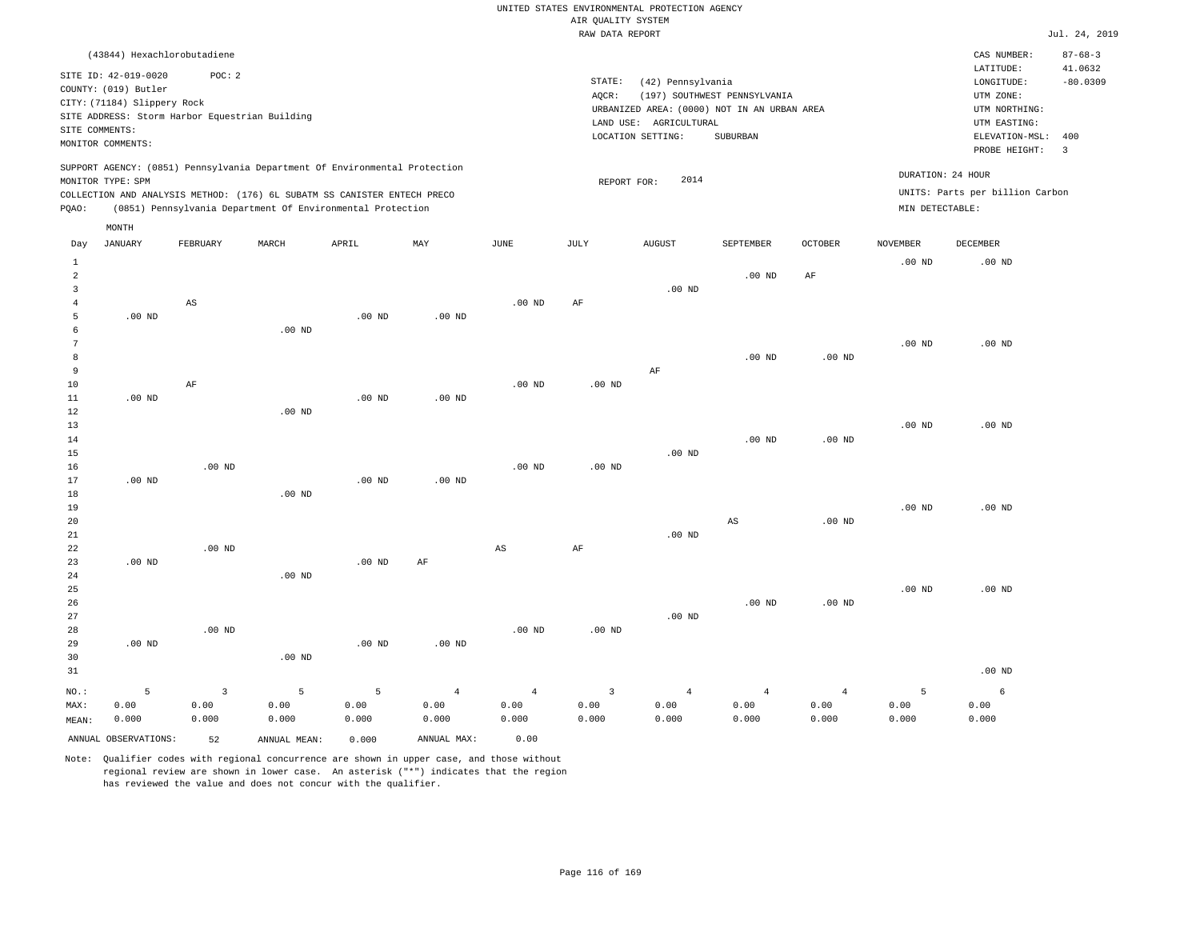UNITED STATES ENVIRONMENTAL PROTECTION AGENCY
AIR QUALITY SYSTEM
RAW DATA REPORT

Jul. 24, 2019

(43844) Hexachlorobutadiene

SITE ID: 42-019-0020 POC: 2
COUNTY: (019) Butler
CITY: (71184) Slippery Rock
SITE ADDRESS: Storm Harbor Equestrian Building
SITE COMMENTS:
MONITOR COMMENTS:

STATE: (42) Pennsylvania
AQCR: (197) SOUTHWEST PENNSYLVANIA
URBANIZED AREA: (0000) NOT IN AN URBAN AREA
LAND USE: AGRICULTURAL
LOCATION SETTING: SUBURBAN

CAS NUMBER: 87-68-3
LATITUDE: 41.0632
LONGITUDE: -80.0309
UTM ZONE:
UTM NORTHING:
UTM EASTING:
ELEVATION-MSL: 400
PROBE HEIGHT: 3

SUPPORT AGENCY: (0851) Pennsylvania Department Of Environmental Protection
MONITOR TYPE: SPM
COLLECTION AND ANALYSIS METHOD: (176) 6L SUBATM SS CANISTER ENTECH PRECO
PQAO: (0851) Pennsylvania Department Of Environmental Protection

REPORT FOR: 2014

DURATION: 24 HOUR
UNITS: Parts per billion Carbon
MIN DETECTABLE:

| Day | JANUARY | FEBRUARY | MARCH | APRIL | MAY | JUNE | JULY | AUGUST | SEPTEMBER | OCTOBER | NOVEMBER | DECEMBER |
|---|---|---|---|---|---|---|---|---|---|---|---|---|
| 1 | | | | | | | | | | | .00 ND | .00 ND |
| 2 | | | | | | | | | .00 ND | AF | | |
| 3 | | | | | | | | .00 ND | | | | |
| 4 | | AS | | | | .00 ND | AF | | | | | |
| 5 | .00 ND | | | .00 ND | .00 ND | | | | | | | |
| 6 | | | .00 ND | | | | | | | | | |
| 7 | | | | | | | | | | | .00 ND | .00 ND |
| 8 | | | | | | | | | .00 ND | .00 ND | | |
| 9 | | | | | | | | AF | | | | |
| 10 | | AF | | | | .00 ND | .00 ND | | | | | |
| 11 | .00 ND | | | .00 ND | .00 ND | | | | | | | |
| 12 | | | .00 ND | | | | | | | | | |
| 13 | | | | | | | | | | | .00 ND | .00 ND |
| 14 | | | | | | | | | .00 ND | .00 ND | | |
| 15 | | | | | | | | .00 ND | | | | |
| 16 | | .00 ND | | | | .00 ND | .00 ND | | | | | |
| 17 | .00 ND | | | .00 ND | .00 ND | | | | | | | |
| 18 | | | .00 ND | | | | | | | | | |
| 19 | | | | | | | | | | | .00 ND | .00 ND |
| 20 | | | | | | | | | AS | .00 ND | | |
| 21 | | | | | | | | .00 ND | | | | |
| 22 | | .00 ND | | | | AS | AF | | | | | |
| 23 | .00 ND | | | .00 ND | AF | | | | | | | |
| 24 | | | .00 ND | | | | | | | | | |
| 25 | | | | | | | | | | | .00 ND | .00 ND |
| 26 | | | | | | | | | .00 ND | .00 ND | | |
| 27 | | | | | | | | .00 ND | | | | |
| 28 | | .00 ND | | | | .00 ND | .00 ND | | | | | |
| 29 | .00 ND | | | .00 ND | .00 ND | | | | | | | |
| 30 | | | .00 ND | | | | | | | | | |
| 31 | | | | | | | | | | | | .00 ND |
| NO.: | 5 | 3 | 5 | 5 | 4 | 4 | 3 | 4 | 4 | 4 | 5 | 6 |
| MAX: | 0.00 | 0.00 | 0.00 | 0.00 | 0.00 | 0.00 | 0.00 | 0.00 | 0.00 | 0.00 | 0.00 | 0.00 |
| MEAN: | 0.000 | 0.000 | 0.000 | 0.000 | 0.000 | 0.000 | 0.000 | 0.000 | 0.000 | 0.000 | 0.000 | 0.000 |

ANNUAL OBSERVATIONS: 52 ANNUAL MEAN: 0.000 ANNUAL MAX: 0.00

Note: Qualifier codes with regional concurrence are shown in upper case, and those without regional review are shown in lower case. An asterisk ("*") indicates that the region has reviewed the value and does not concur with the qualifier.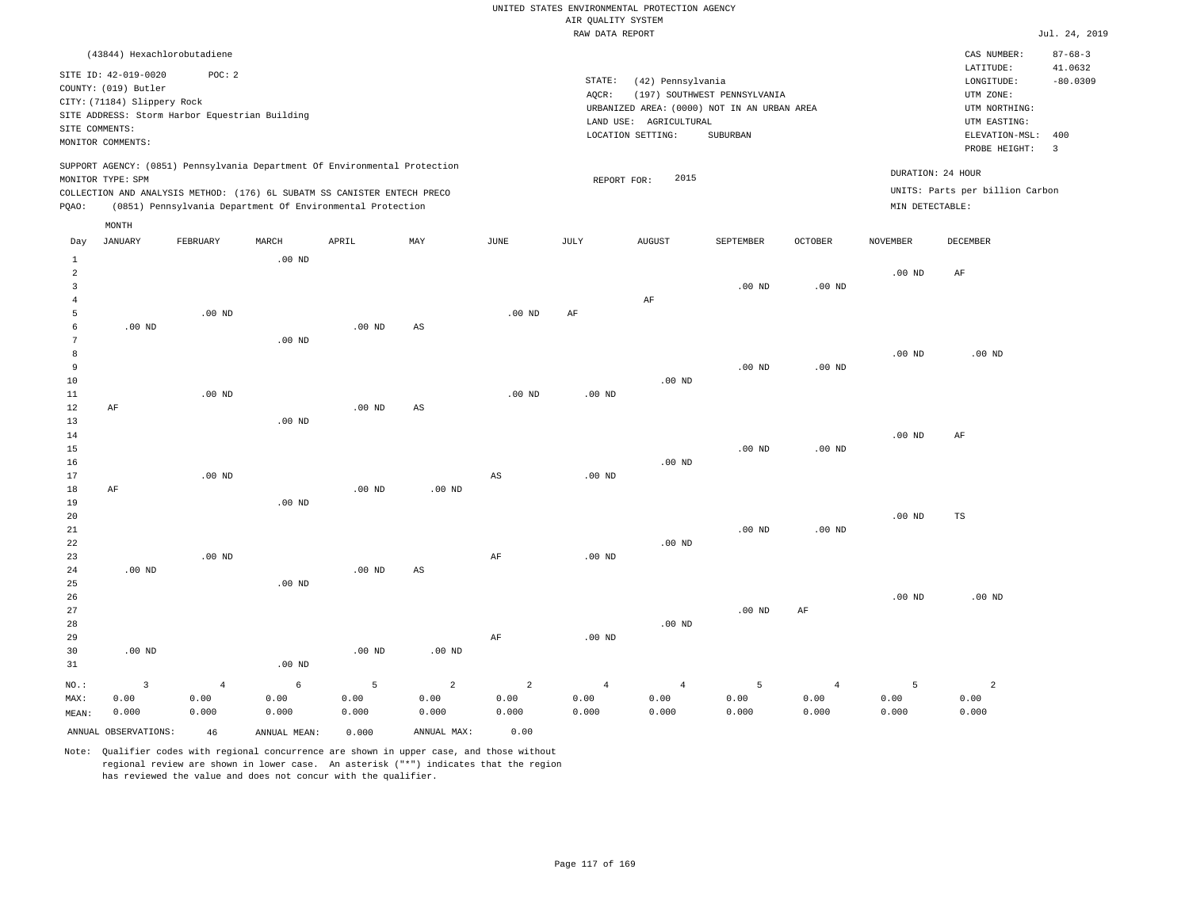UNITED STATES ENVIRONMENTAL PROTECTION AGENCY
AIR QUALITY SYSTEM
RAW DATA REPORT

Jul. 24, 2019

(43844) Hexachlorobutadiene

SITE ID: 42-019-0020 POC: 2
COUNTY: (019) Butler
CITY: (71184) Slippery Rock
SITE ADDRESS: Storm Harbor Equestrian Building
SITE COMMENTS:
MONITOR COMMENTS:

STATE: (42) Pennsylvania
AQCR: (197) SOUTHWEST PENNSYLVANIA
URBANIZED AREA: (0000) NOT IN AN URBAN AREA
LAND USE: AGRICULTURAL
LOCATION SETTING: SUBURBAN

CAS NUMBER: 87-68-3
LATITUDE: 41.0632
LONGITUDE: -80.0309
UTM ZONE:
UTM NORTHING:
UTM EASTING:
ELEVATION-MSL: 400
PROBE HEIGHT: 3

SUPPORT AGENCY: (0851) Pennsylvania Department Of Environmental Protection
MONITOR TYPE: SPM
COLLECTION AND ANALYSIS METHOD: (176) 6L SUBATM SS CANISTER ENTECH PRECO
PQAO: (0851) Pennsylvania Department Of Environmental Protection

REPORT FOR: 2015

DURATION: 24 HOUR
UNITS: Parts per billion Carbon
MIN DETECTABLE:

| Day | JANUARY | FEBRUARY | MARCH | APRIL | MAY | JUNE | JULY | AUGUST | SEPTEMBER | OCTOBER | NOVEMBER | DECEMBER |
|---|---|---|---|---|---|---|---|---|---|---|---|---|
| 1 | | | .00 ND | | | | | | | | | |
| 2 | | | | | | | | | | | .00 ND | AF |
| 3 | | | | | | | | | .00 ND | .00 ND | | |
| 4 | | | | | | | | AF | | | | |
| 5 | | .00 ND | | | | .00 ND | AF | | | | | |
| 6 | .00 ND | | | .00 ND | AS | | | | | | | |
| 7 | | | .00 ND | | | | | | | | | |
| 8 | | | | | | | | | | | .00 ND | .00 ND |
| 9 | | | | | | | | | .00 ND | .00 ND | | |
| 10 | | | | | | | | .00 ND | | | | |
| 11 | | .00 ND | | | | .00 ND | .00 ND | | | | | |
| 12 | AF | | | .00 ND | AS | | | | | | | |
| 13 | | | .00 ND | | | | | | | | | |
| 14 | | | | | | | | | | | .00 ND | AF |
| 15 | | | | | | | | | .00 ND | .00 ND | | |
| 16 | | | | | | | | .00 ND | | | | |
| 17 | | .00 ND | | | | AS | .00 ND | | | | | |
| 18 | AF | | | .00 ND | .00 ND | | | | | | | |
| 19 | | | .00 ND | | | | | | | | | |
| 20 | | | | | | | | | | | .00 ND | TS |
| 21 | | | | | | | | | .00 ND | .00 ND | | |
| 22 | | | | | | | | .00 ND | | | | |
| 23 | | .00 ND | | | | AF | .00 ND | | | | | |
| 24 | .00 ND | | | .00 ND | AS | | | | | | | |
| 25 | | | .00 ND | | | | | | | | | |
| 26 | | | | | | | | | | | .00 ND | .00 ND |
| 27 | | | | | | | | | .00 ND | AF | | |
| 28 | | | | | | | | .00 ND | | | | |
| 29 | | | | | | AF | .00 ND | | | | | |
| 30 | .00 ND | | | .00 ND | .00 ND | | | | | | | |
| 31 | | | .00 ND | | | | | | | | | |
| NO.: | 3 | 4 | 6 | 5 | 2 | 2 | 4 | 4 | 5 | 4 | 5 | 2 |
| MAX: | 0.00 | 0.00 | 0.00 | 0.00 | 0.00 | 0.00 | 0.00 | 0.00 | 0.00 | 0.00 | 0.00 | 0.00 |
| MEAN: | 0.000 | 0.000 | 0.000 | 0.000 | 0.000 | 0.000 | 0.000 | 0.000 | 0.000 | 0.000 | 0.000 | 0.000 |

ANNUAL OBSERVATIONS: 46 ANNUAL MEAN: 0.000 ANNUAL MAX: 0.00

Note: Qualifier codes with regional concurrence are shown in upper case, and those without regional review are shown in lower case. An asterisk ("*") indicates that the region has reviewed the value and does not concur with the qualifier.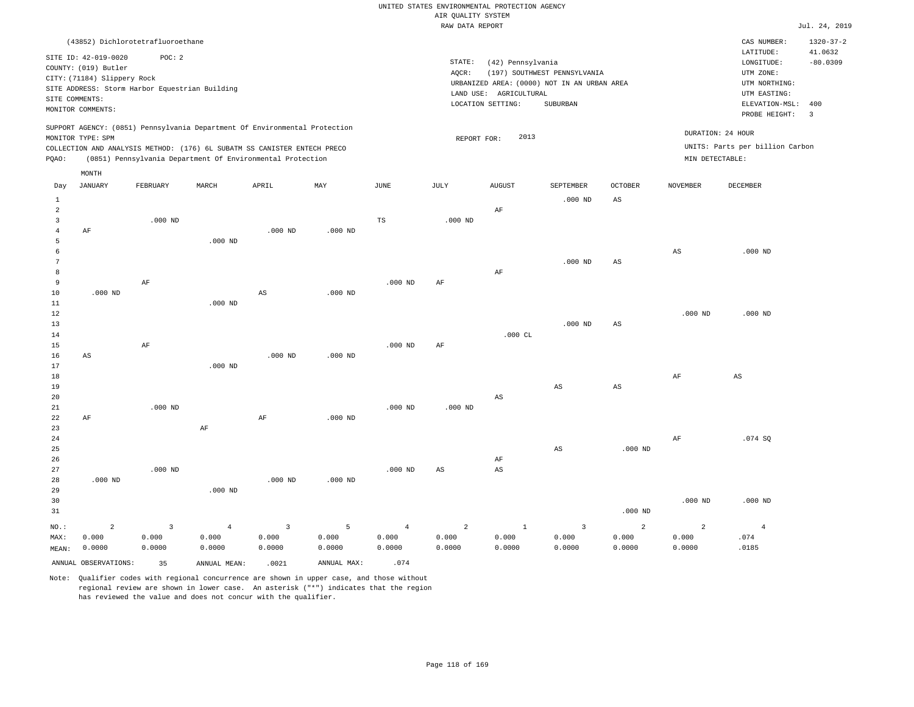UNITED STATES ENVIRONMENTAL PROTECTION AGENCY
AIR QUALITY SYSTEM
RAW DATA REPORT

Jul. 24, 2019

(43852) Dichlorotetrafluoroethane

SITE ID: 42-019-0020 POC: 2
COUNTY: (019) Butler
CITY: (71184) Slippery Rock
SITE ADDRESS: Storm Harbor Equestrian Building
SITE COMMENTS:
MONITOR COMMENTS:

STATE: (42) Pennsylvania
AQCR: (197) SOUTHWEST PENNSYLVANIA
URBANIZED AREA: (0000) NOT IN AN URBAN AREA
LAND USE: AGRICULTURAL
LOCATION SETTING: SUBURBAN

CAS NUMBER: 1320-37-2
LATITUDE: 41.0632
LONGITUDE: -80.0309
UTM ZONE:
UTM NORTHING:
UTM EASTING:
ELEVATION-MSL: 400
PROBE HEIGHT: 3

SUPPORT AGENCY: (0851) Pennsylvania Department Of Environmental Protection
MONITOR TYPE: SPM
COLLECTION AND ANALYSIS METHOD: (176) 6L SUBATM SS CANISTER ENTECH PRECO
PQAO: (0851) Pennsylvania Department Of Environmental Protection

REPORT FOR: 2013

DURATION: 24 HOUR
UNITS: Parts per billion Carbon
MIN DETECTABLE:

| Day | JANUARY | FEBRUARY | MARCH | APRIL | MAY | JUNE | JULY | AUGUST | SEPTEMBER | OCTOBER | NOVEMBER | DECEMBER |
|---|---|---|---|---|---|---|---|---|---|---|---|---|
| 1 | | | | | | | | | .000 ND | AS | | |
| 2 | | | | | | | | AF | | | | |
| 3 | | .000 ND | | | | TS | .000 ND | | | | | |
| 4 | AF | | | .000 ND | .000 ND | | | | | | | |
| 5 | | | .000 ND | | | | | | | | | |
| 6 | | | | | | | | | | | AS | .000 ND |
| 7 | | | | | | | | | .000 ND | AS | | |
| 8 | | | | | | | | AF | | | | |
| 9 | | AF | | | | .000 ND | AF | | | | | |
| 10 | .000 ND | | | AS | .000 ND | | | | | | | |
| 11 | | | .000 ND | | | | | | | | | |
| 12 | | | | | | | | | | | .000 ND | .000 ND |
| 13 | | | | | | | | | .000 ND | AS | | |
| 14 | | | | | | | | .000 CL | | | | |
| 15 | | AF | | | | .000 ND | AF | | | | | |
| 16 | AS | | | .000 ND | .000 ND | | | | | | | |
| 17 | | | .000 ND | | | | | | | | | |
| 18 | | | | | | | | | | | AF | AS |
| 19 | | | | | | | | | AS | AS | | |
| 20 | | | | | | | | AS | | | | |
| 21 | | .000 ND | | | | .000 ND | .000 ND | | | | | |
| 22 | AF | | | AF | .000 ND | | | | | | | |
| 23 | | | AF | | | | | | | | | |
| 24 | | | | | | | | | | | AF | .074 SQ |
| 25 | | | | | | | | | AS | .000 ND | | |
| 26 | | | | | | | | AF | | | | |
| 27 | | .000 ND | | | | .000 ND | AS | AS | | | | |
| 28 | .000 ND | | | .000 ND | .000 ND | | | | | | | |
| 29 | | | .000 ND | | | | | | | | | |
| 30 | | | | | | | | | | | .000 ND | .000 ND |
| 31 | | | | | | | | | | .000 ND | | |
| NO.: | 2 | 3 | 4 | 3 | 5 | 4 | 2 | 1 | 3 | 2 | 2 | 4 |
| MAX: | 0.000 | 0.000 | 0.000 | 0.000 | 0.000 | 0.000 | 0.000 | 0.000 | 0.000 | 0.000 | 0.000 | .074 |
| MEAN: | 0.0000 | 0.0000 | 0.0000 | 0.0000 | 0.0000 | 0.0000 | 0.0000 | 0.0000 | 0.0000 | 0.0000 | 0.0000 | .0185 |

ANNUAL OBSERVATIONS: 35 ANNUAL MEAN: .0021 ANNUAL MAX: .074

Note: Qualifier codes with regional concurrence are shown in upper case, and those without regional review are shown in lower case. An asterisk ("*") indicates that the region has reviewed the value and does not concur with the qualifier.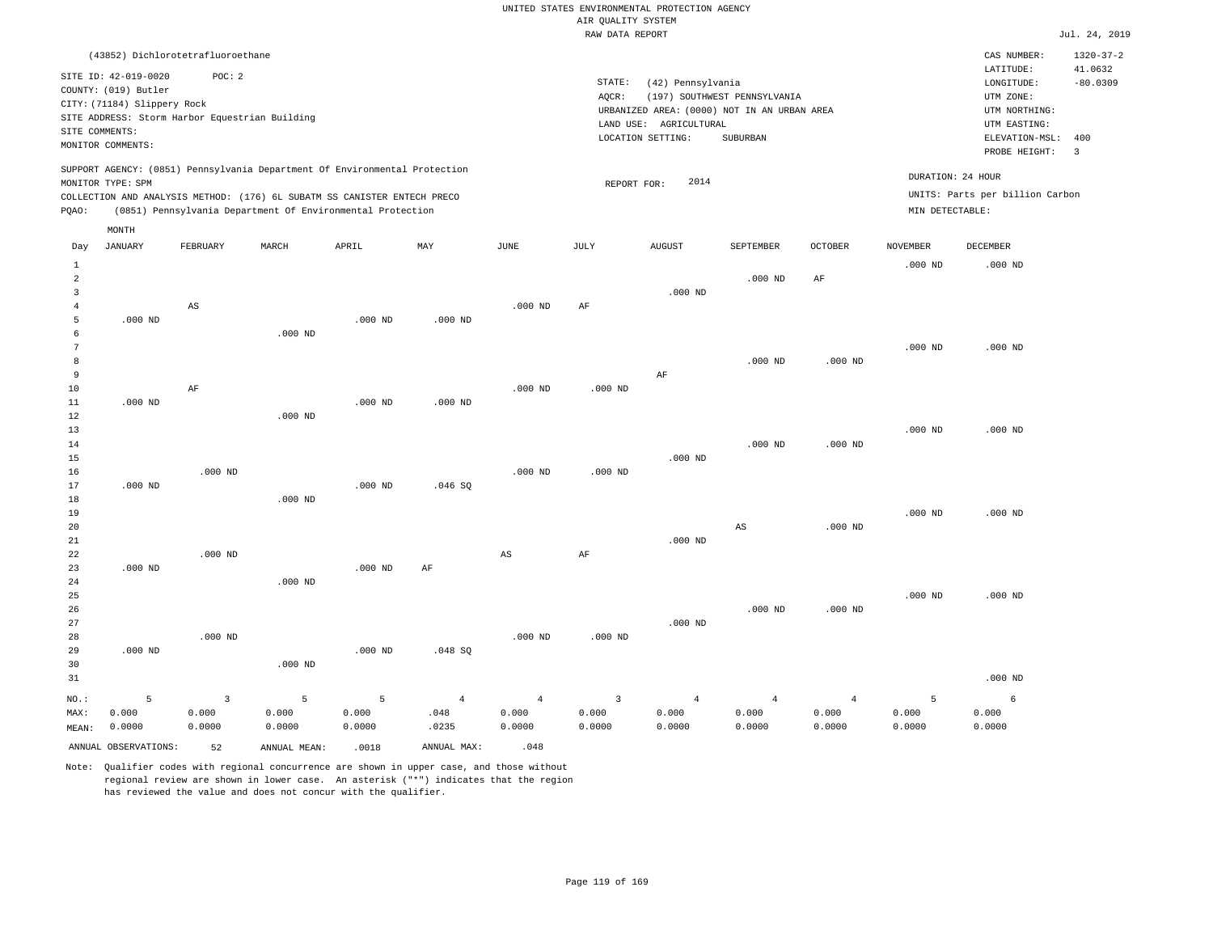UNITED STATES ENVIRONMENTAL PROTECTION AGENCY
AIR QUALITY SYSTEM
RAW DATA REPORT

Jul. 24, 2019

(43852) Dichlorotetrafluoroethane

SITE ID: 42-019-0020  POC: 2
COUNTY: (019) Butler
CITY: (71184) Slippery Rock
SITE ADDRESS: Storm Harbor Equestrian Building
SITE COMMENTS:
MONITOR COMMENTS:

STATE: (42) Pennsylvania
AQCR: (197) SOUTHWEST PENNSYLVANIA
URBANIZED AREA: (0000) NOT IN AN URBAN AREA
LAND USE: AGRICULTURAL
LOCATION SETTING: SUBURBAN

CAS NUMBER: 1320-37-2
LATITUDE: 41.0632
LONGITUDE: -80.0309
UTM ZONE:
UTM NORTHING:
UTM EASTING:
ELEVATION-MSL: 400
PROBE HEIGHT: 3

SUPPORT AGENCY: (0851) Pennsylvania Department Of Environmental Protection
MONITOR TYPE: SPM
COLLECTION AND ANALYSIS METHOD: (176) 6L SUBATM SS CANISTER ENTECH PRECO
PQAO: (0851) Pennsylvania Department Of Environmental Protection

REPORT FOR: 2014

DURATION: 24 HOUR
UNITS: Parts per billion Carbon
MIN DETECTABLE:

| Day | JANUARY | FEBRUARY | MARCH | APRIL | MAY | JUNE | JULY | AUGUST | SEPTEMBER | OCTOBER | NOVEMBER | DECEMBER |
|---|---|---|---|---|---|---|---|---|---|---|---|---|
| 1 | | | | | | | | | | | .000 ND | .000 ND |
| 2 | | | | | | | | | .000 ND | AF | | |
| 3 | | | | | | | | .000 ND | | | | |
| 4 | | AS | | | | .000 ND | AF | | | | | |
| 5 | .000 ND | | | .000 ND | .000 ND | | | | | | | |
| 6 | | | .000 ND | | | | | | | | | |
| 7 | | | | | | | | | | | .000 ND | .000 ND |
| 8 | | | | | | | | | .000 ND | .000 ND | | |
| 9 | | | | | | | | AF | | | | |
| 10 | | AF | | | | .000 ND | .000 ND | | | | | |
| 11 | .000 ND | | | .000 ND | .000 ND | | | | | | | |
| 12 | | | .000 ND | | | | | | | | | |
| 13 | | | | | | | | | | | .000 ND | .000 ND |
| 14 | | | | | | | | | .000 ND | .000 ND | | |
| 15 | | | | | | | | .000 ND | | | | |
| 16 | | .000 ND | | | | .000 ND | .000 ND | | | | | |
| 17 | .000 ND | | | .000 ND | .046 SQ | | | | | | | |
| 18 | | | .000 ND | | | | | | | | | |
| 19 | | | | | | | | | | | .000 ND | .000 ND |
| 20 | | | | | | | | | AS | .000 ND | | |
| 21 | | | | | | | | .000 ND | | | | |
| 22 | | .000 ND | | | | AS | AF | | | | | |
| 23 | .000 ND | | | .000 ND | AF | | | | | | | |
| 24 | | | .000 ND | | | | | | | | | |
| 25 | | | | | | | | | | | .000 ND | .000 ND |
| 26 | | | | | | | | | .000 ND | .000 ND | | |
| 27 | | | | | | | | .000 ND | | | | |
| 28 | | .000 ND | | | | .000 ND | .000 ND | | | | | |
| 29 | .000 ND | | | .000 ND | .048 SQ | | | | | | | |
| 30 | | | .000 ND | | | | | | | | | |
| 31 | | | | | | | | | | | | .000 ND |
| NO.: | 5 | 3 | 5 | 5 | 4 | 4 | 3 | 4 | 4 | 4 | 5 | 6 |
| MAX: | 0.000 | 0.000 | 0.000 | 0.000 | .048 | 0.000 | 0.000 | 0.000 | 0.000 | 0.000 | 0.000 | 0.000 |
| MEAN: | 0.0000 | 0.0000 | 0.0000 | 0.0000 | .0235 | 0.0000 | 0.0000 | 0.0000 | 0.0000 | 0.0000 | 0.0000 | 0.0000 |

ANNUAL OBSERVATIONS: 52  ANNUAL MEAN: .0018  ANNUAL MAX: .048

Note: Qualifier codes with regional concurrence are shown in upper case, and those without regional review are shown in lower case. An asterisk ("*") indicates that the region has reviewed the value and does not concur with the qualifier.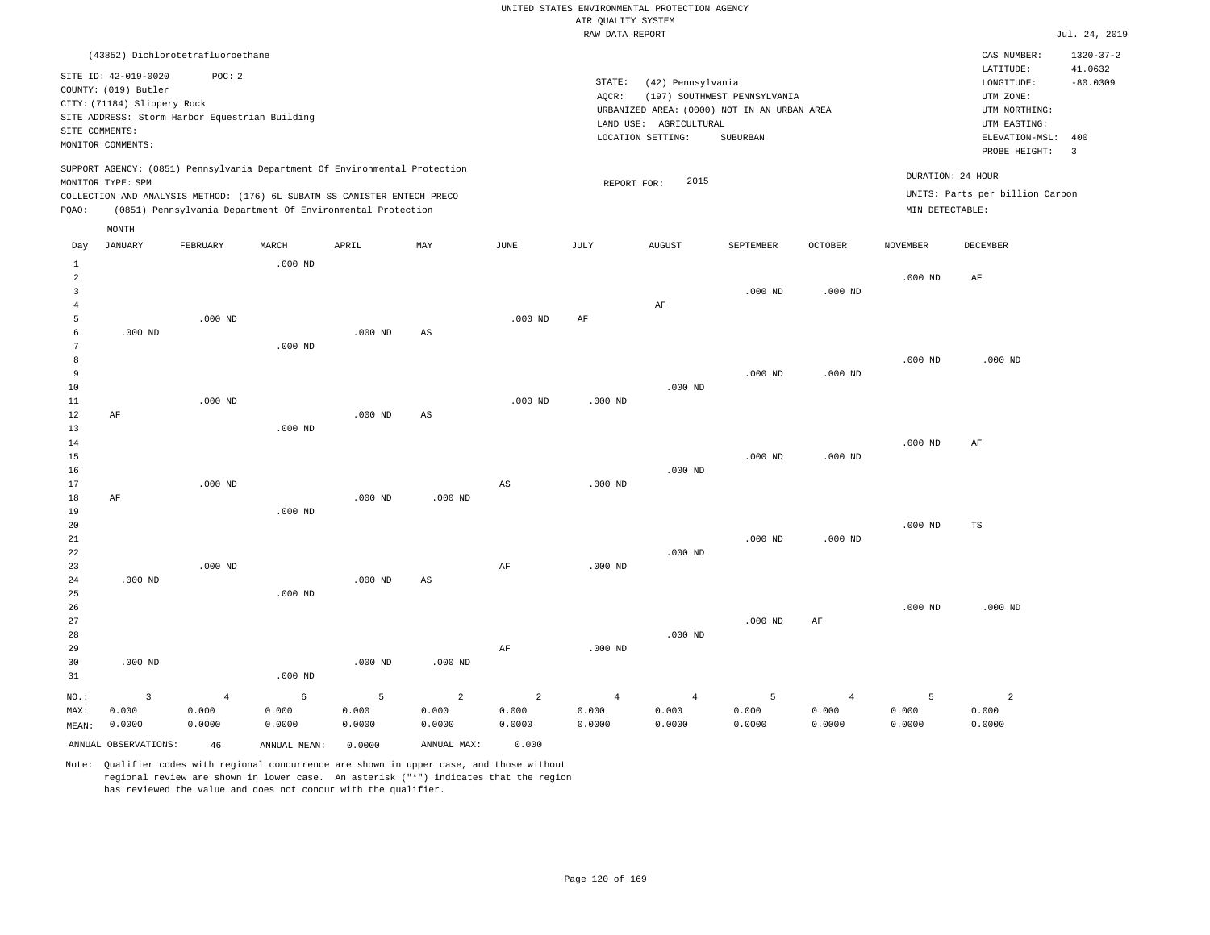UNITED STATES ENVIRONMENTAL PROTECTION AGENCY
AIR QUALITY SYSTEM
RAW DATA REPORT

Jul. 24, 2019

(43852) Dichlorotetrafluoroethane

SITE ID: 42-019-0020 POC: 2
COUNTY: (019) Butler
CITY: (71184) Slippery Rock
SITE ADDRESS: Storm Harbor Equestrian Building
SITE COMMENTS:
MONITOR COMMENTS:

STATE: (42) Pennsylvania
AQCR: (197) SOUTHWEST PENNSYLVANIA
URBANIZED AREA: (0000) NOT IN AN URBAN AREA
LAND USE: AGRICULTURAL
LOCATION SETTING: SUBURBAN

CAS NUMBER: 1320-37-2
LATITUDE: 41.0632
LONGITUDE: -80.0309
UTM ZONE:
UTM NORTHING:
UTM EASTING:
ELEVATION-MSL: 400
PROBE HEIGHT: 3

SUPPORT AGENCY: (0851) Pennsylvania Department Of Environmental Protection
MONITOR TYPE: SPM
COLLECTION AND ANALYSIS METHOD: (176) 6L SUBATM SS CANISTER ENTECH PRECO
PQAO: (0851) Pennsylvania Department Of Environmental Protection

REPORT FOR: 2015

DURATION: 24 HOUR
UNITS: Parts per billion Carbon
MIN DETECTABLE:

| Day | JANUARY | FEBRUARY | MARCH | APRIL | MAY | JUNE | JULY | AUGUST | SEPTEMBER | OCTOBER | NOVEMBER | DECEMBER |
|---|---|---|---|---|---|---|---|---|---|---|---|---|
| 1 | | | .000 ND | | | | | | | | | |
| 2 | | | | | | | | | | | .000 ND | AF |
| 3 | | | | | | | | | .000 ND | .000 ND | | |
| 4 | | | | | | | | AF | | | | |
| 5 | | .000 ND | | | | .000 ND | AF | | | | | |
| 6 | .000 ND | | | .000 ND | AS | | | | | | | |
| 7 | | | .000 ND | | | | | | | | | |
| 8 | | | | | | | | | | | .000 ND | .000 ND |
| 9 | | | | | | | | | .000 ND | .000 ND | | |
| 10 | | | | | | | | .000 ND | | | | |
| 11 | | .000 ND | | | | .000 ND | .000 ND | | | | | |
| 12 | AF | | | .000 ND | AS | | | | | | | |
| 13 | | | .000 ND | | | | | | | | | |
| 14 | | | | | | | | | | | .000 ND | AF |
| 15 | | | | | | | | | .000 ND | .000 ND | | |
| 16 | | | | | | | | .000 ND | | | | |
| 17 | | .000 ND | | | | AS | .000 ND | | | | | |
| 18 | AF | | | .000 ND | .000 ND | | | | | | | |
| 19 | | | .000 ND | | | | | | | | | |
| 20 | | | | | | | | | | | .000 ND | TS |
| 21 | | | | | | | | | .000 ND | .000 ND | | |
| 22 | | | | | | | | .000 ND | | | | |
| 23 | | .000 ND | | | | AF | .000 ND | | | | | |
| 24 | .000 ND | | | .000 ND | AS | | | | | | | |
| 25 | | | .000 ND | | | | | | | | | |
| 26 | | | | | | | | | | | .000 ND | .000 ND |
| 27 | | | | | | | | | .000 ND | AF | | |
| 28 | | | | | | | | .000 ND | | | | |
| 29 | | | | | | AF | .000 ND | | | | | |
| 30 | .000 ND | | | .000 ND | .000 ND | | | | | | | |
| 31 | | | .000 ND | | | | | | | | | |
| NO.: | 3 | 4 | 6 | 5 | 2 | 2 | 4 | 4 | 5 | 4 | 5 | 2 |
| MAX: | 0.000 | 0.000 | 0.000 | 0.000 | 0.000 | 0.000 | 0.000 | 0.000 | 0.000 | 0.000 | 0.000 | 0.000 |
| MEAN: | 0.0000 | 0.0000 | 0.0000 | 0.0000 | 0.0000 | 0.0000 | 0.0000 | 0.0000 | 0.0000 | 0.0000 | 0.0000 | 0.0000 |

ANNUAL OBSERVATIONS: 46 ANNUAL MEAN: 0.0000 ANNUAL MAX: 0.000

Note: Qualifier codes with regional concurrence are shown in upper case, and those without regional review are shown in lower case. An asterisk ("*") indicates that the region has reviewed the value and does not concur with the qualifier.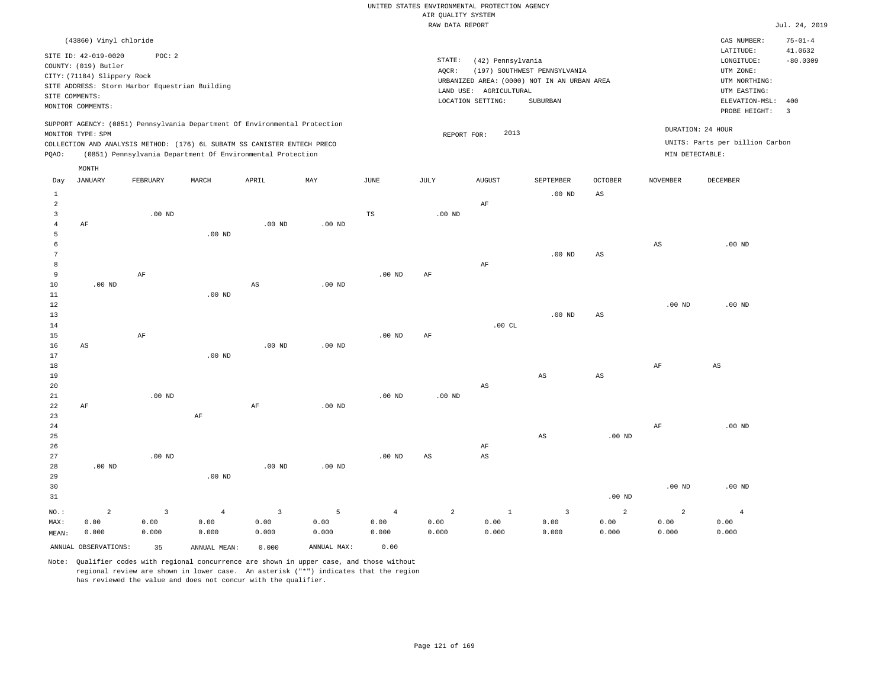UNITED STATES ENVIRONMENTAL PROTECTION AGENCY
AIR QUALITY SYSTEM
RAW DATA REPORT

Jul. 24, 2019

(43860) Vinyl chloride

SITE ID: 42-019-0020    POC: 2
COUNTY: (019) Butler
CITY: (71184) Slippery Rock
SITE ADDRESS: Storm Harbor Equestrian Building
SITE COMMENTS:
MONITOR COMMENTS:

STATE: (42) Pennsylvania
AQCR: (197) SOUTHWEST PENNSYLVANIA
URBANIZED AREA: (0000) NOT IN AN URBAN AREA
LAND USE: AGRICULTURAL
LOCATION SETTING: SUBURBAN

CAS NUMBER: 75-01-4
LATITUDE: 41.0632
LONGITUDE: -80.0309
UTM ZONE:
UTM NORTHING:
UTM EASTING:
ELEVATION-MSL: 400
PROBE HEIGHT: 3

SUPPORT AGENCY: (0851) Pennsylvania Department Of Environmental Protection
MONITOR TYPE: SPM
COLLECTION AND ANALYSIS METHOD: (176) 6L SUBATM SS CANISTER ENTECH PRECO
PQAO: (0851) Pennsylvania Department Of Environmental Protection

REPORT FOR: 2013

DURATION: 24 HOUR
UNITS: Parts per billion Carbon
MIN DETECTABLE:

| Day | JANUARY | FEBRUARY | MARCH | APRIL | MAY | JUNE | JULY | AUGUST | SEPTEMBER | OCTOBER | NOVEMBER | DECEMBER |
|---|---|---|---|---|---|---|---|---|---|---|---|---|
| 1 | | | | | | | | | .00 ND | AS | | |
| 2 | | | | | | | | AF | | | | |
| 3 | | .00 ND | | | | TS | .00 ND | | | | | |
| 4 | AF | | | .00 ND | .00 ND | | | | | | | |
| 5 | | | .00 ND | | | | | | | | | |
| 6 | | | | | | | | | | | AS | .00 ND |
| 7 | | | | | | | | | .00 ND | AS | | |
| 8 | | | | | | | | AF | | | | |
| 9 | | AF | | | | .00 ND | AF | | | | | |
| 10 | .00 ND | | | AS | .00 ND | | | | | | | |
| 11 | | | .00 ND | | | | | | | | | |
| 12 | | | | | | | | | | | .00 ND | .00 ND |
| 13 | | | | | | | | | .00 ND | AS | | |
| 14 | | | | | | | | .00 CL | | | | |
| 15 | | AF | | | | .00 ND | AF | | | | | |
| 16 | AS | | | .00 ND | .00 ND | | | | | | | |
| 17 | | | .00 ND | | | | | | | | | |
| 18 | | | | | | | | | | | AF | AS |
| 19 | | | | | | | | | AS | AS | | |
| 20 | | | | | | | | AS | | | | |
| 21 | | .00 ND | | | | .00 ND | .00 ND | | | | | |
| 22 | AF | | | AF | .00 ND | | | | | | | |
| 23 | | | AF | | | | | | | | | |
| 24 | | | | | | | | | | | AF | .00 ND |
| 25 | | | | | | | | | AS | .00 ND | | |
| 26 | | | | | | | | AF | | | | |
| 27 | | .00 ND | | | | .00 ND | AS | AS | | | | |
| 28 | .00 ND | | | .00 ND | .00 ND | | | | | | | |
| 29 | | | .00 ND | | | | | | | | | |
| 30 | | | | | | | | | | | .00 ND | .00 ND |
| 31 | | | | | | | | | | .00 ND | | |
| NO.: | 2 | 3 | 4 | 3 | 5 | 4 | 2 | 1 | 3 | 2 | 2 | 4 |
| MAX: | 0.00 | 0.00 | 0.00 | 0.00 | 0.00 | 0.00 | 0.00 | 0.00 | 0.00 | 0.00 | 0.00 | 0.00 |
| MEAN: | 0.000 | 0.000 | 0.000 | 0.000 | 0.000 | 0.000 | 0.000 | 0.000 | 0.000 | 0.000 | 0.000 | 0.000 |

ANNUAL OBSERVATIONS: 35    ANNUAL MEAN: 0.000    ANNUAL MAX: 0.00

Note: Qualifier codes with regional concurrence are shown in upper case, and those without regional review are shown in lower case. An asterisk ("*") indicates that the region has reviewed the value and does not concur with the qualifier.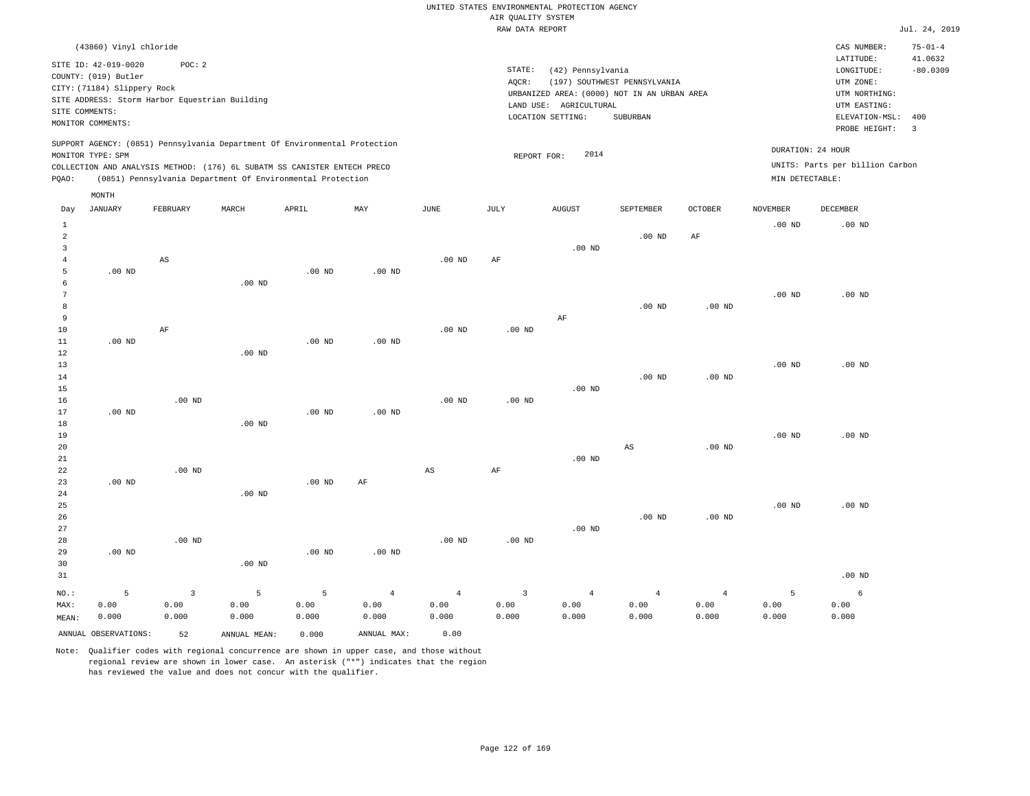UNITED STATES ENVIRONMENTAL PROTECTION AGENCY
AIR QUALITY SYSTEM
RAW DATA REPORT

Jul. 24, 2019

(43860) Vinyl chloride

SITE ID: 42-019-0020 POC: 2
COUNTY: (019) Butler
CITY: (71184) Slippery Rock
SITE ADDRESS: Storm Harbor Equestrian Building
SITE COMMENTS:
MONITOR COMMENTS:

STATE: (42) Pennsylvania
AQCR: (197) SOUTHWEST PENNSYLVANIA
URBANIZED AREA: (0000) NOT IN AN URBAN AREA
LAND USE: AGRICULTURAL
LOCATION SETTING: SUBURBAN

CAS NUMBER: 75-01-4
LATITUDE: 41.0632
LONGITUDE: -80.0309
UTM ZONE:
UTM NORTHING:
UTM EASTING:
ELEVATION-MSL: 400
PROBE HEIGHT: 3

SUPPORT AGENCY: (0851) Pennsylvania Department Of Environmental Protection
MONITOR TYPE: SPM
COLLECTION AND ANALYSIS METHOD: (176) 6L SUBATM SS CANISTER ENTECH PRECO
PQAO: (0851) Pennsylvania Department Of Environmental Protection

REPORT FOR: 2014

DURATION: 24 HOUR
UNITS: Parts per billion Carbon
MIN DETECTABLE:

| Day | JANUARY | FEBRUARY | MARCH | APRIL | MAY | JUNE | JULY | AUGUST | SEPTEMBER | OCTOBER | NOVEMBER | DECEMBER |
|---|---|---|---|---|---|---|---|---|---|---|---|---|
| 1 | | | | | | | | | | | .00 ND | .00 ND |
| 2 | | | | | | | | | .00 ND | AF | | |
| 3 | | | | | | | | .00 ND | | | | |
| 4 | | AS | | | | .00 ND | AF | | | | | |
| 5 | .00 ND | | | .00 ND | .00 ND | | | | | | | |
| 6 | | | .00 ND | | | | | | | | | |
| 7 | | | | | | | | | | | .00 ND | .00 ND |
| 8 | | | | | | | | | .00 ND | .00 ND | | |
| 9 | | | | | | | | AF | | | | |
| 10 | | AF | | | | .00 ND | .00 ND | | | | | |
| 11 | .00 ND | | | .00 ND | .00 ND | | | | | | | |
| 12 | | | .00 ND | | | | | | | | | |
| 13 | | | | | | | | | | | .00 ND | .00 ND |
| 14 | | | | | | | | | .00 ND | .00 ND | | |
| 15 | | | | | | | | .00 ND | | | | |
| 16 | | .00 ND | | | | .00 ND | .00 ND | | | | | |
| 17 | .00 ND | | | .00 ND | .00 ND | | | | | | | |
| 18 | | | .00 ND | | | | | | | | | |
| 19 | | | | | | | | | | | .00 ND | .00 ND |
| 20 | | | | | | | | | AS | .00 ND | | |
| 21 | | | | | | | | .00 ND | | | | |
| 22 | | .00 ND | | | | AS | AF | | | | | |
| 23 | .00 ND | | | .00 ND | AF | | | | | | | |
| 24 | | | .00 ND | | | | | | | | | |
| 25 | | | | | | | | | | | .00 ND | .00 ND |
| 26 | | | | | | | | | .00 ND | .00 ND | | |
| 27 | | | | | | | | .00 ND | | | | |
| 28 | | .00 ND | | | | .00 ND | .00 ND | | | | | |
| 29 | .00 ND | | | .00 ND | .00 ND | | | | | | | |
| 30 | | | .00 ND | | | | | | | | | |
| 31 | | | | | | | | | | | | .00 ND |
| NO.: | 5 | 3 | 5 | 5 | 4 | 4 | 3 | 4 | 4 | 4 | 5 | 6 |
| MAX: | 0.00 | 0.00 | 0.00 | 0.00 | 0.00 | 0.00 | 0.00 | 0.00 | 0.00 | 0.00 | 0.00 | 0.00 |
| MEAN: | 0.000 | 0.000 | 0.000 | 0.000 | 0.000 | 0.000 | 0.000 | 0.000 | 0.000 | 0.000 | 0.000 | 0.000 |

ANNUAL OBSERVATIONS: 52 ANNUAL MEAN: 0.000 ANNUAL MAX: 0.00

Note: Qualifier codes with regional concurrence are shown in upper case, and those without regional review are shown in lower case. An asterisk ("*") indicates that the region has reviewed the value and does not concur with the qualifier.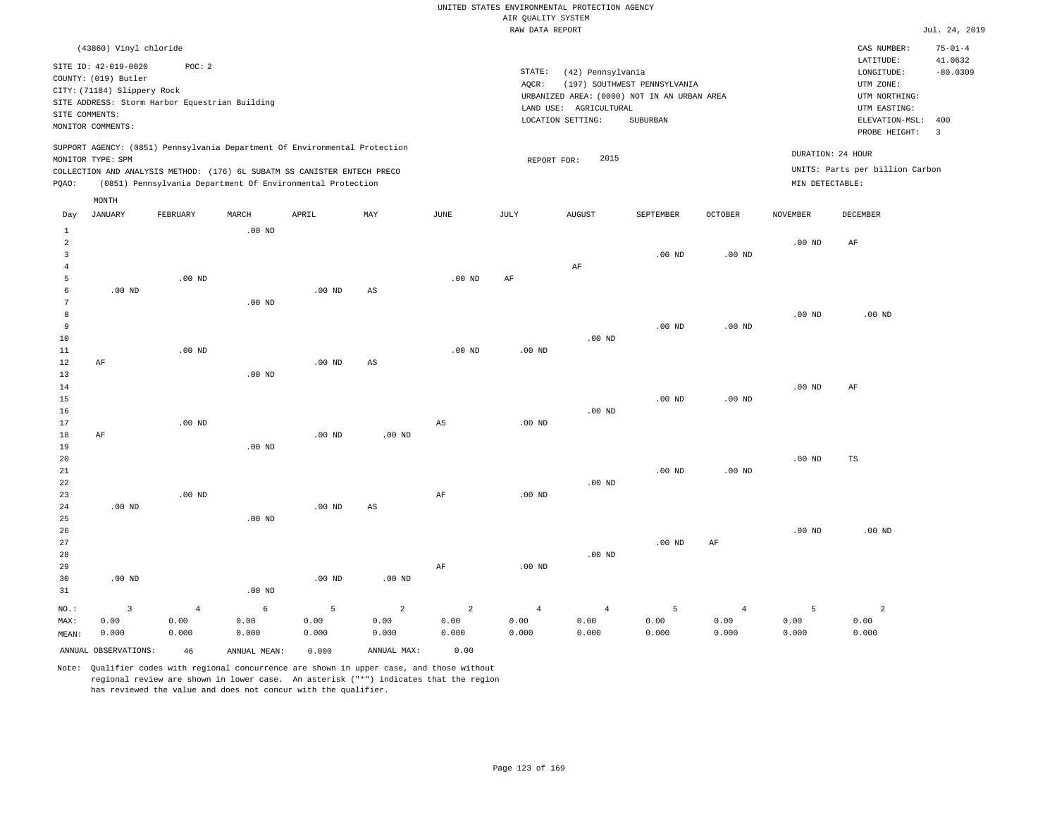UNITED STATES ENVIRONMENTAL PROTECTION AGENCY
AIR QUALITY SYSTEM
RAW DATA REPORT

Jul. 24, 2019

(43860) Vinyl chloride

SITE ID: 42-019-0020    POC: 2
COUNTY: (019) Butler
CITY: (71184) Slippery Rock
SITE ADDRESS: Storm Harbor Equestrian Building
SITE COMMENTS:
MONITOR COMMENTS:

STATE: (42) Pennsylvania
AQCR: (197) SOUTHWEST PENNSYLVANIA
URBANIZED AREA: (0000) NOT IN AN URBAN AREA
LAND USE: AGRICULTURAL
LOCATION SETTING: SUBURBAN

CAS NUMBER: 75-01-4
LATITUDE: 41.0632
LONGITUDE: -80.0309
UTM ZONE:
UTM NORTHING:
UTM EASTING:
ELEVATION-MSL: 400
PROBE HEIGHT: 3

SUPPORT AGENCY: (0851) Pennsylvania Department Of Environmental Protection
MONITOR TYPE: SPM
COLLECTION AND ANALYSIS METHOD: (176) 6L SUBATM SS CANISTER ENTECH PRECO
PQAO: (0851) Pennsylvania Department Of Environmental Protection

REPORT FOR: 2015

DURATION: 24 HOUR
UNITS: Parts per billion Carbon
MIN DETECTABLE:

| Day | JANUARY | FEBRUARY | MARCH | APRIL | MAY | JUNE | JULY | AUGUST | SEPTEMBER | OCTOBER | NOVEMBER | DECEMBER |
|---|---|---|---|---|---|---|---|---|---|---|---|---|
| 1 | | | .00 ND | | | | | | | | | |
| 2 | | | | | | | | | | | .00 ND | AF |
| 3 | | | | | | | | | .00 ND | .00 ND | | |
| 4 | | | | | | | | AF | | | | |
| 5 | | .00 ND | | | | .00 ND | AF | | | | | |
| 6 | .00 ND | | | .00 ND | AS | | | | | | | |
| 7 | | | .00 ND | | | | | | | | | |
| 8 | | | | | | | | | | | .00 ND | .00 ND |
| 9 | | | | | | | | | .00 ND | .00 ND | | |
| 10 | | | | | | | | .00 ND | | | | |
| 11 | | .00 ND | | | | .00 ND | .00 ND | | | | | |
| 12 | AF | | | .00 ND | AS | | | | | | | |
| 13 | | | .00 ND | | | | | | | | | |
| 14 | | | | | | | | | | | .00 ND | AF |
| 15 | | | | | | | | | .00 ND | .00 ND | | |
| 16 | | | | | | | | .00 ND | | | | |
| 17 | | .00 ND | | | | AS | .00 ND | | | | | |
| 18 | AF | | | .00 ND | .00 ND | | | | | | | |
| 19 | | | .00 ND | | | | | | | | | |
| 20 | | | | | | | | | | | .00 ND | TS |
| 21 | | | | | | | | | .00 ND | .00 ND | | |
| 22 | | | | | | | | .00 ND | | | | |
| 23 | | .00 ND | | | | AF | .00 ND | | | | | |
| 24 | .00 ND | | | .00 ND | AS | | | | | | | |
| 25 | | | .00 ND | | | | | | | | | |
| 26 | | | | | | | | | | | .00 ND | .00 ND |
| 27 | | | | | | | | | .00 ND | AF | | |
| 28 | | | | | | | | .00 ND | | | | |
| 29 | | | | | | AF | .00 ND | | | | | |
| 30 | .00 ND | | | .00 ND | .00 ND | | | | | | | |
| 31 | | | .00 ND | | | | | | | | | |
| NO.: | 3 | 4 | 6 | 5 | 2 | 2 | 4 | 4 | 5 | 4 | 5 | 2 |
| MAX: | 0.00 | 0.00 | 0.00 | 0.00 | 0.00 | 0.00 | 0.00 | 0.00 | 0.00 | 0.00 | 0.00 | 0.00 |
| MEAN: | 0.000 | 0.000 | 0.000 | 0.000 | 0.000 | 0.000 | 0.000 | 0.000 | 0.000 | 0.000 | 0.000 | 0.000 |

ANNUAL OBSERVATIONS: 46    ANNUAL MEAN: 0.000    ANNUAL MAX: 0.00

Note: Qualifier codes with regional concurrence are shown in upper case, and those without regional review are shown in lower case. An asterisk ("*") indicates that the region has reviewed the value and does not concur with the qualifier.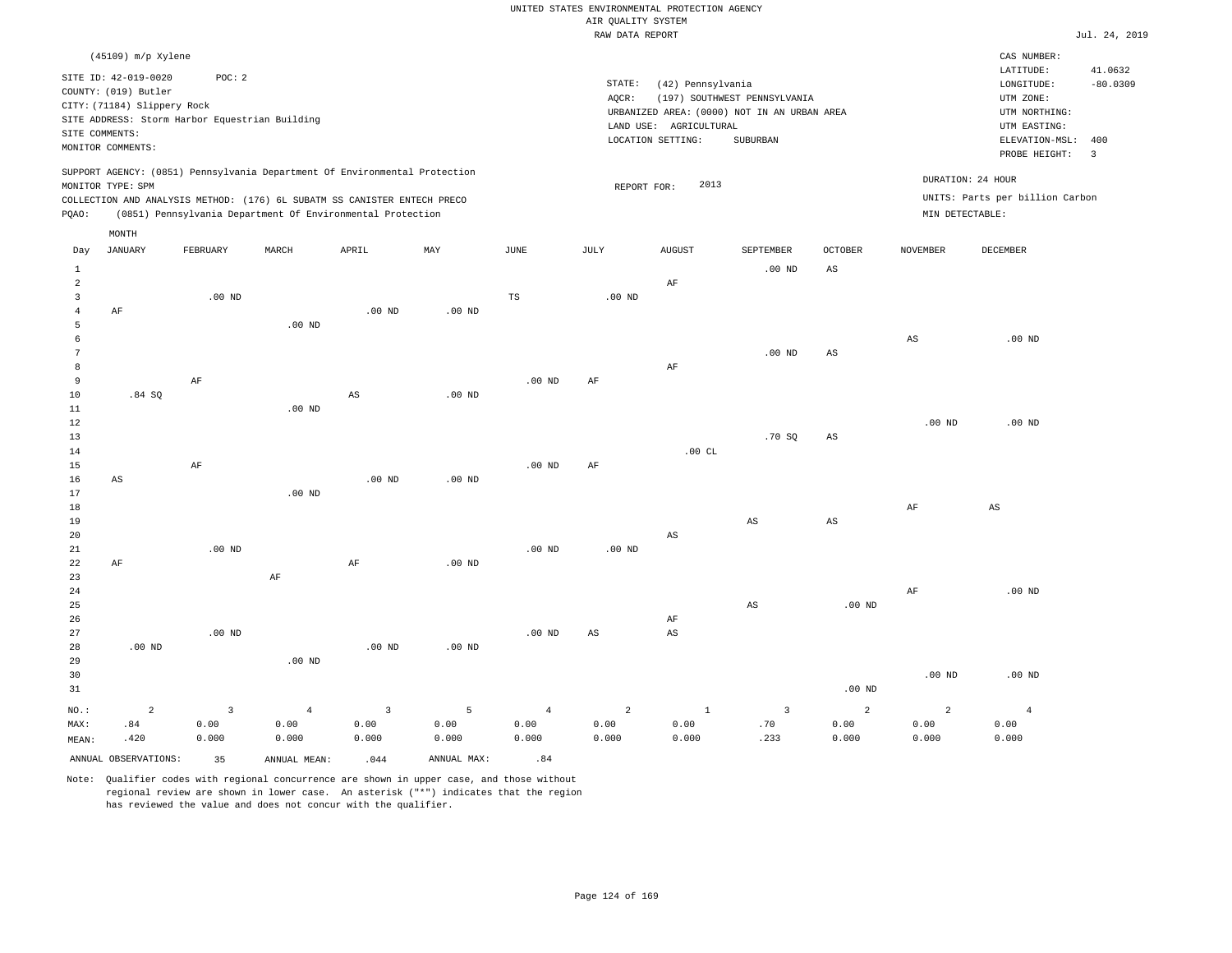UNITED STATES ENVIRONMENTAL PROTECTION AGENCY
AIR QUALITY SYSTEM
RAW DATA REPORT

Jul. 24, 2019

(45109) m/p Xylene

SITE ID: 42-019-0020 POC: 2
COUNTY: (019) Butler
CITY: (71184) Slippery Rock
SITE ADDRESS: Storm Harbor Equestrian Building
SITE COMMENTS:
MONITOR COMMENTS:

STATE: (42) Pennsylvania
AQCR: (197) SOUTHWEST PENNSYLVANIA
URBANIZED AREA: (0000) NOT IN AN URBAN AREA
LAND USE: AGRICULTURAL
LOCATION SETTING: SUBURBAN

CAS NUMBER:
LATITUDE: 41.0632
LONGITUDE: -80.0309
UTM ZONE:
UTM NORTHING:
UTM EASTING:
ELEVATION-MSL: 400
PROBE HEIGHT: 3

SUPPORT AGENCY: (0851) Pennsylvania Department Of Environmental Protection
MONITOR TYPE: SPM
COLLECTION AND ANALYSIS METHOD: (176) 6L SUBATM SS CANISTER ENTECH PRECO
PQAO: (0851) Pennsylvania Department Of Environmental Protection

REPORT FOR: 2013

DURATION: 24 HOUR
UNITS: Parts per billion Carbon
MIN DETECTABLE:

| Day | JANUARY | FEBRUARY | MARCH | APRIL | MAY | JUNE | JULY | AUGUST | SEPTEMBER | OCTOBER | NOVEMBER | DECEMBER |
|---|---|---|---|---|---|---|---|---|---|---|---|---|
| 1 | | | | | | | | | .00 ND | AS | | |
| 2 | | | | | | | | AF | | | | |
| 3 | | .00 ND | | | | TS | .00 ND | | | | | |
| 4 | AF | | | .00 ND | .00 ND | | | | | | | |
| 5 | | | .00 ND | | | | | | | | | |
| 6 | | | | | | | | | | | AS | .00 ND |
| 7 | | | | | | | | | .00 ND | AS | | |
| 8 | | | | | | | | AF | | | | |
| 9 | | AF | | | | .00 ND | AF | | | | | |
| 10 | .84 SQ | | | AS | .00 ND | | | | | | | |
| 11 | | | .00 ND | | | | | | | | | |
| 12 | | | | | | | | | | | .00 ND | .00 ND |
| 13 | | | | | | | | | .70 SQ | AS | | |
| 14 | | | | | | | | .00 CL | | | | |
| 15 | | AF | | | | .00 ND | AF | | | | | |
| 16 | AS | | | .00 ND | .00 ND | | | | | | | |
| 17 | | | .00 ND | | | | | | | | | |
| 18 | | | | | | | | | | | AF | AS |
| 19 | | | | | | | | | AS | AS | | |
| 20 | | | | | | | | AS | | | | |
| 21 | | .00 ND | | | | .00 ND | .00 ND | | | | | |
| 22 | AF | | | AF | .00 ND | | | | | | | |
| 23 | | | AF | | | | | | | | | |
| 24 | | | | | | | | | | | AF | .00 ND |
| 25 | | | | | | | | | AS | .00 ND | | |
| 26 | | | | | | | | AF | | | | |
| 27 | | .00 ND | | | | .00 ND | AS | AS | | | | |
| 28 | .00 ND | | | .00 ND | .00 ND | | | | | | | |
| 29 | | | .00 ND | | | | | | | | | |
| 30 | | | | | | | | | | | .00 ND | .00 ND |
| 31 | | | | | | | | | | .00 ND | | |
| NO.: | 2 | 3 | 4 | 3 | 5 | 4 | 2 | 1 | 3 | 2 | 2 | 4 |
| MAX: | .84 | 0.00 | 0.00 | 0.00 | 0.00 | 0.00 | 0.00 | 0.00 | .70 | 0.00 | 0.00 | 0.00 |
| MEAN: | .420 | 0.000 | 0.000 | 0.000 | 0.000 | 0.000 | 0.000 | 0.000 | .233 | 0.000 | 0.000 | 0.000 |

ANNUAL OBSERVATIONS: 35 ANNUAL MEAN: .044 ANNUAL MAX: .84

Note: Qualifier codes with regional concurrence are shown in upper case, and those without regional review are shown in lower case. An asterisk ("*") indicates that the region has reviewed the value and does not concur with the qualifier.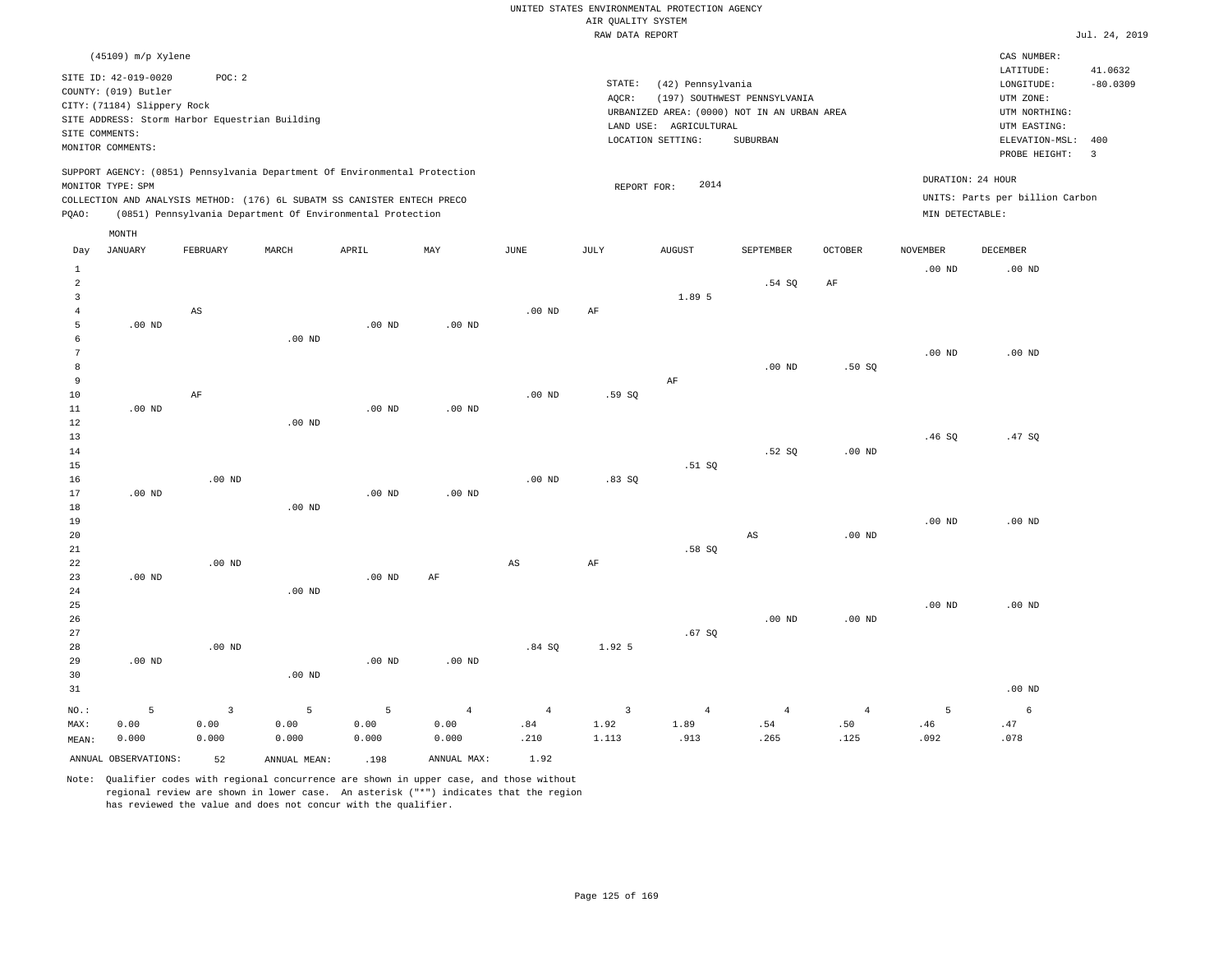UNITED STATES ENVIRONMENTAL PROTECTION AGENCY
AIR QUALITY SYSTEM
RAW DATA REPORT

Jul. 24, 2019

(45109) m/p Xylene

SITE ID: 42-019-0020 POC: 2
COUNTY: (019) Butler
CITY: (71184) Slippery Rock
SITE ADDRESS: Storm Harbor Equestrian Building
SITE COMMENTS:
MONITOR COMMENTS:

STATE: (42) Pennsylvania
AQCR: (197) SOUTHWEST PENNSYLVANIA
URBANIZED AREA: (0000) NOT IN AN URBAN AREA
LAND USE: AGRICULTURAL
LOCATION SETTING: SUBURBAN

CAS NUMBER:
LATITUDE: 41.0632
LONGITUDE: -80.0309
UTM ZONE:
UTM NORTHING:
UTM EASTING:
ELEVATION-MSL: 400
PROBE HEIGHT: 3

SUPPORT AGENCY: (0851) Pennsylvania Department Of Environmental Protection
MONITOR TYPE: SPM
COLLECTION AND ANALYSIS METHOD: (176) 6L SUBATM SS CANISTER ENTECH PRECO
PQAO: (0851) Pennsylvania Department Of Environmental Protection

REPORT FOR: 2014

DURATION: 24 HOUR
UNITS: Parts per billion Carbon
MIN DETECTABLE:

| Day | JANUARY | FEBRUARY | MARCH | APRIL | MAY | JUNE | JULY | AUGUST | SEPTEMBER | OCTOBER | NOVEMBER | DECEMBER |
|---|---|---|---|---|---|---|---|---|---|---|---|---|
| 1 | | | | | | | | | | | .00 ND | .00 ND |
| 2 | | | | | | | | | .54 SQ | AF | | |
| 3 | | | | | | | | 1.89 5 | | | | |
| 4 | | AS | | | | .00 ND | AF | | | | | |
| 5 | .00 ND | | | .00 ND | .00 ND | | | | | | | |
| 6 | | | .00 ND | | | | | | | | | |
| 7 | | | | | | | | | | | .00 ND | .00 ND |
| 8 | | | | | | | | | .00 ND | .50 SQ | | |
| 9 | | | | | | | | AF | | | | |
| 10 | | AF | | | | .00 ND | .59 SQ | | | | | |
| 11 | .00 ND | | | .00 ND | .00 ND | | | | | | | |
| 12 | | | .00 ND | | | | | | | | | |
| 13 | | | | | | | | | | | .46 SQ | .47 SQ |
| 14 | | | | | | | | | .52 SQ | .00 ND | | |
| 15 | | | | | | | | .51 SQ | | | | |
| 16 | | .00 ND | | | | .00 ND | .83 SQ | | | | | |
| 17 | .00 ND | | | .00 ND | .00 ND | | | | | | | |
| 18 | | | .00 ND | | | | | | | | | |
| 19 | | | | | | | | | | | .00 ND | .00 ND |
| 20 | | | | | | | | | AS | .00 ND | | |
| 21 | | | | | | | | .58 SQ | | | | |
| 22 | | .00 ND | | | | AS | AF | | | | | |
| 23 | .00 ND | | | .00 ND | AF | | | | | | | |
| 24 | | | .00 ND | | | | | | | | | |
| 25 | | | | | | | | | | | .00 ND | .00 ND |
| 26 | | | | | | | | | .00 ND | .00 ND | | |
| 27 | | | | | | | | .67 SQ | | | | |
| 28 | | .00 ND | | | | .84 SQ | 1.92 5 | | | | | |
| 29 | .00 ND | | | .00 ND | .00 ND | | | | | | | |
| 30 | | | .00 ND | | | | | | | | | |
| 31 | | | | | | | | | | | | .00 ND |
| NO.: | 5 | 3 | 5 | 5 | 4 | 4 | 3 | 4 | 4 | 4 | 5 | 6 |
| MAX: | 0.00 | 0.00 | 0.00 | 0.00 | 0.00 | .84 | 1.92 | 1.89 | .54 | .50 | .46 | .47 |
| MEAN: | 0.000 | 0.000 | 0.000 | 0.000 | 0.000 | .210 | 1.113 | .913 | .265 | .125 | .092 | .078 |

ANNUAL OBSERVATIONS: 52 ANNUAL MEAN: .198 ANNUAL MAX: 1.92

Note: Qualifier codes with regional concurrence are shown in upper case, and those without regional review are shown in lower case. An asterisk ("*") indicates that the region has reviewed the value and does not concur with the qualifier.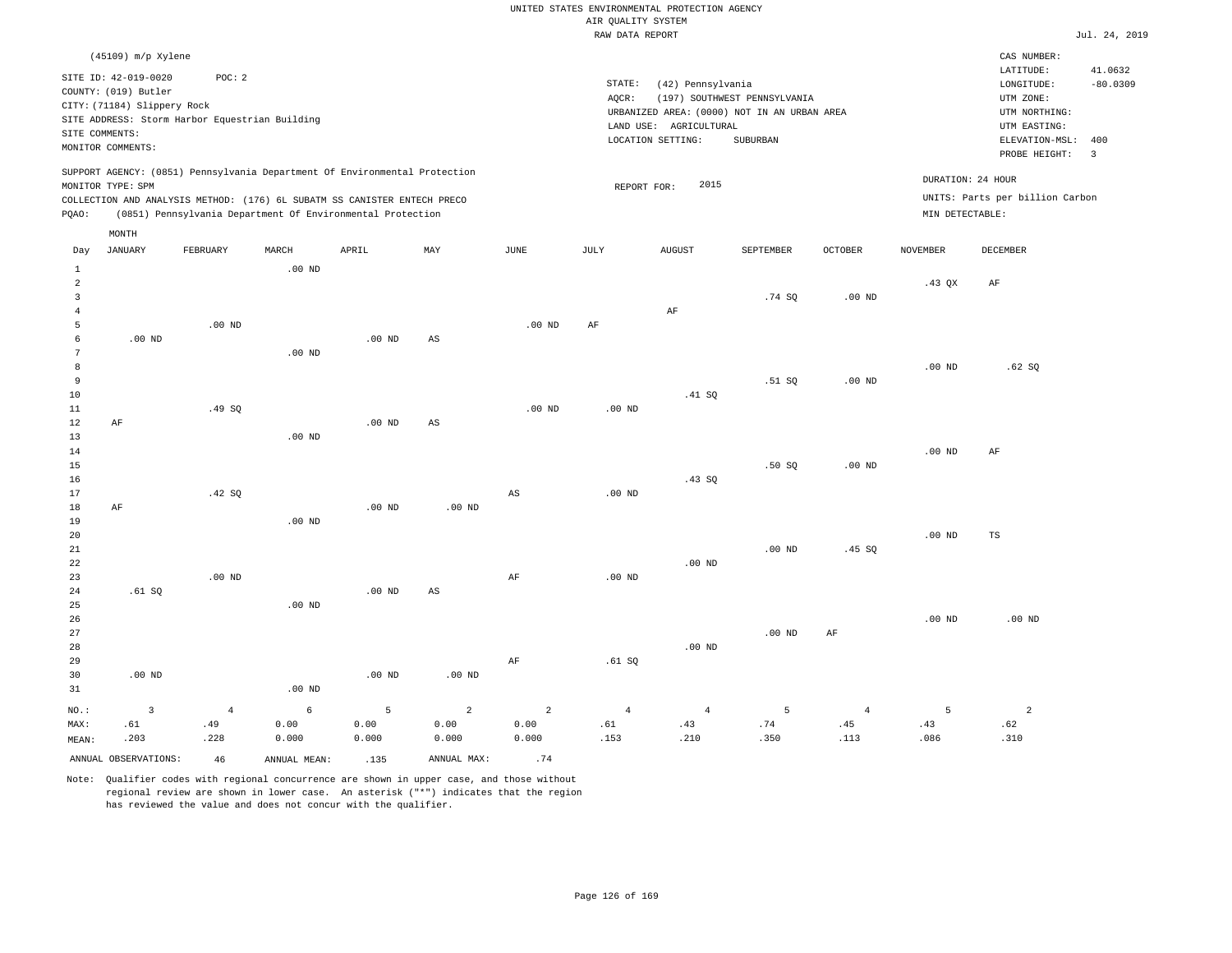UNITED STATES ENVIRONMENTAL PROTECTION AGENCY
AIR QUALITY SYSTEM
RAW DATA REPORT

Jul. 24, 2019

(45109) m/p Xylene

SITE ID: 42-019-0020 POC: 2
COUNTY: (019) Butler
CITY: (71184) Slippery Rock
SITE ADDRESS: Storm Harbor Equestrian Building
SITE COMMENTS:
MONITOR COMMENTS:

STATE: (42) Pennsylvania
AQCR: (197) SOUTHWEST PENNSYLVANIA
URBANIZED AREA: (0000) NOT IN AN URBAN AREA
LAND USE: AGRICULTURAL
LOCATION SETTING: SUBURBAN

CAS NUMBER:
LATITUDE: 41.0632
LONGITUDE: -80.0309
UTM ZONE:
UTM NORTHING:
UTM EASTING:
ELEVATION-MSL: 400
PROBE HEIGHT: 3

SUPPORT AGENCY: (0851) Pennsylvania Department Of Environmental Protection
MONITOR TYPE: SPM
COLLECTION AND ANALYSIS METHOD: (176) 6L SUBATM SS CANISTER ENTECH PRECO
PQAO: (0851) Pennsylvania Department Of Environmental Protection

REPORT FOR: 2015

DURATION: 24 HOUR
UNITS: Parts per billion Carbon
MIN DETECTABLE:

| Day | JANUARY | FEBRUARY | MARCH | APRIL | MAY | JUNE | JULY | AUGUST | SEPTEMBER | OCTOBER | NOVEMBER | DECEMBER |
|---|---|---|---|---|---|---|---|---|---|---|---|---|
| 1 | | | .00 ND | | | | | | | | | |
| 2 | | | | | | | | | | | .43 QX | AF |
| 3 | | | | | | | | | .74 SQ | .00 ND | | |
| 4 | | | | | | | | AF | | | | |
| 5 | | .00 ND | | | | .00 ND | AF | | | | | |
| 6 | .00 ND | | | .00 ND | AS | | | | | | | |
| 7 | | | .00 ND | | | | | | | | | |
| 8 | | | | | | | | | | | .00 ND | .62 SQ |
| 9 | | | | | | | | | .51 SQ | .00 ND | | |
| 10 | | | | | | | | .41 SQ | | | | |
| 11 | | .49 SQ | | | | .00 ND | .00 ND | | | | | |
| 12 | AF | | | .00 ND | AS | | | | | | | |
| 13 | | | .00 ND | | | | | | | | | |
| 14 | | | | | | | | | | | .00 ND | AF |
| 15 | | | | | | | | | .50 SQ | .00 ND | | |
| 16 | | | | | | | | .43 SQ | | | | |
| 17 | | .42 SQ | | | | AS | .00 ND | | | | | |
| 18 | AF | | | .00 ND | .00 ND | | | | | | | |
| 19 | | | .00 ND | | | | | | | | | |
| 20 | | | | | | | | | | | .00 ND | TS |
| 21 | | | | | | | | | .00 ND | .45 SQ | | |
| 22 | | | | | | | | .00 ND | | | | |
| 23 | | .00 ND | | | | AF | .00 ND | | | | | |
| 24 | .61 SQ | | | .00 ND | AS | | | | | | | |
| 25 | | | .00 ND | | | | | | | | | |
| 26 | | | | | | | | | | | .00 ND | .00 ND |
| 27 | | | | | | | | | .00 ND | AF | | |
| 28 | | | | | | | | .00 ND | | | | |
| 29 | | | | | | AF | .61 SQ | | | | | |
| 30 | .00 ND | | | .00 ND | .00 ND | | | | | | | |
| 31 | | | .00 ND | | | | | | | | | |
| NO.: | 3 | 4 | 6 | 5 | 2 | 2 | 4 | 4 | 5 | 4 | 5 | 2 |
| MAX: | .61 | .49 | 0.00 | 0.00 | 0.00 | 0.00 | .61 | .43 | .74 | .45 | .43 | .62 |
| MEAN: | .203 | .228 | 0.000 | 0.000 | 0.000 | 0.000 | .153 | .210 | .350 | .113 | .086 | .310 |

ANNUAL OBSERVATIONS: 46 ANNUAL MEAN: .135 ANNUAL MAX: .74

Note: Qualifier codes with regional concurrence are shown in upper case, and those without regional review are shown in lower case. An asterisk ("*") indicates that the region has reviewed the value and does not concur with the qualifier.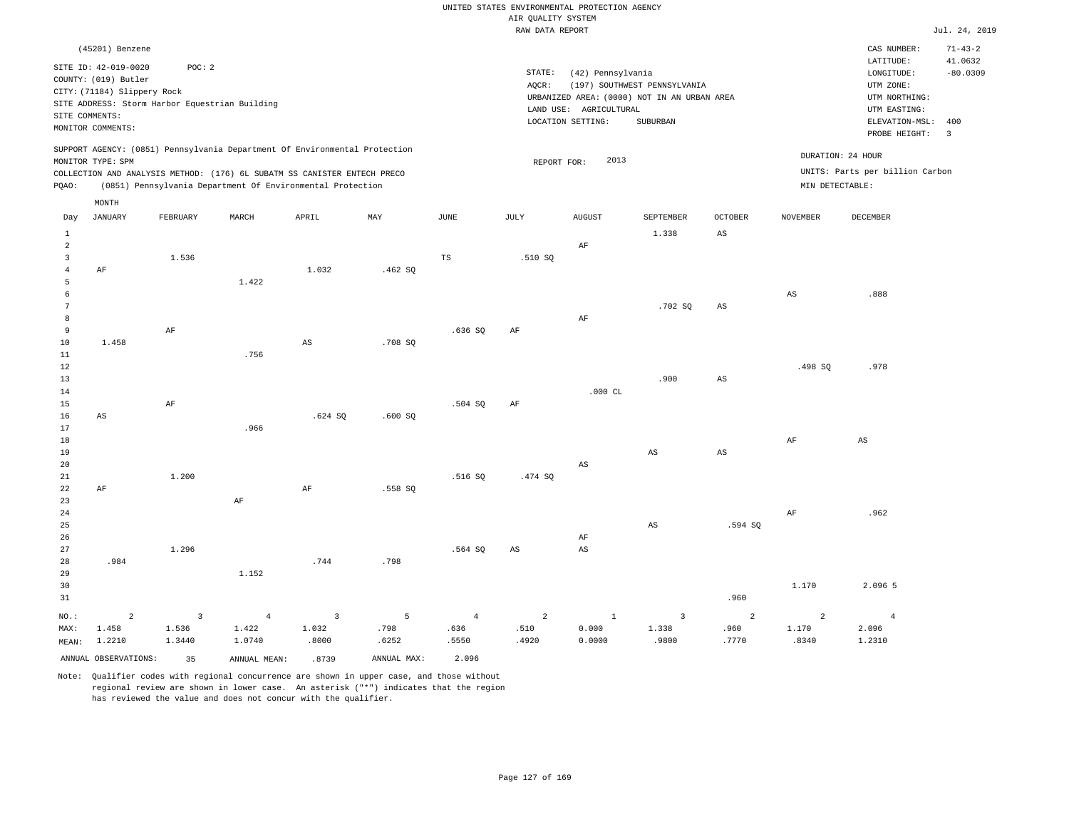UNITED STATES ENVIRONMENTAL PROTECTION AGENCY
AIR QUALITY SYSTEM
RAW DATA REPORT

Jul. 24, 2019

(45201) Benzene

SITE ID: 42-019-0020 POC: 2
COUNTY: (019) Butler
CITY: (71184) Slippery Rock
SITE ADDRESS: Storm Harbor Equestrian Building
SITE COMMENTS:
MONITOR COMMENTS:

STATE: (42) Pennsylvania
AQCR: (197) SOUTHWEST PENNSYLVANIA
URBANIZED AREA: (0000) NOT IN AN URBAN AREA
LAND USE: AGRICULTURAL
LOCATION SETTING: SUBURBAN

CAS NUMBER: 71-43-2
LATITUDE: 41.0632
LONGITUDE: -80.0309
UTM ZONE:
UTM NORTHING:
UTM EASTING:
ELEVATION-MSL: 400
PROBE HEIGHT: 3

SUPPORT AGENCY: (0851) Pennsylvania Department Of Environmental Protection
MONITOR TYPE: SPM
COLLECTION AND ANALYSIS METHOD: (176) 6L SUBATM SS CANISTER ENTECH PRECO
PQAO: (0851) Pennsylvania Department Of Environmental Protection

REPORT FOR: 2013

DURATION: 24 HOUR
UNITS: Parts per billion Carbon
MIN DETECTABLE:

| Day | JANUARY | FEBRUARY | MARCH | APRIL | MAY | JUNE | JULY | AUGUST | SEPTEMBER | OCTOBER | NOVEMBER | DECEMBER |
|---|---|---|---|---|---|---|---|---|---|---|---|---|
| 1 | | | | | | | | | 1.338 | AS | | |
| 2 | | | | | | | | AF | | | | |
| 3 | | 1.536 | | | | TS | .510 SQ | | | | | |
| 4 | AF | | | 1.032 | .462 SQ | | | | | | | |
| 5 | | | 1.422 | | | | | | | | | |
| 6 | | | | | | | | | | | AS | .888 |
| 7 | | | | | | | | | .702 SQ | AS | | |
| 8 | | | | | | | | AF | | | | |
| 9 | | AF | | | | .636 SQ | AF | | | | | |
| 10 | 1.458 | | | AS | .708 SQ | | | | | | | |
| 11 | | | .756 | | | | | | | | | |
| 12 | | | | | | | | | | | .498 SQ | .978 |
| 13 | | | | | | | | | .900 | AS | | |
| 14 | | | | | | | | .000 CL | | | | |
| 15 | | AF | | | | .504 SQ | AF | | | | | |
| 16 | AS | | | .624 SQ | .600 SQ | | | | | | | |
| 17 | | | .966 | | | | | | | | | |
| 18 | | | | | | | | | | | AF | AS |
| 19 | | | | | | | | | AS | AS | | |
| 20 | | | | | | | | AS | | | | |
| 21 | | 1.200 | | | | .516 SQ | .474 SQ | | | | | |
| 22 | AF | | | AF | .558 SQ | | | | | | | |
| 23 | | | AF | | | | | | | | | |
| 24 | | | | | | | | | | | AF | .962 |
| 25 | | | | | | | | | AS | .594 SQ | | |
| 26 | | | | | | | | AF | | | | |
| 27 | | 1.296 | | | | .564 SQ | AS | AS | | | | |
| 28 | .984 | | | .744 | .798 | | | | | | | |
| 29 | | | 1.152 | | | | | | | | | |
| 30 | | | | | | | | | | | 1.170 | 2.096 5 |
| 31 | | | | | | | | | | .960 | | |
| NO.: | 2 | 3 | 4 | 3 | 5 | 4 | 2 | 1 | 3 | 2 | 2 | 4 |
| MAX: | 1.458 | 1.536 | 1.422 | 1.032 | .798 | .636 | .510 | 0.000 | 1.338 | .960 | 1.170 | 2.096 |
| MEAN: | 1.2210 | 1.3440 | 1.0740 | .8000 | .6252 | .5550 | .4920 | 0.0000 | .9800 | .7770 | .8340 | 1.2310 |

ANNUAL OBSERVATIONS: 35 ANNUAL MEAN: .8739 ANNUAL MAX: 2.096

Note: Qualifier codes with regional concurrence are shown in upper case, and those without regional review are shown in lower case. An asterisk ("*") indicates that the region has reviewed the value and does not concur with the qualifier.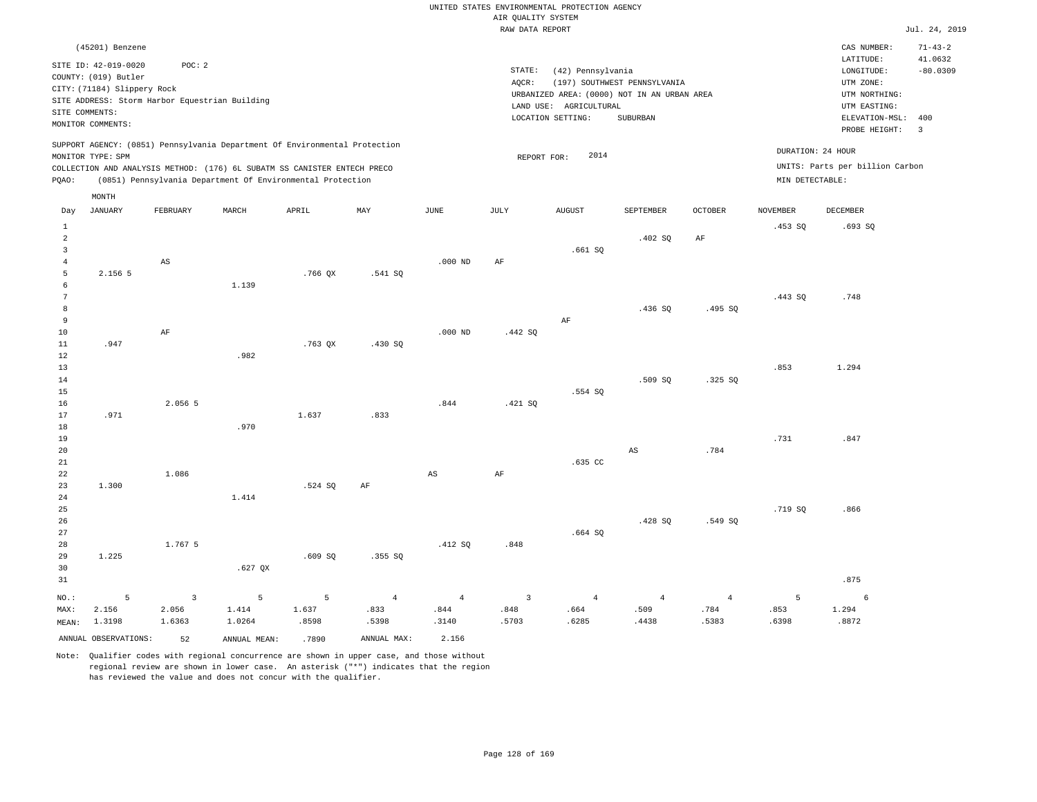UNITED STATES ENVIRONMENTAL PROTECTION AGENCY
AIR QUALITY SYSTEM
RAW DATA REPORT

Jul. 24, 2019

(45201) Benzene

SITE ID: 42-019-0020 POC: 2
COUNTY: (019) Butler
CITY: (71184) Slippery Rock
SITE ADDRESS: Storm Harbor Equestrian Building
SITE COMMENTS:
MONITOR COMMENTS:

STATE: (42) Pennsylvania
AQCR: (197) SOUTHWEST PENNSYLVANIA
URBANIZED AREA: (0000) NOT IN AN URBAN AREA
LAND USE: AGRICULTURAL
LOCATION SETTING: SUBURBAN

CAS NUMBER: 71-43-2
LATITUDE: 41.0632
LONGITUDE: -80.0309
UTM ZONE:
UTM NORTHING:
UTM EASTING:
ELEVATION-MSL: 400
PROBE HEIGHT: 3

SUPPORT AGENCY: (0851) Pennsylvania Department Of Environmental Protection
MONITOR TYPE: SPM
COLLECTION AND ANALYSIS METHOD: (176) 6L SUBATM SS CANISTER ENTECH PRECO
PQAO: (0851) Pennsylvania Department Of Environmental Protection

REPORT FOR: 2014

DURATION: 24 HOUR
UNITS: Parts per billion Carbon
MIN DETECTABLE:

| Day | JANUARY | FEBRUARY | MARCH | APRIL | MAY | JUNE | JULY | AUGUST | SEPTEMBER | OCTOBER | NOVEMBER | DECEMBER |
|---|---|---|---|---|---|---|---|---|---|---|---|---|
| 1 | | | | | | | | | | | .453 SQ | .693 SQ |
| 2 | | | | | | | | | .402 SQ | AF | | |
| 3 | | | | | | | | .661 SQ | | | | |
| 4 | | AS | | | | .000 ND | AF | | | | | |
| 5 | 2.156 5 | | | .766 QX | .541 SQ | | | | | | | |
| 6 | | | 1.139 | | | | | | | | | |
| 7 | | | | | | | | | | | .443 SQ | .748 |
| 8 | | | | | | | | | .436 SQ | .495 SQ | | |
| 9 | | | | | | | | AF | | | | |
| 10 | | AF | | | | .000 ND | .442 SQ | | | | | |
| 11 | .947 | | | .763 QX | .430 SQ | | | | | | | |
| 12 | | | .982 | | | | | | | | | |
| 13 | | | | | | | | | | | .853 | 1.294 |
| 14 | | | | | | | | | .509 SQ | .325 SQ | | |
| 15 | | | | | | | | .554 SQ | | | | |
| 16 | | 2.056 5 | | | | .844 | .421 SQ | | | | | |
| 17 | .971 | | | 1.637 | .833 | | | | | | | |
| 18 | | | .970 | | | | | | | | | |
| 19 | | | | | | | | | | | .731 | .847 |
| 20 | | | | | | | | | AS | .784 | | |
| 21 | | | | | | | | .635 CC | | | | |
| 22 | | 1.086 | | | | AS | AF | | | | | |
| 23 | 1.300 | | | .524 SQ | AF | | | | | | | |
| 24 | | | 1.414 | | | | | | | | | |
| 25 | | | | | | | | | | | .719 SQ | .866 |
| 26 | | | | | | | | | .428 SQ | .549 SQ | | |
| 27 | | | | | | | | .664 SQ | | | | |
| 28 | | 1.767 5 | | | | .412 SQ | .848 | | | | | |
| 29 | 1.225 | | | .609 SQ | .355 SQ | | | | | | | |
| 30 | | | .627 QX | | | | | | | | | |
| 31 | | | | | | | | | | | | .875 |
| NO.: | 5 | 3 | 5 | 5 | 4 | 4 | 3 | 4 | 4 | 4 | 5 | 6 |
| MAX: | 2.156 | 2.056 | 1.414 | 1.637 | .833 | .844 | .848 | .664 | .509 | .784 | .853 | 1.294 |
| MEAN: | 1.3198 | 1.6363 | 1.0264 | .8598 | .5398 | .3140 | .5703 | .6285 | .4438 | .5383 | .6398 | .8872 |

ANNUAL OBSERVATIONS: 52 ANNUAL MEAN: .7890 ANNUAL MAX: 2.156

Note: Qualifier codes with regional concurrence are shown in upper case, and those without regional review are shown in lower case. An asterisk ("*") indicates that the region has reviewed the value and does not concur with the qualifier.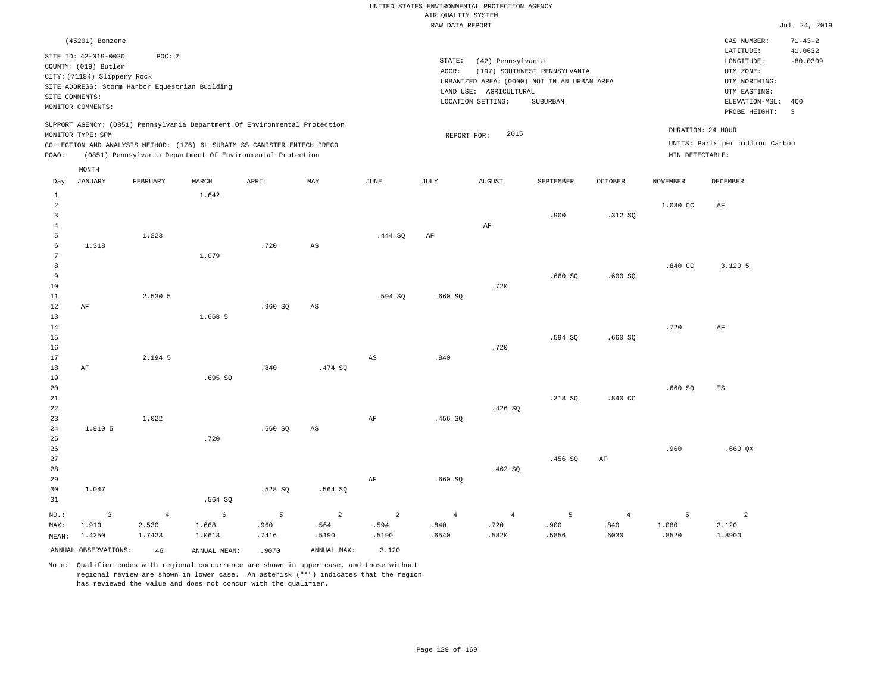UNITED STATES ENVIRONMENTAL PROTECTION AGENCY
AIR QUALITY SYSTEM
RAW DATA REPORT

Jul. 24, 2019

(45201) Benzene

SITE ID: 42-019-0020 POC: 2
COUNTY: (019) Butler
CITY: (71184) Slippery Rock
SITE ADDRESS: Storm Harbor Equestrian Building
SITE COMMENTS:
MONITOR COMMENTS:

STATE: (42) Pennsylvania
AQCR: (197) SOUTHWEST PENNSYLVANIA
URBANIZED AREA: (0000) NOT IN AN URBAN AREA
LAND USE: AGRICULTURAL
LOCATION SETTING: SUBURBAN

CAS NUMBER: 71-43-2
LATITUDE: 41.0632
LONGITUDE: -80.0309
UTM ZONE:
UTM NORTHING:
UTM EASTING:
ELEVATION-MSL: 400
PROBE HEIGHT: 3

SUPPORT AGENCY: (0851) Pennsylvania Department Of Environmental Protection
MONITOR TYPE: SPM
COLLECTION AND ANALYSIS METHOD: (176) 6L SUBATM SS CANISTER ENTECH PRECO
PQAO: (0851) Pennsylvania Department Of Environmental Protection

REPORT FOR: 2015

DURATION: 24 HOUR
UNITS: Parts per billion Carbon
MIN DETECTABLE:

| Day | JANUARY | FEBRUARY | MARCH | APRIL | MAY | JUNE | JULY | AUGUST | SEPTEMBER | OCTOBER | NOVEMBER | DECEMBER |
|---|---|---|---|---|---|---|---|---|---|---|---|---|
| 1 | | | 1.642 | | | | | | | | | |
| 2 | | | | | | | | | | | 1.080 CC | AF |
| 3 | | | | | | | | | .900 | .312 SQ | | |
| 4 | | | | | | | | AF | | | | |
| 5 | | 1.223 | | | | .444 SQ | AF | | | | | |
| 6 | 1.318 | | | .720 | AS | | | | | | | |
| 7 | | | 1.079 | | | | | | | | | |
| 8 | | | | | | | | | | | .840 CC | 3.120 5 |
| 9 | | | | | | | | | .660 SQ | .600 SQ | | |
| 10 | | | | | | | | .720 | | | | |
| 11 | | 2.530 5 | | | | .594 SQ | .660 SQ | | | | | |
| 12 | AF | | | .960 SQ | AS | | | | | | | |
| 13 | | | 1.668 5 | | | | | | | | | |
| 14 | | | | | | | | | | | .720 | AF |
| 15 | | | | | | | | | .594 SQ | .660 SQ | | |
| 16 | | | | | | | | .720 | | | | |
| 17 | | 2.194 5 | | | | AS | .840 | | | | | |
| 18 | AF | | | .840 | .474 SQ | | | | | | | |
| 19 | | | .695 SQ | | | | | | | | | |
| 20 | | | | | | | | | | | .660 SQ | TS |
| 21 | | | | | | | | | .318 SQ | .840 CC | | |
| 22 | | | | | | | | .426 SQ | | | | |
| 23 | | 1.022 | | | | AF | .456 SQ | | | | | |
| 24 | 1.910 5 | | | .660 SQ | AS | | | | | | | |
| 25 | | | .720 | | | | | | | | | |
| 26 | | | | | | | | | | | .960 | .660 QX |
| 27 | | | | | | | | | .456 SQ | AF | | |
| 28 | | | | | | | | .462 SQ | | | | |
| 29 | | | | | | AF | .660 SQ | | | | | |
| 30 | 1.047 | | | .528 SQ | .564 SQ | | | | | | | |
| 31 | | | .564 SQ | | | | | | | | | |
| NO.: | 3 | 4 | 6 | 5 | 2 | 2 | 4 | 4 | 5 | 4 | 5 | 2 |
| MAX: | 1.910 | 2.530 | 1.668 | .960 | .564 | .594 | .840 | .720 | .900 | .840 | 1.080 | 3.120 |
| MEAN: | 1.4250 | 1.7423 | 1.0613 | .7416 | .5190 | .5190 | .6540 | .5820 | .5856 | .6030 | .8520 | 1.8900 |

ANNUAL OBSERVATIONS: 46 ANNUAL MEAN: .9070 ANNUAL MAX: 3.120

Note: Qualifier codes with regional concurrence are shown in upper case, and those without regional review are shown in lower case. An asterisk ("*") indicates that the region has reviewed the value and does not concur with the qualifier.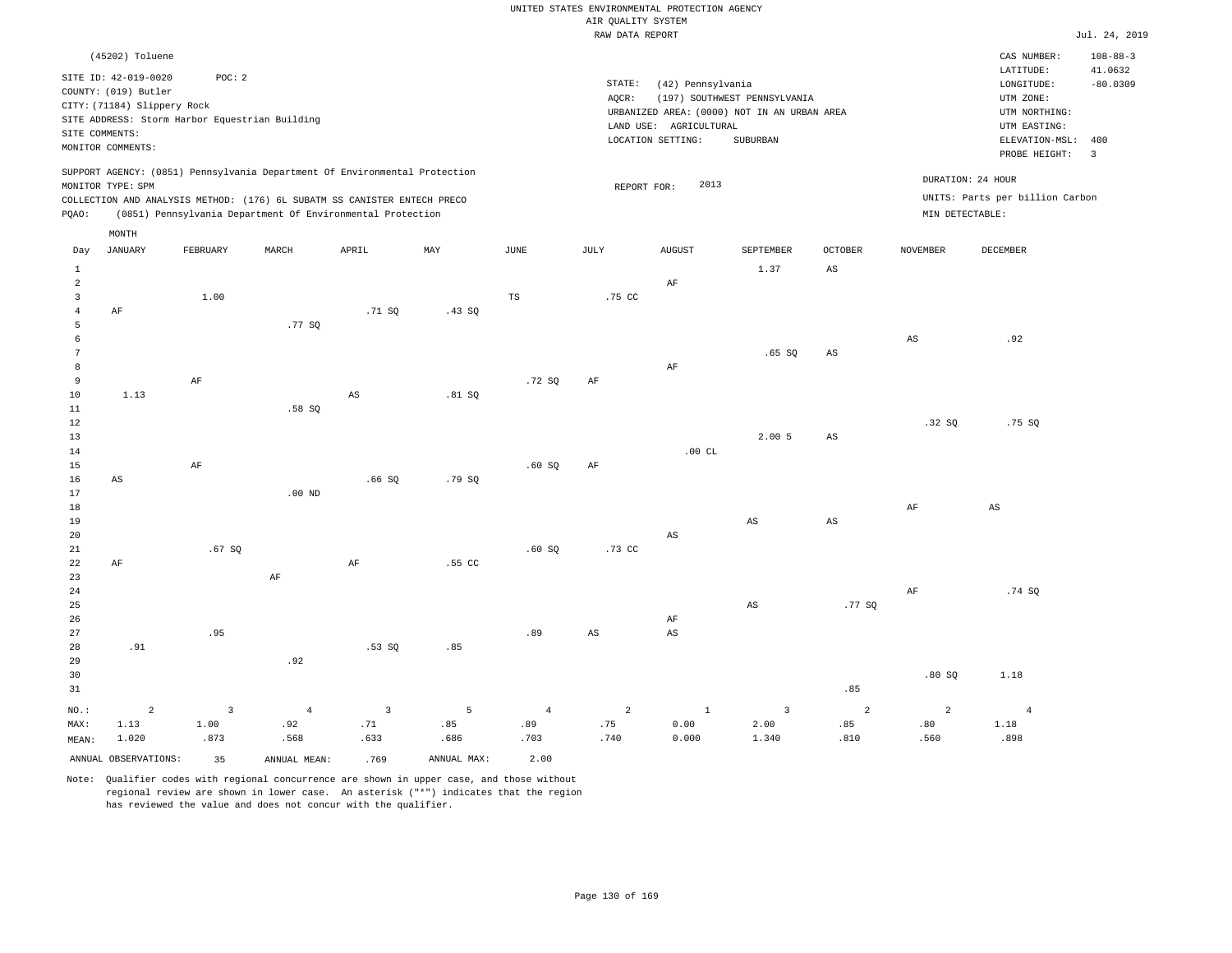UNITED STATES ENVIRONMENTAL PROTECTION AGENCY
AIR QUALITY SYSTEM
RAW DATA REPORT

Jul. 24, 2019

(45202) Toluene

SITE ID: 42-019-0020 POC: 2
COUNTY: (019) Butler
CITY: (71184) Slippery Rock
SITE ADDRESS: Storm Harbor Equestrian Building
SITE COMMENTS:
MONITOR COMMENTS:

STATE: (42) Pennsylvania
AQCR: (197) SOUTHWEST PENNSYLVANIA
URBANIZED AREA: (0000) NOT IN AN URBAN AREA
LAND USE: AGRICULTURAL
LOCATION SETTING: SUBURBAN

CAS NUMBER: 108-88-3
LATITUDE: 41.0632
LONGITUDE: -80.0309
UTM ZONE:
UTM NORTHING:
UTM EASTING:
ELEVATION-MSL: 400
PROBE HEIGHT: 3

SUPPORT AGENCY: (0851) Pennsylvania Department Of Environmental Protection
MONITOR TYPE: SPM
COLLECTION AND ANALYSIS METHOD: (176) 6L SUBATM SS CANISTER ENTECH PRECO
PQAO: (0851) Pennsylvania Department Of Environmental Protection

REPORT FOR: 2013

DURATION: 24 HOUR
UNITS: Parts per billion Carbon
MIN DETECTABLE:

| Day | JANUARY | FEBRUARY | MARCH | APRIL | MAY | JUNE | JULY | AUGUST | SEPTEMBER | OCTOBER | NOVEMBER | DECEMBER |
|---|---|---|---|---|---|---|---|---|---|---|---|---|
| 1 | | | | | | | | | 1.37 | AS | | |
| 2 | | | | | | | | AF | | | | |
| 3 | | 1.00 | | | | TS | .75 CC | | | | | |
| 4 | AF | | | .71 SQ | .43 SQ | | | | | | | |
| 5 | | | .77 SQ | | | | | | | | | |
| 6 | | | | | | | | | | | AS | .92 |
| 7 | | | | | | | | | .65 SQ | AS | | |
| 8 | | | | | | | | AF | | | | |
| 9 | | AF | | | | .72 SQ | AF | | | | | |
| 10 | 1.13 | | | AS | .81 SQ | | | | | | | |
| 11 | | | .58 SQ | | | | | | | | | |
| 12 | | | | | | | | | | | .32 SQ | .75 SQ |
| 13 | | | | | | | | | 2.00 5 | AS | | |
| 14 | | | | | | | | .00 CL | | | | |
| 15 | | AF | | | | .60 SQ | AF | | | | | |
| 16 | AS | | | .66 SQ | .79 SQ | | | | | | | |
| 17 | | | .00 ND | | | | | | | | | |
| 18 | | | | | | | | | | | AF | AS |
| 19 | | | | | | | | | AS | AS | | |
| 20 | | | | | | | | AS | | | | |
| 21 | | .67 SQ | | | | .60 SQ | .73 CC | | | | | |
| 22 | AF | | | AF | .55 CC | | | | | | | |
| 23 | | | AF | | | | | | | | | |
| 24 | | | | | | | | | | | AF | .74 SQ |
| 25 | | | | | | | | | AS | .77 SQ | | |
| 26 | | | | | | | | AF | | | | |
| 27 | | .95 | | | | .89 | AS | AS | | | | |
| 28 | .91 | | | .53 SQ | .85 | | | | | | | |
| 29 | | | .92 | | | | | | | | | |
| 30 | | | | | | | | | | | .80 SQ | 1.18 |
| 31 | | | | | | | | | | .85 | | |
| NO.: | 2 | 3 | 4 | 3 | 5 | 4 | 2 | 1 | 3 | 2 | 2 | 4 |
| MAX: | 1.13 | 1.00 | .92 | .71 | .85 | .89 | .75 | 0.00 | 2.00 | .85 | .80 | 1.18 |
| MEAN: | 1.020 | .873 | .568 | .633 | .686 | .703 | .740 | 0.000 | 1.340 | .810 | .560 | .898 |

ANNUAL OBSERVATIONS: 35 ANNUAL MEAN: .769 ANNUAL MAX: 2.00

Note: Qualifier codes with regional concurrence are shown in upper case, and those without regional review are shown in lower case. An asterisk ("*") indicates that the region has reviewed the value and does not concur with the qualifier.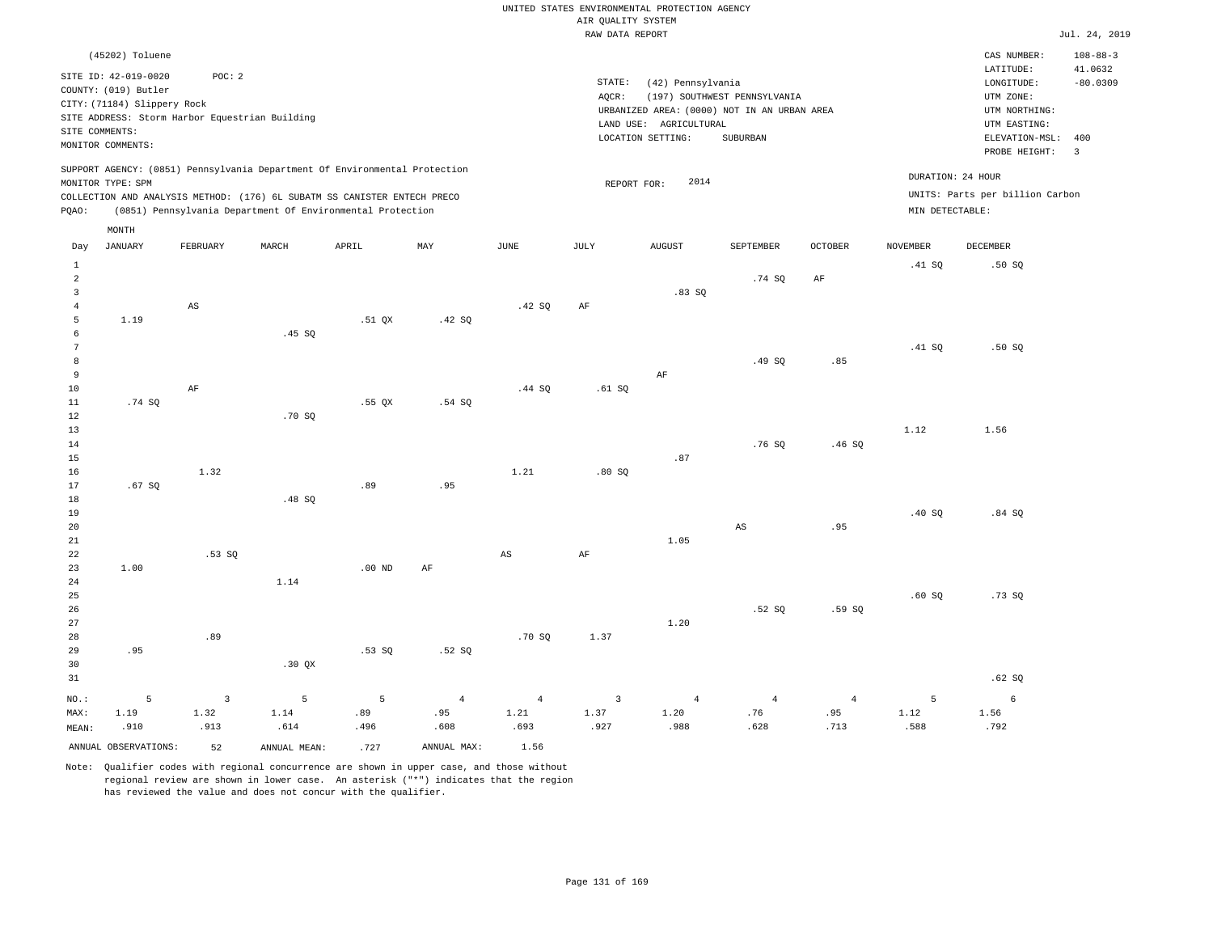UNITED STATES ENVIRONMENTAL PROTECTION AGENCY
AIR QUALITY SYSTEM
RAW DATA REPORT

Jul. 24, 2019

(45202) Toluene

SITE ID: 42-019-0020 POC: 2
COUNTY: (019) Butler
CITY: (71184) Slippery Rock
SITE ADDRESS: Storm Harbor Equestrian Building
SITE COMMENTS:
MONITOR COMMENTS:

STATE: (42) Pennsylvania
AQCR: (197) SOUTHWEST PENNSYLVANIA
URBANIZED AREA: (0000) NOT IN AN URBAN AREA
LAND USE: AGRICULTURAL
LOCATION SETTING: SUBURBAN

CAS NUMBER: 108-88-3
LATITUDE: 41.0632
LONGITUDE: -80.0309
UTM ZONE:
UTM NORTHING:
UTM EASTING:
ELEVATION-MSL: 400
PROBE HEIGHT: 3

SUPPORT AGENCY: (0851) Pennsylvania Department Of Environmental Protection
MONITOR TYPE: SPM
COLLECTION AND ANALYSIS METHOD: (176) 6L SUBATM SS CANISTER ENTECH PRECO
PQAO: (0851) Pennsylvania Department Of Environmental Protection

REPORT FOR: 2014

DURATION: 24 HOUR
UNITS: Parts per billion Carbon
MIN DETECTABLE:

| Day | JANUARY | FEBRUARY | MARCH | APRIL | MAY | JUNE | JULY | AUGUST | SEPTEMBER | OCTOBER | NOVEMBER | DECEMBER |
|---|---|---|---|---|---|---|---|---|---|---|---|---|
| 1 | | | | | | | | | | | .41 SQ | .50 SQ |
| 2 | | | | | | | | | .74 SQ | AF | | |
| 3 | | | | | | | | .83 SQ | | | | |
| 4 | | AS | | | | .42 SQ | AF | | | | | |
| 5 | 1.19 | | | .51 QX | .42 SQ | | | | | | | |
| 6 | | | .45 SQ | | | | | | | | | |
| 7 | | | | | | | | | | | .41 SQ | .50 SQ |
| 8 | | | | | | | | | .49 SQ | .85 | | |
| 9 | | | | | | | | AF | | | | |
| 10 | | AF | | | | .44 SQ | .61 SQ | | | | | |
| 11 | .74 SQ | | | .55 QX | .54 SQ | | | | | | | |
| 12 | | | .70 SQ | | | | | | | | | |
| 13 | | | | | | | | | | | 1.12 | 1.56 |
| 14 | | | | | | | | | .76 SQ | .46 SQ | | |
| 15 | | | | | | | | .87 | | | | |
| 16 | | 1.32 | | | | 1.21 | .80 SQ | | | | | |
| 17 | .67 SQ | | | .89 | .95 | | | | | | | |
| 18 | | | .48 SQ | | | | | | | | | |
| 19 | | | | | | | | | | | .40 SQ | .84 SQ |
| 20 | | | | | | | | | AS | .95 | | |
| 21 | | | | | | | | 1.05 | | | | |
| 22 | | .53 SQ | | | | AS | AF | | | | | |
| 23 | 1.00 | | | .00 ND | AF | | | | | | | |
| 24 | | | 1.14 | | | | | | | | | |
| 25 | | | | | | | | | | | .60 SQ | .73 SQ |
| 26 | | | | | | | | | .52 SQ | .59 SQ | | |
| 27 | | | | | | | | 1.20 | | | | |
| 28 | | .89 | | | | .70 SQ | 1.37 | | | | | |
| 29 | .95 | | | .53 SQ | .52 SQ | | | | | | | |
| 30 | | | .30 QX | | | | | | | | | |
| 31 | | | | | | | | | | | | .62 SQ |
| NO.: | 5 | 3 | 5 | 5 | 4 | 4 | 3 | 4 | 4 | 4 | 5 | 6 |
| MAX: | 1.19 | 1.32 | 1.14 | .89 | .95 | 1.21 | 1.37 | 1.20 | .76 | .95 | 1.12 | 1.56 |
| MEAN: | .910 | .913 | .614 | .496 | .608 | .693 | .927 | .988 | .628 | .713 | .588 | .792 |

ANNUAL OBSERVATIONS: 52 ANNUAL MEAN: .727 ANNUAL MAX: 1.56

Note: Qualifier codes with regional concurrence are shown in upper case, and those without regional review are shown in lower case. An asterisk ("*") indicates that the region has reviewed the value and does not concur with the qualifier.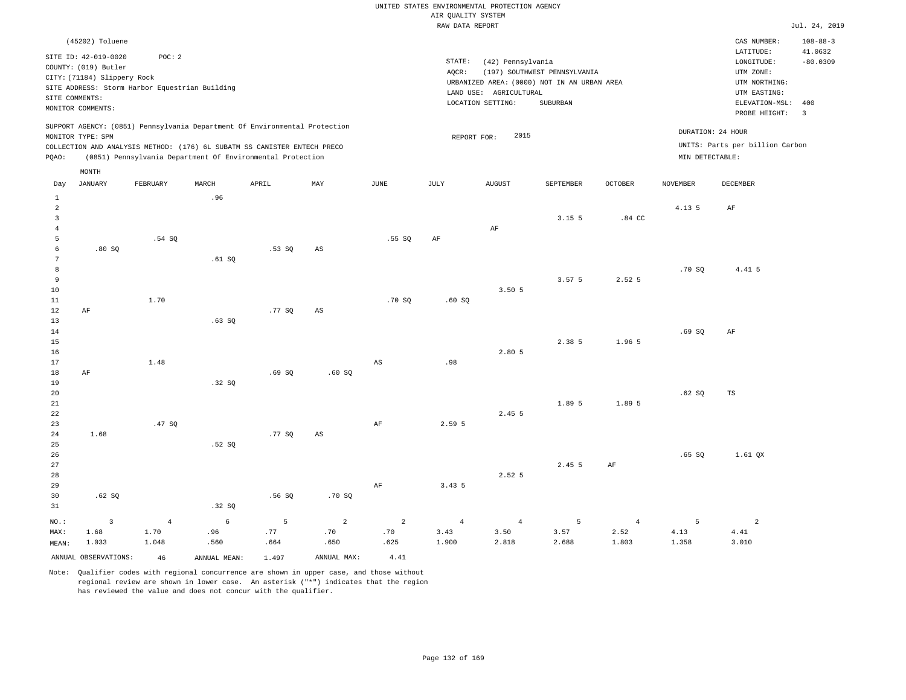UNITED STATES ENVIRONMENTAL PROTECTION AGENCY
AIR QUALITY SYSTEM
RAW DATA REPORT

Jul. 24, 2019

(45202) Toluene

SITE ID: 42-019-0020 POC: 2
COUNTY: (019) Butler
CITY: (71184) Slippery Rock
SITE ADDRESS: Storm Harbor Equestrian Building
SITE COMMENTS:
MONITOR COMMENTS:

STATE: (42) Pennsylvania
AQCR: (197) SOUTHWEST PENNSYLVANIA
URBANIZED AREA: (0000) NOT IN AN URBAN AREA
LAND USE: AGRICULTURAL
LOCATION SETTING: SUBURBAN

CAS NUMBER: 108-88-3
LATITUDE: 41.0632
LONGITUDE: -80.0309
UTM ZONE:
UTM NORTHING:
UTM EASTING:
ELEVATION-MSL: 400
PROBE HEIGHT: 3

SUPPORT AGENCY: (0851) Pennsylvania Department Of Environmental Protection
MONITOR TYPE: SPM
COLLECTION AND ANALYSIS METHOD: (176) 6L SUBATM SS CANISTER ENTECH PRECO
PQAO: (0851) Pennsylvania Department Of Environmental Protection

REPORT FOR: 2015

DURATION: 24 HOUR
UNITS: Parts per billion Carbon
MIN DETECTABLE:

| Day | JANUARY | FEBRUARY | MARCH | APRIL | MAY | JUNE | JULY | AUGUST | SEPTEMBER | OCTOBER | NOVEMBER | DECEMBER |
|---|---|---|---|---|---|---|---|---|---|---|---|---|
| 1 | | | .96 | | | | | | | | | |
| 2 | | | | | | | | | | | 4.13 5 | AF |
| 3 | | | | | | | | | 3.15 5 | .84 CC | | |
| 4 | | | | | | | | AF | | | | |
| 5 | | .54 SQ | | | | .55 SQ | AF | | | | | |
| 6 | .80 SQ | | | .53 SQ | AS | | | | | | | |
| 7 | | | .61 SQ | | | | | | | | | |
| 8 | | | | | | | | | | | .70 SQ | 4.41 5 |
| 9 | | | | | | | | | 3.57 5 | 2.52 5 | | |
| 10 | | | | | | | | 3.50 5 | | | | |
| 11 | | 1.70 | | | | .70 SQ | .60 SQ | | | | | |
| 12 | AF | | | .77 SQ | AS | | | | | | | |
| 13 | | | .63 SQ | | | | | | | | | |
| 14 | | | | | | | | | | | .69 SQ | AF |
| 15 | | | | | | | | | 2.38 5 | 1.96 5 | | |
| 16 | | | | | | | | 2.80 5 | | | | |
| 17 | | 1.48 | | | | AS | .98 | | | | | |
| 18 | AF | | | .69 SQ | .60 SQ | | | | | | | |
| 19 | | | .32 SQ | | | | | | | | | |
| 20 | | | | | | | | | | | .62 SQ | TS |
| 21 | | | | | | | | | 1.89 5 | 1.89 5 | | |
| 22 | | | | | | | | 2.45 5 | | | | |
| 23 | | .47 SQ | | | | AF | 2.59 5 | | | | | |
| 24 | 1.68 | | | .77 SQ | AS | | | | | | | |
| 25 | | | .52 SQ | | | | | | | | | |
| 26 | | | | | | | | | | | .65 SQ | 1.61 QX |
| 27 | | | | | | | | | 2.45 5 | AF | | |
| 28 | | | | | | | | 2.52 5 | | | | |
| 29 | | | | | | AF | 3.43 5 | | | | | |
| 30 | .62 SQ | | | .56 SQ | .70 SQ | | | | | | | |
| 31 | | | .32 SQ | | | | | | | | | |
| NO.: | 3 | 4 | 6 | 5 | 2 | 2 | 4 | 4 | 5 | 4 | 5 | 2 |
| MAX: | 1.68 | 1.70 | .96 | .77 | .70 | .70 | 3.43 | 3.50 | 3.57 | 2.52 | 4.13 | 4.41 |
| MEAN: | 1.033 | 1.048 | .560 | .664 | .650 | .625 | 1.900 | 2.818 | 2.688 | 1.803 | 1.358 | 3.010 |

ANNUAL OBSERVATIONS: 46 ANNUAL MEAN: 1.497 ANNUAL MAX: 4.41

Note: Qualifier codes with regional concurrence are shown in upper case, and those without regional review are shown in lower case. An asterisk ("*") indicates that the region has reviewed the value and does not concur with the qualifier.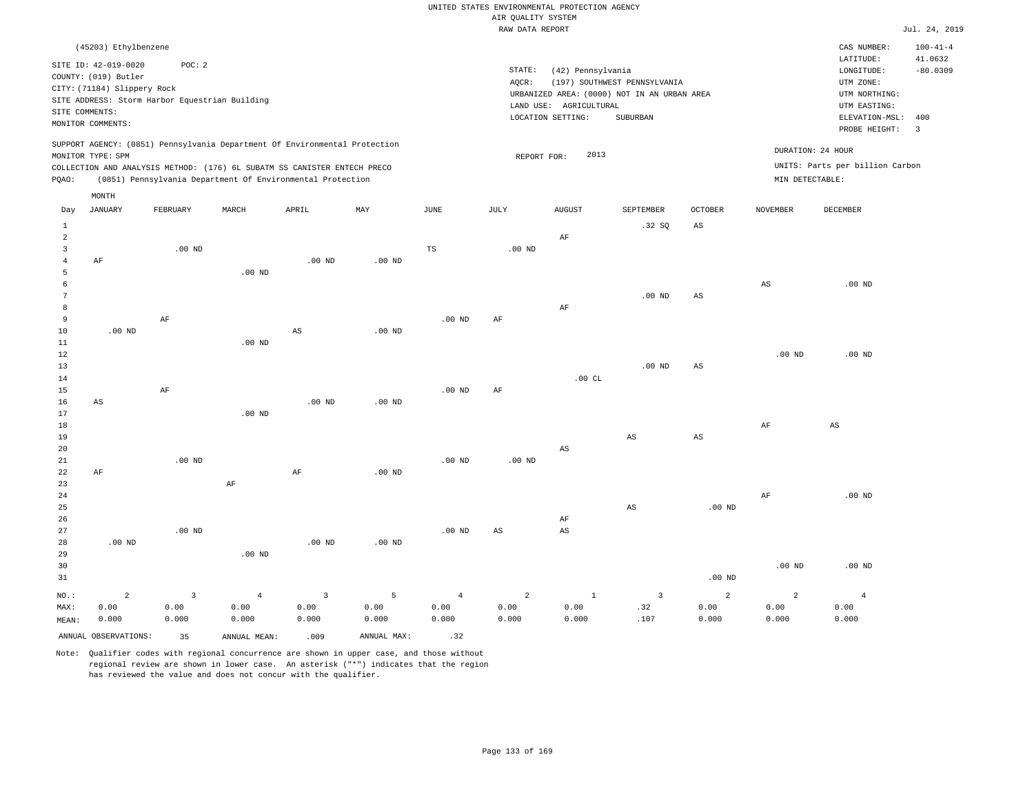UNITED STATES ENVIRONMENTAL PROTECTION AGENCY
AIR QUALITY SYSTEM
RAW DATA REPORT

Jul. 24, 2019

(45203) Ethylbenzene

SITE ID: 42-019-0020 POC: 2
COUNTY: (019) Butler
CITY: (71184) Slippery Rock
SITE ADDRESS: Storm Harbor Equestrian Building
SITE COMMENTS:
MONITOR COMMENTS:

STATE: (42) Pennsylvania
AQCR: (197) SOUTHWEST PENNSYLVANIA
URBANIZED AREA: (0000) NOT IN AN URBAN AREA
LAND USE: AGRICULTURAL
LOCATION SETTING: SUBURBAN

CAS NUMBER: 100-41-4
LATITUDE: 41.0632
LONGITUDE: -80.0309
UTM ZONE:
UTM NORTHING:
UTM EASTING:
ELEVATION-MSL: 400
PROBE HEIGHT: 3

SUPPORT AGENCY: (0851) Pennsylvania Department Of Environmental Protection
MONITOR TYPE: SPM
COLLECTION AND ANALYSIS METHOD: (176) 6L SUBATM SS CANISTER ENTECH PRECO
PQAO: (0851) Pennsylvania Department Of Environmental Protection

REPORT FOR: 2013

DURATION: 24 HOUR
UNITS: Parts per billion Carbon
MIN DETECTABLE:

| Day | JANUARY | FEBRUARY | MARCH | APRIL | MAY | JUNE | JULY | AUGUST | SEPTEMBER | OCTOBER | NOVEMBER | DECEMBER |
|---|---|---|---|---|---|---|---|---|---|---|---|---|
| 1 | | | | | | | | | .32 SQ | AS | | |
| 2 | | | | | | | | AF | | | | |
| 3 | | .00 ND | | | | TS | .00 ND | | | | | |
| 4 | AF | | | .00 ND | .00 ND | | | | | | | |
| 5 | | | .00 ND | | | | | | | | | |
| 6 | | | | | | | | | | | AS | .00 ND |
| 7 | | | | | | | | | .00 ND | AS | | |
| 8 | | | | | | | | AF | | | | |
| 9 | | AF | | | | .00 ND | AF | | | | | |
| 10 | .00 ND | | | AS | .00 ND | | | | | | | |
| 11 | | | .00 ND | | | | | | | | | |
| 12 | | | | | | | | | | | .00 ND | .00 ND |
| 13 | | | | | | | | | .00 ND | AS | | |
| 14 | | | | | | | | .00 CL | | | | |
| 15 | | AF | | | | .00 ND | AF | | | | | |
| 16 | AS | | | .00 ND | .00 ND | | | | | | | |
| 17 | | | .00 ND | | | | | | | | | |
| 18 | | | | | | | | | | | AF | AS |
| 19 | | | | | | | | | AS | AS | | |
| 20 | | | | | | | | AS | | | | |
| 21 | | .00 ND | | | | .00 ND | .00 ND | | | | | |
| 22 | AF | | | AF | .00 ND | | | | | | | |
| 23 | | | AF | | | | | | | | | |
| 24 | | | | | | | | | | | AF | .00 ND |
| 25 | | | | | | | | | AS | .00 ND | | |
| 26 | | | | | | | | AF | | | | |
| 27 | | .00 ND | | | | .00 ND | AS | AS | | | | |
| 28 | .00 ND | | | .00 ND | .00 ND | | | | | | | |
| 29 | | | .00 ND | | | | | | | | | |
| 30 | | | | | | | | | | | .00 ND | .00 ND |
| 31 | | | | | | | | | | .00 ND | | |
| NO.: | 2 | 3 | 4 | 3 | 5 | 4 | 2 | 1 | 3 | 2 | 2 | 4 |
| MAX: | 0.00 | 0.00 | 0.00 | 0.00 | 0.00 | 0.00 | 0.00 | 0.00 | .32 | 0.00 | 0.00 | 0.00 |
| MEAN: | 0.000 | 0.000 | 0.000 | 0.000 | 0.000 | 0.000 | 0.000 | 0.000 | .107 | 0.000 | 0.000 | 0.000 |

ANNUAL OBSERVATIONS: 35 ANNUAL MEAN: .009 ANNUAL MAX: .32

Note: Qualifier codes with regional concurrence are shown in upper case, and those without regional review are shown in lower case. An asterisk ("*") indicates that the region has reviewed the value and does not concur with the qualifier.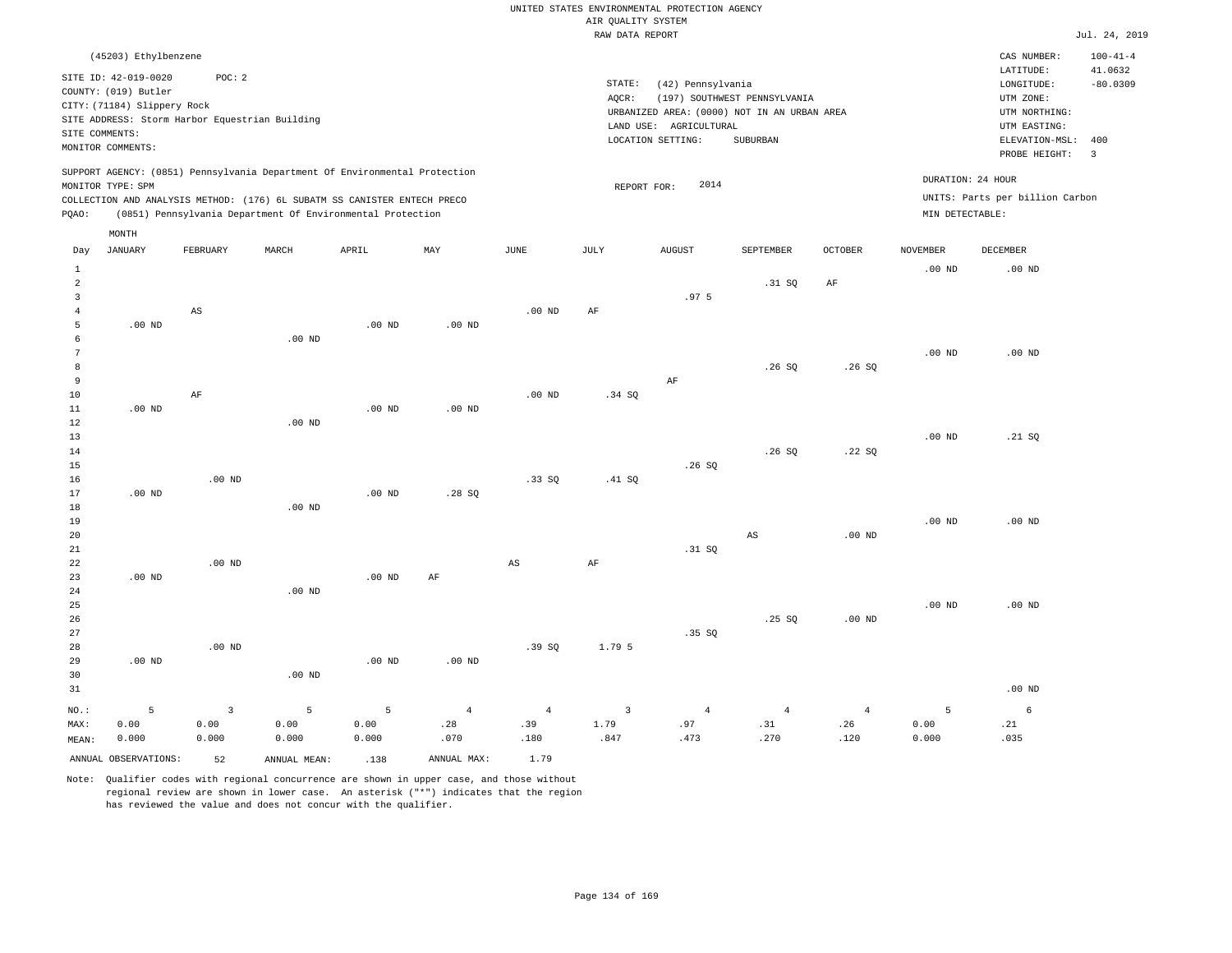UNITED STATES ENVIRONMENTAL PROTECTION AGENCY
AIR QUALITY SYSTEM
RAW DATA REPORT

Jul. 24, 2019

(45203) Ethylbenzene

SITE ID: 42-019-0020 POC: 2
COUNTY: (019) Butler
CITY: (71184) Slippery Rock
SITE ADDRESS: Storm Harbor Equestrian Building
SITE COMMENTS:
MONITOR COMMENTS:

STATE: (42) Pennsylvania
AQCR: (197) SOUTHWEST PENNSYLVANIA
URBANIZED AREA: (0000) NOT IN AN URBAN AREA
LAND USE: AGRICULTURAL
LOCATION SETTING: SUBURBAN

CAS NUMBER: 100-41-4
LATITUDE: 41.0632
LONGITUDE: -80.0309
UTM ZONE:
UTM NORTHING:
UTM EASTING:
ELEVATION-MSL: 400
PROBE HEIGHT: 3

SUPPORT AGENCY: (0851) Pennsylvania Department Of Environmental Protection
MONITOR TYPE: SPM
COLLECTION AND ANALYSIS METHOD: (176) 6L SUBATM SS CANISTER ENTECH PRECO
PQAO: (0851) Pennsylvania Department Of Environmental Protection

REPORT FOR: 2014

DURATION: 24 HOUR
UNITS: Parts per billion Carbon
MIN DETECTABLE:

| Day | JANUARY | FEBRUARY | MARCH | APRIL | MAY | JUNE | JULY | AUGUST | SEPTEMBER | OCTOBER | NOVEMBER | DECEMBER |
|---|---|---|---|---|---|---|---|---|---|---|---|---|
| 1 | | | | | | | | | | | .00 ND | .00 ND |
| 2 | | | | | | | | | .31 SQ | AF | | |
| 3 | | | | | | | | .97 5 | | | | |
| 4 | | AS | | | | .00 ND | AF | | | | | |
| 5 | .00 ND | | | .00 ND | .00 ND | | | | | | | |
| 6 | | | .00 ND | | | | | | | | | |
| 7 | | | | | | | | | | | .00 ND | .00 ND |
| 8 | | | | | | | | | .26 SQ | .26 SQ | | |
| 9 | | | | | | | | AF | | | | |
| 10 | | AF | | | | .00 ND | .34 SQ | | | | | |
| 11 | .00 ND | | | .00 ND | .00 ND | | | | | | | |
| 12 | | | .00 ND | | | | | | | | | |
| 13 | | | | | | | | | | | .00 ND | .21 SQ |
| 14 | | | | | | | | | .26 SQ | .22 SQ | | |
| 15 | | | | | | | | .26 SQ | | | | |
| 16 | | .00 ND | | | | .33 SQ | .41 SQ | | | | | |
| 17 | .00 ND | | | .00 ND | .28 SQ | | | | | | | |
| 18 | | | .00 ND | | | | | | | | | |
| 19 | | | | | | | | | | | .00 ND | .00 ND |
| 20 | | | | | | | | | AS | .00 ND | | |
| 21 | | | | | | | | .31 SQ | | | | |
| 22 | | .00 ND | | | | AS | AF | | | | | |
| 23 | .00 ND | | | .00 ND | AF | | | | | | | |
| 24 | | | .00 ND | | | | | | | | | |
| 25 | | | | | | | | | | | .00 ND | .00 ND |
| 26 | | | | | | | | | .25 SQ | .00 ND | | |
| 27 | | | | | | | | .35 SQ | | | | |
| 28 | | .00 ND | | | | .39 SQ | 1.79 5 | | | | | |
| 29 | .00 ND | | | .00 ND | .00 ND | | | | | | | |
| 30 | | | .00 ND | | | | | | | | | |
| 31 | | | | | | | | | | | | .00 ND |
| NO.: | 5 | 3 | 5 | 5 | 4 | 4 | 3 | 4 | 4 | 4 | 5 | 6 |
| MAX: | 0.00 | 0.00 | 0.00 | 0.00 | .28 | .39 | 1.79 | .97 | .31 | .26 | 0.00 | .21 |
| MEAN: | 0.000 | 0.000 | 0.000 | 0.000 | .070 | .180 | .847 | .473 | .270 | .120 | 0.000 | .035 |

ANNUAL OBSERVATIONS: 52 ANNUAL MEAN: .138 ANNUAL MAX: 1.79

Note: Qualifier codes with regional concurrence are shown in upper case, and those without regional review are shown in lower case. An asterisk ("*") indicates that the region has reviewed the value and does not concur with the qualifier.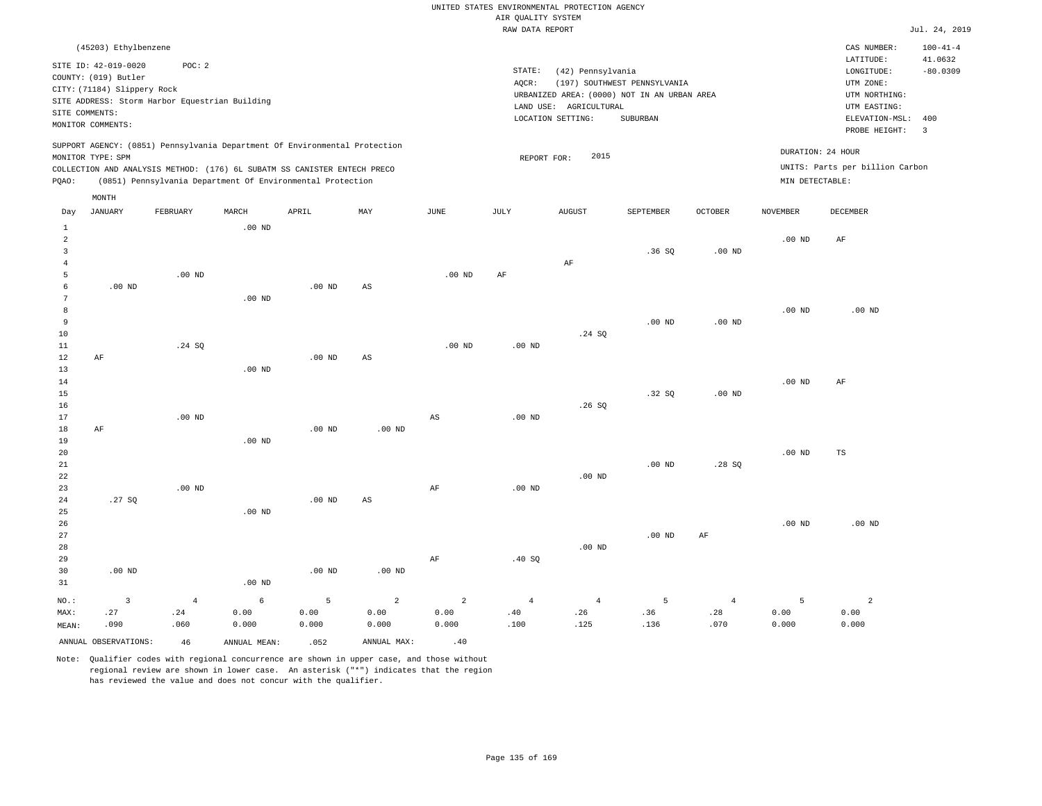UNITED STATES ENVIRONMENTAL PROTECTION AGENCY
AIR QUALITY SYSTEM
RAW DATA REPORT

Jul. 24, 2019

(45203) Ethylbenzene

SITE ID: 42-019-0020 POC: 2
COUNTY: (019) Butler
CITY: (71184) Slippery Rock
SITE ADDRESS: Storm Harbor Equestrian Building
SITE COMMENTS:
MONITOR COMMENTS:

STATE: (42) Pennsylvania
AQCR: (197) SOUTHWEST PENNSYLVANIA
URBANIZED AREA: (0000) NOT IN AN URBAN AREA
LAND USE: AGRICULTURAL
LOCATION SETTING: SUBURBAN

CAS NUMBER: 100-41-4
LATITUDE: 41.0632
LONGITUDE: -80.0309
UTM ZONE:
UTM NORTHING:
UTM EASTING:
ELEVATION-MSL: 400
PROBE HEIGHT: 3

SUPPORT AGENCY: (0851) Pennsylvania Department Of Environmental Protection
MONITOR TYPE: SPM
COLLECTION AND ANALYSIS METHOD: (176) 6L SUBATM SS CANISTER ENTECH PRECO
PQAO: (0851) Pennsylvania Department Of Environmental Protection

REPORT FOR: 2015

DURATION: 24 HOUR
UNITS: Parts per billion Carbon
MIN DETECTABLE:

| Day | JANUARY | FEBRUARY | MARCH | APRIL | MAY | JUNE | JULY | AUGUST | SEPTEMBER | OCTOBER | NOVEMBER | DECEMBER |
|---|---|---|---|---|---|---|---|---|---|---|---|---|
| 1 | | | .00 ND | | | | | | | | | |
| 2 | | | | | | | | | | | .00 ND | AF |
| 3 | | | | | | | | | .36 SQ | .00 ND | | |
| 4 | | | | | | | | AF | | | | |
| 5 | | .00 ND | | | | .00 ND | AF | | | | | |
| 6 | .00 ND | | | .00 ND | AS | | | | | | | |
| 7 | | | .00 ND | | | | | | | | | |
| 8 | | | | | | | | | | | .00 ND | .00 ND |
| 9 | | | | | | | | | .00 ND | .00 ND | | |
| 10 | | | | | | | | .24 SQ | | | | |
| 11 | | .24 SQ | | | | .00 ND | .00 ND | | | | | |
| 12 | AF | | | .00 ND | AS | | | | | | | |
| 13 | | | .00 ND | | | | | | | | | |
| 14 | | | | | | | | | | | .00 ND | AF |
| 15 | | | | | | | | | .32 SQ | .00 ND | | |
| 16 | | | | | | | | .26 SQ | | | | |
| 17 | | .00 ND | | | | AS | .00 ND | | | | | |
| 18 | AF | | | .00 ND | .00 ND | | | | | | | |
| 19 | | | .00 ND | | | | | | | | | |
| 20 | | | | | | | | | | | .00 ND | TS |
| 21 | | | | | | | | | .00 ND | .28 SQ | | |
| 22 | | | | | | | | .00 ND | | | | |
| 23 | | .00 ND | | | | AF | .00 ND | | | | | |
| 24 | .27 SQ | | | .00 ND | AS | | | | | | | |
| 25 | | | .00 ND | | | | | | | | | |
| 26 | | | | | | | | | | | .00 ND | .00 ND |
| 27 | | | | | | | | | .00 ND | AF | | |
| 28 | | | | | | | | .00 ND | | | | |
| 29 | | | | | | AF | .40 SQ | | | | | |
| 30 | .00 ND | | | .00 ND | .00 ND | | | | | | | |
| 31 | | | .00 ND | | | | | | | | | |
| NO.: | 3 | 4 | 6 | 5 | 2 | 2 | 4 | 4 | 5 | 4 | 5 | 2 |
| MAX: | .27 | .24 | 0.00 | 0.00 | 0.00 | 0.00 | .40 | .26 | .36 | .28 | 0.00 | 0.00 |
| MEAN: | .090 | .060 | 0.000 | 0.000 | 0.000 | 0.000 | .100 | .125 | .136 | .070 | 0.000 | 0.000 |

ANNUAL OBSERVATIONS: 46 ANNUAL MEAN: .052 ANNUAL MAX: .40

Note: Qualifier codes with regional concurrence are shown in upper case, and those without regional review are shown in lower case. An asterisk ("*") indicates that the region has reviewed the value and does not concur with the qualifier.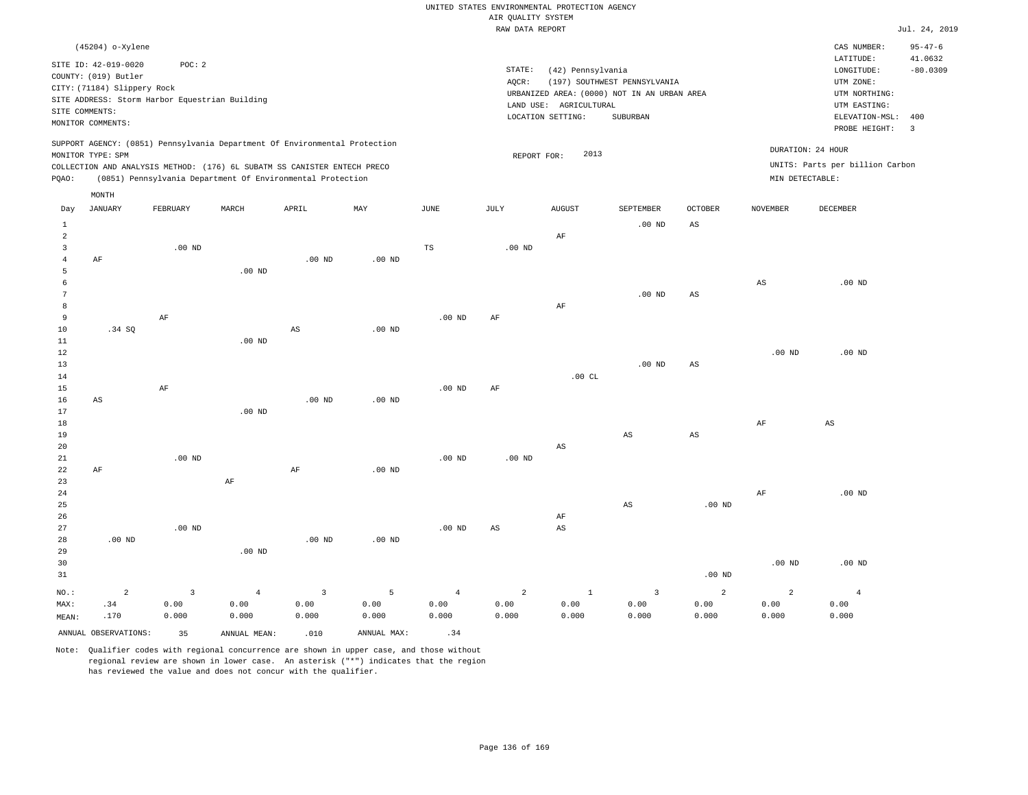UNITED STATES ENVIRONMENTAL PROTECTION AGENCY
AIR QUALITY SYSTEM
RAW DATA REPORT

Jul. 24, 2019

(45204) o-Xylene

SITE ID: 42-019-0020 POC: 2
COUNTY: (019) Butler
CITY: (71184) Slippery Rock
SITE ADDRESS: Storm Harbor Equestrian Building
SITE COMMENTS:
MONITOR COMMENTS:

STATE: (42) Pennsylvania
AQCR: (197) SOUTHWEST PENNSYLVANIA
URBANIZED AREA: (0000) NOT IN AN URBAN AREA
LAND USE: AGRICULTURAL
LOCATION SETTING: SUBURBAN

CAS NUMBER: 95-47-6
LATITUDE: 41.0632
LONGITUDE: -80.0309
UTM ZONE:
UTM NORTHING:
UTM EASTING:
ELEVATION-MSL: 400
PROBE HEIGHT: 3

SUPPORT AGENCY: (0851) Pennsylvania Department Of Environmental Protection
MONITOR TYPE: SPM
COLLECTION AND ANALYSIS METHOD: (176) 6L SUBATM SS CANISTER ENTECH PRECO
PQAO: (0851) Pennsylvania Department Of Environmental Protection

REPORT FOR: 2013

DURATION: 24 HOUR
UNITS: Parts per billion Carbon
MIN DETECTABLE:

| Day | JANUARY | FEBRUARY | MARCH | APRIL | MAY | JUNE | JULY | AUGUST | SEPTEMBER | OCTOBER | NOVEMBER | DECEMBER |
|---|---|---|---|---|---|---|---|---|---|---|---|---|
| 1 | | | | | | | | | .00 ND | AS | | |
| 2 | | | | | | | | AF | | | | |
| 3 | | .00 ND | | | | TS | .00 ND | | | | | |
| 4 | AF | | | .00 ND | .00 ND | | | | | | | |
| 5 | | | .00 ND | | | | | | | | | |
| 6 | | | | | | | | | | | AS | .00 ND |
| 7 | | | | | | | | | .00 ND | AS | | |
| 8 | | | | | | | | AF | | | | |
| 9 | | AF | | | | .00 ND | AF | | | | | |
| 10 | .34 SQ | | | AS | .00 ND | | | | | | | |
| 11 | | | .00 ND | | | | | | | | | |
| 12 | | | | | | | | | | | .00 ND | .00 ND |
| 13 | | | | | | | | | .00 ND | AS | | |
| 14 | | | | | | | | .00 CL | | | | |
| 15 | | AF | | | | .00 ND | AF | | | | | |
| 16 | AS | | | .00 ND | .00 ND | | | | | | | |
| 17 | | | .00 ND | | | | | | | | | |
| 18 | | | | | | | | | | | AF | AS |
| 19 | | | | | | | | | AS | AS | | |
| 20 | | | | | | | | AS | | | | |
| 21 | | .00 ND | | | | .00 ND | .00 ND | | | | | |
| 22 | AF | | | AF | .00 ND | | | | | | | |
| 23 | | | AF | | | | | | | | | |
| 24 | | | | | | | | | | | AF | .00 ND |
| 25 | | | | | | | | | AS | .00 ND | | |
| 26 | | | | | | | | AF | | | | |
| 27 | | .00 ND | | | | .00 ND | AS | AS | | | | |
| 28 | .00 ND | | | .00 ND | .00 ND | | | | | | | |
| 29 | | | .00 ND | | | | | | | | | |
| 30 | | | | | | | | | | | .00 ND | .00 ND |
| 31 | | | | | | | | | | .00 ND | | |
| NO.: | 2 | 3 | 4 | 3 | 5 | 4 | 2 | 1 | 3 | 2 | 2 | 4 |
| MAX: | .34 | 0.00 | 0.00 | 0.00 | 0.00 | 0.00 | 0.00 | 0.00 | 0.00 | 0.00 | 0.00 | 0.00 |
| MEAN: | .170 | 0.000 | 0.000 | 0.000 | 0.000 | 0.000 | 0.000 | 0.000 | 0.000 | 0.000 | 0.000 | 0.000 |

ANNUAL OBSERVATIONS: 35 ANNUAL MEAN: .010 ANNUAL MAX: .34

Note: Qualifier codes with regional concurrence are shown in upper case, and those without regional review are shown in lower case. An asterisk ("*") indicates that the region has reviewed the value and does not concur with the qualifier.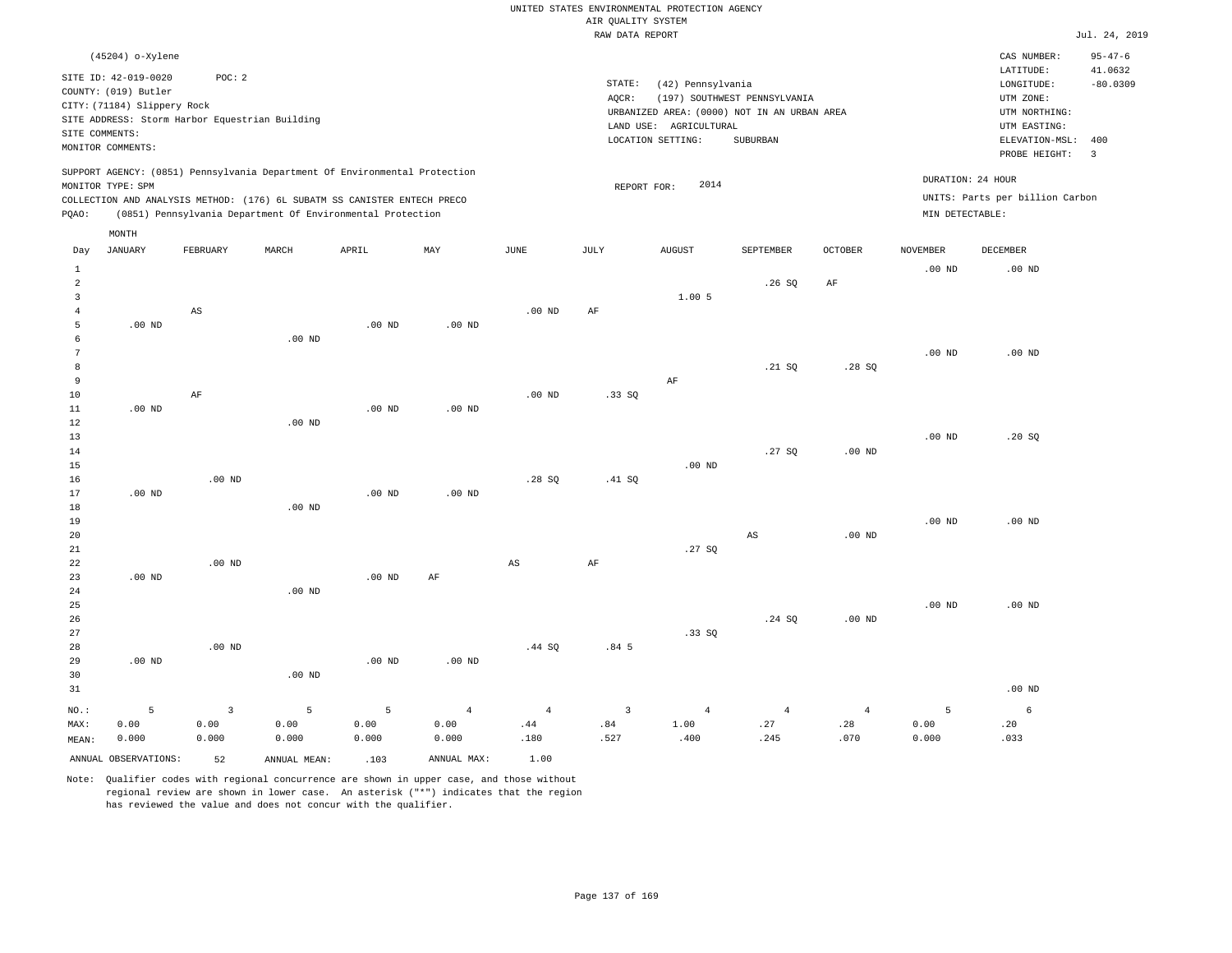UNITED STATES ENVIRONMENTAL PROTECTION AGENCY
AIR QUALITY SYSTEM
RAW DATA REPORT

Jul. 24, 2019

(45204) o-Xylene

SITE ID: 42-019-0020 POC: 2
COUNTY: (019) Butler
CITY: (71184) Slippery Rock
SITE ADDRESS: Storm Harbor Equestrian Building
SITE COMMENTS:
MONITOR COMMENTS:

STATE: (42) Pennsylvania
AQCR: (197) SOUTHWEST PENNSYLVANIA
URBANIZED AREA: (0000) NOT IN AN URBAN AREA
LAND USE: AGRICULTURAL
LOCATION SETTING: SUBURBAN

CAS NUMBER: 95-47-6
LATITUDE: 41.0632
LONGITUDE: -80.0309
UTM ZONE:
UTM NORTHING:
UTM EASTING:
ELEVATION-MSL: 400
PROBE HEIGHT: 3

SUPPORT AGENCY: (0851) Pennsylvania Department Of Environmental Protection
MONITOR TYPE: SPM
COLLECTION AND ANALYSIS METHOD: (176) 6L SUBATM SS CANISTER ENTECH PRECO
PQAO: (0851) Pennsylvania Department Of Environmental Protection

REPORT FOR: 2014

DURATION: 24 HOUR
UNITS: Parts per billion Carbon
MIN DETECTABLE:

| Day | JANUARY | FEBRUARY | MARCH | APRIL | MAY | JUNE | JULY | AUGUST | SEPTEMBER | OCTOBER | NOVEMBER | DECEMBER |
|---|---|---|---|---|---|---|---|---|---|---|---|---|
| 1 | | | | | | | | | | | .00 ND | .00 ND |
| 2 | | | | | | | | | .26 SQ | AF | | |
| 3 | | | | | | | | 1.00 5 | | | | |
| 4 | | AS | | | | .00 ND | AF | | | | | |
| 5 | .00 ND | | | .00 ND | .00 ND | | | | | | | |
| 6 | | | .00 ND | | | | | | | | | |
| 7 | | | | | | | | | | | .00 ND | .00 ND |
| 8 | | | | | | | | | .21 SQ | .28 SQ | | |
| 9 | | | | | | | | AF | | | | |
| 10 | | AF | | | | .00 ND | .33 SQ | | | | | |
| 11 | .00 ND | | | .00 ND | .00 ND | | | | | | | |
| 12 | | | .00 ND | | | | | | | | | |
| 13 | | | | | | | | | | | .00 ND | .20 SQ |
| 14 | | | | | | | | | .27 SQ | .00 ND | | |
| 15 | | | | | | | | .00 ND | | | | |
| 16 | | .00 ND | | | | .28 SQ | .41 SQ | | | | | |
| 17 | .00 ND | | | .00 ND | .00 ND | | | | | | | |
| 18 | | | .00 ND | | | | | | | | | |
| 19 | | | | | | | | | | | .00 ND | .00 ND |
| 20 | | | | | | | | | AS | .00 ND | | |
| 21 | | | | | | | | .27 SQ | | | | |
| 22 | | .00 ND | | | | AS | AF | | | | | |
| 23 | .00 ND | | | .00 ND | AF | | | | | | | |
| 24 | | | .00 ND | | | | | | | | | |
| 25 | | | | | | | | | | | .00 ND | .00 ND |
| 26 | | | | | | | | | .24 SQ | .00 ND | | |
| 27 | | | | | | | | .33 SQ | | | | |
| 28 | | .00 ND | | | | .44 SQ | .84 5 | | | | | |
| 29 | .00 ND | | | .00 ND | .00 ND | | | | | | | |
| 30 | | | .00 ND | | | | | | | | | |
| 31 | | | | | | | | | | | | .00 ND |
| NO.: | 5 | 3 | 5 | 5 | 4 | 4 | 3 | 4 | 4 | 4 | 5 | 6 |
| MAX: | 0.00 | 0.00 | 0.00 | 0.00 | 0.00 | .44 | .84 | 1.00 | .27 | .28 | 0.00 | .20 |
| MEAN: | 0.000 | 0.000 | 0.000 | 0.000 | 0.000 | .180 | .527 | .400 | .245 | .070 | 0.000 | .033 |

ANNUAL OBSERVATIONS: 52 ANNUAL MEAN: .103 ANNUAL MAX: 1.00

Note: Qualifier codes with regional concurrence are shown in upper case, and those without regional review are shown in lower case. An asterisk ("*") indicates that the region has reviewed the value and does not concur with the qualifier.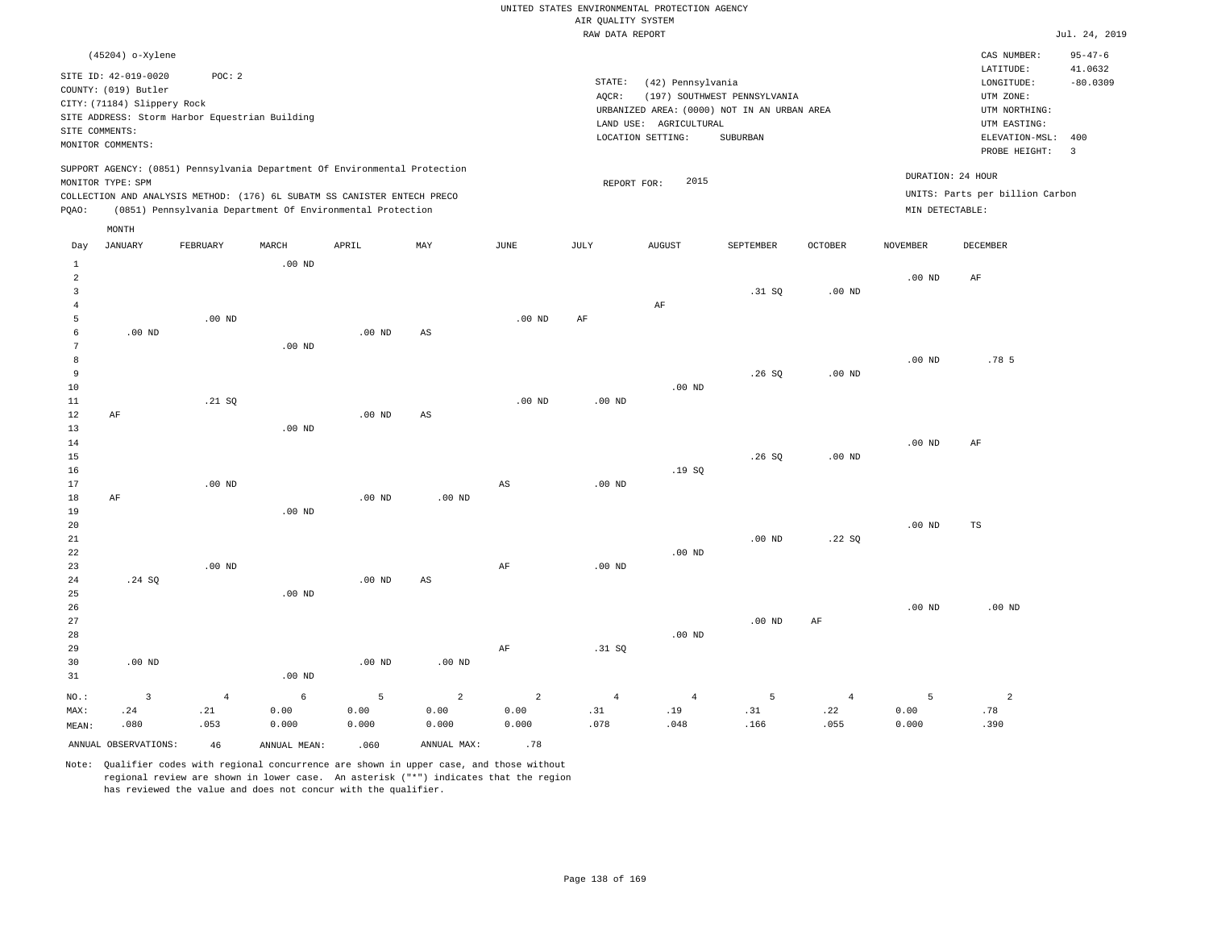UNITED STATES ENVIRONMENTAL PROTECTION AGENCY
AIR QUALITY SYSTEM
RAW DATA REPORT

Jul. 24, 2019

(45204) o-Xylene

SITE ID: 42-019-0020 POC: 2
COUNTY: (019) Butler
CITY: (71184) Slippery Rock
SITE ADDRESS: Storm Harbor Equestrian Building
SITE COMMENTS:
MONITOR COMMENTS:

STATE: (42) Pennsylvania
AQCR: (197) SOUTHWEST PENNSYLVANIA
URBANIZED AREA: (0000) NOT IN AN URBAN AREA
LAND USE: AGRICULTURAL
LOCATION SETTING: SUBURBAN

CAS NUMBER: 95-47-6
LATITUDE: 41.0632
LONGITUDE: -80.0309
UTM ZONE:
UTM NORTHING:
UTM EASTING:
ELEVATION-MSL: 400
PROBE HEIGHT: 3

SUPPORT AGENCY: (0851) Pennsylvania Department Of Environmental Protection
MONITOR TYPE: SPM
COLLECTION AND ANALYSIS METHOD: (176) 6L SUBATM SS CANISTER ENTECH PRECO
PQAO: (0851) Pennsylvania Department Of Environmental Protection

REPORT FOR: 2015

DURATION: 24 HOUR
UNITS: Parts per billion Carbon
MIN DETECTABLE:

| Day | JANUARY | FEBRUARY | MARCH | APRIL | MAY | JUNE | JULY | AUGUST | SEPTEMBER | OCTOBER | NOVEMBER | DECEMBER |
|---|---|---|---|---|---|---|---|---|---|---|---|---|
| 1 | | | .00 ND | | | | | | | | | |
| 2 | | | | | | | | | | | .00 ND | AF |
| 3 | | | | | | | | | .31 SQ | .00 ND | | |
| 4 | | | | | | | | AF | | | | |
| 5 | | .00 ND | | | | .00 ND | AF | | | | | |
| 6 | .00 ND | | | .00 ND | AS | | | | | | | |
| 7 | | | .00 ND | | | | | | | | | |
| 8 | | | | | | | | | | | .00 ND | .78 5 |
| 9 | | | | | | | | | .26 SQ | .00 ND | | |
| 10 | | | | | | | | .00 ND | | | | |
| 11 | | .21 SQ | | | | .00 ND | .00 ND | | | | | |
| 12 | AF | | | .00 ND | AS | | | | | | | |
| 13 | | | .00 ND | | | | | | | | | |
| 14 | | | | | | | | | | | .00 ND | AF |
| 15 | | | | | | | | | .26 SQ | .00 ND | | |
| 16 | | | | | | | | .19 SQ | | | | |
| 17 | | .00 ND | | | | AS | .00 ND | | | | | |
| 18 | AF | | | .00 ND | .00 ND | | | | | | | |
| 19 | | | .00 ND | | | | | | | | | |
| 20 | | | | | | | | | | | .00 ND | TS |
| 21 | | | | | | | | | .00 ND | .22 SQ | | |
| 22 | | | | | | | | .00 ND | | | | |
| 23 | | .00 ND | | | | AF | .00 ND | | | | | |
| 24 | .24 SQ | | | .00 ND | AS | | | | | | | |
| 25 | | | .00 ND | | | | | | | | | |
| 26 | | | | | | | | | | | .00 ND | .00 ND |
| 27 | | | | | | | | | .00 ND | AF | | |
| 28 | | | | | | | | .00 ND | | | | |
| 29 | | | | | | AF | .31 SQ | | | | | |
| 30 | .00 ND | | | .00 ND | .00 ND | | | | | | | |
| 31 | | | .00 ND | | | | | | | | | |
| NO.: | 3 | 4 | 6 | 5 | 2 | 2 | 4 | 4 | 5 | 4 | 5 | 2 |
| MAX: | .24 | .21 | 0.00 | 0.00 | 0.00 | 0.00 | .31 | .19 | .31 | .22 | 0.00 | .78 |
| MEAN: | .080 | .053 | 0.000 | 0.000 | 0.000 | 0.000 | .078 | .048 | .166 | .055 | 0.000 | .390 |

ANNUAL OBSERVATIONS: 46 ANNUAL MEAN: .060 ANNUAL MAX: .78

Note: Qualifier codes with regional concurrence are shown in upper case, and those without regional review are shown in lower case. An asterisk ("*") indicates that the region has reviewed the value and does not concur with the qualifier.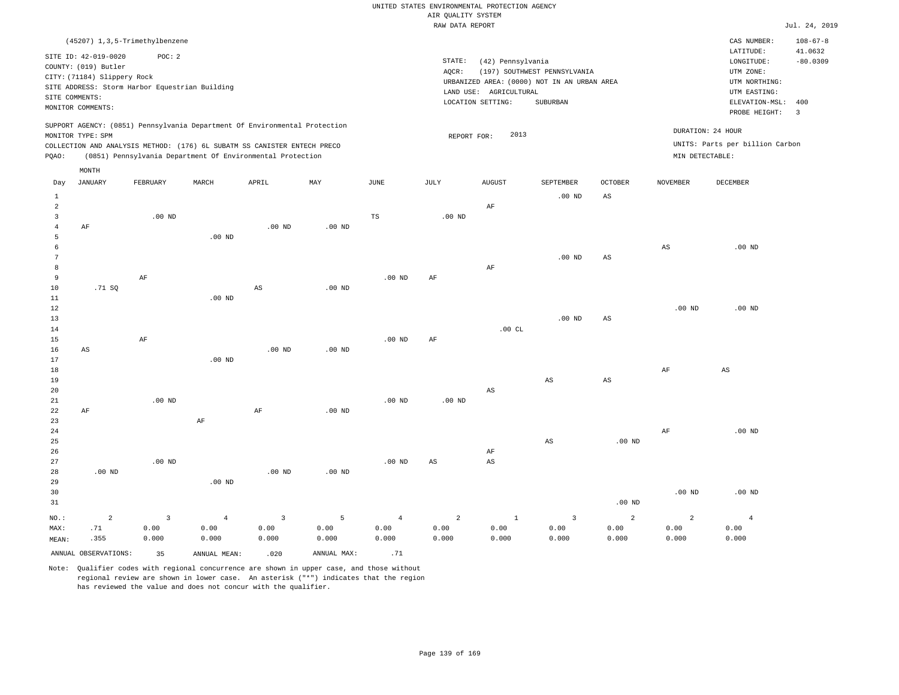UNITED STATES ENVIRONMENTAL PROTECTION AGENCY
AIR QUALITY SYSTEM
RAW DATA REPORT

Jul. 24, 2019

(45207) 1,3,5-Trimethylbenzene

SITE ID: 42-019-0020 POC: 2
COUNTY: (019) Butler
CITY: (71184) Slippery Rock
SITE ADDRESS: Storm Harbor Equestrian Building
SITE COMMENTS:
MONITOR COMMENTS:

STATE: (42) Pennsylvania
AQCR: (197) SOUTHWEST PENNSYLVANIA
URBANIZED AREA: (0000) NOT IN AN URBAN AREA
LAND USE: AGRICULTURAL
LOCATION SETTING: SUBURBAN

CAS NUMBER: 108-67-8
LATITUDE: 41.0632
LONGITUDE: -80.0309
UTM ZONE:
UTM NORTHING:
UTM EASTING:
ELEVATION-MSL: 400
PROBE HEIGHT: 3

SUPPORT AGENCY: (0851) Pennsylvania Department Of Environmental Protection
MONITOR TYPE: SPM
COLLECTION AND ANALYSIS METHOD: (176) 6L SUBATM SS CANISTER ENTECH PRECO
PQAO: (0851) Pennsylvania Department Of Environmental Protection

REPORT FOR: 2013

DURATION: 24 HOUR
UNITS: Parts per billion Carbon
MIN DETECTABLE:

| Day | JANUARY | FEBRUARY | MARCH | APRIL | MAY | JUNE | JULY | AUGUST | SEPTEMBER | OCTOBER | NOVEMBER | DECEMBER |
|---|---|---|---|---|---|---|---|---|---|---|---|---|
| 1 | | | | | | | | | .00 ND | AS | | |
| 2 | | | | | | | | AF | | | | |
| 3 | | .00 ND | | | | TS | .00 ND | | | | | |
| 4 | AF | | | .00 ND | .00 ND | | | | | | | |
| 5 | | | .00 ND | | | | | | | | | |
| 6 | | | | | | | | | | | AS | .00 ND |
| 7 | | | | | | | | | .00 ND | AS | | |
| 8 | | | | | | | | AF | | | | |
| 9 | | AF | | | | .00 ND | AF | | | | | |
| 10 | .71 SQ | | | AS | .00 ND | | | | | | | |
| 11 | | | .00 ND | | | | | | | | | |
| 12 | | | | | | | | | | | .00 ND | .00 ND |
| 13 | | | | | | | | | .00 ND | AS | | |
| 14 | | | | | | | | .00 CL | | | | |
| 15 | | AF | | | | .00 ND | AF | | | | | |
| 16 | AS | | | .00 ND | .00 ND | | | | | | | |
| 17 | | | .00 ND | | | | | | | | | |
| 18 | | | | | | | | | | | AF | AS |
| 19 | | | | | | | | | AS | AS | | |
| 20 | | | | | | | | AS | | | | |
| 21 | | .00 ND | | | | .00 ND | .00 ND | | | | | |
| 22 | AF | | | AF | .00 ND | | | | | | | |
| 23 | | | AF | | | | | | | | | |
| 24 | | | | | | | | | | | AF | .00 ND |
| 25 | | | | | | | | | AS | .00 ND | | |
| 26 | | | | | | | | AF | | | | |
| 27 | | .00 ND | | | | .00 ND | AS | AS | | | | |
| 28 | .00 ND | | | .00 ND | .00 ND | | | | | | | |
| 29 | | | .00 ND | | | | | | | | | |
| 30 | | | | | | | | | | | .00 ND | .00 ND |
| 31 | | | | | | | | | | .00 ND | | |
| NO.: | 2 | 3 | 4 | 3 | 5 | 4 | 2 | 1 | 3 | 2 | 2 | 4 |
| MAX: | .71 | 0.00 | 0.00 | 0.00 | 0.00 | 0.00 | 0.00 | 0.00 | 0.00 | 0.00 | 0.00 | 0.00 |
| MEAN: | .355 | 0.000 | 0.000 | 0.000 | 0.000 | 0.000 | 0.000 | 0.000 | 0.000 | 0.000 | 0.000 | 0.000 |

ANNUAL OBSERVATIONS: 35 ANNUAL MEAN: .020 ANNUAL MAX: .71

Note: Qualifier codes with regional concurrence are shown in upper case, and those without regional review are shown in lower case. An asterisk ("*") indicates that the region has reviewed the value and does not concur with the qualifier.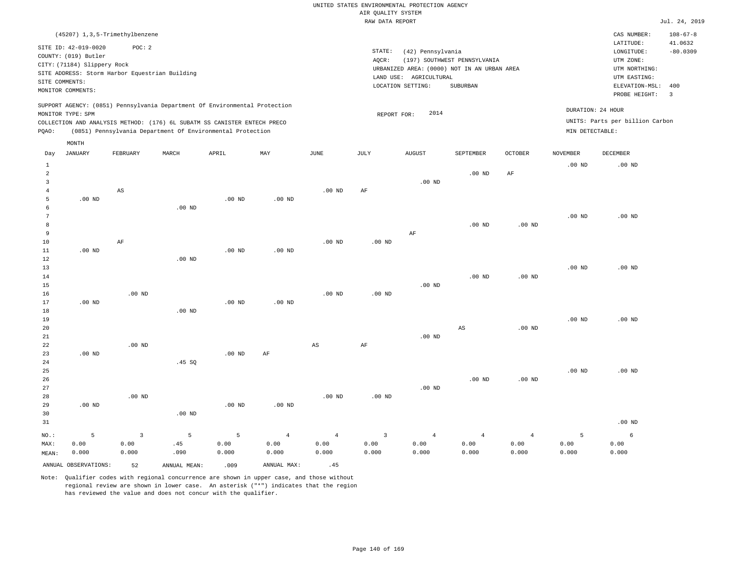UNITED STATES ENVIRONMENTAL PROTECTION AGENCY
AIR QUALITY SYSTEM
RAW DATA REPORT

Jul. 24, 2019

(45207) 1,3,5-Trimethylbenzene

SITE ID: 42-019-0020 POC: 2
COUNTY: (019) Butler
CITY: (71184) Slippery Rock
SITE ADDRESS: Storm Harbor Equestrian Building
SITE COMMENTS:
MONITOR COMMENTS:

STATE: (42) Pennsylvania
AQCR: (197) SOUTHWEST PENNSYLVANIA
URBANIZED AREA: (0000) NOT IN AN URBAN AREA
LAND USE: AGRICULTURAL
LOCATION SETTING: SUBURBAN

CAS NUMBER: 108-67-8
LATITUDE: 41.0632
LONGITUDE: -80.0309
UTM ZONE:
UTM NORTHING:
UTM EASTING:
ELEVATION-MSL: 400
PROBE HEIGHT: 3

SUPPORT AGENCY: (0851) Pennsylvania Department Of Environmental Protection
MONITOR TYPE: SPM
COLLECTION AND ANALYSIS METHOD: (176) 6L SUBATM SS CANISTER ENTECH PRECO
PQAO: (0851) Pennsylvania Department Of Environmental Protection

REPORT FOR: 2014

DURATION: 24 HOUR
UNITS: Parts per billion Carbon
MIN DETECTABLE:

| Day | JANUARY | FEBRUARY | MARCH | APRIL | MAY | JUNE | JULY | AUGUST | SEPTEMBER | OCTOBER | NOVEMBER | DECEMBER |
|---|---|---|---|---|---|---|---|---|---|---|---|---|
| 1 | | | | | | | | | | | .00 ND | .00 ND |
| 2 | | | | | | | | | .00 ND | AF | | |
| 3 | | | | | | | | .00 ND | | | | |
| 4 | | AS | | | | .00 ND | AF | | | | | |
| 5 | .00 ND | | | .00 ND | .00 ND | | | | | | | |
| 6 | | | .00 ND | | | | | | | | | |
| 7 | | | | | | | | | | | .00 ND | .00 ND |
| 8 | | | | | | | | | .00 ND | .00 ND | | |
| 9 | | | | | | | | AF | | | | |
| 10 | | AF | | | | .00 ND | .00 ND | | | | | |
| 11 | .00 ND | | | .00 ND | .00 ND | | | | | | | |
| 12 | | | .00 ND | | | | | | | | | |
| 13 | | | | | | | | | | | .00 ND | .00 ND |
| 14 | | | | | | | | | .00 ND | .00 ND | | |
| 15 | | | | | | | | .00 ND | | | | |
| 16 | | .00 ND | | | | .00 ND | .00 ND | | | | | |
| 17 | .00 ND | | | .00 ND | .00 ND | | | | | | | |
| 18 | | | .00 ND | | | | | | | | | |
| 19 | | | | | | | | | | | .00 ND | .00 ND |
| 20 | | | | | | | | | AS | .00 ND | | |
| 21 | | | | | | | | .00 ND | | | | |
| 22 | | .00 ND | | | | AS | AF | | | | | |
| 23 | .00 ND | | | .00 ND | AF | | | | | | | |
| 24 | | | .45 SQ | | | | | | | | | |
| 25 | | | | | | | | | | | .00 ND | .00 ND |
| 26 | | | | | | | | | .00 ND | .00 ND | | |
| 27 | | | | | | | | .00 ND | | | | |
| 28 | | .00 ND | | | | .00 ND | .00 ND | | | | | |
| 29 | .00 ND | | | .00 ND | .00 ND | | | | | | | |
| 30 | | | .00 ND | | | | | | | | | |
| 31 | | | | | | | | | | | | .00 ND |
| NO.: | 5 | 3 | 5 | 5 | 4 | 4 | 3 | 4 | 4 | 4 | 5 | 6 |
| MAX: | 0.00 | 0.00 | .45 | 0.00 | 0.00 | 0.00 | 0.00 | 0.00 | 0.00 | 0.00 | 0.00 | 0.00 |
| MEAN: | 0.000 | 0.000 | .090 | 0.000 | 0.000 | 0.000 | 0.000 | 0.000 | 0.000 | 0.000 | 0.000 | 0.000 |

ANNUAL OBSERVATIONS: 52 ANNUAL MEAN: .009 ANNUAL MAX: .45

Note: Qualifier codes with regional concurrence are shown in upper case, and those without regional review are shown in lower case. An asterisk ("*") indicates that the region has reviewed the value and does not concur with the qualifier.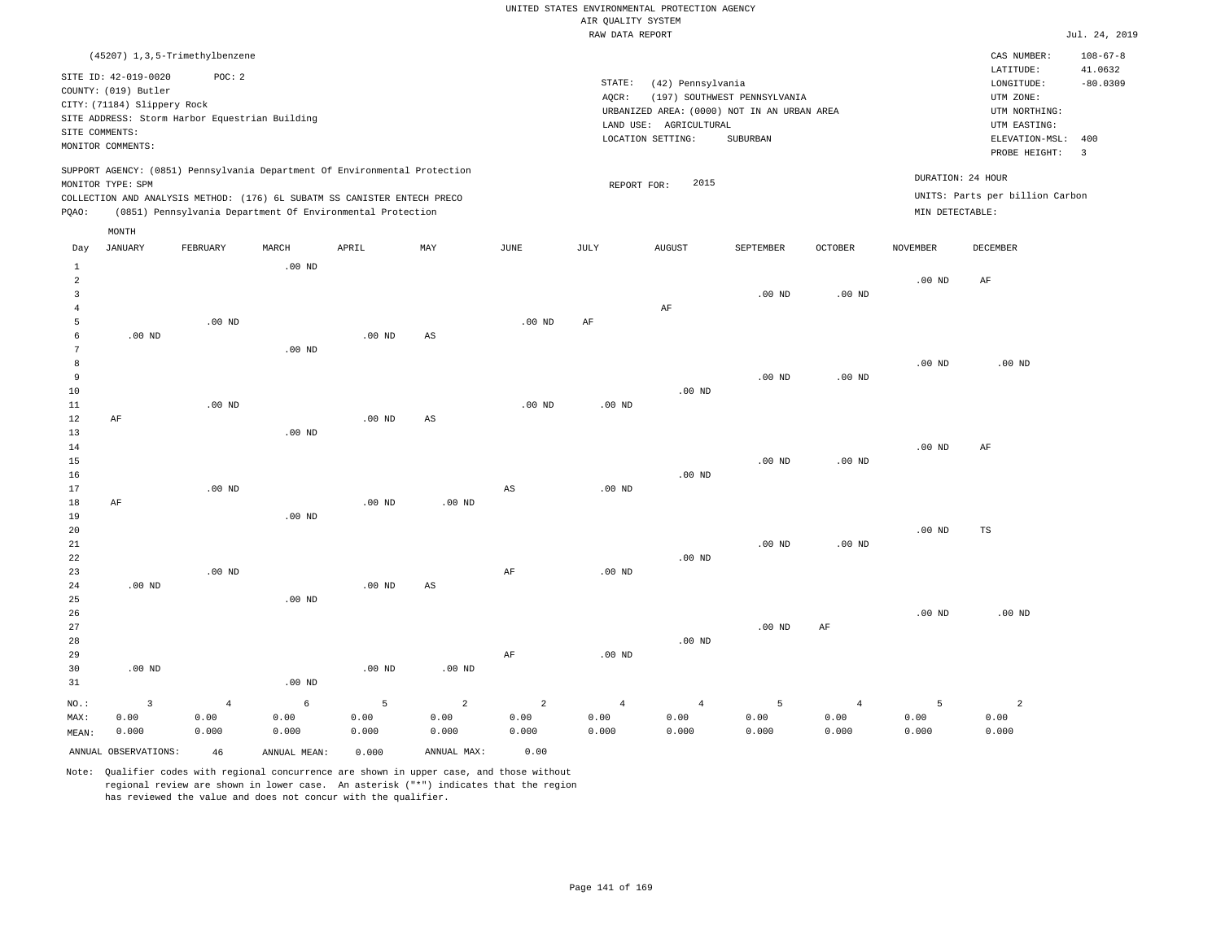UNITED STATES ENVIRONMENTAL PROTECTION AGENCY
AIR QUALITY SYSTEM
RAW DATA REPORT

Jul. 24, 2019

(45207) 1,3,5-Trimethylbenzene

SITE ID: 42-019-0020 POC: 2
COUNTY: (019) Butler
CITY: (71184) Slippery Rock
SITE ADDRESS: Storm Harbor Equestrian Building
SITE COMMENTS:
MONITOR COMMENTS:

STATE: (42) Pennsylvania
AQCR: (197) SOUTHWEST PENNSYLVANIA
URBANIZED AREA: (0000) NOT IN AN URBAN AREA
LAND USE: AGRICULTURAL
LOCATION SETTING: SUBURBAN

CAS NUMBER: 108-67-8
LATITUDE: 41.0632
LONGITUDE: -80.0309
UTM ZONE:
UTM NORTHING:
UTM EASTING:
ELEVATION-MSL: 400
PROBE HEIGHT: 3

SUPPORT AGENCY: (0851) Pennsylvania Department Of Environmental Protection
MONITOR TYPE: SPM
COLLECTION AND ANALYSIS METHOD: (176) 6L SUBATM SS CANISTER ENTECH PRECO
PQAO: (0851) Pennsylvania Department Of Environmental Protection

REPORT FOR: 2015

DURATION: 24 HOUR
UNITS: Parts per billion Carbon
MIN DETECTABLE:

| Day | JANUARY | FEBRUARY | MARCH | APRIL | MAY | JUNE | JULY | AUGUST | SEPTEMBER | OCTOBER | NOVEMBER | DECEMBER |
|---|---|---|---|---|---|---|---|---|---|---|---|---|
| 1 | | | .00 ND | | | | | | | | | |
| 2 | | | | | | | | | | | .00 ND | AF |
| 3 | | | | | | | | | .00 ND | .00 ND | | |
| 4 | | | | | | | | AF | | | | |
| 5 | | .00 ND | | | | .00 ND | AF | | | | | |
| 6 | .00 ND | | | .00 ND | AS | | | | | | | |
| 7 | | | .00 ND | | | | | | | | | |
| 8 | | | | | | | | | | | .00 ND | .00 ND |
| 9 | | | | | | | | | .00 ND | .00 ND | | |
| 10 | | | | | | | | .00 ND | | | | |
| 11 | | .00 ND | | | | .00 ND | .00 ND | | | | | |
| 12 | AF | | | .00 ND | AS | | | | | | | |
| 13 | | | .00 ND | | | | | | | | | |
| 14 | | | | | | | | | | | .00 ND | AF |
| 15 | | | | | | | | | .00 ND | .00 ND | | |
| 16 | | | | | | | | .00 ND | | | | |
| 17 | | .00 ND | | | | AS | .00 ND | | | | | |
| 18 | AF | | | .00 ND | .00 ND | | | | | | | |
| 19 | | | .00 ND | | | | | | | | | |
| 20 | | | | | | | | | | | .00 ND | TS |
| 21 | | | | | | | | | .00 ND | .00 ND | | |
| 22 | | | | | | | | .00 ND | | | | |
| 23 | | .00 ND | | | | AF | .00 ND | | | | | |
| 24 | .00 ND | | | .00 ND | AS | | | | | | | |
| 25 | | | .00 ND | | | | | | | | | |
| 26 | | | | | | | | | | | .00 ND | .00 ND |
| 27 | | | | | | | | | .00 ND | AF | | |
| 28 | | | | | | | | .00 ND | | | | |
| 29 | | | | | | AF | .00 ND | | | | | |
| 30 | .00 ND | | | .00 ND | .00 ND | | | | | | | |
| 31 | | | .00 ND | | | | | | | | | |
| NO.: | 3 | 4 | 6 | 5 | 2 | 2 | 4 | 4 | 5 | 4 | 5 | 2 |
| MAX: | 0.00 | 0.00 | 0.00 | 0.00 | 0.00 | 0.00 | 0.00 | 0.00 | 0.00 | 0.00 | 0.00 | 0.00 |
| MEAN: | 0.000 | 0.000 | 0.000 | 0.000 | 0.000 | 0.000 | 0.000 | 0.000 | 0.000 | 0.000 | 0.000 | 0.000 |

ANNUAL OBSERVATIONS: 46 ANNUAL MEAN: 0.000 ANNUAL MAX: 0.00

Note: Qualifier codes with regional concurrence are shown in upper case, and those without regional review are shown in lower case. An asterisk ("*") indicates that the region has reviewed the value and does not concur with the qualifier.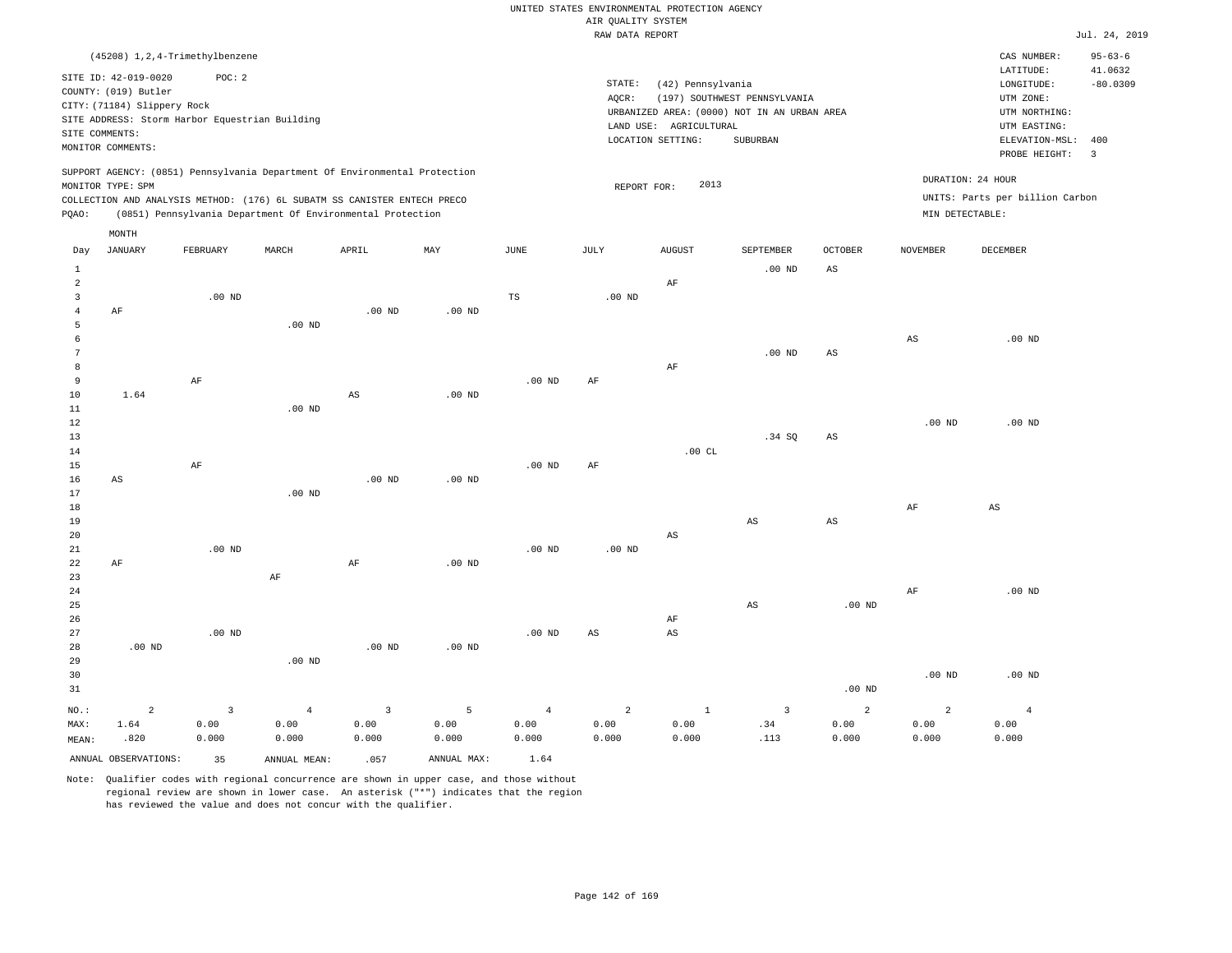UNITED STATES ENVIRONMENTAL PROTECTION AGENCY
AIR QUALITY SYSTEM
RAW DATA REPORT

Jul. 24, 2019

(45208) 1,2,4-Trimethylbenzene

SITE ID: 42-019-0020 POC: 2
COUNTY: (019) Butler
CITY: (71184) Slippery Rock
SITE ADDRESS: Storm Harbor Equestrian Building
SITE COMMENTS:
MONITOR COMMENTS:

STATE: (42) Pennsylvania
AQCR: (197) SOUTHWEST PENNSYLVANIA
URBANIZED AREA: (0000) NOT IN AN URBAN AREA
LAND USE: AGRICULTURAL
LOCATION SETTING: SUBURBAN

CAS NUMBER: 95-63-6
LATITUDE: 41.0632
LONGITUDE: -80.0309
UTM ZONE:
UTM NORTHING:
UTM EASTING:
ELEVATION-MSL: 400
PROBE HEIGHT: 3

SUPPORT AGENCY: (0851) Pennsylvania Department Of Environmental Protection
MONITOR TYPE: SPM
COLLECTION AND ANALYSIS METHOD: (176) 6L SUBATM SS CANISTER ENTECH PRECO
PQAO: (0851) Pennsylvania Department Of Environmental Protection

REPORT FOR: 2013

DURATION: 24 HOUR
UNITS: Parts per billion Carbon
MIN DETECTABLE:

| Day | JANUARY | FEBRUARY | MARCH | APRIL | MAY | JUNE | JULY | AUGUST | SEPTEMBER | OCTOBER | NOVEMBER | DECEMBER |
|---|---|---|---|---|---|---|---|---|---|---|---|---|
| 1 | | | | | | | | | .00 ND | AS | | |
| 2 | | | | | | | | AF | | | | |
| 3 | | .00 ND | | | | TS | .00 ND | | | | | |
| 4 | AF | | | .00 ND | .00 ND | | | | | | | |
| 5 | | | .00 ND | | | | | | | | | |
| 6 | | | | | | | | | | | AS | .00 ND |
| 7 | | | | | | | | | .00 ND | AS | | |
| 8 | | | | | | | | AF | | | | |
| 9 | | AF | | | | .00 ND | AF | | | | | |
| 10 | 1.64 | | | AS | .00 ND | | | | | | | |
| 11 | | | .00 ND | | | | | | | | | |
| 12 | | | | | | | | | | | .00 ND | .00 ND |
| 13 | | | | | | | | | .34 SQ | AS | | |
| 14 | | | | | | | | .00 CL | | | | |
| 15 | | AF | | | | .00 ND | AF | | | | | |
| 16 | AS | | | .00 ND | .00 ND | | | | | | | |
| 17 | | | .00 ND | | | | | | | | | |
| 18 | | | | | | | | | | | AF | AS |
| 19 | | | | | | | | | AS | AS | | |
| 20 | | | | | | | | AS | | | | |
| 21 | | .00 ND | | | | .00 ND | .00 ND | | | | | |
| 22 | AF | | | AF | .00 ND | | | | | | | |
| 23 | | | AF | | | | | | | | | |
| 24 | | | | | | | | | | | AF | .00 ND |
| 25 | | | | | | | | | AS | .00 ND | | |
| 26 | | | | | | | | AF | | | | |
| 27 | | .00 ND | | | | .00 ND | AS | AS | | | | |
| 28 | .00 ND | | | .00 ND | .00 ND | | | | | | | |
| 29 | | | .00 ND | | | | | | | | | |
| 30 | | | | | | | | | | | .00 ND | .00 ND |
| 31 | | | | | | | | | | .00 ND | | |
| NO.: | 2 | 3 | 4 | 3 | 5 | 4 | 2 | 1 | 3 | 2 | 2 | 4 |
| MAX: | 1.64 | 0.00 | 0.00 | 0.00 | 0.00 | 0.00 | 0.00 | 0.00 | .34 | 0.00 | 0.00 | 0.00 |
| MEAN: | .820 | 0.000 | 0.000 | 0.000 | 0.000 | 0.000 | 0.000 | 0.000 | .113 | 0.000 | 0.000 | 0.000 |

ANNUAL OBSERVATIONS: 35 ANNUAL MEAN: .057 ANNUAL MAX: 1.64

Note: Qualifier codes with regional concurrence are shown in upper case, and those without regional review are shown in lower case. An asterisk ("*") indicates that the region has reviewed the value and does not concur with the qualifier.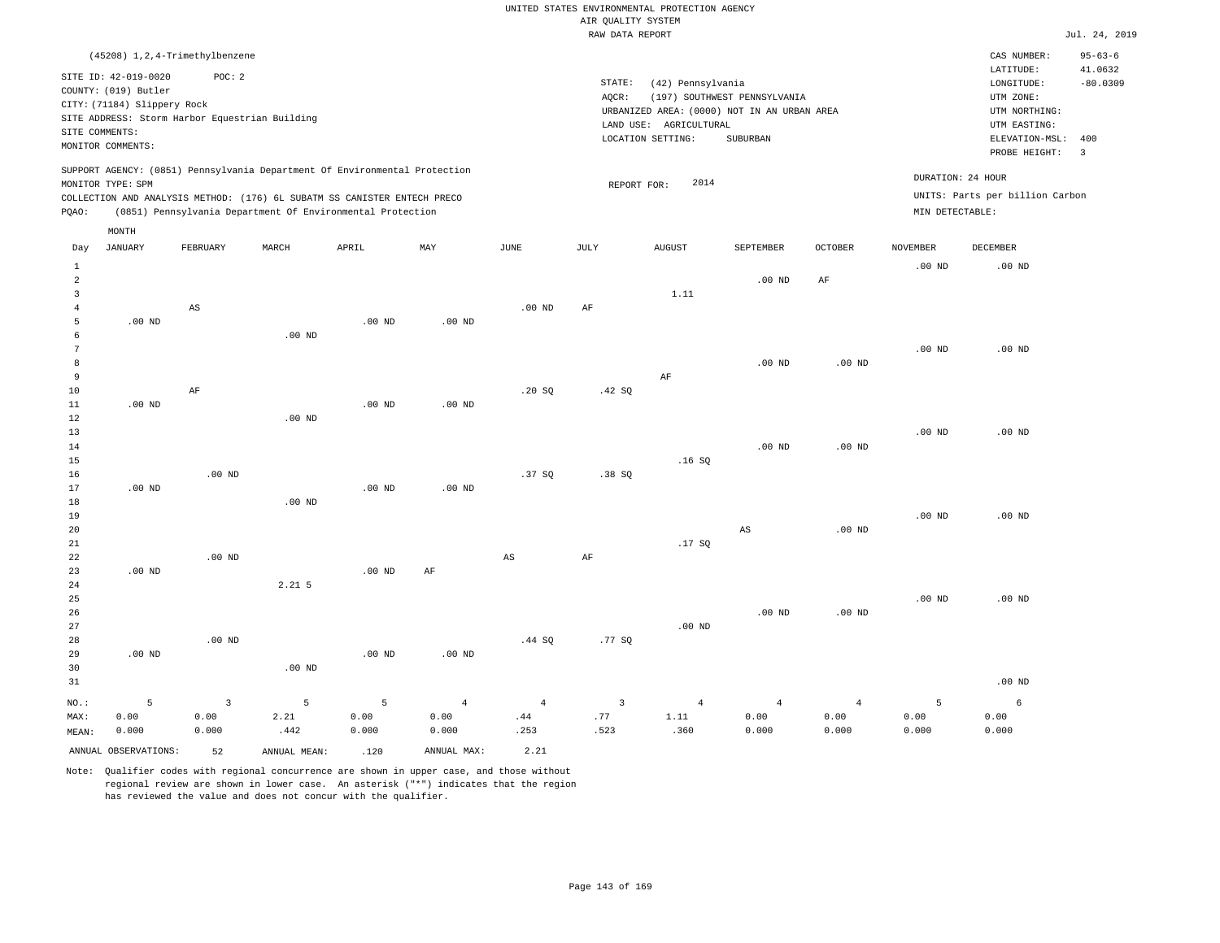UNITED STATES ENVIRONMENTAL PROTECTION AGENCY
AIR QUALITY SYSTEM
RAW DATA REPORT

Jul. 24, 2019

(45208) 1,2,4-Trimethylbenzene

SITE ID: 42-019-0020 POC: 2
COUNTY: (019) Butler
CITY: (71184) Slippery Rock
SITE ADDRESS: Storm Harbor Equestrian Building
SITE COMMENTS:
MONITOR COMMENTS:

STATE: (42) Pennsylvania
AQCR: (197) SOUTHWEST PENNSYLVANIA
URBANIZED AREA: (0000) NOT IN AN URBAN AREA
LAND USE: AGRICULTURAL
LOCATION SETTING: SUBURBAN

CAS NUMBER: 95-63-6
LATITUDE: 41.0632
LONGITUDE: -80.0309
UTM ZONE:
UTM NORTHING:
UTM EASTING:
ELEVATION-MSL: 400
PROBE HEIGHT: 3

SUPPORT AGENCY: (0851) Pennsylvania Department Of Environmental Protection
MONITOR TYPE: SPM
COLLECTION AND ANALYSIS METHOD: (176) 6L SUBATM SS CANISTER ENTECH PRECO
PQAO: (0851) Pennsylvania Department Of Environmental Protection

REPORT FOR: 2014

DURATION: 24 HOUR
UNITS: Parts per billion Carbon
MIN DETECTABLE:

| Day | JANUARY | FEBRUARY | MARCH | APRIL | MAY | JUNE | JULY | AUGUST | SEPTEMBER | OCTOBER | NOVEMBER | DECEMBER |
|---|---|---|---|---|---|---|---|---|---|---|---|---|
| 1 | | | | | | | | | | | .00 ND | .00 ND |
| 2 | | | | | | | | | .00 ND | AF | | |
| 3 | | | | | | | | 1.11 | | | | |
| 4 | | AS | | | | .00 ND | AF | | | | | |
| 5 | .00 ND | | | .00 ND | .00 ND | | | | | | | |
| 6 | | | .00 ND | | | | | | | | | |
| 7 | | | | | | | | | | | .00 ND | .00 ND |
| 8 | | | | | | | | | .00 ND | .00 ND | | |
| 9 | | | | | | | | AF | | | | |
| 10 | | AF | | | | .20 SQ | .42 SQ | | | | | |
| 11 | .00 ND | | | .00 ND | .00 ND | | | | | | | |
| 12 | | | .00 ND | | | | | | | | | |
| 13 | | | | | | | | | | | .00 ND | .00 ND |
| 14 | | | | | | | | | .00 ND | .00 ND | | |
| 15 | | | | | | | | .16 SQ | | | | |
| 16 | | .00 ND | | | | .37 SQ | .38 SQ | | | | | |
| 17 | .00 ND | | | .00 ND | .00 ND | | | | | | | |
| 18 | | | .00 ND | | | | | | | | | |
| 19 | | | | | | | | | | | .00 ND | .00 ND |
| 20 | | | | | | | | | AS | .00 ND | | |
| 21 | | | | | | | | .17 SQ | | | | |
| 22 | | .00 ND | | | | AS | AF | | | | | |
| 23 | .00 ND | | | .00 ND | AF | | | | | | | |
| 24 | | | 2.21 5 | | | | | | | | | |
| 25 | | | | | | | | | | | .00 ND | .00 ND |
| 26 | | | | | | | | | .00 ND | .00 ND | | |
| 27 | | | | | | | | .00 ND | | | | |
| 28 | | .00 ND | | | | .44 SQ | .77 SQ | | | | | |
| 29 | .00 ND | | | .00 ND | .00 ND | | | | | | | |
| 30 | | | .00 ND | | | | | | | | | |
| 31 | | | | | | | | | | | | .00 ND |
| NO.: | 5 | 3 | 5 | 5 | 4 | 4 | 3 | 4 | 4 | 4 | 5 | 6 |
| MAX: | 0.00 | 0.00 | 2.21 | 0.00 | 0.00 | .44 | .77 | 1.11 | 0.00 | 0.00 | 0.00 | 0.00 |
| MEAN: | 0.000 | 0.000 | .442 | 0.000 | 0.000 | .253 | .523 | .360 | 0.000 | 0.000 | 0.000 | 0.000 |

ANNUAL OBSERVATIONS: 52 ANNUAL MEAN: .120 ANNUAL MAX: 2.21

Note: Qualifier codes with regional concurrence are shown in upper case, and those without regional review are shown in lower case. An asterisk ("*") indicates that the region has reviewed the value and does not concur with the qualifier.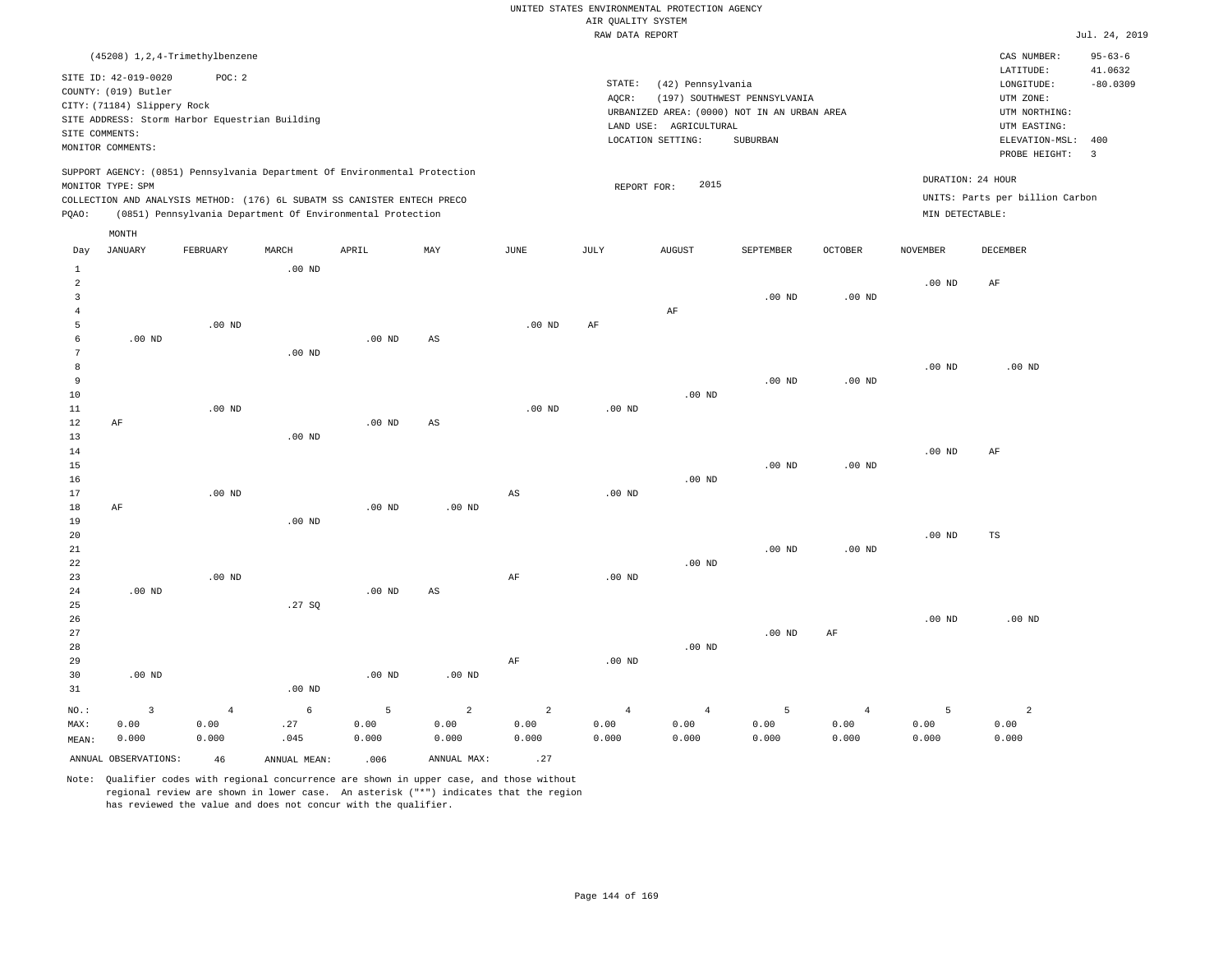UNITED STATES ENVIRONMENTAL PROTECTION AGENCY
AIR QUALITY SYSTEM
RAW DATA REPORT

Jul. 24, 2019

(45208) 1,2,4-Trimethylbenzene

SITE ID: 42-019-0020    POC: 2
COUNTY: (019) Butler
CITY: (71184) Slippery Rock
SITE ADDRESS: Storm Harbor Equestrian Building
SITE COMMENTS:
MONITOR COMMENTS:

STATE: (42) Pennsylvania
AQCR: (197) SOUTHWEST PENNSYLVANIA
URBANIZED AREA: (0000) NOT IN AN URBAN AREA
LAND USE: AGRICULTURAL
LOCATION SETTING: SUBURBAN

CAS NUMBER: 95-63-6
LATITUDE: 41.0632
LONGITUDE: -80.0309
UTM ZONE:
UTM NORTHING:
UTM EASTING:
ELEVATION-MSL: 400
PROBE HEIGHT: 3

SUPPORT AGENCY: (0851) Pennsylvania Department Of Environmental Protection
MONITOR TYPE: SPM
COLLECTION AND ANALYSIS METHOD: (176) 6L SUBATM SS CANISTER ENTECH PRECO
PQAO: (0851) Pennsylvania Department Of Environmental Protection

REPORT FOR: 2015

DURATION: 24 HOUR
UNITS: Parts per billion Carbon
MIN DETECTABLE:

| Day | JANUARY | FEBRUARY | MARCH | APRIL | MAY | JUNE | JULY | AUGUST | SEPTEMBER | OCTOBER | NOVEMBER | DECEMBER |
|---|---|---|---|---|---|---|---|---|---|---|---|---|
| 1 | | | .00 ND | | | | | | | | | |
| 2 | | | | | | | | | | | .00 ND | AF |
| 3 | | | | | | | | | .00 ND | .00 ND | | |
| 4 | | | | | | | | AF | | | | |
| 5 | | .00 ND | | | | .00 ND | AF | | | | | |
| 6 | .00 ND | | | .00 ND | AS | | | | | | | |
| 7 | | | .00 ND | | | | | | | | | |
| 8 | | | | | | | | | | | .00 ND | .00 ND |
| 9 | | | | | | | | | .00 ND | .00 ND | | |
| 10 | | | | | | | | .00 ND | | | | |
| 11 | | .00 ND | | | | .00 ND | .00 ND | | | | | |
| 12 | AF | | | .00 ND | AS | | | | | | | |
| 13 | | | .00 ND | | | | | | | | | |
| 14 | | | | | | | | | | | .00 ND | AF |
| 15 | | | | | | | | | .00 ND | .00 ND | | |
| 16 | | | | | | | | .00 ND | | | | |
| 17 | | .00 ND | | | | AS | .00 ND | | | | | |
| 18 | AF | | | .00 ND | .00 ND | | | | | | | |
| 19 | | | .00 ND | | | | | | | | | |
| 20 | | | | | | | | | | | .00 ND | TS |
| 21 | | | | | | | | | .00 ND | .00 ND | | |
| 22 | | | | | | | | .00 ND | | | | |
| 23 | | .00 ND | | | | AF | .00 ND | | | | | |
| 24 | .00 ND | | | .00 ND | AS | | | | | | | |
| 25 | | | .27 SQ | | | | | | | | | |
| 26 | | | | | | | | | | | .00 ND | .00 ND |
| 27 | | | | | | | | | .00 ND | AF | | |
| 28 | | | | | | | | .00 ND | | | | |
| 29 | | | | | | AF | .00 ND | | | | | |
| 30 | .00 ND | | | .00 ND | .00 ND | | | | | | | |
| 31 | | | .00 ND | | | | | | | | | |
| NO.: | 3 | 4 | 6 | 5 | 2 | 2 | 4 | 4 | 5 | 4 | 5 | 2 |
| MAX: | 0.00 | 0.00 | .27 | 0.00 | 0.00 | 0.00 | 0.00 | 0.00 | 0.00 | 0.00 | 0.00 | 0.00 |
| MEAN: | 0.000 | 0.000 | .045 | 0.000 | 0.000 | 0.000 | 0.000 | 0.000 | 0.000 | 0.000 | 0.000 | 0.000 |

ANNUAL OBSERVATIONS: 46    ANNUAL MEAN: .006    ANNUAL MAX: .27

Note: Qualifier codes with regional concurrence are shown in upper case, and those without regional review are shown in lower case. An asterisk ("*") indicates that the region has reviewed the value and does not concur with the qualifier.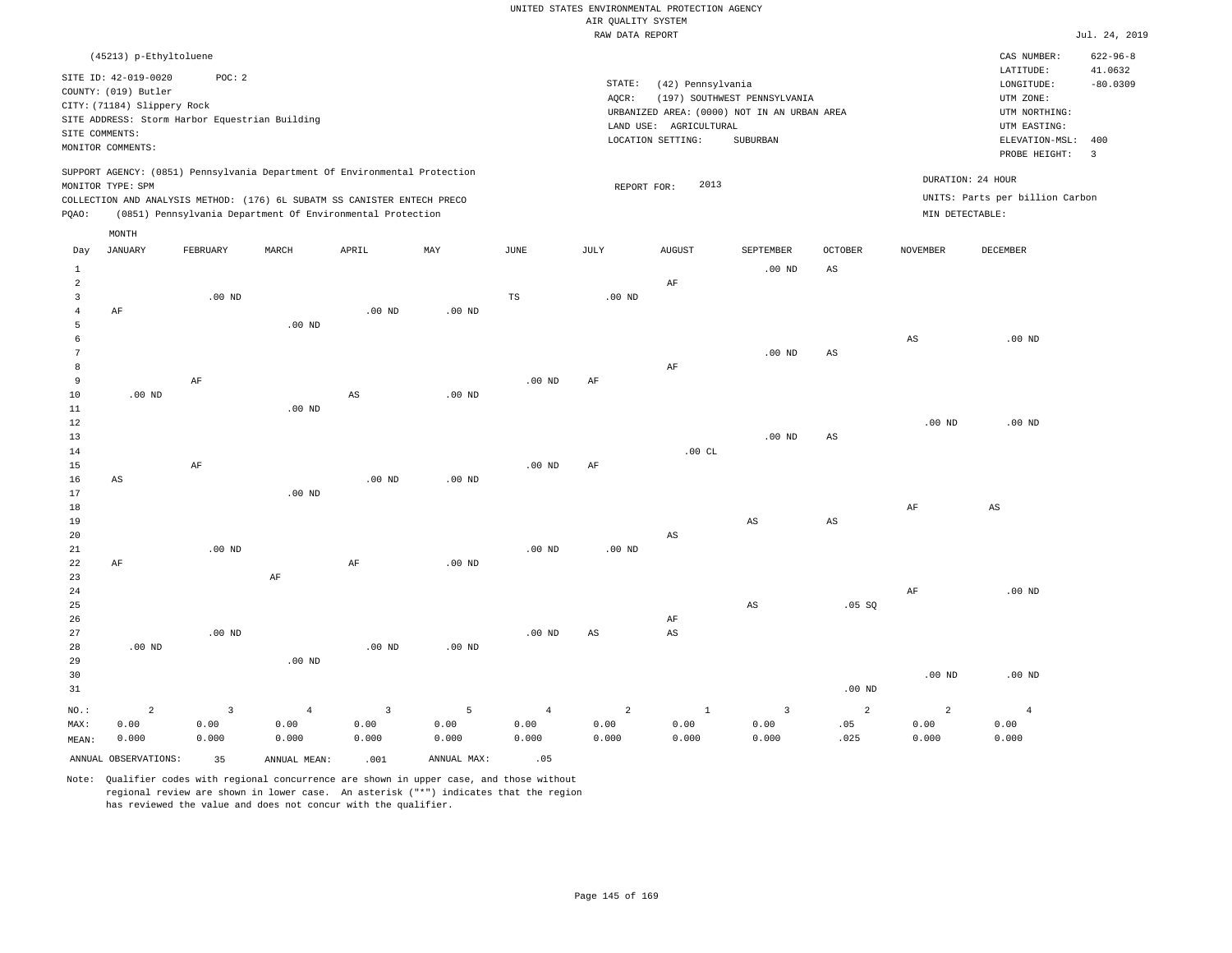UNITED STATES ENVIRONMENTAL PROTECTION AGENCY
AIR QUALITY SYSTEM
RAW DATA REPORT

Jul. 24, 2019

(45213) p-Ethyltoluene

SITE ID: 42-019-0020 POC: 2
COUNTY: (019) Butler
CITY: (71184) Slippery Rock
SITE ADDRESS: Storm Harbor Equestrian Building
SITE COMMENTS:
MONITOR COMMENTS:

STATE: (42) Pennsylvania
AQCR: (197) SOUTHWEST PENNSYLVANIA
URBANIZED AREA: (0000) NOT IN AN URBAN AREA
LAND USE: AGRICULTURAL
LOCATION SETTING: SUBURBAN

CAS NUMBER: 622-96-8
LATITUDE: 41.0632
LONGITUDE: -80.0309
UTM ZONE:
UTM NORTHING:
UTM EASTING:
ELEVATION-MSL: 400
PROBE HEIGHT: 3

SUPPORT AGENCY: (0851) Pennsylvania Department Of Environmental Protection
MONITOR TYPE: SPM
COLLECTION AND ANALYSIS METHOD: (176) 6L SUBATM SS CANISTER ENTECH PRECO
PQAO: (0851) Pennsylvania Department Of Environmental Protection

REPORT FOR: 2013

DURATION: 24 HOUR
UNITS: Parts per billion Carbon
MIN DETECTABLE:

| Day | JANUARY | FEBRUARY | MARCH | APRIL | MAY | JUNE | JULY | AUGUST | SEPTEMBER | OCTOBER | NOVEMBER | DECEMBER |
|---|---|---|---|---|---|---|---|---|---|---|---|---|
| 1 | | | | | | | | | .00 ND | AS | | |
| 2 | | | | | | | | AF | | | | |
| 3 | | .00 ND | | | | TS | .00 ND | | | | | |
| 4 | AF | | | .00 ND | .00 ND | | | | | | | |
| 5 | | | .00 ND | | | | | | | | | |
| 6 | | | | | | | | | | | AS | .00 ND |
| 7 | | | | | | | | | .00 ND | AS | | |
| 8 | | | | | | | | AF | | | | |
| 9 | | AF | | | | .00 ND | AF | | | | | |
| 10 | .00 ND | | | AS | .00 ND | | | | | | | |
| 11 | | | .00 ND | | | | | | | | | |
| 12 | | | | | | | | | | | .00 ND | .00 ND |
| 13 | | | | | | | | | .00 ND | AS | | |
| 14 | | | | | | | | .00 CL | | | | |
| 15 | | AF | | | | .00 ND | AF | | | | | |
| 16 | AS | | | .00 ND | .00 ND | | | | | | | |
| 17 | | | .00 ND | | | | | | | | | |
| 18 | | | | | | | | | | | AF | AS |
| 19 | | | | | | | | | AS | AS | | |
| 20 | | | | | | | | AS | | | | |
| 21 | | .00 ND | | | | .00 ND | .00 ND | | | | | |
| 22 | AF | | | AF | .00 ND | | | | | | | |
| 23 | | | AF | | | | | | | | | |
| 24 | | | | | | | | | | | AF | .00 ND |
| 25 | | | | | | | | | AS | .05 SQ | | |
| 26 | | | | | | | | AF | | | | |
| 27 | | .00 ND | | | | .00 ND | AS | AS | | | | |
| 28 | .00 ND | | | .00 ND | .00 ND | | | | | | | |
| 29 | | | .00 ND | | | | | | | | | |
| 30 | | | | | | | | | | | .00 ND | .00 ND |
| 31 | | | | | | | | | | .00 ND | | |
| NO.: | 2 | 3 | 4 | 3 | 5 | 4 | 2 | 1 | 3 | 2 | 2 | 4 |
| MAX: | 0.00 | 0.00 | 0.00 | 0.00 | 0.00 | 0.00 | 0.00 | 0.00 | 0.00 | .05 | 0.00 | 0.00 |
| MEAN: | 0.000 | 0.000 | 0.000 | 0.000 | 0.000 | 0.000 | 0.000 | 0.000 | 0.000 | .025 | 0.000 | 0.000 |

ANNUAL OBSERVATIONS: 35 ANNUAL MEAN: .001 ANNUAL MAX: .05

Note: Qualifier codes with regional concurrence are shown in upper case, and those without regional review are shown in lower case. An asterisk ("*") indicates that the region has reviewed the value and does not concur with the qualifier.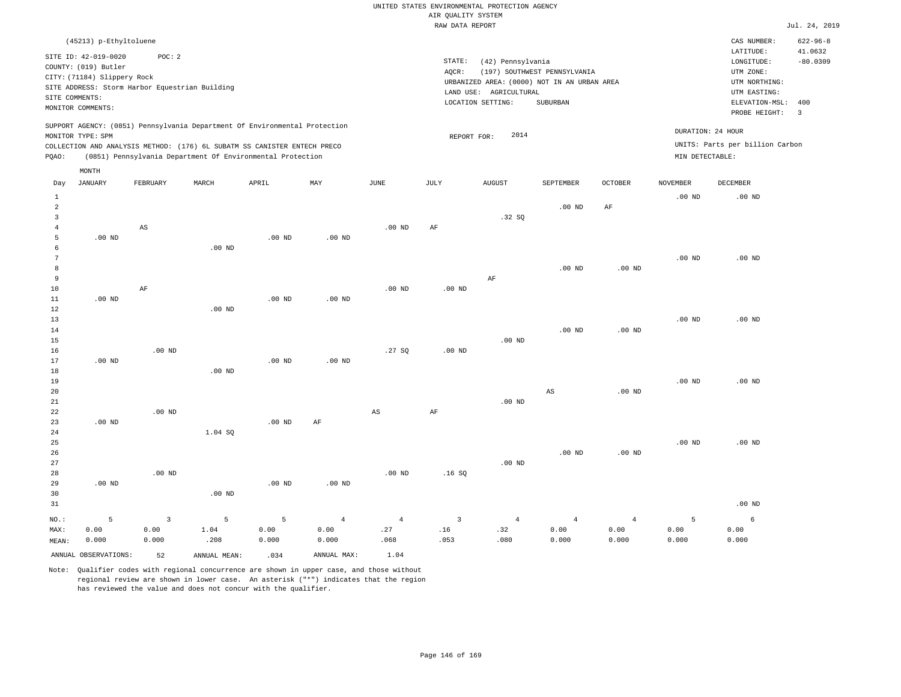UNITED STATES ENVIRONMENTAL PROTECTION AGENCY
AIR QUALITY SYSTEM
RAW DATA REPORT

Jul. 24, 2019

(45213) p-Ethyltoluene

SITE ID: 42-019-0020 POC: 2
COUNTY: (019) Butler
CITY: (71184) Slippery Rock
SITE ADDRESS: Storm Harbor Equestrian Building
SITE COMMENTS:
MONITOR COMMENTS:

STATE: (42) Pennsylvania
AQCR: (197) SOUTHWEST PENNSYLVANIA
URBANIZED AREA: (0000) NOT IN AN URBAN AREA
LAND USE: AGRICULTURAL
LOCATION SETTING: SUBURBAN

CAS NUMBER: 622-96-8
LATITUDE: 41.0632
LONGITUDE: -80.0309
UTM ZONE:
UTM NORTHING:
UTM EASTING:
ELEVATION-MSL: 400
PROBE HEIGHT: 3

SUPPORT AGENCY: (0851) Pennsylvania Department Of Environmental Protection
MONITOR TYPE: SPM
COLLECTION AND ANALYSIS METHOD: (176) 6L SUBATM SS CANISTER ENTECH PRECO
PQAO: (0851) Pennsylvania Department Of Environmental Protection

REPORT FOR: 2014

DURATION: 24 HOUR
UNITS: Parts per billion Carbon
MIN DETECTABLE:

| Day | JANUARY | FEBRUARY | MARCH | APRIL | MAY | JUNE | JULY | AUGUST | SEPTEMBER | OCTOBER | NOVEMBER | DECEMBER |
|---|---|---|---|---|---|---|---|---|---|---|---|---|
| 1 | | | | | | | | | | | .00 ND | .00 ND |
| 2 | | | | | | | | | .00 ND | AF | | |
| 3 | | | | | | | | .32 SQ | | | | |
| 4 | | AS | | | | .00 ND | AF | | | | | |
| 5 | .00 ND | | | .00 ND | .00 ND | | | | | | | |
| 6 | | | .00 ND | | | | | | | | | |
| 7 | | | | | | | | | | | .00 ND | .00 ND |
| 8 | | | | | | | | | .00 ND | .00 ND | | |
| 9 | | | | | | | | AF | | | | |
| 10 | | AF | | | | .00 ND | .00 ND | | | | | |
| 11 | .00 ND | | | .00 ND | .00 ND | | | | | | | |
| 12 | | | .00 ND | | | | | | | | | |
| 13 | | | | | | | | | | | .00 ND | .00 ND |
| 14 | | | | | | | | | .00 ND | .00 ND | | |
| 15 | | | | | | | | .00 ND | | | | |
| 16 | | .00 ND | | | | .27 SQ | .00 ND | | | | | |
| 17 | .00 ND | | | .00 ND | .00 ND | | | | | | | |
| 18 | | | .00 ND | | | | | | | | | |
| 19 | | | | | | | | | | | .00 ND | .00 ND |
| 20 | | | | | | | | | AS | .00 ND | | |
| 21 | | | | | | | | .00 ND | | | | |
| 22 | | .00 ND | | | | AS | AF | | | | | |
| 23 | .00 ND | | | .00 ND | AF | | | | | | | |
| 24 | | | 1.04 SQ | | | | | | | | | |
| 25 | | | | | | | | | | | .00 ND | .00 ND |
| 26 | | | | | | | | | .00 ND | .00 ND | | |
| 27 | | | | | | | | .00 ND | | | | |
| 28 | | .00 ND | | | | .00 ND | .16 SQ | | | | | |
| 29 | .00 ND | | | .00 ND | .00 ND | | | | | | | |
| 30 | | | .00 ND | | | | | | | | | |
| 31 | | | | | | | | | | | | .00 ND |
| NO.: | 5 | 3 | 5 | 5 | 4 | 4 | 3 | 4 | 4 | 4 | 5 | 6 |
| MAX: | 0.00 | 0.00 | 1.04 | 0.00 | 0.00 | .27 | .16 | .32 | 0.00 | 0.00 | 0.00 | 0.00 |
| MEAN: | 0.000 | 0.000 | .208 | 0.000 | 0.000 | .068 | .053 | .080 | 0.000 | 0.000 | 0.000 | 0.000 |

ANNUAL OBSERVATIONS: 52 ANNUAL MEAN: .034 ANNUAL MAX: 1.04

Note: Qualifier codes with regional concurrence are shown in upper case, and those without regional review are shown in lower case. An asterisk ("*") indicates that the region has reviewed the value and does not concur with the qualifier.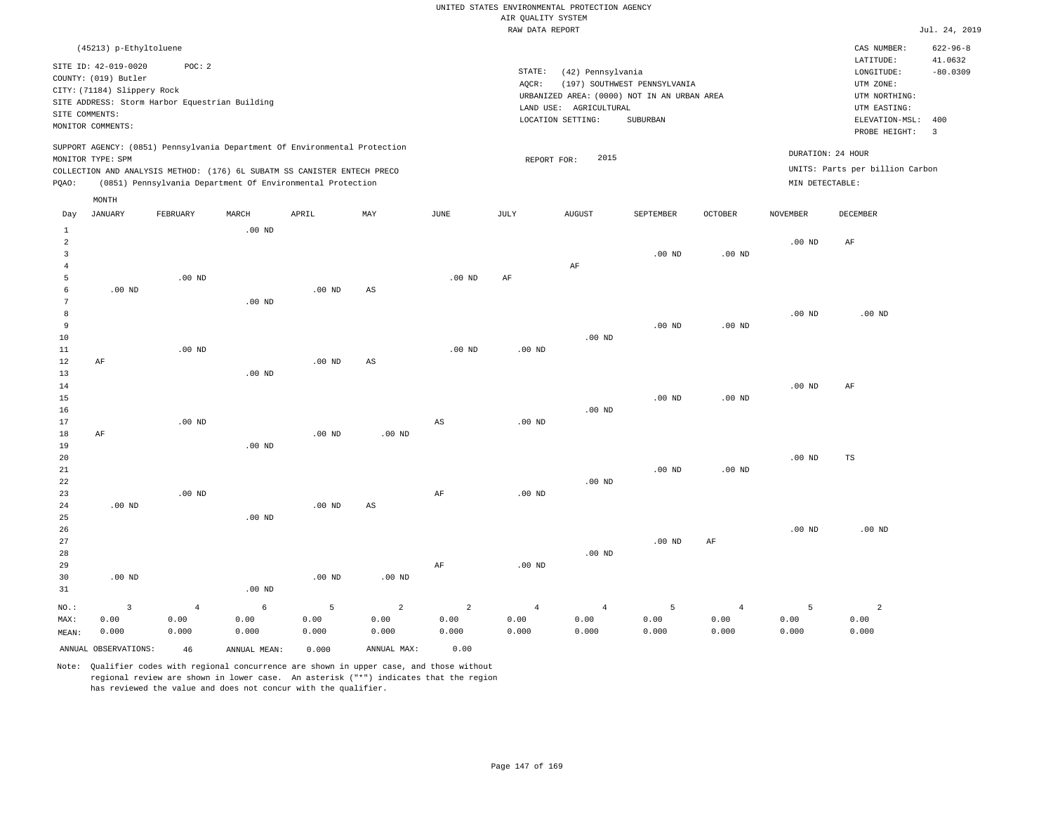UNITED STATES ENVIRONMENTAL PROTECTION AGENCY
AIR QUALITY SYSTEM
RAW DATA REPORT

Jul. 24, 2019

(45213) p-Ethyltoluene

SITE ID: 42-019-0020 POC: 2
COUNTY: (019) Butler
CITY: (71184) Slippery Rock
SITE ADDRESS: Storm Harbor Equestrian Building
SITE COMMENTS:
MONITOR COMMENTS:

STATE: (42) Pennsylvania
AQCR: (197) SOUTHWEST PENNSYLVANIA
URBANIZED AREA: (0000) NOT IN AN URBAN AREA
LAND USE: AGRICULTURAL
LOCATION SETTING: SUBURBAN

CAS NUMBER: 622-96-8
LATITUDE: 41.0632
LONGITUDE: -80.0309
UTM ZONE:
UTM NORTHING:
UTM EASTING:
ELEVATION-MSL: 400
PROBE HEIGHT: 3

SUPPORT AGENCY: (0851) Pennsylvania Department Of Environmental Protection
MONITOR TYPE: SPM
COLLECTION AND ANALYSIS METHOD: (176) 6L SUBATM SS CANISTER ENTECH PRECO
PQAO: (0851) Pennsylvania Department Of Environmental Protection

REPORT FOR: 2015

DURATION: 24 HOUR
UNITS: Parts per billion Carbon
MIN DETECTABLE:

| Day | JANUARY | FEBRUARY | MARCH | APRIL | MAY | JUNE | JULY | AUGUST | SEPTEMBER | OCTOBER | NOVEMBER | DECEMBER |
|---|---|---|---|---|---|---|---|---|---|---|---|---|
| 1 | | | .00 ND | | | | | | | | | |
| 2 | | | | | | | | | | | .00 ND | AF |
| 3 | | | | | | | | | .00 ND | .00 ND | | |
| 4 | | | | | | | | AF | | | | |
| 5 | | .00 ND | | | | .00 ND | AF | | | | | |
| 6 | .00 ND | | | .00 ND | AS | | | | | | | |
| 7 | | | .00 ND | | | | | | | | | |
| 8 | | | | | | | | | | | .00 ND | .00 ND |
| 9 | | | | | | | | | .00 ND | .00 ND | | |
| 10 | | | | | | | | .00 ND | | | | |
| 11 | | .00 ND | | | | .00 ND | .00 ND | | | | | |
| 12 | AF | | | .00 ND | AS | | | | | | | |
| 13 | | | .00 ND | | | | | | | | | |
| 14 | | | | | | | | | | | .00 ND | AF |
| 15 | | | | | | | | | .00 ND | .00 ND | | |
| 16 | | | | | | | | .00 ND | | | | |
| 17 | | .00 ND | | | | AS | .00 ND | | | | | |
| 18 | AF | | | .00 ND | .00 ND | | | | | | | |
| 19 | | | .00 ND | | | | | | | | | |
| 20 | | | | | | | | | | | .00 ND | TS |
| 21 | | | | | | | | | .00 ND | .00 ND | | |
| 22 | | | | | | | | .00 ND | | | | |
| 23 | | .00 ND | | | | AF | .00 ND | | | | | |
| 24 | .00 ND | | | .00 ND | AS | | | | | | | |
| 25 | | | .00 ND | | | | | | | | | |
| 26 | | | | | | | | | | | .00 ND | .00 ND |
| 27 | | | | | | | | | .00 ND | AF | | |
| 28 | | | | | | | | .00 ND | | | | |
| 29 | | | | | | AF | .00 ND | | | | | |
| 30 | .00 ND | | | .00 ND | .00 ND | | | | | | | |
| 31 | | | .00 ND | | | | | | | | | |
| NO.: | 3 | 4 | 6 | 5 | 2 | 2 | 4 | 4 | 5 | 4 | 5 | 2 |
| MAX: | 0.00 | 0.00 | 0.00 | 0.00 | 0.00 | 0.00 | 0.00 | 0.00 | 0.00 | 0.00 | 0.00 | 0.00 |
| MEAN: | 0.000 | 0.000 | 0.000 | 0.000 | 0.000 | 0.000 | 0.000 | 0.000 | 0.000 | 0.000 | 0.000 | 0.000 |

ANNUAL OBSERVATIONS: 46 ANNUAL MEAN: 0.000 ANNUAL MAX: 0.00

Note: Qualifier codes with regional concurrence are shown in upper case, and those without regional review are shown in lower case. An asterisk ("*") indicates that the region has reviewed the value and does not concur with the qualifier.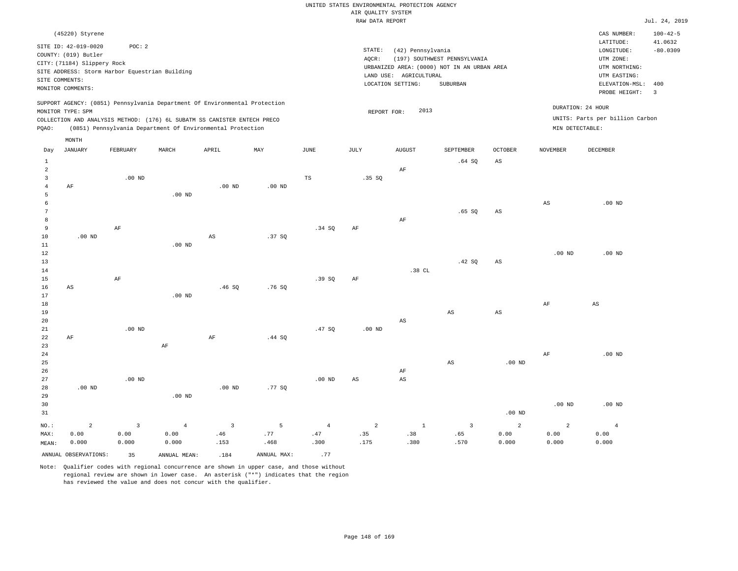UNITED STATES ENVIRONMENTAL PROTECTION AGENCY
AIR QUALITY SYSTEM
RAW DATA REPORT

Jul. 24, 2019

(45220) Styrene

SITE ID: 42-019-0020 POC: 2
COUNTY: (019) Butler
CITY: (71184) Slippery Rock
SITE ADDRESS: Storm Harbor Equestrian Building
SITE COMMENTS:
MONITOR COMMENTS:

STATE: (42) Pennsylvania
AQCR: (197) SOUTHWEST PENNSYLVANIA
URBANIZED AREA: (0000) NOT IN AN URBAN AREA
LAND USE: AGRICULTURAL
LOCATION SETTING: SUBURBAN

CAS NUMBER: 100-42-5
LATITUDE: 41.0632
LONGITUDE: -80.0309
UTM ZONE:
UTM NORTHING:
UTM EASTING:
ELEVATION-MSL: 400
PROBE HEIGHT: 3

SUPPORT AGENCY: (0851) Pennsylvania Department Of Environmental Protection
MONITOR TYPE: SPM
COLLECTION AND ANALYSIS METHOD: (176) 6L SUBATM SS CANISTER ENTECH PRECO
PQAO: (0851) Pennsylvania Department Of Environmental Protection

REPORT FOR: 2013

DURATION: 24 HOUR
UNITS: Parts per billion Carbon
MIN DETECTABLE:

| Day | JANUARY | FEBRUARY | MARCH | APRIL | MAY | JUNE | JULY | AUGUST | SEPTEMBER | OCTOBER | NOVEMBER | DECEMBER |
|---|---|---|---|---|---|---|---|---|---|---|---|---|
| 1 | | | | | | | | | .64 SQ | AS | | |
| 2 | | | | | | | | AF | | | | |
| 3 | | .00 ND | | | | TS | .35 SQ | | | | | |
| 4 | AF | | | .00 ND | .00 ND | | | | | | | |
| 5 | | | .00 ND | | | | | | | | | |
| 6 | | | | | | | | | | | AS | .00 ND |
| 7 | | | | | | | | | .65 SQ | AS | | |
| 8 | | | | | | | | AF | | | | |
| 9 | | AF | | | | .34 SQ | AF | | | | | |
| 10 | .00 ND | | | AS | .37 SQ | | | | | | | |
| 11 | | | .00 ND | | | | | | | | | |
| 12 | | | | | | | | | | | .00 ND | .00 ND |
| 13 | | | | | | | | | .42 SQ | AS | | |
| 14 | | | | | | | | .38 CL | | | | |
| 15 | | AF | | | | .39 SQ | AF | | | | | |
| 16 | AS | | | .46 SQ | .76 SQ | | | | | | | |
| 17 | | | .00 ND | | | | | | | | | |
| 18 | | | | | | | | | | | AF | AS |
| 19 | | | | | | | | | AS | AS | | |
| 20 | | | | | | | | AS | | | | |
| 21 | | .00 ND | | | | .47 SQ | .00 ND | | | | | |
| 22 | AF | | | AF | .44 SQ | | | | | | | |
| 23 | | | AF | | | | | | | | | |
| 24 | | | | | | | | | | | AF | .00 ND |
| 25 | | | | | | | | | AS | .00 ND | | |
| 26 | | | | | | | | AF | | | | |
| 27 | | .00 ND | | | | .00 ND | AS | AS | | | | |
| 28 | .00 ND | | | .00 ND | .77 SQ | | | | | | | |
| 29 | | | .00 ND | | | | | | | | | |
| 30 | | | | | | | | | | | .00 ND | .00 ND |
| 31 | | | | | | | | | | .00 ND | | |
| NO.: | 2 | 3 | 4 | 3 | 5 | 4 | 2 | 1 | 3 | 2 | 2 | 4 |
| MAX: | 0.00 | 0.00 | 0.00 | .46 | .77 | .47 | .35 | .38 | .65 | 0.00 | 0.00 | 0.00 |
| MEAN: | 0.000 | 0.000 | 0.000 | .153 | .468 | .300 | .175 | .380 | .570 | 0.000 | 0.000 | 0.000 |

ANNUAL OBSERVATIONS: 35 ANNUAL MEAN: .184 ANNUAL MAX: .77

Note: Qualifier codes with regional concurrence are shown in upper case, and those without regional review are shown in lower case. An asterisk ("*") indicates that the region has reviewed the value and does not concur with the qualifier.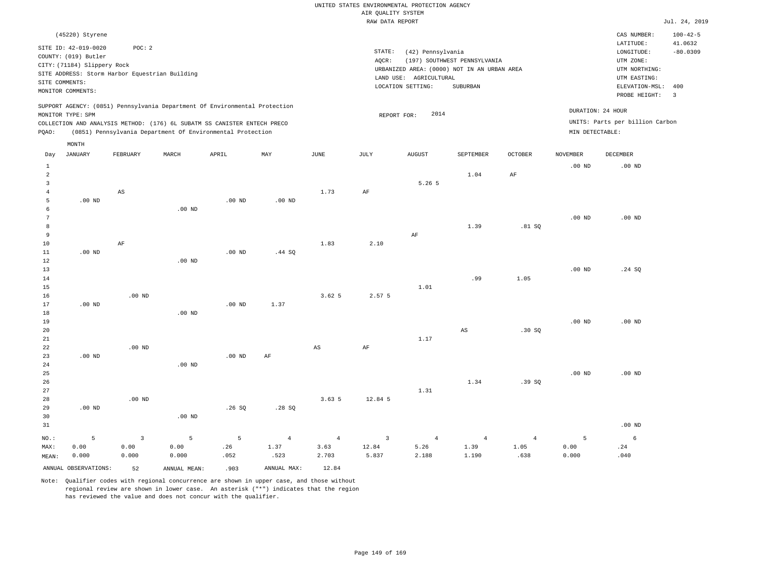UNITED STATES ENVIRONMENTAL PROTECTION AGENCY
AIR QUALITY SYSTEM
RAW DATA REPORT

Jul. 24, 2019

(45220) Styrene

SITE ID: 42-019-0020 POC: 2
COUNTY: (019) Butler
CITY: (71184) Slippery Rock
SITE ADDRESS: Storm Harbor Equestrian Building
SITE COMMENTS:
MONITOR COMMENTS:

STATE: (42) Pennsylvania
AQCR: (197) SOUTHWEST PENNSYLVANIA
URBANIZED AREA: (0000) NOT IN AN URBAN AREA
LAND USE: AGRICULTURAL
LOCATION SETTING: SUBURBAN

CAS NUMBER: 100-42-5
LATITUDE: 41.0632
LONGITUDE: -80.0309
UTM ZONE:
UTM NORTHING:
UTM EASTING:
ELEVATION-MSL: 400
PROBE HEIGHT: 3

SUPPORT AGENCY: (0851) Pennsylvania Department Of Environmental Protection
MONITOR TYPE: SPM
COLLECTION AND ANALYSIS METHOD: (176) 6L SUBATM SS CANISTER ENTECH PRECO
PQAO: (0851) Pennsylvania Department Of Environmental Protection

REPORT FOR: 2014

DURATION: 24 HOUR
UNITS: Parts per billion Carbon
MIN DETECTABLE:

| Day | JANUARY | FEBRUARY | MARCH | APRIL | MAY | JUNE | JULY | AUGUST | SEPTEMBER | OCTOBER | NOVEMBER | DECEMBER |
|---|---|---|---|---|---|---|---|---|---|---|---|---|
| 1 | | | | | | | | | | | .00 ND | .00 ND |
| 2 | | | | | | | | | 1.04 | AF | | |
| 3 | | | | | | | | 5.26 5 | | | | |
| 4 | | AS | | | | 1.73 | AF | | | | | |
| 5 | .00 ND | | | .00 ND | .00 ND | | | | | | | |
| 6 | | | .00 ND | | | | | | | | | |
| 7 | | | | | | | | | | | .00 ND | .00 ND |
| 8 | | | | | | | | | 1.39 | .81 SQ | | |
| 9 | | | | | | | | AF | | | | |
| 10 | | AF | | | | 1.83 | 2.10 | | | | | |
| 11 | .00 ND | | | .00 ND | .44 SQ | | | | | | | |
| 12 | | | .00 ND | | | | | | | | | |
| 13 | | | | | | | | | | | .00 ND | .24 SQ |
| 14 | | | | | | | | | .99 | 1.05 | | |
| 15 | | | | | | | | 1.01 | | | | |
| 16 | | .00 ND | | | | 3.62 5 | 2.57 5 | | | | | |
| 17 | .00 ND | | | .00 ND | 1.37 | | | | | | | |
| 18 | | | .00 ND | | | | | | | | | |
| 19 | | | | | | | | | | | .00 ND | .00 ND |
| 20 | | | | | | | | | AS | .30 SQ | | |
| 21 | | | | | | | | 1.17 | | | | |
| 22 | | .00 ND | | | | AS | AF | | | | | |
| 23 | .00 ND | | | .00 ND | AF | | | | | | | |
| 24 | | | .00 ND | | | | | | | | | |
| 25 | | | | | | | | | | | .00 ND | .00 ND |
| 26 | | | | | | | | | 1.34 | .39 SQ | | |
| 27 | | | | | | | | 1.31 | | | | |
| 28 | | .00 ND | | | | 3.63 5 | 12.84 5 | | | | | |
| 29 | .00 ND | | | .26 SQ | .28 SQ | | | | | | | |
| 30 | | | .00 ND | | | | | | | | | |
| 31 | | | | | | | | | | | | .00 ND |
| NO.: | 5 | 3 | 5 | 5 | 4 | 4 | 3 | 4 | 4 | 4 | 5 | 6 |
| MAX: | 0.00 | 0.00 | 0.00 | .26 | 1.37 | 3.63 | 12.84 | 5.26 | 1.39 | 1.05 | 0.00 | .24 |
| MEAN: | 0.000 | 0.000 | 0.000 | .052 | .523 | 2.703 | 5.837 | 2.188 | 1.190 | .638 | 0.000 | .040 |

ANNUAL OBSERVATIONS: 52 ANNUAL MEAN: .903 ANNUAL MAX: 12.84

Note: Qualifier codes with regional concurrence are shown in upper case, and those without regional review are shown in lower case. An asterisk ("*") indicates that the region has reviewed the value and does not concur with the qualifier.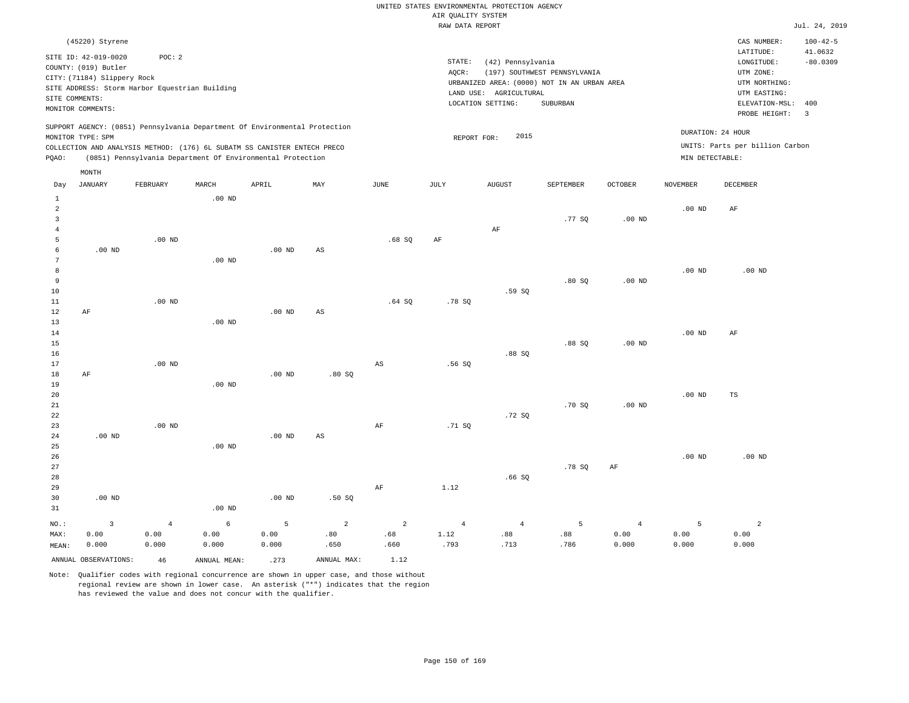UNITED STATES ENVIRONMENTAL PROTECTION AGENCY
AIR QUALITY SYSTEM
RAW DATA REPORT

Jul. 24, 2019

(45220) Styrene

SITE ID: 42-019-0020 POC: 2
COUNTY: (019) Butler
CITY: (71184) Slippery Rock
SITE ADDRESS: Storm Harbor Equestrian Building
SITE COMMENTS:
MONITOR COMMENTS:

STATE: (42) Pennsylvania
AQCR: (197) SOUTHWEST PENNSYLVANIA
URBANIZED AREA: (0000) NOT IN AN URBAN AREA
LAND USE: AGRICULTURAL
LOCATION SETTING: SUBURBAN

CAS NUMBER: 100-42-5
LATITUDE: 41.0632
LONGITUDE: -80.0309
UTM ZONE:
UTM NORTHING:
UTM EASTING:
ELEVATION-MSL: 400
PROBE HEIGHT: 3

SUPPORT AGENCY: (0851) Pennsylvania Department Of Environmental Protection
MONITOR TYPE: SPM
COLLECTION AND ANALYSIS METHOD: (176) 6L SUBATM SS CANISTER ENTECH PRECO
PQAO: (0851) Pennsylvania Department Of Environmental Protection

REPORT FOR: 2015

DURATION: 24 HOUR
UNITS: Parts per billion Carbon
MIN DETECTABLE:

| Day | JANUARY | FEBRUARY | MARCH | APRIL | MAY | JUNE | JULY | AUGUST | SEPTEMBER | OCTOBER | NOVEMBER | DECEMBER |
|---|---|---|---|---|---|---|---|---|---|---|---|---|
| 1 | | | .00 ND | | | | | | | | | |
| 2 | | | | | | | | | | | .00 ND | AF |
| 3 | | | | | | | | | .77 SQ | .00 ND | | |
| 4 | | | | | | | | AF | | | | |
| 5 | | .00 ND | | | | .68 SQ | AF | | | | | |
| 6 | .00 ND | | | .00 ND | AS | | | | | | | |
| 7 | | | .00 ND | | | | | | | | | |
| 8 | | | | | | | | | | | .00 ND | .00 ND |
| 9 | | | | | | | | | .80 SQ | .00 ND | | |
| 10 | | | | | | | | .59 SQ | | | | |
| 11 | | .00 ND | | | | .64 SQ | .78 SQ | | | | | |
| 12 | AF | | | .00 ND | AS | | | | | | | |
| 13 | | | .00 ND | | | | | | | | | |
| 14 | | | | | | | | | | | .00 ND | AF |
| 15 | | | | | | | | | .88 SQ | .00 ND | | |
| 16 | | | | | | | | .88 SQ | | | | |
| 17 | | .00 ND | | | | AS | .56 SQ | | | | | |
| 18 | AF | | | .00 ND | .80 SQ | | | | | | | |
| 19 | | | .00 ND | | | | | | | | | |
| 20 | | | | | | | | | | | .00 ND | TS |
| 21 | | | | | | | | | .70 SQ | .00 ND | | |
| 22 | | | | | | | | .72 SQ | | | | |
| 23 | | .00 ND | | | | AF | .71 SQ | | | | | |
| 24 | .00 ND | | | .00 ND | AS | | | | | | | |
| 25 | | | .00 ND | | | | | | | | | |
| 26 | | | | | | | | | | | .00 ND | .00 ND |
| 27 | | | | | | | | | .78 SQ | AF | | |
| 28 | | | | | | | | .66 SQ | | | | |
| 29 | | | | | | AF | 1.12 | | | | | |
| 30 | .00 ND | | | .00 ND | .50 SQ | | | | | | | |
| 31 | | | .00 ND | | | | | | | | | |
| NO.: | 3 | 4 | 6 | 5 | 2 | 2 | 4 | 4 | 5 | 4 | 5 | 2 |
| MAX: | 0.00 | 0.00 | 0.00 | 0.00 | .80 | .68 | 1.12 | .88 | .88 | 0.00 | 0.00 | 0.00 |
| MEAN: | 0.000 | 0.000 | 0.000 | 0.000 | .650 | .660 | .793 | .713 | .786 | 0.000 | 0.000 | 0.000 |

ANNUAL OBSERVATIONS: 46 ANNUAL MEAN: .273 ANNUAL MAX: 1.12

Note: Qualifier codes with regional concurrence are shown in upper case, and those without regional review are shown in lower case. An asterisk ("*") indicates that the region has reviewed the value and does not concur with the qualifier.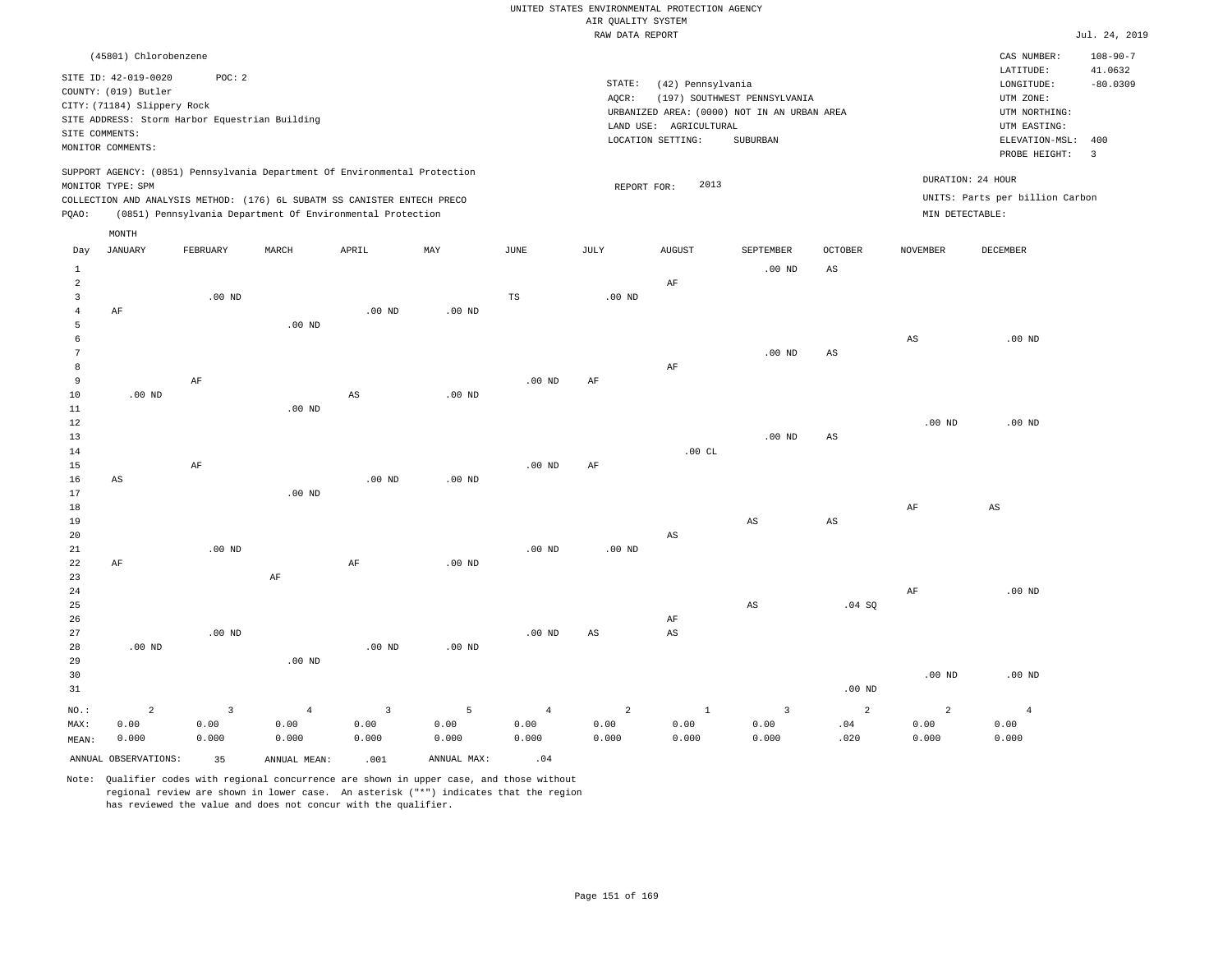UNITED STATES ENVIRONMENTAL PROTECTION AGENCY
AIR QUALITY SYSTEM
RAW DATA REPORT

Jul. 24, 2019

(45801) Chlorobenzene

SITE ID: 42-019-0020 POC: 2
COUNTY: (019) Butler
CITY: (71184) Slippery Rock
SITE ADDRESS: Storm Harbor Equestrian Building
SITE COMMENTS:
MONITOR COMMENTS:

STATE: (42) Pennsylvania
AQCR: (197) SOUTHWEST PENNSYLVANIA
URBANIZED AREA: (0000) NOT IN AN URBAN AREA
LAND USE: AGRICULTURAL
LOCATION SETTING: SUBURBAN

CAS NUMBER: 108-90-7
LATITUDE: 41.0632
LONGITUDE: -80.0309
UTM ZONE:
UTM NORTHING:
UTM EASTING:
ELEVATION-MSL: 400
PROBE HEIGHT: 3

SUPPORT AGENCY: (0851) Pennsylvania Department Of Environmental Protection
MONITOR TYPE: SPM
COLLECTION AND ANALYSIS METHOD: (176) 6L SUBATM SS CANISTER ENTECH PRECO
PQAO: (0851) Pennsylvania Department Of Environmental Protection

REPORT FOR: 2013

DURATION: 24 HOUR
UNITS: Parts per billion Carbon
MIN DETECTABLE:

| Day | JANUARY | FEBRUARY | MARCH | APRIL | MAY | JUNE | JULY | AUGUST | SEPTEMBER | OCTOBER | NOVEMBER | DECEMBER |
|---|---|---|---|---|---|---|---|---|---|---|---|---|
| 1 | | | | | | | | | .00 ND | AS | | |
| 2 | | | | | | | | AF | | | | |
| 3 | | .00 ND | | | | TS | .00 ND | | | | | |
| 4 | AF | | | .00 ND | .00 ND | | | | | | | |
| 5 | | | .00 ND | | | | | | | | | |
| 6 | | | | | | | | | | | AS | .00 ND |
| 7 | | | | | | | | | .00 ND | AS | | |
| 8 | | | | | | | | AF | | | | |
| 9 | | AF | | | | .00 ND | AF | | | | | |
| 10 | .00 ND | | | AS | .00 ND | | | | | | | |
| 11 | | | .00 ND | | | | | | | | | |
| 12 | | | | | | | | | | | .00 ND | .00 ND |
| 13 | | | | | | | | | .00 ND | AS | | |
| 14 | | | | | | | | .00 CL | | | | |
| 15 | | AF | | | | .00 ND | AF | | | | | |
| 16 | AS | | | .00 ND | .00 ND | | | | | | | |
| 17 | | | .00 ND | | | | | | | | | |
| 18 | | | | | | | | | | | AF | AS |
| 19 | | | | | | | | | AS | AS | | |
| 20 | | | | | | | | AS | | | | |
| 21 | | .00 ND | | | | .00 ND | .00 ND | | | | | |
| 22 | AF | | | AF | .00 ND | | | | | | | |
| 23 | | | AF | | | | | | | | | |
| 24 | | | | | | | | | | | AF | .00 ND |
| 25 | | | | | | | | | AS | .04 SQ | | |
| 26 | | | | | | | | AF | | | | |
| 27 | | .00 ND | | | | .00 ND | AS | AS | | | | |
| 28 | .00 ND | | | .00 ND | .00 ND | | | | | | | |
| 29 | | | .00 ND | | | | | | | | | |
| 30 | | | | | | | | | | | .00 ND | .00 ND |
| 31 | | | | | | | | | | .00 ND | | |
| NO.: | 2 | 3 | 4 | 3 | 5 | 4 | 2 | 1 | 3 | 2 | 2 | 4 |
| MAX: | 0.00 | 0.00 | 0.00 | 0.00 | 0.00 | 0.00 | 0.00 | 0.00 | 0.00 | .04 | 0.00 | 0.00 |
| MEAN: | 0.000 | 0.000 | 0.000 | 0.000 | 0.000 | 0.000 | 0.000 | 0.000 | 0.000 | .020 | 0.000 | 0.000 |

ANNUAL OBSERVATIONS: 35 ANNUAL MEAN: .001 ANNUAL MAX: .04

Note: Qualifier codes with regional concurrence are shown in upper case, and those without regional review are shown in lower case. An asterisk ("*") indicates that the region has reviewed the value and does not concur with the qualifier.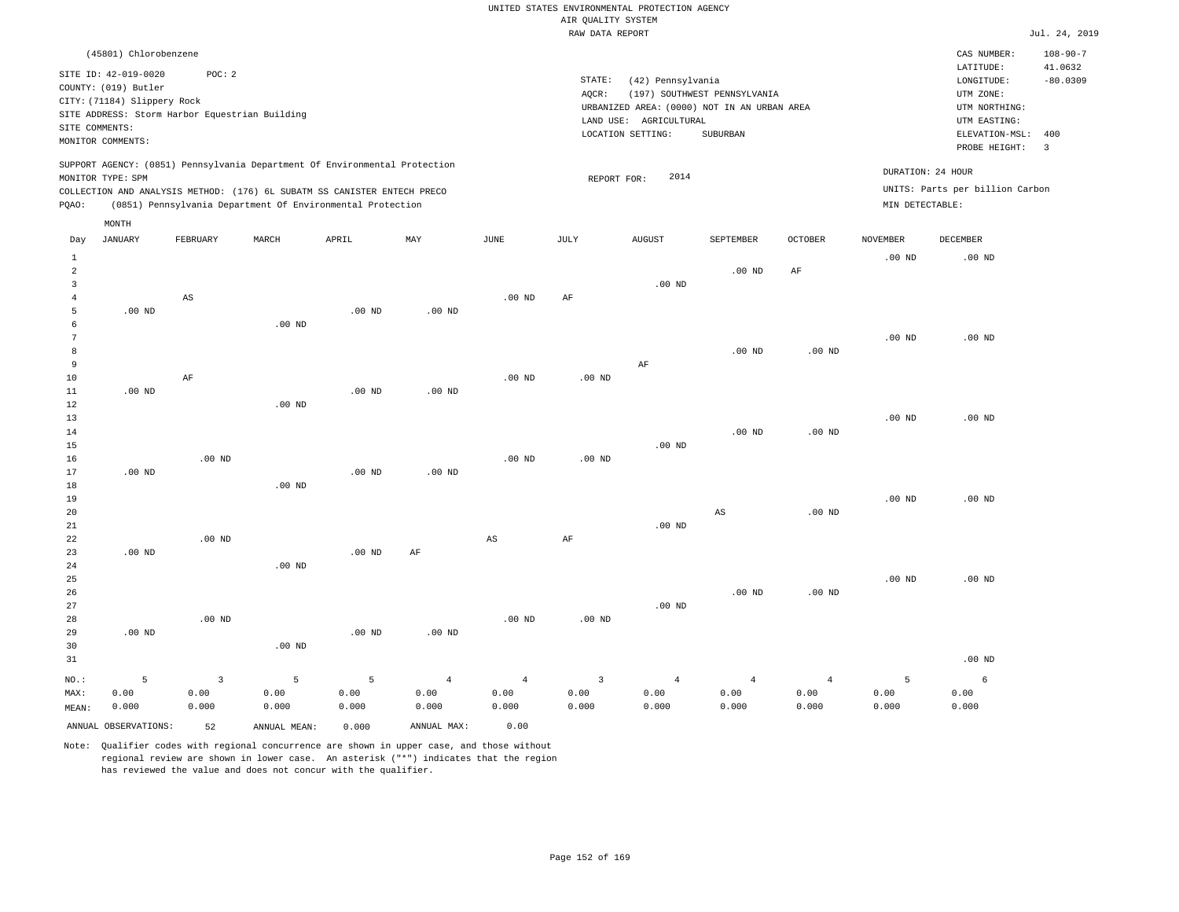UNITED STATES ENVIRONMENTAL PROTECTION AGENCY
AIR QUALITY SYSTEM
RAW DATA REPORT

Jul. 24, 2019

(45801) Chlorobenzene

SITE ID: 42-019-0020 POC: 2
COUNTY: (019) Butler
CITY: (71184) Slippery Rock
SITE ADDRESS: Storm Harbor Equestrian Building
SITE COMMENTS:
MONITOR COMMENTS:

STATE: (42) Pennsylvania
AQCR: (197) SOUTHWEST PENNSYLVANIA
URBANIZED AREA: (0000) NOT IN AN URBAN AREA
LAND USE: AGRICULTURAL
LOCATION SETTING: SUBURBAN

CAS NUMBER: 108-90-7
LATITUDE: 41.0632
LONGITUDE: -80.0309
UTM ZONE:
UTM NORTHING:
UTM EASTING:
ELEVATION-MSL: 400
PROBE HEIGHT: 3

SUPPORT AGENCY: (0851) Pennsylvania Department Of Environmental Protection
MONITOR TYPE: SPM
COLLECTION AND ANALYSIS METHOD: (176) 6L SUBATM SS CANISTER ENTECH PRECO
PQAO: (0851) Pennsylvania Department Of Environmental Protection

REPORT FOR: 2014

DURATION: 24 HOUR
UNITS: Parts per billion Carbon
MIN DETECTABLE:

| Day | JANUARY | FEBRUARY | MARCH | APRIL | MAY | JUNE | JULY | AUGUST | SEPTEMBER | OCTOBER | NOVEMBER | DECEMBER |
|---|---|---|---|---|---|---|---|---|---|---|---|---|
| 1 | | | | | | | | | | | .00 ND | .00 ND |
| 2 | | | | | | | | | .00 ND | AF | | |
| 3 | | | | | | | | .00 ND | | | | |
| 4 | | AS | | | | .00 ND | AF | | | | | |
| 5 | .00 ND | | | .00 ND | .00 ND | | | | | | | |
| 6 | | | .00 ND | | | | | | | | | |
| 7 | | | | | | | | | | | .00 ND | .00 ND |
| 8 | | | | | | | | | .00 ND | .00 ND | | |
| 9 | | | | | | | | AF | | | | |
| 10 | | AF | | | | .00 ND | .00 ND | | | | | |
| 11 | .00 ND | | | .00 ND | .00 ND | | | | | | | |
| 12 | | | .00 ND | | | | | | | | | |
| 13 | | | | | | | | | | | .00 ND | .00 ND |
| 14 | | | | | | | | | .00 ND | .00 ND | | |
| 15 | | | | | | | | .00 ND | | | | |
| 16 | | .00 ND | | | | .00 ND | .00 ND | | | | | |
| 17 | .00 ND | | | .00 ND | .00 ND | | | | | | | |
| 18 | | | .00 ND | | | | | | | | | |
| 19 | | | | | | | | | | | .00 ND | .00 ND |
| 20 | | | | | | | | | AS | .00 ND | | |
| 21 | | | | | | | | .00 ND | | | | |
| 22 | | .00 ND | | | | AS | AF | | | | | |
| 23 | .00 ND | | | .00 ND | AF | | | | | | | |
| 24 | | | .00 ND | | | | | | | | | |
| 25 | | | | | | | | | | | .00 ND | .00 ND |
| 26 | | | | | | | | | .00 ND | .00 ND | | |
| 27 | | | | | | | | .00 ND | | | | |
| 28 | | .00 ND | | | | .00 ND | .00 ND | | | | | |
| 29 | .00 ND | | | .00 ND | .00 ND | | | | | | | |
| 30 | | | .00 ND | | | | | | | | | |
| 31 | | | | | | | | | | | | .00 ND |
| NO.: | 5 | 3 | 5 | 5 | 4 | 4 | 3 | 4 | 4 | 4 | 5 | 6 |
| MAX: | 0.00 | 0.00 | 0.00 | 0.00 | 0.00 | 0.00 | 0.00 | 0.00 | 0.00 | 0.00 | 0.00 | 0.00 |
| MEAN: | 0.000 | 0.000 | 0.000 | 0.000 | 0.000 | 0.000 | 0.000 | 0.000 | 0.000 | 0.000 | 0.000 | 0.000 |

ANNUAL OBSERVATIONS: 52 ANNUAL MEAN: 0.000 ANNUAL MAX: 0.00

Note: Qualifier codes with regional concurrence are shown in upper case, and those without regional review are shown in lower case. An asterisk ("*") indicates that the region has reviewed the value and does not concur with the qualifier.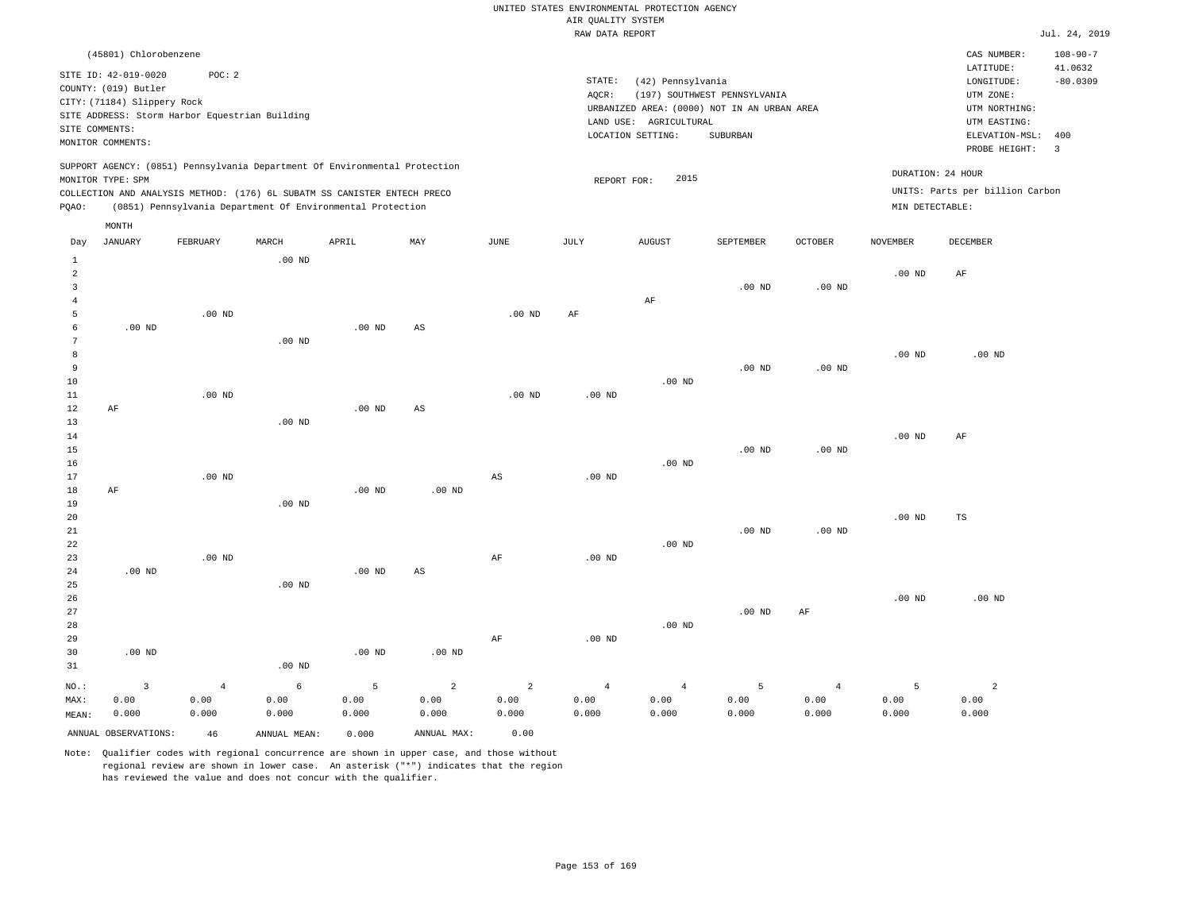UNITED STATES ENVIRONMENTAL PROTECTION AGENCY
AIR QUALITY SYSTEM
RAW DATA REPORT

Jul. 24, 2019

(45801) Chlorobenzene

SITE ID: 42-019-0020 POC: 2
COUNTY: (019) Butler
CITY: (71184) Slippery Rock
SITE ADDRESS: Storm Harbor Equestrian Building
SITE COMMENTS:
MONITOR COMMENTS:

STATE: (42) Pennsylvania
AQCR: (197) SOUTHWEST PENNSYLVANIA
URBANIZED AREA: (0000) NOT IN AN URBAN AREA
LAND USE: AGRICULTURAL
LOCATION SETTING: SUBURBAN

CAS NUMBER: 108-90-7
LATITUDE: 41.0632
LONGITUDE: -80.0309
UTM ZONE:
UTM NORTHING:
UTM EASTING:
ELEVATION-MSL: 400
PROBE HEIGHT: 3

SUPPORT AGENCY: (0851) Pennsylvania Department Of Environmental Protection
MONITOR TYPE: SPM
COLLECTION AND ANALYSIS METHOD: (176) 6L SUBATM SS CANISTER ENTECH PRECO
PQAO: (0851) Pennsylvania Department Of Environmental Protection

REPORT FOR: 2015

DURATION: 24 HOUR
UNITS: Parts per billion Carbon
MIN DETECTABLE:

| Day | JANUARY | FEBRUARY | MARCH | APRIL | MAY | JUNE | JULY | AUGUST | SEPTEMBER | OCTOBER | NOVEMBER | DECEMBER |
|---|---|---|---|---|---|---|---|---|---|---|---|---|
| 1 | | | .00 ND | | | | | | | | | |
| 2 | | | | | | | | | | | .00 ND | AF |
| 3 | | | | | | | | | .00 ND | .00 ND | | |
| 4 | | | | | | | | AF | | | | |
| 5 | | .00 ND | | | | .00 ND | AF | | | | | |
| 6 | .00 ND | | | .00 ND | AS | | | | | | | |
| 7 | | | .00 ND | | | | | | | | | |
| 8 | | | | | | | | | | | .00 ND | .00 ND |
| 9 | | | | | | | | | .00 ND | .00 ND | | |
| 10 | | | | | | | | .00 ND | | | | |
| 11 | | .00 ND | | | | .00 ND | .00 ND | | | | | |
| 12 | AF | | | .00 ND | AS | | | | | | | |
| 13 | | | .00 ND | | | | | | | | | |
| 14 | | | | | | | | | | | .00 ND | AF |
| 15 | | | | | | | | | .00 ND | .00 ND | | |
| 16 | | | | | | | | .00 ND | | | | |
| 17 | | .00 ND | | | | AS | .00 ND | | | | | |
| 18 | AF | | | .00 ND | .00 ND | | | | | | | |
| 19 | | | .00 ND | | | | | | | | | |
| 20 | | | | | | | | | | | .00 ND | TS |
| 21 | | | | | | | | | .00 ND | .00 ND | | |
| 22 | | | | | | | | .00 ND | | | | |
| 23 | | .00 ND | | | | AF | .00 ND | | | | | |
| 24 | .00 ND | | | .00 ND | AS | | | | | | | |
| 25 | | | .00 ND | | | | | | | | | |
| 26 | | | | | | | | | | | .00 ND | .00 ND |
| 27 | | | | | | | | | .00 ND | AF | | |
| 28 | | | | | | | | .00 ND | | | | |
| 29 | | | | | | AF | .00 ND | | | | | |
| 30 | .00 ND | | | .00 ND | .00 ND | | | | | | | |
| 31 | | | .00 ND | | | | | | | | | |
| NO.: | 3 | 4 | 6 | 5 | 2 | 2 | 4 | 4 | 5 | 4 | 5 | 2 |
| MAX: | 0.00 | 0.00 | 0.00 | 0.00 | 0.00 | 0.00 | 0.00 | 0.00 | 0.00 | 0.00 | 0.00 | 0.00 |
| MEAN: | 0.000 | 0.000 | 0.000 | 0.000 | 0.000 | 0.000 | 0.000 | 0.000 | 0.000 | 0.000 | 0.000 | 0.000 |

ANNUAL OBSERVATIONS: 46 ANNUAL MEAN: 0.000 ANNUAL MAX: 0.00

Note: Qualifier codes with regional concurrence are shown in upper case, and those without regional review are shown in lower case. An asterisk ("*") indicates that the region has reviewed the value and does not concur with the qualifier.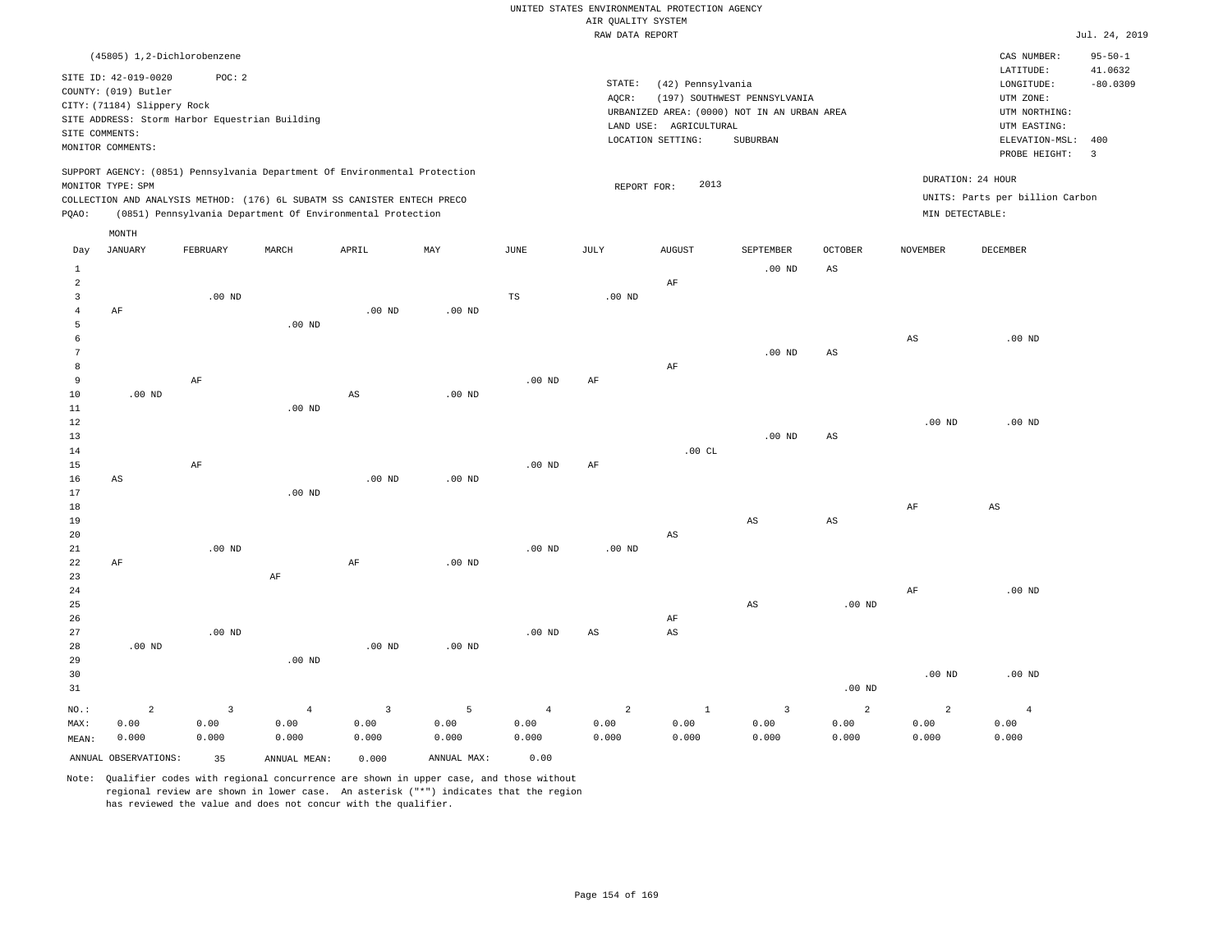UNITED STATES ENVIRONMENTAL PROTECTION AGENCY
AIR QUALITY SYSTEM
RAW DATA REPORT

Jul. 24, 2019

(45805) 1,2-Dichlorobenzene

SITE ID: 42-019-0020 POC: 2
COUNTY: (019) Butler
CITY: (71184) Slippery Rock
SITE ADDRESS: Storm Harbor Equestrian Building
SITE COMMENTS:
MONITOR COMMENTS:

STATE: (42) Pennsylvania
AQCR: (197) SOUTHWEST PENNSYLVANIA
URBANIZED AREA: (0000) NOT IN AN URBAN AREA
LAND USE: AGRICULTURAL
LOCATION SETTING: SUBURBAN

CAS NUMBER: 95-50-1
LATITUDE: 41.0632
LONGITUDE: -80.0309
UTM ZONE:
UTM NORTHING:
UTM EASTING:
ELEVATION-MSL: 400
PROBE HEIGHT: 3

SUPPORT AGENCY: (0851) Pennsylvania Department Of Environmental Protection
MONITOR TYPE: SPM
COLLECTION AND ANALYSIS METHOD: (176) 6L SUBATM SS CANISTER ENTECH PRECO
PQAO: (0851) Pennsylvania Department Of Environmental Protection

REPORT FOR: 2013

DURATION: 24 HOUR
UNITS: Parts per billion Carbon
MIN DETECTABLE:

| Day | JANUARY | FEBRUARY | MARCH | APRIL | MAY | JUNE | JULY | AUGUST | SEPTEMBER | OCTOBER | NOVEMBER | DECEMBER |
|---|---|---|---|---|---|---|---|---|---|---|---|---|
| 1 | | | | | | | | | .00 ND | AS | | |
| 2 | | | | | | | | AF | | | | |
| 3 | | .00 ND | | | | TS | .00 ND | | | | | |
| 4 | AF | | | .00 ND | .00 ND | | | | | | | |
| 5 | | | .00 ND | | | | | | | | | |
| 6 | | | | | | | | | | | AS | .00 ND |
| 7 | | | | | | | | | .00 ND | AS | | |
| 8 | | | | | | | | AF | | | | |
| 9 | | AF | | | | .00 ND | AF | | | | | |
| 10 | .00 ND | | | AS | .00 ND | | | | | | | |
| 11 | | | .00 ND | | | | | | | | | |
| 12 | | | | | | | | | | | .00 ND | .00 ND |
| 13 | | | | | | | | | .00 ND | AS | | |
| 14 | | | | | | | | .00 CL | | | | |
| 15 | | AF | | | | .00 ND | AF | | | | | |
| 16 | AS | | | .00 ND | .00 ND | | | | | | | |
| 17 | | | .00 ND | | | | | | | | | |
| 18 | | | | | | | | | | | AF | AS |
| 19 | | | | | | | | | AS | AS | | |
| 20 | | | | | | | | AS | | | | |
| 21 | | .00 ND | | | | .00 ND | .00 ND | | | | | |
| 22 | AF | | | AF | .00 ND | | | | | | | |
| 23 | | | AF | | | | | | | | | |
| 24 | | | | | | | | | | | AF | .00 ND |
| 25 | | | | | | | | | AS | .00 ND | | |
| 26 | | | | | | | | AF | | | | |
| 27 | | .00 ND | | | | .00 ND | AS | AS | | | | |
| 28 | .00 ND | | | .00 ND | .00 ND | | | | | | | |
| 29 | | | .00 ND | | | | | | | | | |
| 30 | | | | | | | | | | | .00 ND | .00 ND |
| 31 | | | | | | | | | | .00 ND | | |
| NO.: | 2 | 3 | 4 | 3 | 5 | 4 | 2 | 1 | 3 | 2 | 2 | 4 |
| MAX: | 0.00 | 0.00 | 0.00 | 0.00 | 0.00 | 0.00 | 0.00 | 0.00 | 0.00 | 0.00 | 0.00 | 0.00 |
| MEAN: | 0.000 | 0.000 | 0.000 | 0.000 | 0.000 | 0.000 | 0.000 | 0.000 | 0.000 | 0.000 | 0.000 | 0.000 |

ANNUAL OBSERVATIONS: 35 ANNUAL MEAN: 0.000 ANNUAL MAX: 0.00

Note: Qualifier codes with regional concurrence are shown in upper case, and those without regional review are shown in lower case. An asterisk ("*") indicates that the region has reviewed the value and does not concur with the qualifier.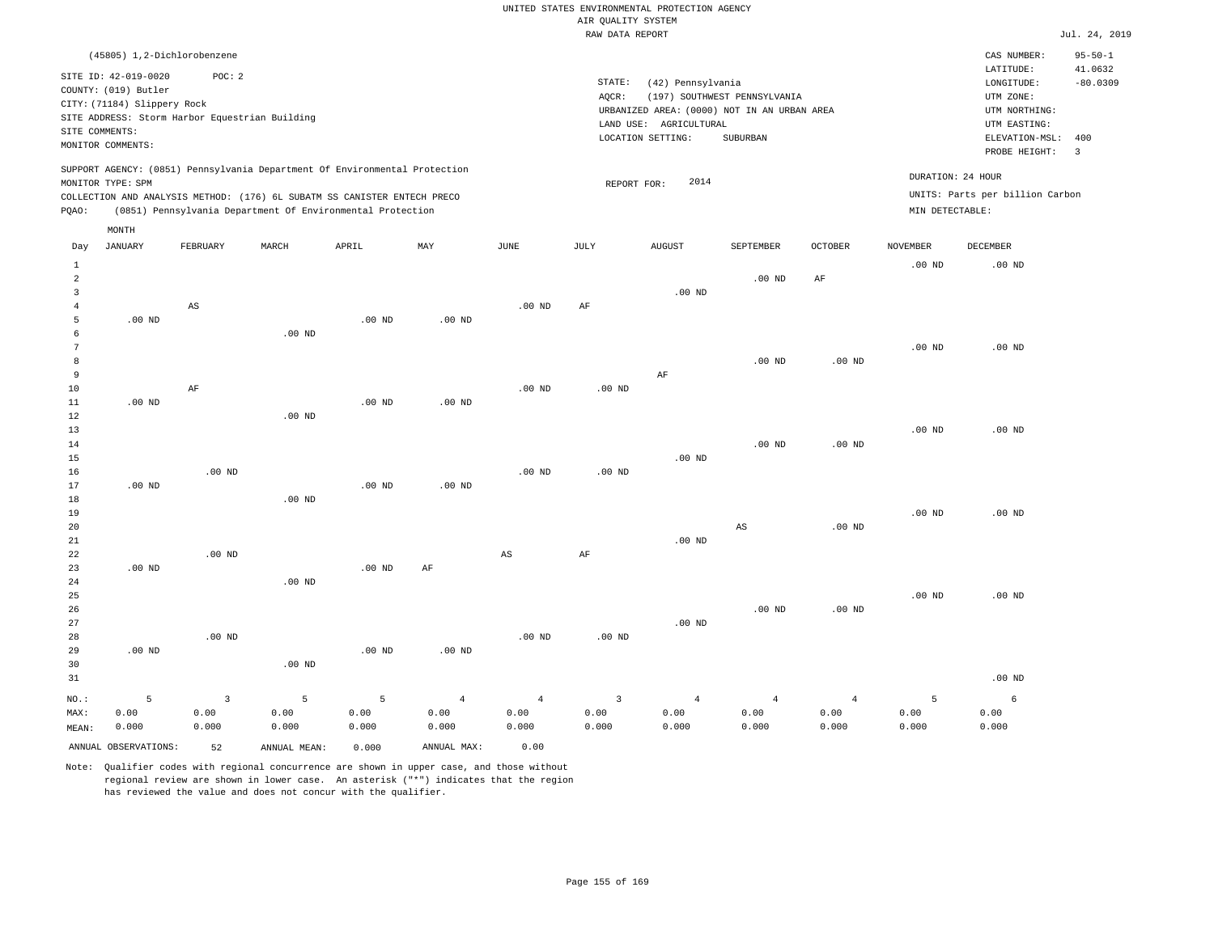UNITED STATES ENVIRONMENTAL PROTECTION AGENCY
AIR QUALITY SYSTEM
RAW DATA REPORT

Jul. 24, 2019

(45805) 1,2-Dichlorobenzene

SITE ID: 42-019-0020 POC: 2
COUNTY: (019) Butler
CITY: (71184) Slippery Rock
SITE ADDRESS: Storm Harbor Equestrian Building
SITE COMMENTS:
MONITOR COMMENTS:

STATE: (42) Pennsylvania
AQCR: (197) SOUTHWEST PENNSYLVANIA
URBANIZED AREA: (0000) NOT IN AN URBAN AREA
LAND USE: AGRICULTURAL
LOCATION SETTING: SUBURBAN

CAS NUMBER: 95-50-1
LATITUDE: 41.0632
LONGITUDE: -80.0309
UTM ZONE:
UTM NORTHING:
UTM EASTING:
ELEVATION-MSL: 400
PROBE HEIGHT: 3

SUPPORT AGENCY: (0851) Pennsylvania Department Of Environmental Protection
MONITOR TYPE: SPM
COLLECTION AND ANALYSIS METHOD: (176) 6L SUBATM SS CANISTER ENTECH PRECO
PQAO: (0851) Pennsylvania Department Of Environmental Protection

REPORT FOR: 2014

DURATION: 24 HOUR
UNITS: Parts per billion Carbon
MIN DETECTABLE:

| Day | JANUARY | FEBRUARY | MARCH | APRIL | MAY | JUNE | JULY | AUGUST | SEPTEMBER | OCTOBER | NOVEMBER | DECEMBER |
|---|---|---|---|---|---|---|---|---|---|---|---|---|
| 1 | | | | | | | | | | | .00 ND | .00 ND |
| 2 | | | | | | | | | .00 ND | AF | | |
| 3 | | | | | | | | .00 ND | | | | |
| 4 | | AS | | | | .00 ND | AF | | | | | |
| 5 | .00 ND | | | .00 ND | .00 ND | | | | | | | |
| 6 | | | .00 ND | | | | | | | | | |
| 7 | | | | | | | | | | | .00 ND | .00 ND |
| 8 | | | | | | | | | .00 ND | .00 ND | | |
| 9 | | | | | | | | AF | | | | |
| 10 | | AF | | | | .00 ND | .00 ND | | | | | |
| 11 | .00 ND | | | .00 ND | .00 ND | | | | | | | |
| 12 | | | .00 ND | | | | | | | | | |
| 13 | | | | | | | | | | | .00 ND | .00 ND |
| 14 | | | | | | | | | .00 ND | .00 ND | | |
| 15 | | | | | | | | .00 ND | | | | |
| 16 | | .00 ND | | | | .00 ND | .00 ND | | | | | |
| 17 | .00 ND | | | .00 ND | .00 ND | | | | | | | |
| 18 | | | .00 ND | | | | | | | | | |
| 19 | | | | | | | | | | | .00 ND | .00 ND |
| 20 | | | | | | | | | AS | .00 ND | | |
| 21 | | | | | | | | .00 ND | | | | |
| 22 | | .00 ND | | | | AS | AF | | | | | |
| 23 | .00 ND | | | .00 ND | AF | | | | | | | |
| 24 | | | .00 ND | | | | | | | | | |
| 25 | | | | | | | | | | | .00 ND | .00 ND |
| 26 | | | | | | | | | .00 ND | .00 ND | | |
| 27 | | | | | | | | .00 ND | | | | |
| 28 | | .00 ND | | | | .00 ND | .00 ND | | | | | |
| 29 | .00 ND | | | .00 ND | .00 ND | | | | | | | |
| 30 | | | .00 ND | | | | | | | | | |
| 31 | | | | | | | | | | | | .00 ND |
| NO.: | 5 | 3 | 5 | 5 | 4 | 4 | 3 | 4 | 4 | 4 | 5 | 6 |
| MAX: | 0.00 | 0.00 | 0.00 | 0.00 | 0.00 | 0.00 | 0.00 | 0.00 | 0.00 | 0.00 | 0.00 | 0.00 |
| MEAN: | 0.000 | 0.000 | 0.000 | 0.000 | 0.000 | 0.000 | 0.000 | 0.000 | 0.000 | 0.000 | 0.000 | 0.000 |

ANNUAL OBSERVATIONS: 52 ANNUAL MEAN: 0.000 ANNUAL MAX: 0.00

Note: Qualifier codes with regional concurrence are shown in upper case, and those without regional review are shown in lower case. An asterisk ("*") indicates that the region has reviewed the value and does not concur with the qualifier.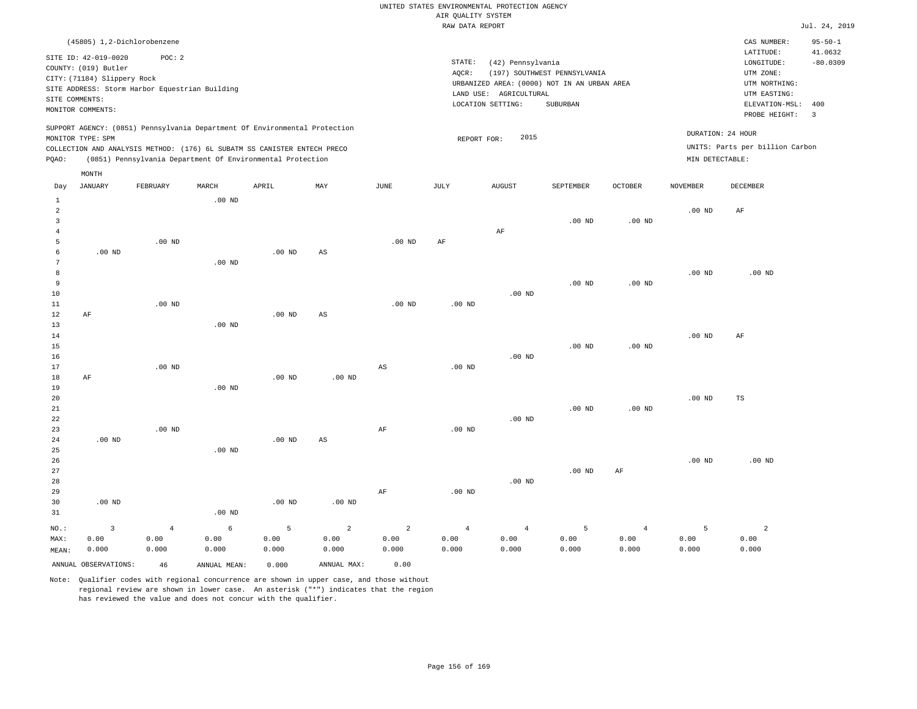UNITED STATES ENVIRONMENTAL PROTECTION AGENCY
AIR QUALITY SYSTEM
RAW DATA REPORT

Jul. 24, 2019

(45805) 1,2-Dichlorobenzene

SITE ID: 42-019-0020 POC: 2
COUNTY: (019) Butler
CITY: (71184) Slippery Rock
SITE ADDRESS: Storm Harbor Equestrian Building
SITE COMMENTS:
MONITOR COMMENTS:

STATE: (42) Pennsylvania
AQCR: (197) SOUTHWEST PENNSYLVANIA
URBANIZED AREA: (0000) NOT IN AN URBAN AREA
LAND USE: AGRICULTURAL
LOCATION SETTING: SUBURBAN

CAS NUMBER: 95-50-1
LATITUDE: 41.0632
LONGITUDE: -80.0309
UTM ZONE:
UTM NORTHING:
UTM EASTING:
ELEVATION-MSL: 400
PROBE HEIGHT: 3

SUPPORT AGENCY: (0851) Pennsylvania Department Of Environmental Protection
MONITOR TYPE: SPM
COLLECTION AND ANALYSIS METHOD: (176) 6L SUBATM SS CANISTER ENTECH PRECO
PQAO: (0851) Pennsylvania Department Of Environmental Protection

REPORT FOR: 2015

DURATION: 24 HOUR
UNITS: Parts per billion Carbon
MIN DETECTABLE:

| Day | JANUARY | FEBRUARY | MARCH | APRIL | MAY | JUNE | JULY | AUGUST | SEPTEMBER | OCTOBER | NOVEMBER | DECEMBER |
|---|---|---|---|---|---|---|---|---|---|---|---|---|
| 1 | | | .00 ND | | | | | | | | | |
| 2 | | | | | | | | | | | .00 ND | AF |
| 3 | | | | | | | | | .00 ND | .00 ND | | |
| 4 | | | | | | | | AF | | | | |
| 5 | | .00 ND | | | | .00 ND | AF | | | | | |
| 6 | .00 ND | | | .00 ND | AS | | | | | | | |
| 7 | | | .00 ND | | | | | | | | | |
| 8 | | | | | | | | | | | .00 ND | .00 ND |
| 9 | | | | | | | | | .00 ND | .00 ND | | |
| 10 | | | | | | | | .00 ND | | | | |
| 11 | | .00 ND | | | | .00 ND | .00 ND | | | | | |
| 12 | AF | | | .00 ND | AS | | | | | | | |
| 13 | | | .00 ND | | | | | | | | | |
| 14 | | | | | | | | | | | .00 ND | AF |
| 15 | | | | | | | | | .00 ND | .00 ND | | |
| 16 | | | | | | | | .00 ND | | | | |
| 17 | | .00 ND | | | | AS | .00 ND | | | | | |
| 18 | AF | | | .00 ND | .00 ND | | | | | | | |
| 19 | | | .00 ND | | | | | | | | | |
| 20 | | | | | | | | | | | .00 ND | TS |
| 21 | | | | | | | | | .00 ND | .00 ND | | |
| 22 | | | | | | | | .00 ND | | | | |
| 23 | | .00 ND | | | | AF | .00 ND | | | | | |
| 24 | .00 ND | | | .00 ND | AS | | | | | | | |
| 25 | | | .00 ND | | | | | | | | | |
| 26 | | | | | | | | | | | .00 ND | .00 ND |
| 27 | | | | | | | | | .00 ND | AF | | |
| 28 | | | | | | | | .00 ND | | | | |
| 29 | | | | | | AF | .00 ND | | | | | |
| 30 | .00 ND | | | .00 ND | .00 ND | | | | | | | |
| 31 | | | .00 ND | | | | | | | | | |
| NO.: | 3 | 4 | 6 | 5 | 2 | 2 | 4 | 4 | 5 | 4 | 5 | 2 |
| MAX: | 0.00 | 0.00 | 0.00 | 0.00 | 0.00 | 0.00 | 0.00 | 0.00 | 0.00 | 0.00 | 0.00 | 0.00 |
| MEAN: | 0.000 | 0.000 | 0.000 | 0.000 | 0.000 | 0.000 | 0.000 | 0.000 | 0.000 | 0.000 | 0.000 | 0.000 |

ANNUAL OBSERVATIONS: 46 ANNUAL MEAN: 0.000 ANNUAL MAX: 0.00

Note: Qualifier codes with regional concurrence are shown in upper case, and those without regional review are shown in lower case. An asterisk ("*") indicates that the region has reviewed the value and does not concur with the qualifier.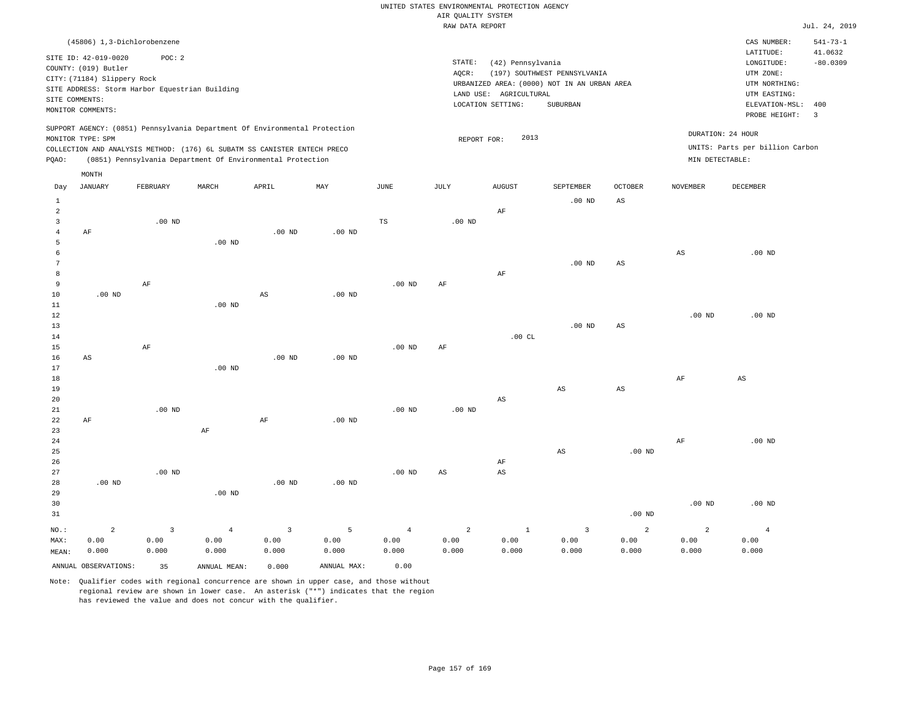UNITED STATES ENVIRONMENTAL PROTECTION AGENCY
AIR QUALITY SYSTEM
RAW DATA REPORT

Jul. 24, 2019

(45806) 1,3-Dichlorobenzene

SITE ID: 42-019-0020 POC: 2
COUNTY: (019) Butler
CITY: (71184) Slippery Rock
SITE ADDRESS: Storm Harbor Equestrian Building
SITE COMMENTS:
MONITOR COMMENTS:

STATE: (42) Pennsylvania
AQCR: (197) SOUTHWEST PENNSYLVANIA
URBANIZED AREA: (0000) NOT IN AN URBAN AREA
LAND USE: AGRICULTURAL
LOCATION SETTING: SUBURBAN

CAS NUMBER: 541-73-1
LATITUDE: 41.0632
LONGITUDE: -80.0309
UTM ZONE:
UTM NORTHING:
UTM EASTING:
ELEVATION-MSL: 400
PROBE HEIGHT: 3

SUPPORT AGENCY: (0851) Pennsylvania Department Of Environmental Protection
MONITOR TYPE: SPM
COLLECTION AND ANALYSIS METHOD: (176) 6L SUBATM SS CANISTER ENTECH PRECO
PQAO: (0851) Pennsylvania Department Of Environmental Protection

REPORT FOR: 2013

DURATION: 24 HOUR
UNITS: Parts per billion Carbon
MIN DETECTABLE:

| Day | JANUARY | FEBRUARY | MARCH | APRIL | MAY | JUNE | JULY | AUGUST | SEPTEMBER | OCTOBER | NOVEMBER | DECEMBER |
|---|---|---|---|---|---|---|---|---|---|---|---|---|
| 1 | | | | | | | | | .00 ND | AS | | |
| 2 | | | | | | | | AF | | | | |
| 3 | | .00 ND | | | | TS | .00 ND | | | | | |
| 4 | AF | | | .00 ND | .00 ND | | | | | | | |
| 5 | | | .00 ND | | | | | | | | | |
| 6 | | | | | | | | | | | AS | .00 ND |
| 7 | | | | | | | | | .00 ND | AS | | |
| 8 | | | | | | | | AF | | | | |
| 9 | | AF | | | | .00 ND | AF | | | | | |
| 10 | .00 ND | | | AS | .00 ND | | | | | | | |
| 11 | | | .00 ND | | | | | | | | | |
| 12 | | | | | | | | | | | .00 ND | .00 ND |
| 13 | | | | | | | | | .00 ND | AS | | |
| 14 | | | | | | | | .00 CL | | | | |
| 15 | | AF | | | | .00 ND | AF | | | | | |
| 16 | AS | | | .00 ND | .00 ND | | | | | | | |
| 17 | | | .00 ND | | | | | | | | | |
| 18 | | | | | | | | | | | AF | AS |
| 19 | | | | | | | | | AS | AS | | |
| 20 | | | | | | | | AS | | | | |
| 21 | | .00 ND | | | | .00 ND | .00 ND | | | | | |
| 22 | AF | | | AF | .00 ND | | | | | | | |
| 23 | | | AF | | | | | | | | | |
| 24 | | | | | | | | | | | AF | .00 ND |
| 25 | | | | | | | | | AS | .00 ND | | |
| 26 | | | | | | | | AF | | | | |
| 27 | | .00 ND | | | | .00 ND | AS | AS | | | | |
| 28 | .00 ND | | | .00 ND | .00 ND | | | | | | | |
| 29 | | | .00 ND | | | | | | | | | |
| 30 | | | | | | | | | | | .00 ND | .00 ND |
| 31 | | | | | | | | | | .00 ND | | |
| NO.: | 2 | 3 | 4 | 3 | 5 | 4 | 2 | 1 | 3 | 2 | 2 | 4 |
| MAX: | 0.00 | 0.00 | 0.00 | 0.00 | 0.00 | 0.00 | 0.00 | 0.00 | 0.00 | 0.00 | 0.00 | 0.00 |
| MEAN: | 0.000 | 0.000 | 0.000 | 0.000 | 0.000 | 0.000 | 0.000 | 0.000 | 0.000 | 0.000 | 0.000 | 0.000 |

ANNUAL OBSERVATIONS: 35 ANNUAL MEAN: 0.000 ANNUAL MAX: 0.00

Note: Qualifier codes with regional concurrence are shown in upper case, and those without regional review are shown in lower case. An asterisk ("*") indicates that the region has reviewed the value and does not concur with the qualifier.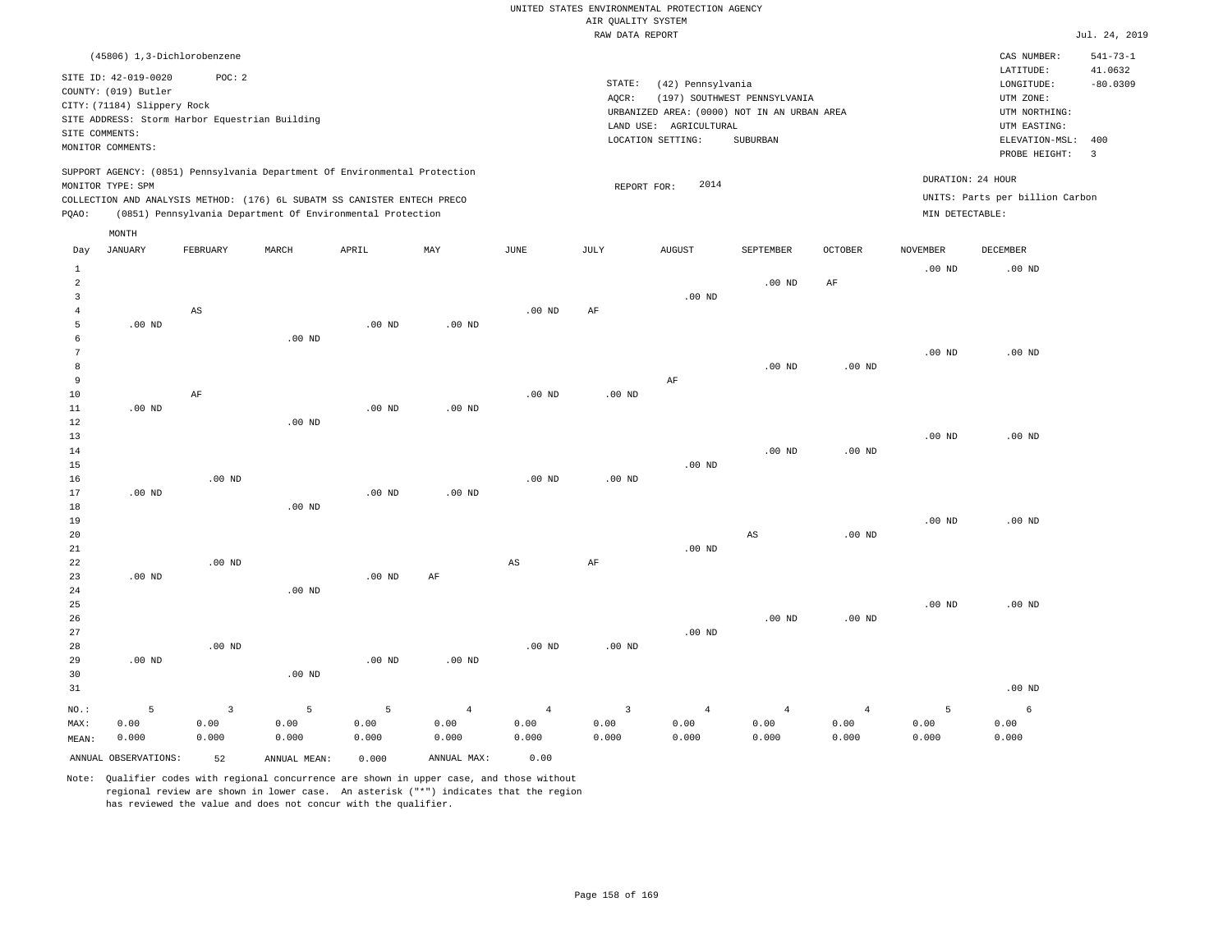UNITED STATES ENVIRONMENTAL PROTECTION AGENCY
AIR QUALITY SYSTEM
RAW DATA REPORT

Jul. 24, 2019

(45806) 1,3-Dichlorobenzene

SITE ID: 42-019-0020 POC: 2
COUNTY: (019) Butler
CITY: (71184) Slippery Rock
SITE ADDRESS: Storm Harbor Equestrian Building
SITE COMMENTS:
MONITOR COMMENTS:

STATE: (42) Pennsylvania
AQCR: (197) SOUTHWEST PENNSYLVANIA
URBANIZED AREA: (0000) NOT IN AN URBAN AREA
LAND USE: AGRICULTURAL
LOCATION SETTING: SUBURBAN

CAS NUMBER: 541-73-1
LATITUDE: 41.0632
LONGITUDE: -80.0309
UTM ZONE:
UTM NORTHING:
UTM EASTING:
ELEVATION-MSL: 400
PROBE HEIGHT: 3

SUPPORT AGENCY: (0851) Pennsylvania Department Of Environmental Protection
MONITOR TYPE: SPM
COLLECTION AND ANALYSIS METHOD: (176) 6L SUBATM SS CANISTER ENTECH PRECO
PQAO: (0851) Pennsylvania Department Of Environmental Protection

REPORT FOR: 2014

DURATION: 24 HOUR
UNITS: Parts per billion Carbon
MIN DETECTABLE:

| Day | JANUARY | FEBRUARY | MARCH | APRIL | MAY | JUNE | JULY | AUGUST | SEPTEMBER | OCTOBER | NOVEMBER | DECEMBER |
|---|---|---|---|---|---|---|---|---|---|---|---|---|
| 1 | | | | | | | | | | | .00 ND | .00 ND |
| 2 | | | | | | | | | .00 ND | AF | | |
| 3 | | | | | | | | .00 ND | | | | |
| 4 | | AS | | | | .00 ND | AF | | | | | |
| 5 | .00 ND | | | .00 ND | .00 ND | | | | | | | |
| 6 | | | .00 ND | | | | | | | | | |
| 7 | | | | | | | | | | | .00 ND | .00 ND |
| 8 | | | | | | | | | .00 ND | .00 ND | | |
| 9 | | | | | | | | AF | | | | |
| 10 | | AF | | | | .00 ND | .00 ND | | | | | |
| 11 | .00 ND | | | .00 ND | .00 ND | | | | | | | |
| 12 | | | .00 ND | | | | | | | | | |
| 13 | | | | | | | | | | | .00 ND | .00 ND |
| 14 | | | | | | | | | .00 ND | .00 ND | | |
| 15 | | | | | | | | .00 ND | | | | |
| 16 | | .00 ND | | | | .00 ND | .00 ND | | | | | |
| 17 | .00 ND | | | .00 ND | .00 ND | | | | | | | |
| 18 | | | .00 ND | | | | | | | | | |
| 19 | | | | | | | | | | | .00 ND | .00 ND |
| 20 | | | | | | | | | AS | .00 ND | | |
| 21 | | | | | | | | .00 ND | | | | |
| 22 | | .00 ND | | | | AS | AF | | | | | |
| 23 | .00 ND | | | .00 ND | AF | | | | | | | |
| 24 | | | .00 ND | | | | | | | | | |
| 25 | | | | | | | | | | | .00 ND | .00 ND |
| 26 | | | | | | | | | .00 ND | .00 ND | | |
| 27 | | | | | | | | .00 ND | | | | |
| 28 | | .00 ND | | | | .00 ND | .00 ND | | | | | |
| 29 | .00 ND | | | .00 ND | .00 ND | | | | | | | |
| 30 | | | .00 ND | | | | | | | | | |
| 31 | | | | | | | | | | | | .00 ND |
| NO.: | 5 | 3 | 5 | 5 | 4 | 4 | 3 | 4 | 4 | 4 | 5 | 6 |
| MAX: | 0.00 | 0.00 | 0.00 | 0.00 | 0.00 | 0.00 | 0.00 | 0.00 | 0.00 | 0.00 | 0.00 | 0.00 |
| MEAN: | 0.000 | 0.000 | 0.000 | 0.000 | 0.000 | 0.000 | 0.000 | 0.000 | 0.000 | 0.000 | 0.000 | 0.000 |

ANNUAL OBSERVATIONS: 52 ANNUAL MEAN: 0.000 ANNUAL MAX: 0.00

Note: Qualifier codes with regional concurrence are shown in upper case, and those without regional review are shown in lower case. An asterisk ("*") indicates that the region has reviewed the value and does not concur with the qualifier.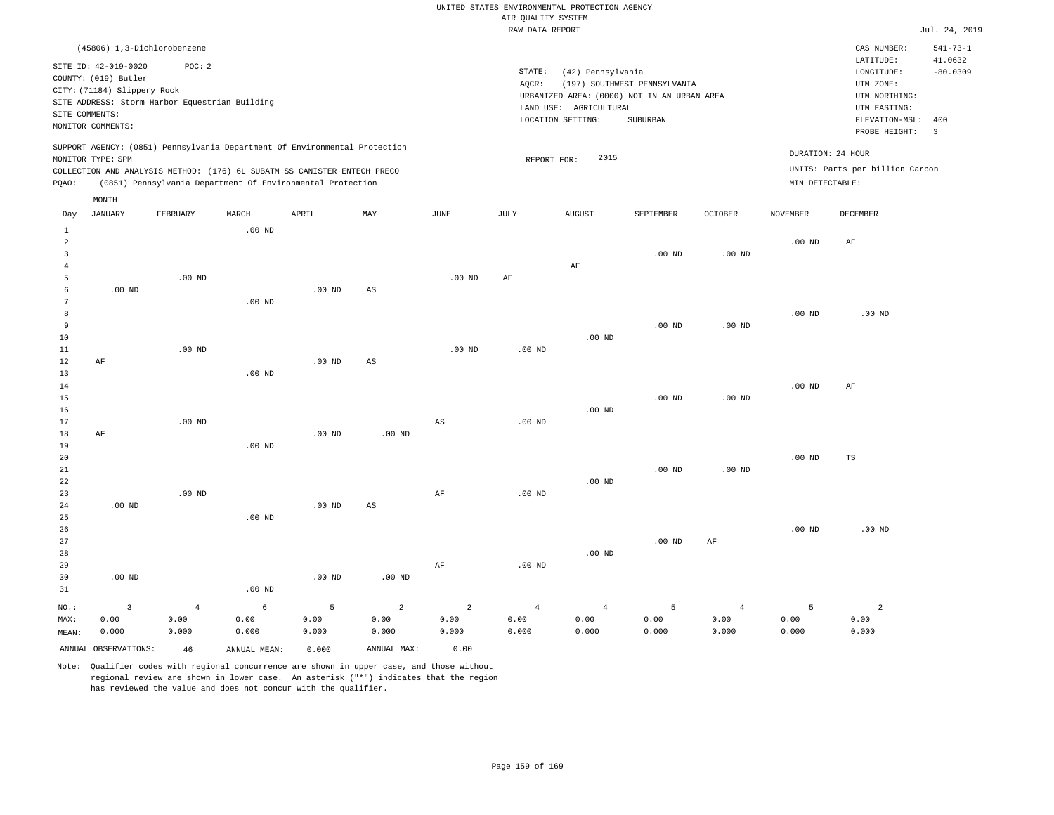UNITED STATES ENVIRONMENTAL PROTECTION AGENCY
AIR QUALITY SYSTEM
RAW DATA REPORT

Jul. 24, 2019

(45806) 1,3-Dichlorobenzene

SITE ID: 42-019-0020 POC: 2
COUNTY: (019) Butler
CITY: (71184) Slippery Rock
SITE ADDRESS: Storm Harbor Equestrian Building
SITE COMMENTS:
MONITOR COMMENTS:

STATE: (42) Pennsylvania
AQCR: (197) SOUTHWEST PENNSYLVANIA
URBANIZED AREA: (0000) NOT IN AN URBAN AREA
LAND USE: AGRICULTURAL
LOCATION SETTING: SUBURBAN

CAS NUMBER: 541-73-1
LATITUDE: 41.0632
LONGITUDE: -80.0309
UTM ZONE:
UTM NORTHING:
UTM EASTING:
ELEVATION-MSL: 400
PROBE HEIGHT: 3

SUPPORT AGENCY: (0851) Pennsylvania Department Of Environmental Protection
MONITOR TYPE: SPM
COLLECTION AND ANALYSIS METHOD: (176) 6L SUBATM SS CANISTER ENTECH PRECO
PQAO: (0851) Pennsylvania Department Of Environmental Protection

REPORT FOR: 2015

DURATION: 24 HOUR
UNITS: Parts per billion Carbon
MIN DETECTABLE:

| Day | JANUARY | FEBRUARY | MARCH | APRIL | MAY | JUNE | JULY | AUGUST | SEPTEMBER | OCTOBER | NOVEMBER | DECEMBER |
|---|---|---|---|---|---|---|---|---|---|---|---|---|
| 1 | | | .00 ND | | | | | | | | | |
| 2 | | | | | | | | | | | .00 ND | AF |
| 3 | | | | | | | | | .00 ND | .00 ND | | |
| 4 | | | | | | | | AF | | | | |
| 5 | | .00 ND | | | | .00 ND | AF | | | | | |
| 6 | .00 ND | | | .00 ND | AS | | | | | | | |
| 7 | | | .00 ND | | | | | | | | | |
| 8 | | | | | | | | | | | .00 ND | .00 ND |
| 9 | | | | | | | | | .00 ND | .00 ND | | |
| 10 | | | | | | | | .00 ND | | | | |
| 11 | | .00 ND | | | | .00 ND | .00 ND | | | | | |
| 12 | AF | | | .00 ND | AS | | | | | | | |
| 13 | | | .00 ND | | | | | | | | | |
| 14 | | | | | | | | | | | .00 ND | AF |
| 15 | | | | | | | | | .00 ND | .00 ND | | |
| 16 | | | | | | | | .00 ND | | | | |
| 17 | | .00 ND | | | | AS | .00 ND | | | | | |
| 18 | AF | | | .00 ND | .00 ND | | | | | | | |
| 19 | | | .00 ND | | | | | | | | | |
| 20 | | | | | | | | | | | .00 ND | TS |
| 21 | | | | | | | | | .00 ND | .00 ND | | |
| 22 | | | | | | | | .00 ND | | | | |
| 23 | | .00 ND | | | | AF | .00 ND | | | | | |
| 24 | .00 ND | | | .00 ND | AS | | | | | | | |
| 25 | | | .00 ND | | | | | | | | | |
| 26 | | | | | | | | | | | .00 ND | .00 ND |
| 27 | | | | | | | | | .00 ND | AF | | |
| 28 | | | | | | | | .00 ND | | | | |
| 29 | | | | | | AF | .00 ND | | | | | |
| 30 | .00 ND | | | .00 ND | .00 ND | | | | | | | |
| 31 | | | .00 ND | | | | | | | | | |
| NO.: | 3 | 4 | 6 | 5 | 2 | 2 | 4 | 4 | 5 | 4 | 5 | 2 |
| MAX: | 0.00 | 0.00 | 0.00 | 0.00 | 0.00 | 0.00 | 0.00 | 0.00 | 0.00 | 0.00 | 0.00 | 0.00 |
| MEAN: | 0.000 | 0.000 | 0.000 | 0.000 | 0.000 | 0.000 | 0.000 | 0.000 | 0.000 | 0.000 | 0.000 | 0.000 |

ANNUAL OBSERVATIONS: 46 ANNUAL MEAN: 0.000 ANNUAL MAX: 0.00

Note: Qualifier codes with regional concurrence are shown in upper case, and those without regional review are shown in lower case. An asterisk ("*") indicates that the region has reviewed the value and does not concur with the qualifier.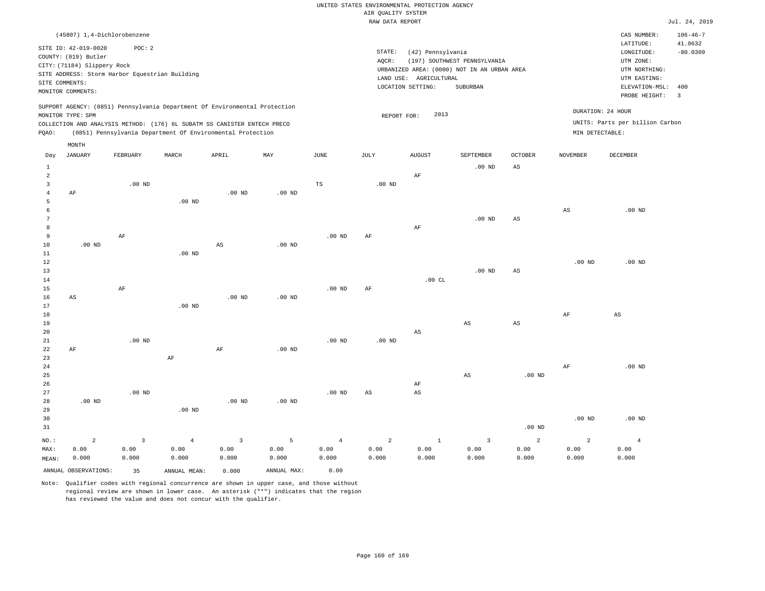UNITED STATES ENVIRONMENTAL PROTECTION AGENCY
AIR QUALITY SYSTEM
RAW DATA REPORT

Jul. 24, 2019

(45807) 1,4-Dichlorobenzene

SITE ID: 42-019-0020    POC: 2
COUNTY: (019) Butler
CITY: (71184) Slippery Rock
SITE ADDRESS: Storm Harbor Equestrian Building
SITE COMMENTS:
MONITOR COMMENTS:

STATE: (42) Pennsylvania
AQCR: (197) SOUTHWEST PENNSYLVANIA
URBANIZED AREA: (0000) NOT IN AN URBAN AREA
LAND USE: AGRICULTURAL
LOCATION SETTING: SUBURBAN

CAS NUMBER: 106-46-7
LATITUDE: 41.0632
LONGITUDE: -80.0309
UTM ZONE:
UTM NORTHING:
UTM EASTING:
ELEVATION-MSL: 400
PROBE HEIGHT: 3

SUPPORT AGENCY: (0851) Pennsylvania Department Of Environmental Protection
MONITOR TYPE: SPM
COLLECTION AND ANALYSIS METHOD: (176) 6L SUBATM SS CANISTER ENTECH PRECO
PQAO: (0851) Pennsylvania Department Of Environmental Protection

REPORT FOR: 2013

DURATION: 24 HOUR
UNITS: Parts per billion Carbon
MIN DETECTABLE:

| Day | JANUARY | FEBRUARY | MARCH | APRIL | MAY | JUNE | JULY | AUGUST | SEPTEMBER | OCTOBER | NOVEMBER | DECEMBER |
|---|---|---|---|---|---|---|---|---|---|---|---|---|
| 1 | | | | | | | | | .00 ND | AS | | |
| 2 | | | | | | | | AF | | | | |
| 3 | | .00 ND | | | | TS | .00 ND | | | | | |
| 4 | AF | | | .00 ND | .00 ND | | | | | | | |
| 5 | | | .00 ND | | | | | | | | | |
| 6 | | | | | | | | | | | AS | .00 ND |
| 7 | | | | | | | | | .00 ND | AS | | |
| 8 | | | | | | | | AF | | | | |
| 9 | | AF | | | | .00 ND | AF | | | | | |
| 10 | .00 ND | | | AS | .00 ND | | | | | | | |
| 11 | | | .00 ND | | | | | | | | | |
| 12 | | | | | | | | | | | .00 ND | .00 ND |
| 13 | | | | | | | | | .00 ND | AS | | |
| 14 | | | | | | | | .00 CL | | | | |
| 15 | | AF | | | | .00 ND | AF | | | | | |
| 16 | AS | | | .00 ND | .00 ND | | | | | | | |
| 17 | | | .00 ND | | | | | | | | | |
| 18 | | | | | | | | | | | AF | AS |
| 19 | | | | | | | | | AS | AS | | |
| 20 | | | | | | | | AS | | | | |
| 21 | | .00 ND | | | | .00 ND | .00 ND | | | | | |
| 22 | AF | | | AF | .00 ND | | | | | | | |
| 23 | | | AF | | | | | | | | | |
| 24 | | | | | | | | | | | AF | .00 ND |
| 25 | | | | | | | | | AS | .00 ND | | |
| 26 | | | | | | | | AF | | | | |
| 27 | | .00 ND | | | | .00 ND | AS | AS | | | | |
| 28 | .00 ND | | | .00 ND | .00 ND | | | | | | | |
| 29 | | | .00 ND | | | | | | | | | |
| 30 | | | | | | | | | | | .00 ND | .00 ND |
| 31 | | | | | | | | | | .00 ND | | |
| NO.: | 2 | 3 | 4 | 3 | 5 | 4 | 2 | 1 | 3 | 2 | 2 | 4 |
| MAX: | 0.00 | 0.00 | 0.00 | 0.00 | 0.00 | 0.00 | 0.00 | 0.00 | 0.00 | 0.00 | 0.00 | 0.00 |
| MEAN: | 0.000 | 0.000 | 0.000 | 0.000 | 0.000 | 0.000 | 0.000 | 0.000 | 0.000 | 0.000 | 0.000 | 0.000 |

ANNUAL OBSERVATIONS: 35    ANNUAL MEAN: 0.000    ANNUAL MAX: 0.00

Note: Qualifier codes with regional concurrence are shown in upper case, and those without regional review are shown in lower case. An asterisk ("*") indicates that the region has reviewed the value and does not concur with the qualifier.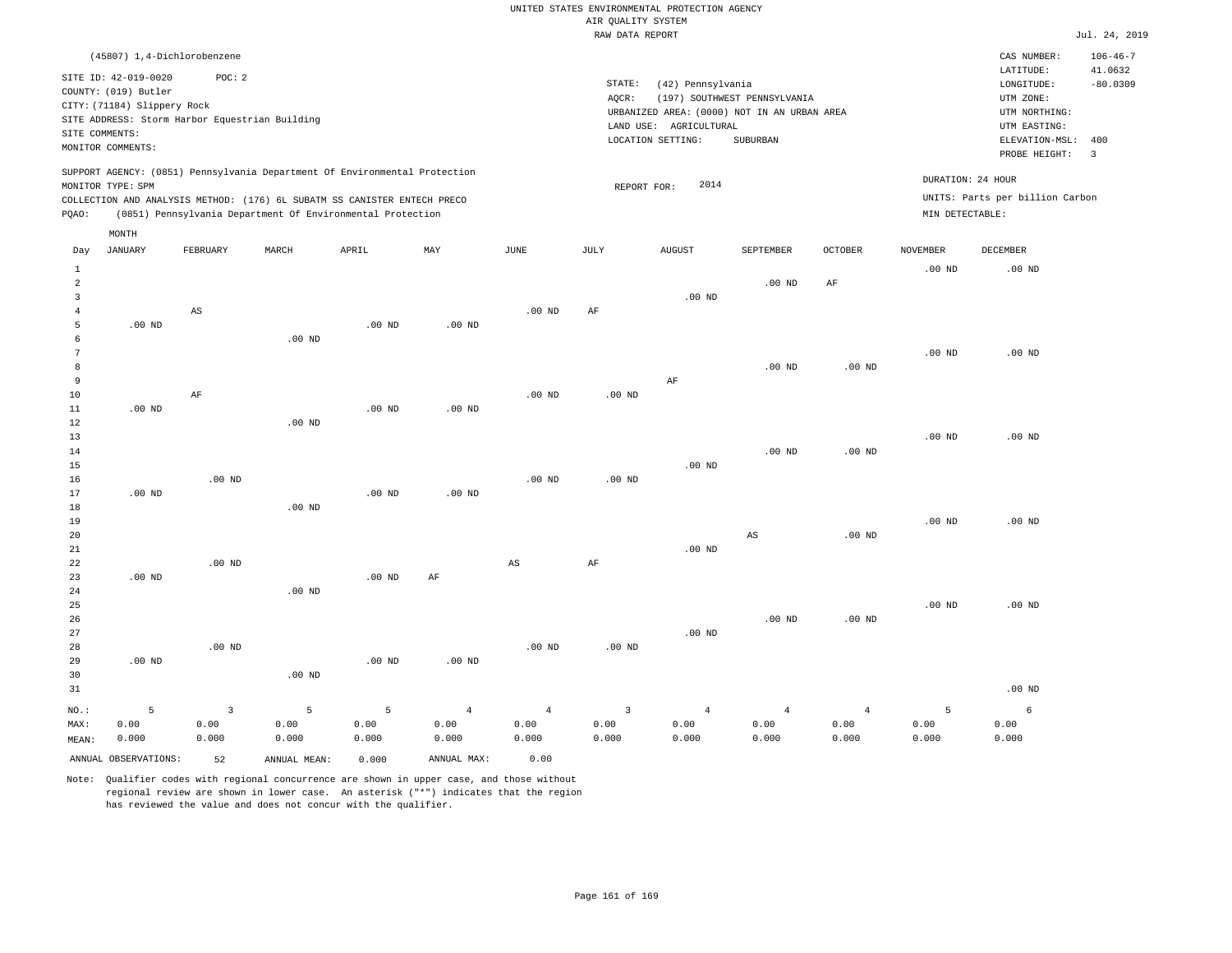UNITED STATES ENVIRONMENTAL PROTECTION AGENCY
AIR QUALITY SYSTEM
RAW DATA REPORT

Jul. 24, 2019

(45807) 1,4-Dichlorobenzene

SITE ID: 42-019-0020 POC: 2
COUNTY: (019) Butler
CITY: (71184) Slippery Rock
SITE ADDRESS: Storm Harbor Equestrian Building
SITE COMMENTS:
MONITOR COMMENTS:

STATE: (42) Pennsylvania
AQCR: (197) SOUTHWEST PENNSYLVANIA
URBANIZED AREA: (0000) NOT IN AN URBAN AREA
LAND USE: AGRICULTURAL
LOCATION SETTING: SUBURBAN

CAS NUMBER: 106-46-7
LATITUDE: 41.0632
LONGITUDE: -80.0309
UTM ZONE:
UTM NORTHING:
UTM EASTING:
ELEVATION-MSL: 400
PROBE HEIGHT: 3

SUPPORT AGENCY: (0851) Pennsylvania Department Of Environmental Protection
MONITOR TYPE: SPM
COLLECTION AND ANALYSIS METHOD: (176) 6L SUBATM SS CANISTER ENTECH PRECO
PQAO: (0851) Pennsylvania Department Of Environmental Protection

REPORT FOR: 2014

DURATION: 24 HOUR
UNITS: Parts per billion Carbon
MIN DETECTABLE:

| Day | JANUARY | FEBRUARY | MARCH | APRIL | MAY | JUNE | JULY | AUGUST | SEPTEMBER | OCTOBER | NOVEMBER | DECEMBER |
|---|---|---|---|---|---|---|---|---|---|---|---|---|
| 1 | | | | | | | | | | | .00 ND | .00 ND |
| 2 | | | | | | | | | .00 ND | AF | | |
| 3 | | | | | | | | .00 ND | | | | |
| 4 | | AS | | | | .00 ND | AF | | | | | |
| 5 | .00 ND | | | .00 ND | .00 ND | | | | | | | |
| 6 | | | .00 ND | | | | | | | | | |
| 7 | | | | | | | | | | | .00 ND | .00 ND |
| 8 | | | | | | | | | .00 ND | .00 ND | | |
| 9 | | | | | | | | AF | | | | |
| 10 | | AF | | | | .00 ND | .00 ND | | | | | |
| 11 | .00 ND | | | .00 ND | .00 ND | | | | | | | |
| 12 | | | .00 ND | | | | | | | | | |
| 13 | | | | | | | | | | | .00 ND | .00 ND |
| 14 | | | | | | | | | .00 ND | .00 ND | | |
| 15 | | | | | | | | .00 ND | | | | |
| 16 | | .00 ND | | | | .00 ND | .00 ND | | | | | |
| 17 | .00 ND | | | .00 ND | .00 ND | | | | | | | |
| 18 | | | .00 ND | | | | | | | | | |
| 19 | | | | | | | | | | | .00 ND | .00 ND |
| 20 | | | | | | | | | AS | .00 ND | | |
| 21 | | | | | | | | .00 ND | | | | |
| 22 | | .00 ND | | | | AS | AF | | | | | |
| 23 | .00 ND | | | .00 ND | AF | | | | | | | |
| 24 | | | .00 ND | | | | | | | | | |
| 25 | | | | | | | | | | | .00 ND | .00 ND |
| 26 | | | | | | | | | .00 ND | .00 ND | | |
| 27 | | | | | | | | .00 ND | | | | |
| 28 | | .00 ND | | | | .00 ND | .00 ND | | | | | |
| 29 | .00 ND | | | .00 ND | .00 ND | | | | | | | |
| 30 | | | .00 ND | | | | | | | | | |
| 31 | | | | | | | | | | | | .00 ND |
| NO.: | 5 | 3 | 5 | 5 | 4 | 4 | 3 | 4 | 4 | 4 | 5 | 6 |
| MAX: | 0.00 | 0.00 | 0.00 | 0.00 | 0.00 | 0.00 | 0.00 | 0.00 | 0.00 | 0.00 | 0.00 | 0.00 |
| MEAN: | 0.000 | 0.000 | 0.000 | 0.000 | 0.000 | 0.000 | 0.000 | 0.000 | 0.000 | 0.000 | 0.000 | 0.000 |

ANNUAL OBSERVATIONS: 52 ANNUAL MEAN: 0.000 ANNUAL MAX: 0.00

Note: Qualifier codes with regional concurrence are shown in upper case, and those without regional review are shown in lower case. An asterisk ("*") indicates that the region has reviewed the value and does not concur with the qualifier.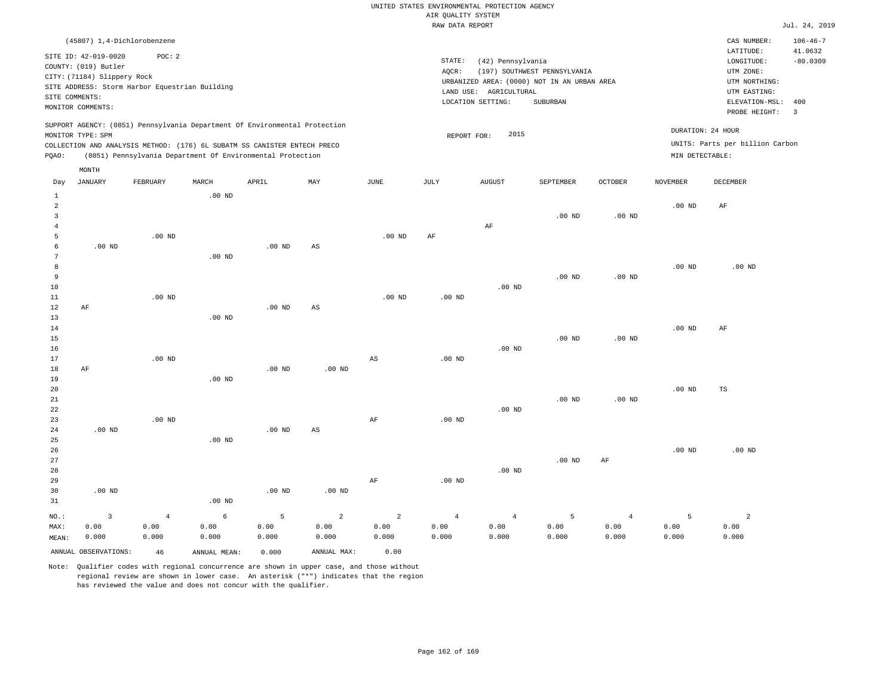UNITED STATES ENVIRONMENTAL PROTECTION AGENCY
AIR QUALITY SYSTEM
RAW DATA REPORT

Jul. 24, 2019

(45807) 1,4-Dichlorobenzene

SITE ID: 42-019-0020 POC: 2
COUNTY: (019) Butler
CITY: (71184) Slippery Rock
SITE ADDRESS: Storm Harbor Equestrian Building
SITE COMMENTS:
MONITOR COMMENTS:

STATE: (42) Pennsylvania
AQCR: (197) SOUTHWEST PENNSYLVANIA
URBANIZED AREA: (0000) NOT IN AN URBAN AREA
LAND USE: AGRICULTURAL
LOCATION SETTING: SUBURBAN

CAS NUMBER: 106-46-7
LATITUDE: 41.0632
LONGITUDE: -80.0309
UTM ZONE:
UTM NORTHING:
UTM EASTING:
ELEVATION-MSL: 400
PROBE HEIGHT: 3

SUPPORT AGENCY: (0851) Pennsylvania Department Of Environmental Protection
MONITOR TYPE: SPM
COLLECTION AND ANALYSIS METHOD: (176) 6L SUBATM SS CANISTER ENTECH PRECO
PQAO: (0851) Pennsylvania Department Of Environmental Protection

REPORT FOR: 2015

DURATION: 24 HOUR
UNITS: Parts per billion Carbon
MIN DETECTABLE:

| Day | JANUARY | FEBRUARY | MARCH | APRIL | MAY | JUNE | JULY | AUGUST | SEPTEMBER | OCTOBER | NOVEMBER | DECEMBER |
|---|---|---|---|---|---|---|---|---|---|---|---|---|
| 1 | | | .00 ND | | | | | | | | | |
| 2 | | | | | | | | | | | .00 ND | AF |
| 3 | | | | | | | | | .00 ND | .00 ND | | |
| 4 | | | | | | | | AF | | | | |
| 5 | | .00 ND | | | | .00 ND | AF | | | | | |
| 6 | .00 ND | | | .00 ND | AS | | | | | | | |
| 7 | | | .00 ND | | | | | | | | | |
| 8 | | | | | | | | | | | .00 ND | .00 ND |
| 9 | | | | | | | | | .00 ND | .00 ND | | |
| 10 | | | | | | | | .00 ND | | | | |
| 11 | | .00 ND | | | | .00 ND | .00 ND | | | | | |
| 12 | AF | | | .00 ND | AS | | | | | | | |
| 13 | | | .00 ND | | | | | | | | | |
| 14 | | | | | | | | | | | .00 ND | AF |
| 15 | | | | | | | | | .00 ND | .00 ND | | |
| 16 | | | | | | | | .00 ND | | | | |
| 17 | | .00 ND | | | | AS | .00 ND | | | | | |
| 18 | AF | | | .00 ND | .00 ND | | | | | | | |
| 19 | | | .00 ND | | | | | | | | | |
| 20 | | | | | | | | | | | .00 ND | TS |
| 21 | | | | | | | | | .00 ND | .00 ND | | |
| 22 | | | | | | | | .00 ND | | | | |
| 23 | | .00 ND | | | | AF | .00 ND | | | | | |
| 24 | .00 ND | | | .00 ND | AS | | | | | | | |
| 25 | | | .00 ND | | | | | | | | | |
| 26 | | | | | | | | | | | .00 ND | .00 ND |
| 27 | | | | | | | | | .00 ND | AF | | |
| 28 | | | | | | | | .00 ND | | | | |
| 29 | | | | | | AF | .00 ND | | | | | |
| 30 | .00 ND | | | .00 ND | .00 ND | | | | | | | |
| 31 | | | .00 ND | | | | | | | | | |
| NO.: | 3 | 4 | 6 | 5 | 2 | 2 | 4 | 4 | 5 | 4 | 5 | 2 |
| MAX: | 0.00 | 0.00 | 0.00 | 0.00 | 0.00 | 0.00 | 0.00 | 0.00 | 0.00 | 0.00 | 0.00 | 0.00 |
| MEAN: | 0.000 | 0.000 | 0.000 | 0.000 | 0.000 | 0.000 | 0.000 | 0.000 | 0.000 | 0.000 | 0.000 | 0.000 |

ANNUAL OBSERVATIONS: 46 ANNUAL MEAN: 0.000 ANNUAL MAX: 0.00

Note: Qualifier codes with regional concurrence are shown in upper case, and those without regional review are shown in lower case. An asterisk ("*") indicates that the region has reviewed the value and does not concur with the qualifier.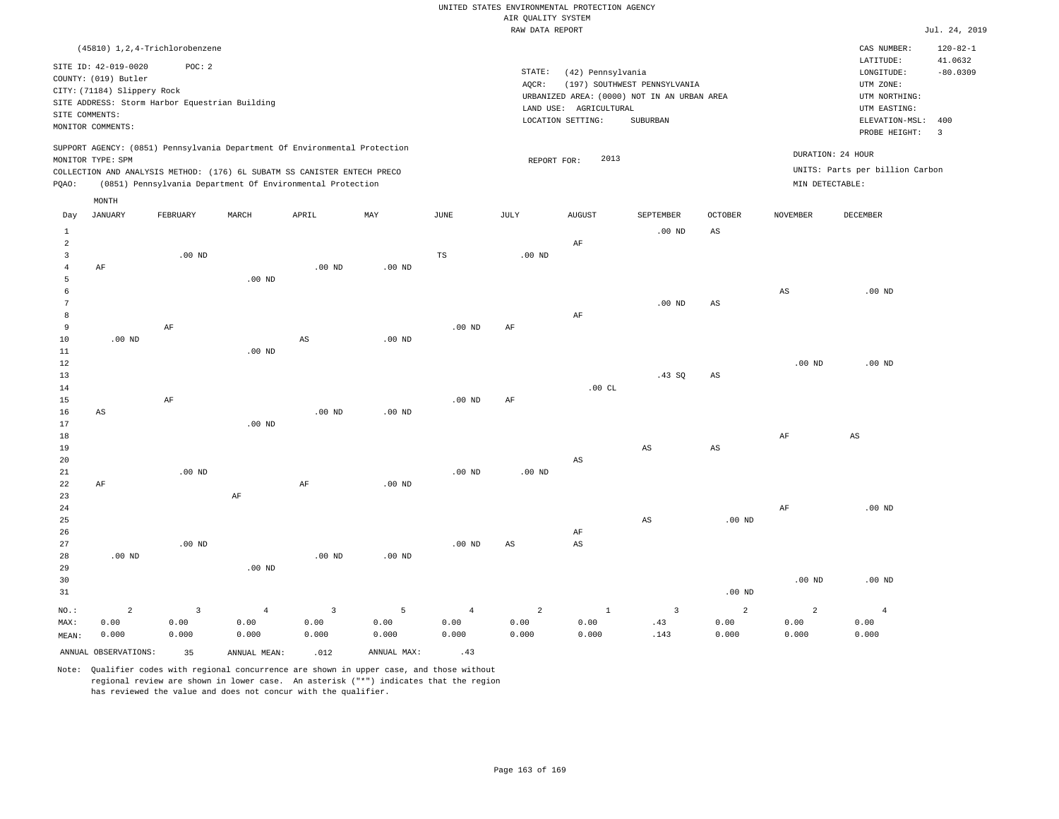UNITED STATES ENVIRONMENTAL PROTECTION AGENCY
AIR QUALITY SYSTEM
RAW DATA REPORT

Jul. 24, 2019

(45810) 1,2,4-Trichlorobenzene

SITE ID: 42-019-0020 POC: 2
COUNTY: (019) Butler
CITY: (71184) Slippery Rock
SITE ADDRESS: Storm Harbor Equestrian Building
SITE COMMENTS:
MONITOR COMMENTS:

STATE: (42) Pennsylvania
AQCR: (197) SOUTHWEST PENNSYLVANIA
URBANIZED AREA: (0000) NOT IN AN URBAN AREA
LAND USE: AGRICULTURAL
LOCATION SETTING: SUBURBAN

CAS NUMBER: 120-82-1
LATITUDE: 41.0632
LONGITUDE: -80.0309
UTM ZONE:
UTM NORTHING:
UTM EASTING:
ELEVATION-MSL: 400
PROBE HEIGHT: 3

SUPPORT AGENCY: (0851) Pennsylvania Department Of Environmental Protection
MONITOR TYPE: SPM
COLLECTION AND ANALYSIS METHOD: (176) 6L SUBATM SS CANISTER ENTECH PRECO
PQAO: (0851) Pennsylvania Department Of Environmental Protection

REPORT FOR: 2013

DURATION: 24 HOUR
UNITS: Parts per billion Carbon
MIN DETECTABLE:

| Day | JANUARY | FEBRUARY | MARCH | APRIL | MAY | JUNE | JULY | AUGUST | SEPTEMBER | OCTOBER | NOVEMBER | DECEMBER |
|---|---|---|---|---|---|---|---|---|---|---|---|---|
| 1 | | | | | | | | | .00 ND | AS | | |
| 2 | | | | | | | | AF | | | | |
| 3 | | .00 ND | | | | TS | .00 ND | | | | | |
| 4 | AF | | | .00 ND | .00 ND | | | | | | | |
| 5 | | | .00 ND | | | | | | | | | |
| 6 | | | | | | | | | | | AS | .00 ND |
| 7 | | | | | | | | | .00 ND | AS | | |
| 8 | | | | | | | | AF | | | | |
| 9 | | AF | | | | .00 ND | AF | | | | | |
| 10 | .00 ND | | | AS | .00 ND | | | | | | | |
| 11 | | | .00 ND | | | | | | | | | |
| 12 | | | | | | | | | | | .00 ND | .00 ND |
| 13 | | | | | | | | | .43 SQ | AS | | |
| 14 | | | | | | | | .00 CL | | | | |
| 15 | | AF | | | | .00 ND | AF | | | | | |
| 16 | AS | | | .00 ND | .00 ND | | | | | | | |
| 17 | | | .00 ND | | | | | | | | | |
| 18 | | | | | | | | | | | AF | AS |
| 19 | | | | | | | | | AS | AS | | |
| 20 | | | | | | | | AS | | | | |
| 21 | | .00 ND | | | | .00 ND | .00 ND | | | | | |
| 22 | AF | | | AF | .00 ND | | | | | | | |
| 23 | | | AF | | | | | | | | | |
| 24 | | | | | | | | | | | AF | .00 ND |
| 25 | | | | | | | | | AS | .00 ND | | |
| 26 | | | | | | | | AF | | | | |
| 27 | | .00 ND | | | | .00 ND | AS | AS | | | | |
| 28 | .00 ND | | | .00 ND | .00 ND | | | | | | | |
| 29 | | | .00 ND | | | | | | | | | |
| 30 | | | | | | | | | | | .00 ND | .00 ND |
| 31 | | | | | | | | | | .00 ND | | |
| NO.: | 2 | 3 | 4 | 3 | 5 | 4 | 2 | 1 | 3 | 2 | 2 | 4 |
| MAX: | 0.00 | 0.00 | 0.00 | 0.00 | 0.00 | 0.00 | 0.00 | 0.00 | .43 | 0.00 | 0.00 | 0.00 |
| MEAN: | 0.000 | 0.000 | 0.000 | 0.000 | 0.000 | 0.000 | 0.000 | 0.000 | .143 | 0.000 | 0.000 | 0.000 |

ANNUAL OBSERVATIONS: 35 ANNUAL MEAN: .012 ANNUAL MAX: .43

Note: Qualifier codes with regional concurrence are shown in upper case, and those without regional review are shown in lower case. An asterisk ("*") indicates that the region has reviewed the value and does not concur with the qualifier.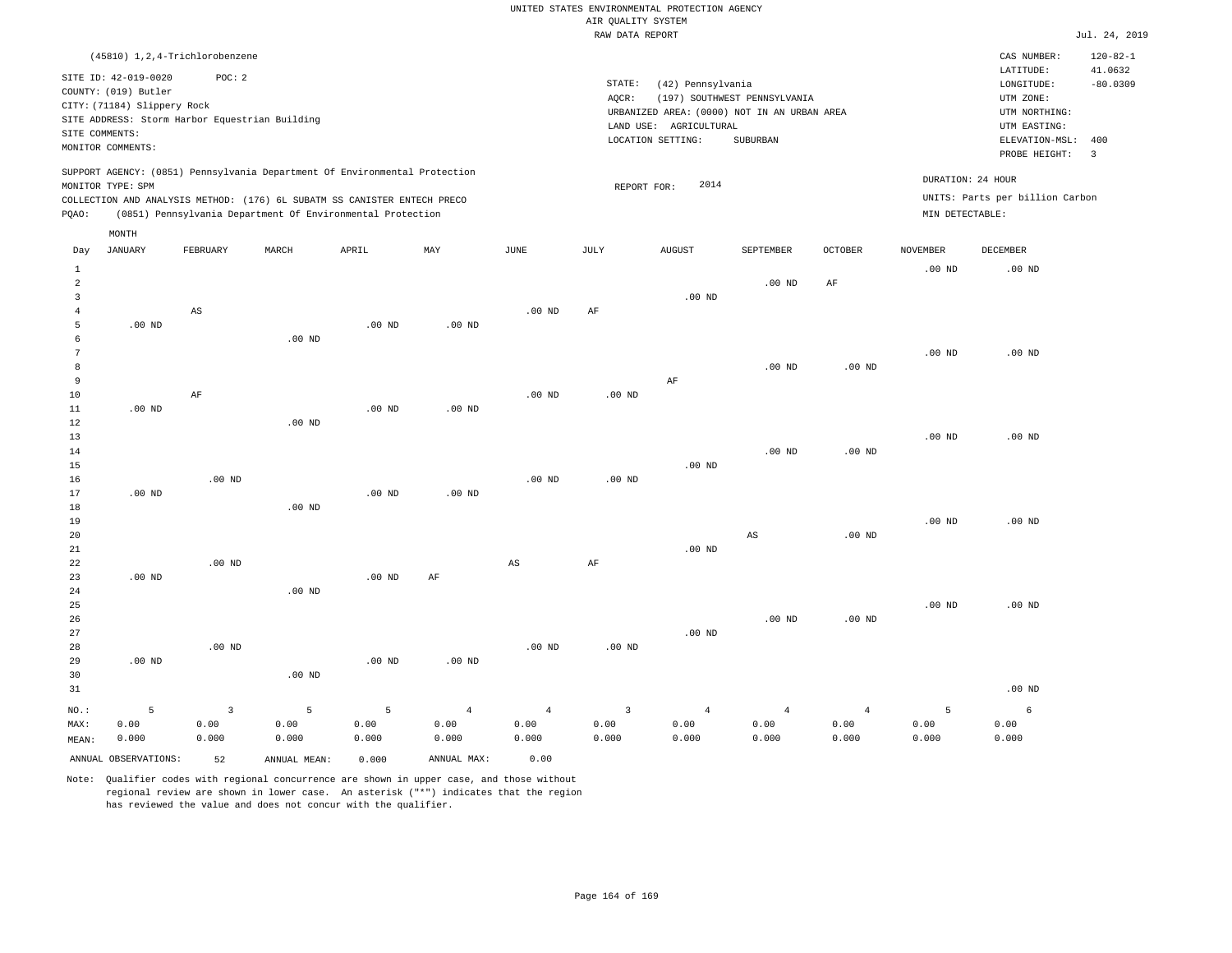UNITED STATES ENVIRONMENTAL PROTECTION AGENCY
AIR QUALITY SYSTEM
RAW DATA REPORT

Jul. 24, 2019

(45810) 1,2,4-Trichlorobenzene

SITE ID: 42-019-0020    POC: 2
COUNTY: (019) Butler
CITY: (71184) Slippery Rock
SITE ADDRESS: Storm Harbor Equestrian Building
SITE COMMENTS:
MONITOR COMMENTS:

STATE: (42) Pennsylvania
AQCR: (197) SOUTHWEST PENNSYLVANIA
URBANIZED AREA: (0000) NOT IN AN URBAN AREA
LAND USE: AGRICULTURAL
LOCATION SETTING: SUBURBAN

CAS NUMBER: 120-82-1
LATITUDE: 41.0632
LONGITUDE: -80.0309
UTM ZONE:
UTM NORTHING:
UTM EASTING:
ELEVATION-MSL: 400
PROBE HEIGHT: 3

SUPPORT AGENCY: (0851) Pennsylvania Department Of Environmental Protection
MONITOR TYPE: SPM
COLLECTION AND ANALYSIS METHOD: (176) 6L SUBATM SS CANISTER ENTECH PRECO
PQAO: (0851) Pennsylvania Department Of Environmental Protection

REPORT FOR: 2014

DURATION: 24 HOUR
UNITS: Parts per billion Carbon
MIN DETECTABLE:

| Day | JANUARY | FEBRUARY | MARCH | APRIL | MAY | JUNE | JULY | AUGUST | SEPTEMBER | OCTOBER | NOVEMBER | DECEMBER |
|---|---|---|---|---|---|---|---|---|---|---|---|---|
| 1 | | | | | | | | | | | .00 ND | .00 ND |
| 2 | | | | | | | | | .00 ND | AF | | |
| 3 | | | | | | | | .00 ND | | | | |
| 4 | | AS | | | | .00 ND | AF | | | | | |
| 5 | .00 ND | | | .00 ND | .00 ND | | | | | | | |
| 6 | | | .00 ND | | | | | | | | | |
| 7 | | | | | | | | | | | .00 ND | .00 ND |
| 8 | | | | | | | | | .00 ND | .00 ND | | |
| 9 | | | | | | | | AF | | | | |
| 10 | | AF | | | | .00 ND | .00 ND | | | | | |
| 11 | .00 ND | | | .00 ND | .00 ND | | | | | | | |
| 12 | | | .00 ND | | | | | | | | | |
| 13 | | | | | | | | | | | .00 ND | .00 ND |
| 14 | | | | | | | | | .00 ND | .00 ND | | |
| 15 | | | | | | | | .00 ND | | | | |
| 16 | | .00 ND | | | | .00 ND | .00 ND | | | | | |
| 17 | .00 ND | | | .00 ND | .00 ND | | | | | | | |
| 18 | | | .00 ND | | | | | | | | | |
| 19 | | | | | | | | | | | .00 ND | .00 ND |
| 20 | | | | | | | | | AS | .00 ND | | |
| 21 | | | | | | | | .00 ND | | | | |
| 22 | | .00 ND | | | | AS | AF | | | | | |
| 23 | .00 ND | | | .00 ND | AF | | | | | | | |
| 24 | | | .00 ND | | | | | | | | | |
| 25 | | | | | | | | | | | .00 ND | .00 ND |
| 26 | | | | | | | | | .00 ND | .00 ND | | |
| 27 | | | | | | | | .00 ND | | | | |
| 28 | | .00 ND | | | | .00 ND | .00 ND | | | | | |
| 29 | .00 ND | | | .00 ND | .00 ND | | | | | | | |
| 30 | | | .00 ND | | | | | | | | | |
| 31 | | | | | | | | | | | | .00 ND |
| NO.: | 5 | 3 | 5 | 5 | 4 | 4 | 3 | 4 | 4 | 4 | 5 | 6 |
| MAX: | 0.00 | 0.00 | 0.00 | 0.00 | 0.00 | 0.00 | 0.00 | 0.00 | 0.00 | 0.00 | 0.00 | 0.00 |
| MEAN: | 0.000 | 0.000 | 0.000 | 0.000 | 0.000 | 0.000 | 0.000 | 0.000 | 0.000 | 0.000 | 0.000 | 0.000 |

ANNUAL OBSERVATIONS: 52    ANNUAL MEAN: 0.000    ANNUAL MAX: 0.00

Note: Qualifier codes with regional concurrence are shown in upper case, and those without regional review are shown in lower case. An asterisk ("*") indicates that the region has reviewed the value and does not concur with the qualifier.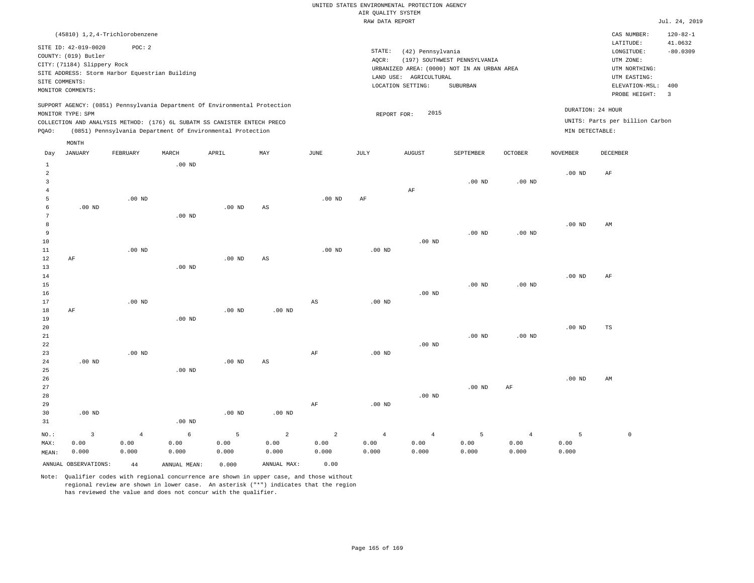UNITED STATES ENVIRONMENTAL PROTECTION AGENCY
AIR QUALITY SYSTEM
RAW DATA REPORT

Jul. 24, 2019

(45810) 1,2,4-Trichlorobenzene

SITE ID: 42-019-0020 POC: 2
COUNTY: (019) Butler
CITY: (71184) Slippery Rock
SITE ADDRESS: Storm Harbor Equestrian Building
SITE COMMENTS:
MONITOR COMMENTS:

STATE: (42) Pennsylvania
AQCR: (197) SOUTHWEST PENNSYLVANIA
URBANIZED AREA: (0000) NOT IN AN URBAN AREA
LAND USE: AGRICULTURAL
LOCATION SETTING: SUBURBAN

CAS NUMBER: 120-82-1
LATITUDE: 41.0632
LONGITUDE: -80.0309
UTM ZONE:
UTM NORTHING:
UTM EASTING:
ELEVATION-MSL: 400
PROBE HEIGHT: 3

SUPPORT AGENCY: (0851) Pennsylvania Department Of Environmental Protection
MONITOR TYPE: SPM
COLLECTION AND ANALYSIS METHOD: (176) 6L SUBATM SS CANISTER ENTECH PRECO
PQAO: (0851) Pennsylvania Department Of Environmental Protection

REPORT FOR: 2015

DURATION: 24 HOUR
UNITS: Parts per billion Carbon
MIN DETECTABLE:

| Day | JANUARY | FEBRUARY | MARCH | APRIL | MAY | JUNE | JULY | AUGUST | SEPTEMBER | OCTOBER | NOVEMBER | DECEMBER |
|---|---|---|---|---|---|---|---|---|---|---|---|---|
| 1 | | | .00 ND | | | | | | | | | |
| 2 | | | | | | | | | | | .00 ND | AF |
| 3 | | | | | | | | | .00 ND | .00 ND | | |
| 4 | | | | | | | | AF | | | | |
| 5 | | .00 ND | | | | .00 ND | AF | | | | | |
| 6 | .00 ND | | | .00 ND | AS | | | | | | | |
| 7 | | | .00 ND | | | | | | | | | |
| 8 | | | | | | | | | | | .00 ND | AM |
| 9 | | | | | | | | | .00 ND | .00 ND | | |
| 10 | | | | | | | | .00 ND | | | | |
| 11 | | .00 ND | | | | .00 ND | .00 ND | | | | | |
| 12 | AF | | | .00 ND | AS | | | | | | | |
| 13 | | | .00 ND | | | | | | | | | |
| 14 | | | | | | | | | | | .00 ND | AF |
| 15 | | | | | | | | | .00 ND | .00 ND | | |
| 16 | | | | | | | | .00 ND | | | | |
| 17 | | .00 ND | | | | AS | .00 ND | | | | | |
| 18 | AF | | | .00 ND | .00 ND | | | | | | | |
| 19 | | | .00 ND | | | | | | | | | |
| 20 | | | | | | | | | | | .00 ND | TS |
| 21 | | | | | | | | | .00 ND | .00 ND | | |
| 22 | | | | | | | | .00 ND | | | | |
| 23 | | .00 ND | | | | AF | .00 ND | | | | | |
| 24 | .00 ND | | | .00 ND | AS | | | | | | | |
| 25 | | | .00 ND | | | | | | | | | |
| 26 | | | | | | | | | | | .00 ND | AM |
| 27 | | | | | | | | | .00 ND | AF | | |
| 28 | | | | | | | | .00 ND | | | | |
| 29 | | | | | | AF | .00 ND | | | | | |
| 30 | .00 ND | | | .00 ND | .00 ND | | | | | | | |
| 31 | | | .00 ND | | | | | | | | | |
| NO.: | 3 | 4 | 6 | 5 | 2 | 2 | 4 | 4 | 5 | 4 | 5 | 0 |
| MAX: | 0.00 | 0.00 | 0.00 | 0.00 | 0.00 | 0.00 | 0.00 | 0.00 | 0.00 | 0.00 | 0.00 | |
| MEAN: | 0.000 | 0.000 | 0.000 | 0.000 | 0.000 | 0.000 | 0.000 | 0.000 | 0.000 | 0.000 | 0.000 | |

ANNUAL OBSERVATIONS: 44 ANNUAL MEAN: 0.000 ANNUAL MAX: 0.00

Note: Qualifier codes with regional concurrence are shown in upper case, and those without regional review are shown in lower case. An asterisk ("*") indicates that the region has reviewed the value and does not concur with the qualifier.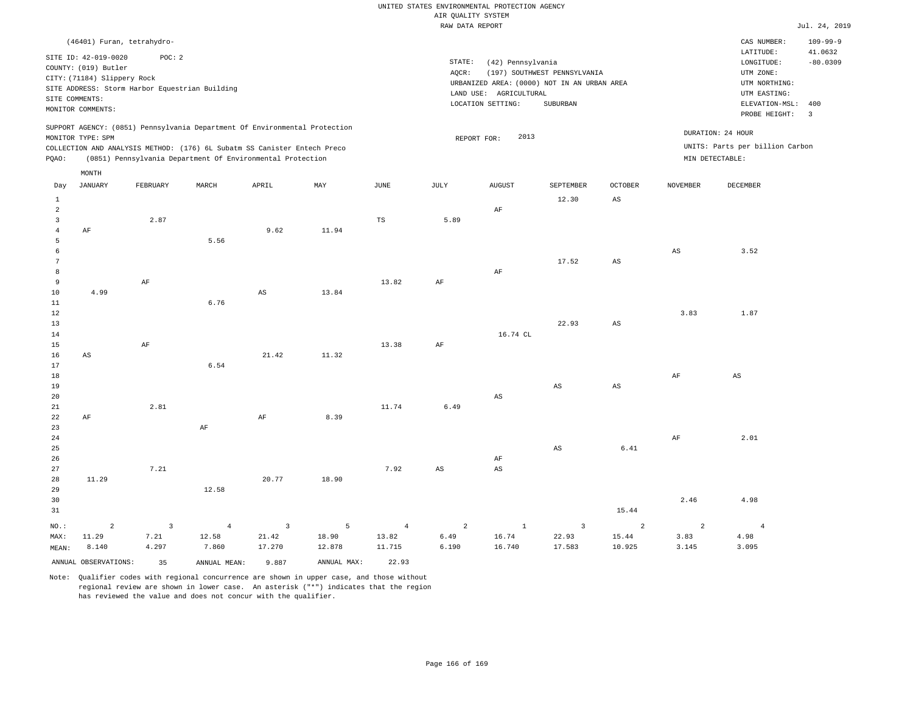UNITED STATES ENVIRONMENTAL PROTECTION AGENCY
AIR QUALITY SYSTEM
RAW DATA REPORT

Jul. 24, 2019

(46401) Furan, tetrahydro-

SITE ID: 42-019-0020 POC: 2
COUNTY: (019) Butler
CITY: (71184) Slippery Rock
SITE ADDRESS: Storm Harbor Equestrian Building
SITE COMMENTS:
MONITOR COMMENTS:

STATE: (42) Pennsylvania
AQCR: (197) SOUTHWEST PENNSYLVANIA
URBANIZED AREA: (0000) NOT IN AN URBAN AREA
LAND USE: AGRICULTURAL
LOCATION SETTING: SUBURBAN

CAS NUMBER: 109-99-9
LATITUDE: 41.0632
LONGITUDE: -80.0309
UTM ZONE:
UTM NORTHING:
UTM EASTING:
ELEVATION-MSL: 400
PROBE HEIGHT: 3

SUPPORT AGENCY: (0851) Pennsylvania Department Of Environmental Protection
MONITOR TYPE: SPM
COLLECTION AND ANALYSIS METHOD: (176) 6L Subatm SS Canister Entech Preco
PQAO: (0851) Pennsylvania Department Of Environmental Protection

REPORT FOR: 2013

DURATION: 24 HOUR
UNITS: Parts per billion Carbon
MIN DETECTABLE:

| Day | JANUARY | FEBRUARY | MARCH | APRIL | MAY | JUNE | JULY | AUGUST | SEPTEMBER | OCTOBER | NOVEMBER | DECEMBER |
|---|---|---|---|---|---|---|---|---|---|---|---|---|
| 1 | | | | | | | | | 12.30 | AS | | |
| 2 | | | | | | | | AF | | | | |
| 3 | | 2.87 | | | | TS | 5.89 | | | | | |
| 4 | AF | | | 9.62 | 11.94 | | | | | | | |
| 5 | | | 5.56 | | | | | | | | | |
| 6 | | | | | | | | | | | AS | 3.52 |
| 7 | | | | | | | | | 17.52 | AS | | |
| 8 | | | | | | | | AF | | | | |
| 9 | | AF | | | | 13.82 | AF | | | | | |
| 10 | 4.99 | | | AS | 13.84 | | | | | | | |
| 11 | | | 6.76 | | | | | | | | | |
| 12 | | | | | | | | | | | 3.83 | 1.87 |
| 13 | | | | | | | | | 22.93 | AS | | |
| 14 | | | | | | | | 16.74 CL | | | | |
| 15 | | AF | | | | 13.38 | AF | | | | | |
| 16 | AS | | | 21.42 | 11.32 | | | | | | | |
| 17 | | | 6.54 | | | | | | | | | |
| 18 | | | | | | | | | | | AF | AS |
| 19 | | | | | | | | | AS | AS | | |
| 20 | | | | | | | | AS | | | | |
| 21 | | 2.81 | | | | 11.74 | 6.49 | | | | | |
| 22 | AF | | | AF | 8.39 | | | | | | | |
| 23 | | | AF | | | | | | | | | |
| 24 | | | | | | | | | | | AF | 2.01 |
| 25 | | | | | | | | | AS | 6.41 | | |
| 26 | | | | | | | | AF | | | | |
| 27 | | 7.21 | | | | 7.92 | AS | AS | | | | |
| 28 | 11.29 | | | 20.77 | 18.90 | | | | | | | |
| 29 | | | 12.58 | | | | | | | | | |
| 30 | | | | | | | | | | | 2.46 | 4.98 |
| 31 | | | | | | | | | | 15.44 | | |
| NO.: | 2 | 3 | 4 | 3 | 5 | 4 | 2 | 1 | 3 | 2 | 2 | 4 |
| MAX: | 11.29 | 7.21 | 12.58 | 21.42 | 18.90 | 13.82 | 6.49 | 16.74 | 22.93 | 15.44 | 3.83 | 4.98 |
| MEAN: | 8.140 | 4.297 | 7.860 | 17.270 | 12.878 | 11.715 | 6.190 | 16.740 | 17.583 | 10.925 | 3.145 | 3.095 |

ANNUAL OBSERVATIONS: 35 ANNUAL MEAN: 9.887 ANNUAL MAX: 22.93

Note: Qualifier codes with regional concurrence are shown in upper case, and those without regional review are shown in lower case. An asterisk ("*") indicates that the region has reviewed the value and does not concur with the qualifier.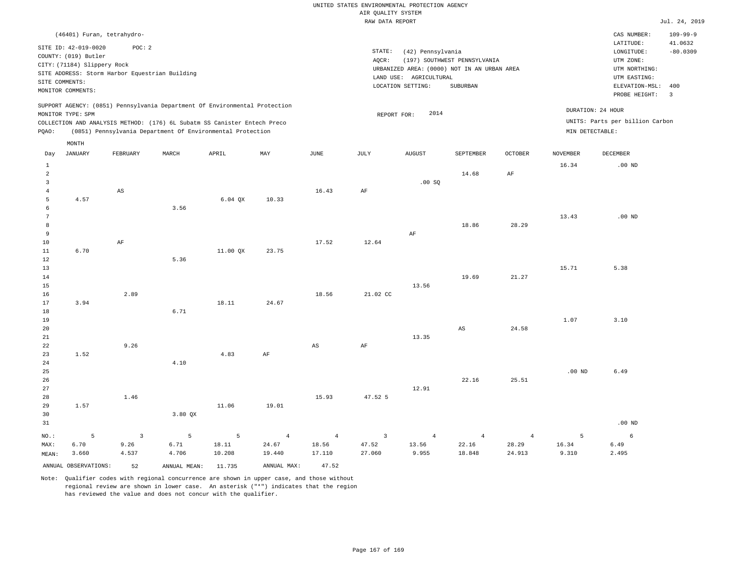UNITED STATES ENVIRONMENTAL PROTECTION AGENCY
AIR QUALITY SYSTEM
RAW DATA REPORT

Jul. 24, 2019

(46401) Furan, tetrahydro-

SITE ID: 42-019-0020 POC: 2
COUNTY: (019) Butler
CITY: (71184) Slippery Rock
SITE ADDRESS: Storm Harbor Equestrian Building
SITE COMMENTS:
MONITOR COMMENTS:

STATE: (42) Pennsylvania
AQCR: (197) SOUTHWEST PENNSYLVANIA
URBANIZED AREA: (0000) NOT IN AN URBAN AREA
LAND USE: AGRICULTURAL
LOCATION SETTING: SUBURBAN

CAS NUMBER: 109-99-9
LATITUDE: 41.0632
LONGITUDE: -80.0309
UTM ZONE:
UTM NORTHING:
UTM EASTING:
ELEVATION-MSL: 400
PROBE HEIGHT: 3

SUPPORT AGENCY: (0851) Pennsylvania Department Of Environmental Protection
MONITOR TYPE: SPM
COLLECTION AND ANALYSIS METHOD: (176) 6L Subatm SS Canister Entech Preco
PQAO: (0851) Pennsylvania Department Of Environmental Protection

REPORT FOR: 2014

DURATION: 24 HOUR
UNITS: Parts per billion Carbon
MIN DETECTABLE:

| Day | JANUARY | FEBRUARY | MARCH | APRIL | MAY | JUNE | JULY | AUGUST | SEPTEMBER | OCTOBER | NOVEMBER | DECEMBER |
|---|---|---|---|---|---|---|---|---|---|---|---|---|
| 1 | | | | | | | | | | | 16.34 | .00 ND |
| 2 | | | | | | | | | 14.68 | AF | | |
| 3 | | | | | | | | .00 SQ | | | | |
| 4 | | AS | | | | 16.43 | AF | | | | | |
| 5 | 4.57 | | | 6.04 QX | 10.33 | | | | | | | |
| 6 | | | 3.56 | | | | | | | | | |
| 7 | | | | | | | | | | | 13.43 | .00 ND |
| 8 | | | | | | | | | 18.86 | 28.29 | | |
| 9 | | | | | | | | AF | | | | |
| 10 | | AF | | | | 17.52 | 12.64 | | | | | |
| 11 | 6.70 | | | 11.00 QX | 23.75 | | | | | | | |
| 12 | | | 5.36 | | | | | | | | | |
| 13 | | | | | | | | | | | 15.71 | 5.38 |
| 14 | | | | | | | | | 19.69 | 21.27 | | |
| 15 | | | | | | | | 13.56 | | | | |
| 16 | | 2.89 | | | | 18.56 | 21.02 CC | | | | | |
| 17 | 3.94 | | | 18.11 | 24.67 | | | | | | | |
| 18 | | | 6.71 | | | | | | | | | |
| 19 | | | | | | | | | | | 1.07 | 3.10 |
| 20 | | | | | | | | | AS | 24.58 | | |
| 21 | | | | | | | | 13.35 | | | | |
| 22 | | 9.26 | | | | AS | AF | | | | | |
| 23 | 1.52 | | | 4.83 | AF | | | | | | | |
| 24 | | | 4.10 | | | | | | | | | |
| 25 | | | | | | | | | | | .00 ND | 6.49 |
| 26 | | | | | | | | | 22.16 | 25.51 | | |
| 27 | | | | | | | | 12.91 | | | | |
| 28 | | 1.46 | | | | 15.93 | 47.52 5 | | | | | |
| 29 | 1.57 | | | 11.06 | 19.01 | | | | | | | |
| 30 | | | 3.80 QX | | | | | | | | | |
| 31 | | | | | | | | | | | | .00 ND |
| NO.: | 5 | 3 | 5 | 5 | 4 | 4 | 3 | 4 | 4 | 4 | 5 | 6 |
| MAX: | 6.70 | 9.26 | 6.71 | 18.11 | 24.67 | 18.56 | 47.52 | 13.56 | 22.16 | 28.29 | 16.34 | 6.49 |
| MEAN: | 3.660 | 4.537 | 4.706 | 10.208 | 19.440 | 17.110 | 27.060 | 9.955 | 18.848 | 24.913 | 9.310 | 2.495 |

ANNUAL OBSERVATIONS: 52 ANNUAL MEAN: 11.735 ANNUAL MAX: 47.52

Note: Qualifier codes with regional concurrence are shown in upper case, and those without regional review are shown in lower case. An asterisk ("*") indicates that the region has reviewed the value and does not concur with the qualifier.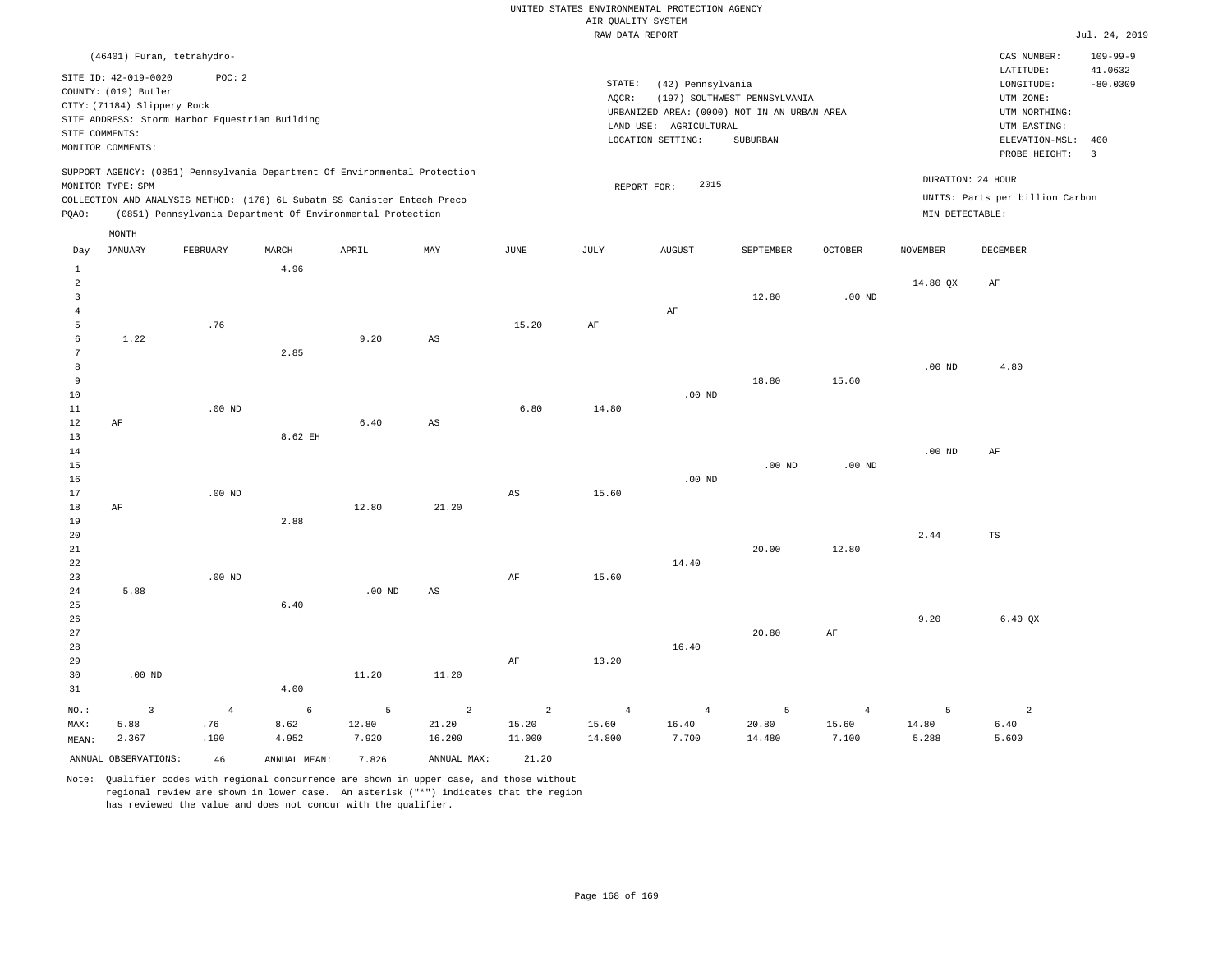UNITED STATES ENVIRONMENTAL PROTECTION AGENCY
AIR QUALITY SYSTEM
RAW DATA REPORT

Jul. 24, 2019

(46401) Furan, tetrahydro-

SITE ID: 42-019-0020 POC: 2
COUNTY: (019) Butler
CITY: (71184) Slippery Rock
SITE ADDRESS: Storm Harbor Equestrian Building
SITE COMMENTS:
MONITOR COMMENTS:

STATE: (42) Pennsylvania
AQCR: (197) SOUTHWEST PENNSYLVANIA
URBANIZED AREA: (0000) NOT IN AN URBAN AREA
LAND USE: AGRICULTURAL
LOCATION SETTING: SUBURBAN

CAS NUMBER: 109-99-9
LATITUDE: 41.0632
LONGITUDE: -80.0309
UTM ZONE:
UTM NORTHING:
UTM EASTING:
ELEVATION-MSL: 400
PROBE HEIGHT: 3

SUPPORT AGENCY: (0851) Pennsylvania Department Of Environmental Protection
MONITOR TYPE: SPM
COLLECTION AND ANALYSIS METHOD: (176) 6L Subatm SS Canister Entech Preco
PQAO: (0851) Pennsylvania Department Of Environmental Protection

REPORT FOR: 2015

DURATION: 24 HOUR
UNITS: Parts per billion Carbon
MIN DETECTABLE:

| Day | JANUARY | FEBRUARY | MARCH | APRIL | MAY | JUNE | JULY | AUGUST | SEPTEMBER | OCTOBER | NOVEMBER | DECEMBER |
|---|---|---|---|---|---|---|---|---|---|---|---|---|
| 1 | | | 4.96 | | | | | | | | | |
| 2 | | | | | | | | | | | 14.80 QX | AF |
| 3 | | | | | | | | | 12.80 | .00 ND | | |
| 4 | | | | | | | | AF | | | | |
| 5 | | .76 | | | | 15.20 | AF | | | | | |
| 6 | 1.22 | | | 9.20 | AS | | | | | | | |
| 7 | | | 2.85 | | | | | | | | | |
| 8 | | | | | | | | | | | .00 ND | 4.80 |
| 9 | | | | | | | | | 18.80 | 15.60 | | |
| 10 | | | | | | | | .00 ND | | | | |
| 11 | | .00 ND | | | | 6.80 | 14.80 | | | | | |
| 12 | AF | | | 6.40 | AS | | | | | | | |
| 13 | | | 8.62 EH | | | | | | | | | |
| 14 | | | | | | | | | | | .00 ND | AF |
| 15 | | | | | | | | | .00 ND | .00 ND | | |
| 16 | | | | | | | | .00 ND | | | | |
| 17 | | .00 ND | | | | AS | 15.60 | | | | | |
| 18 | AF | | | 12.80 | 21.20 | | | | | | | |
| 19 | | | 2.88 | | | | | | | | | |
| 20 | | | | | | | | | | | 2.44 | TS |
| 21 | | | | | | | | | 20.00 | 12.80 | | |
| 22 | | | | | | | | 14.40 | | | | |
| 23 | | .00 ND | | | | AF | 15.60 | | | | | |
| 24 | 5.88 | | | .00 ND | AS | | | | | | | |
| 25 | | | 6.40 | | | | | | | | | |
| 26 | | | | | | | | | | | 9.20 | 6.40 QX |
| 27 | | | | | | | | | 20.80 | AF | | |
| 28 | | | | | | | | 16.40 | | | | |
| 29 | | | | | | AF | 13.20 | | | | | |
| 30 | .00 ND | | | 11.20 | 11.20 | | | | | | | |
| 31 | | | 4.00 | | | | | | | | | |
| NO.: | 3 | 4 | 6 | 5 | 2 | 2 | 4 | 4 | 5 | 4 | 5 | 2 |
| MAX: | 5.88 | .76 | 8.62 | 12.80 | 21.20 | 15.20 | 15.60 | 16.40 | 20.80 | 15.60 | 14.80 | 6.40 |
| MEAN: | 2.367 | .190 | 4.952 | 7.920 | 16.200 | 11.000 | 14.800 | 7.700 | 14.480 | 7.100 | 5.288 | 5.600 |

ANNUAL OBSERVATIONS: 46   ANNUAL MEAN: 7.826   ANNUAL MAX: 21.20

Note: Qualifier codes with regional concurrence are shown in upper case, and those without regional review are shown in lower case. An asterisk ("*") indicates that the region has reviewed the value and does not concur with the qualifier.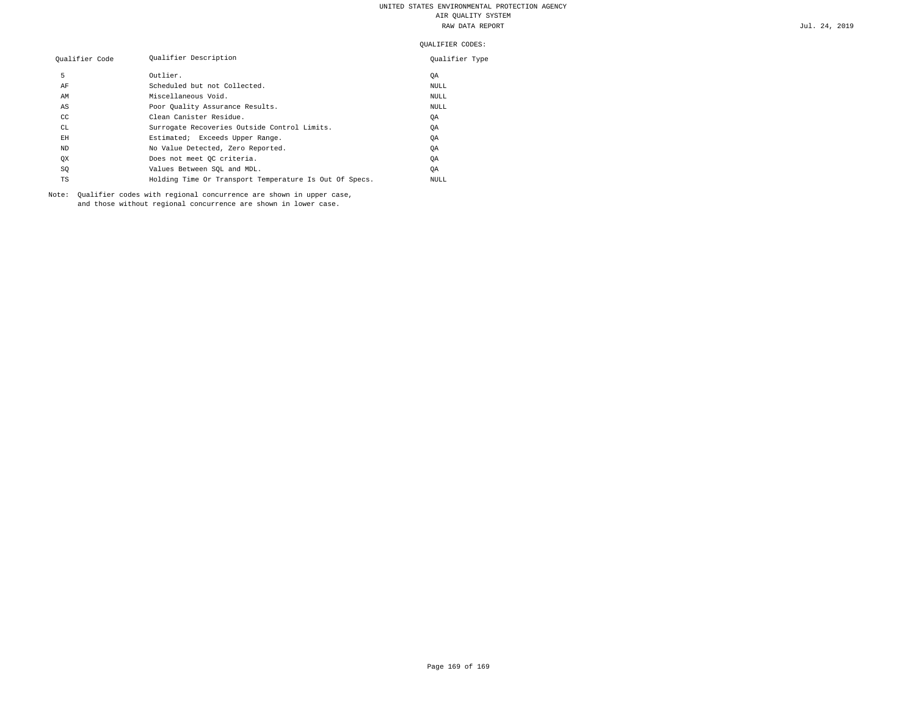## QUALIFIER CODES:

| Qualifier Code | Qualifier Description | Qualifier Type |
| --- | --- | --- |
| 5 | Outlier. | QA |
| AF | Scheduled but not Collected. | NULL |
| AM | Miscellaneous Void. | NULL |
| AS | Poor Quality Assurance Results. | NULL |
| CC | Clean Canister Residue. | QA |
| CL | Surrogate Recoveries Outside Control Limits. | QA |
| EH | Estimated; Exceeds Upper Range. | QA |
| ND | No Value Detected, Zero Reported. | QA |
| QX | Does not meet QC criteria. | QA |
| SQ | Values Between SQL and MDL. | QA |
| TS | Holding Time Or Transport Temperature Is Out Of Specs. | NULL |

Note: Qualifier codes with regional concurrence are shown in upper case, and those without regional concurrence are shown in lower case.